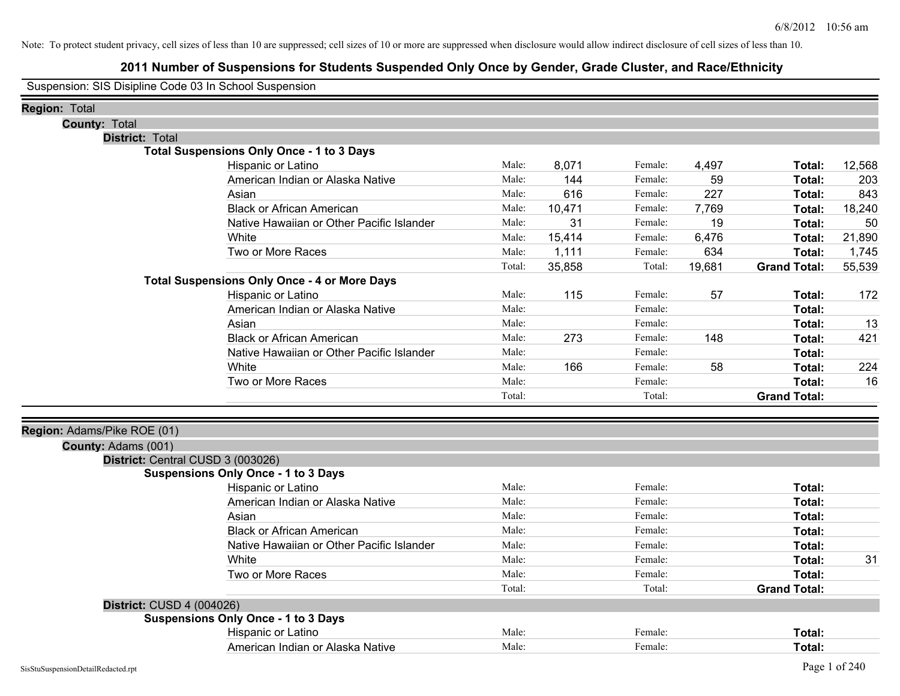Note: To protect student privacy, cell sizes of less than 10 are suppressed; cell sizes of 10 or more are suppressed when disclosure would allow indirect disclosure of cell sizes of less than 10.

# 2011 Number of Suspensions for Students Suspended Only Once by Gender, Grade Cluster, and Race/Ethnicity

Suspension: SIS Disipline Code 03 In School Suspension

**Region:** Total

**County:** Total

**District:** Total

**Total Suspensions Only Once - 1 to 3 Days**

| | | | | | | |
|---|---|---|---|---|---|---|
| Hispanic or Latino | Male: | 8,071 | Female: | 4,497 | **Total:** | 12,568 |
| American Indian or Alaska Native | Male: | 144 | Female: | 59 | **Total:** | 203 |
| Asian | Male: | 616 | Female: | 227 | **Total:** | 843 |
| Black or African American | Male: | 10,471 | Female: | 7,769 | **Total:** | 18,240 |
| Native Hawaiian or Other Pacific Islander | Male: | 31 | Female: | 19 | **Total:** | 50 |
| White | Male: | 15,414 | Female: | 6,476 | **Total:** | 21,890 |
| Two or More Races | Male: | 1,111 | Female: | 634 | **Total:** | 1,745 |
| | Total: | 35,858 | Total: | 19,681 | **Grand Total:** | 55,539 |

**Total Suspensions Only Once - 4 or More Days**

| | | | | | | |
|---|---|---|---|---|---|---|
| Hispanic or Latino | Male: | 115 | Female: | 57 | **Total:** | 172 |
| American Indian or Alaska Native | Male: | | Female: | | **Total:** | |
| Asian | Male: | | Female: | | **Total:** | 13 |
| Black or African American | Male: | 273 | Female: | 148 | **Total:** | 421 |
| Native Hawaiian or Other Pacific Islander | Male: | | Female: | | **Total:** | |
| White | Male: | 166 | Female: | 58 | **Total:** | 224 |
| Two or More Races | Male: | | Female: | | **Total:** | 16 |
| | Total: | | Total: | | **Grand Total:** | |

**Region:** Adams/Pike ROE (01)

**County:** Adams (001)

**District:** Central CUSD 3 (003026)

**Suspensions Only Once - 1 to 3 Days**

| | | | | | | |
|---|---|---|---|---|---|---|
| Hispanic or Latino | Male: | | Female: | | **Total:** | |
| American Indian or Alaska Native | Male: | | Female: | | **Total:** | |
| Asian | Male: | | Female: | | **Total:** | |
| Black or African American | Male: | | Female: | | **Total:** | |
| Native Hawaiian or Other Pacific Islander | Male: | | Female: | | **Total:** | |
| White | Male: | | Female: | | **Total:** | 31 |
| Two or More Races | Male: | | Female: | | **Total:** | |
| | Total: | | Total: | | **Grand Total:** | |

**District:** CUSD 4 (004026)

**Suspensions Only Once - 1 to 3 Days**

| | | | | | | |
|---|---|---|---|---|---|---|
| Hispanic or Latino | Male: | | Female: | | **Total:** | |
| American Indian or Alaska Native | Male: | | Female: | | **Total:** | |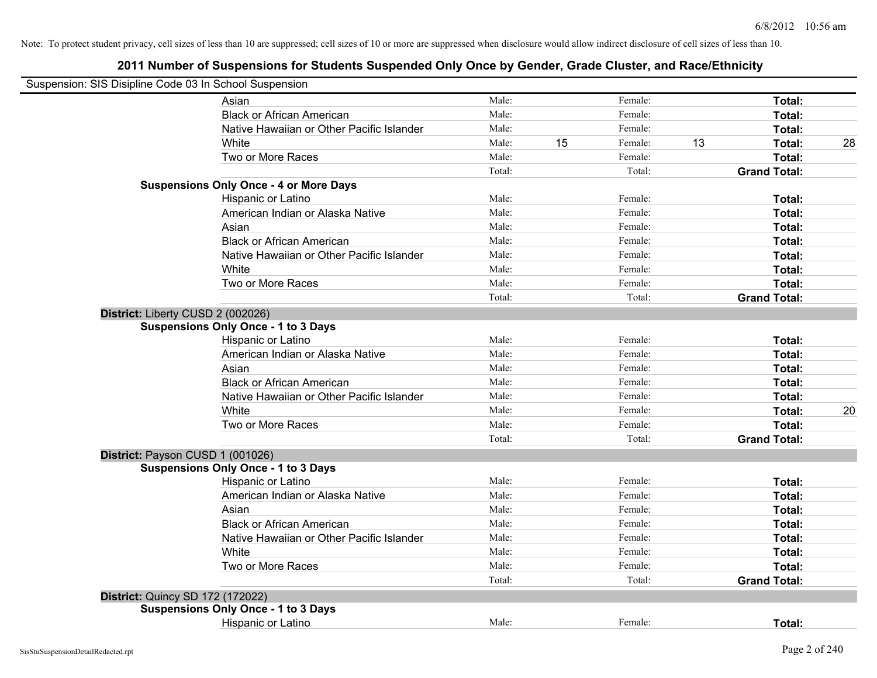Note: To protect student privacy, cell sizes of less than 10 are suppressed; cell sizes of 10 or more are suppressed when disclosure would allow indirect disclosure of cell sizes of less than 10.

# 2011 Number of Suspensions for Students Suspended Only Once by Gender, Grade Cluster, and Race/Ethnicity

Suspension: SIS Disipline Code 03 In School Suspension

| | | | | | | |
|---|---|---|---|---|---|---|
| Asian | Male: | | Female: | | **Total:** | |
| Black or African American | Male: | | Female: | | **Total:** | |
| Native Hawaiian or Other Pacific Islander | Male: | | Female: | | **Total:** | |
| White | Male: | 15 | Female: | 13 | **Total:** | 28 |
| Two or More Races | Male: | | Female: | | **Total:** | |
| | Total: | | Total: | | **Grand Total:** | |

**Suspensions Only Once - 4 or More Days**

| | | | | | | |
|---|---|---|---|---|---|---|
| Hispanic or Latino | Male: | | Female: | | **Total:** | |
| American Indian or Alaska Native | Male: | | Female: | | **Total:** | |
| Asian | Male: | | Female: | | **Total:** | |
| Black or African American | Male: | | Female: | | **Total:** | |
| Native Hawaiian or Other Pacific Islander | Male: | | Female: | | **Total:** | |
| White | Male: | | Female: | | **Total:** | |
| Two or More Races | Male: | | Female: | | **Total:** | |
| | Total: | | Total: | | **Grand Total:** | |

**District:** Liberty CUSD 2 (002026)

**Suspensions Only Once - 1 to 3 Days**

| | | | | | | |
|---|---|---|---|---|---|---|
| Hispanic or Latino | Male: | | Female: | | **Total:** | |
| American Indian or Alaska Native | Male: | | Female: | | **Total:** | |
| Asian | Male: | | Female: | | **Total:** | |
| Black or African American | Male: | | Female: | | **Total:** | |
| Native Hawaiian or Other Pacific Islander | Male: | | Female: | | **Total:** | |
| White | Male: | | Female: | | **Total:** | 20 |
| Two or More Races | Male: | | Female: | | **Total:** | |
| | Total: | | Total: | | **Grand Total:** | |

**District:** Payson CUSD 1 (001026)

**Suspensions Only Once - 1 to 3 Days**

| | | | | | | |
|---|---|---|---|---|---|---|
| Hispanic or Latino | Male: | | Female: | | **Total:** | |
| American Indian or Alaska Native | Male: | | Female: | | **Total:** | |
| Asian | Male: | | Female: | | **Total:** | |
| Black or African American | Male: | | Female: | | **Total:** | |
| Native Hawaiian or Other Pacific Islander | Male: | | Female: | | **Total:** | |
| White | Male: | | Female: | | **Total:** | |
| Two or More Races | Male: | | Female: | | **Total:** | |
| | Total: | | Total: | | **Grand Total:** | |

**District:** Quincy SD 172 (172022)

**Suspensions Only Once - 1 to 3 Days**

| | | | | | | |
|---|---|---|---|---|---|---|
| Hispanic or Latino | Male: | | Female: | | **Total:** | |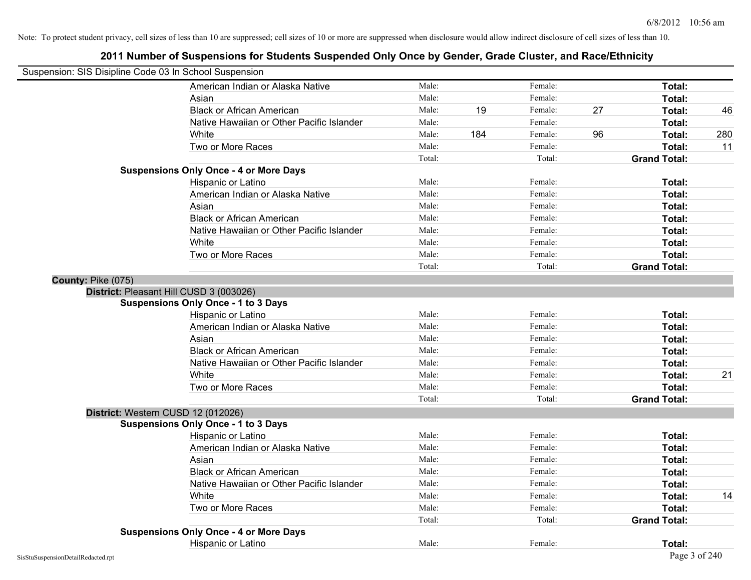Note: To protect student privacy, cell sizes of less than 10 are suppressed; cell sizes of 10 or more are suppressed when disclosure would allow indirect disclosure of cell sizes of less than 10.

## 2011 Number of Suspensions for Students Suspended Only Once by Gender, Grade Cluster, and Race/Ethnicity

Suspension: SIS Disipline Code 03 In School Suspension

| | | | | | | |
|---|---|---|---|---|---|---|
| American Indian or Alaska Native | Male: | | Female: | | **Total:** | |
| Asian | Male: | | Female: | | **Total:** | |
| Black or African American | Male: | 19 | Female: | 27 | **Total:** | 46 |
| Native Hawaiian or Other Pacific Islander | Male: | | Female: | | **Total:** | |
| White | Male: | 184 | Female: | 96 | **Total:** | 280 |
| Two or More Races | Male: | | Female: | | **Total:** | 11 |
| | Total: | | Total: | | **Grand Total:** | |

**Suspensions Only Once - 4 or More Days**

| | | | | | | |
|---|---|---|---|---|---|---|
| Hispanic or Latino | Male: | | Female: | | **Total:** | |
| American Indian or Alaska Native | Male: | | Female: | | **Total:** | |
| Asian | Male: | | Female: | | **Total:** | |
| Black or African American | Male: | | Female: | | **Total:** | |
| Native Hawaiian or Other Pacific Islander | Male: | | Female: | | **Total:** | |
| White | Male: | | Female: | | **Total:** | |
| Two or More Races | Male: | | Female: | | **Total:** | |
| | Total: | | Total: | | **Grand Total:** | |

**County:** Pike (075)

**District:** Pleasant Hill CUSD 3 (003026)

**Suspensions Only Once - 1 to 3 Days**

| | | | | | | |
|---|---|---|---|---|---|---|
| Hispanic or Latino | Male: | | Female: | | **Total:** | |
| American Indian or Alaska Native | Male: | | Female: | | **Total:** | |
| Asian | Male: | | Female: | | **Total:** | |
| Black or African American | Male: | | Female: | | **Total:** | |
| Native Hawaiian or Other Pacific Islander | Male: | | Female: | | **Total:** | |
| White | Male: | | Female: | | **Total:** | 21 |
| Two or More Races | Male: | | Female: | | **Total:** | |
| | Total: | | Total: | | **Grand Total:** | |

**District:** Western CUSD 12 (012026)

**Suspensions Only Once - 1 to 3 Days**

| | | | | | | |
|---|---|---|---|---|---|---|
| Hispanic or Latino | Male: | | Female: | | **Total:** | |
| American Indian or Alaska Native | Male: | | Female: | | **Total:** | |
| Asian | Male: | | Female: | | **Total:** | |
| Black or African American | Male: | | Female: | | **Total:** | |
| Native Hawaiian or Other Pacific Islander | Male: | | Female: | | **Total:** | |
| White | Male: | | Female: | | **Total:** | 14 |
| Two or More Races | Male: | | Female: | | **Total:** | |
| | Total: | | Total: | | **Grand Total:** | |

**Suspensions Only Once - 4 or More Days**

| | | | | | | |
|---|---|---|---|---|---|---|
| Hispanic or Latino | Male: | | Female: | | **Total:** | |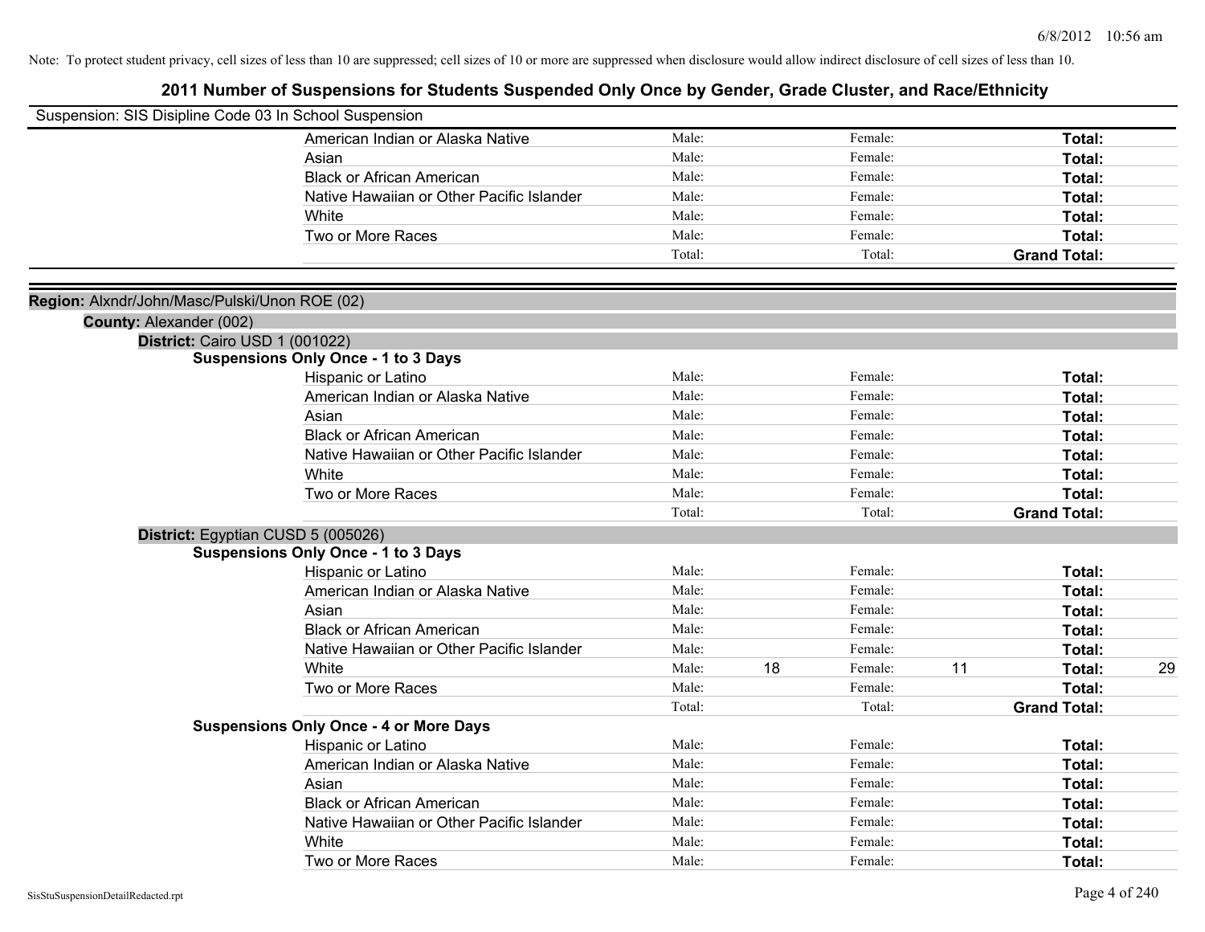Note: To protect student privacy, cell sizes of less than 10 are suppressed; cell sizes of 10 or more are suppressed when disclosure would allow indirect disclosure of cell sizes of less than 10.

# 2011 Number of Suspensions for Students Suspended Only Once by Gender, Grade Cluster, and Race/Ethnicity

Suspension: SIS Disipline Code 03 In School Suspension

| | | | | | | |
|---|---|---|---|---|---|---|
| American Indian or Alaska Native | Male: | | Female: | | **Total:** | |
| Asian | Male: | | Female: | | **Total:** | |
| Black or African American | Male: | | Female: | | **Total:** | |
| Native Hawaiian or Other Pacific Islander | Male: | | Female: | | **Total:** | |
| White | Male: | | Female: | | **Total:** | |
| Two or More Races | Male: | | Female: | | **Total:** | |
| | Total: | | Total: | | **Grand Total:** | |

**Region:** Alxndr/John/Masc/Pulski/Unon ROE (02)

**County:** Alexander (002)

**District:** Cairo USD 1 (001022)

**Suspensions Only Once - 1 to 3 Days**

| | | | | | | |
|---|---|---|---|---|---|---|
| Hispanic or Latino | Male: | | Female: | | **Total:** | |
| American Indian or Alaska Native | Male: | | Female: | | **Total:** | |
| Asian | Male: | | Female: | | **Total:** | |
| Black or African American | Male: | | Female: | | **Total:** | |
| Native Hawaiian or Other Pacific Islander | Male: | | Female: | | **Total:** | |
| White | Male: | | Female: | | **Total:** | |
| Two or More Races | Male: | | Female: | | **Total:** | |
| | Total: | | Total: | | **Grand Total:** | |

**District:** Egyptian CUSD 5 (005026)

**Suspensions Only Once - 1 to 3 Days**

| | | | | | | |
|---|---|---|---|---|---|---|
| Hispanic or Latino | Male: | | Female: | | **Total:** | |
| American Indian or Alaska Native | Male: | | Female: | | **Total:** | |
| Asian | Male: | | Female: | | **Total:** | |
| Black or African American | Male: | | Female: | | **Total:** | |
| Native Hawaiian or Other Pacific Islander | Male: | | Female: | | **Total:** | |
| White | Male: | 18 | Female: | 11 | **Total:** | 29 |
| Two or More Races | Male: | | Female: | | **Total:** | |
| | Total: | | Total: | | **Grand Total:** | |

**Suspensions Only Once - 4 or More Days**

| | | | | | | |
|---|---|---|---|---|---|---|
| Hispanic or Latino | Male: | | Female: | | **Total:** | |
| American Indian or Alaska Native | Male: | | Female: | | **Total:** | |
| Asian | Male: | | Female: | | **Total:** | |
| Black or African American | Male: | | Female: | | **Total:** | |
| Native Hawaiian or Other Pacific Islander | Male: | | Female: | | **Total:** | |
| White | Male: | | Female: | | **Total:** | |
| Two or More Races | Male: | | Female: | | **Total:** | |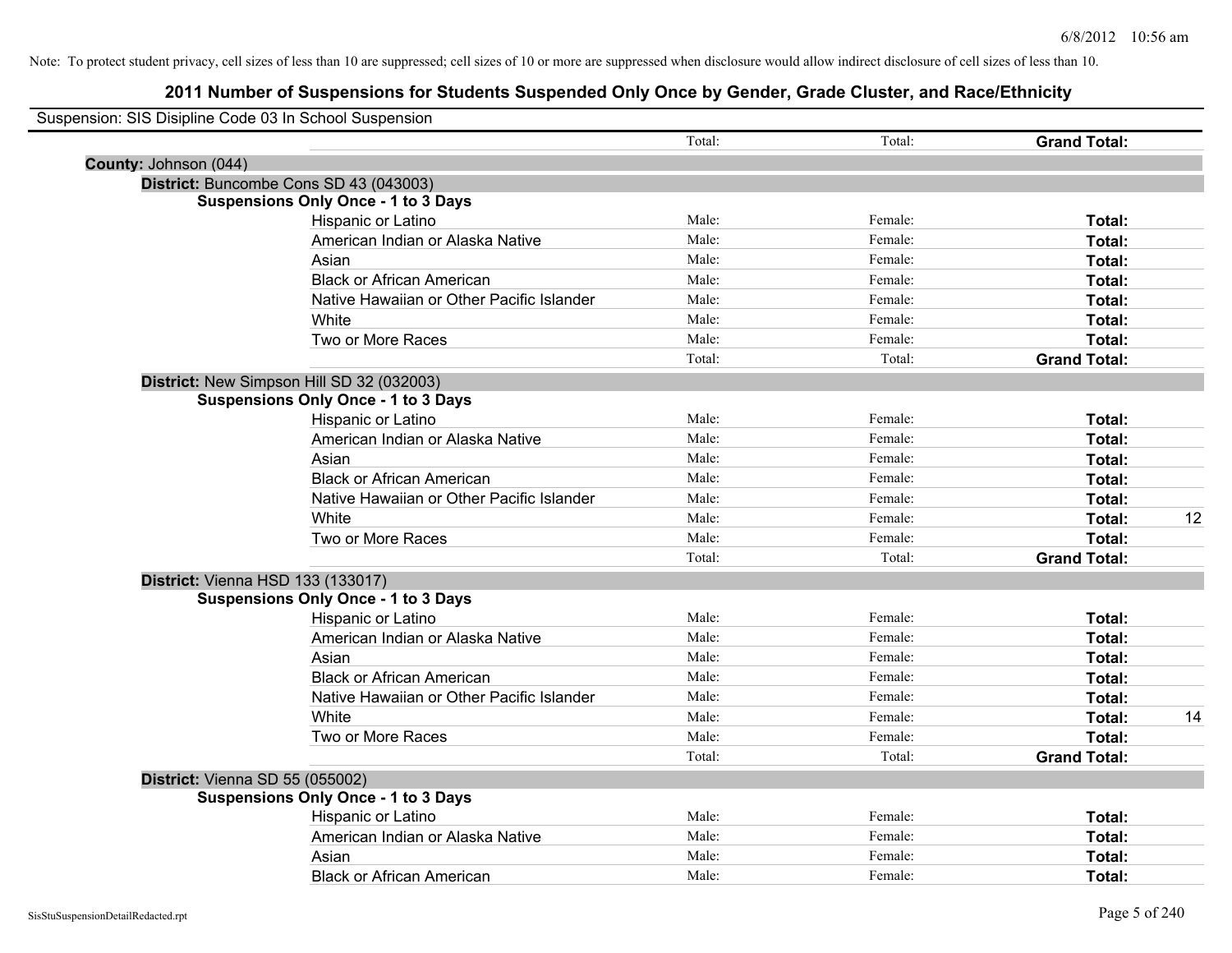Note: To protect student privacy, cell sizes of less than 10 are suppressed; cell sizes of 10 or more are suppressed when disclosure would allow indirect disclosure of cell sizes of less than 10.

# 2011 Number of Suspensions for Students Suspended Only Once by Gender, Grade Cluster, and Race/Ethnicity

Suspension: SIS Disipline Code 03 In School Suspension

| | | Total: | Total: | **Grand Total:** | |
|---|---|---|---|---|---|

**County:** Johnson (044)

**District:** Buncombe Cons SD 43 (043003)

**Suspensions Only Once - 1 to 3 Days**

| | Male: | Female: | Total: | |
|---|---|---|---|---|
| Hispanic or Latino | Male: | Female: | **Total:** | |
| American Indian or Alaska Native | Male: | Female: | **Total:** | |
| Asian | Male: | Female: | **Total:** | |
| Black or African American | Male: | Female: | **Total:** | |
| Native Hawaiian or Other Pacific Islander | Male: | Female: | **Total:** | |
| White | Male: | Female: | **Total:** | |
| Two or More Races | Male: | Female: | **Total:** | |
| | Total: | Total: | **Grand Total:** | |

**District:** New Simpson Hill SD 32 (032003)

**Suspensions Only Once - 1 to 3 Days**

| | Male: | Female: | Total: | |
|---|---|---|---|---|
| Hispanic or Latino | Male: | Female: | **Total:** | |
| American Indian or Alaska Native | Male: | Female: | **Total:** | |
| Asian | Male: | Female: | **Total:** | |
| Black or African American | Male: | Female: | **Total:** | |
| Native Hawaiian or Other Pacific Islander | Male: | Female: | **Total:** | |
| White | Male: | Female: | **Total:** | 12 |
| Two or More Races | Male: | Female: | **Total:** | |
| | Total: | Total: | **Grand Total:** | |

**District:** Vienna HSD 133 (133017)

**Suspensions Only Once - 1 to 3 Days**

| | Male: | Female: | Total: | |
|---|---|---|---|---|
| Hispanic or Latino | Male: | Female: | **Total:** | |
| American Indian or Alaska Native | Male: | Female: | **Total:** | |
| Asian | Male: | Female: | **Total:** | |
| Black or African American | Male: | Female: | **Total:** | |
| Native Hawaiian or Other Pacific Islander | Male: | Female: | **Total:** | |
| White | Male: | Female: | **Total:** | 14 |
| Two or More Races | Male: | Female: | **Total:** | |
| | Total: | Total: | **Grand Total:** | |

**District:** Vienna SD 55 (055002)

**Suspensions Only Once - 1 to 3 Days**

| | Male: | Female: | Total: | |
|---|---|---|---|---|
| Hispanic or Latino | Male: | Female: | **Total:** | |
| American Indian or Alaska Native | Male: | Female: | **Total:** | |
| Asian | Male: | Female: | **Total:** | |
| Black or African American | Male: | Female: | **Total:** | |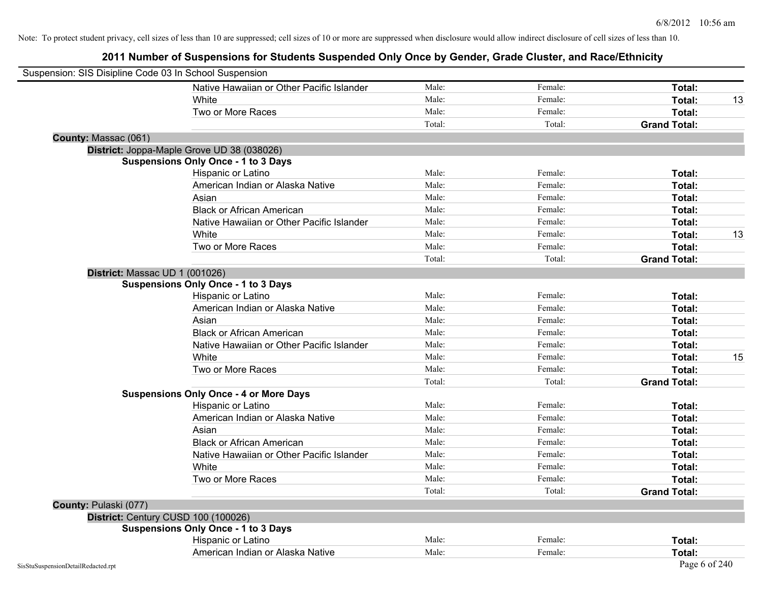Note: To protect student privacy, cell sizes of less than 10 are suppressed; cell sizes of 10 or more are suppressed when disclosure would allow indirect disclosure of cell sizes of less than 10.

# 2011 Number of Suspensions for Students Suspended Only Once by Gender, Grade Cluster, and Race/Ethnicity

Suspension: SIS Disipline Code 03 In School Suspension

| | Male | Female | Total | |
|---|---|---|---|---|
| Native Hawaiian or Other Pacific Islander | Male: | Female: | **Total:** | |
| White | Male: | Female: | **Total:** | 13 |
| Two or More Races | Male: | Female: | **Total:** | |
| | Total: | Total: | **Grand Total:** | |

**County:** Massac (061)

**District:** Joppa-Maple Grove UD 38 (038026)

**Suspensions Only Once - 1 to 3 Days**

| | Male | Female | Total | |
|---|---|---|---|---|
| Hispanic or Latino | Male: | Female: | **Total:** | |
| American Indian or Alaska Native | Male: | Female: | **Total:** | |
| Asian | Male: | Female: | **Total:** | |
| Black or African American | Male: | Female: | **Total:** | |
| Native Hawaiian or Other Pacific Islander | Male: | Female: | **Total:** | |
| White | Male: | Female: | **Total:** | 13 |
| Two or More Races | Male: | Female: | **Total:** | |
| | Total: | Total: | **Grand Total:** | |

**District:** Massac UD 1 (001026)

**Suspensions Only Once - 1 to 3 Days**

| | Male | Female | Total | |
|---|---|---|---|---|
| Hispanic or Latino | Male: | Female: | **Total:** | |
| American Indian or Alaska Native | Male: | Female: | **Total:** | |
| Asian | Male: | Female: | **Total:** | |
| Black or African American | Male: | Female: | **Total:** | |
| Native Hawaiian or Other Pacific Islander | Male: | Female: | **Total:** | |
| White | Male: | Female: | **Total:** | 15 |
| Two or More Races | Male: | Female: | **Total:** | |
| | Total: | Total: | **Grand Total:** | |

**Suspensions Only Once - 4 or More Days**

| | Male | Female | Total | |
|---|---|---|---|---|
| Hispanic or Latino | Male: | Female: | **Total:** | |
| American Indian or Alaska Native | Male: | Female: | **Total:** | |
| Asian | Male: | Female: | **Total:** | |
| Black or African American | Male: | Female: | **Total:** | |
| Native Hawaiian or Other Pacific Islander | Male: | Female: | **Total:** | |
| White | Male: | Female: | **Total:** | |
| Two or More Races | Male: | Female: | **Total:** | |
| | Total: | Total: | **Grand Total:** | |

**County:** Pulaski (077)

**District:** Century CUSD 100 (100026)

**Suspensions Only Once - 1 to 3 Days**

| | Male | Female | Total | |
|---|---|---|---|---|
| Hispanic or Latino | Male: | Female: | **Total:** | |
| American Indian or Alaska Native | Male: | Female: | **Total:** | |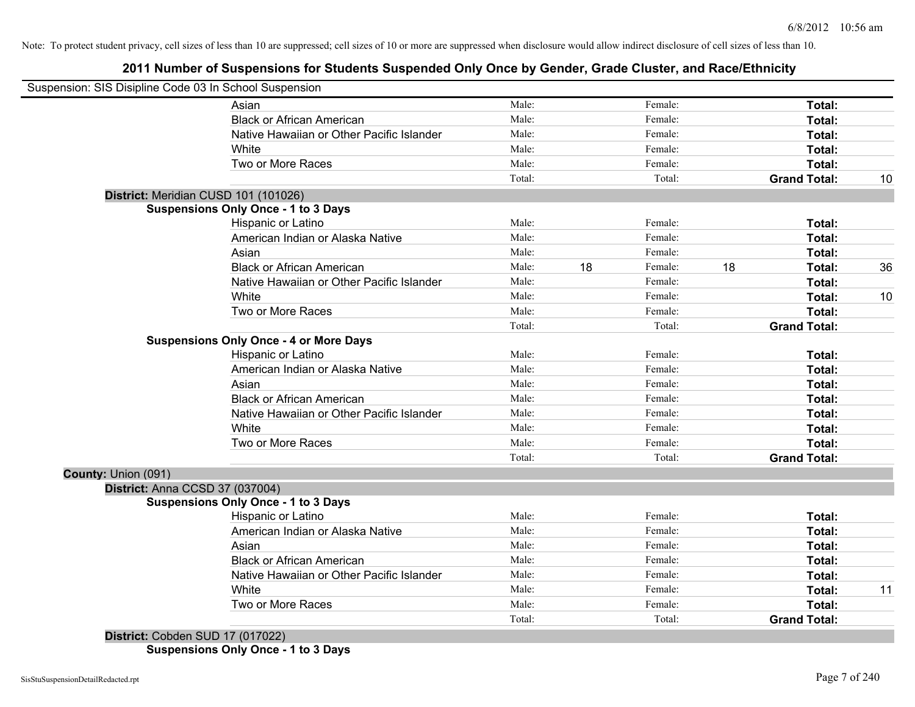Note: To protect student privacy, cell sizes of less than 10 are suppressed; cell sizes of 10 or more are suppressed when disclosure would allow indirect disclosure of cell sizes of less than 10.

# 2011 Number of Suspensions for Students Suspended Only Once by Gender, Grade Cluster, and Race/Ethnicity

Suspension: SIS Disipline Code 03 In School Suspension

| | | | | | | |
|---|---|---|---|---|---|---|
| Asian | Male: | | Female: | | **Total:** | |
| Black or African American | Male: | | Female: | | **Total:** | |
| Native Hawaiian or Other Pacific Islander | Male: | | Female: | | **Total:** | |
| White | Male: | | Female: | | **Total:** | |
| Two or More Races | Male: | | Female: | | **Total:** | |
| | Total: | | Total: | | **Grand Total:** | 10 |

**District:** Meridian CUSD 101 (101026)

**Suspensions Only Once - 1 to 3 Days**

| | | | | | | |
|---|---|---|---|---|---|---|
| Hispanic or Latino | Male: | | Female: | | **Total:** | |
| American Indian or Alaska Native | Male: | | Female: | | **Total:** | |
| Asian | Male: | | Female: | | **Total:** | |
| Black or African American | Male: | 18 | Female: | 18 | **Total:** | 36 |
| Native Hawaiian or Other Pacific Islander | Male: | | Female: | | **Total:** | |
| White | Male: | | Female: | | **Total:** | 10 |
| Two or More Races | Male: | | Female: | | **Total:** | |
| | Total: | | Total: | | **Grand Total:** | |

**Suspensions Only Once - 4 or More Days**

| | | | | | | |
|---|---|---|---|---|---|---|
| Hispanic or Latino | Male: | | Female: | | **Total:** | |
| American Indian or Alaska Native | Male: | | Female: | | **Total:** | |
| Asian | Male: | | Female: | | **Total:** | |
| Black or African American | Male: | | Female: | | **Total:** | |
| Native Hawaiian or Other Pacific Islander | Male: | | Female: | | **Total:** | |
| White | Male: | | Female: | | **Total:** | |
| Two or More Races | Male: | | Female: | | **Total:** | |
| | Total: | | Total: | | **Grand Total:** | |

**County:** Union (091)

**District:** Anna CCSD 37 (037004)

**Suspensions Only Once - 1 to 3 Days**

| | | | | | | |
|---|---|---|---|---|---|---|
| Hispanic or Latino | Male: | | Female: | | **Total:** | |
| American Indian or Alaska Native | Male: | | Female: | | **Total:** | |
| Asian | Male: | | Female: | | **Total:** | |
| Black or African American | Male: | | Female: | | **Total:** | |
| Native Hawaiian or Other Pacific Islander | Male: | | Female: | | **Total:** | |
| White | Male: | | Female: | | **Total:** | 11 |
| Two or More Races | Male: | | Female: | | **Total:** | |
| | Total: | | Total: | | **Grand Total:** | |

**District:** Cobden SUD 17 (017022)

**Suspensions Only Once - 1 to 3 Days**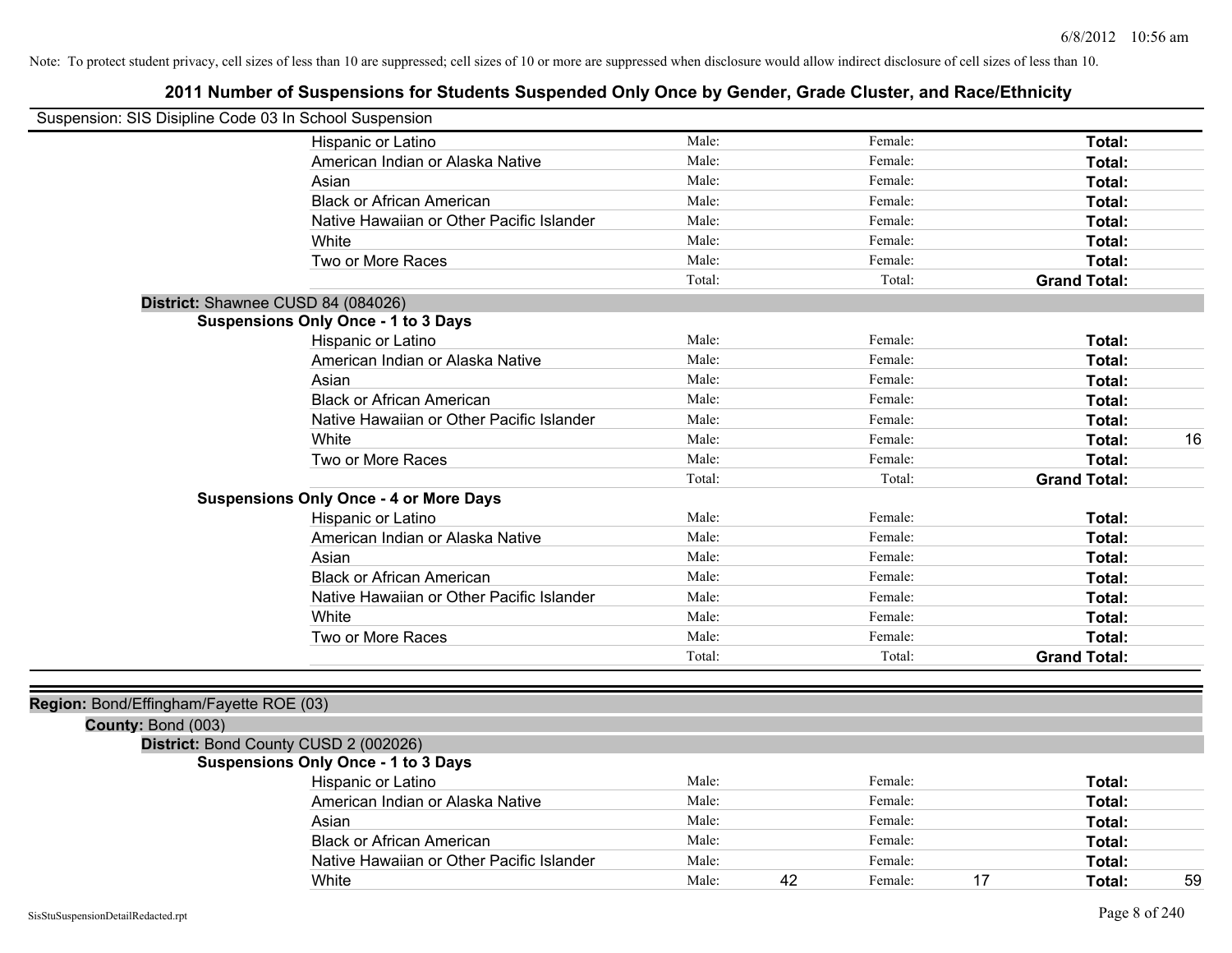Note: To protect student privacy, cell sizes of less than 10 are suppressed; cell sizes of 10 or more are suppressed when disclosure would allow indirect disclosure of cell sizes of less than 10.

# 2011 Number of Suspensions for Students Suspended Only Once by Gender, Grade Cluster, and Race/Ethnicity

Suspension: SIS Disipline Code 03 In School Suspension

| | | | | | | |
|---|---|---|---|---|---|---|
| Hispanic or Latino | Male: | | Female: | | **Total:** | |
| American Indian or Alaska Native | Male: | | Female: | | **Total:** | |
| Asian | Male: | | Female: | | **Total:** | |
| Black or African American | Male: | | Female: | | **Total:** | |
| Native Hawaiian or Other Pacific Islander | Male: | | Female: | | **Total:** | |
| White | Male: | | Female: | | **Total:** | |
| Two or More Races | Male: | | Female: | | **Total:** | |
| | Total: | | Total: | | **Grand Total:** | |

**District:** Shawnee CUSD 84 (084026)

**Suspensions Only Once - 1 to 3 Days**

| | | | | | | |
|---|---|---|---|---|---|---|
| Hispanic or Latino | Male: | | Female: | | **Total:** | |
| American Indian or Alaska Native | Male: | | Female: | | **Total:** | |
| Asian | Male: | | Female: | | **Total:** | |
| Black or African American | Male: | | Female: | | **Total:** | |
| Native Hawaiian or Other Pacific Islander | Male: | | Female: | | **Total:** | |
| White | Male: | | Female: | | **Total:** | 16 |
| Two or More Races | Male: | | Female: | | **Total:** | |
| | Total: | | Total: | | **Grand Total:** | |

**Suspensions Only Once - 4 or More Days**

| | | | | | | |
|---|---|---|---|---|---|---|
| Hispanic or Latino | Male: | | Female: | | **Total:** | |
| American Indian or Alaska Native | Male: | | Female: | | **Total:** | |
| Asian | Male: | | Female: | | **Total:** | |
| Black or African American | Male: | | Female: | | **Total:** | |
| Native Hawaiian or Other Pacific Islander | Male: | | Female: | | **Total:** | |
| White | Male: | | Female: | | **Total:** | |
| Two or More Races | Male: | | Female: | | **Total:** | |
| | Total: | | Total: | | **Grand Total:** | |

**Region:** Bond/Effingham/Fayette ROE (03)

**County:** Bond (003)

**District:** Bond County CUSD 2 (002026)

**Suspensions Only Once - 1 to 3 Days**

| | | | | | | |
|---|---|---|---|---|---|---|
| Hispanic or Latino | Male: | | Female: | | **Total:** | |
| American Indian or Alaska Native | Male: | | Female: | | **Total:** | |
| Asian | Male: | | Female: | | **Total:** | |
| Black or African American | Male: | | Female: | | **Total:** | |
| Native Hawaiian or Other Pacific Islander | Male: | | Female: | | **Total:** | |
| White | Male: | 42 | Female: | 17 | **Total:** | 59 |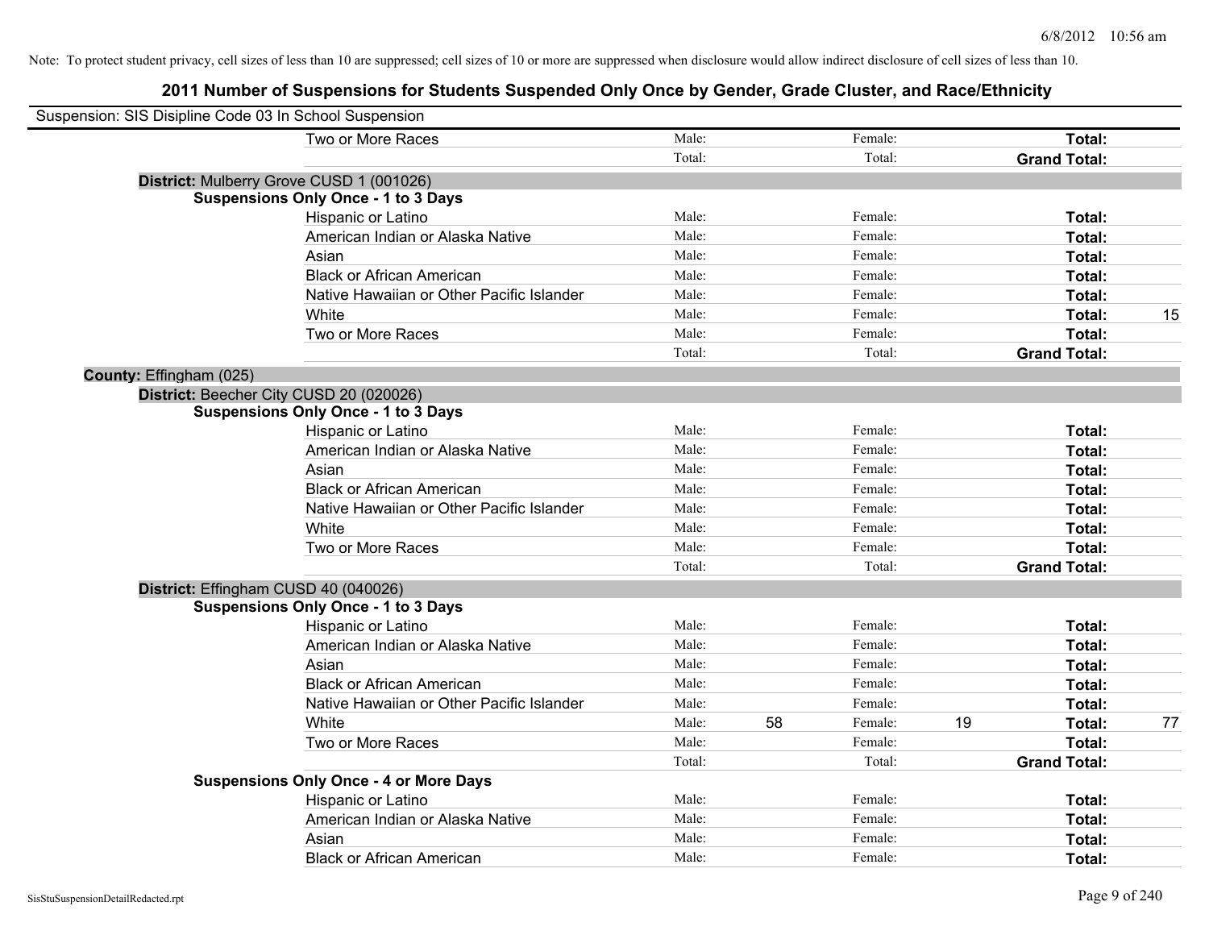Note: To protect student privacy, cell sizes of less than 10 are suppressed; cell sizes of 10 or more are suppressed when disclosure would allow indirect disclosure of cell sizes of less than 10.

# 2011 Number of Suspensions for Students Suspended Only Once by Gender, Grade Cluster, and Race/Ethnicity

Suspension: SIS Disipline Code 03 In School Suspension

| | | | | | |
|---|---|---|---|---|---|
| Two or More Races | Male: | Female: | | **Total:** | |
| | Total: | Total: | | **Grand Total:** | |

**District:** Mulberry Grove CUSD 1 (001026)

**Suspensions Only Once - 1 to 3 Days**

| | | | | | | |
|---|---|---|---|---|---|---|
| Hispanic or Latino | Male: | | Female: | | **Total:** | |
| American Indian or Alaska Native | Male: | | Female: | | **Total:** | |
| Asian | Male: | | Female: | | **Total:** | |
| Black or African American | Male: | | Female: | | **Total:** | |
| Native Hawaiian or Other Pacific Islander | Male: | | Female: | | **Total:** | |
| White | Male: | | Female: | | **Total:** | 15 |
| Two or More Races | Male: | | Female: | | **Total:** | |
| | Total: | | Total: | | **Grand Total:** | |

**County:** Effingham (025)

**District:** Beecher City CUSD 20 (020026)

**Suspensions Only Once - 1 to 3 Days**

| | | | | | | |
|---|---|---|---|---|---|---|
| Hispanic or Latino | Male: | | Female: | | **Total:** | |
| American Indian or Alaska Native | Male: | | Female: | | **Total:** | |
| Asian | Male: | | Female: | | **Total:** | |
| Black or African American | Male: | | Female: | | **Total:** | |
| Native Hawaiian or Other Pacific Islander | Male: | | Female: | | **Total:** | |
| White | Male: | | Female: | | **Total:** | |
| Two or More Races | Male: | | Female: | | **Total:** | |
| | Total: | | Total: | | **Grand Total:** | |

**District:** Effingham CUSD 40 (040026)

**Suspensions Only Once - 1 to 3 Days**

| | | | | | | |
|---|---|---|---|---|---|---|
| Hispanic or Latino | Male: | | Female: | | **Total:** | |
| American Indian or Alaska Native | Male: | | Female: | | **Total:** | |
| Asian | Male: | | Female: | | **Total:** | |
| Black or African American | Male: | | Female: | | **Total:** | |
| Native Hawaiian or Other Pacific Islander | Male: | | Female: | | **Total:** | |
| White | Male: | 58 | Female: | 19 | **Total:** | 77 |
| Two or More Races | Male: | | Female: | | **Total:** | |
| | Total: | | Total: | | **Grand Total:** | |

**Suspensions Only Once - 4 or More Days**

| | | | | | | |
|---|---|---|---|---|---|---|
| Hispanic or Latino | Male: | | Female: | | **Total:** | |
| American Indian or Alaska Native | Male: | | Female: | | **Total:** | |
| Asian | Male: | | Female: | | **Total:** | |
| Black or African American | Male: | | Female: | | **Total:** | |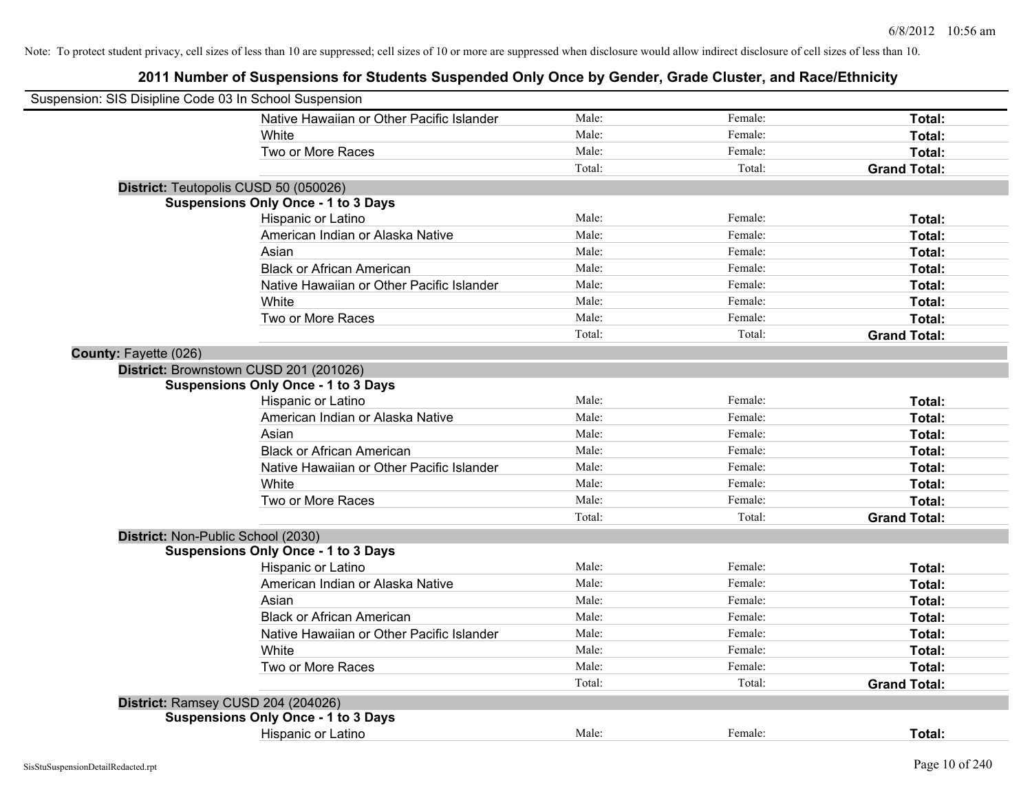Note: To protect student privacy, cell sizes of less than 10 are suppressed; cell sizes of 10 or more are suppressed when disclosure would allow indirect disclosure of cell sizes of less than 10.

## 2011 Number of Suspensions for Students Suspended Only Once by Gender, Grade Cluster, and Race/Ethnicity

Suspension: SIS Disipline Code 03 In School Suspension

| | | | |
|---|---|---|---|
| Native Hawaiian or Other Pacific Islander | Male: | Female: | **Total:** |
| White | Male: | Female: | **Total:** |
| Two or More Races | Male: | Female: | **Total:** |
| | Total: | Total: | **Grand Total:** |

**District:** Teutopolis CUSD 50 (050026)

**Suspensions Only Once - 1 to 3 Days**

| | | | |
|---|---|---|---|
| Hispanic or Latino | Male: | Female: | **Total:** |
| American Indian or Alaska Native | Male: | Female: | **Total:** |
| Asian | Male: | Female: | **Total:** |
| Black or African American | Male: | Female: | **Total:** |
| Native Hawaiian or Other Pacific Islander | Male: | Female: | **Total:** |
| White | Male: | Female: | **Total:** |
| Two or More Races | Male: | Female: | **Total:** |
| | Total: | Total: | **Grand Total:** |

**County:** Fayette (026)

**District:** Brownstown CUSD 201 (201026)

**Suspensions Only Once - 1 to 3 Days**

| | | | |
|---|---|---|---|
| Hispanic or Latino | Male: | Female: | **Total:** |
| American Indian or Alaska Native | Male: | Female: | **Total:** |
| Asian | Male: | Female: | **Total:** |
| Black or African American | Male: | Female: | **Total:** |
| Native Hawaiian or Other Pacific Islander | Male: | Female: | **Total:** |
| White | Male: | Female: | **Total:** |
| Two or More Races | Male: | Female: | **Total:** |
| | Total: | Total: | **Grand Total:** |

**District:** Non-Public School (2030)

**Suspensions Only Once - 1 to 3 Days**

| | | | |
|---|---|---|---|
| Hispanic or Latino | Male: | Female: | **Total:** |
| American Indian or Alaska Native | Male: | Female: | **Total:** |
| Asian | Male: | Female: | **Total:** |
| Black or African American | Male: | Female: | **Total:** |
| Native Hawaiian or Other Pacific Islander | Male: | Female: | **Total:** |
| White | Male: | Female: | **Total:** |
| Two or More Races | Male: | Female: | **Total:** |
| | Total: | Total: | **Grand Total:** |

**District:** Ramsey CUSD 204 (204026)

**Suspensions Only Once - 1 to 3 Days**

| | | | |
|---|---|---|---|
| Hispanic or Latino | Male: | Female: | **Total:** |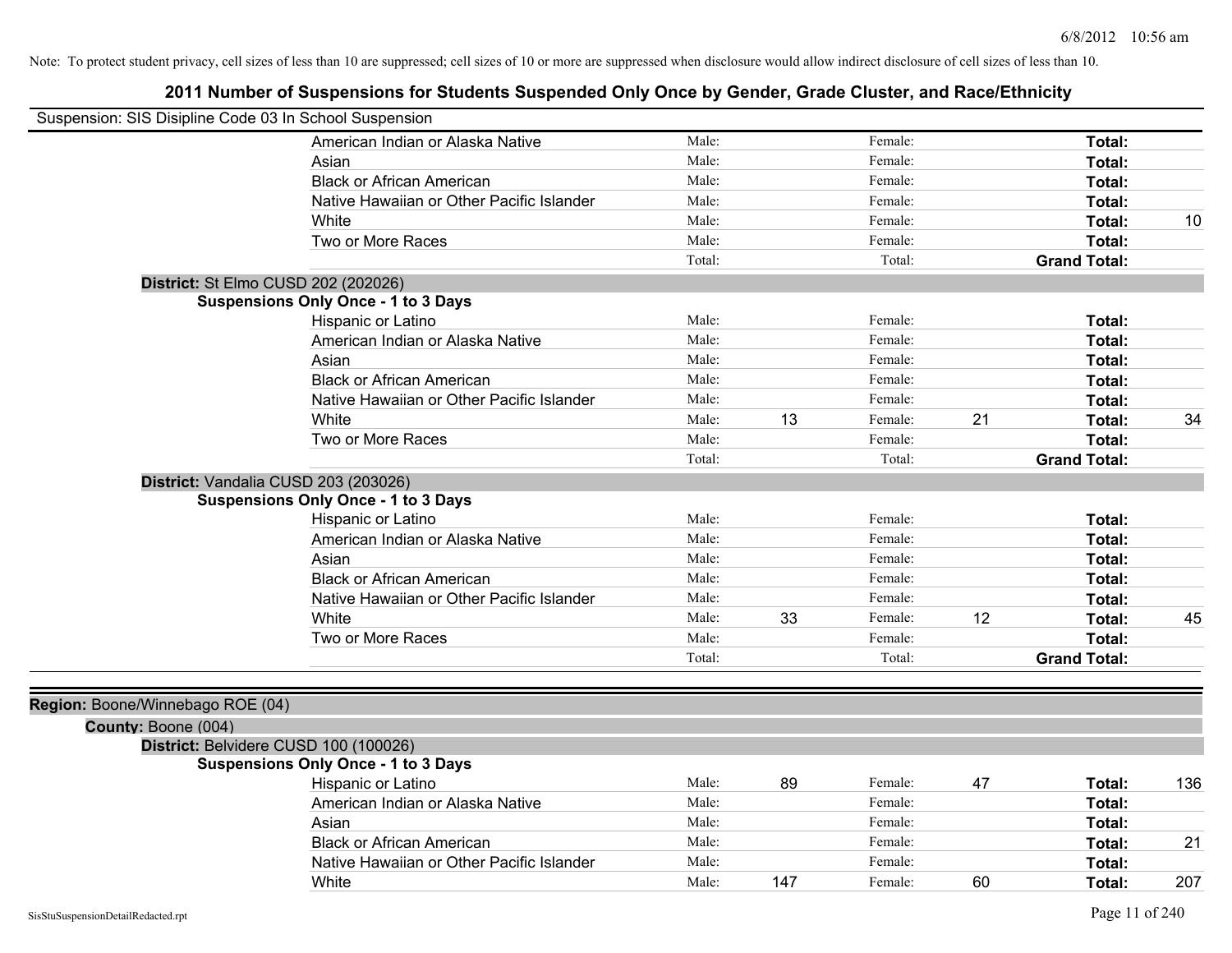Note: To protect student privacy, cell sizes of less than 10 are suppressed; cell sizes of 10 or more are suppressed when disclosure would allow indirect disclosure of cell sizes of less than 10.

# 2011 Number of Suspensions for Students Suspended Only Once by Gender, Grade Cluster, and Race/Ethnicity

Suspension: SIS Disipline Code 03 In School Suspension

| | | | | | |
|---|---|---|---|---|---|
| American Indian or Alaska Native | Male: | Female: | | Total: | |
| Asian | Male: | Female: | | Total: | |
| Black or African American | Male: | Female: | | Total: | |
| Native Hawaiian or Other Pacific Islander | Male: | Female: | | Total: | |
| White | Male: | Female: | | Total: | 10 |
| Two or More Races | Male: | Female: | | Total: | |
| | Total: | Total: | | Grand Total: | |

**District:** St Elmo CUSD 202 (202026)

**Suspensions Only Once - 1 to 3 Days**

| | | | | | | |
|---|---|---|---|---|---|---|
| Hispanic or Latino | Male: | | Female: | | Total: | |
| American Indian or Alaska Native | Male: | | Female: | | Total: | |
| Asian | Male: | | Female: | | Total: | |
| Black or African American | Male: | | Female: | | Total: | |
| Native Hawaiian or Other Pacific Islander | Male: | | Female: | | Total: | |
| White | Male: | 13 | Female: | 21 | Total: | 34 |
| Two or More Races | Male: | | Female: | | Total: | |
| | Total: | | Total: | | Grand Total: | |

**District:** Vandalia CUSD 203 (203026)

**Suspensions Only Once - 1 to 3 Days**

| | | | | | | |
|---|---|---|---|---|---|---|
| Hispanic or Latino | Male: | | Female: | | Total: | |
| American Indian or Alaska Native | Male: | | Female: | | Total: | |
| Asian | Male: | | Female: | | Total: | |
| Black or African American | Male: | | Female: | | Total: | |
| Native Hawaiian or Other Pacific Islander | Male: | | Female: | | Total: | |
| White | Male: | 33 | Female: | 12 | Total: | 45 |
| Two or More Races | Male: | | Female: | | Total: | |
| | Total: | | Total: | | Grand Total: | |

**Region:** Boone/Winnebago ROE (04)

**County:** Boone (004)

**District:** Belvidere CUSD 100 (100026)

**Suspensions Only Once - 1 to 3 Days**

| | | | | | | |
|---|---|---|---|---|---|---|
| Hispanic or Latino | Male: | 89 | Female: | 47 | Total: | 136 |
| American Indian or Alaska Native | Male: | | Female: | | Total: | |
| Asian | Male: | | Female: | | Total: | |
| Black or African American | Male: | | Female: | | Total: | 21 |
| Native Hawaiian or Other Pacific Islander | Male: | | Female: | | Total: | |
| White | Male: | 147 | Female: | 60 | Total: | 207 |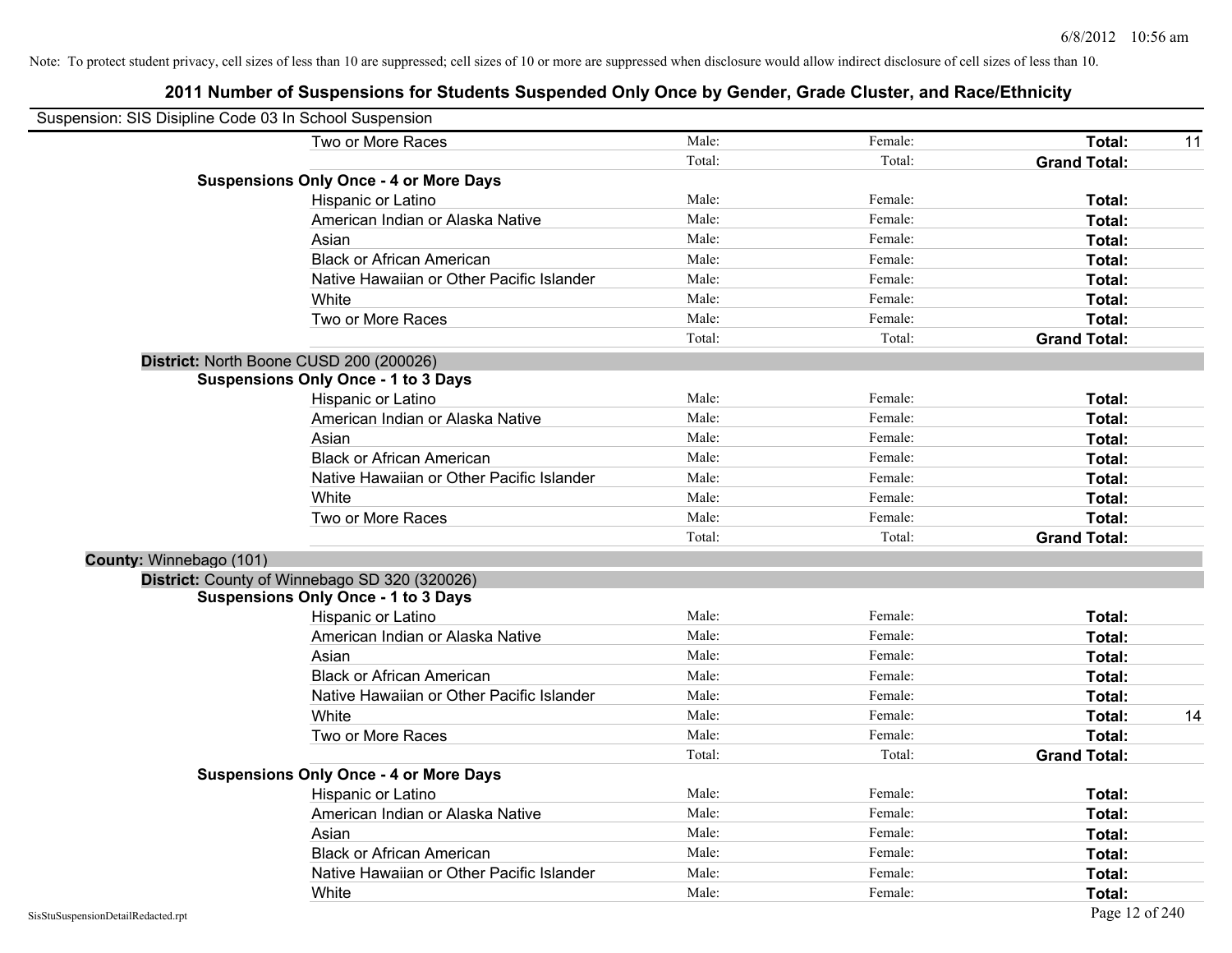Note: To protect student privacy, cell sizes of less than 10 are suppressed; cell sizes of 10 or more are suppressed when disclosure would allow indirect disclosure of cell sizes of less than 10.

# 2011 Number of Suspensions for Students Suspended Only Once by Gender, Grade Cluster, and Race/Ethnicity

Suspension: SIS Disipline Code 03 In School Suspension

| | | | | |
|---|---|---|---|---|
| Two or More Races | Male: | Female: | **Total:** | 11 |
| | Total: | Total: | **Grand Total:** | |
| **Suspensions Only Once - 4 or More Days** | | | | |
| Hispanic or Latino | Male: | Female: | **Total:** | |
| American Indian or Alaska Native | Male: | Female: | **Total:** | |
| Asian | Male: | Female: | **Total:** | |
| Black or African American | Male: | Female: | **Total:** | |
| Native Hawaiian or Other Pacific Islander | Male: | Female: | **Total:** | |
| White | Male: | Female: | **Total:** | |
| Two or More Races | Male: | Female: | **Total:** | |
| | Total: | Total: | **Grand Total:** | |

**District:** North Boone CUSD 200 (200026)

| | | | | |
|---|---|---|---|---|
| **Suspensions Only Once - 1 to 3 Days** | | | | |
| Hispanic or Latino | Male: | Female: | **Total:** | |
| American Indian or Alaska Native | Male: | Female: | **Total:** | |
| Asian | Male: | Female: | **Total:** | |
| Black or African American | Male: | Female: | **Total:** | |
| Native Hawaiian or Other Pacific Islander | Male: | Female: | **Total:** | |
| White | Male: | Female: | **Total:** | |
| Two or More Races | Male: | Female: | **Total:** | |
| | Total: | Total: | **Grand Total:** | |

**County:** Winnebago (101)

**District:** County of Winnebago SD 320 (320026)

| | | | | |
|---|---|---|---|---|
| **Suspensions Only Once - 1 to 3 Days** | | | | |
| Hispanic or Latino | Male: | Female: | **Total:** | |
| American Indian or Alaska Native | Male: | Female: | **Total:** | |
| Asian | Male: | Female: | **Total:** | |
| Black or African American | Male: | Female: | **Total:** | |
| Native Hawaiian or Other Pacific Islander | Male: | Female: | **Total:** | |
| White | Male: | Female: | **Total:** | 14 |
| Two or More Races | Male: | Female: | **Total:** | |
| | Total: | Total: | **Grand Total:** | |
| **Suspensions Only Once - 4 or More Days** | | | | |
| Hispanic or Latino | Male: | Female: | **Total:** | |
| American Indian or Alaska Native | Male: | Female: | **Total:** | |
| Asian | Male: | Female: | **Total:** | |
| Black or African American | Male: | Female: | **Total:** | |
| Native Hawaiian or Other Pacific Islander | Male: | Female: | **Total:** | |
| White | Male: | Female: | **Total:** | |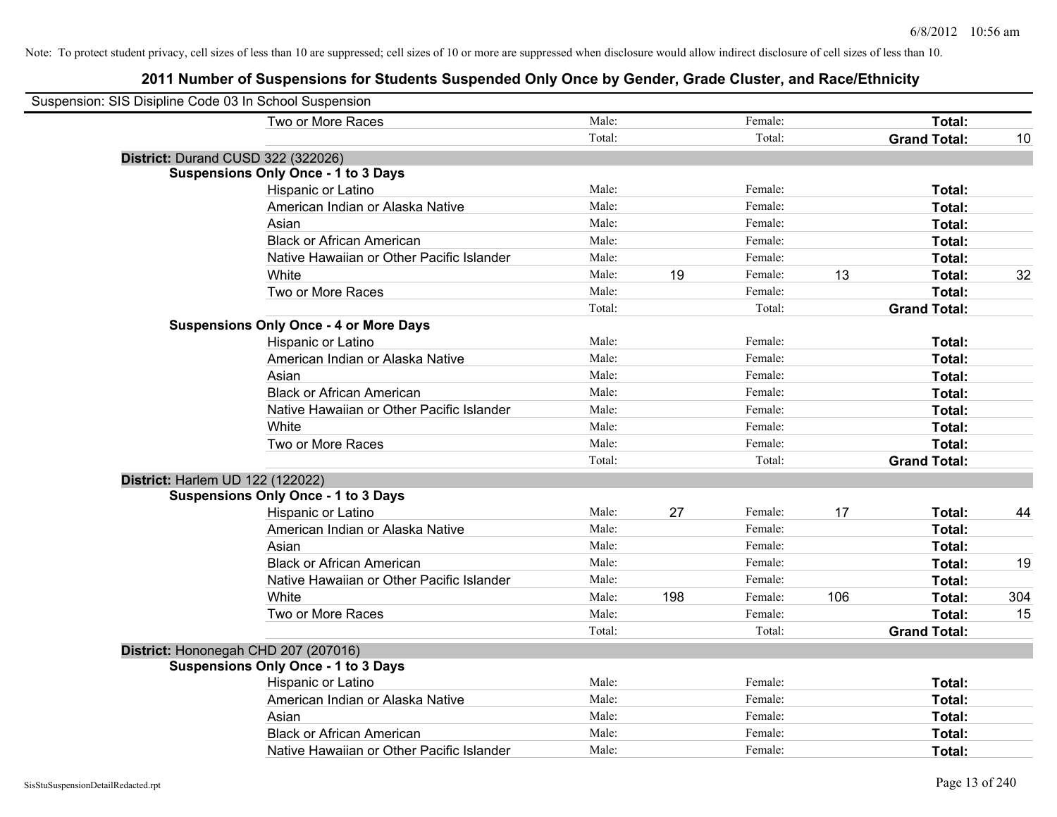Note: To protect student privacy, cell sizes of less than 10 are suppressed; cell sizes of 10 or more are suppressed when disclosure would allow indirect disclosure of cell sizes of less than 10.

# 2011 Number of Suspensions for Students Suspended Only Once by Gender, Grade Cluster, and Race/Ethnicity

Suspension: SIS Disipline Code 03 In School Suspension

| | Male: | | Female: | | | |
|---|---|---|---|---|---|---|
| Two or More Races | Male: | | Female: | | **Total:** | |
| | Total: | | Total: | | **Grand Total:** | 10 |

**District:** Durand CUSD 322 (322026)

**Suspensions Only Once - 1 to 3 Days**

| Race/Ethnicity | | Male | | Female | | Total |
|---|---|---|---|---|---|---|
| Hispanic or Latino | Male: | | Female: | | **Total:** | |
| American Indian or Alaska Native | Male: | | Female: | | **Total:** | |
| Asian | Male: | | Female: | | **Total:** | |
| Black or African American | Male: | | Female: | | **Total:** | |
| Native Hawaiian or Other Pacific Islander | Male: | | Female: | | **Total:** | |
| White | Male: | 19 | Female: | 13 | **Total:** | 32 |
| Two or More Races | Male: | | Female: | | **Total:** | |
| | Total: | | Total: | | **Grand Total:** | |

**Suspensions Only Once - 4 or More Days**

| Race/Ethnicity | | Male | | Female | | Total |
|---|---|---|---|---|---|---|
| Hispanic or Latino | Male: | | Female: | | **Total:** | |
| American Indian or Alaska Native | Male: | | Female: | | **Total:** | |
| Asian | Male: | | Female: | | **Total:** | |
| Black or African American | Male: | | Female: | | **Total:** | |
| Native Hawaiian or Other Pacific Islander | Male: | | Female: | | **Total:** | |
| White | Male: | | Female: | | **Total:** | |
| Two or More Races | Male: | | Female: | | **Total:** | |
| | Total: | | Total: | | **Grand Total:** | |

**District:** Harlem UD 122 (122022)

**Suspensions Only Once - 1 to 3 Days**

| Race/Ethnicity | | Male | | Female | | Total |
|---|---|---|---|---|---|---|
| Hispanic or Latino | Male: | 27 | Female: | 17 | **Total:** | 44 |
| American Indian or Alaska Native | Male: | | Female: | | **Total:** | |
| Asian | Male: | | Female: | | **Total:** | |
| Black or African American | Male: | | Female: | | **Total:** | 19 |
| Native Hawaiian or Other Pacific Islander | Male: | | Female: | | **Total:** | |
| White | Male: | 198 | Female: | 106 | **Total:** | 304 |
| Two or More Races | Male: | | Female: | | **Total:** | 15 |
| | Total: | | Total: | | **Grand Total:** | |

**District:** Hononegah CHD 207 (207016)

**Suspensions Only Once - 1 to 3 Days**

| Race/Ethnicity | | Male | | Female | | Total |
|---|---|---|---|---|---|---|
| Hispanic or Latino | Male: | | Female: | | **Total:** | |
| American Indian or Alaska Native | Male: | | Female: | | **Total:** | |
| Asian | Male: | | Female: | | **Total:** | |
| Black or African American | Male: | | Female: | | **Total:** | |
| Native Hawaiian or Other Pacific Islander | Male: | | Female: | | **Total:** | |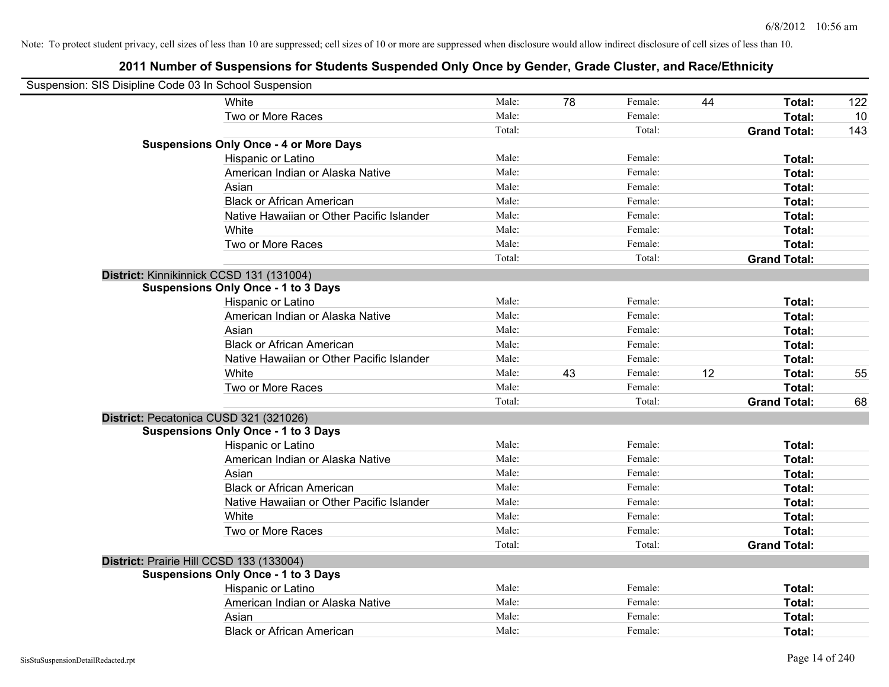Note: To protect student privacy, cell sizes of less than 10 are suppressed; cell sizes of 10 or more are suppressed when disclosure would allow indirect disclosure of cell sizes of less than 10.

# 2011 Number of Suspensions for Students Suspended Only Once by Gender, Grade Cluster, and Race/Ethnicity

Suspension: SIS Disipline Code 03 In School Suspension

| | | | | | | |
|---|---|---|---|---|---|---|
| White | Male: | 78 | Female: | 44 | **Total:** | 122 |
| Two or More Races | Male: | | Female: | | **Total:** | 10 |
| | Total: | | Total: | | **Grand Total:** | 143 |

**Suspensions Only Once - 4 or More Days**

| | | | | | | |
|---|---|---|---|---|---|---|
| Hispanic or Latino | Male: | | Female: | | **Total:** | |
| American Indian or Alaska Native | Male: | | Female: | | **Total:** | |
| Asian | Male: | | Female: | | **Total:** | |
| Black or African American | Male: | | Female: | | **Total:** | |
| Native Hawaiian or Other Pacific Islander | Male: | | Female: | | **Total:** | |
| White | Male: | | Female: | | **Total:** | |
| Two or More Races | Male: | | Female: | | **Total:** | |
| | Total: | | Total: | | **Grand Total:** | |

**District:** Kinnikinnick CCSD 131 (131004)

**Suspensions Only Once - 1 to 3 Days**

| | | | | | | |
|---|---|---|---|---|---|---|
| Hispanic or Latino | Male: | | Female: | | **Total:** | |
| American Indian or Alaska Native | Male: | | Female: | | **Total:** | |
| Asian | Male: | | Female: | | **Total:** | |
| Black or African American | Male: | | Female: | | **Total:** | |
| Native Hawaiian or Other Pacific Islander | Male: | | Female: | | **Total:** | |
| White | Male: | 43 | Female: | 12 | **Total:** | 55 |
| Two or More Races | Male: | | Female: | | **Total:** | |
| | Total: | | Total: | | **Grand Total:** | 68 |

**District:** Pecatonica CUSD 321 (321026)

**Suspensions Only Once - 1 to 3 Days**

| | | | | | | |
|---|---|---|---|---|---|---|
| Hispanic or Latino | Male: | | Female: | | **Total:** | |
| American Indian or Alaska Native | Male: | | Female: | | **Total:** | |
| Asian | Male: | | Female: | | **Total:** | |
| Black or African American | Male: | | Female: | | **Total:** | |
| Native Hawaiian or Other Pacific Islander | Male: | | Female: | | **Total:** | |
| White | Male: | | Female: | | **Total:** | |
| Two or More Races | Male: | | Female: | | **Total:** | |
| | Total: | | Total: | | **Grand Total:** | |

**District:** Prairie Hill CCSD 133 (133004)

**Suspensions Only Once - 1 to 3 Days**

| | | | | | | |
|---|---|---|---|---|---|---|
| Hispanic or Latino | Male: | | Female: | | **Total:** | |
| American Indian or Alaska Native | Male: | | Female: | | **Total:** | |
| Asian | Male: | | Female: | | **Total:** | |
| Black or African American | Male: | | Female: | | **Total:** | |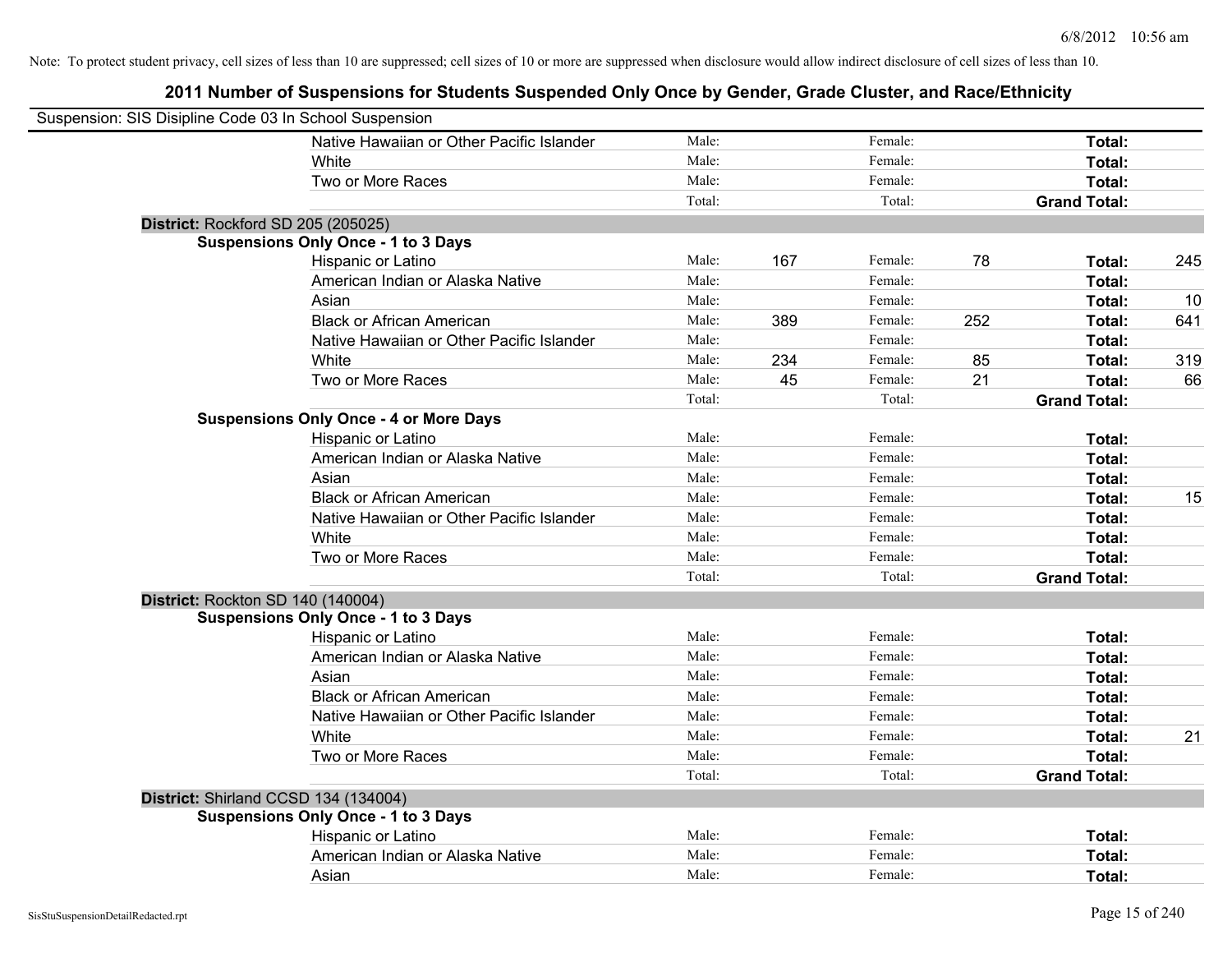Note: To protect student privacy, cell sizes of less than 10 are suppressed; cell sizes of 10 or more are suppressed when disclosure would allow indirect disclosure of cell sizes of less than 10.

## 2011 Number of Suspensions for Students Suspended Only Once by Gender, Grade Cluster, and Race/Ethnicity

Suspension: SIS Disipline Code 03 In School Suspension

| | | | | | | |
|---|---|---|---|---|---|---|
| Native Hawaiian or Other Pacific Islander | Male: | | Female: | | **Total:** | |
| White | Male: | | Female: | | **Total:** | |
| Two or More Races | Male: | | Female: | | **Total:** | |
| | Total: | | Total: | | **Grand Total:** | |

**District:** Rockford SD 205 (205025)

**Suspensions Only Once - 1 to 3 Days**

| | | | | | | |
|---|---|---|---|---|---|---|
| Hispanic or Latino | Male: | 167 | Female: | 78 | **Total:** | 245 |
| American Indian or Alaska Native | Male: | | Female: | | **Total:** | |
| Asian | Male: | | Female: | | **Total:** | 10 |
| Black or African American | Male: | 389 | Female: | 252 | **Total:** | 641 |
| Native Hawaiian or Other Pacific Islander | Male: | | Female: | | **Total:** | |
| White | Male: | 234 | Female: | 85 | **Total:** | 319 |
| Two or More Races | Male: | 45 | Female: | 21 | **Total:** | 66 |
| | Total: | | Total: | | **Grand Total:** | |

**Suspensions Only Once - 4 or More Days**

| | | | | | | |
|---|---|---|---|---|---|---|
| Hispanic or Latino | Male: | | Female: | | **Total:** | |
| American Indian or Alaska Native | Male: | | Female: | | **Total:** | |
| Asian | Male: | | Female: | | **Total:** | |
| Black or African American | Male: | | Female: | | **Total:** | 15 |
| Native Hawaiian or Other Pacific Islander | Male: | | Female: | | **Total:** | |
| White | Male: | | Female: | | **Total:** | |
| Two or More Races | Male: | | Female: | | **Total:** | |
| | Total: | | Total: | | **Grand Total:** | |

**District:** Rockton SD 140 (140004)

**Suspensions Only Once - 1 to 3 Days**

| | | | | | | |
|---|---|---|---|---|---|---|
| Hispanic or Latino | Male: | | Female: | | **Total:** | |
| American Indian or Alaska Native | Male: | | Female: | | **Total:** | |
| Asian | Male: | | Female: | | **Total:** | |
| Black or African American | Male: | | Female: | | **Total:** | |
| Native Hawaiian or Other Pacific Islander | Male: | | Female: | | **Total:** | |
| White | Male: | | Female: | | **Total:** | 21 |
| Two or More Races | Male: | | Female: | | **Total:** | |
| | Total: | | Total: | | **Grand Total:** | |

**District:** Shirland CCSD 134 (134004)

**Suspensions Only Once - 1 to 3 Days**

| | | | | | | |
|---|---|---|---|---|---|---|
| Hispanic or Latino | Male: | | Female: | | **Total:** | |
| American Indian or Alaska Native | Male: | | Female: | | **Total:** | |
| Asian | Male: | | Female: | | **Total:** | |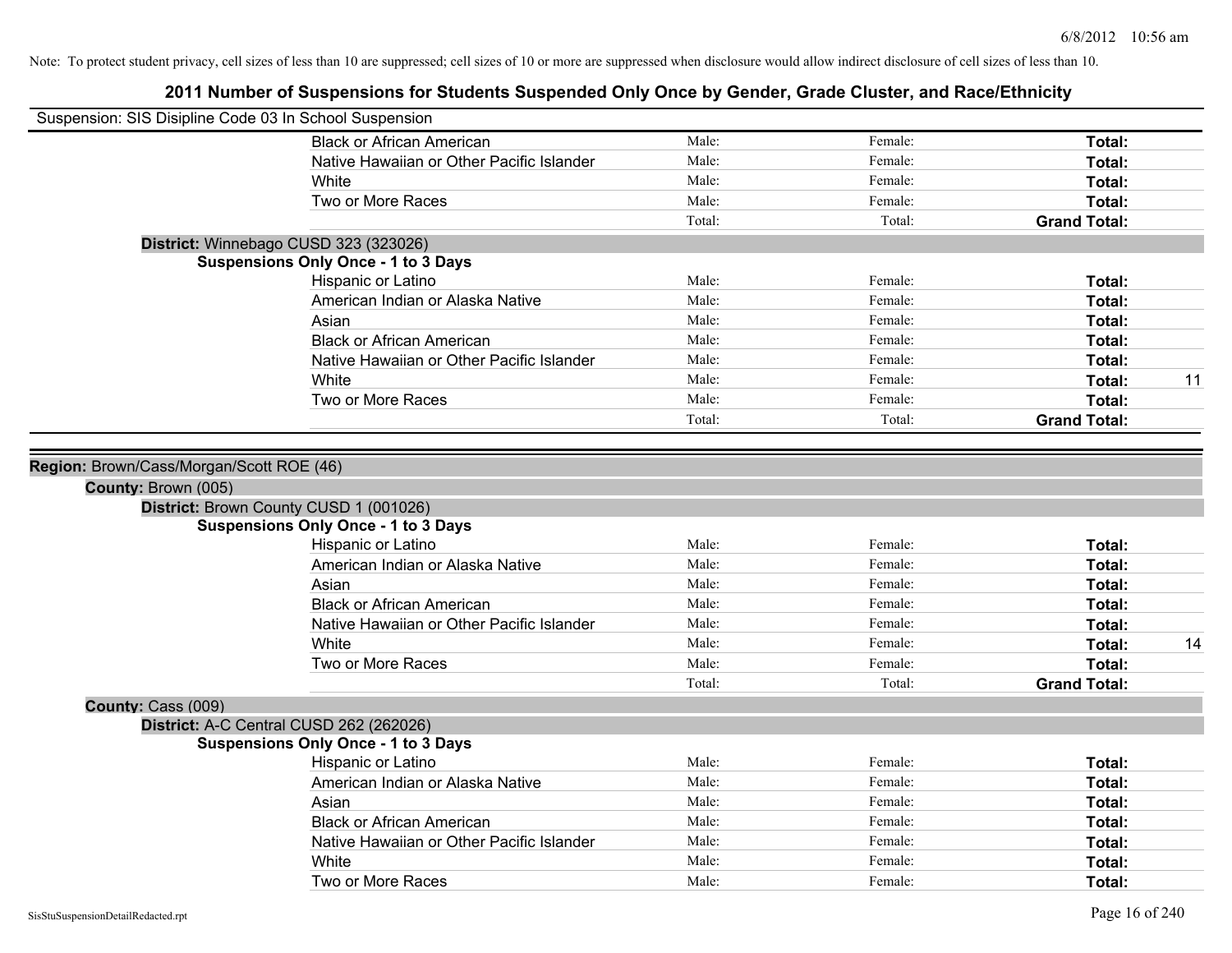Note: To protect student privacy, cell sizes of less than 10 are suppressed; cell sizes of 10 or more are suppressed when disclosure would allow indirect disclosure of cell sizes of less than 10.

# 2011 Number of Suspensions for Students Suspended Only Once by Gender, Grade Cluster, and Race/Ethnicity

Suspension: SIS Disipline Code 03 In School Suspension

| | Male | Female | Total | |
|---|---|---|---|---|
| Black or African American | Male: | Female: | **Total:** | |
| Native Hawaiian or Other Pacific Islander | Male: | Female: | **Total:** | |
| White | Male: | Female: | **Total:** | |
| Two or More Races | Male: | Female: | **Total:** | |
| | Total: | Total: | **Grand Total:** | |

**District:** Winnebago CUSD 323 (323026)

**Suspensions Only Once - 1 to 3 Days**

| | Male | Female | Total | |
|---|---|---|---|---|
| Hispanic or Latino | Male: | Female: | **Total:** | |
| American Indian or Alaska Native | Male: | Female: | **Total:** | |
| Asian | Male: | Female: | **Total:** | |
| Black or African American | Male: | Female: | **Total:** | |
| Native Hawaiian or Other Pacific Islander | Male: | Female: | **Total:** | |
| White | Male: | Female: | **Total:** | 11 |
| Two or More Races | Male: | Female: | **Total:** | |
| | Total: | Total: | **Grand Total:** | |

**Region:** Brown/Cass/Morgan/Scott ROE (46)

**County:** Brown (005)

**District:** Brown County CUSD 1 (001026)

**Suspensions Only Once - 1 to 3 Days**

| | Male | Female | Total | |
|---|---|---|---|---|
| Hispanic or Latino | Male: | Female: | **Total:** | |
| American Indian or Alaska Native | Male: | Female: | **Total:** | |
| Asian | Male: | Female: | **Total:** | |
| Black or African American | Male: | Female: | **Total:** | |
| Native Hawaiian or Other Pacific Islander | Male: | Female: | **Total:** | |
| White | Male: | Female: | **Total:** | 14 |
| Two or More Races | Male: | Female: | **Total:** | |
| | Total: | Total: | **Grand Total:** | |

**County:** Cass (009)

**District:** A-C Central CUSD 262 (262026)

**Suspensions Only Once - 1 to 3 Days**

| | Male | Female | Total | |
|---|---|---|---|---|
| Hispanic or Latino | Male: | Female: | **Total:** | |
| American Indian or Alaska Native | Male: | Female: | **Total:** | |
| Asian | Male: | Female: | **Total:** | |
| Black or African American | Male: | Female: | **Total:** | |
| Native Hawaiian or Other Pacific Islander | Male: | Female: | **Total:** | |
| White | Male: | Female: | **Total:** | |
| Two or More Races | Male: | Female: | **Total:** | |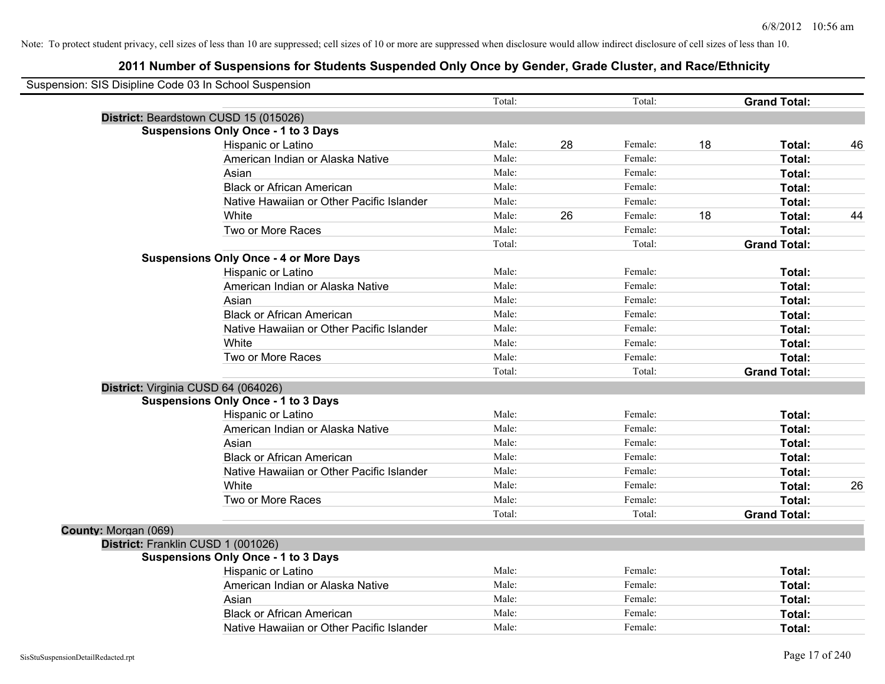Note: To protect student privacy, cell sizes of less than 10 are suppressed; cell sizes of 10 or more are suppressed when disclosure would allow indirect disclosure of cell sizes of less than 10.

## 2011 Number of Suspensions for Students Suspended Only Once by Gender, Grade Cluster, and Race/Ethnicity

Suspension: SIS Disipline Code 03 In School Suspension

| | | | | | | |
|---|---|---|---|---|---|---|
| | Total: | | Total: | | **Grand Total:** | |
| **District:** Beardstown CUSD 15 (015026) | | | | | | |
| **Suspensions Only Once - 1 to 3 Days** | | | | | | |
| Hispanic or Latino | Male: | 28 | Female: | 18 | **Total:** | 46 |
| American Indian or Alaska Native | Male: | | Female: | | **Total:** | |
| Asian | Male: | | Female: | | **Total:** | |
| Black or African American | Male: | | Female: | | **Total:** | |
| Native Hawaiian or Other Pacific Islander | Male: | | Female: | | **Total:** | |
| White | Male: | 26 | Female: | 18 | **Total:** | 44 |
| Two or More Races | Male: | | Female: | | **Total:** | |
| | Total: | | Total: | | **Grand Total:** | |
| **Suspensions Only Once - 4 or More Days** | | | | | | |
| Hispanic or Latino | Male: | | Female: | | **Total:** | |
| American Indian or Alaska Native | Male: | | Female: | | **Total:** | |
| Asian | Male: | | Female: | | **Total:** | |
| Black or African American | Male: | | Female: | | **Total:** | |
| Native Hawaiian or Other Pacific Islander | Male: | | Female: | | **Total:** | |
| White | Male: | | Female: | | **Total:** | |
| Two or More Races | Male: | | Female: | | **Total:** | |
| | Total: | | Total: | | **Grand Total:** | |
| **District:** Virginia CUSD 64 (064026) | | | | | | |
| **Suspensions Only Once - 1 to 3 Days** | | | | | | |
| Hispanic or Latino | Male: | | Female: | | **Total:** | |
| American Indian or Alaska Native | Male: | | Female: | | **Total:** | |
| Asian | Male: | | Female: | | **Total:** | |
| Black or African American | Male: | | Female: | | **Total:** | |
| Native Hawaiian or Other Pacific Islander | Male: | | Female: | | **Total:** | |
| White | Male: | | Female: | | **Total:** | 26 |
| Two or More Races | Male: | | Female: | | **Total:** | |
| | Total: | | Total: | | **Grand Total:** | |
| **County:** Morgan (069) | | | | | | |
| **District:** Franklin CUSD 1 (001026) | | | | | | |
| **Suspensions Only Once - 1 to 3 Days** | | | | | | |
| Hispanic or Latino | Male: | | Female: | | **Total:** | |
| American Indian or Alaska Native | Male: | | Female: | | **Total:** | |
| Asian | Male: | | Female: | | **Total:** | |
| Black or African American | Male: | | Female: | | **Total:** | |
| Native Hawaiian or Other Pacific Islander | Male: | | Female: | | **Total:** | |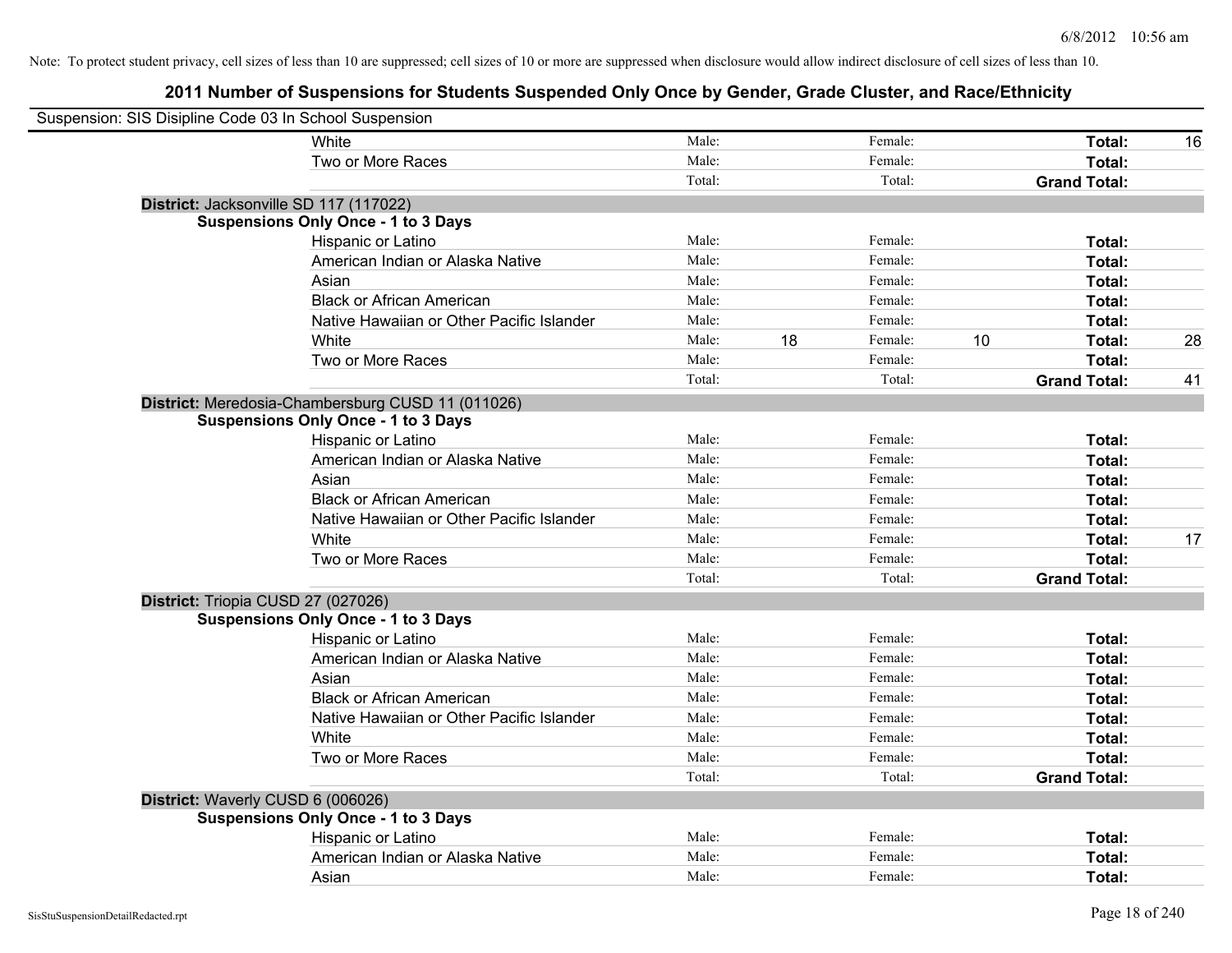Note: To protect student privacy, cell sizes of less than 10 are suppressed; cell sizes of 10 or more are suppressed when disclosure would allow indirect disclosure of cell sizes of less than 10.

# 2011 Number of Suspensions for Students Suspended Only Once by Gender, Grade Cluster, and Race/Ethnicity

Suspension: SIS Disipline Code 03 In School Suspension

| | | | | | | | |
|---|---|---|---|---|---|---|---|
| White | Male: | | Female: | | **Total:** | 16 |
| Two or More Races | Male: | | Female: | | **Total:** | |
| | Total: | | Total: | | **Grand Total:** | |

**District:** Jacksonville SD 117 (117022)

**Suspensions Only Once - 1 to 3 Days**

| | | | | | | |
|---|---|---|---|---|---|---|
| Hispanic or Latino | Male: | | Female: | | **Total:** | |
| American Indian or Alaska Native | Male: | | Female: | | **Total:** | |
| Asian | Male: | | Female: | | **Total:** | |
| Black or African American | Male: | | Female: | | **Total:** | |
| Native Hawaiian or Other Pacific Islander | Male: | | Female: | | **Total:** | |
| White | Male: | 18 | Female: | 10 | **Total:** | 28 |
| Two or More Races | Male: | | Female: | | **Total:** | |
| | Total: | | Total: | | **Grand Total:** | 41 |

**District:** Meredosia-Chambersburg CUSD 11 (011026)

**Suspensions Only Once - 1 to 3 Days**

| | | | | | | |
|---|---|---|---|---|---|---|
| Hispanic or Latino | Male: | | Female: | | **Total:** | |
| American Indian or Alaska Native | Male: | | Female: | | **Total:** | |
| Asian | Male: | | Female: | | **Total:** | |
| Black or African American | Male: | | Female: | | **Total:** | |
| Native Hawaiian or Other Pacific Islander | Male: | | Female: | | **Total:** | |
| White | Male: | | Female: | | **Total:** | 17 |
| Two or More Races | Male: | | Female: | | **Total:** | |
| | Total: | | Total: | | **Grand Total:** | |

**District:** Triopia CUSD 27 (027026)

**Suspensions Only Once - 1 to 3 Days**

| | | | | | | |
|---|---|---|---|---|---|---|
| Hispanic or Latino | Male: | | Female: | | **Total:** | |
| American Indian or Alaska Native | Male: | | Female: | | **Total:** | |
| Asian | Male: | | Female: | | **Total:** | |
| Black or African American | Male: | | Female: | | **Total:** | |
| Native Hawaiian or Other Pacific Islander | Male: | | Female: | | **Total:** | |
| White | Male: | | Female: | | **Total:** | |
| Two or More Races | Male: | | Female: | | **Total:** | |
| | Total: | | Total: | | **Grand Total:** | |

**District:** Waverly CUSD 6 (006026)

**Suspensions Only Once - 1 to 3 Days**

| | | | | | | |
|---|---|---|---|---|---|---|
| Hispanic or Latino | Male: | | Female: | | **Total:** | |
| American Indian or Alaska Native | Male: | | Female: | | **Total:** | |
| Asian | Male: | | Female: | | **Total:** | |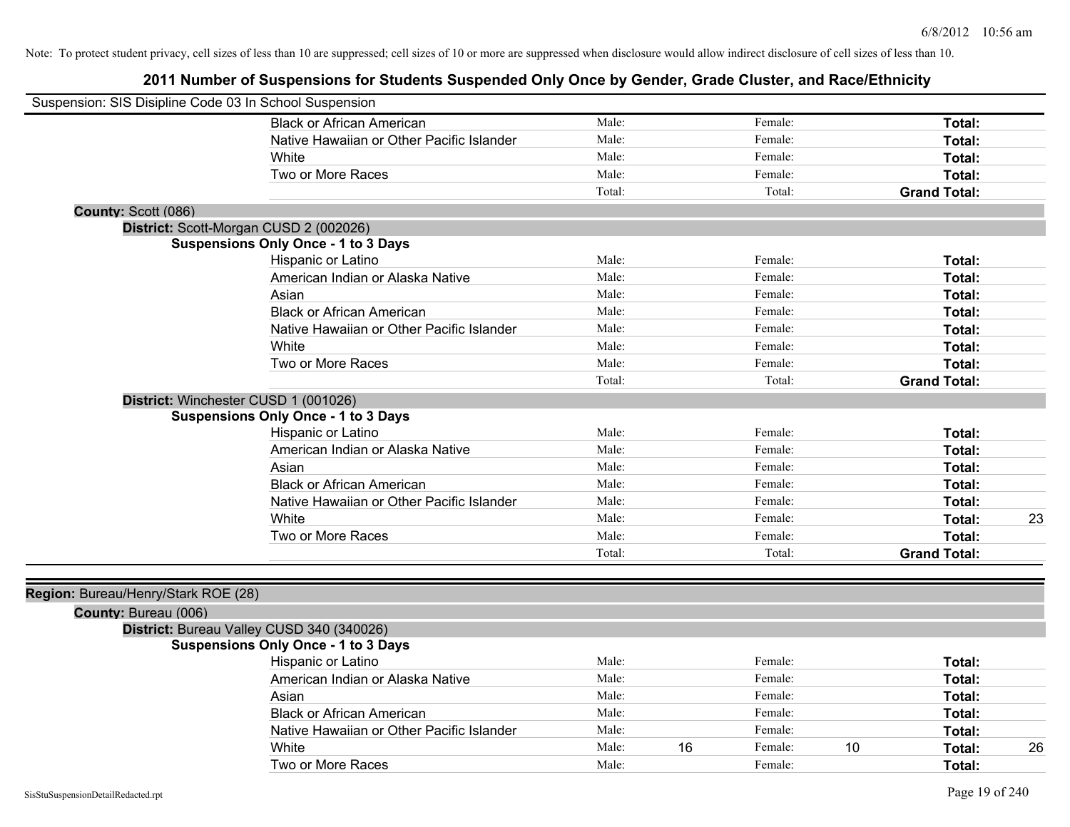Note: To protect student privacy, cell sizes of less than 10 are suppressed; cell sizes of 10 or more are suppressed when disclosure would allow indirect disclosure of cell sizes of less than 10.

## 2011 Number of Suspensions for Students Suspended Only Once by Gender, Grade Cluster, and Race/Ethnicity

Suspension: SIS Disipline Code 03 In School Suspension

| | Male: | | Female: | | | |
|---|---|---|---|---|---|---|
| Black or African American | Male: | | Female: | | **Total:** | |
| Native Hawaiian or Other Pacific Islander | Male: | | Female: | | **Total:** | |
| White | Male: | | Female: | | **Total:** | |
| Two or More Races | Male: | | Female: | | **Total:** | |
| | Total: | | Total: | | **Grand Total:** | |

**County:** Scott (086)

**District:** Scott-Morgan CUSD 2 (002026)

**Suspensions Only Once - 1 to 3 Days**

| | | | | | | |
|---|---|---|---|---|---|---|
| Hispanic or Latino | Male: | | Female: | | **Total:** | |
| American Indian or Alaska Native | Male: | | Female: | | **Total:** | |
| Asian | Male: | | Female: | | **Total:** | |
| Black or African American | Male: | | Female: | | **Total:** | |
| Native Hawaiian or Other Pacific Islander | Male: | | Female: | | **Total:** | |
| White | Male: | | Female: | | **Total:** | |
| Two or More Races | Male: | | Female: | | **Total:** | |
| | Total: | | Total: | | **Grand Total:** | |

**District:** Winchester CUSD 1 (001026)

**Suspensions Only Once - 1 to 3 Days**

| | | | | | | |
|---|---|---|---|---|---|---|
| Hispanic or Latino | Male: | | Female: | | **Total:** | |
| American Indian or Alaska Native | Male: | | Female: | | **Total:** | |
| Asian | Male: | | Female: | | **Total:** | |
| Black or African American | Male: | | Female: | | **Total:** | |
| Native Hawaiian or Other Pacific Islander | Male: | | Female: | | **Total:** | |
| White | Male: | | Female: | | **Total:** | 23 |
| Two or More Races | Male: | | Female: | | **Total:** | |
| | Total: | | Total: | | **Grand Total:** | |

**Region:** Bureau/Henry/Stark ROE (28)

**County:** Bureau (006)

**District:** Bureau Valley CUSD 340 (340026)

**Suspensions Only Once - 1 to 3 Days**

| | | | | | | |
|---|---|---|---|---|---|---|
| Hispanic or Latino | Male: | | Female: | | **Total:** | |
| American Indian or Alaska Native | Male: | | Female: | | **Total:** | |
| Asian | Male: | | Female: | | **Total:** | |
| Black or African American | Male: | | Female: | | **Total:** | |
| Native Hawaiian or Other Pacific Islander | Male: | | Female: | | **Total:** | |
| White | Male: | 16 | Female: | 10 | **Total:** | 26 |
| Two or More Races | Male: | | Female: | | **Total:** | |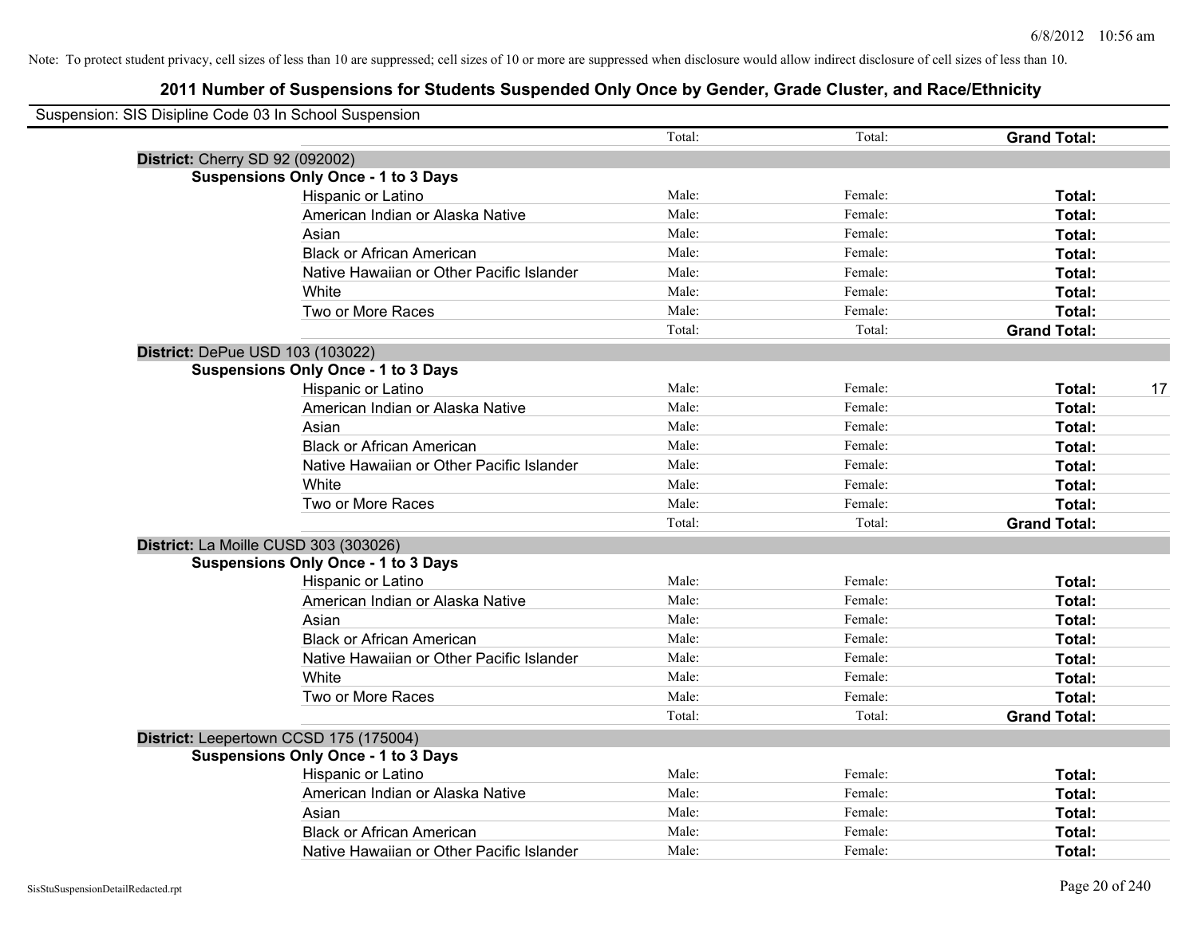Note: To protect student privacy, cell sizes of less than 10 are suppressed; cell sizes of 10 or more are suppressed when disclosure would allow indirect disclosure of cell sizes of less than 10.

# 2011 Number of Suspensions for Students Suspended Only Once by Gender, Grade Cluster, and Race/Ethnicity

Suspension: SIS Disipline Code 03 In School Suspension

| | | Total: | Total: | Grand Total: | |
|---|---|---|---|---|---|
| **District:** Cherry SD 92 (092002) | | | | | |
| **Suspensions Only Once - 1 to 3 Days** | | | | | |
| | Hispanic or Latino | Male: | Female: | **Total:** | |
| | American Indian or Alaska Native | Male: | Female: | **Total:** | |
| | Asian | Male: | Female: | **Total:** | |
| | Black or African American | Male: | Female: | **Total:** | |
| | Native Hawaiian or Other Pacific Islander | Male: | Female: | **Total:** | |
| | White | Male: | Female: | **Total:** | |
| | Two or More Races | Male: | Female: | **Total:** | |
| | | Total: | Total: | **Grand Total:** | |
| **District:** DePue USD 103 (103022) | | | | | |
| **Suspensions Only Once - 1 to 3 Days** | | | | | |
| | Hispanic or Latino | Male: | Female: | **Total:** | 17 |
| | American Indian or Alaska Native | Male: | Female: | **Total:** | |
| | Asian | Male: | Female: | **Total:** | |
| | Black or African American | Male: | Female: | **Total:** | |
| | Native Hawaiian or Other Pacific Islander | Male: | Female: | **Total:** | |
| | White | Male: | Female: | **Total:** | |
| | Two or More Races | Male: | Female: | **Total:** | |
| | | Total: | Total: | **Grand Total:** | |
| **District:** La Moille CUSD 303 (303026) | | | | | |
| **Suspensions Only Once - 1 to 3 Days** | | | | | |
| | Hispanic or Latino | Male: | Female: | **Total:** | |
| | American Indian or Alaska Native | Male: | Female: | **Total:** | |
| | Asian | Male: | Female: | **Total:** | |
| | Black or African American | Male: | Female: | **Total:** | |
| | Native Hawaiian or Other Pacific Islander | Male: | Female: | **Total:** | |
| | White | Male: | Female: | **Total:** | |
| | Two or More Races | Male: | Female: | **Total:** | |
| | | Total: | Total: | **Grand Total:** | |
| **District:** Leepertown CCSD 175 (175004) | | | | | |
| **Suspensions Only Once - 1 to 3 Days** | | | | | |
| | Hispanic or Latino | Male: | Female: | **Total:** | |
| | American Indian or Alaska Native | Male: | Female: | **Total:** | |
| | Asian | Male: | Female: | **Total:** | |
| | Black or African American | Male: | Female: | **Total:** | |
| | Native Hawaiian or Other Pacific Islander | Male: | Female: | **Total:** | |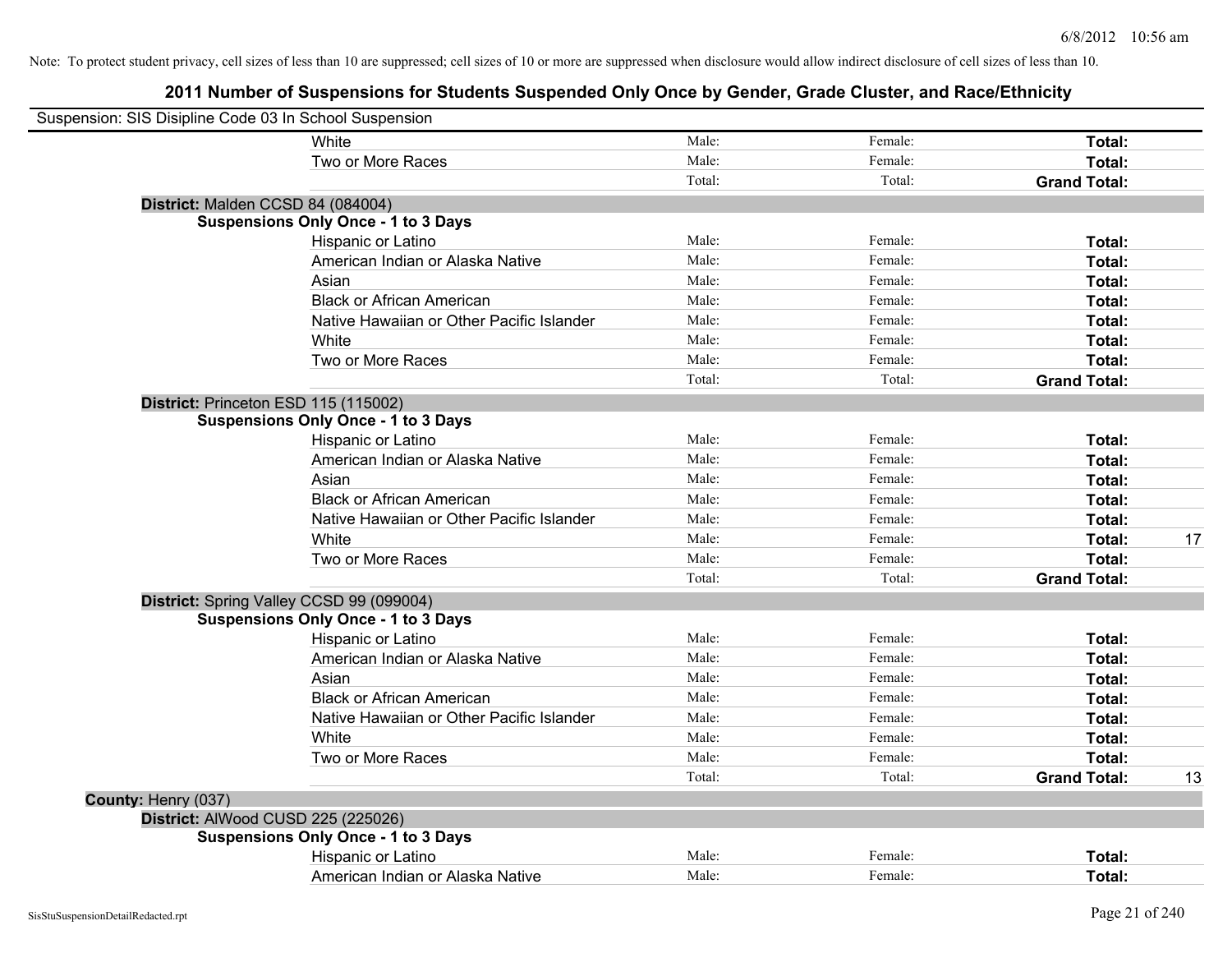Note: To protect student privacy, cell sizes of less than 10 are suppressed; cell sizes of 10 or more are suppressed when disclosure would allow indirect disclosure of cell sizes of less than 10.

## 2011 Number of Suspensions for Students Suspended Only Once by Gender, Grade Cluster, and Race/Ethnicity

Suspension: SIS Disipline Code 03 In School Suspension

| | | | | |
|---|---|---|---|---|
| White | Male: | Female: | **Total:** | |
| Two or More Races | Male: | Female: | **Total:** | |
| | Total: | Total: | **Grand Total:** | |

**District:** Malden CCSD 84 (084004)

**Suspensions Only Once - 1 to 3 Days**

| | | | | |
|---|---|---|---|---|
| Hispanic or Latino | Male: | Female: | **Total:** | |
| American Indian or Alaska Native | Male: | Female: | **Total:** | |
| Asian | Male: | Female: | **Total:** | |
| Black or African American | Male: | Female: | **Total:** | |
| Native Hawaiian or Other Pacific Islander | Male: | Female: | **Total:** | |
| White | Male: | Female: | **Total:** | |
| Two or More Races | Male: | Female: | **Total:** | |
| | Total: | Total: | **Grand Total:** | |

**District:** Princeton ESD 115 (115002)

**Suspensions Only Once - 1 to 3 Days**

| | | | | |
|---|---|---|---|---|
| Hispanic or Latino | Male: | Female: | **Total:** | |
| American Indian or Alaska Native | Male: | Female: | **Total:** | |
| Asian | Male: | Female: | **Total:** | |
| Black or African American | Male: | Female: | **Total:** | |
| Native Hawaiian or Other Pacific Islander | Male: | Female: | **Total:** | |
| White | Male: | Female: | **Total:** | 17 |
| Two or More Races | Male: | Female: | **Total:** | |
| | Total: | Total: | **Grand Total:** | |

**District:** Spring Valley CCSD 99 (099004)

**Suspensions Only Once - 1 to 3 Days**

| | | | | |
|---|---|---|---|---|
| Hispanic or Latino | Male: | Female: | **Total:** | |
| American Indian or Alaska Native | Male: | Female: | **Total:** | |
| Asian | Male: | Female: | **Total:** | |
| Black or African American | Male: | Female: | **Total:** | |
| Native Hawaiian or Other Pacific Islander | Male: | Female: | **Total:** | |
| White | Male: | Female: | **Total:** | |
| Two or More Races | Male: | Female: | **Total:** | |
| | Total: | Total: | **Grand Total:** | 13 |

**County:** Henry (037)

**District:** AlWood CUSD 225 (225026)

**Suspensions Only Once - 1 to 3 Days**

| | | | | |
|---|---|---|---|---|
| Hispanic or Latino | Male: | Female: | **Total:** | |
| American Indian or Alaska Native | Male: | Female: | **Total:** | |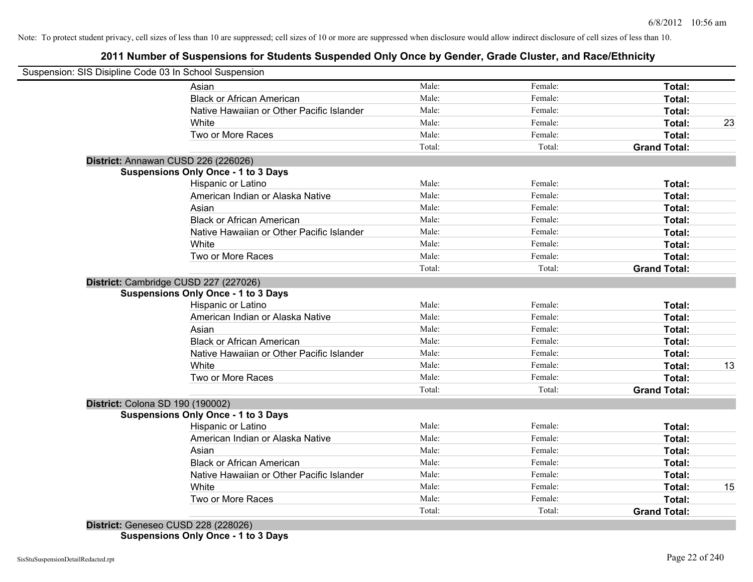Note: To protect student privacy, cell sizes of less than 10 are suppressed; cell sizes of 10 or more are suppressed when disclosure would allow indirect disclosure of cell sizes of less than 10.

# 2011 Number of Suspensions for Students Suspended Only Once by Gender, Grade Cluster, and Race/Ethnicity

Suspension: SIS Disipline Code 03 In School Suspension

| | Male: | Female: | Total: | |
|---|---|---|---|---|
| Asian | Male: | Female: | **Total:** | |
| Black or African American | Male: | Female: | **Total:** | |
| Native Hawaiian or Other Pacific Islander | Male: | Female: | **Total:** | |
| White | Male: | Female: | **Total:** | 23 |
| Two or More Races | Male: | Female: | **Total:** | |
| | Total: | Total: | **Grand Total:** | |

**District:** Annawan CUSD 226 (226026)

**Suspensions Only Once - 1 to 3 Days**

| | | | | |
|---|---|---|---|---|
| Hispanic or Latino | Male: | Female: | **Total:** | |
| American Indian or Alaska Native | Male: | Female: | **Total:** | |
| Asian | Male: | Female: | **Total:** | |
| Black or African American | Male: | Female: | **Total:** | |
| Native Hawaiian or Other Pacific Islander | Male: | Female: | **Total:** | |
| White | Male: | Female: | **Total:** | |
| Two or More Races | Male: | Female: | **Total:** | |
| | Total: | Total: | **Grand Total:** | |

**District:** Cambridge CUSD 227 (227026)

**Suspensions Only Once - 1 to 3 Days**

| | | | | |
|---|---|---|---|---|
| Hispanic or Latino | Male: | Female: | **Total:** | |
| American Indian or Alaska Native | Male: | Female: | **Total:** | |
| Asian | Male: | Female: | **Total:** | |
| Black or African American | Male: | Female: | **Total:** | |
| Native Hawaiian or Other Pacific Islander | Male: | Female: | **Total:** | |
| White | Male: | Female: | **Total:** | 13 |
| Two or More Races | Male: | Female: | **Total:** | |
| | Total: | Total: | **Grand Total:** | |

**District:** Colona SD 190 (190002)

**Suspensions Only Once - 1 to 3 Days**

| | | | | |
|---|---|---|---|---|
| Hispanic or Latino | Male: | Female: | **Total:** | |
| American Indian or Alaska Native | Male: | Female: | **Total:** | |
| Asian | Male: | Female: | **Total:** | |
| Black or African American | Male: | Female: | **Total:** | |
| Native Hawaiian or Other Pacific Islander | Male: | Female: | **Total:** | |
| White | Male: | Female: | **Total:** | 15 |
| Two or More Races | Male: | Female: | **Total:** | |
| | Total: | Total: | **Grand Total:** | |

**District:** Geneseo CUSD 228 (228026)

**Suspensions Only Once - 1 to 3 Days**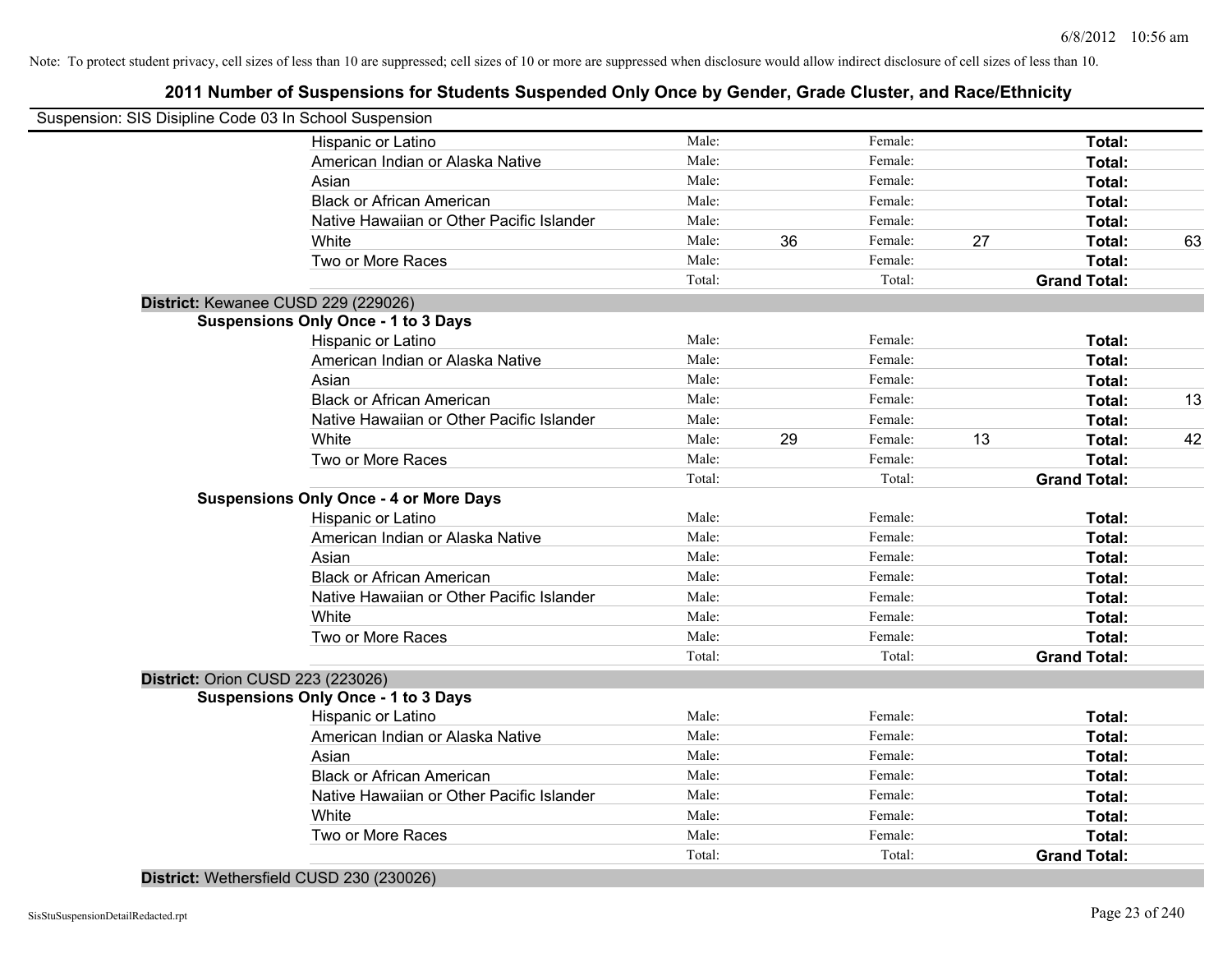Note: To protect student privacy, cell sizes of less than 10 are suppressed; cell sizes of 10 or more are suppressed when disclosure would allow indirect disclosure of cell sizes of less than 10.

# 2011 Number of Suspensions for Students Suspended Only Once by Gender, Grade Cluster, and Race/Ethnicity

Suspension: SIS Disipline Code 03 In School Suspension

| | | | | | | |
|---|---|---|---|---|---|---|
| Hispanic or Latino | Male: | | Female: | | **Total:** | |
| American Indian or Alaska Native | Male: | | Female: | | **Total:** | |
| Asian | Male: | | Female: | | **Total:** | |
| Black or African American | Male: | | Female: | | **Total:** | |
| Native Hawaiian or Other Pacific Islander | Male: | | Female: | | **Total:** | |
| White | Male: | 36 | Female: | 27 | **Total:** | 63 |
| Two or More Races | Male: | | Female: | | **Total:** | |
| | Total: | | Total: | | **Grand Total:** | |

**District:** Kewanee CUSD 229 (229026)

**Suspensions Only Once - 1 to 3 Days**

| | | | | | | |
|---|---|---|---|---|---|---|
| Hispanic or Latino | Male: | | Female: | | **Total:** | |
| American Indian or Alaska Native | Male: | | Female: | | **Total:** | |
| Asian | Male: | | Female: | | **Total:** | |
| Black or African American | Male: | | Female: | | **Total:** | 13 |
| Native Hawaiian or Other Pacific Islander | Male: | | Female: | | **Total:** | |
| White | Male: | 29 | Female: | 13 | **Total:** | 42 |
| Two or More Races | Male: | | Female: | | **Total:** | |
| | Total: | | Total: | | **Grand Total:** | |

**Suspensions Only Once - 4 or More Days**

| | | | | | | |
|---|---|---|---|---|---|---|
| Hispanic or Latino | Male: | | Female: | | **Total:** | |
| American Indian or Alaska Native | Male: | | Female: | | **Total:** | |
| Asian | Male: | | Female: | | **Total:** | |
| Black or African American | Male: | | Female: | | **Total:** | |
| Native Hawaiian or Other Pacific Islander | Male: | | Female: | | **Total:** | |
| White | Male: | | Female: | | **Total:** | |
| Two or More Races | Male: | | Female: | | **Total:** | |
| | Total: | | Total: | | **Grand Total:** | |

**District:** Orion CUSD 223 (223026)

**Suspensions Only Once - 1 to 3 Days**

| | | | | | | |
|---|---|---|---|---|---|---|
| Hispanic or Latino | Male: | | Female: | | **Total:** | |
| American Indian or Alaska Native | Male: | | Female: | | **Total:** | |
| Asian | Male: | | Female: | | **Total:** | |
| Black or African American | Male: | | Female: | | **Total:** | |
| Native Hawaiian or Other Pacific Islander | Male: | | Female: | | **Total:** | |
| White | Male: | | Female: | | **Total:** | |
| Two or More Races | Male: | | Female: | | **Total:** | |
| | Total: | | Total: | | **Grand Total:** | |

**District:** Wethersfield CUSD 230 (230026)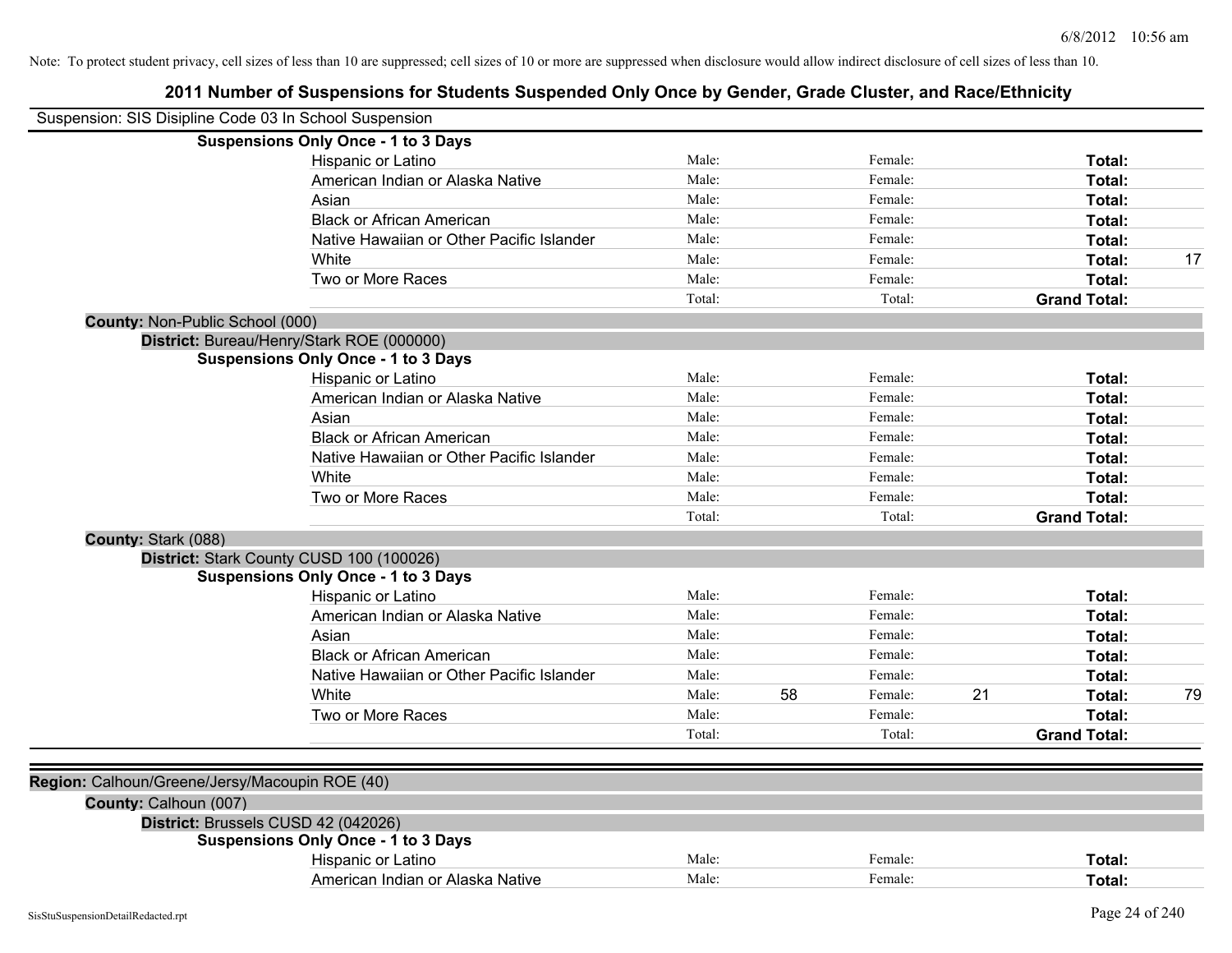Note: To protect student privacy, cell sizes of less than 10 are suppressed; cell sizes of 10 or more are suppressed when disclosure would allow indirect disclosure of cell sizes of less than 10.

# 2011 Number of Suspensions for Students Suspended Only Once by Gender, Grade Cluster, and Race/Ethnicity

Suspension: SIS Disipline Code 03 In School Suspension

**Suspensions Only Once - 1 to 3 Days**

| Race/Ethnicity | Male: | | Female: | | Total: | |
|---|---|---|---|---|---|---|
| Hispanic or Latino | Male: | | Female: | | **Total:** | |
| American Indian or Alaska Native | Male: | | Female: | | **Total:** | |
| Asian | Male: | | Female: | | **Total:** | |
| Black or African American | Male: | | Female: | | **Total:** | |
| Native Hawaiian or Other Pacific Islander | Male: | | Female: | | **Total:** | |
| White | Male: | | Female: | | **Total:** | 17 |
| Two or More Races | Male: | | Female: | | **Total:** | |
| | Total: | | Total: | | **Grand Total:** | |

**County:** Non-Public School (000)

**District:** Bureau/Henry/Stark ROE (000000)

**Suspensions Only Once - 1 to 3 Days**

| Race/Ethnicity | Male: | | Female: | | Total: | |
|---|---|---|---|---|---|---|
| Hispanic or Latino | Male: | | Female: | | **Total:** | |
| American Indian or Alaska Native | Male: | | Female: | | **Total:** | |
| Asian | Male: | | Female: | | **Total:** | |
| Black or African American | Male: | | Female: | | **Total:** | |
| Native Hawaiian or Other Pacific Islander | Male: | | Female: | | **Total:** | |
| White | Male: | | Female: | | **Total:** | |
| Two or More Races | Male: | | Female: | | **Total:** | |
| | Total: | | Total: | | **Grand Total:** | |

**County:** Stark (088)

**District:** Stark County CUSD 100 (100026)

**Suspensions Only Once - 1 to 3 Days**

| Race/Ethnicity | Male: | | Female: | | Total: | |
|---|---|---|---|---|---|---|
| Hispanic or Latino | Male: | | Female: | | **Total:** | |
| American Indian or Alaska Native | Male: | | Female: | | **Total:** | |
| Asian | Male: | | Female: | | **Total:** | |
| Black or African American | Male: | | Female: | | **Total:** | |
| Native Hawaiian or Other Pacific Islander | Male: | | Female: | | **Total:** | |
| White | Male: | 58 | Female: | 21 | **Total:** | 79 |
| Two or More Races | Male: | | Female: | | **Total:** | |
| | Total: | | Total: | | **Grand Total:** | |

**Region:** Calhoun/Greene/Jersy/Macoupin ROE (40)

**County:** Calhoun (007)

**District:** Brussels CUSD 42 (042026)

**Suspensions Only Once - 1 to 3 Days**

| Race/Ethnicity | Male: | | Female: | | Total: | |
|---|---|---|---|---|---|---|
| Hispanic or Latino | Male: | | Female: | | **Total:** | |
| American Indian or Alaska Native | Male: | | Female: | | **Total:** | |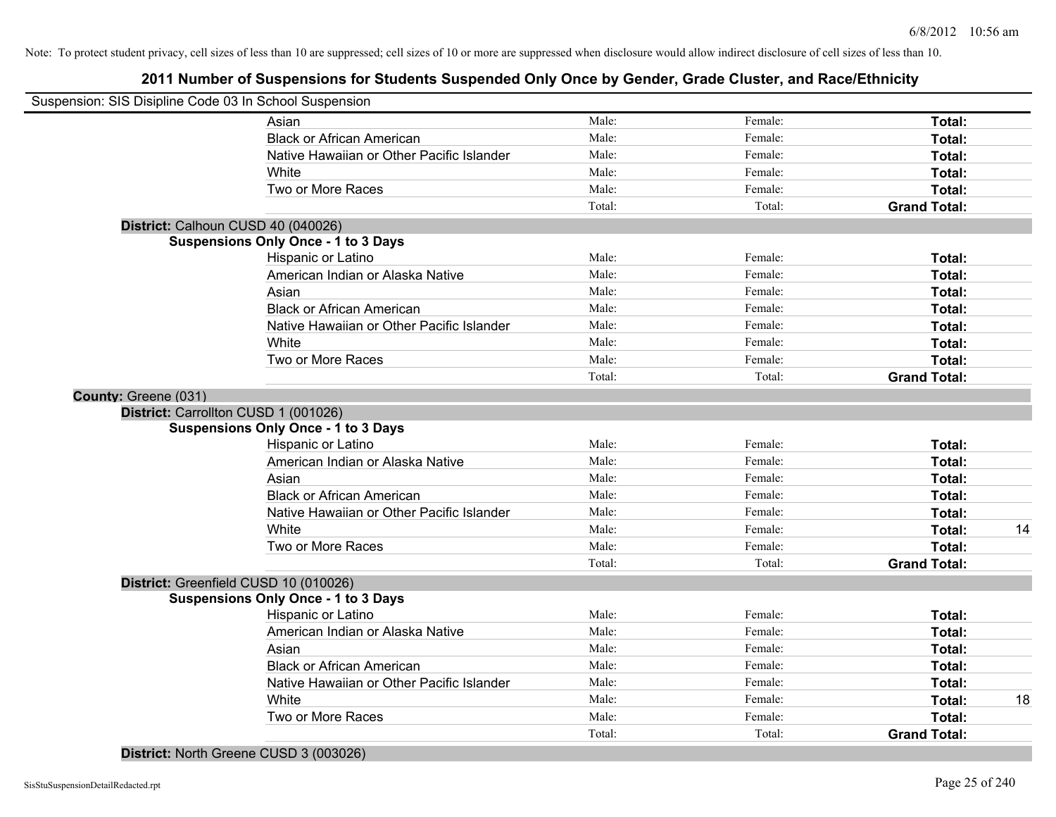Note: To protect student privacy, cell sizes of less than 10 are suppressed; cell sizes of 10 or more are suppressed when disclosure would allow indirect disclosure of cell sizes of less than 10.

## 2011 Number of Suspensions for Students Suspended Only Once by Gender, Grade Cluster, and Race/Ethnicity

Suspension: SIS Disipline Code 03 In School Suspension

| | | | | |
|---|---|---|---|---|
| Asian | Male: | Female: | **Total:** | |
| Black or African American | Male: | Female: | **Total:** | |
| Native Hawaiian or Other Pacific Islander | Male: | Female: | **Total:** | |
| White | Male: | Female: | **Total:** | |
| Two or More Races | Male: | Female: | **Total:** | |
| | Total: | Total: | **Grand Total:** | |

**District:** Calhoun CUSD 40 (040026)

**Suspensions Only Once - 1 to 3 Days**

| | | | | |
|---|---|---|---|---|
| Hispanic or Latino | Male: | Female: | **Total:** | |
| American Indian or Alaska Native | Male: | Female: | **Total:** | |
| Asian | Male: | Female: | **Total:** | |
| Black or African American | Male: | Female: | **Total:** | |
| Native Hawaiian or Other Pacific Islander | Male: | Female: | **Total:** | |
| White | Male: | Female: | **Total:** | |
| Two or More Races | Male: | Female: | **Total:** | |
| | Total: | Total: | **Grand Total:** | |

**County:** Greene (031)

**District:** Carrollton CUSD 1 (001026)

**Suspensions Only Once - 1 to 3 Days**

| | | | | |
|---|---|---|---|---|
| Hispanic or Latino | Male: | Female: | **Total:** | |
| American Indian or Alaska Native | Male: | Female: | **Total:** | |
| Asian | Male: | Female: | **Total:** | |
| Black or African American | Male: | Female: | **Total:** | |
| Native Hawaiian or Other Pacific Islander | Male: | Female: | **Total:** | |
| White | Male: | Female: | **Total:** | 14 |
| Two or More Races | Male: | Female: | **Total:** | |
| | Total: | Total: | **Grand Total:** | |

**District:** Greenfield CUSD 10 (010026)

**Suspensions Only Once - 1 to 3 Days**

| | | | | |
|---|---|---|---|---|
| Hispanic or Latino | Male: | Female: | **Total:** | |
| American Indian or Alaska Native | Male: | Female: | **Total:** | |
| Asian | Male: | Female: | **Total:** | |
| Black or African American | Male: | Female: | **Total:** | |
| Native Hawaiian or Other Pacific Islander | Male: | Female: | **Total:** | |
| White | Male: | Female: | **Total:** | 18 |
| Two or More Races | Male: | Female: | **Total:** | |
| | Total: | Total: | **Grand Total:** | |

**District:** North Greene CUSD 3 (003026)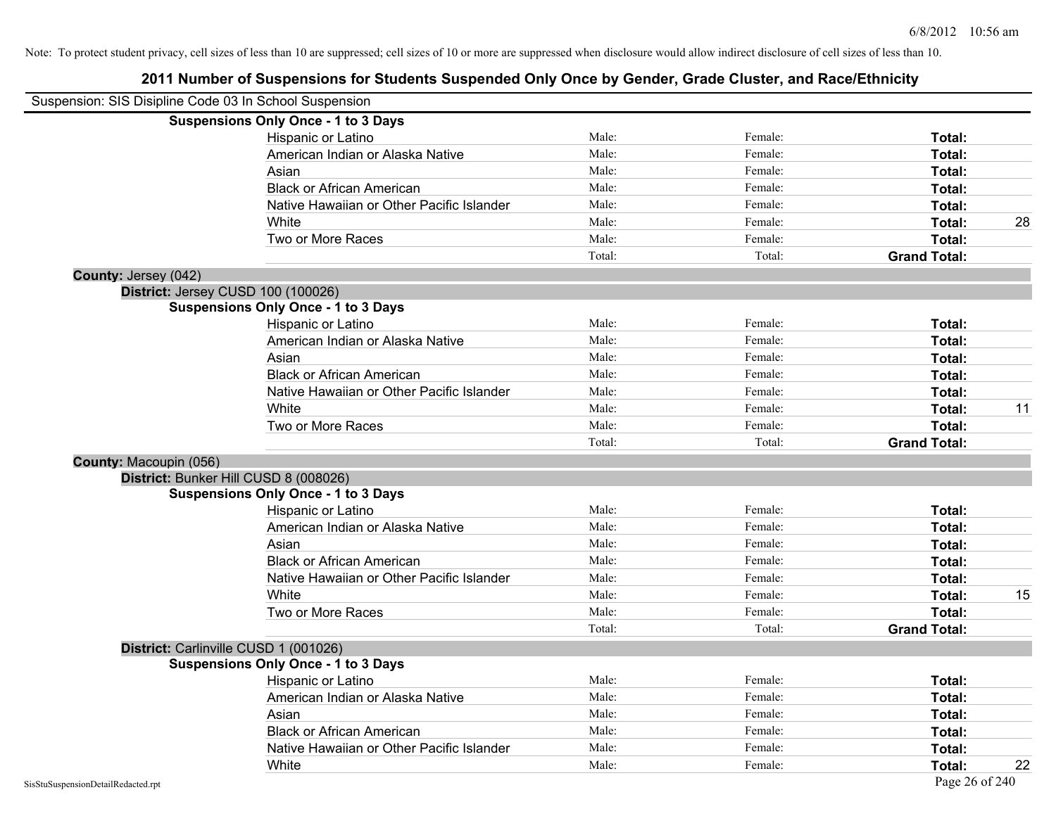Note: To protect student privacy, cell sizes of less than 10 are suppressed; cell sizes of 10 or more are suppressed when disclosure would allow indirect disclosure of cell sizes of less than 10.

## 2011 Number of Suspensions for Students Suspended Only Once by Gender, Grade Cluster, and Race/Ethnicity

Suspension: SIS Disipline Code 03 In School Suspension

**Suspensions Only Once - 1 to 3 Days**

| | | | | |
|---|---|---|---|---|
| Hispanic or Latino | Male: | Female: | **Total:** | |
| American Indian or Alaska Native | Male: | Female: | **Total:** | |
| Asian | Male: | Female: | **Total:** | |
| Black or African American | Male: | Female: | **Total:** | |
| Native Hawaiian or Other Pacific Islander | Male: | Female: | **Total:** | |
| White | Male: | Female: | **Total:** | 28 |
| Two or More Races | Male: | Female: | **Total:** | |
| | Total: | Total: | **Grand Total:** | |

**County:** Jersey (042)

**District:** Jersey CUSD 100 (100026)

**Suspensions Only Once - 1 to 3 Days**

| | | | | |
|---|---|---|---|---|
| Hispanic or Latino | Male: | Female: | **Total:** | |
| American Indian or Alaska Native | Male: | Female: | **Total:** | |
| Asian | Male: | Female: | **Total:** | |
| Black or African American | Male: | Female: | **Total:** | |
| Native Hawaiian or Other Pacific Islander | Male: | Female: | **Total:** | |
| White | Male: | Female: | **Total:** | 11 |
| Two or More Races | Male: | Female: | **Total:** | |
| | Total: | Total: | **Grand Total:** | |

**County:** Macoupin (056)

**District:** Bunker Hill CUSD 8 (008026)

**Suspensions Only Once - 1 to 3 Days**

| | | | | |
|---|---|---|---|---|
| Hispanic or Latino | Male: | Female: | **Total:** | |
| American Indian or Alaska Native | Male: | Female: | **Total:** | |
| Asian | Male: | Female: | **Total:** | |
| Black or African American | Male: | Female: | **Total:** | |
| Native Hawaiian or Other Pacific Islander | Male: | Female: | **Total:** | |
| White | Male: | Female: | **Total:** | 15 |
| Two or More Races | Male: | Female: | **Total:** | |
| | Total: | Total: | **Grand Total:** | |

**District:** Carlinville CUSD 1 (001026)

**Suspensions Only Once - 1 to 3 Days**

| | | | | |
|---|---|---|---|---|
| Hispanic or Latino | Male: | Female: | **Total:** | |
| American Indian or Alaska Native | Male: | Female: | **Total:** | |
| Asian | Male: | Female: | **Total:** | |
| Black or African American | Male: | Female: | **Total:** | |
| Native Hawaiian or Other Pacific Islander | Male: | Female: | **Total:** | |
| White | Male: | Female: | **Total:** | 22 |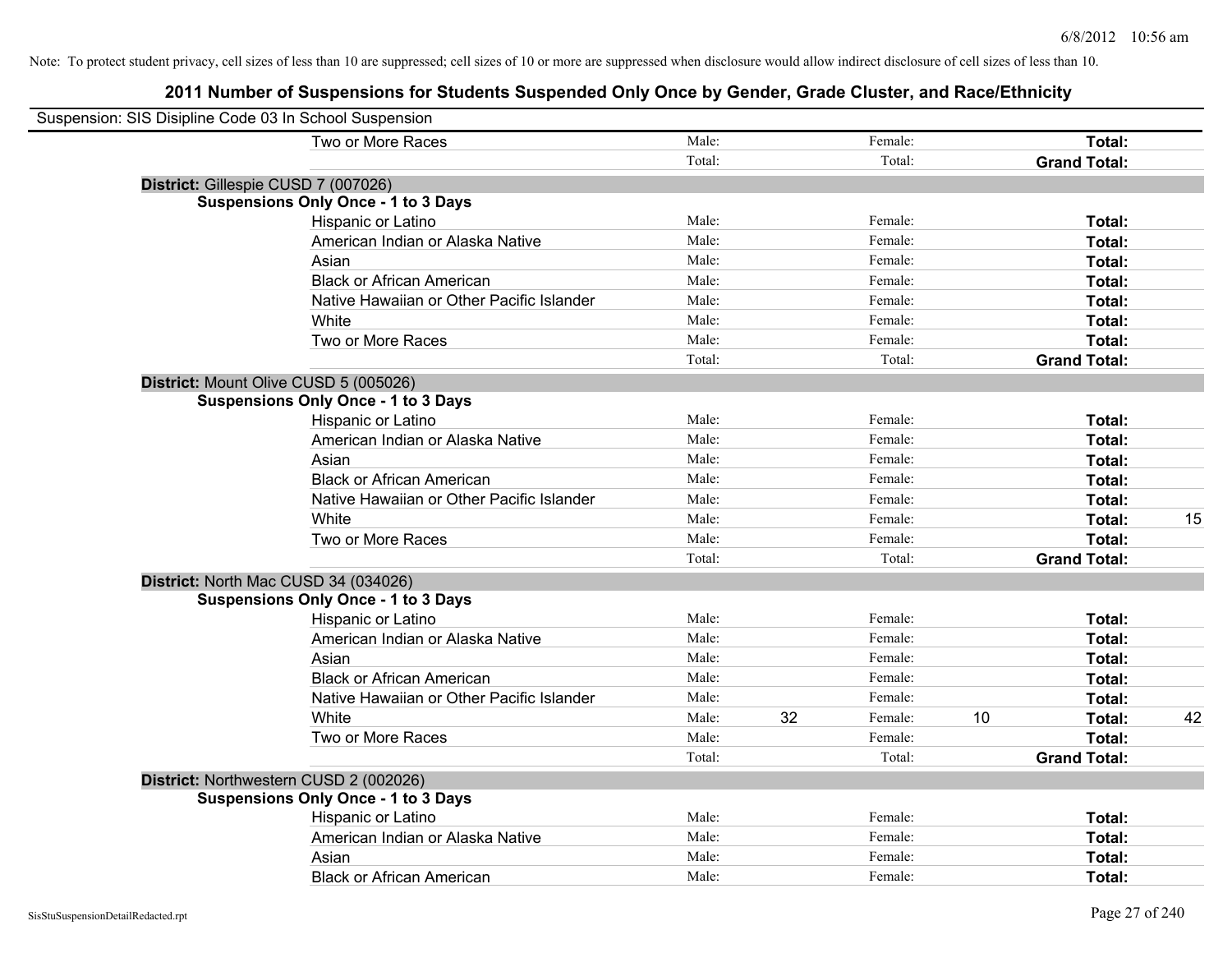Note: To protect student privacy, cell sizes of less than 10 are suppressed; cell sizes of 10 or more are suppressed when disclosure would allow indirect disclosure of cell sizes of less than 10.

# 2011 Number of Suspensions for Students Suspended Only Once by Gender, Grade Cluster, and Race/Ethnicity

Suspension: SIS Disipline Code 03 In School Suspension

| | | | | | | |
|---|---|---|---|---|---|---|
| Two or More Races | Male: | | Female: | | **Total:** | |
| | Total: | | Total: | | **Grand Total:** | |

**District:** Gillespie CUSD 7 (007026)

**Suspensions Only Once - 1 to 3 Days**

| | | | | | | |
|---|---|---|---|---|---|---|
| Hispanic or Latino | Male: | | Female: | | **Total:** | |
| American Indian or Alaska Native | Male: | | Female: | | **Total:** | |
| Asian | Male: | | Female: | | **Total:** | |
| Black or African American | Male: | | Female: | | **Total:** | |
| Native Hawaiian or Other Pacific Islander | Male: | | Female: | | **Total:** | |
| White | Male: | | Female: | | **Total:** | |
| Two or More Races | Male: | | Female: | | **Total:** | |
| | Total: | | Total: | | **Grand Total:** | |

**District:** Mount Olive CUSD 5 (005026)

**Suspensions Only Once - 1 to 3 Days**

| | | | | | | |
|---|---|---|---|---|---|---|
| Hispanic or Latino | Male: | | Female: | | **Total:** | |
| American Indian or Alaska Native | Male: | | Female: | | **Total:** | |
| Asian | Male: | | Female: | | **Total:** | |
| Black or African American | Male: | | Female: | | **Total:** | |
| Native Hawaiian or Other Pacific Islander | Male: | | Female: | | **Total:** | |
| White | Male: | | Female: | | **Total:** | 15 |
| Two or More Races | Male: | | Female: | | **Total:** | |
| | Total: | | Total: | | **Grand Total:** | |

**District:** North Mac CUSD 34 (034026)

**Suspensions Only Once - 1 to 3 Days**

| | | | | | | |
|---|---|---|---|---|---|---|
| Hispanic or Latino | Male: | | Female: | | **Total:** | |
| American Indian or Alaska Native | Male: | | Female: | | **Total:** | |
| Asian | Male: | | Female: | | **Total:** | |
| Black or African American | Male: | | Female: | | **Total:** | |
| Native Hawaiian or Other Pacific Islander | Male: | | Female: | | **Total:** | |
| White | Male: | 32 | Female: | 10 | **Total:** | 42 |
| Two or More Races | Male: | | Female: | | **Total:** | |
| | Total: | | Total: | | **Grand Total:** | |

**District:** Northwestern CUSD 2 (002026)

**Suspensions Only Once - 1 to 3 Days**

| | | | | | | |
|---|---|---|---|---|---|---|
| Hispanic or Latino | Male: | | Female: | | **Total:** | |
| American Indian or Alaska Native | Male: | | Female: | | **Total:** | |
| Asian | Male: | | Female: | | **Total:** | |
| Black or African American | Male: | | Female: | | **Total:** | |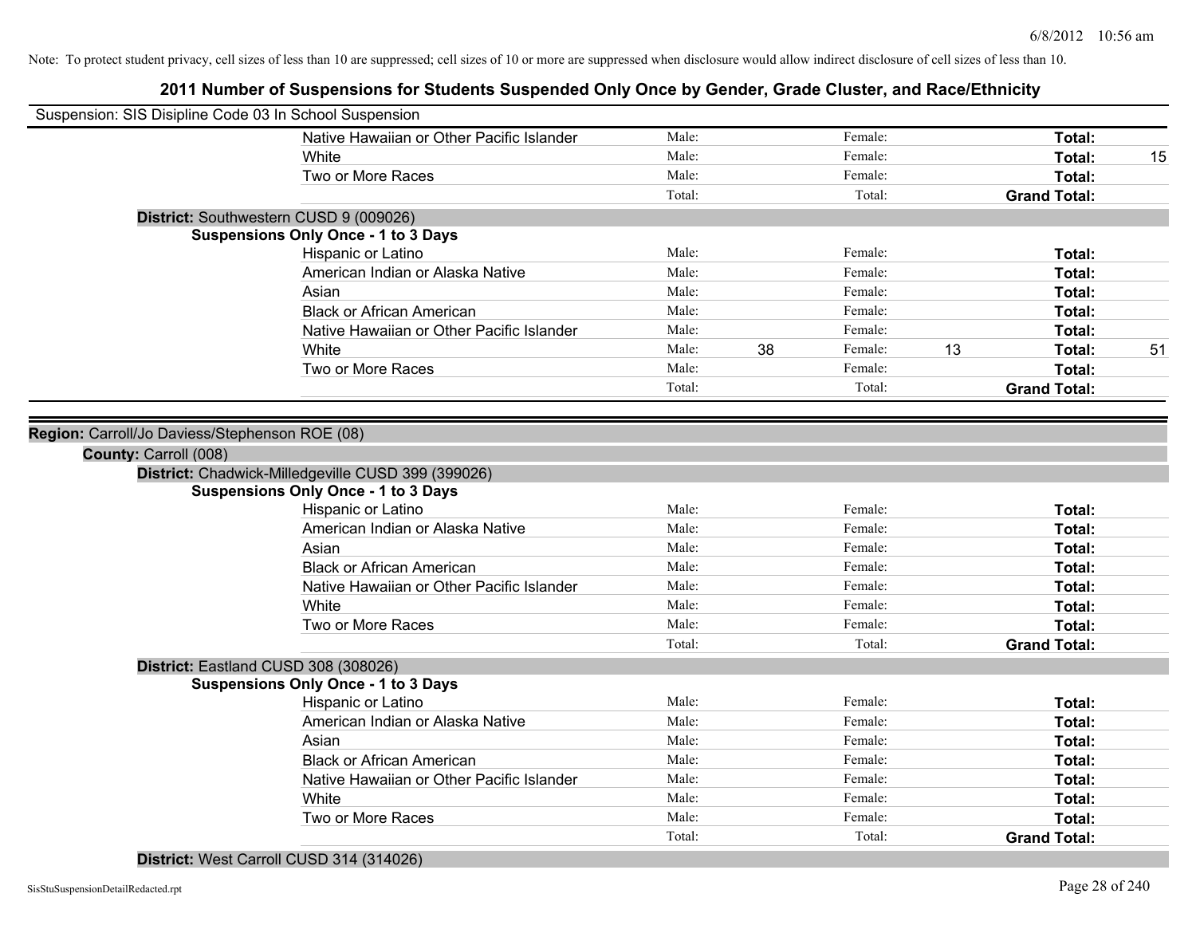Note: To protect student privacy, cell sizes of less than 10 are suppressed; cell sizes of 10 or more are suppressed when disclosure would allow indirect disclosure of cell sizes of less than 10.

# 2011 Number of Suspensions for Students Suspended Only Once by Gender, Grade Cluster, and Race/Ethnicity

Suspension: SIS Disipline Code 03 In School Suspension

| | Male: | | Female: | | Total: | |
|---|---|---|---|---|---|---|
| Native Hawaiian or Other Pacific Islander | Male: | | Female: | | **Total:** | |
| White | Male: | | Female: | | **Total:** | 15 |
| Two or More Races | Male: | | Female: | | **Total:** | |
| | Total: | | Total: | | **Grand Total:** | |

**District:** Southwestern CUSD 9 (009026)

**Suspensions Only Once - 1 to 3 Days**

| | | | | | | |
|---|---|---|---|---|---|---|
| Hispanic or Latino | Male: | | Female: | | **Total:** | |
| American Indian or Alaska Native | Male: | | Female: | | **Total:** | |
| Asian | Male: | | Female: | | **Total:** | |
| Black or African American | Male: | | Female: | | **Total:** | |
| Native Hawaiian or Other Pacific Islander | Male: | | Female: | | **Total:** | |
| White | Male: | 38 | Female: | 13 | **Total:** | 51 |
| Two or More Races | Male: | | Female: | | **Total:** | |
| | Total: | | Total: | | **Grand Total:** | |

**Region:** Carroll/Jo Daviess/Stephenson ROE (08)

**County:** Carroll (008)

**District:** Chadwick-Milledgeville CUSD 399 (399026)

**Suspensions Only Once - 1 to 3 Days**

| | | | | | | |
|---|---|---|---|---|---|---|
| Hispanic or Latino | Male: | | Female: | | **Total:** | |
| American Indian or Alaska Native | Male: | | Female: | | **Total:** | |
| Asian | Male: | | Female: | | **Total:** | |
| Black or African American | Male: | | Female: | | **Total:** | |
| Native Hawaiian or Other Pacific Islander | Male: | | Female: | | **Total:** | |
| White | Male: | | Female: | | **Total:** | |
| Two or More Races | Male: | | Female: | | **Total:** | |
| | Total: | | Total: | | **Grand Total:** | |

**District:** Eastland CUSD 308 (308026)

**Suspensions Only Once - 1 to 3 Days**

| | | | | | | |
|---|---|---|---|---|---|---|
| Hispanic or Latino | Male: | | Female: | | **Total:** | |
| American Indian or Alaska Native | Male: | | Female: | | **Total:** | |
| Asian | Male: | | Female: | | **Total:** | |
| Black or African American | Male: | | Female: | | **Total:** | |
| Native Hawaiian or Other Pacific Islander | Male: | | Female: | | **Total:** | |
| White | Male: | | Female: | | **Total:** | |
| Two or More Races | Male: | | Female: | | **Total:** | |
| | Total: | | Total: | | **Grand Total:** | |

**District:** West Carroll CUSD 314 (314026)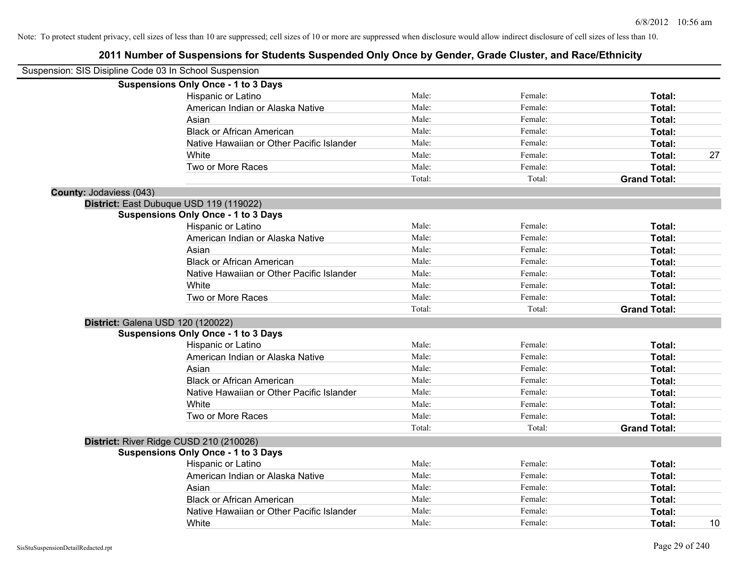Note: To protect student privacy, cell sizes of less than 10 are suppressed; cell sizes of 10 or more are suppressed when disclosure would allow indirect disclosure of cell sizes of less than 10.

# 2011 Number of Suspensions for Students Suspended Only Once by Gender, Grade Cluster, and Race/Ethnicity

Suspension: SIS Disipline Code 03 In School Suspension

**Suspensions Only Once - 1 to 3 Days**

| | | | | |
|---|---|---|---|---|
| Hispanic or Latino | Male: | Female: | **Total:** | |
| American Indian or Alaska Native | Male: | Female: | **Total:** | |
| Asian | Male: | Female: | **Total:** | |
| Black or African American | Male: | Female: | **Total:** | |
| Native Hawaiian or Other Pacific Islander | Male: | Female: | **Total:** | |
| White | Male: | Female: | **Total:** | 27 |
| Two or More Races | Male: | Female: | **Total:** | |
| | Total: | Total: | **Grand Total:** | |

**County:** Jodaviess (043)

**District:** East Dubuque USD 119 (119022)

**Suspensions Only Once - 1 to 3 Days**

| | | | | |
|---|---|---|---|---|
| Hispanic or Latino | Male: | Female: | **Total:** | |
| American Indian or Alaska Native | Male: | Female: | **Total:** | |
| Asian | Male: | Female: | **Total:** | |
| Black or African American | Male: | Female: | **Total:** | |
| Native Hawaiian or Other Pacific Islander | Male: | Female: | **Total:** | |
| White | Male: | Female: | **Total:** | |
| Two or More Races | Male: | Female: | **Total:** | |
| | Total: | Total: | **Grand Total:** | |

**District:** Galena USD 120 (120022)

**Suspensions Only Once - 1 to 3 Days**

| | | | | |
|---|---|---|---|---|
| Hispanic or Latino | Male: | Female: | **Total:** | |
| American Indian or Alaska Native | Male: | Female: | **Total:** | |
| Asian | Male: | Female: | **Total:** | |
| Black or African American | Male: | Female: | **Total:** | |
| Native Hawaiian or Other Pacific Islander | Male: | Female: | **Total:** | |
| White | Male: | Female: | **Total:** | |
| Two or More Races | Male: | Female: | **Total:** | |
| | Total: | Total: | **Grand Total:** | |

**District:** River Ridge CUSD 210 (210026)

**Suspensions Only Once - 1 to 3 Days**

| | | | | |
|---|---|---|---|---|
| Hispanic or Latino | Male: | Female: | **Total:** | |
| American Indian or Alaska Native | Male: | Female: | **Total:** | |
| Asian | Male: | Female: | **Total:** | |
| Black or African American | Male: | Female: | **Total:** | |
| Native Hawaiian or Other Pacific Islander | Male: | Female: | **Total:** | |
| White | Male: | Female: | **Total:** | 10 |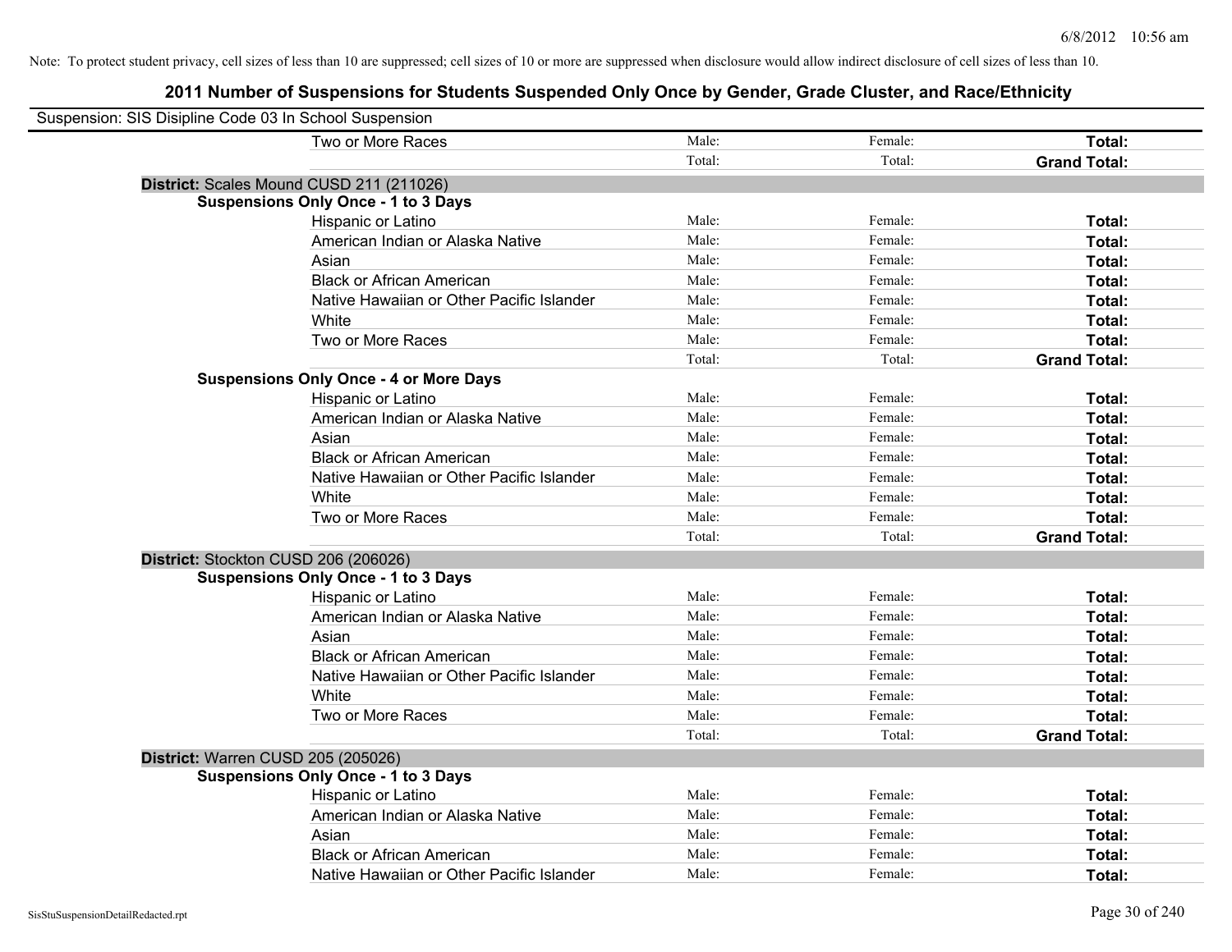Note: To protect student privacy, cell sizes of less than 10 are suppressed; cell sizes of 10 or more are suppressed when disclosure would allow indirect disclosure of cell sizes of less than 10.

## 2011 Number of Suspensions for Students Suspended Only Once by Gender, Grade Cluster, and Race/Ethnicity

Suspension: SIS Disipline Code 03 In School Suspension

| | | | |
|---|---|---|---|
| Two or More Races | Male: | Female: | **Total:** |
| | Total: | Total: | **Grand Total:** |

**District:** Scales Mound CUSD 211 (211026)

**Suspensions Only Once - 1 to 3 Days**

| | | | |
|---|---|---|---|
| Hispanic or Latino | Male: | Female: | **Total:** |
| American Indian or Alaska Native | Male: | Female: | **Total:** |
| Asian | Male: | Female: | **Total:** |
| Black or African American | Male: | Female: | **Total:** |
| Native Hawaiian or Other Pacific Islander | Male: | Female: | **Total:** |
| White | Male: | Female: | **Total:** |
| Two or More Races | Male: | Female: | **Total:** |
| | Total: | Total: | **Grand Total:** |

**Suspensions Only Once - 4 or More Days**

| | | | |
|---|---|---|---|
| Hispanic or Latino | Male: | Female: | **Total:** |
| American Indian or Alaska Native | Male: | Female: | **Total:** |
| Asian | Male: | Female: | **Total:** |
| Black or African American | Male: | Female: | **Total:** |
| Native Hawaiian or Other Pacific Islander | Male: | Female: | **Total:** |
| White | Male: | Female: | **Total:** |
| Two or More Races | Male: | Female: | **Total:** |
| | Total: | Total: | **Grand Total:** |

**District:** Stockton CUSD 206 (206026)

**Suspensions Only Once - 1 to 3 Days**

| | | | |
|---|---|---|---|
| Hispanic or Latino | Male: | Female: | **Total:** |
| American Indian or Alaska Native | Male: | Female: | **Total:** |
| Asian | Male: | Female: | **Total:** |
| Black or African American | Male: | Female: | **Total:** |
| Native Hawaiian or Other Pacific Islander | Male: | Female: | **Total:** |
| White | Male: | Female: | **Total:** |
| Two or More Races | Male: | Female: | **Total:** |
| | Total: | Total: | **Grand Total:** |

**District:** Warren CUSD 205 (205026)

**Suspensions Only Once - 1 to 3 Days**

| | | | |
|---|---|---|---|
| Hispanic or Latino | Male: | Female: | **Total:** |
| American Indian or Alaska Native | Male: | Female: | **Total:** |
| Asian | Male: | Female: | **Total:** |
| Black or African American | Male: | Female: | **Total:** |
| Native Hawaiian or Other Pacific Islander | Male: | Female: | **Total:** |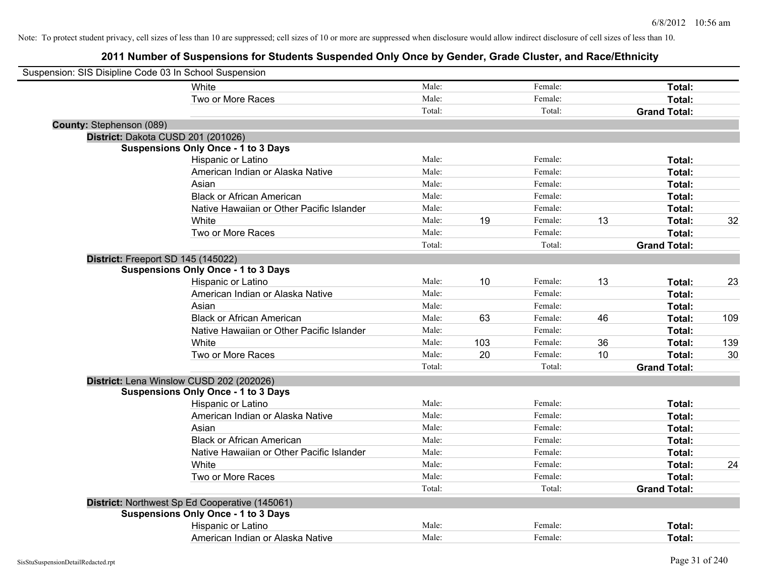Note: To protect student privacy, cell sizes of less than 10 are suppressed; cell sizes of 10 or more are suppressed when disclosure would allow indirect disclosure of cell sizes of less than 10.

## 2011 Number of Suspensions for Students Suspended Only Once by Gender, Grade Cluster, and Race/Ethnicity

Suspension: SIS Disipline Code 03 In School Suspension

| | | | | | | |
|---|---|---|---|---|---|---|
| White | Male: | | Female: | | **Total:** | |
| Two or More Races | Male: | | Female: | | **Total:** | |
| | Total: | | Total: | | **Grand Total:** | |

**County:** Stephenson (089)

**District:** Dakota CUSD 201 (201026)

**Suspensions Only Once - 1 to 3 Days**

| | | | | | | |
|---|---|---|---|---|---|---|
| Hispanic or Latino | Male: | | Female: | | **Total:** | |
| American Indian or Alaska Native | Male: | | Female: | | **Total:** | |
| Asian | Male: | | Female: | | **Total:** | |
| Black or African American | Male: | | Female: | | **Total:** | |
| Native Hawaiian or Other Pacific Islander | Male: | | Female: | | **Total:** | |
| White | Male: | 19 | Female: | 13 | **Total:** | 32 |
| Two or More Races | Male: | | Female: | | **Total:** | |
| | Total: | | Total: | | **Grand Total:** | |

**District:** Freeport SD 145 (145022)

**Suspensions Only Once - 1 to 3 Days**

| | | | | | | |
|---|---|---|---|---|---|---|
| Hispanic or Latino | Male: | 10 | Female: | 13 | **Total:** | 23 |
| American Indian or Alaska Native | Male: | | Female: | | **Total:** | |
| Asian | Male: | | Female: | | **Total:** | |
| Black or African American | Male: | 63 | Female: | 46 | **Total:** | 109 |
| Native Hawaiian or Other Pacific Islander | Male: | | Female: | | **Total:** | |
| White | Male: | 103 | Female: | 36 | **Total:** | 139 |
| Two or More Races | Male: | 20 | Female: | 10 | **Total:** | 30 |
| | Total: | | Total: | | **Grand Total:** | |

**District:** Lena Winslow CUSD 202 (202026)

**Suspensions Only Once - 1 to 3 Days**

| | | | | | | |
|---|---|---|---|---|---|---|
| Hispanic or Latino | Male: | | Female: | | **Total:** | |
| American Indian or Alaska Native | Male: | | Female: | | **Total:** | |
| Asian | Male: | | Female: | | **Total:** | |
| Black or African American | Male: | | Female: | | **Total:** | |
| Native Hawaiian or Other Pacific Islander | Male: | | Female: | | **Total:** | |
| White | Male: | | Female: | | **Total:** | 24 |
| Two or More Races | Male: | | Female: | | **Total:** | |
| | Total: | | Total: | | **Grand Total:** | |

**District:** Northwest Sp Ed Cooperative (145061)

**Suspensions Only Once - 1 to 3 Days**

| | | | | | | |
|---|---|---|---|---|---|---|
| Hispanic or Latino | Male: | | Female: | | **Total:** | |
| American Indian or Alaska Native | Male: | | Female: | | **Total:** | |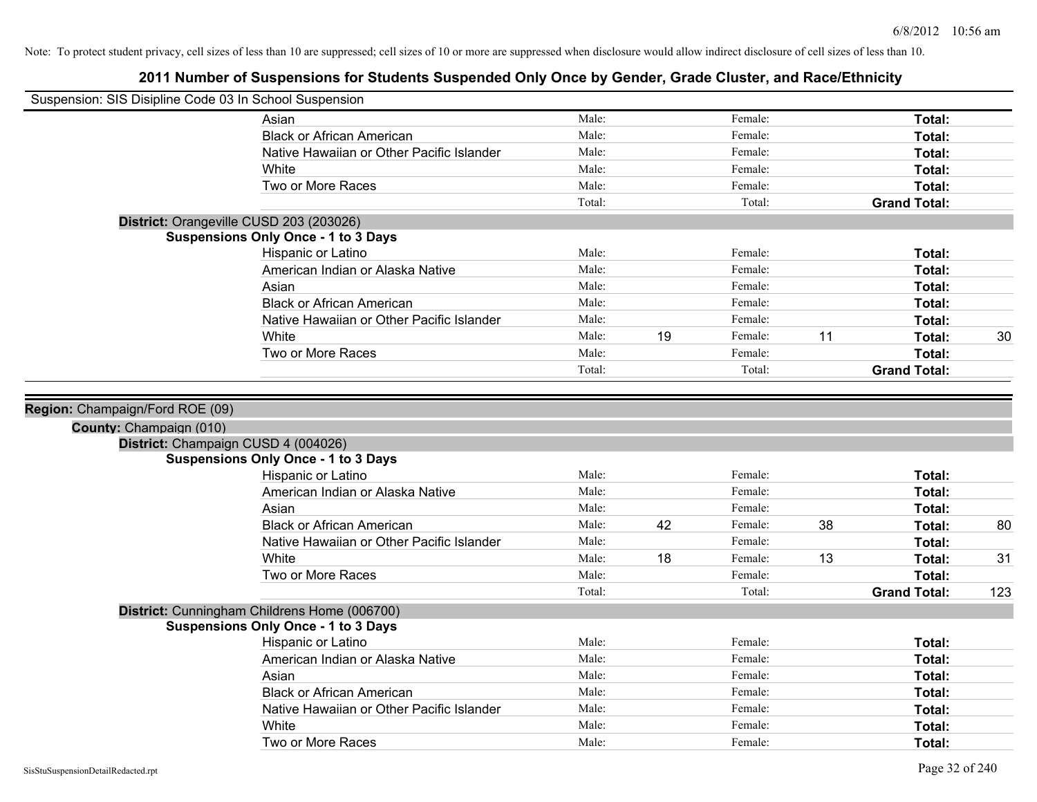Note: To protect student privacy, cell sizes of less than 10 are suppressed; cell sizes of 10 or more are suppressed when disclosure would allow indirect disclosure of cell sizes of less than 10.

# 2011 Number of Suspensions for Students Suspended Only Once by Gender, Grade Cluster, and Race/Ethnicity

Suspension: SIS Disipline Code 03 In School Suspension

| | Male: | | Female: | | Total: | |
|---|---|---|---|---|---|---|
| Asian | Male: | | Female: | | **Total:** | |
| Black or African American | Male: | | Female: | | **Total:** | |
| Native Hawaiian or Other Pacific Islander | Male: | | Female: | | **Total:** | |
| White | Male: | | Female: | | **Total:** | |
| Two or More Races | Male: | | Female: | | **Total:** | |
| | Total: | | Total: | | **Grand Total:** | |

**District:** Orangeville CUSD 203 (203026)

**Suspensions Only Once - 1 to 3 Days**

| | | | | | | |
|---|---|---|---|---|---|---|
| Hispanic or Latino | Male: | | Female: | | **Total:** | |
| American Indian or Alaska Native | Male: | | Female: | | **Total:** | |
| Asian | Male: | | Female: | | **Total:** | |
| Black or African American | Male: | | Female: | | **Total:** | |
| Native Hawaiian or Other Pacific Islander | Male: | | Female: | | **Total:** | |
| White | Male: | 19 | Female: | 11 | **Total:** | 30 |
| Two or More Races | Male: | | Female: | | **Total:** | |
| | Total: | | Total: | | **Grand Total:** | |

**Region:** Champaign/Ford ROE (09)

**County:** Champaign (010)

**District:** Champaign CUSD 4 (004026)

**Suspensions Only Once - 1 to 3 Days**

| | | | | | | |
|---|---|---|---|---|---|---|
| Hispanic or Latino | Male: | | Female: | | **Total:** | |
| American Indian or Alaska Native | Male: | | Female: | | **Total:** | |
| Asian | Male: | | Female: | | **Total:** | |
| Black or African American | Male: | 42 | Female: | 38 | **Total:** | 80 |
| Native Hawaiian or Other Pacific Islander | Male: | | Female: | | **Total:** | |
| White | Male: | 18 | Female: | 13 | **Total:** | 31 |
| Two or More Races | Male: | | Female: | | **Total:** | |
| | Total: | | Total: | | **Grand Total:** | 123 |

**District:** Cunningham Childrens Home (006700)

**Suspensions Only Once - 1 to 3 Days**

| | | | | | | |
|---|---|---|---|---|---|---|
| Hispanic or Latino | Male: | | Female: | | **Total:** | |
| American Indian or Alaska Native | Male: | | Female: | | **Total:** | |
| Asian | Male: | | Female: | | **Total:** | |
| Black or African American | Male: | | Female: | | **Total:** | |
| Native Hawaiian or Other Pacific Islander | Male: | | Female: | | **Total:** | |
| White | Male: | | Female: | | **Total:** | |
| Two or More Races | Male: | | Female: | | **Total:** | |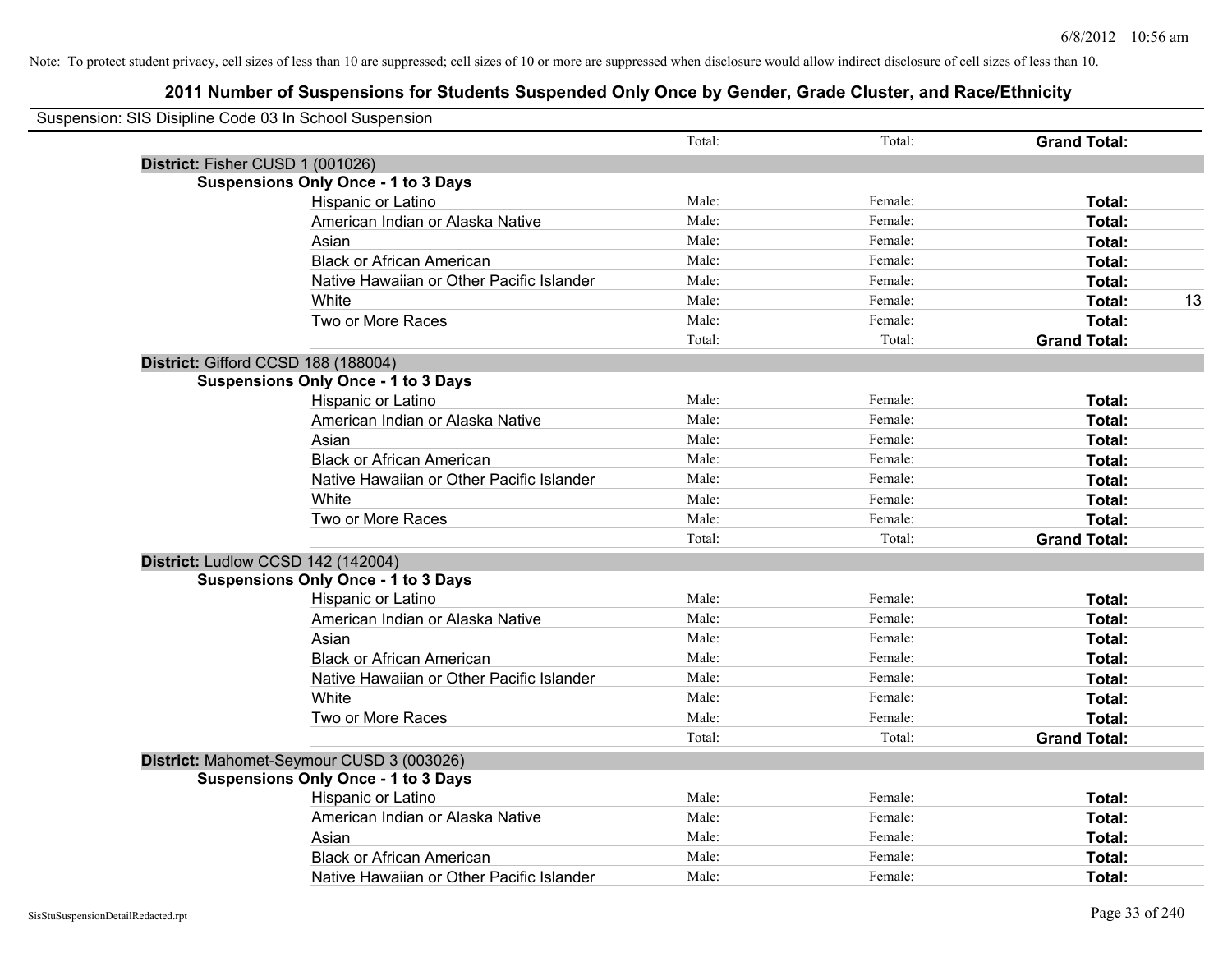Note: To protect student privacy, cell sizes of less than 10 are suppressed; cell sizes of 10 or more are suppressed when disclosure would allow indirect disclosure of cell sizes of less than 10.

# 2011 Number of Suspensions for Students Suspended Only Once by Gender, Grade Cluster, and Race/Ethnicity

Suspension: SIS Disipline Code 03 In School Suspension

| | | | | | |
|---|---|---|---|---|---|
| | | Total: | Total: | **Grand Total:** | |
| **District:** Fisher CUSD 1 (001026) | | | | | |
| **Suspensions Only Once - 1 to 3 Days** | | | | | |
| | Hispanic or Latino | Male: | Female: | **Total:** | |
| | American Indian or Alaska Native | Male: | Female: | **Total:** | |
| | Asian | Male: | Female: | **Total:** | |
| | Black or African American | Male: | Female: | **Total:** | |
| | Native Hawaiian or Other Pacific Islander | Male: | Female: | **Total:** | |
| | White | Male: | Female: | **Total:** | 13 |
| | Two or More Races | Male: | Female: | **Total:** | |
| | | Total: | Total: | **Grand Total:** | |
| **District:** Gifford CCSD 188 (188004) | | | | | |
| **Suspensions Only Once - 1 to 3 Days** | | | | | |
| | Hispanic or Latino | Male: | Female: | **Total:** | |
| | American Indian or Alaska Native | Male: | Female: | **Total:** | |
| | Asian | Male: | Female: | **Total:** | |
| | Black or African American | Male: | Female: | **Total:** | |
| | Native Hawaiian or Other Pacific Islander | Male: | Female: | **Total:** | |
| | White | Male: | Female: | **Total:** | |
| | Two or More Races | Male: | Female: | **Total:** | |
| | | Total: | Total: | **Grand Total:** | |
| **District:** Ludlow CCSD 142 (142004) | | | | | |
| **Suspensions Only Once - 1 to 3 Days** | | | | | |
| | Hispanic or Latino | Male: | Female: | **Total:** | |
| | American Indian or Alaska Native | Male: | Female: | **Total:** | |
| | Asian | Male: | Female: | **Total:** | |
| | Black or African American | Male: | Female: | **Total:** | |
| | Native Hawaiian or Other Pacific Islander | Male: | Female: | **Total:** | |
| | White | Male: | Female: | **Total:** | |
| | Two or More Races | Male: | Female: | **Total:** | |
| | | Total: | Total: | **Grand Total:** | |
| **District:** Mahomet-Seymour CUSD 3 (003026) | | | | | |
| **Suspensions Only Once - 1 to 3 Days** | | | | | |
| | Hispanic or Latino | Male: | Female: | **Total:** | |
| | American Indian or Alaska Native | Male: | Female: | **Total:** | |
| | Asian | Male: | Female: | **Total:** | |
| | Black or African American | Male: | Female: | **Total:** | |
| | Native Hawaiian or Other Pacific Islander | Male: | Female: | **Total:** | |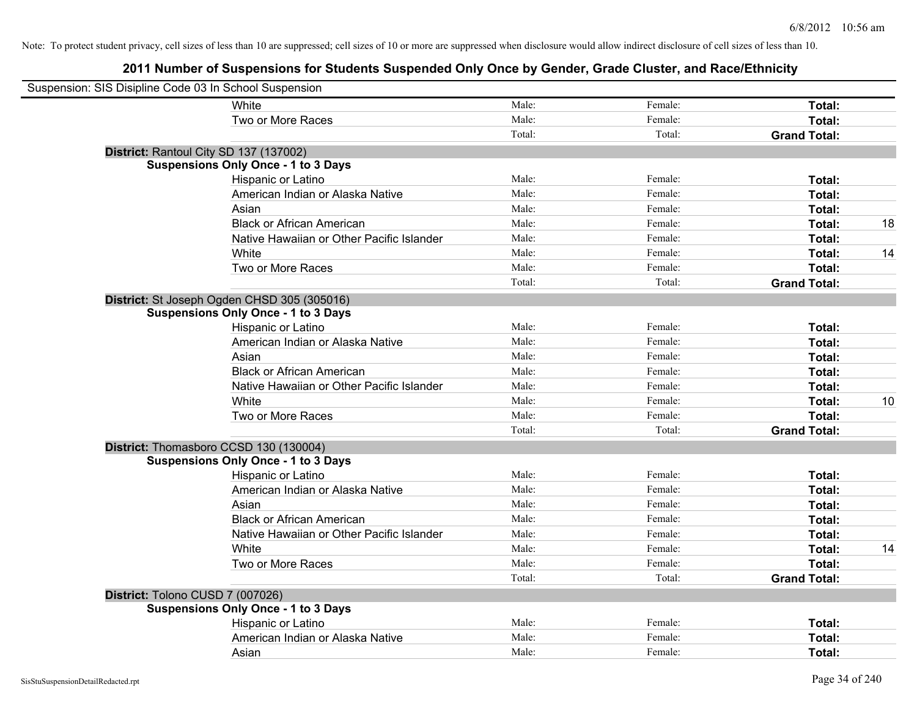Note: To protect student privacy, cell sizes of less than 10 are suppressed; cell sizes of 10 or more are suppressed when disclosure would allow indirect disclosure of cell sizes of less than 10.

# 2011 Number of Suspensions for Students Suspended Only Once by Gender, Grade Cluster, and Race/Ethnicity

Suspension: SIS Disipline Code 03 In School Suspension

| | | | | | |
|---|---|---|---|---|---|
| | White | Male: | Female: | **Total:** | |
| | Two or More Races | Male: | Female: | **Total:** | |
| | | Total: | Total: | **Grand Total:** | |
| **District:** Rantoul City SD 137 (137002) | | | | | |
| **Suspensions Only Once - 1 to 3 Days** | | | | | |
| | Hispanic or Latino | Male: | Female: | **Total:** | |
| | American Indian or Alaska Native | Male: | Female: | **Total:** | |
| | Asian | Male: | Female: | **Total:** | |
| | Black or African American | Male: | Female: | **Total:** | 18 |
| | Native Hawaiian or Other Pacific Islander | Male: | Female: | **Total:** | |
| | White | Male: | Female: | **Total:** | 14 |
| | Two or More Races | Male: | Female: | **Total:** | |
| | | Total: | Total: | **Grand Total:** | |
| **District:** St Joseph Ogden CHSD 305 (305016) | | | | | |
| **Suspensions Only Once - 1 to 3 Days** | | | | | |
| | Hispanic or Latino | Male: | Female: | **Total:** | |
| | American Indian or Alaska Native | Male: | Female: | **Total:** | |
| | Asian | Male: | Female: | **Total:** | |
| | Black or African American | Male: | Female: | **Total:** | |
| | Native Hawaiian or Other Pacific Islander | Male: | Female: | **Total:** | |
| | White | Male: | Female: | **Total:** | 10 |
| | Two or More Races | Male: | Female: | **Total:** | |
| | | Total: | Total: | **Grand Total:** | |
| **District:** Thomasboro CCSD 130 (130004) | | | | | |
| **Suspensions Only Once - 1 to 3 Days** | | | | | |
| | Hispanic or Latino | Male: | Female: | **Total:** | |
| | American Indian or Alaska Native | Male: | Female: | **Total:** | |
| | Asian | Male: | Female: | **Total:** | |
| | Black or African American | Male: | Female: | **Total:** | |
| | Native Hawaiian or Other Pacific Islander | Male: | Female: | **Total:** | |
| | White | Male: | Female: | **Total:** | 14 |
| | Two or More Races | Male: | Female: | **Total:** | |
| | | Total: | Total: | **Grand Total:** | |
| **District:** Tolono CUSD 7 (007026) | | | | | |
| **Suspensions Only Once - 1 to 3 Days** | | | | | |
| | Hispanic or Latino | Male: | Female: | **Total:** | |
| | American Indian or Alaska Native | Male: | Female: | **Total:** | |
| | Asian | Male: | Female: | **Total:** | |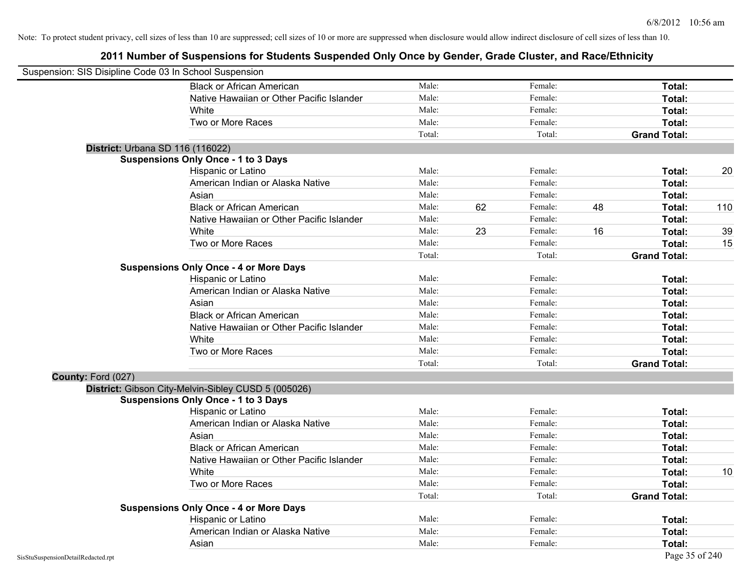Note: To protect student privacy, cell sizes of less than 10 are suppressed; cell sizes of 10 or more are suppressed when disclosure would allow indirect disclosure of cell sizes of less than 10.

# 2011 Number of Suspensions for Students Suspended Only Once by Gender, Grade Cluster, and Race/Ethnicity

Suspension: SIS Disipline Code 03 In School Suspension

| | | | | | | |
|---|---|---|---|---|---|---|
| Black or African American | Male: | | Female: | | **Total:** | |
| Native Hawaiian or Other Pacific Islander | Male: | | Female: | | **Total:** | |
| White | Male: | | Female: | | **Total:** | |
| Two or More Races | Male: | | Female: | | **Total:** | |
| | Total: | | Total: | | **Grand Total:** | |

**District:** Urbana SD 116 (116022)

**Suspensions Only Once - 1 to 3 Days**

| | | | | | | |
|---|---|---|---|---|---|---|
| Hispanic or Latino | Male: | | Female: | | **Total:** | 20 |
| American Indian or Alaska Native | Male: | | Female: | | **Total:** | |
| Asian | Male: | | Female: | | **Total:** | |
| Black or African American | Male: | 62 | Female: | 48 | **Total:** | 110 |
| Native Hawaiian or Other Pacific Islander | Male: | | Female: | | **Total:** | |
| White | Male: | 23 | Female: | 16 | **Total:** | 39 |
| Two or More Races | Male: | | Female: | | **Total:** | 15 |
| | Total: | | Total: | | **Grand Total:** | |

**Suspensions Only Once - 4 or More Days**

| | | | | | | |
|---|---|---|---|---|---|---|
| Hispanic or Latino | Male: | | Female: | | **Total:** | |
| American Indian or Alaska Native | Male: | | Female: | | **Total:** | |
| Asian | Male: | | Female: | | **Total:** | |
| Black or African American | Male: | | Female: | | **Total:** | |
| Native Hawaiian or Other Pacific Islander | Male: | | Female: | | **Total:** | |
| White | Male: | | Female: | | **Total:** | |
| Two or More Races | Male: | | Female: | | **Total:** | |
| | Total: | | Total: | | **Grand Total:** | |

**County:** Ford (027)

**District:** Gibson City-Melvin-Sibley CUSD 5 (005026)

**Suspensions Only Once - 1 to 3 Days**

| | | | | | | |
|---|---|---|---|---|---|---|
| Hispanic or Latino | Male: | | Female: | | **Total:** | |
| American Indian or Alaska Native | Male: | | Female: | | **Total:** | |
| Asian | Male: | | Female: | | **Total:** | |
| Black or African American | Male: | | Female: | | **Total:** | |
| Native Hawaiian or Other Pacific Islander | Male: | | Female: | | **Total:** | |
| White | Male: | | Female: | | **Total:** | 10 |
| Two or More Races | Male: | | Female: | | **Total:** | |
| | Total: | | Total: | | **Grand Total:** | |

**Suspensions Only Once - 4 or More Days**

| | | | | | | |
|---|---|---|---|---|---|---|
| Hispanic or Latino | Male: | | Female: | | **Total:** | |
| American Indian or Alaska Native | Male: | | Female: | | **Total:** | |
| Asian | Male: | | Female: | | **Total:** | |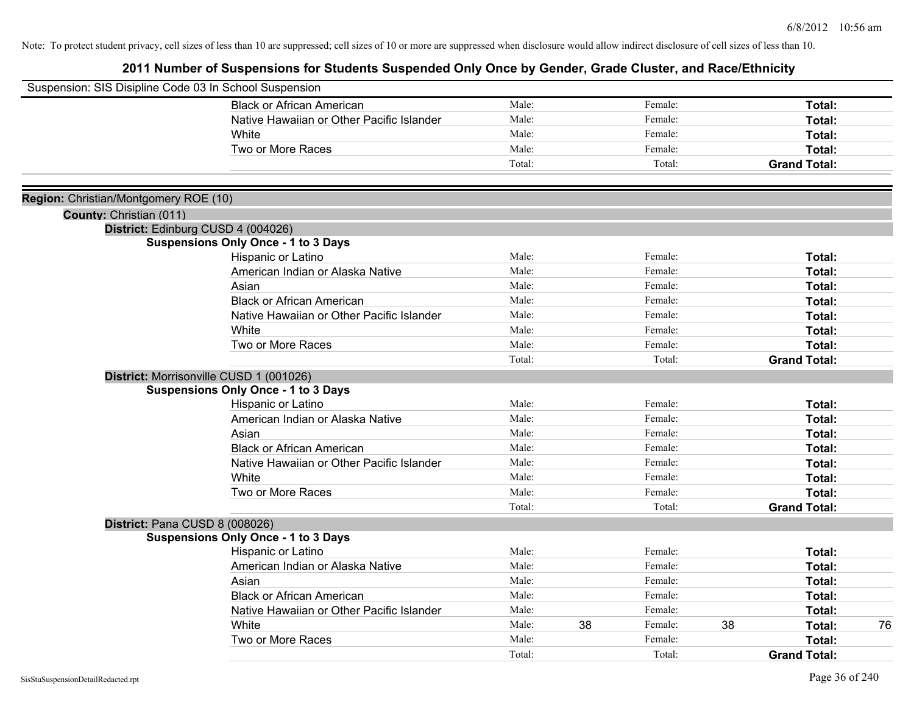Note: To protect student privacy, cell sizes of less than 10 are suppressed; cell sizes of 10 or more are suppressed when disclosure would allow indirect disclosure of cell sizes of less than 10.

# 2011 Number of Suspensions for Students Suspended Only Once by Gender, Grade Cluster, and Race/Ethnicity

Suspension: SIS Disipline Code 03 In School Suspension

| | | | | | |
|---|---|---|---|---|---|
| Black or African American | Male: | | Female: | | **Total:** |
| Native Hawaiian or Other Pacific Islander | Male: | | Female: | | **Total:** |
| White | Male: | | Female: | | **Total:** |
| Two or More Races | Male: | | Female: | | **Total:** |
| | Total: | | Total: | | **Grand Total:** |

**Region:** Christian/Montgomery ROE (10)

**County:** Christian (011)

**District:** Edinburg CUSD 4 (004026)

**Suspensions Only Once - 1 to 3 Days**

| | | | | | | |
|---|---|---|---|---|---|---|
| Hispanic or Latino | Male: | | Female: | | **Total:** | |
| American Indian or Alaska Native | Male: | | Female: | | **Total:** | |
| Asian | Male: | | Female: | | **Total:** | |
| Black or African American | Male: | | Female: | | **Total:** | |
| Native Hawaiian or Other Pacific Islander | Male: | | Female: | | **Total:** | |
| White | Male: | | Female: | | **Total:** | |
| Two or More Races | Male: | | Female: | | **Total:** | |
| | Total: | | Total: | | **Grand Total:** | |

**District:** Morrisonville CUSD 1 (001026)

**Suspensions Only Once - 1 to 3 Days**

| | | | | | | |
|---|---|---|---|---|---|---|
| Hispanic or Latino | Male: | | Female: | | **Total:** | |
| American Indian or Alaska Native | Male: | | Female: | | **Total:** | |
| Asian | Male: | | Female: | | **Total:** | |
| Black or African American | Male: | | Female: | | **Total:** | |
| Native Hawaiian or Other Pacific Islander | Male: | | Female: | | **Total:** | |
| White | Male: | | Female: | | **Total:** | |
| Two or More Races | Male: | | Female: | | **Total:** | |
| | Total: | | Total: | | **Grand Total:** | |

**District:** Pana CUSD 8 (008026)

**Suspensions Only Once - 1 to 3 Days**

| | | | | | | |
|---|---|---|---|---|---|---|
| Hispanic or Latino | Male: | | Female: | | **Total:** | |
| American Indian or Alaska Native | Male: | | Female: | | **Total:** | |
| Asian | Male: | | Female: | | **Total:** | |
| Black or African American | Male: | | Female: | | **Total:** | |
| Native Hawaiian or Other Pacific Islander | Male: | | Female: | | **Total:** | |
| White | Male: | 38 | Female: | 38 | **Total:** | 76 |
| Two or More Races | Male: | | Female: | | **Total:** | |
| | Total: | | Total: | | **Grand Total:** | |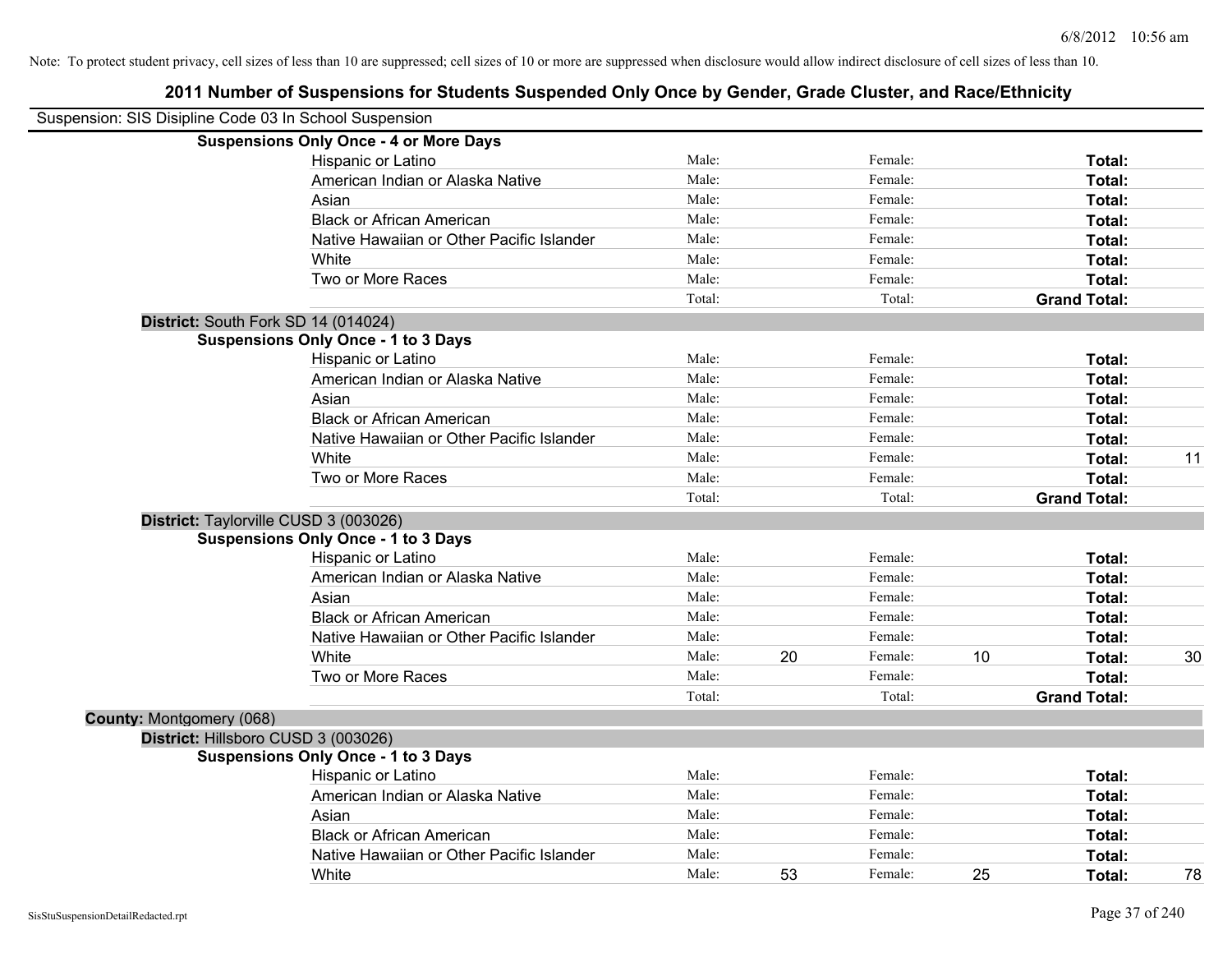Note: To protect student privacy, cell sizes of less than 10 are suppressed; cell sizes of 10 or more are suppressed when disclosure would allow indirect disclosure of cell sizes of less than 10.

## 2011 Number of Suspensions for Students Suspended Only Once by Gender, Grade Cluster, and Race/Ethnicity

Suspension: SIS Disipline Code 03 In School Suspension

**Suspensions Only Once - 4 or More Days**

| | Male: | | Female: | | | |
|---|---|---|---|---|---|---|
| Hispanic or Latino | Male: | | Female: | | **Total:** | |
| American Indian or Alaska Native | Male: | | Female: | | **Total:** | |
| Asian | Male: | | Female: | | **Total:** | |
| Black or African American | Male: | | Female: | | **Total:** | |
| Native Hawaiian or Other Pacific Islander | Male: | | Female: | | **Total:** | |
| White | Male: | | Female: | | **Total:** | |
| Two or More Races | Male: | | Female: | | **Total:** | |
| | Total: | | Total: | | **Grand Total:** | |

**District:** South Fork SD 14 (014024)

**Suspensions Only Once - 1 to 3 Days**

| | | | | | | |
|---|---|---|---|---|---|---|
| Hispanic or Latino | Male: | | Female: | | **Total:** | |
| American Indian or Alaska Native | Male: | | Female: | | **Total:** | |
| Asian | Male: | | Female: | | **Total:** | |
| Black or African American | Male: | | Female: | | **Total:** | |
| Native Hawaiian or Other Pacific Islander | Male: | | Female: | | **Total:** | |
| White | Male: | | Female: | | **Total:** | 11 |
| Two or More Races | Male: | | Female: | | **Total:** | |
| | Total: | | Total: | | **Grand Total:** | |

**District:** Taylorville CUSD 3 (003026)

**Suspensions Only Once - 1 to 3 Days**

| | | | | | | |
|---|---|---|---|---|---|---|
| Hispanic or Latino | Male: | | Female: | | **Total:** | |
| American Indian or Alaska Native | Male: | | Female: | | **Total:** | |
| Asian | Male: | | Female: | | **Total:** | |
| Black or African American | Male: | | Female: | | **Total:** | |
| Native Hawaiian or Other Pacific Islander | Male: | | Female: | | **Total:** | |
| White | Male: | 20 | Female: | 10 | **Total:** | 30 |
| Two or More Races | Male: | | Female: | | **Total:** | |
| | Total: | | Total: | | **Grand Total:** | |

**County:** Montgomery (068)

**District:** Hillsboro CUSD 3 (003026)

**Suspensions Only Once - 1 to 3 Days**

| | | | | | | |
|---|---|---|---|---|---|---|
| Hispanic or Latino | Male: | | Female: | | **Total:** | |
| American Indian or Alaska Native | Male: | | Female: | | **Total:** | |
| Asian | Male: | | Female: | | **Total:** | |
| Black or African American | Male: | | Female: | | **Total:** | |
| Native Hawaiian or Other Pacific Islander | Male: | | Female: | | **Total:** | |
| White | Male: | 53 | Female: | 25 | **Total:** | 78 |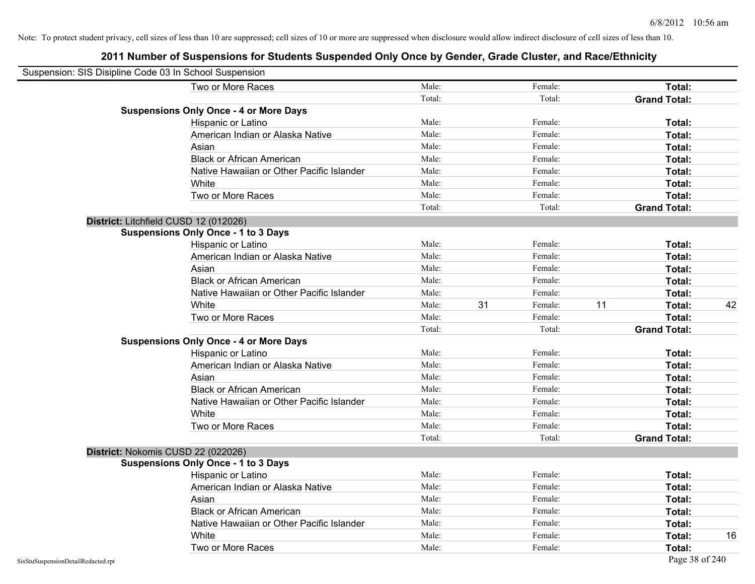Note: To protect student privacy, cell sizes of less than 10 are suppressed; cell sizes of 10 or more are suppressed when disclosure would allow indirect disclosure of cell sizes of less than 10.

# 2011 Number of Suspensions for Students Suspended Only Once by Gender, Grade Cluster, and Race/Ethnicity

Suspension: SIS Disipline Code 03 In School Suspension

| | | | | | | | |
|---|---|---|---|---|---|---|---|
| Two or More Races | Male: | | Female: | | **Total:** | |
| | Total: | | Total: | | **Grand Total:** | |

**Suspensions Only Once - 4 or More Days**

| | | | | | | |
|---|---|---|---|---|---|---|
| Hispanic or Latino | Male: | | Female: | | **Total:** | |
| American Indian or Alaska Native | Male: | | Female: | | **Total:** | |
| Asian | Male: | | Female: | | **Total:** | |
| Black or African American | Male: | | Female: | | **Total:** | |
| Native Hawaiian or Other Pacific Islander | Male: | | Female: | | **Total:** | |
| White | Male: | | Female: | | **Total:** | |
| Two or More Races | Male: | | Female: | | **Total:** | |
| | Total: | | Total: | | **Grand Total:** | |

**District:** Litchfield CUSD 12 (012026)

**Suspensions Only Once - 1 to 3 Days**

| | | | | | | |
|---|---|---|---|---|---|---|
| Hispanic or Latino | Male: | | Female: | | **Total:** | |
| American Indian or Alaska Native | Male: | | Female: | | **Total:** | |
| Asian | Male: | | Female: | | **Total:** | |
| Black or African American | Male: | | Female: | | **Total:** | |
| Native Hawaiian or Other Pacific Islander | Male: | | Female: | | **Total:** | |
| White | Male: | 31 | Female: | 11 | **Total:** | 42 |
| Two or More Races | Male: | | Female: | | **Total:** | |
| | Total: | | Total: | | **Grand Total:** | |

**Suspensions Only Once - 4 or More Days**

| | | | | | | |
|---|---|---|---|---|---|---|
| Hispanic or Latino | Male: | | Female: | | **Total:** | |
| American Indian or Alaska Native | Male: | | Female: | | **Total:** | |
| Asian | Male: | | Female: | | **Total:** | |
| Black or African American | Male: | | Female: | | **Total:** | |
| Native Hawaiian or Other Pacific Islander | Male: | | Female: | | **Total:** | |
| White | Male: | | Female: | | **Total:** | |
| Two or More Races | Male: | | Female: | | **Total:** | |
| | Total: | | Total: | | **Grand Total:** | |

**District:** Nokomis CUSD 22 (022026)

**Suspensions Only Once - 1 to 3 Days**

| | | | | | | |
|---|---|---|---|---|---|---|
| Hispanic or Latino | Male: | | Female: | | **Total:** | |
| American Indian or Alaska Native | Male: | | Female: | | **Total:** | |
| Asian | Male: | | Female: | | **Total:** | |
| Black or African American | Male: | | Female: | | **Total:** | |
| Native Hawaiian or Other Pacific Islander | Male: | | Female: | | **Total:** | |
| White | Male: | | Female: | | **Total:** | 16 |
| Two or More Races | Male: | | Female: | | **Total:** | |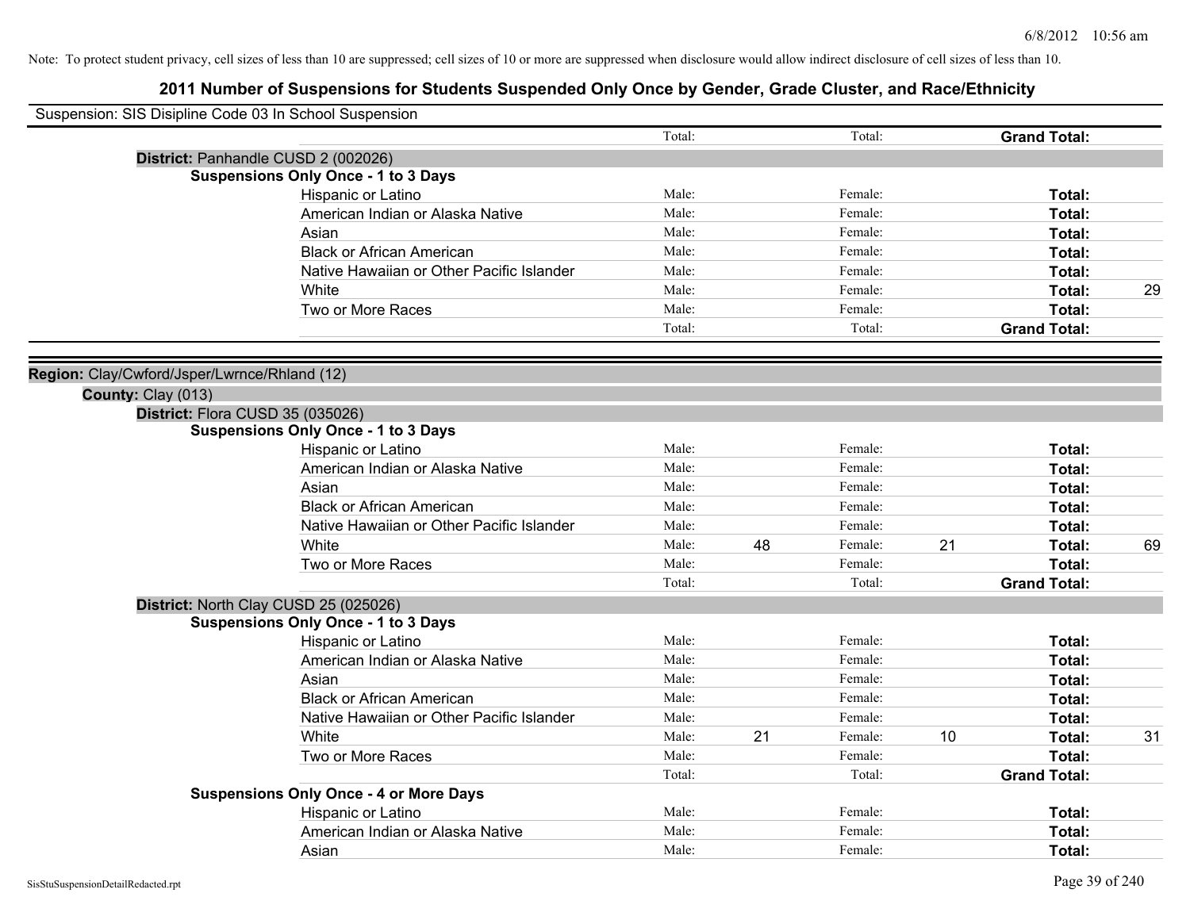Note: To protect student privacy, cell sizes of less than 10 are suppressed; cell sizes of 10 or more are suppressed when disclosure would allow indirect disclosure of cell sizes of less than 10.

# 2011 Number of Suspensions for Students Suspended Only Once by Gender, Grade Cluster, and Race/Ethnicity

Suspension: SIS Disipline Code 03 In School Suspension

| | Male | | Female | | | |
|---|---|---|---|---|---|---|
| | Total: | | Total: | | **Grand Total:** | |

**District:** Panhandle CUSD 2 (002026)

**Suspensions Only Once - 1 to 3 Days**

| Race/Ethnicity | | | | | | |
|---|---|---|---|---|---|---|
| Hispanic or Latino | Male: | | Female: | | **Total:** | |
| American Indian or Alaska Native | Male: | | Female: | | **Total:** | |
| Asian | Male: | | Female: | | **Total:** | |
| Black or African American | Male: | | Female: | | **Total:** | |
| Native Hawaiian or Other Pacific Islander | Male: | | Female: | | **Total:** | |
| White | Male: | | Female: | | **Total:** | 29 |
| Two or More Races | Male: | | Female: | | **Total:** | |
| | Total: | | Total: | | **Grand Total:** | |

**Region:** Clay/Cwford/Jsper/Lwrnce/Rhland (12)

**County:** Clay (013)

**District:** Flora CUSD 35 (035026)

**Suspensions Only Once - 1 to 3 Days**

| Race/Ethnicity | | | | | | |
|---|---|---|---|---|---|---|
| Hispanic or Latino | Male: | | Female: | | **Total:** | |
| American Indian or Alaska Native | Male: | | Female: | | **Total:** | |
| Asian | Male: | | Female: | | **Total:** | |
| Black or African American | Male: | | Female: | | **Total:** | |
| Native Hawaiian or Other Pacific Islander | Male: | | Female: | | **Total:** | |
| White | Male: | 48 | Female: | 21 | **Total:** | 69 |
| Two or More Races | Male: | | Female: | | **Total:** | |
| | Total: | | Total: | | **Grand Total:** | |

**District:** North Clay CUSD 25 (025026)

**Suspensions Only Once - 1 to 3 Days**

| Race/Ethnicity | | | | | | |
|---|---|---|---|---|---|---|
| Hispanic or Latino | Male: | | Female: | | **Total:** | |
| American Indian or Alaska Native | Male: | | Female: | | **Total:** | |
| Asian | Male: | | Female: | | **Total:** | |
| Black or African American | Male: | | Female: | | **Total:** | |
| Native Hawaiian or Other Pacific Islander | Male: | | Female: | | **Total:** | |
| White | Male: | 21 | Female: | 10 | **Total:** | 31 |
| Two or More Races | Male: | | Female: | | **Total:** | |
| | Total: | | Total: | | **Grand Total:** | |

**Suspensions Only Once - 4 or More Days**

| Race/Ethnicity | | | | | | |
|---|---|---|---|---|---|---|
| Hispanic or Latino | Male: | | Female: | | **Total:** | |
| American Indian or Alaska Native | Male: | | Female: | | **Total:** | |
| Asian | Male: | | Female: | | **Total:** | |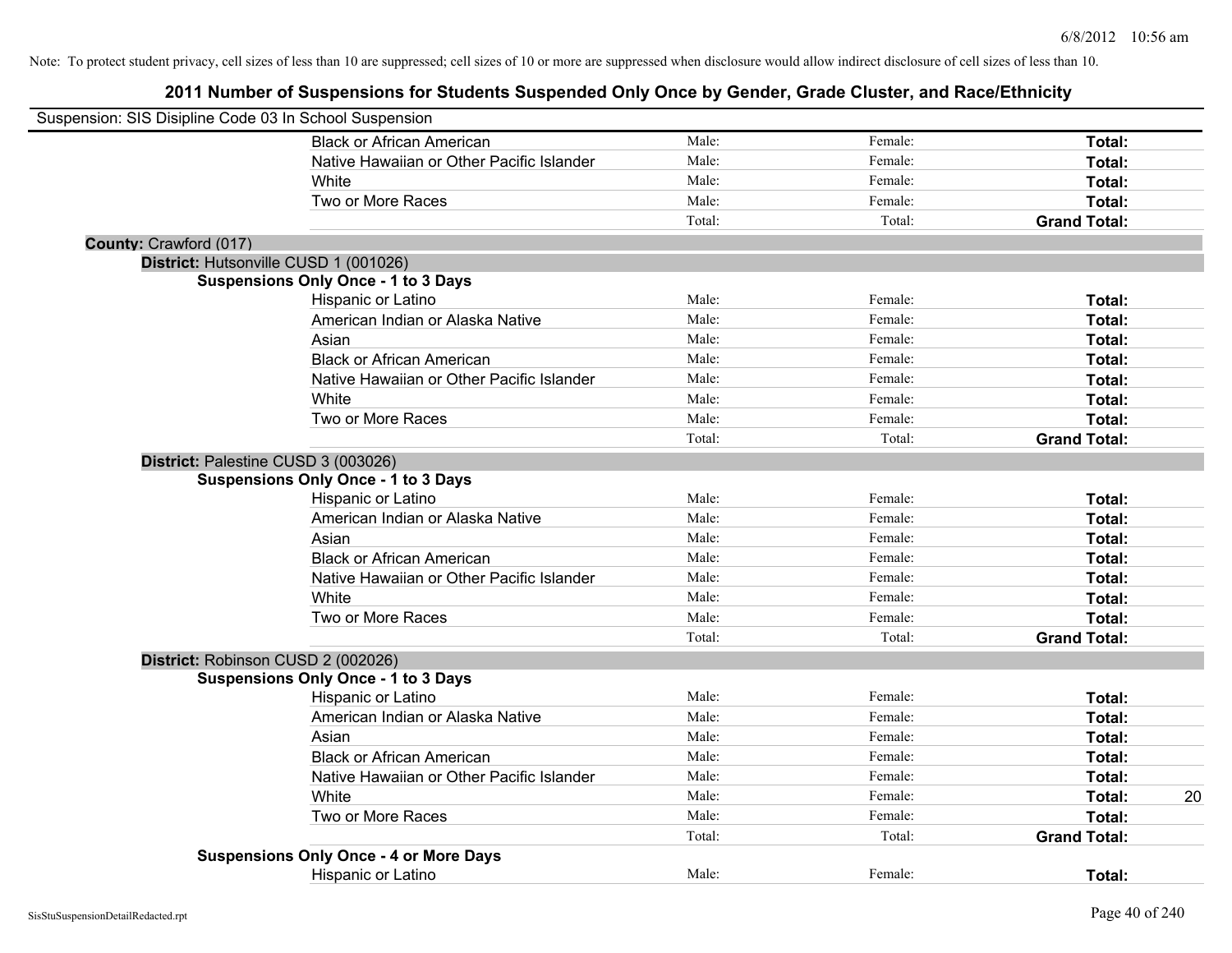Note: To protect student privacy, cell sizes of less than 10 are suppressed; cell sizes of 10 or more are suppressed when disclosure would allow indirect disclosure of cell sizes of less than 10.

# 2011 Number of Suspensions for Students Suspended Only Once by Gender, Grade Cluster, and Race/Ethnicity

Suspension: SIS Disipline Code 03 In School Suspension

| | | | | |
|---|---|---|---|---|
| Black or African American | Male: | Female: | **Total:** | |
| Native Hawaiian or Other Pacific Islander | Male: | Female: | **Total:** | |
| White | Male: | Female: | **Total:** | |
| Two or More Races | Male: | Female: | **Total:** | |
| | Total: | Total: | **Grand Total:** | |

**County:** Crawford (017)

**District:** Hutsonville CUSD 1 (001026)

**Suspensions Only Once - 1 to 3 Days**

| | | | | |
|---|---|---|---|---|
| Hispanic or Latino | Male: | Female: | **Total:** | |
| American Indian or Alaska Native | Male: | Female: | **Total:** | |
| Asian | Male: | Female: | **Total:** | |
| Black or African American | Male: | Female: | **Total:** | |
| Native Hawaiian or Other Pacific Islander | Male: | Female: | **Total:** | |
| White | Male: | Female: | **Total:** | |
| Two or More Races | Male: | Female: | **Total:** | |
| | Total: | Total: | **Grand Total:** | |

**District:** Palestine CUSD 3 (003026)

**Suspensions Only Once - 1 to 3 Days**

| | | | | |
|---|---|---|---|---|
| Hispanic or Latino | Male: | Female: | **Total:** | |
| American Indian or Alaska Native | Male: | Female: | **Total:** | |
| Asian | Male: | Female: | **Total:** | |
| Black or African American | Male: | Female: | **Total:** | |
| Native Hawaiian or Other Pacific Islander | Male: | Female: | **Total:** | |
| White | Male: | Female: | **Total:** | |
| Two or More Races | Male: | Female: | **Total:** | |
| | Total: | Total: | **Grand Total:** | |

**District:** Robinson CUSD 2 (002026)

**Suspensions Only Once - 1 to 3 Days**

| | | | | |
|---|---|---|---|---|
| Hispanic or Latino | Male: | Female: | **Total:** | |
| American Indian or Alaska Native | Male: | Female: | **Total:** | |
| Asian | Male: | Female: | **Total:** | |
| Black or African American | Male: | Female: | **Total:** | |
| Native Hawaiian or Other Pacific Islander | Male: | Female: | **Total:** | |
| White | Male: | Female: | **Total:** | 20 |
| Two or More Races | Male: | Female: | **Total:** | |
| | Total: | Total: | **Grand Total:** | |

**Suspensions Only Once - 4 or More Days**

| | | | | |
|---|---|---|---|---|
| Hispanic or Latino | Male: | Female: | **Total:** | |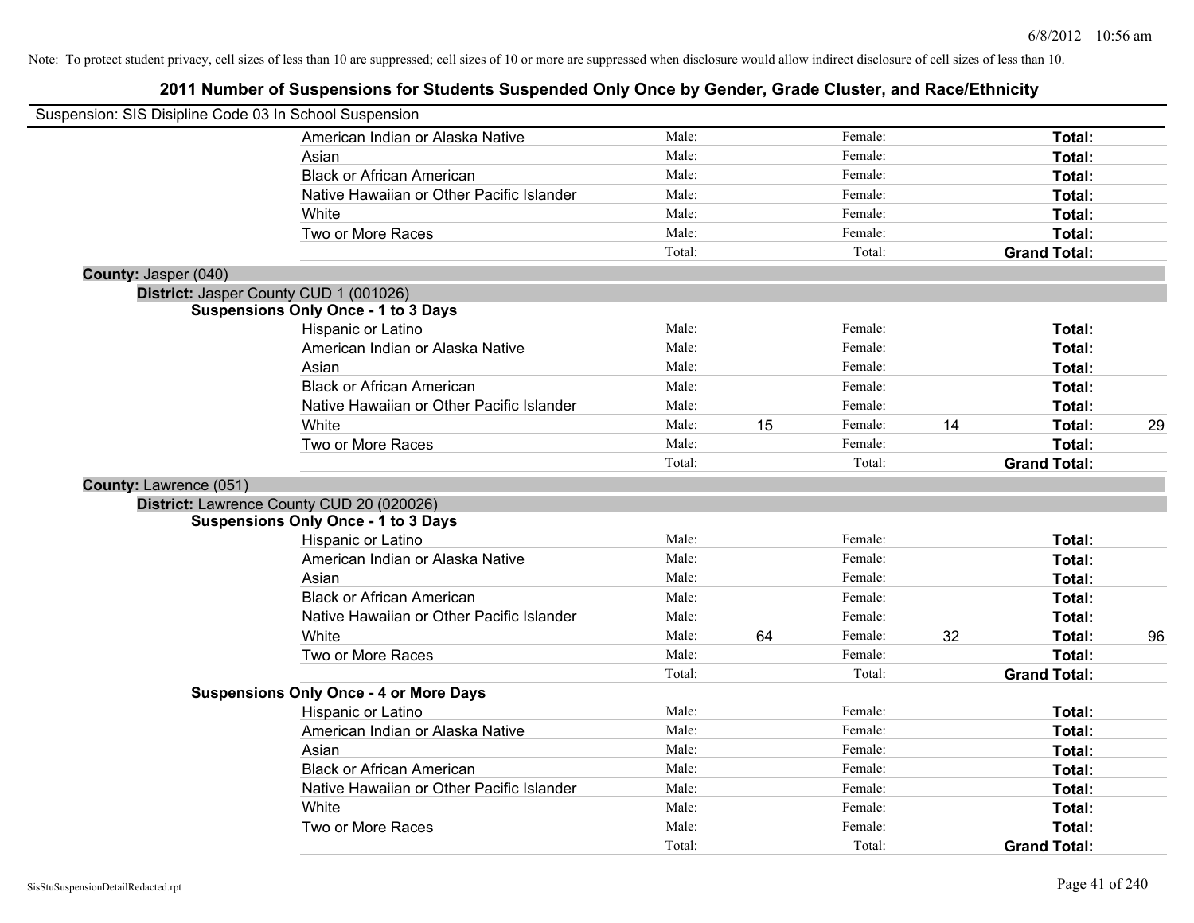Note: To protect student privacy, cell sizes of less than 10 are suppressed; cell sizes of 10 or more are suppressed when disclosure would allow indirect disclosure of cell sizes of less than 10.

# 2011 Number of Suspensions for Students Suspended Only Once by Gender, Grade Cluster, and Race/Ethnicity

Suspension: SIS Disipline Code 03 In School Suspension

| | | | | | |
|---|---|---|---|---|---|
| American Indian or Alaska Native | Male: | | Female: | | **Total:** |
| Asian | Male: | | Female: | | **Total:** |
| Black or African American | Male: | | Female: | | **Total:** |
| Native Hawaiian or Other Pacific Islander | Male: | | Female: | | **Total:** |
| White | Male: | | Female: | | **Total:** |
| Two or More Races | Male: | | Female: | | **Total:** |
| | Total: | | Total: | | **Grand Total:** |

**County:** Jasper (040)

**District:** Jasper County CUD 1 (001026)

**Suspensions Only Once - 1 to 3 Days**

| | | | | | | |
|---|---|---|---|---|---|---|
| Hispanic or Latino | Male: | | Female: | | **Total:** | |
| American Indian or Alaska Native | Male: | | Female: | | **Total:** | |
| Asian | Male: | | Female: | | **Total:** | |
| Black or African American | Male: | | Female: | | **Total:** | |
| Native Hawaiian or Other Pacific Islander | Male: | | Female: | | **Total:** | |
| White | Male: | 15 | Female: | 14 | **Total:** | 29 |
| Two or More Races | Male: | | Female: | | **Total:** | |
| | Total: | | Total: | | **Grand Total:** | |

**County:** Lawrence (051)

**District:** Lawrence County CUD 20 (020026)

**Suspensions Only Once - 1 to 3 Days**

| | | | | | | |
|---|---|---|---|---|---|---|
| Hispanic or Latino | Male: | | Female: | | **Total:** | |
| American Indian or Alaska Native | Male: | | Female: | | **Total:** | |
| Asian | Male: | | Female: | | **Total:** | |
| Black or African American | Male: | | Female: | | **Total:** | |
| Native Hawaiian or Other Pacific Islander | Male: | | Female: | | **Total:** | |
| White | Male: | 64 | Female: | 32 | **Total:** | 96 |
| Two or More Races | Male: | | Female: | | **Total:** | |
| | Total: | | Total: | | **Grand Total:** | |

**Suspensions Only Once - 4 or More Days**

| | | | | | |
|---|---|---|---|---|---|
| Hispanic or Latino | Male: | | Female: | | **Total:** |
| American Indian or Alaska Native | Male: | | Female: | | **Total:** |
| Asian | Male: | | Female: | | **Total:** |
| Black or African American | Male: | | Female: | | **Total:** |
| Native Hawaiian or Other Pacific Islander | Male: | | Female: | | **Total:** |
| White | Male: | | Female: | | **Total:** |
| Two or More Races | Male: | | Female: | | **Total:** |
| | Total: | | Total: | | **Grand Total:** |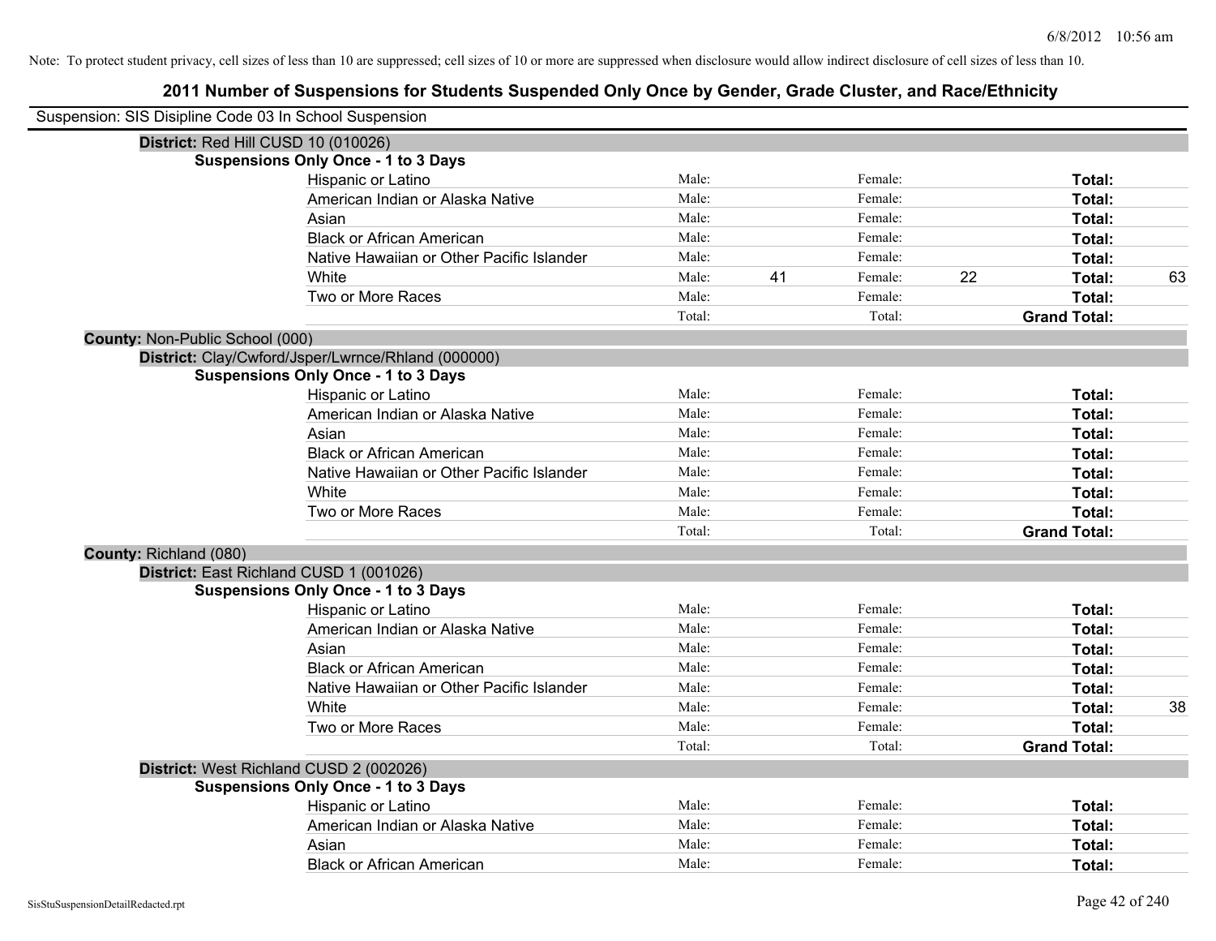Note: To protect student privacy, cell sizes of less than 10 are suppressed; cell sizes of 10 or more are suppressed when disclosure would allow indirect disclosure of cell sizes of less than 10.

# 2011 Number of Suspensions for Students Suspended Only Once by Gender, Grade Cluster, and Race/Ethnicity

Suspension: SIS Disipline Code 03 In School Suspension

**District:** Red Hill CUSD 10 (010026)

**Suspensions Only Once - 1 to 3 Days**

| | | | | | | |
|---|---|---|---|---|---|---|
| Hispanic or Latino | Male: | | Female: | | **Total:** | |
| American Indian or Alaska Native | Male: | | Female: | | **Total:** | |
| Asian | Male: | | Female: | | **Total:** | |
| Black or African American | Male: | | Female: | | **Total:** | |
| Native Hawaiian or Other Pacific Islander | Male: | | Female: | | **Total:** | |
| White | Male: | 41 | Female: | 22 | **Total:** | 63 |
| Two or More Races | Male: | | Female: | | **Total:** | |
| | Total: | | Total: | | **Grand Total:** | |

**County:** Non-Public School (000)

**District:** Clay/Cwford/Jsper/Lwrnce/Rhland (000000)

**Suspensions Only Once - 1 to 3 Days**

| | | | | | | |
|---|---|---|---|---|---|---|
| Hispanic or Latino | Male: | | Female: | | **Total:** | |
| American Indian or Alaska Native | Male: | | Female: | | **Total:** | |
| Asian | Male: | | Female: | | **Total:** | |
| Black or African American | Male: | | Female: | | **Total:** | |
| Native Hawaiian or Other Pacific Islander | Male: | | Female: | | **Total:** | |
| White | Male: | | Female: | | **Total:** | |
| Two or More Races | Male: | | Female: | | **Total:** | |
| | Total: | | Total: | | **Grand Total:** | |

**County:** Richland (080)

**District:** East Richland CUSD 1 (001026)

**Suspensions Only Once - 1 to 3 Days**

| | | | | | | |
|---|---|---|---|---|---|---|
| Hispanic or Latino | Male: | | Female: | | **Total:** | |
| American Indian or Alaska Native | Male: | | Female: | | **Total:** | |
| Asian | Male: | | Female: | | **Total:** | |
| Black or African American | Male: | | Female: | | **Total:** | |
| Native Hawaiian or Other Pacific Islander | Male: | | Female: | | **Total:** | |
| White | Male: | | Female: | | **Total:** | 38 |
| Two or More Races | Male: | | Female: | | **Total:** | |
| | Total: | | Total: | | **Grand Total:** | |

**District:** West Richland CUSD 2 (002026)

**Suspensions Only Once - 1 to 3 Days**

| | | | | | | |
|---|---|---|---|---|---|---|
| Hispanic or Latino | Male: | | Female: | | **Total:** | |
| American Indian or Alaska Native | Male: | | Female: | | **Total:** | |
| Asian | Male: | | Female: | | **Total:** | |
| Black or African American | Male: | | Female: | | **Total:** | |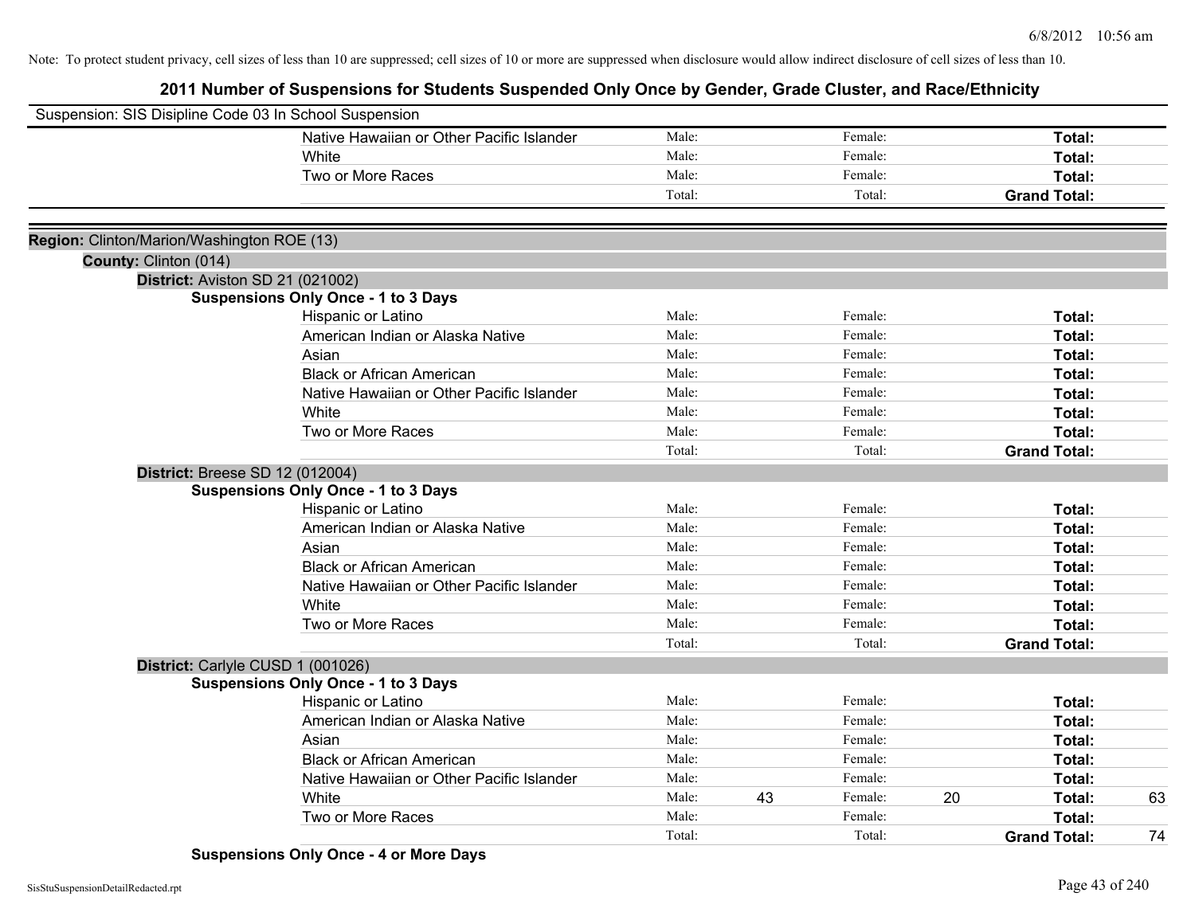Note: To protect student privacy, cell sizes of less than 10 are suppressed; cell sizes of 10 or more are suppressed when disclosure would allow indirect disclosure of cell sizes of less than 10.

## 2011 Number of Suspensions for Students Suspended Only Once by Gender, Grade Cluster, and Race/Ethnicity

Suspension: SIS Disipline Code 03 In School Suspension

| | | | | | |
|---|---|---|---|---|---|
| Native Hawaiian or Other Pacific Islander | Male: | | Female: | | **Total:** | |
| White | Male: | | Female: | | **Total:** | |
| Two or More Races | Male: | | Female: | | **Total:** | |
| | Total: | | Total: | | **Grand Total:** | |

**Region:** Clinton/Marion/Washington ROE (13)

**County:** Clinton (014)

**District:** Aviston SD 21 (021002)

**Suspensions Only Once - 1 to 3 Days**

| Race/Ethnicity | | Male | | Female | | Total |
|---|---|---|---|---|---|---|
| Hispanic or Latino | Male: | | Female: | | **Total:** | |
| American Indian or Alaska Native | Male: | | Female: | | **Total:** | |
| Asian | Male: | | Female: | | **Total:** | |
| Black or African American | Male: | | Female: | | **Total:** | |
| Native Hawaiian or Other Pacific Islander | Male: | | Female: | | **Total:** | |
| White | Male: | | Female: | | **Total:** | |
| Two or More Races | Male: | | Female: | | **Total:** | |
| | Total: | | Total: | | **Grand Total:** | |

**District:** Breese SD 12 (012004)

**Suspensions Only Once - 1 to 3 Days**

| Race/Ethnicity | | Male | | Female | | Total |
|---|---|---|---|---|---|---|
| Hispanic or Latino | Male: | | Female: | | **Total:** | |
| American Indian or Alaska Native | Male: | | Female: | | **Total:** | |
| Asian | Male: | | Female: | | **Total:** | |
| Black or African American | Male: | | Female: | | **Total:** | |
| Native Hawaiian or Other Pacific Islander | Male: | | Female: | | **Total:** | |
| White | Male: | | Female: | | **Total:** | |
| Two or More Races | Male: | | Female: | | **Total:** | |
| | Total: | | Total: | | **Grand Total:** | |

**District:** Carlyle CUSD 1 (001026)

**Suspensions Only Once - 1 to 3 Days**

| Race/Ethnicity | | Male | | Female | | Total |
|---|---|---|---|---|---|---|
| Hispanic or Latino | Male: | | Female: | | **Total:** | |
| American Indian or Alaska Native | Male: | | Female: | | **Total:** | |
| Asian | Male: | | Female: | | **Total:** | |
| Black or African American | Male: | | Female: | | **Total:** | |
| Native Hawaiian or Other Pacific Islander | Male: | | Female: | | **Total:** | |
| White | Male: | 43 | Female: | 20 | **Total:** | 63 |
| Two or More Races | Male: | | Female: | | **Total:** | |
| | Total: | | Total: | | **Grand Total:** | 74 |

**Suspensions Only Once - 4 or More Days**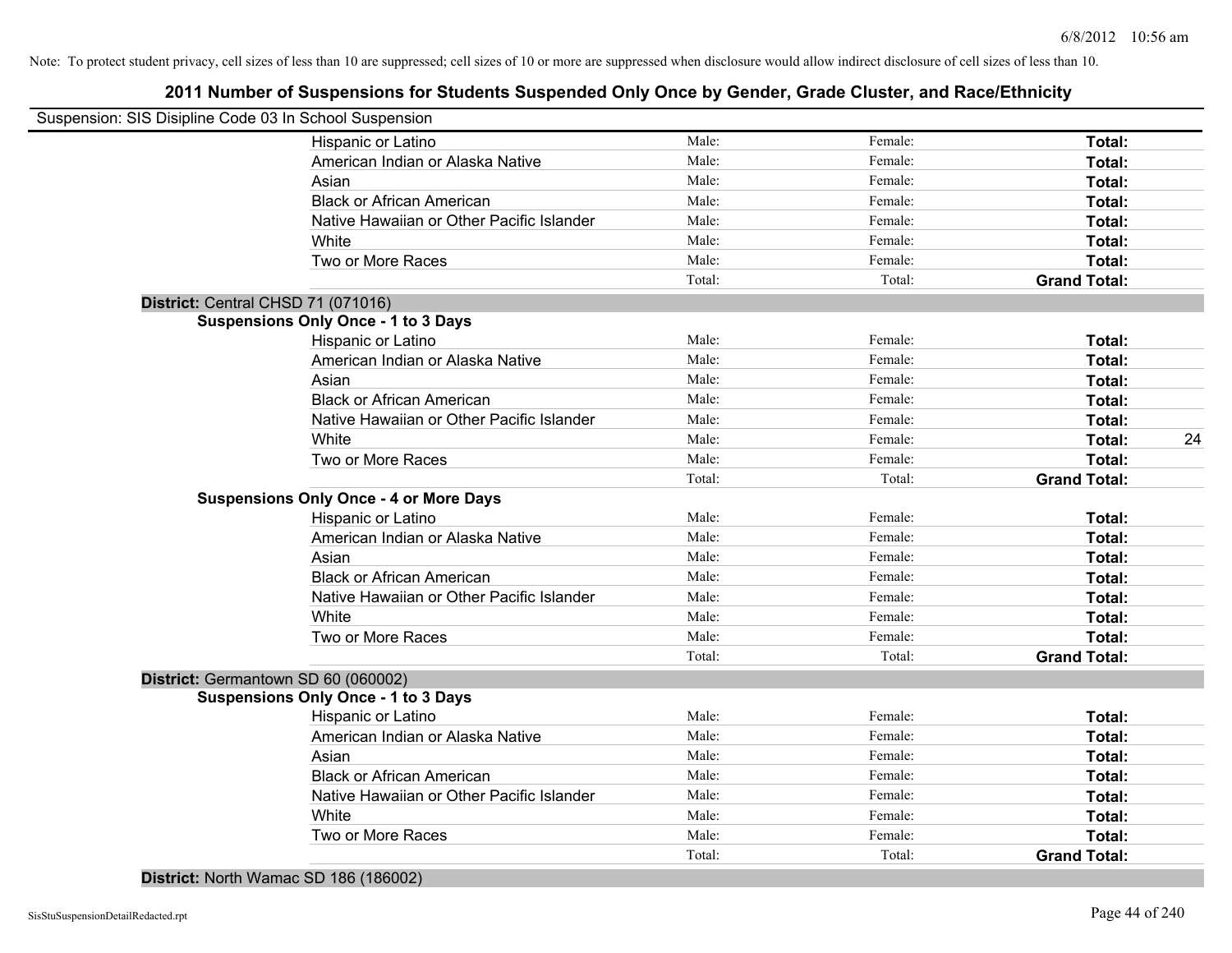6/8/2012 10:56 am

Note: To protect student privacy, cell sizes of less than 10 are suppressed; cell sizes of 10 or more are suppressed when disclosure would allow indirect disclosure of cell sizes of less than 10.

# 2011 Number of Suspensions for Students Suspended Only Once by Gender, Grade Cluster, and Race/Ethnicity

Suspension: SIS Disipline Code 03 In School Suspension

| | Male | Female | Total | |
|---|---|---|---|---|
| Hispanic or Latino | Male: | Female: | **Total:** | |
| American Indian or Alaska Native | Male: | Female: | **Total:** | |
| Asian | Male: | Female: | **Total:** | |
| Black or African American | Male: | Female: | **Total:** | |
| Native Hawaiian or Other Pacific Islander | Male: | Female: | **Total:** | |
| White | Male: | Female: | **Total:** | |
| Two or More Races | Male: | Female: | **Total:** | |
| | Total: | Total: | **Grand Total:** | |

**District:** Central CHSD 71 (071016)

**Suspensions Only Once - 1 to 3 Days**

| | Male | Female | Total | |
|---|---|---|---|---|
| Hispanic or Latino | Male: | Female: | **Total:** | |
| American Indian or Alaska Native | Male: | Female: | **Total:** | |
| Asian | Male: | Female: | **Total:** | |
| Black or African American | Male: | Female: | **Total:** | |
| Native Hawaiian or Other Pacific Islander | Male: | Female: | **Total:** | |
| White | Male: | Female: | **Total:** | 24 |
| Two or More Races | Male: | Female: | **Total:** | |
| | Total: | Total: | **Grand Total:** | |

**Suspensions Only Once - 4 or More Days**

| | Male | Female | Total | |
|---|---|---|---|---|
| Hispanic or Latino | Male: | Female: | **Total:** | |
| American Indian or Alaska Native | Male: | Female: | **Total:** | |
| Asian | Male: | Female: | **Total:** | |
| Black or African American | Male: | Female: | **Total:** | |
| Native Hawaiian or Other Pacific Islander | Male: | Female: | **Total:** | |
| White | Male: | Female: | **Total:** | |
| Two or More Races | Male: | Female: | **Total:** | |
| | Total: | Total: | **Grand Total:** | |

**District:** Germantown SD 60 (060002)

**Suspensions Only Once - 1 to 3 Days**

| | Male | Female | Total | |
|---|---|---|---|---|
| Hispanic or Latino | Male: | Female: | **Total:** | |
| American Indian or Alaska Native | Male: | Female: | **Total:** | |
| Asian | Male: | Female: | **Total:** | |
| Black or African American | Male: | Female: | **Total:** | |
| Native Hawaiian or Other Pacific Islander | Male: | Female: | **Total:** | |
| White | Male: | Female: | **Total:** | |
| Two or More Races | Male: | Female: | **Total:** | |
| | Total: | Total: | **Grand Total:** | |

**District:** North Wamac SD 186 (186002)

SisStuSuspensionDetailRedacted.rpt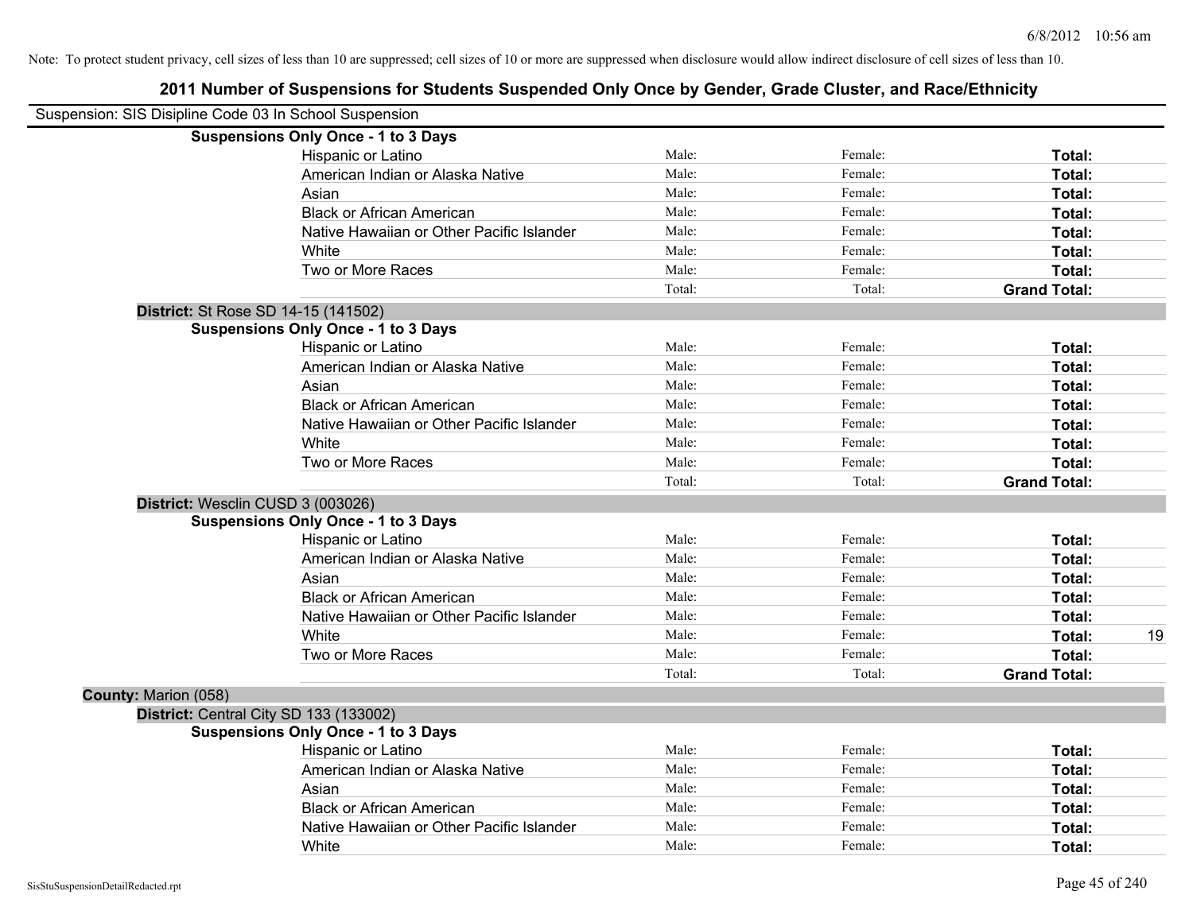Note: To protect student privacy, cell sizes of less than 10 are suppressed; cell sizes of 10 or more are suppressed when disclosure would allow indirect disclosure of cell sizes of less than 10.

# 2011 Number of Suspensions for Students Suspended Only Once by Gender, Grade Cluster, and Race/Ethnicity

Suspension: SIS Disipline Code 03 In School Suspension

**Suspensions Only Once - 1 to 3 Days**

| | | | | |
|---|---|---|---|---|
| Hispanic or Latino | Male: | Female: | **Total:** | |
| American Indian or Alaska Native | Male: | Female: | **Total:** | |
| Asian | Male: | Female: | **Total:** | |
| Black or African American | Male: | Female: | **Total:** | |
| Native Hawaiian or Other Pacific Islander | Male: | Female: | **Total:** | |
| White | Male: | Female: | **Total:** | |
| Two or More Races | Male: | Female: | **Total:** | |
| | Total: | Total: | **Grand Total:** | |

**District:** St Rose SD 14-15 (141502)

**Suspensions Only Once - 1 to 3 Days**

| | | | | |
|---|---|---|---|---|
| Hispanic or Latino | Male: | Female: | **Total:** | |
| American Indian or Alaska Native | Male: | Female: | **Total:** | |
| Asian | Male: | Female: | **Total:** | |
| Black or African American | Male: | Female: | **Total:** | |
| Native Hawaiian or Other Pacific Islander | Male: | Female: | **Total:** | |
| White | Male: | Female: | **Total:** | |
| Two or More Races | Male: | Female: | **Total:** | |
| | Total: | Total: | **Grand Total:** | |

**District:** Wesclin CUSD 3 (003026)

**Suspensions Only Once - 1 to 3 Days**

| | | | | |
|---|---|---|---|---|
| Hispanic or Latino | Male: | Female: | **Total:** | |
| American Indian or Alaska Native | Male: | Female: | **Total:** | |
| Asian | Male: | Female: | **Total:** | |
| Black or African American | Male: | Female: | **Total:** | |
| Native Hawaiian or Other Pacific Islander | Male: | Female: | **Total:** | |
| White | Male: | Female: | **Total:** | 19 |
| Two or More Races | Male: | Female: | **Total:** | |
| | Total: | Total: | **Grand Total:** | |

**County:** Marion (058)

**District:** Central City SD 133 (133002)

**Suspensions Only Once - 1 to 3 Days**

| | | | | |
|---|---|---|---|---|
| Hispanic or Latino | Male: | Female: | **Total:** | |
| American Indian or Alaska Native | Male: | Female: | **Total:** | |
| Asian | Male: | Female: | **Total:** | |
| Black or African American | Male: | Female: | **Total:** | |
| Native Hawaiian or Other Pacific Islander | Male: | Female: | **Total:** | |
| White | Male: | Female: | **Total:** | |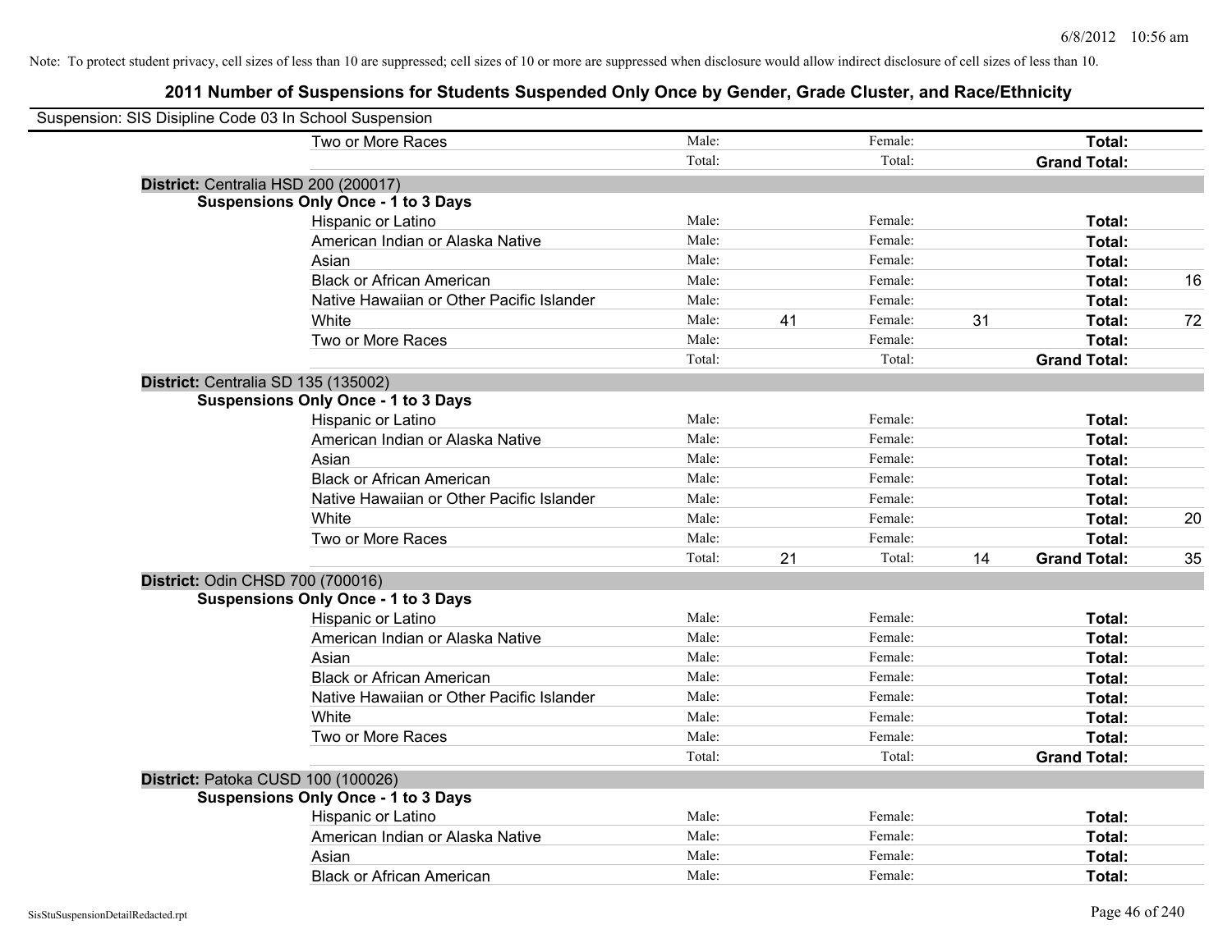Note: To protect student privacy, cell sizes of less than 10 are suppressed; cell sizes of 10 or more are suppressed when disclosure would allow indirect disclosure of cell sizes of less than 10.

# 2011 Number of Suspensions for Students Suspended Only Once by Gender, Grade Cluster, and Race/Ethnicity

Suspension: SIS Disipline Code 03 In School Suspension

| | | | | | | |
|---|---|---|---|---|---|---|
| Two or More Races | Male: | | Female: | | **Total:** | |
| | Total: | | Total: | | **Grand Total:** | |

**District:** Centralia HSD 200 (200017)

**Suspensions Only Once - 1 to 3 Days**

| | | | | | | |
|---|---|---|---|---|---|---|
| Hispanic or Latino | Male: | | Female: | | **Total:** | |
| American Indian or Alaska Native | Male: | | Female: | | **Total:** | |
| Asian | Male: | | Female: | | **Total:** | |
| Black or African American | Male: | | Female: | | **Total:** | 16 |
| Native Hawaiian or Other Pacific Islander | Male: | | Female: | | **Total:** | |
| White | Male: | 41 | Female: | 31 | **Total:** | 72 |
| Two or More Races | Male: | | Female: | | **Total:** | |
| | Total: | | Total: | | **Grand Total:** | |

**District:** Centralia SD 135 (135002)

**Suspensions Only Once - 1 to 3 Days**

| | | | | | | |
|---|---|---|---|---|---|---|
| Hispanic or Latino | Male: | | Female: | | **Total:** | |
| American Indian or Alaska Native | Male: | | Female: | | **Total:** | |
| Asian | Male: | | Female: | | **Total:** | |
| Black or African American | Male: | | Female: | | **Total:** | |
| Native Hawaiian or Other Pacific Islander | Male: | | Female: | | **Total:** | |
| White | Male: | | Female: | | **Total:** | 20 |
| Two or More Races | Male: | | Female: | | **Total:** | |
| | Total: | 21 | Total: | 14 | **Grand Total:** | 35 |

**District:** Odin CHSD 700 (700016)

**Suspensions Only Once - 1 to 3 Days**

| | | | | | | |
|---|---|---|---|---|---|---|
| Hispanic or Latino | Male: | | Female: | | **Total:** | |
| American Indian or Alaska Native | Male: | | Female: | | **Total:** | |
| Asian | Male: | | Female: | | **Total:** | |
| Black or African American | Male: | | Female: | | **Total:** | |
| Native Hawaiian or Other Pacific Islander | Male: | | Female: | | **Total:** | |
| White | Male: | | Female: | | **Total:** | |
| Two or More Races | Male: | | Female: | | **Total:** | |
| | Total: | | Total: | | **Grand Total:** | |

**District:** Patoka CUSD 100 (100026)

**Suspensions Only Once - 1 to 3 Days**

| | | | | | | |
|---|---|---|---|---|---|---|
| Hispanic or Latino | Male: | | Female: | | **Total:** | |
| American Indian or Alaska Native | Male: | | Female: | | **Total:** | |
| Asian | Male: | | Female: | | **Total:** | |
| Black or African American | Male: | | Female: | | **Total:** | |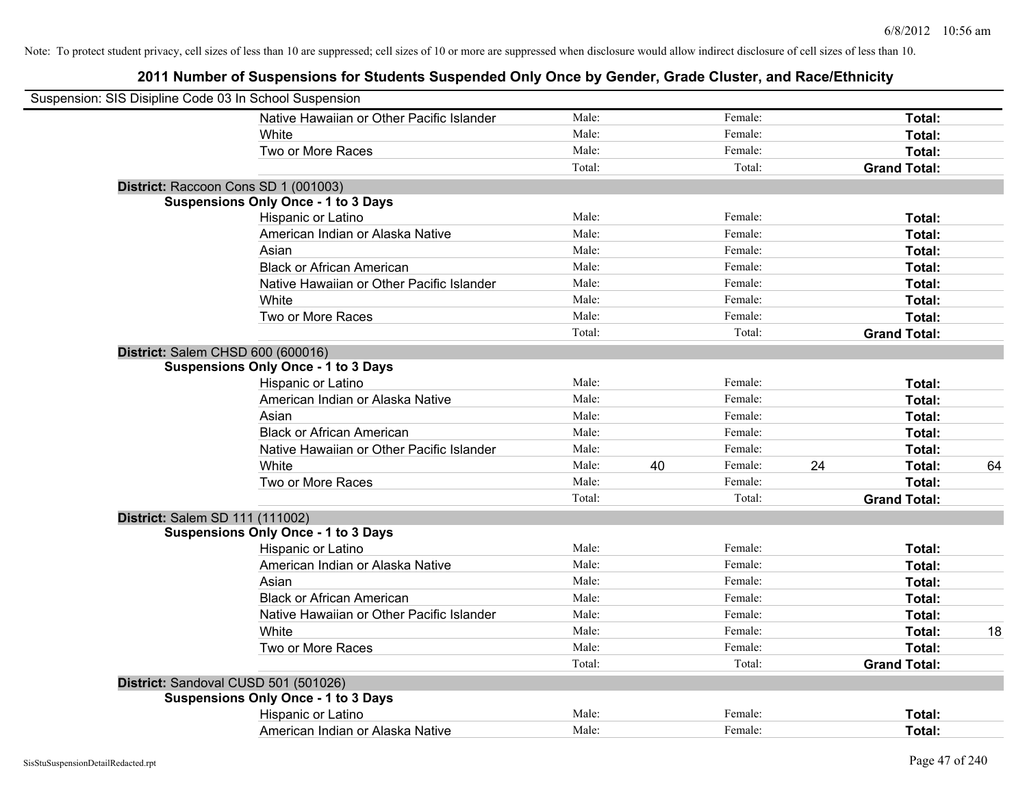Note: To protect student privacy, cell sizes of less than 10 are suppressed; cell sizes of 10 or more are suppressed when disclosure would allow indirect disclosure of cell sizes of less than 10.

# 2011 Number of Suspensions for Students Suspended Only Once by Gender, Grade Cluster, and Race/Ethnicity

Suspension: SIS Disipline Code 03 In School Suspension

| | | | | | | |
|---|---|---|---|---|---|---|
| Native Hawaiian or Other Pacific Islander | Male: | | Female: | | **Total:** | |
| White | Male: | | Female: | | **Total:** | |
| Two or More Races | Male: | | Female: | | **Total:** | |
| | Total: | | Total: | | **Grand Total:** | |

**District:** Raccoon Cons SD 1 (001003)

**Suspensions Only Once - 1 to 3 Days**

| | | | | | | |
|---|---|---|---|---|---|---|
| Hispanic or Latino | Male: | | Female: | | **Total:** | |
| American Indian or Alaska Native | Male: | | Female: | | **Total:** | |
| Asian | Male: | | Female: | | **Total:** | |
| Black or African American | Male: | | Female: | | **Total:** | |
| Native Hawaiian or Other Pacific Islander | Male: | | Female: | | **Total:** | |
| White | Male: | | Female: | | **Total:** | |
| Two or More Races | Male: | | Female: | | **Total:** | |
| | Total: | | Total: | | **Grand Total:** | |

**District:** Salem CHSD 600 (600016)

**Suspensions Only Once - 1 to 3 Days**

| | | | | | | |
|---|---|---|---|---|---|---|
| Hispanic or Latino | Male: | | Female: | | **Total:** | |
| American Indian or Alaska Native | Male: | | Female: | | **Total:** | |
| Asian | Male: | | Female: | | **Total:** | |
| Black or African American | Male: | | Female: | | **Total:** | |
| Native Hawaiian or Other Pacific Islander | Male: | | Female: | | **Total:** | |
| White | Male: | 40 | Female: | 24 | **Total:** | 64 |
| Two or More Races | Male: | | Female: | | **Total:** | |
| | Total: | | Total: | | **Grand Total:** | |

**District:** Salem SD 111 (111002)

**Suspensions Only Once - 1 to 3 Days**

| | | | | | | |
|---|---|---|---|---|---|---|
| Hispanic or Latino | Male: | | Female: | | **Total:** | |
| American Indian or Alaska Native | Male: | | Female: | | **Total:** | |
| Asian | Male: | | Female: | | **Total:** | |
| Black or African American | Male: | | Female: | | **Total:** | |
| Native Hawaiian or Other Pacific Islander | Male: | | Female: | | **Total:** | |
| White | Male: | | Female: | | **Total:** | 18 |
| Two or More Races | Male: | | Female: | | **Total:** | |
| | Total: | | Total: | | **Grand Total:** | |

**District:** Sandoval CUSD 501 (501026)

**Suspensions Only Once - 1 to 3 Days**

| | | | | | | |
|---|---|---|---|---|---|---|
| Hispanic or Latino | Male: | | Female: | | **Total:** | |
| American Indian or Alaska Native | Male: | | Female: | | **Total:** | |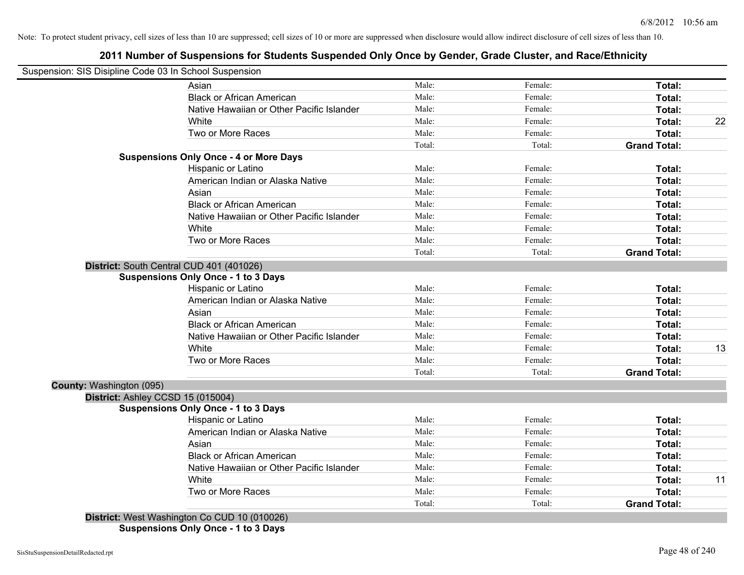Note: To protect student privacy, cell sizes of less than 10 are suppressed; cell sizes of 10 or more are suppressed when disclosure would allow indirect disclosure of cell sizes of less than 10.

## 2011 Number of Suspensions for Students Suspended Only Once by Gender, Grade Cluster, and Race/Ethnicity

Suspension: SIS Disipline Code 03 In School Suspension

| | | | | |
|---|---|---|---|---|
| Asian | Male: | Female: | **Total:** | |
| Black or African American | Male: | Female: | **Total:** | |
| Native Hawaiian or Other Pacific Islander | Male: | Female: | **Total:** | |
| White | Male: | Female: | **Total:** | 22 |
| Two or More Races | Male: | Female: | **Total:** | |
| | Total: | Total: | **Grand Total:** | |

**Suspensions Only Once - 4 or More Days**

| | | | | |
|---|---|---|---|---|
| Hispanic or Latino | Male: | Female: | **Total:** | |
| American Indian or Alaska Native | Male: | Female: | **Total:** | |
| Asian | Male: | Female: | **Total:** | |
| Black or African American | Male: | Female: | **Total:** | |
| Native Hawaiian or Other Pacific Islander | Male: | Female: | **Total:** | |
| White | Male: | Female: | **Total:** | |
| Two or More Races | Male: | Female: | **Total:** | |
| | Total: | Total: | **Grand Total:** | |

**District:** South Central CUD 401 (401026)

**Suspensions Only Once - 1 to 3 Days**

| | | | | |
|---|---|---|---|---|
| Hispanic or Latino | Male: | Female: | **Total:** | |
| American Indian or Alaska Native | Male: | Female: | **Total:** | |
| Asian | Male: | Female: | **Total:** | |
| Black or African American | Male: | Female: | **Total:** | |
| Native Hawaiian or Other Pacific Islander | Male: | Female: | **Total:** | |
| White | Male: | Female: | **Total:** | 13 |
| Two or More Races | Male: | Female: | **Total:** | |
| | Total: | Total: | **Grand Total:** | |

**County:** Washington (095)

**District:** Ashley CCSD 15 (015004)

**Suspensions Only Once - 1 to 3 Days**

| | | | | |
|---|---|---|---|---|
| Hispanic or Latino | Male: | Female: | **Total:** | |
| American Indian or Alaska Native | Male: | Female: | **Total:** | |
| Asian | Male: | Female: | **Total:** | |
| Black or African American | Male: | Female: | **Total:** | |
| Native Hawaiian or Other Pacific Islander | Male: | Female: | **Total:** | |
| White | Male: | Female: | **Total:** | 11 |
| Two or More Races | Male: | Female: | **Total:** | |
| | Total: | Total: | **Grand Total:** | |

**District:** West Washington Co CUD 10 (010026)

**Suspensions Only Once - 1 to 3 Days**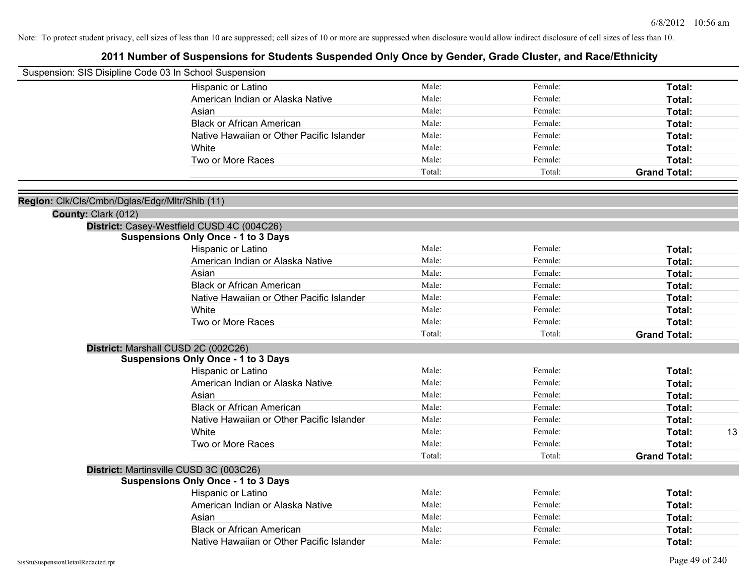Note: To protect student privacy, cell sizes of less than 10 are suppressed; cell sizes of 10 or more are suppressed when disclosure would allow indirect disclosure of cell sizes of less than 10.

# 2011 Number of Suspensions for Students Suspended Only Once by Gender, Grade Cluster, and Race/Ethnicity

Suspension: SIS Disipline Code 03 In School Suspension

| | | | | |
|---|---|---|---|---|
| Hispanic or Latino | Male: | Female: | **Total:** | |
| American Indian or Alaska Native | Male: | Female: | **Total:** | |
| Asian | Male: | Female: | **Total:** | |
| Black or African American | Male: | Female: | **Total:** | |
| Native Hawaiian or Other Pacific Islander | Male: | Female: | **Total:** | |
| White | Male: | Female: | **Total:** | |
| Two or More Races | Male: | Female: | **Total:** | |
| | Total: | Total: | **Grand Total:** | |

**Region:** Clk/Cls/Cmbn/Dglas/Edgr/Mltr/Shlb (11)

**County:** Clark (012)

**District:** Casey-Westfield CUSD 4C (004C26)

**Suspensions Only Once - 1 to 3 Days**

| | | | | |
|---|---|---|---|---|
| Hispanic or Latino | Male: | Female: | **Total:** | |
| American Indian or Alaska Native | Male: | Female: | **Total:** | |
| Asian | Male: | Female: | **Total:** | |
| Black or African American | Male: | Female: | **Total:** | |
| Native Hawaiian or Other Pacific Islander | Male: | Female: | **Total:** | |
| White | Male: | Female: | **Total:** | |
| Two or More Races | Male: | Female: | **Total:** | |
| | Total: | Total: | **Grand Total:** | |

**District:** Marshall CUSD 2C (002C26)

**Suspensions Only Once - 1 to 3 Days**

| | | | | |
|---|---|---|---|---|
| Hispanic or Latino | Male: | Female: | **Total:** | |
| American Indian or Alaska Native | Male: | Female: | **Total:** | |
| Asian | Male: | Female: | **Total:** | |
| Black or African American | Male: | Female: | **Total:** | |
| Native Hawaiian or Other Pacific Islander | Male: | Female: | **Total:** | |
| White | Male: | Female: | **Total:** | 13 |
| Two or More Races | Male: | Female: | **Total:** | |
| | Total: | Total: | **Grand Total:** | |

**District:** Martinsville CUSD 3C (003C26)

**Suspensions Only Once - 1 to 3 Days**

| | | | | |
|---|---|---|---|---|
| Hispanic or Latino | Male: | Female: | **Total:** | |
| American Indian or Alaska Native | Male: | Female: | **Total:** | |
| Asian | Male: | Female: | **Total:** | |
| Black or African American | Male: | Female: | **Total:** | |
| Native Hawaiian or Other Pacific Islander | Male: | Female: | **Total:** | |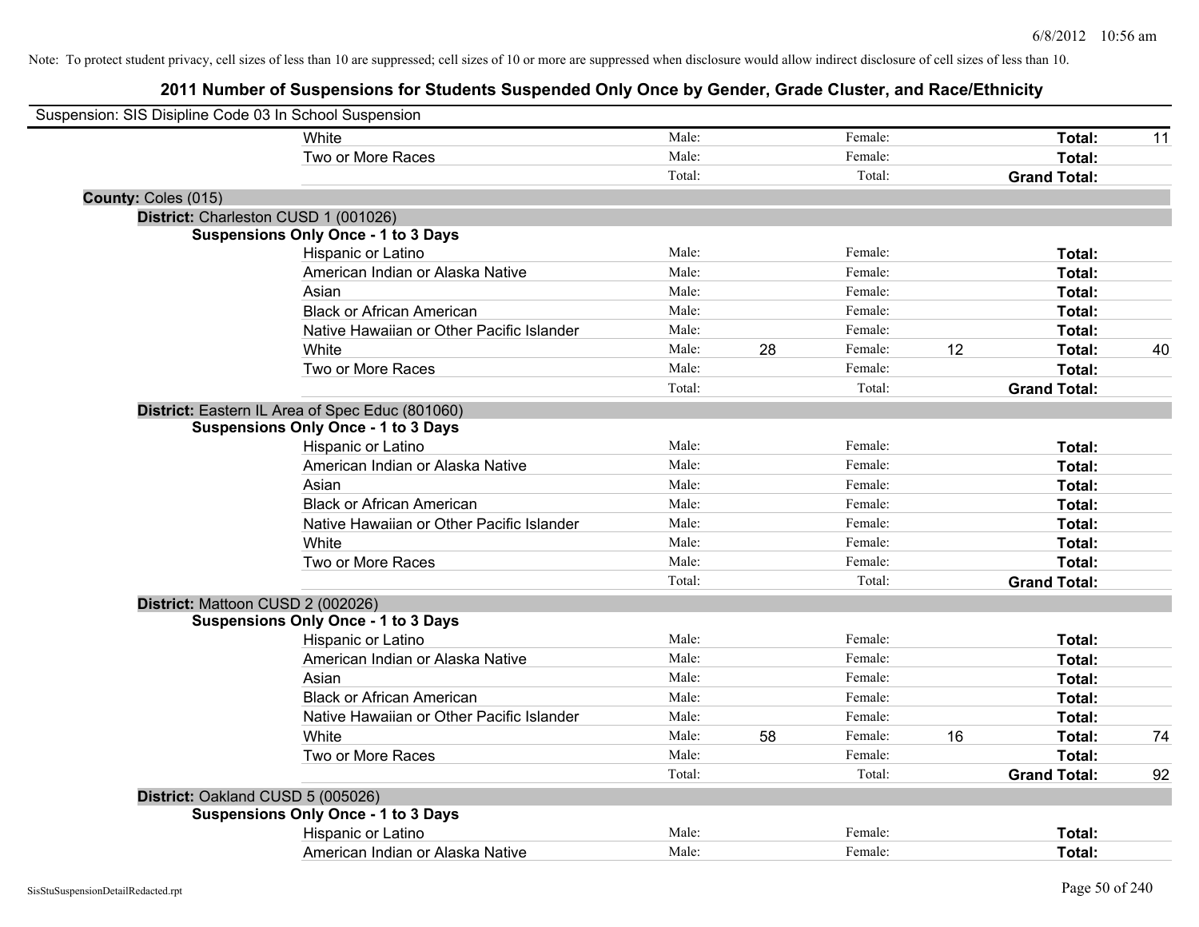Note: To protect student privacy, cell sizes of less than 10 are suppressed; cell sizes of 10 or more are suppressed when disclosure would allow indirect disclosure of cell sizes of less than 10.

# 2011 Number of Suspensions for Students Suspended Only Once by Gender, Grade Cluster, and Race/Ethnicity

Suspension: SIS Disipline Code 03 In School Suspension

| | | | | | | | |
|---|---|---|---|---|---|---|---|
| White | Male: | | Female: | | **Total:** | 11 |
| Two or More Races | Male: | | Female: | | **Total:** | |
| | Total: | | Total: | | **Grand Total:** | |

**County:** Coles (015)

**District:** Charleston CUSD 1 (001026)

**Suspensions Only Once - 1 to 3 Days**

| | | | | | | |
|---|---|---|---|---|---|---|
| Hispanic or Latino | Male: | | Female: | | **Total:** | |
| American Indian or Alaska Native | Male: | | Female: | | **Total:** | |
| Asian | Male: | | Female: | | **Total:** | |
| Black or African American | Male: | | Female: | | **Total:** | |
| Native Hawaiian or Other Pacific Islander | Male: | | Female: | | **Total:** | |
| White | Male: | 28 | Female: | 12 | **Total:** | 40 |
| Two or More Races | Male: | | Female: | | **Total:** | |
| | Total: | | Total: | | **Grand Total:** | |

**District:** Eastern IL Area of Spec Educ (801060)

**Suspensions Only Once - 1 to 3 Days**

| | | | | | | |
|---|---|---|---|---|---|---|
| Hispanic or Latino | Male: | | Female: | | **Total:** | |
| American Indian or Alaska Native | Male: | | Female: | | **Total:** | |
| Asian | Male: | | Female: | | **Total:** | |
| Black or African American | Male: | | Female: | | **Total:** | |
| Native Hawaiian or Other Pacific Islander | Male: | | Female: | | **Total:** | |
| White | Male: | | Female: | | **Total:** | |
| Two or More Races | Male: | | Female: | | **Total:** | |
| | Total: | | Total: | | **Grand Total:** | |

**District:** Mattoon CUSD 2 (002026)

**Suspensions Only Once - 1 to 3 Days**

| | | | | | | |
|---|---|---|---|---|---|---|
| Hispanic or Latino | Male: | | Female: | | **Total:** | |
| American Indian or Alaska Native | Male: | | Female: | | **Total:** | |
| Asian | Male: | | Female: | | **Total:** | |
| Black or African American | Male: | | Female: | | **Total:** | |
| Native Hawaiian or Other Pacific Islander | Male: | | Female: | | **Total:** | |
| White | Male: | 58 | Female: | 16 | **Total:** | 74 |
| Two or More Races | Male: | | Female: | | **Total:** | |
| | Total: | | Total: | | **Grand Total:** | 92 |

**District:** Oakland CUSD 5 (005026)

**Suspensions Only Once - 1 to 3 Days**

| | | | | | | |
|---|---|---|---|---|---|---|
| Hispanic or Latino | Male: | | Female: | | **Total:** | |
| American Indian or Alaska Native | Male: | | Female: | | **Total:** | |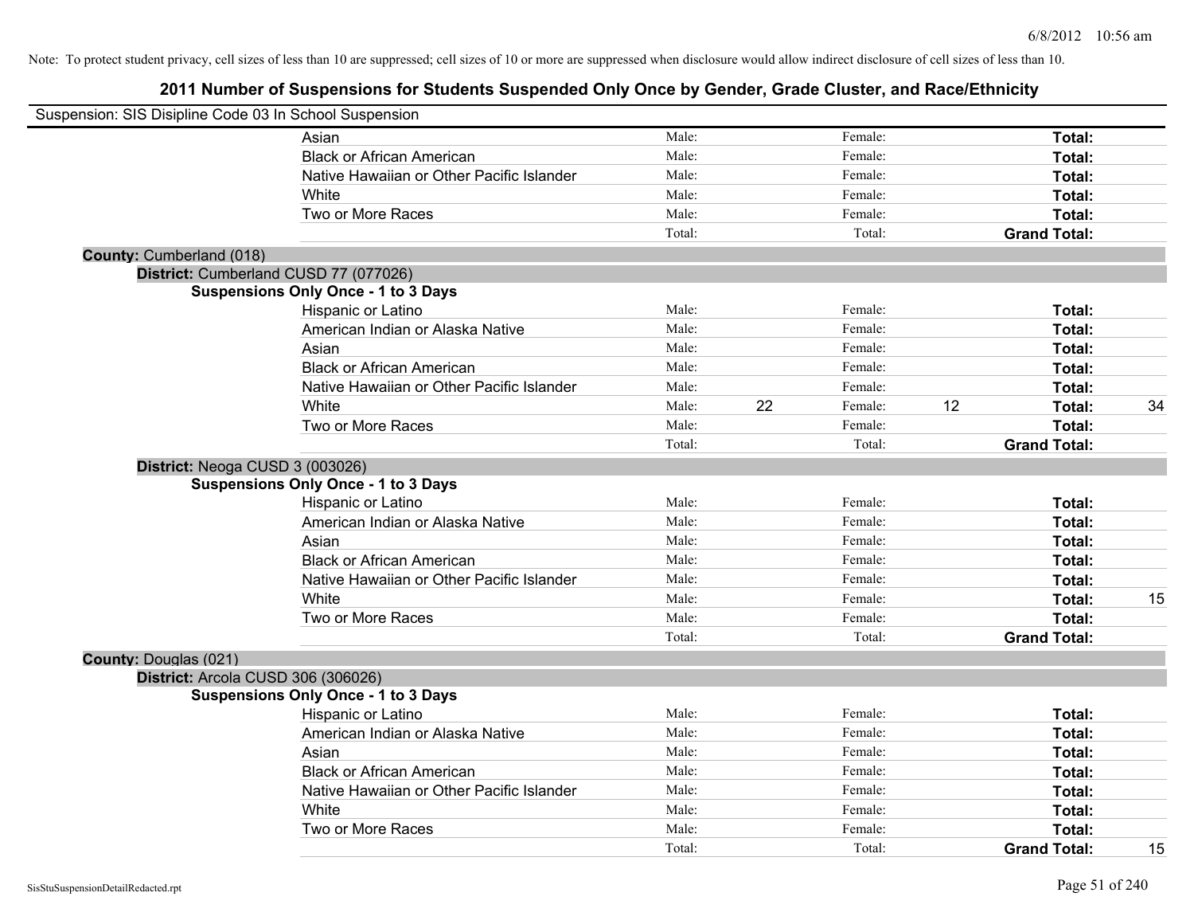Note: To protect student privacy, cell sizes of less than 10 are suppressed; cell sizes of 10 or more are suppressed when disclosure would allow indirect disclosure of cell sizes of less than 10.

## 2011 Number of Suspensions for Students Suspended Only Once by Gender, Grade Cluster, and Race/Ethnicity

Suspension: SIS Disipline Code 03 In School Suspension

| | | | | | |
|---|---|---|---|---|---|
| Asian | Male: | | Female: | | **Total:** | |
| Black or African American | Male: | | Female: | | **Total:** | |
| Native Hawaiian or Other Pacific Islander | Male: | | Female: | | **Total:** | |
| White | Male: | | Female: | | **Total:** | |
| Two or More Races | Male: | | Female: | | **Total:** | |
| | Total: | | Total: | | **Grand Total:** | |

**County:** Cumberland (018)

**District:** Cumberland CUSD 77 (077026)

**Suspensions Only Once - 1 to 3 Days**

| | | | | | | |
|---|---|---|---|---|---|---|
| Hispanic or Latino | Male: | | Female: | | **Total:** | |
| American Indian or Alaska Native | Male: | | Female: | | **Total:** | |
| Asian | Male: | | Female: | | **Total:** | |
| Black or African American | Male: | | Female: | | **Total:** | |
| Native Hawaiian or Other Pacific Islander | Male: | | Female: | | **Total:** | |
| White | Male: | 22 | Female: | 12 | **Total:** | 34 |
| Two or More Races | Male: | | Female: | | **Total:** | |
| | Total: | | Total: | | **Grand Total:** | |

**District:** Neoga CUSD 3 (003026)

**Suspensions Only Once - 1 to 3 Days**

| | | | | | | |
|---|---|---|---|---|---|---|
| Hispanic or Latino | Male: | | Female: | | **Total:** | |
| American Indian or Alaska Native | Male: | | Female: | | **Total:** | |
| Asian | Male: | | Female: | | **Total:** | |
| Black or African American | Male: | | Female: | | **Total:** | |
| Native Hawaiian or Other Pacific Islander | Male: | | Female: | | **Total:** | |
| White | Male: | | Female: | | **Total:** | 15 |
| Two or More Races | Male: | | Female: | | **Total:** | |
| | Total: | | Total: | | **Grand Total:** | |

**County:** Douglas (021)

**District:** Arcola CUSD 306 (306026)

**Suspensions Only Once - 1 to 3 Days**

| | | | | | | |
|---|---|---|---|---|---|---|
| Hispanic or Latino | Male: | | Female: | | **Total:** | |
| American Indian or Alaska Native | Male: | | Female: | | **Total:** | |
| Asian | Male: | | Female: | | **Total:** | |
| Black or African American | Male: | | Female: | | **Total:** | |
| Native Hawaiian or Other Pacific Islander | Male: | | Female: | | **Total:** | |
| White | Male: | | Female: | | **Total:** | |
| Two or More Races | Male: | | Female: | | **Total:** | |
| | Total: | | Total: | | **Grand Total:** | 15 |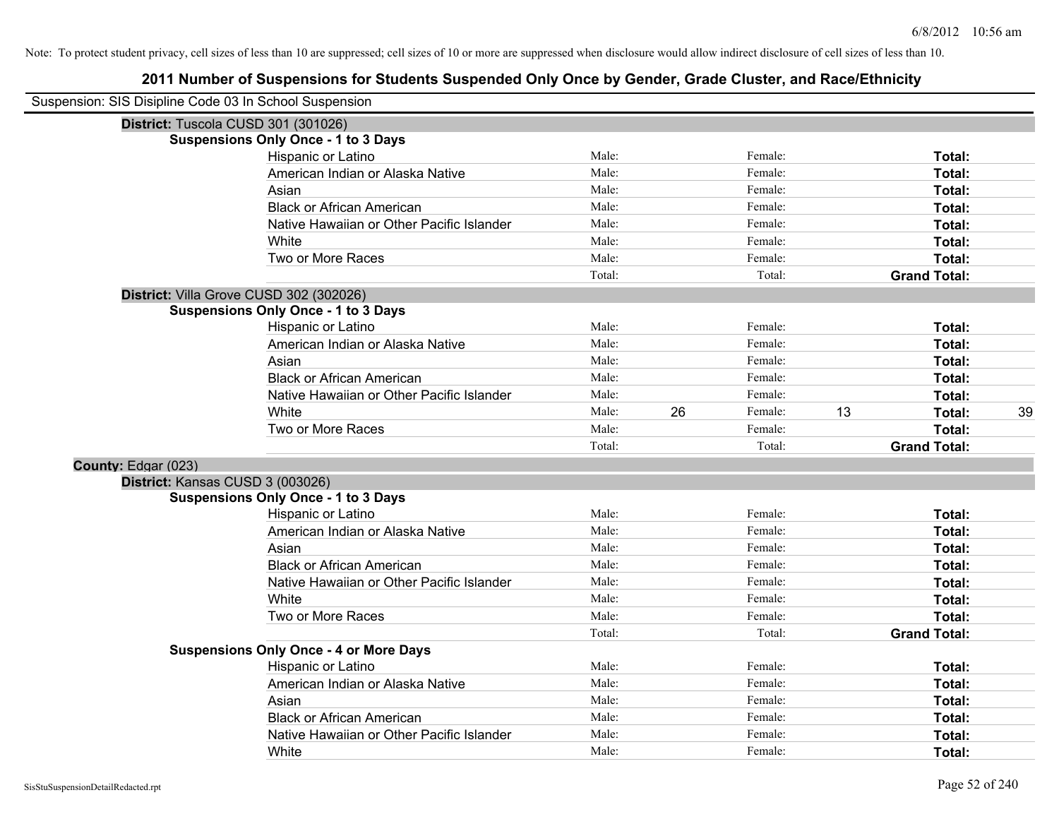Note: To protect student privacy, cell sizes of less than 10 are suppressed; cell sizes of 10 or more are suppressed when disclosure would allow indirect disclosure of cell sizes of less than 10.

# 2011 Number of Suspensions for Students Suspended Only Once by Gender, Grade Cluster, and Race/Ethnicity

Suspension: SIS Disipline Code 03 In School Suspension

**District:** Tuscola CUSD 301 (301026)

**Suspensions Only Once - 1 to 3 Days**

| | | | | | | |
|---|---|---|---|---|---|---|
| Hispanic or Latino | Male: | | Female: | | **Total:** | |
| American Indian or Alaska Native | Male: | | Female: | | **Total:** | |
| Asian | Male: | | Female: | | **Total:** | |
| Black or African American | Male: | | Female: | | **Total:** | |
| Native Hawaiian or Other Pacific Islander | Male: | | Female: | | **Total:** | |
| White | Male: | | Female: | | **Total:** | |
| Two or More Races | Male: | | Female: | | **Total:** | |
| | Total: | | Total: | | **Grand Total:** | |

**District:** Villa Grove CUSD 302 (302026)

**Suspensions Only Once - 1 to 3 Days**

| | | | | | | |
|---|---|---|---|---|---|---|
| Hispanic or Latino | Male: | | Female: | | **Total:** | |
| American Indian or Alaska Native | Male: | | Female: | | **Total:** | |
| Asian | Male: | | Female: | | **Total:** | |
| Black or African American | Male: | | Female: | | **Total:** | |
| Native Hawaiian or Other Pacific Islander | Male: | | Female: | | **Total:** | |
| White | Male: | 26 | Female: | 13 | **Total:** | 39 |
| Two or More Races | Male: | | Female: | | **Total:** | |
| | Total: | | Total: | | **Grand Total:** | |

**County:** Edgar (023)

**District:** Kansas CUSD 3 (003026)

**Suspensions Only Once - 1 to 3 Days**

| | | | | | | |
|---|---|---|---|---|---|---|
| Hispanic or Latino | Male: | | Female: | | **Total:** | |
| American Indian or Alaska Native | Male: | | Female: | | **Total:** | |
| Asian | Male: | | Female: | | **Total:** | |
| Black or African American | Male: | | Female: | | **Total:** | |
| Native Hawaiian or Other Pacific Islander | Male: | | Female: | | **Total:** | |
| White | Male: | | Female: | | **Total:** | |
| Two or More Races | Male: | | Female: | | **Total:** | |
| | Total: | | Total: | | **Grand Total:** | |

**Suspensions Only Once - 4 or More Days**

| | | | | | | |
|---|---|---|---|---|---|---|
| Hispanic or Latino | Male: | | Female: | | **Total:** | |
| American Indian or Alaska Native | Male: | | Female: | | **Total:** | |
| Asian | Male: | | Female: | | **Total:** | |
| Black or African American | Male: | | Female: | | **Total:** | |
| Native Hawaiian or Other Pacific Islander | Male: | | Female: | | **Total:** | |
| White | Male: | | Female: | | **Total:** | |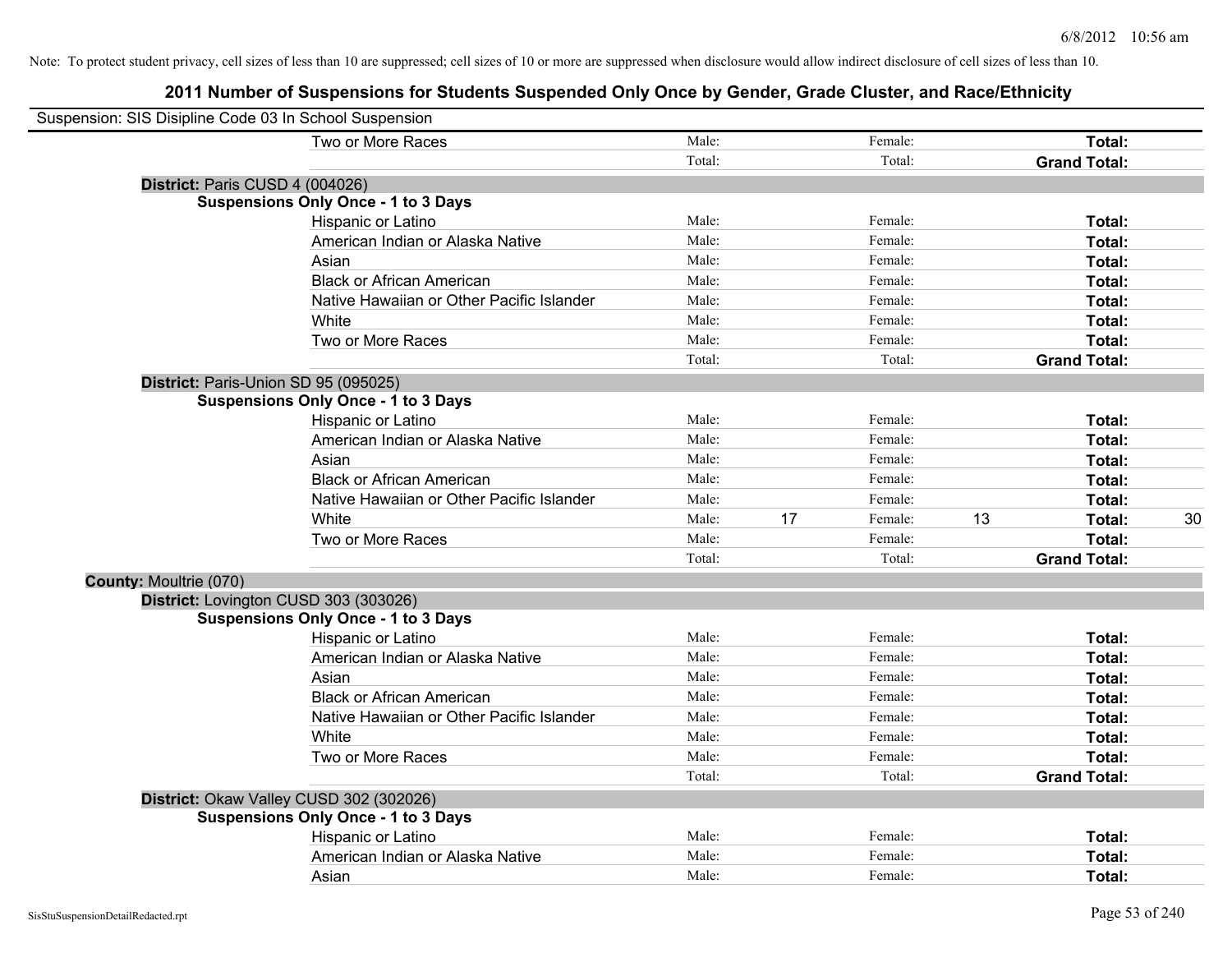Note: To protect student privacy, cell sizes of less than 10 are suppressed; cell sizes of 10 or more are suppressed when disclosure would allow indirect disclosure of cell sizes of less than 10.

# 2011 Number of Suspensions for Students Suspended Only Once by Gender, Grade Cluster, and Race/Ethnicity

Suspension: SIS Disipline Code 03 In School Suspension

| | | | | | |
|---|---|---|---|---|---|
| Two or More Races | Male: | | Female: | | **Total:** | |
| | Total: | | Total: | | **Grand Total:** | |

**District:** Paris CUSD 4 (004026)

**Suspensions Only Once - 1 to 3 Days**

| Race/Ethnicity | Male | | Female | | Total | |
|---|---|---|---|---|---|---|
| Hispanic or Latino | Male: | | Female: | | **Total:** | |
| American Indian or Alaska Native | Male: | | Female: | | **Total:** | |
| Asian | Male: | | Female: | | **Total:** | |
| Black or African American | Male: | | Female: | | **Total:** | |
| Native Hawaiian or Other Pacific Islander | Male: | | Female: | | **Total:** | |
| White | Male: | | Female: | | **Total:** | |
| Two or More Races | Male: | | Female: | | **Total:** | |
| | Total: | | Total: | | **Grand Total:** | |

**District:** Paris-Union SD 95 (095025)

**Suspensions Only Once - 1 to 3 Days**

| Race/Ethnicity | Male | | Female | | Total | |
|---|---|---|---|---|---|---|
| Hispanic or Latino | Male: | | Female: | | **Total:** | |
| American Indian or Alaska Native | Male: | | Female: | | **Total:** | |
| Asian | Male: | | Female: | | **Total:** | |
| Black or African American | Male: | | Female: | | **Total:** | |
| Native Hawaiian or Other Pacific Islander | Male: | | Female: | | **Total:** | |
| White | Male: | 17 | Female: | 13 | **Total:** | 30 |
| Two or More Races | Male: | | Female: | | **Total:** | |
| | Total: | | Total: | | **Grand Total:** | |

**County:** Moultrie (070)

**District:** Lovington CUSD 303 (303026)

**Suspensions Only Once - 1 to 3 Days**

| Race/Ethnicity | Male | | Female | | Total | |
|---|---|---|---|---|---|---|
| Hispanic or Latino | Male: | | Female: | | **Total:** | |
| American Indian or Alaska Native | Male: | | Female: | | **Total:** | |
| Asian | Male: | | Female: | | **Total:** | |
| Black or African American | Male: | | Female: | | **Total:** | |
| Native Hawaiian or Other Pacific Islander | Male: | | Female: | | **Total:** | |
| White | Male: | | Female: | | **Total:** | |
| Two or More Races | Male: | | Female: | | **Total:** | |
| | Total: | | Total: | | **Grand Total:** | |

**District:** Okaw Valley CUSD 302 (302026)

**Suspensions Only Once - 1 to 3 Days**

| Race/Ethnicity | Male | | Female | | Total | |
|---|---|---|---|---|---|---|
| Hispanic or Latino | Male: | | Female: | | **Total:** | |
| American Indian or Alaska Native | Male: | | Female: | | **Total:** | |
| Asian | Male: | | Female: | | **Total:** | |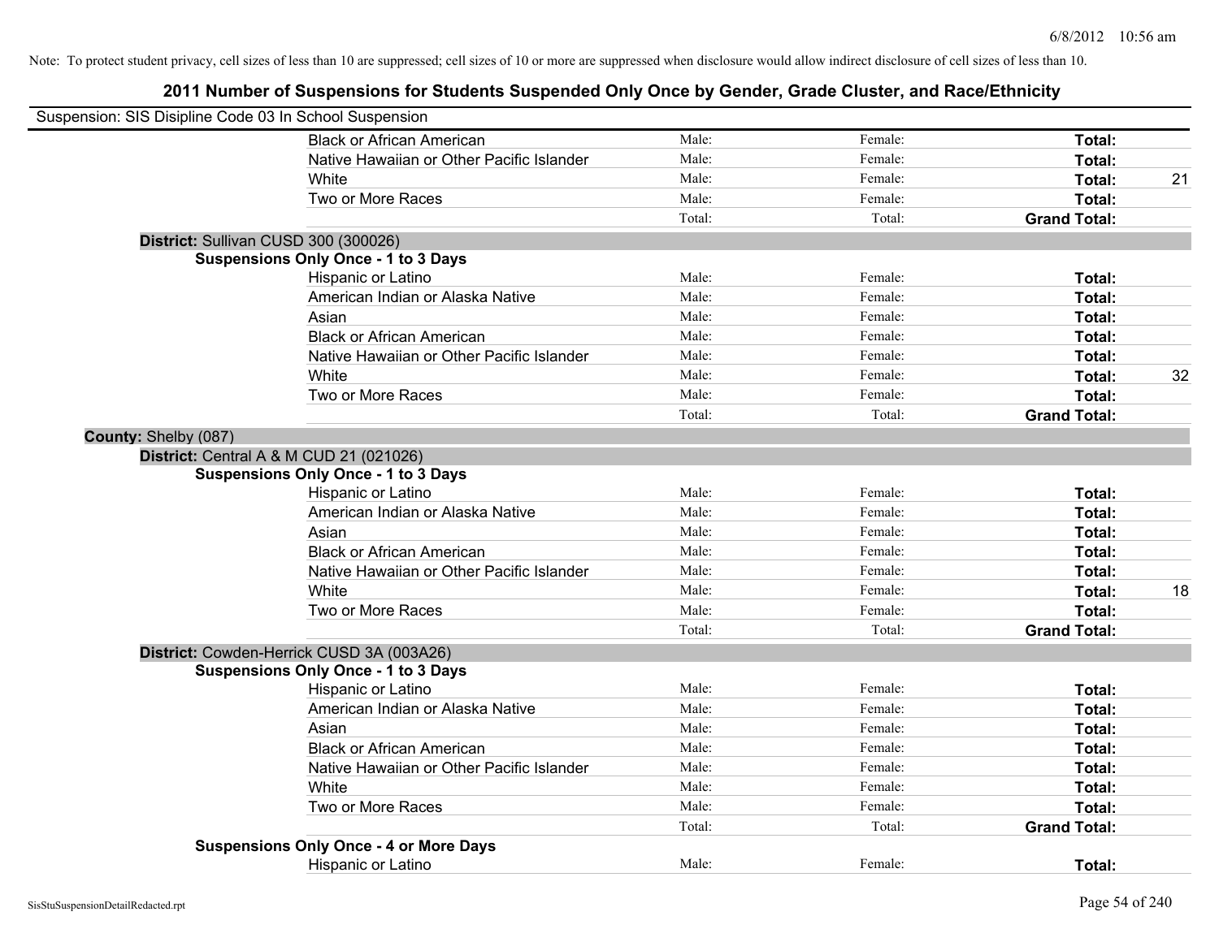Note: To protect student privacy, cell sizes of less than 10 are suppressed; cell sizes of 10 or more are suppressed when disclosure would allow indirect disclosure of cell sizes of less than 10.

# 2011 Number of Suspensions for Students Suspended Only Once by Gender, Grade Cluster, and Race/Ethnicity

Suspension: SIS Disipline Code 03 In School Suspension

| | | | | |
|---|---|---|---|---|
| Black or African American | Male: | Female: | **Total:** | |
| Native Hawaiian or Other Pacific Islander | Male: | Female: | **Total:** | |
| White | Male: | Female: | **Total:** | 21 |
| Two or More Races | Male: | Female: | **Total:** | |
| | Total: | Total: | **Grand Total:** | |

**District:** Sullivan CUSD 300 (300026)

**Suspensions Only Once - 1 to 3 Days**

| | | | | |
|---|---|---|---|---|
| Hispanic or Latino | Male: | Female: | **Total:** | |
| American Indian or Alaska Native | Male: | Female: | **Total:** | |
| Asian | Male: | Female: | **Total:** | |
| Black or African American | Male: | Female: | **Total:** | |
| Native Hawaiian or Other Pacific Islander | Male: | Female: | **Total:** | |
| White | Male: | Female: | **Total:** | 32 |
| Two or More Races | Male: | Female: | **Total:** | |
| | Total: | Total: | **Grand Total:** | |

**County:** Shelby (087)

**District:** Central A & M CUD 21 (021026)

**Suspensions Only Once - 1 to 3 Days**

| | | | | |
|---|---|---|---|---|
| Hispanic or Latino | Male: | Female: | **Total:** | |
| American Indian or Alaska Native | Male: | Female: | **Total:** | |
| Asian | Male: | Female: | **Total:** | |
| Black or African American | Male: | Female: | **Total:** | |
| Native Hawaiian or Other Pacific Islander | Male: | Female: | **Total:** | |
| White | Male: | Female: | **Total:** | 18 |
| Two or More Races | Male: | Female: | **Total:** | |
| | Total: | Total: | **Grand Total:** | |

**District:** Cowden-Herrick CUSD 3A (003A26)

**Suspensions Only Once - 1 to 3 Days**

| | | | | |
|---|---|---|---|---|
| Hispanic or Latino | Male: | Female: | **Total:** | |
| American Indian or Alaska Native | Male: | Female: | **Total:** | |
| Asian | Male: | Female: | **Total:** | |
| Black or African American | Male: | Female: | **Total:** | |
| Native Hawaiian or Other Pacific Islander | Male: | Female: | **Total:** | |
| White | Male: | Female: | **Total:** | |
| Two or More Races | Male: | Female: | **Total:** | |
| | Total: | Total: | **Grand Total:** | |

**Suspensions Only Once - 4 or More Days**

| | | | | |
|---|---|---|---|---|
| Hispanic or Latino | Male: | Female: | **Total:** | |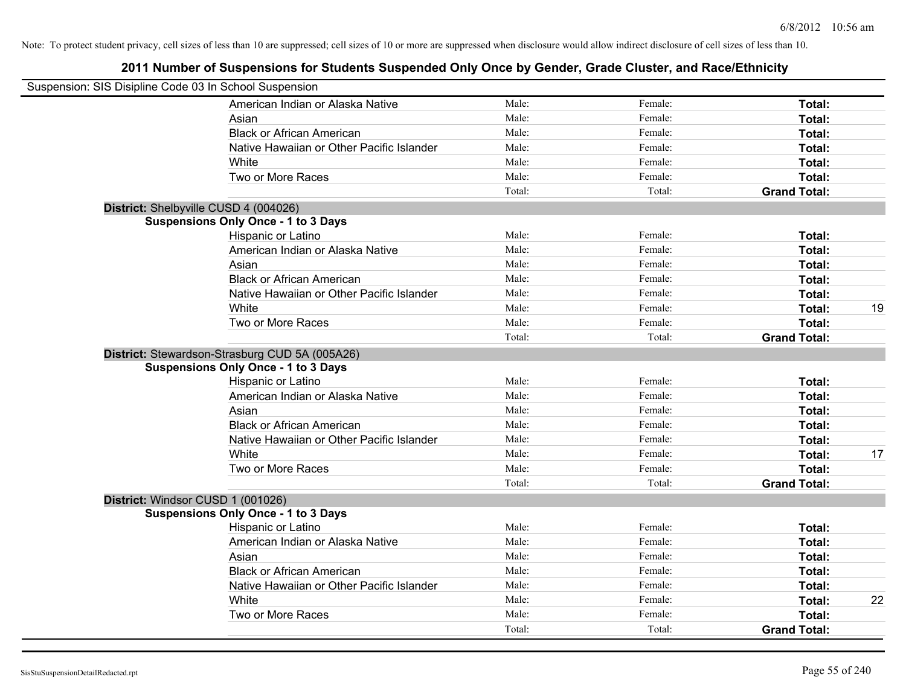Note: To protect student privacy, cell sizes of less than 10 are suppressed; cell sizes of 10 or more are suppressed when disclosure would allow indirect disclosure of cell sizes of less than 10.

# 2011 Number of Suspensions for Students Suspended Only Once by Gender, Grade Cluster, and Race/Ethnicity

Suspension: SIS Disipline Code 03 In School Suspension

| | | | | |
|---|---|---|---|---|
| American Indian or Alaska Native | Male: | Female: | **Total:** | |
| Asian | Male: | Female: | **Total:** | |
| Black or African American | Male: | Female: | **Total:** | |
| Native Hawaiian or Other Pacific Islander | Male: | Female: | **Total:** | |
| White | Male: | Female: | **Total:** | |
| Two or More Races | Male: | Female: | **Total:** | |
| | Total: | Total: | **Grand Total:** | |

**District:** Shelbyville CUSD 4 (004026)

**Suspensions Only Once - 1 to 3 Days**

| | | | | |
|---|---|---|---|---|
| Hispanic or Latino | Male: | Female: | **Total:** | |
| American Indian or Alaska Native | Male: | Female: | **Total:** | |
| Asian | Male: | Female: | **Total:** | |
| Black or African American | Male: | Female: | **Total:** | |
| Native Hawaiian or Other Pacific Islander | Male: | Female: | **Total:** | |
| White | Male: | Female: | **Total:** | 19 |
| Two or More Races | Male: | Female: | **Total:** | |
| | Total: | Total: | **Grand Total:** | |

**District:** Stewardson-Strasburg CUD 5A (005A26)

**Suspensions Only Once - 1 to 3 Days**

| | | | | |
|---|---|---|---|---|
| Hispanic or Latino | Male: | Female: | **Total:** | |
| American Indian or Alaska Native | Male: | Female: | **Total:** | |
| Asian | Male: | Female: | **Total:** | |
| Black or African American | Male: | Female: | **Total:** | |
| Native Hawaiian or Other Pacific Islander | Male: | Female: | **Total:** | |
| White | Male: | Female: | **Total:** | 17 |
| Two or More Races | Male: | Female: | **Total:** | |
| | Total: | Total: | **Grand Total:** | |

**District:** Windsor CUSD 1 (001026)

**Suspensions Only Once - 1 to 3 Days**

| | | | | |
|---|---|---|---|---|
| Hispanic or Latino | Male: | Female: | **Total:** | |
| American Indian or Alaska Native | Male: | Female: | **Total:** | |
| Asian | Male: | Female: | **Total:** | |
| Black or African American | Male: | Female: | **Total:** | |
| Native Hawaiian or Other Pacific Islander | Male: | Female: | **Total:** | |
| White | Male: | Female: | **Total:** | 22 |
| Two or More Races | Male: | Female: | **Total:** | |
| | Total: | Total: | **Grand Total:** | |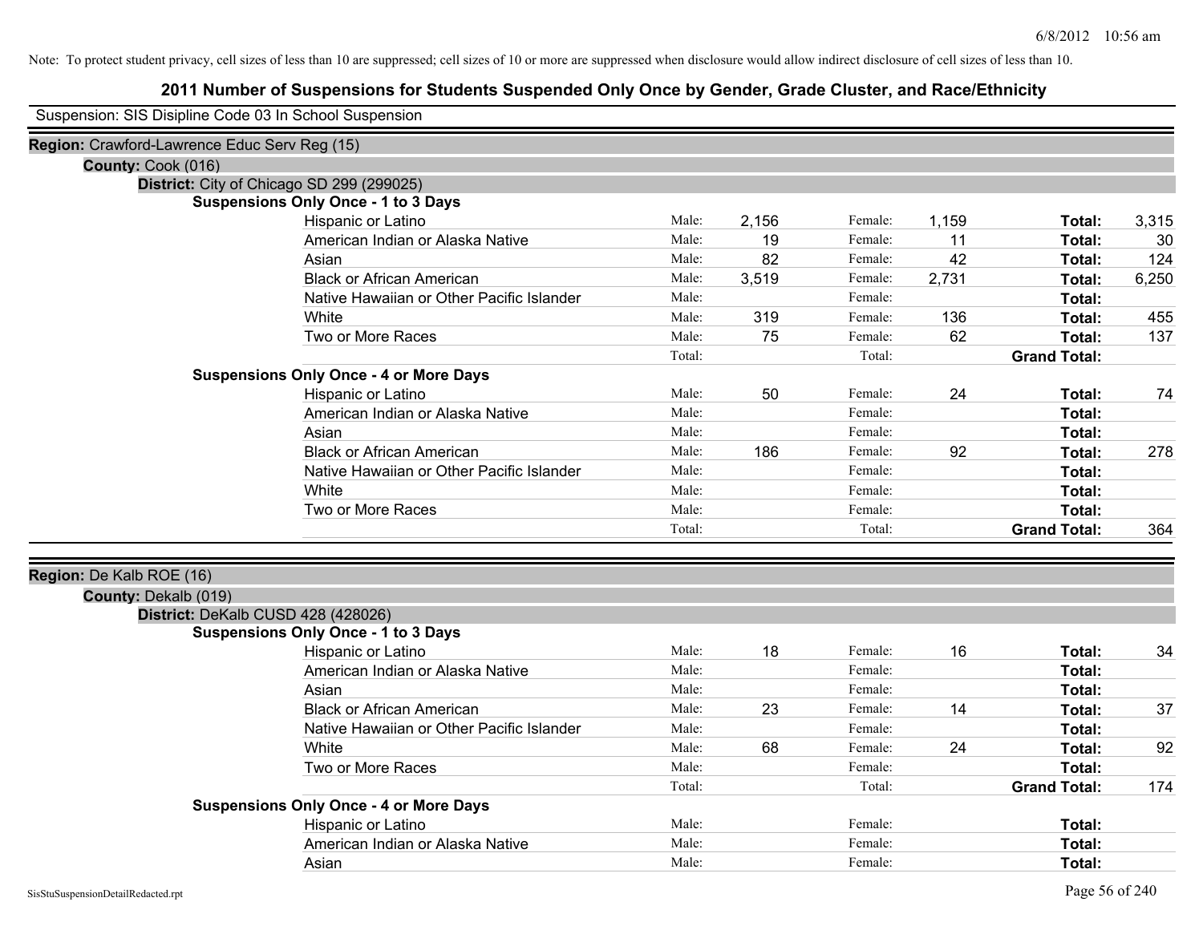Note: To protect student privacy, cell sizes of less than 10 are suppressed; cell sizes of 10 or more are suppressed when disclosure would allow indirect disclosure of cell sizes of less than 10.

# 2011 Number of Suspensions for Students Suspended Only Once by Gender, Grade Cluster, and Race/Ethnicity

Suspension: SIS Disipline Code 03 In School Suspension

**Region:** Crawford-Lawrence Educ Serv Reg (15)

**County:** Cook (016)

**District:** City of Chicago SD 299 (299025)

**Suspensions Only Once - 1 to 3 Days**

| Race/Ethnicity | | Male | | Female | | Total |
|---|---|---|---|---|---|---|
| Hispanic or Latino | Male: | 2,156 | Female: | 1,159 | **Total:** | 3,315 |
| American Indian or Alaska Native | Male: | 19 | Female: | 11 | **Total:** | 30 |
| Asian | Male: | 82 | Female: | 42 | **Total:** | 124 |
| Black or African American | Male: | 3,519 | Female: | 2,731 | **Total:** | 6,250 |
| Native Hawaiian or Other Pacific Islander | Male: | | Female: | | **Total:** | |
| White | Male: | 319 | Female: | 136 | **Total:** | 455 |
| Two or More Races | Male: | 75 | Female: | 62 | **Total:** | 137 |
| | Total: | | Total: | | **Grand Total:** | |

**Suspensions Only Once - 4 or More Days**

| Race/Ethnicity | | Male | | Female | | Total |
|---|---|---|---|---|---|---|
| Hispanic or Latino | Male: | 50 | Female: | 24 | **Total:** | 74 |
| American Indian or Alaska Native | Male: | | Female: | | **Total:** | |
| Asian | Male: | | Female: | | **Total:** | |
| Black or African American | Male: | 186 | Female: | 92 | **Total:** | 278 |
| Native Hawaiian or Other Pacific Islander | Male: | | Female: | | **Total:** | |
| White | Male: | | Female: | | **Total:** | |
| Two or More Races | Male: | | Female: | | **Total:** | |
| | Total: | | Total: | | **Grand Total:** | 364 |

**Region:** De Kalb ROE (16)

**County:** Dekalb (019)

**District:** DeKalb CUSD 428 (428026)

**Suspensions Only Once - 1 to 3 Days**

| Race/Ethnicity | | Male | | Female | | Total |
|---|---|---|---|---|---|---|
| Hispanic or Latino | Male: | 18 | Female: | 16 | **Total:** | 34 |
| American Indian or Alaska Native | Male: | | Female: | | **Total:** | |
| Asian | Male: | | Female: | | **Total:** | |
| Black or African American | Male: | 23 | Female: | 14 | **Total:** | 37 |
| Native Hawaiian or Other Pacific Islander | Male: | | Female: | | **Total:** | |
| White | Male: | 68 | Female: | 24 | **Total:** | 92 |
| Two or More Races | Male: | | Female: | | **Total:** | |
| | Total: | | Total: | | **Grand Total:** | 174 |

**Suspensions Only Once - 4 or More Days**

| Race/Ethnicity | | Male | | Female | | Total |
|---|---|---|---|---|---|---|
| Hispanic or Latino | Male: | | Female: | | **Total:** | |
| American Indian or Alaska Native | Male: | | Female: | | **Total:** | |
| Asian | Male: | | Female: | | **Total:** | |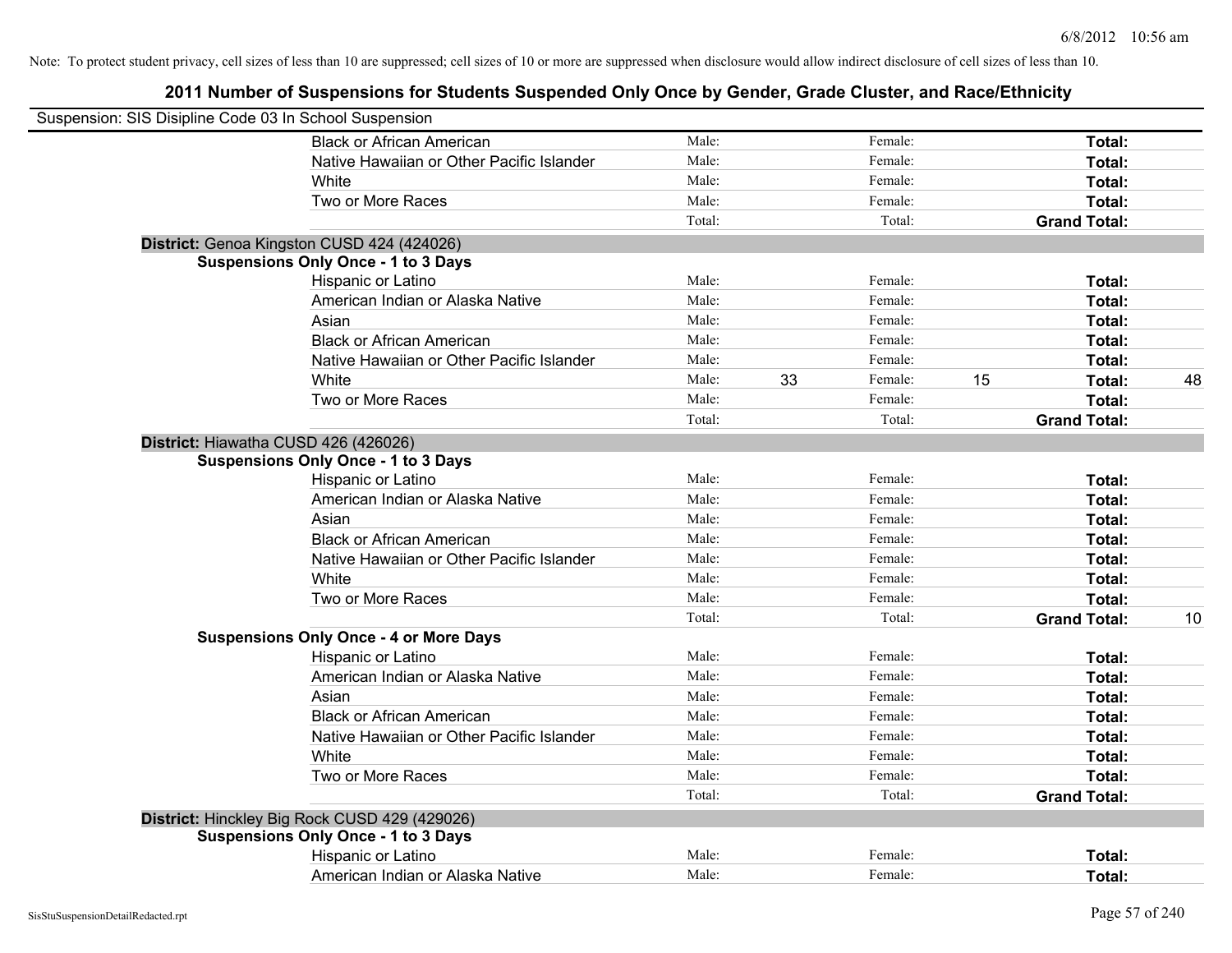Note: To protect student privacy, cell sizes of less than 10 are suppressed; cell sizes of 10 or more are suppressed when disclosure would allow indirect disclosure of cell sizes of less than 10.

# 2011 Number of Suspensions for Students Suspended Only Once by Gender, Grade Cluster, and Race/Ethnicity

Suspension: SIS Disipline Code 03 In School Suspension

| | | | | | | | |
|---|---|---|---|---|---|---|---|
| Black or African American | Male: | | Female: | | **Total:** | |
| Native Hawaiian or Other Pacific Islander | Male: | | Female: | | **Total:** | |
| White | Male: | | Female: | | **Total:** | |
| Two or More Races | Male: | | Female: | | **Total:** | |
| | Total: | | Total: | | **Grand Total:** | |

**District:** Genoa Kingston CUSD 424 (424026)

**Suspensions Only Once - 1 to 3 Days**

| | | | | | | |
|---|---|---|---|---|---|---|
| Hispanic or Latino | Male: | | Female: | | **Total:** | |
| American Indian or Alaska Native | Male: | | Female: | | **Total:** | |
| Asian | Male: | | Female: | | **Total:** | |
| Black or African American | Male: | | Female: | | **Total:** | |
| Native Hawaiian or Other Pacific Islander | Male: | | Female: | | **Total:** | |
| White | Male: | 33 | Female: | 15 | **Total:** | 48 |
| Two or More Races | Male: | | Female: | | **Total:** | |
| | Total: | | Total: | | **Grand Total:** | |

**District:** Hiawatha CUSD 426 (426026)

**Suspensions Only Once - 1 to 3 Days**

| | | | | | | |
|---|---|---|---|---|---|---|
| Hispanic or Latino | Male: | | Female: | | **Total:** | |
| American Indian or Alaska Native | Male: | | Female: | | **Total:** | |
| Asian | Male: | | Female: | | **Total:** | |
| Black or African American | Male: | | Female: | | **Total:** | |
| Native Hawaiian or Other Pacific Islander | Male: | | Female: | | **Total:** | |
| White | Male: | | Female: | | **Total:** | |
| Two or More Races | Male: | | Female: | | **Total:** | |
| | Total: | | Total: | | **Grand Total:** | 10 |

**Suspensions Only Once - 4 or More Days**

| | | | | | | |
|---|---|---|---|---|---|---|
| Hispanic or Latino | Male: | | Female: | | **Total:** | |
| American Indian or Alaska Native | Male: | | Female: | | **Total:** | |
| Asian | Male: | | Female: | | **Total:** | |
| Black or African American | Male: | | Female: | | **Total:** | |
| Native Hawaiian or Other Pacific Islander | Male: | | Female: | | **Total:** | |
| White | Male: | | Female: | | **Total:** | |
| Two or More Races | Male: | | Female: | | **Total:** | |
| | Total: | | Total: | | **Grand Total:** | |

**District:** Hinckley Big Rock CUSD 429 (429026)

**Suspensions Only Once - 1 to 3 Days**

| | | | | | | |
|---|---|---|---|---|---|---|
| Hispanic or Latino | Male: | | Female: | | **Total:** | |
| American Indian or Alaska Native | Male: | | Female: | | **Total:** | |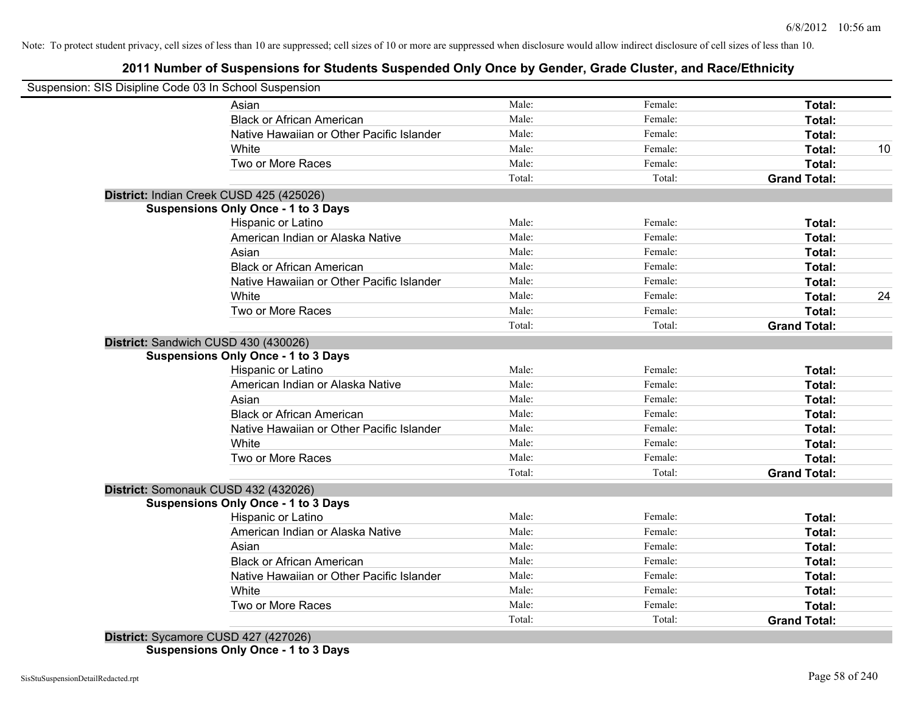Note: To protect student privacy, cell sizes of less than 10 are suppressed; cell sizes of 10 or more are suppressed when disclosure would allow indirect disclosure of cell sizes of less than 10.

## 2011 Number of Suspensions for Students Suspended Only Once by Gender, Grade Cluster, and Race/Ethnicity

Suspension: SIS Disipline Code 03 In School Suspension

| | | | | | |
|---|---|---|---|---|---|
| | Asian | Male: | Female: | **Total:** | |
| | Black or African American | Male: | Female: | **Total:** | |
| | Native Hawaiian or Other Pacific Islander | Male: | Female: | **Total:** | |
| | White | Male: | Female: | **Total:** | 10 |
| | Two or More Races | Male: | Female: | **Total:** | |
| | | Total: | Total: | **Grand Total:** | |
| **District:** Indian Creek CUSD 425 (425026) | | | | | |
| **Suspensions Only Once - 1 to 3 Days** | | | | | |
| | Hispanic or Latino | Male: | Female: | **Total:** | |
| | American Indian or Alaska Native | Male: | Female: | **Total:** | |
| | Asian | Male: | Female: | **Total:** | |
| | Black or African American | Male: | Female: | **Total:** | |
| | Native Hawaiian or Other Pacific Islander | Male: | Female: | **Total:** | |
| | White | Male: | Female: | **Total:** | 24 |
| | Two or More Races | Male: | Female: | **Total:** | |
| | | Total: | Total: | **Grand Total:** | |
| **District:** Sandwich CUSD 430 (430026) | | | | | |
| **Suspensions Only Once - 1 to 3 Days** | | | | | |
| | Hispanic or Latino | Male: | Female: | **Total:** | |
| | American Indian or Alaska Native | Male: | Female: | **Total:** | |
| | Asian | Male: | Female: | **Total:** | |
| | Black or African American | Male: | Female: | **Total:** | |
| | Native Hawaiian or Other Pacific Islander | Male: | Female: | **Total:** | |
| | White | Male: | Female: | **Total:** | |
| | Two or More Races | Male: | Female: | **Total:** | |
| | | Total: | Total: | **Grand Total:** | |
| **District:** Somonauk CUSD 432 (432026) | | | | | |
| **Suspensions Only Once - 1 to 3 Days** | | | | | |
| | Hispanic or Latino | Male: | Female: | **Total:** | |
| | American Indian or Alaska Native | Male: | Female: | **Total:** | |
| | Asian | Male: | Female: | **Total:** | |
| | Black or African American | Male: | Female: | **Total:** | |
| | Native Hawaiian or Other Pacific Islander | Male: | Female: | **Total:** | |
| | White | Male: | Female: | **Total:** | |
| | Two or More Races | Male: | Female: | **Total:** | |
| | | Total: | Total: | **Grand Total:** | |
| **District:** Sycamore CUSD 427 (427026) | | | | | |
| **Suspensions Only Once - 1 to 3 Days** | | | | | |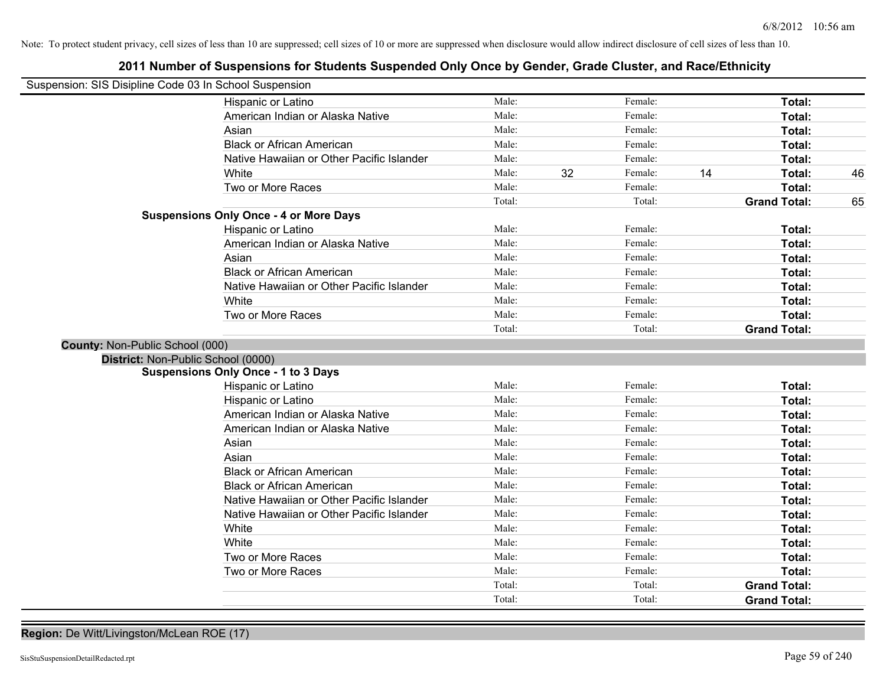Note: To protect student privacy, cell sizes of less than 10 are suppressed; cell sizes of 10 or more are suppressed when disclosure would allow indirect disclosure of cell sizes of less than 10.

# 2011 Number of Suspensions for Students Suspended Only Once by Gender, Grade Cluster, and Race/Ethnicity

Suspension: SIS Disipline Code 03 In School Suspension

| | Race/Ethnicity | | | | | | |
|---|---|---|---|---|---|---|---|
| | Hispanic or Latino | Male: | | Female: | | **Total:** | |
| | American Indian or Alaska Native | Male: | | Female: | | **Total:** | |
| | Asian | Male: | | Female: | | **Total:** | |
| | Black or African American | Male: | | Female: | | **Total:** | |
| | Native Hawaiian or Other Pacific Islander | Male: | | Female: | | **Total:** | |
| | White | Male: | 32 | Female: | 14 | **Total:** | 46 |
| | Two or More Races | Male: | | Female: | | **Total:** | |
| | | Total: | | Total: | | **Grand Total:** | 65 |
| **Suspensions Only Once - 4 or More Days** | | | | | | | |
| | Hispanic or Latino | Male: | | Female: | | **Total:** | |
| | American Indian or Alaska Native | Male: | | Female: | | **Total:** | |
| | Asian | Male: | | Female: | | **Total:** | |
| | Black or African American | Male: | | Female: | | **Total:** | |
| | Native Hawaiian or Other Pacific Islander | Male: | | Female: | | **Total:** | |
| | White | Male: | | Female: | | **Total:** | |
| | Two or More Races | Male: | | Female: | | **Total:** | |
| | | Total: | | Total: | | **Grand Total:** | |

**County:** Non-Public School (000)

**District:** Non-Public School (0000)

| | Race/Ethnicity | | | | | | |
|---|---|---|---|---|---|---|---|
| **Suspensions Only Once - 1 to 3 Days** | | | | | | | |
| | Hispanic or Latino | Male: | | Female: | | **Total:** | |
| | Hispanic or Latino | Male: | | Female: | | **Total:** | |
| | American Indian or Alaska Native | Male: | | Female: | | **Total:** | |
| | American Indian or Alaska Native | Male: | | Female: | | **Total:** | |
| | Asian | Male: | | Female: | | **Total:** | |
| | Asian | Male: | | Female: | | **Total:** | |
| | Black or African American | Male: | | Female: | | **Total:** | |
| | Black or African American | Male: | | Female: | | **Total:** | |
| | Native Hawaiian or Other Pacific Islander | Male: | | Female: | | **Total:** | |
| | Native Hawaiian or Other Pacific Islander | Male: | | Female: | | **Total:** | |
| | White | Male: | | Female: | | **Total:** | |
| | White | Male: | | Female: | | **Total:** | |
| | Two or More Races | Male: | | Female: | | **Total:** | |
| | Two or More Races | Male: | | Female: | | **Total:** | |
| | | Total: | | Total: | | **Grand Total:** | |
| | | Total: | | Total: | | **Grand Total:** | |

**Region:** De Witt/Livingston/McLean ROE (17)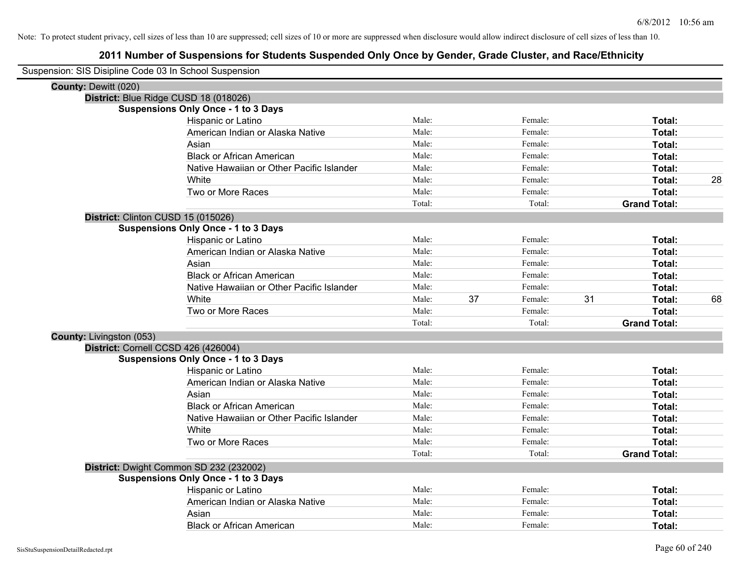Note: To protect student privacy, cell sizes of less than 10 are suppressed; cell sizes of 10 or more are suppressed when disclosure would allow indirect disclosure of cell sizes of less than 10.

# 2011 Number of Suspensions for Students Suspended Only Once by Gender, Grade Cluster, and Race/Ethnicity

Suspension: SIS Disipline Code 03 In School Suspension

**County:** Dewitt (020)

**District:** Blue Ridge CUSD 18 (018026)

**Suspensions Only Once - 1 to 3 Days**

| Race/Ethnicity | Male: | | Female: | | Total: | |
|---|---|---|---|---|---|---|
| Hispanic or Latino | Male: | | Female: | | **Total:** | |
| American Indian or Alaska Native | Male: | | Female: | | **Total:** | |
| Asian | Male: | | Female: | | **Total:** | |
| Black or African American | Male: | | Female: | | **Total:** | |
| Native Hawaiian or Other Pacific Islander | Male: | | Female: | | **Total:** | |
| White | Male: | | Female: | | **Total:** | 28 |
| Two or More Races | Male: | | Female: | | **Total:** | |
| | Total: | | Total: | | **Grand Total:** | |

**District:** Clinton CUSD 15 (015026)

**Suspensions Only Once - 1 to 3 Days**

| Race/Ethnicity | Male: | | Female: | | Total: | |
|---|---|---|---|---|---|---|
| Hispanic or Latino | Male: | | Female: | | **Total:** | |
| American Indian or Alaska Native | Male: | | Female: | | **Total:** | |
| Asian | Male: | | Female: | | **Total:** | |
| Black or African American | Male: | | Female: | | **Total:** | |
| Native Hawaiian or Other Pacific Islander | Male: | | Female: | | **Total:** | |
| White | Male: | 37 | Female: | 31 | **Total:** | 68 |
| Two or More Races | Male: | | Female: | | **Total:** | |
| | Total: | | Total: | | **Grand Total:** | |

**County:** Livingston (053)

**District:** Cornell CCSD 426 (426004)

**Suspensions Only Once - 1 to 3 Days**

| Race/Ethnicity | Male: | | Female: | | Total: | |
|---|---|---|---|---|---|---|
| Hispanic or Latino | Male: | | Female: | | **Total:** | |
| American Indian or Alaska Native | Male: | | Female: | | **Total:** | |
| Asian | Male: | | Female: | | **Total:** | |
| Black or African American | Male: | | Female: | | **Total:** | |
| Native Hawaiian or Other Pacific Islander | Male: | | Female: | | **Total:** | |
| White | Male: | | Female: | | **Total:** | |
| Two or More Races | Male: | | Female: | | **Total:** | |
| | Total: | | Total: | | **Grand Total:** | |

**District:** Dwight Common SD 232 (232002)

**Suspensions Only Once - 1 to 3 Days**

| Race/Ethnicity | Male: | | Female: | | Total: | |
|---|---|---|---|---|---|---|
| Hispanic or Latino | Male: | | Female: | | **Total:** | |
| American Indian or Alaska Native | Male: | | Female: | | **Total:** | |
| Asian | Male: | | Female: | | **Total:** | |
| Black or African American | Male: | | Female: | | **Total:** | |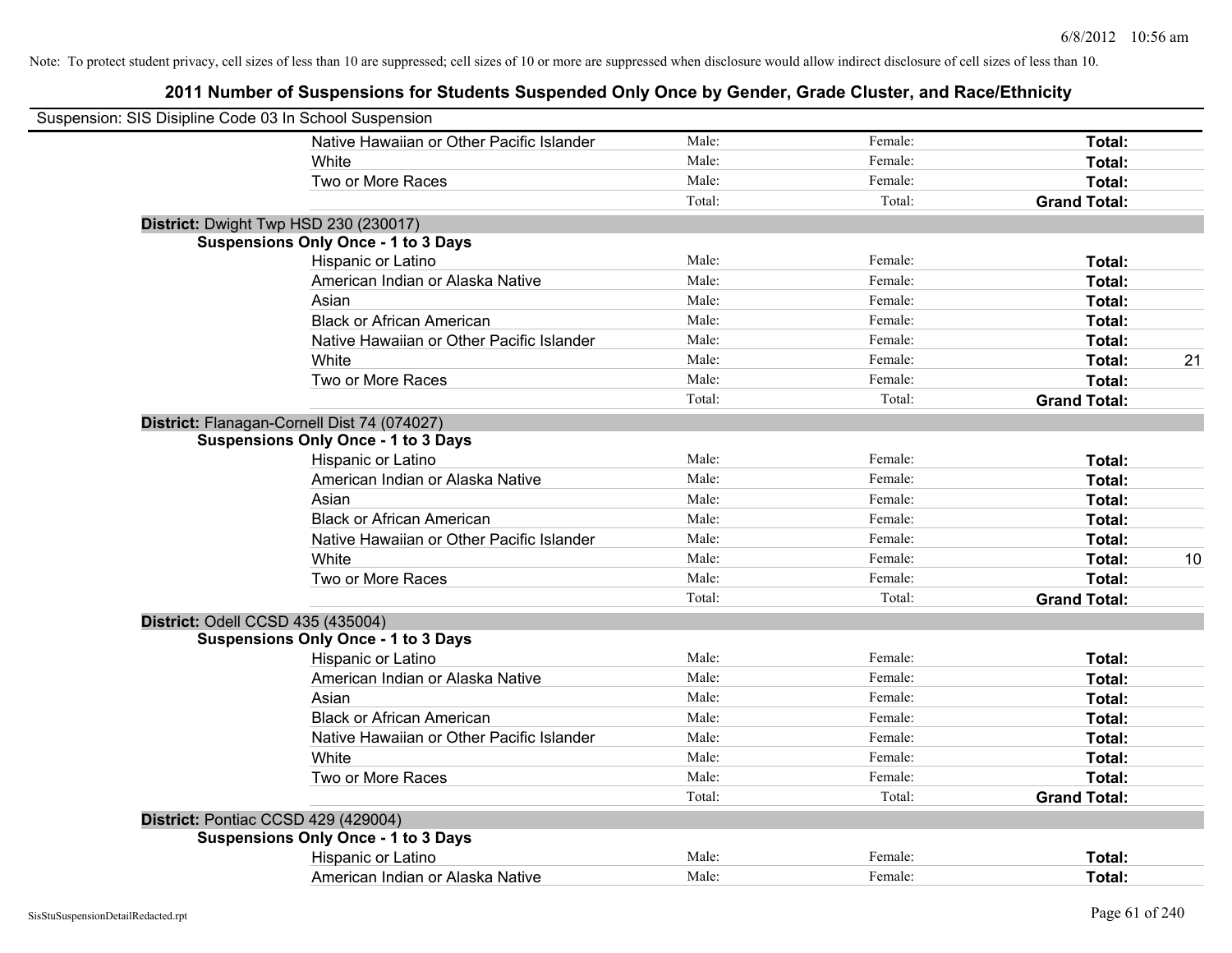Note: To protect student privacy, cell sizes of less than 10 are suppressed; cell sizes of 10 or more are suppressed when disclosure would allow indirect disclosure of cell sizes of less than 10.

## 2011 Number of Suspensions for Students Suspended Only Once by Gender, Grade Cluster, and Race/Ethnicity

Suspension: SIS Disipline Code 03 In School Suspension

| | | | | |
|---|---|---|---|---|
| Native Hawaiian or Other Pacific Islander | Male: | Female: | **Total:** | |
| White | Male: | Female: | **Total:** | |
| Two or More Races | Male: | Female: | **Total:** | |
| | Total: | Total: | **Grand Total:** | |

**District:** Dwight Twp HSD 230 (230017)

**Suspensions Only Once - 1 to 3 Days**

| | | | | |
|---|---|---|---|---|
| Hispanic or Latino | Male: | Female: | **Total:** | |
| American Indian or Alaska Native | Male: | Female: | **Total:** | |
| Asian | Male: | Female: | **Total:** | |
| Black or African American | Male: | Female: | **Total:** | |
| Native Hawaiian or Other Pacific Islander | Male: | Female: | **Total:** | |
| White | Male: | Female: | **Total:** | 21 |
| Two or More Races | Male: | Female: | **Total:** | |
| | Total: | Total: | **Grand Total:** | |

**District:** Flanagan-Cornell Dist 74 (074027)

**Suspensions Only Once - 1 to 3 Days**

| | | | | |
|---|---|---|---|---|
| Hispanic or Latino | Male: | Female: | **Total:** | |
| American Indian or Alaska Native | Male: | Female: | **Total:** | |
| Asian | Male: | Female: | **Total:** | |
| Black or African American | Male: | Female: | **Total:** | |
| Native Hawaiian or Other Pacific Islander | Male: | Female: | **Total:** | |
| White | Male: | Female: | **Total:** | 10 |
| Two or More Races | Male: | Female: | **Total:** | |
| | Total: | Total: | **Grand Total:** | |

**District:** Odell CCSD 435 (435004)

**Suspensions Only Once - 1 to 3 Days**

| | | | | |
|---|---|---|---|---|
| Hispanic or Latino | Male: | Female: | **Total:** | |
| American Indian or Alaska Native | Male: | Female: | **Total:** | |
| Asian | Male: | Female: | **Total:** | |
| Black or African American | Male: | Female: | **Total:** | |
| Native Hawaiian or Other Pacific Islander | Male: | Female: | **Total:** | |
| White | Male: | Female: | **Total:** | |
| Two or More Races | Male: | Female: | **Total:** | |
| | Total: | Total: | **Grand Total:** | |

**District:** Pontiac CCSD 429 (429004)

**Suspensions Only Once - 1 to 3 Days**

| | | | | |
|---|---|---|---|---|
| Hispanic or Latino | Male: | Female: | **Total:** | |
| American Indian or Alaska Native | Male: | Female: | **Total:** | |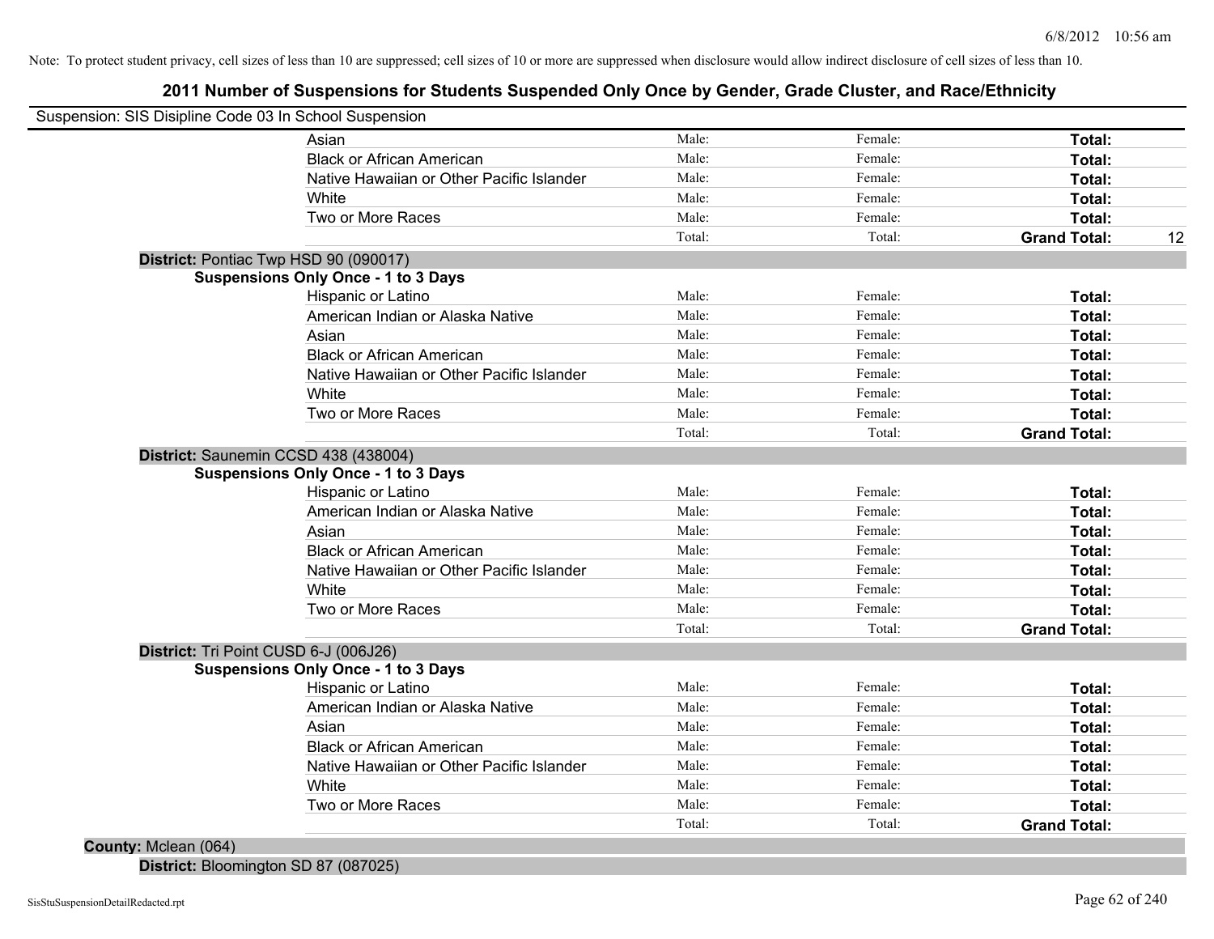Note: To protect student privacy, cell sizes of less than 10 are suppressed; cell sizes of 10 or more are suppressed when disclosure would allow indirect disclosure of cell sizes of less than 10.

## 2011 Number of Suspensions for Students Suspended Only Once by Gender, Grade Cluster, and Race/Ethnicity

Suspension: SIS Disipline Code 03 In School Suspension

| | | | | |
|---|---|---|---|---|
| Asian | Male: | Female: | **Total:** | |
| Black or African American | Male: | Female: | **Total:** | |
| Native Hawaiian or Other Pacific Islander | Male: | Female: | **Total:** | |
| White | Male: | Female: | **Total:** | |
| Two or More Races | Male: | Female: | **Total:** | |
| | Total: | Total: | **Grand Total:** | 12 |

**District:** Pontiac Twp HSD 90 (090017)

**Suspensions Only Once - 1 to 3 Days**

| | | | | |
|---|---|---|---|---|
| Hispanic or Latino | Male: | Female: | **Total:** | |
| American Indian or Alaska Native | Male: | Female: | **Total:** | |
| Asian | Male: | Female: | **Total:** | |
| Black or African American | Male: | Female: | **Total:** | |
| Native Hawaiian or Other Pacific Islander | Male: | Female: | **Total:** | |
| White | Male: | Female: | **Total:** | |
| Two or More Races | Male: | Female: | **Total:** | |
| | Total: | Total: | **Grand Total:** | |

**District:** Saunemin CCSD 438 (438004)

**Suspensions Only Once - 1 to 3 Days**

| | | | | |
|---|---|---|---|---|
| Hispanic or Latino | Male: | Female: | **Total:** | |
| American Indian or Alaska Native | Male: | Female: | **Total:** | |
| Asian | Male: | Female: | **Total:** | |
| Black or African American | Male: | Female: | **Total:** | |
| Native Hawaiian or Other Pacific Islander | Male: | Female: | **Total:** | |
| White | Male: | Female: | **Total:** | |
| Two or More Races | Male: | Female: | **Total:** | |
| | Total: | Total: | **Grand Total:** | |

**District:** Tri Point CUSD 6-J (006J26)

**Suspensions Only Once - 1 to 3 Days**

| | | | | |
|---|---|---|---|---|
| Hispanic or Latino | Male: | Female: | **Total:** | |
| American Indian or Alaska Native | Male: | Female: | **Total:** | |
| Asian | Male: | Female: | **Total:** | |
| Black or African American | Male: | Female: | **Total:** | |
| Native Hawaiian or Other Pacific Islander | Male: | Female: | **Total:** | |
| White | Male: | Female: | **Total:** | |
| Two or More Races | Male: | Female: | **Total:** | |
| | Total: | Total: | **Grand Total:** | |

**County:** Mclean (064)

**District:** Bloomington SD 87 (087025)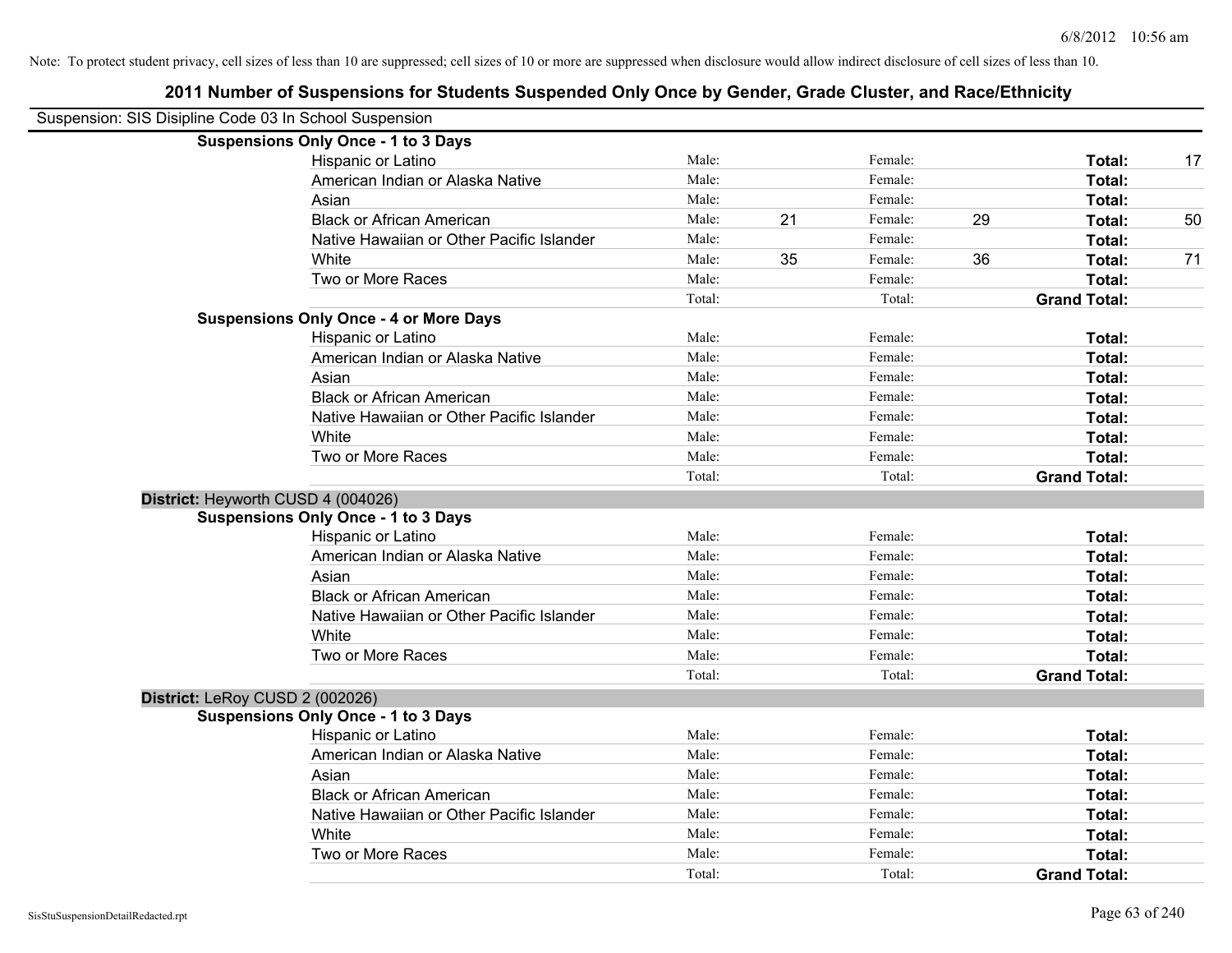Note: To protect student privacy, cell sizes of less than 10 are suppressed; cell sizes of 10 or more are suppressed when disclosure would allow indirect disclosure of cell sizes of less than 10.

# 2011 Number of Suspensions for Students Suspended Only Once by Gender, Grade Cluster, and Race/Ethnicity

Suspension: SIS Disipline Code 03 In School Suspension

**Suspensions Only Once - 1 to 3 Days**

| | | | | | | |
|---|---|---|---|---|---|---|
| Hispanic or Latino | Male: | | Female: | | **Total:** | 17 |
| American Indian or Alaska Native | Male: | | Female: | | **Total:** | |
| Asian | Male: | | Female: | | **Total:** | |
| Black or African American | Male: | 21 | Female: | 29 | **Total:** | 50 |
| Native Hawaiian or Other Pacific Islander | Male: | | Female: | | **Total:** | |
| White | Male: | 35 | Female: | 36 | **Total:** | 71 |
| Two or More Races | Male: | | Female: | | **Total:** | |
| | Total: | | Total: | | **Grand Total:** | |

**Suspensions Only Once - 4 or More Days**

| | | | | | | |
|---|---|---|---|---|---|---|
| Hispanic or Latino | Male: | | Female: | | **Total:** | |
| American Indian or Alaska Native | Male: | | Female: | | **Total:** | |
| Asian | Male: | | Female: | | **Total:** | |
| Black or African American | Male: | | Female: | | **Total:** | |
| Native Hawaiian or Other Pacific Islander | Male: | | Female: | | **Total:** | |
| White | Male: | | Female: | | **Total:** | |
| Two or More Races | Male: | | Female: | | **Total:** | |
| | Total: | | Total: | | **Grand Total:** | |

**District:** Heyworth CUSD 4 (004026)

**Suspensions Only Once - 1 to 3 Days**

| | | | | | | |
|---|---|---|---|---|---|---|
| Hispanic or Latino | Male: | | Female: | | **Total:** | |
| American Indian or Alaska Native | Male: | | Female: | | **Total:** | |
| Asian | Male: | | Female: | | **Total:** | |
| Black or African American | Male: | | Female: | | **Total:** | |
| Native Hawaiian or Other Pacific Islander | Male: | | Female: | | **Total:** | |
| White | Male: | | Female: | | **Total:** | |
| Two or More Races | Male: | | Female: | | **Total:** | |
| | Total: | | Total: | | **Grand Total:** | |

**District:** LeRoy CUSD 2 (002026)

**Suspensions Only Once - 1 to 3 Days**

| | | | | | | |
|---|---|---|---|---|---|---|
| Hispanic or Latino | Male: | | Female: | | **Total:** | |
| American Indian or Alaska Native | Male: | | Female: | | **Total:** | |
| Asian | Male: | | Female: | | **Total:** | |
| Black or African American | Male: | | Female: | | **Total:** | |
| Native Hawaiian or Other Pacific Islander | Male: | | Female: | | **Total:** | |
| White | Male: | | Female: | | **Total:** | |
| Two or More Races | Male: | | Female: | | **Total:** | |
| | Total: | | Total: | | **Grand Total:** | |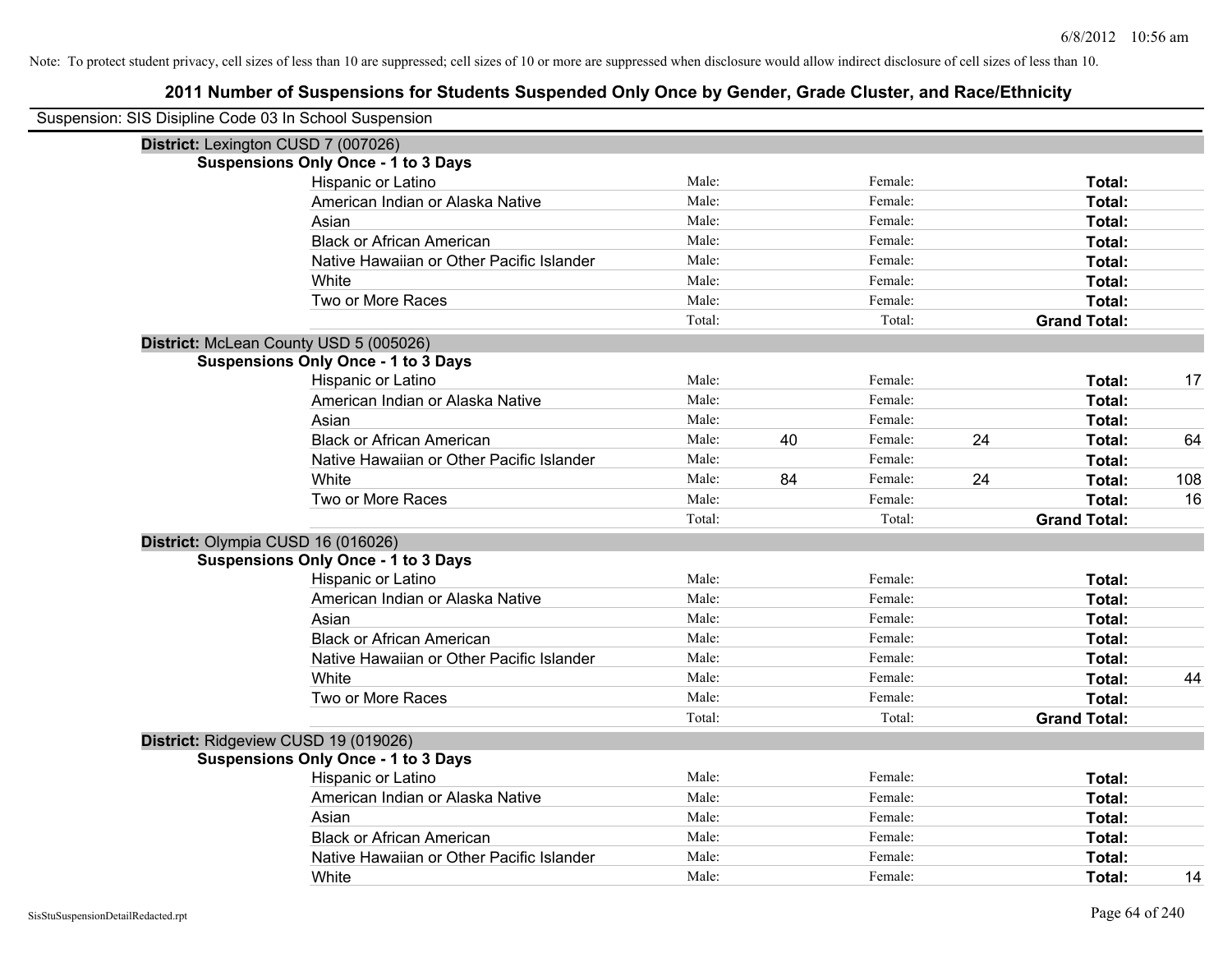Note: To protect student privacy, cell sizes of less than 10 are suppressed; cell sizes of 10 or more are suppressed when disclosure would allow indirect disclosure of cell sizes of less than 10.

## 2011 Number of Suspensions for Students Suspended Only Once by Gender, Grade Cluster, and Race/Ethnicity

Suspension: SIS Disipline Code 03 In School Suspension

**District:** Lexington CUSD 7 (007026)

**Suspensions Only Once - 1 to 3 Days**

| | | | | | | |
|---|---|---|---|---|---|---|
| Hispanic or Latino | Male: | | Female: | | **Total:** | |
| American Indian or Alaska Native | Male: | | Female: | | **Total:** | |
| Asian | Male: | | Female: | | **Total:** | |
| Black or African American | Male: | | Female: | | **Total:** | |
| Native Hawaiian or Other Pacific Islander | Male: | | Female: | | **Total:** | |
| White | Male: | | Female: | | **Total:** | |
| Two or More Races | Male: | | Female: | | **Total:** | |
| | Total: | | Total: | | **Grand Total:** | |

**District:** McLean County USD 5 (005026)

**Suspensions Only Once - 1 to 3 Days**

| | | | | | | |
|---|---|---|---|---|---|---|
| Hispanic or Latino | Male: | | Female: | | **Total:** | 17 |
| American Indian or Alaska Native | Male: | | Female: | | **Total:** | |
| Asian | Male: | | Female: | | **Total:** | |
| Black or African American | Male: | 40 | Female: | 24 | **Total:** | 64 |
| Native Hawaiian or Other Pacific Islander | Male: | | Female: | | **Total:** | |
| White | Male: | 84 | Female: | 24 | **Total:** | 108 |
| Two or More Races | Male: | | Female: | | **Total:** | 16 |
| | Total: | | Total: | | **Grand Total:** | |

**District:** Olympia CUSD 16 (016026)

**Suspensions Only Once - 1 to 3 Days**

| | | | | | | |
|---|---|---|---|---|---|---|
| Hispanic or Latino | Male: | | Female: | | **Total:** | |
| American Indian or Alaska Native | Male: | | Female: | | **Total:** | |
| Asian | Male: | | Female: | | **Total:** | |
| Black or African American | Male: | | Female: | | **Total:** | |
| Native Hawaiian or Other Pacific Islander | Male: | | Female: | | **Total:** | |
| White | Male: | | Female: | | **Total:** | 44 |
| Two or More Races | Male: | | Female: | | **Total:** | |
| | Total: | | Total: | | **Grand Total:** | |

**District:** Ridgeview CUSD 19 (019026)

**Suspensions Only Once - 1 to 3 Days**

| | | | | | | |
|---|---|---|---|---|---|---|
| Hispanic or Latino | Male: | | Female: | | **Total:** | |
| American Indian or Alaska Native | Male: | | Female: | | **Total:** | |
| Asian | Male: | | Female: | | **Total:** | |
| Black or African American | Male: | | Female: | | **Total:** | |
| Native Hawaiian or Other Pacific Islander | Male: | | Female: | | **Total:** | |
| White | Male: | | Female: | | **Total:** | 14 |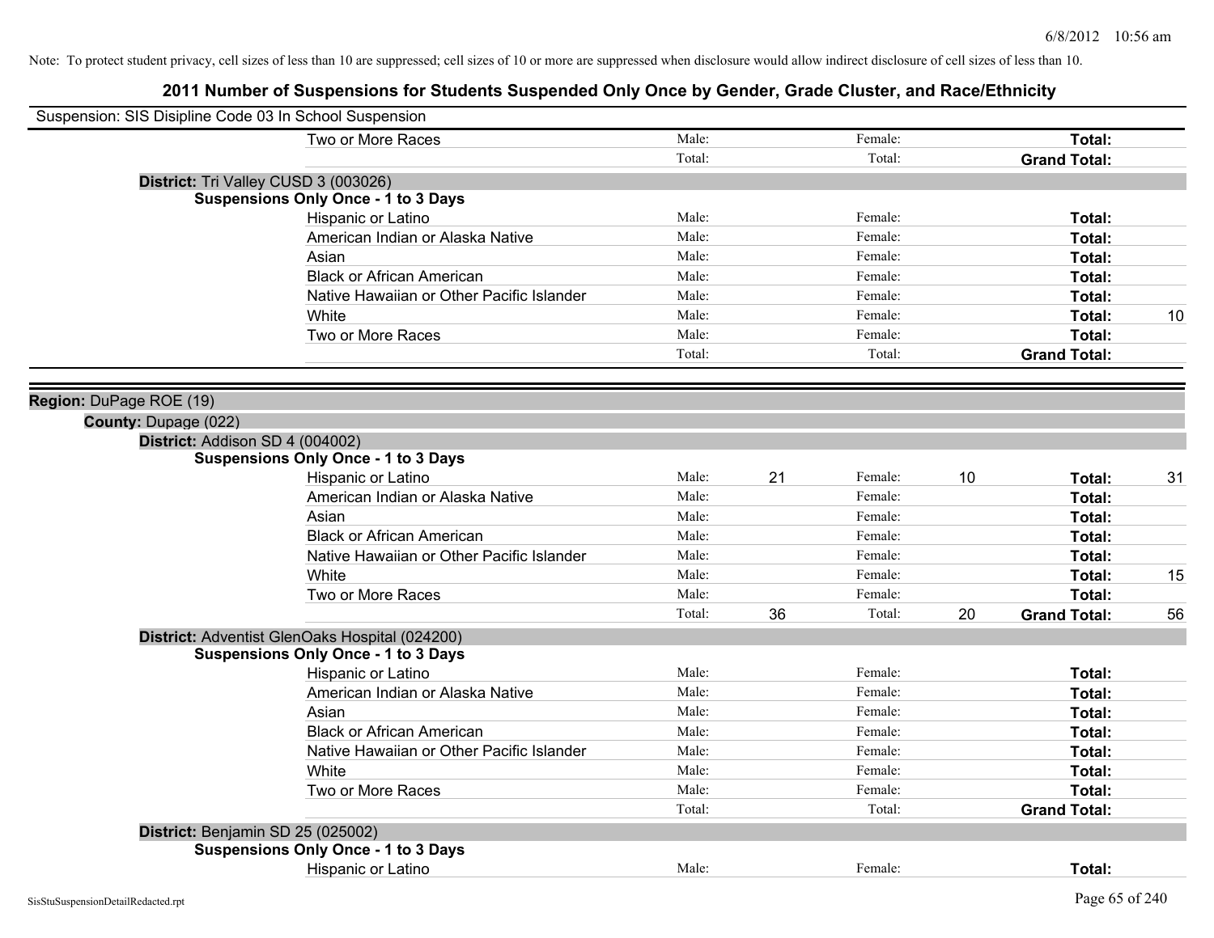Note: To protect student privacy, cell sizes of less than 10 are suppressed; cell sizes of 10 or more are suppressed when disclosure would allow indirect disclosure of cell sizes of less than 10.

# 2011 Number of Suspensions for Students Suspended Only Once by Gender, Grade Cluster, and Race/Ethnicity

Suspension: SIS Disipline Code 03 In School Suspension

| | | | | | |
|---|---|---|---|---|---|
| Two or More Races | Male: | | Female: | | Total: | |
| | Total: | | Total: | | Grand Total: | |

**District:** Tri Valley CUSD 3 (003026)

**Suspensions Only Once - 1 to 3 Days**

| | | | | | | |
|---|---|---|---|---|---|---|
| Hispanic or Latino | Male: | | Female: | | Total: | |
| American Indian or Alaska Native | Male: | | Female: | | Total: | |
| Asian | Male: | | Female: | | Total: | |
| Black or African American | Male: | | Female: | | Total: | |
| Native Hawaiian or Other Pacific Islander | Male: | | Female: | | Total: | |
| White | Male: | | Female: | | Total: | 10 |
| Two or More Races | Male: | | Female: | | Total: | |
| | Total: | | Total: | | Grand Total: | |

**Region:** DuPage ROE (19)

**County:** Dupage (022)

**District:** Addison SD 4 (004002)

**Suspensions Only Once - 1 to 3 Days**

| | | | | | | |
|---|---|---|---|---|---|---|
| Hispanic or Latino | Male: | 21 | Female: | 10 | Total: | 31 |
| American Indian or Alaska Native | Male: | | Female: | | Total: | |
| Asian | Male: | | Female: | | Total: | |
| Black or African American | Male: | | Female: | | Total: | |
| Native Hawaiian or Other Pacific Islander | Male: | | Female: | | Total: | |
| White | Male: | | Female: | | Total: | 15 |
| Two or More Races | Male: | | Female: | | Total: | |
| | Total: | 36 | Total: | 20 | Grand Total: | 56 |

**District:** Adventist GlenOaks Hospital (024200)

**Suspensions Only Once - 1 to 3 Days**

| | | | | | | |
|---|---|---|---|---|---|---|
| Hispanic or Latino | Male: | | Female: | | Total: | |
| American Indian or Alaska Native | Male: | | Female: | | Total: | |
| Asian | Male: | | Female: | | Total: | |
| Black or African American | Male: | | Female: | | Total: | |
| Native Hawaiian or Other Pacific Islander | Male: | | Female: | | Total: | |
| White | Male: | | Female: | | Total: | |
| Two or More Races | Male: | | Female: | | Total: | |
| | Total: | | Total: | | Grand Total: | |

**District:** Benjamin SD 25 (025002)

**Suspensions Only Once - 1 to 3 Days**

| | | | | | | |
|---|---|---|---|---|---|---|
| Hispanic or Latino | Male: | | Female: | | Total: | |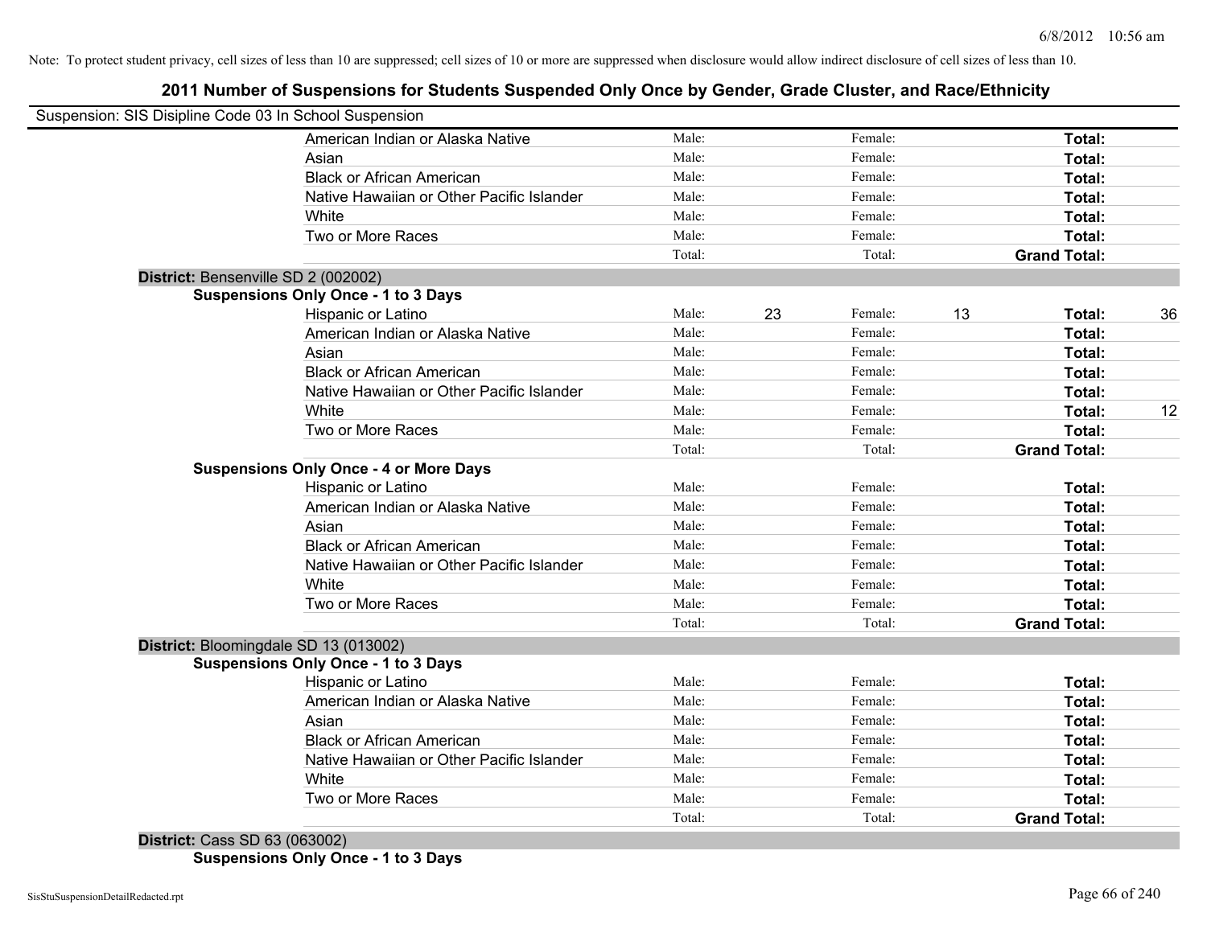Note: To protect student privacy, cell sizes of less than 10 are suppressed; cell sizes of 10 or more are suppressed when disclosure would allow indirect disclosure of cell sizes of less than 10.

# 2011 Number of Suspensions for Students Suspended Only Once by Gender, Grade Cluster, and Race/Ethnicity

Suspension: SIS Disipline Code 03 In School Suspension

| | | | | | |
|---|---|---|---|---|---|
| American Indian or Alaska Native | Male: | Female: | | Total: | |
| Asian | Male: | Female: | | Total: | |
| Black or African American | Male: | Female: | | Total: | |
| Native Hawaiian or Other Pacific Islander | Male: | Female: | | Total: | |
| White | Male: | Female: | | Total: | |
| Two or More Races | Male: | Female: | | Total: | |
| | Total: | Total: | | Grand Total: | |

**District:** Bensenville SD 2 (002002)

**Suspensions Only Once - 1 to 3 Days**

| | | | | | | |
|---|---|---|---|---|---|---|
| Hispanic or Latino | Male: | 23 | Female: | 13 | Total: | 36 |
| American Indian or Alaska Native | Male: | | Female: | | Total: | |
| Asian | Male: | | Female: | | Total: | |
| Black or African American | Male: | | Female: | | Total: | |
| Native Hawaiian or Other Pacific Islander | Male: | | Female: | | Total: | |
| White | Male: | | Female: | | Total: | 12 |
| Two or More Races | Male: | | Female: | | Total: | |
| | Total: | | Total: | | Grand Total: | |

**Suspensions Only Once - 4 or More Days**

| | | | | | | |
|---|---|---|---|---|---|---|
| Hispanic or Latino | Male: | | Female: | | Total: | |
| American Indian or Alaska Native | Male: | | Female: | | Total: | |
| Asian | Male: | | Female: | | Total: | |
| Black or African American | Male: | | Female: | | Total: | |
| Native Hawaiian or Other Pacific Islander | Male: | | Female: | | Total: | |
| White | Male: | | Female: | | Total: | |
| Two or More Races | Male: | | Female: | | Total: | |
| | Total: | | Total: | | Grand Total: | |

**District:** Bloomingdale SD 13 (013002)

**Suspensions Only Once - 1 to 3 Days**

| | | | | | | |
|---|---|---|---|---|---|---|
| Hispanic or Latino | Male: | | Female: | | Total: | |
| American Indian or Alaska Native | Male: | | Female: | | Total: | |
| Asian | Male: | | Female: | | Total: | |
| Black or African American | Male: | | Female: | | Total: | |
| Native Hawaiian or Other Pacific Islander | Male: | | Female: | | Total: | |
| White | Male: | | Female: | | Total: | |
| Two or More Races | Male: | | Female: | | Total: | |
| | Total: | | Total: | | Grand Total: | |

**District:** Cass SD 63 (063002)

**Suspensions Only Once - 1 to 3 Days**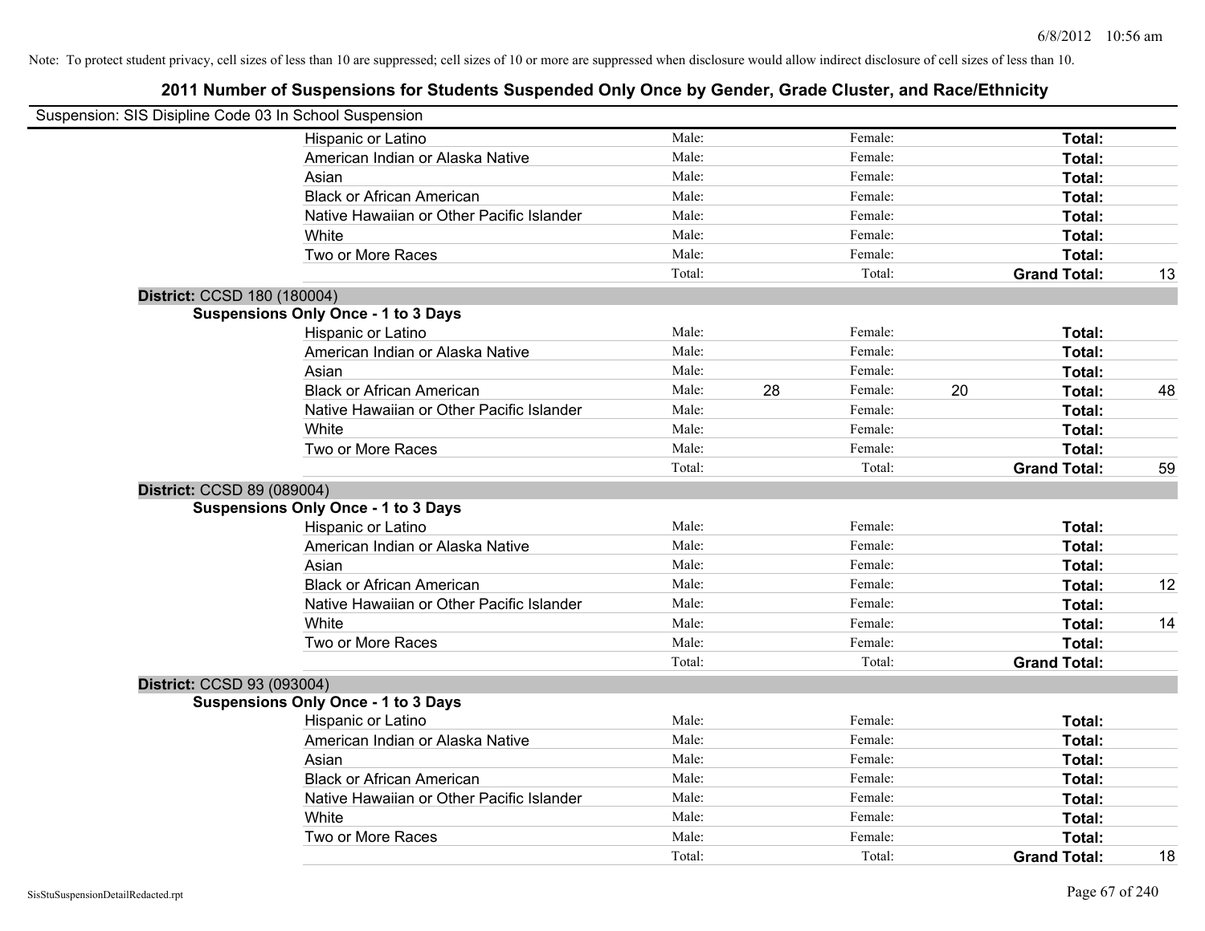Note: To protect student privacy, cell sizes of less than 10 are suppressed; cell sizes of 10 or more are suppressed when disclosure would allow indirect disclosure of cell sizes of less than 10.

## 2011 Number of Suspensions for Students Suspended Only Once by Gender, Grade Cluster, and Race/Ethnicity

Suspension: SIS Disipline Code 03 In School Suspension

| | | | | | |
|---|---|---|---|---|---|
| Hispanic or Latino | Male: | | Female: | | Total: | |
| American Indian or Alaska Native | Male: | | Female: | | Total: | |
| Asian | Male: | | Female: | | Total: | |
| Black or African American | Male: | | Female: | | Total: | |
| Native Hawaiian or Other Pacific Islander | Male: | | Female: | | Total: | |
| White | Male: | | Female: | | Total: | |
| Two or More Races | Male: | | Female: | | Total: | |
| | Total: | | Total: | | **Grand Total:** | 13 |

**District:** CCSD 180 (180004)

**Suspensions Only Once - 1 to 3 Days**

| | | | | | | |
|---|---|---|---|---|---|---|
| Hispanic or Latino | Male: | | Female: | | Total: | |
| American Indian or Alaska Native | Male: | | Female: | | Total: | |
| Asian | Male: | | Female: | | Total: | |
| Black or African American | Male: | 28 | Female: | 20 | Total: | 48 |
| Native Hawaiian or Other Pacific Islander | Male: | | Female: | | Total: | |
| White | Male: | | Female: | | Total: | |
| Two or More Races | Male: | | Female: | | Total: | |
| | Total: | | Total: | | **Grand Total:** | 59 |

**District:** CCSD 89 (089004)

**Suspensions Only Once - 1 to 3 Days**

| | | | | | | |
|---|---|---|---|---|---|---|
| Hispanic or Latino | Male: | | Female: | | Total: | |
| American Indian or Alaska Native | Male: | | Female: | | Total: | |
| Asian | Male: | | Female: | | Total: | |
| Black or African American | Male: | | Female: | | Total: | 12 |
| Native Hawaiian or Other Pacific Islander | Male: | | Female: | | Total: | |
| White | Male: | | Female: | | Total: | 14 |
| Two or More Races | Male: | | Female: | | Total: | |
| | Total: | | Total: | | **Grand Total:** | |

**District:** CCSD 93 (093004)

**Suspensions Only Once - 1 to 3 Days**

| | | | | | | |
|---|---|---|---|---|---|---|
| Hispanic or Latino | Male: | | Female: | | Total: | |
| American Indian or Alaska Native | Male: | | Female: | | Total: | |
| Asian | Male: | | Female: | | Total: | |
| Black or African American | Male: | | Female: | | Total: | |
| Native Hawaiian or Other Pacific Islander | Male: | | Female: | | Total: | |
| White | Male: | | Female: | | Total: | |
| Two or More Races | Male: | | Female: | | Total: | |
| | Total: | | Total: | | **Grand Total:** | 18 |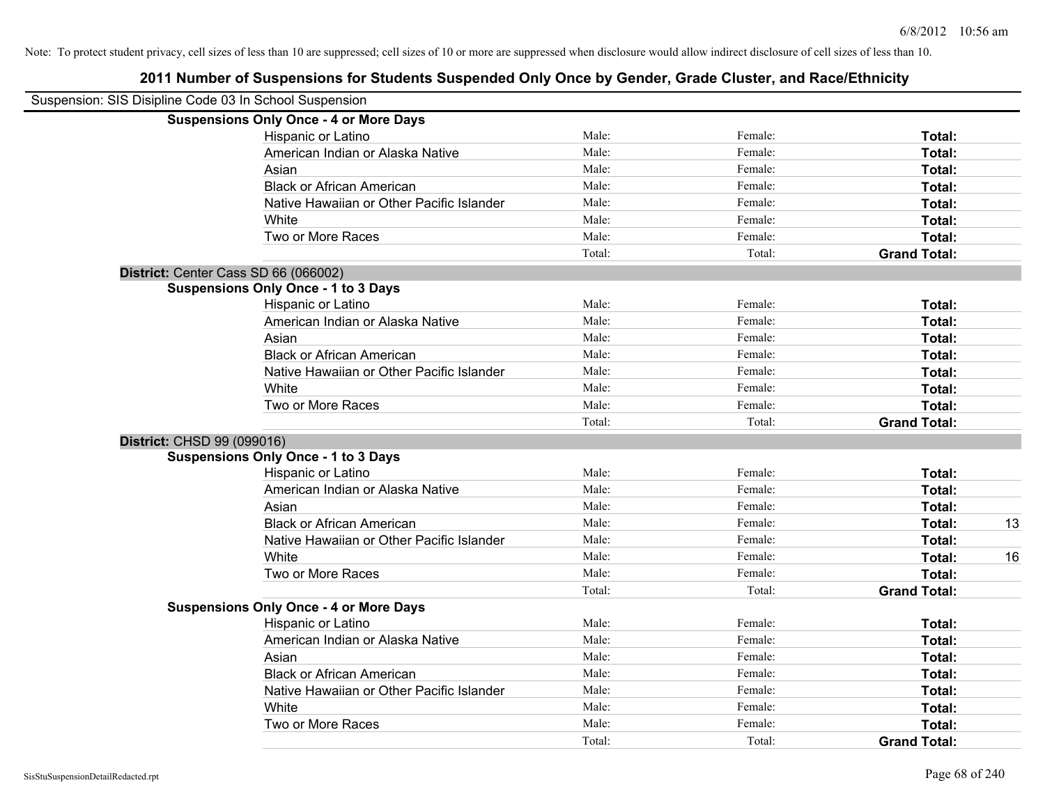Note: To protect student privacy, cell sizes of less than 10 are suppressed; cell sizes of 10 or more are suppressed when disclosure would allow indirect disclosure of cell sizes of less than 10.

# 2011 Number of Suspensions for Students Suspended Only Once by Gender, Grade Cluster, and Race/Ethnicity

Suspension: SIS Disipline Code 03 In School Suspension

**Suspensions Only Once - 4 or More Days**

| | | | | |
|---|---|---|---|---|
| Hispanic or Latino | Male: | Female: | **Total:** | |
| American Indian or Alaska Native | Male: | Female: | **Total:** | |
| Asian | Male: | Female: | **Total:** | |
| Black or African American | Male: | Female: | **Total:** | |
| Native Hawaiian or Other Pacific Islander | Male: | Female: | **Total:** | |
| White | Male: | Female: | **Total:** | |
| Two or More Races | Male: | Female: | **Total:** | |
| | Total: | Total: | **Grand Total:** | |

**District:** Center Cass SD 66 (066002)

**Suspensions Only Once - 1 to 3 Days**

| | | | | |
|---|---|---|---|---|
| Hispanic or Latino | Male: | Female: | **Total:** | |
| American Indian or Alaska Native | Male: | Female: | **Total:** | |
| Asian | Male: | Female: | **Total:** | |
| Black or African American | Male: | Female: | **Total:** | |
| Native Hawaiian or Other Pacific Islander | Male: | Female: | **Total:** | |
| White | Male: | Female: | **Total:** | |
| Two or More Races | Male: | Female: | **Total:** | |
| | Total: | Total: | **Grand Total:** | |

**District:** CHSD 99 (099016)

**Suspensions Only Once - 1 to 3 Days**

| | | | | |
|---|---|---|---|---|
| Hispanic or Latino | Male: | Female: | **Total:** | |
| American Indian or Alaska Native | Male: | Female: | **Total:** | |
| Asian | Male: | Female: | **Total:** | |
| Black or African American | Male: | Female: | **Total:** | 13 |
| Native Hawaiian or Other Pacific Islander | Male: | Female: | **Total:** | |
| White | Male: | Female: | **Total:** | 16 |
| Two or More Races | Male: | Female: | **Total:** | |
| | Total: | Total: | **Grand Total:** | |

**Suspensions Only Once - 4 or More Days**

| | | | | |
|---|---|---|---|---|
| Hispanic or Latino | Male: | Female: | **Total:** | |
| American Indian or Alaska Native | Male: | Female: | **Total:** | |
| Asian | Male: | Female: | **Total:** | |
| Black or African American | Male: | Female: | **Total:** | |
| Native Hawaiian or Other Pacific Islander | Male: | Female: | **Total:** | |
| White | Male: | Female: | **Total:** | |
| Two or More Races | Male: | Female: | **Total:** | |
| | Total: | Total: | **Grand Total:** | |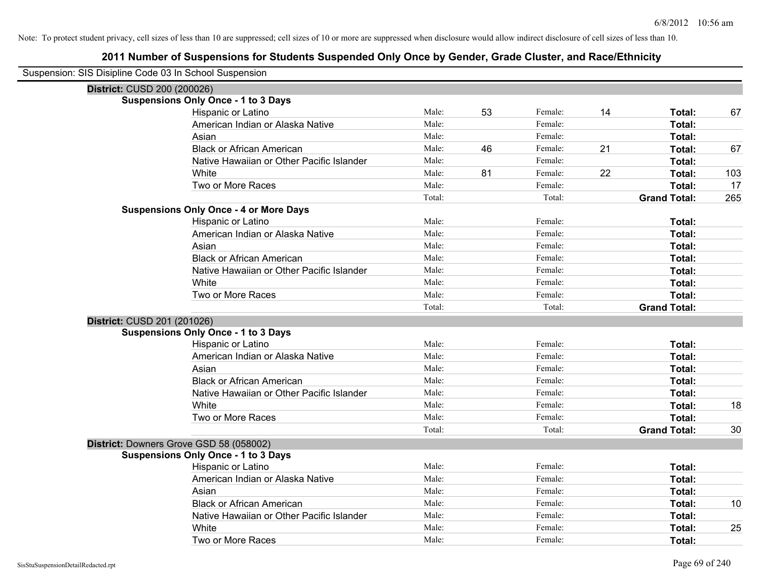Note: To protect student privacy, cell sizes of less than 10 are suppressed; cell sizes of 10 or more are suppressed when disclosure would allow indirect disclosure of cell sizes of less than 10.

## 2011 Number of Suspensions for Students Suspended Only Once by Gender, Grade Cluster, and Race/Ethnicity

Suspension: SIS Disipline Code 03 In School Suspension

**District:** CUSD 200 (200026)

**Suspensions Only Once - 1 to 3 Days**

| Race/Ethnicity | | Male | | Female | | Total |
|---|---|---|---|---|---|---|
| Hispanic or Latino | Male: | 53 | Female: | 14 | **Total:** | 67 |
| American Indian or Alaska Native | Male: | | Female: | | **Total:** | |
| Asian | Male: | | Female: | | **Total:** | |
| Black or African American | Male: | 46 | Female: | 21 | **Total:** | 67 |
| Native Hawaiian or Other Pacific Islander | Male: | | Female: | | **Total:** | |
| White | Male: | 81 | Female: | 22 | **Total:** | 103 |
| Two or More Races | Male: | | Female: | | **Total:** | 17 |
| | Total: | | Total: | | **Grand Total:** | 265 |

**Suspensions Only Once - 4 or More Days**

| Race/Ethnicity | | Male | | Female | | Total |
|---|---|---|---|---|---|---|
| Hispanic or Latino | Male: | | Female: | | **Total:** | |
| American Indian or Alaska Native | Male: | | Female: | | **Total:** | |
| Asian | Male: | | Female: | | **Total:** | |
| Black or African American | Male: | | Female: | | **Total:** | |
| Native Hawaiian or Other Pacific Islander | Male: | | Female: | | **Total:** | |
| White | Male: | | Female: | | **Total:** | |
| Two or More Races | Male: | | Female: | | **Total:** | |
| | Total: | | Total: | | **Grand Total:** | |

**District:** CUSD 201 (201026)

**Suspensions Only Once - 1 to 3 Days**

| Race/Ethnicity | | Male | | Female | | Total |
|---|---|---|---|---|---|---|
| Hispanic or Latino | Male: | | Female: | | **Total:** | |
| American Indian or Alaska Native | Male: | | Female: | | **Total:** | |
| Asian | Male: | | Female: | | **Total:** | |
| Black or African American | Male: | | Female: | | **Total:** | |
| Native Hawaiian or Other Pacific Islander | Male: | | Female: | | **Total:** | |
| White | Male: | | Female: | | **Total:** | 18 |
| Two or More Races | Male: | | Female: | | **Total:** | |
| | Total: | | Total: | | **Grand Total:** | 30 |

**District:** Downers Grove GSD 58 (058002)

**Suspensions Only Once - 1 to 3 Days**

| Race/Ethnicity | | Male | | Female | | Total |
|---|---|---|---|---|---|---|
| Hispanic or Latino | Male: | | Female: | | **Total:** | |
| American Indian or Alaska Native | Male: | | Female: | | **Total:** | |
| Asian | Male: | | Female: | | **Total:** | |
| Black or African American | Male: | | Female: | | **Total:** | 10 |
| Native Hawaiian or Other Pacific Islander | Male: | | Female: | | **Total:** | |
| White | Male: | | Female: | | **Total:** | 25 |
| Two or More Races | Male: | | Female: | | **Total:** | |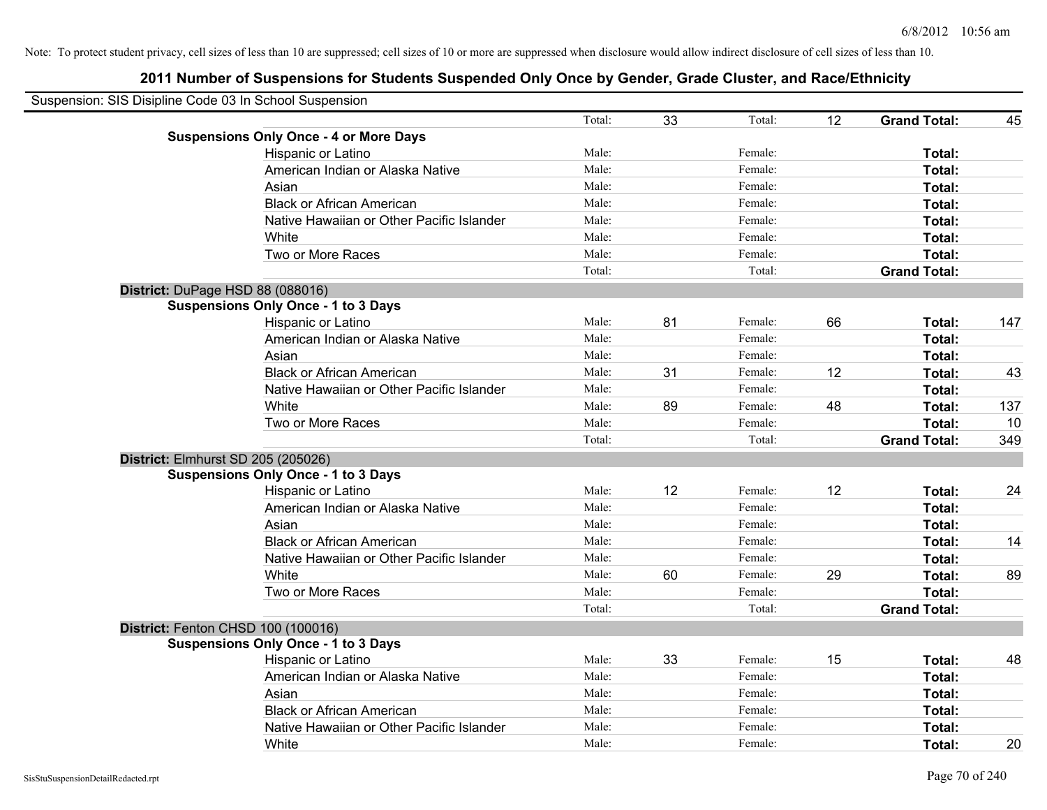Note: To protect student privacy, cell sizes of less than 10 are suppressed; cell sizes of 10 or more are suppressed when disclosure would allow indirect disclosure of cell sizes of less than 10.

## 2011 Number of Suspensions for Students Suspended Only Once by Gender, Grade Cluster, and Race/Ethnicity

Suspension: SIS Disipline Code 03 In School Suspension

| | | | | | | |
|---|---|---|---|---|---|---|
| | Total: | 33 | Total: | 12 | **Grand Total:** | 45 |
| **Suspensions Only Once - 4 or More Days** | | | | | | |
| Hispanic or Latino | Male: | | Female: | | **Total:** | |
| American Indian or Alaska Native | Male: | | Female: | | **Total:** | |
| Asian | Male: | | Female: | | **Total:** | |
| Black or African American | Male: | | Female: | | **Total:** | |
| Native Hawaiian or Other Pacific Islander | Male: | | Female: | | **Total:** | |
| White | Male: | | Female: | | **Total:** | |
| Two or More Races | Male: | | Female: | | **Total:** | |
| | Total: | | Total: | | **Grand Total:** | |

**District:** DuPage HSD 88 (088016)

| | | | | | | |
|---|---|---|---|---|---|---|
| **Suspensions Only Once - 1 to 3 Days** | | | | | | |
| Hispanic or Latino | Male: | 81 | Female: | 66 | **Total:** | 147 |
| American Indian or Alaska Native | Male: | | Female: | | **Total:** | |
| Asian | Male: | | Female: | | **Total:** | |
| Black or African American | Male: | 31 | Female: | 12 | **Total:** | 43 |
| Native Hawaiian or Other Pacific Islander | Male: | | Female: | | **Total:** | |
| White | Male: | 89 | Female: | 48 | **Total:** | 137 |
| Two or More Races | Male: | | Female: | | **Total:** | 10 |
| | Total: | | Total: | | **Grand Total:** | 349 |

**District:** Elmhurst SD 205 (205026)

| | | | | | | |
|---|---|---|---|---|---|---|
| **Suspensions Only Once - 1 to 3 Days** | | | | | | |
| Hispanic or Latino | Male: | 12 | Female: | 12 | **Total:** | 24 |
| American Indian or Alaska Native | Male: | | Female: | | **Total:** | |
| Asian | Male: | | Female: | | **Total:** | |
| Black or African American | Male: | | Female: | | **Total:** | 14 |
| Native Hawaiian or Other Pacific Islander | Male: | | Female: | | **Total:** | |
| White | Male: | 60 | Female: | 29 | **Total:** | 89 |
| Two or More Races | Male: | | Female: | | **Total:** | |
| | Total: | | Total: | | **Grand Total:** | |

**District:** Fenton CHSD 100 (100016)

| | | | | | | |
|---|---|---|---|---|---|---|
| **Suspensions Only Once - 1 to 3 Days** | | | | | | |
| Hispanic or Latino | Male: | 33 | Female: | 15 | **Total:** | 48 |
| American Indian or Alaska Native | Male: | | Female: | | **Total:** | |
| Asian | Male: | | Female: | | **Total:** | |
| Black or African American | Male: | | Female: | | **Total:** | |
| Native Hawaiian or Other Pacific Islander | Male: | | Female: | | **Total:** | |
| White | Male: | | Female: | | **Total:** | 20 |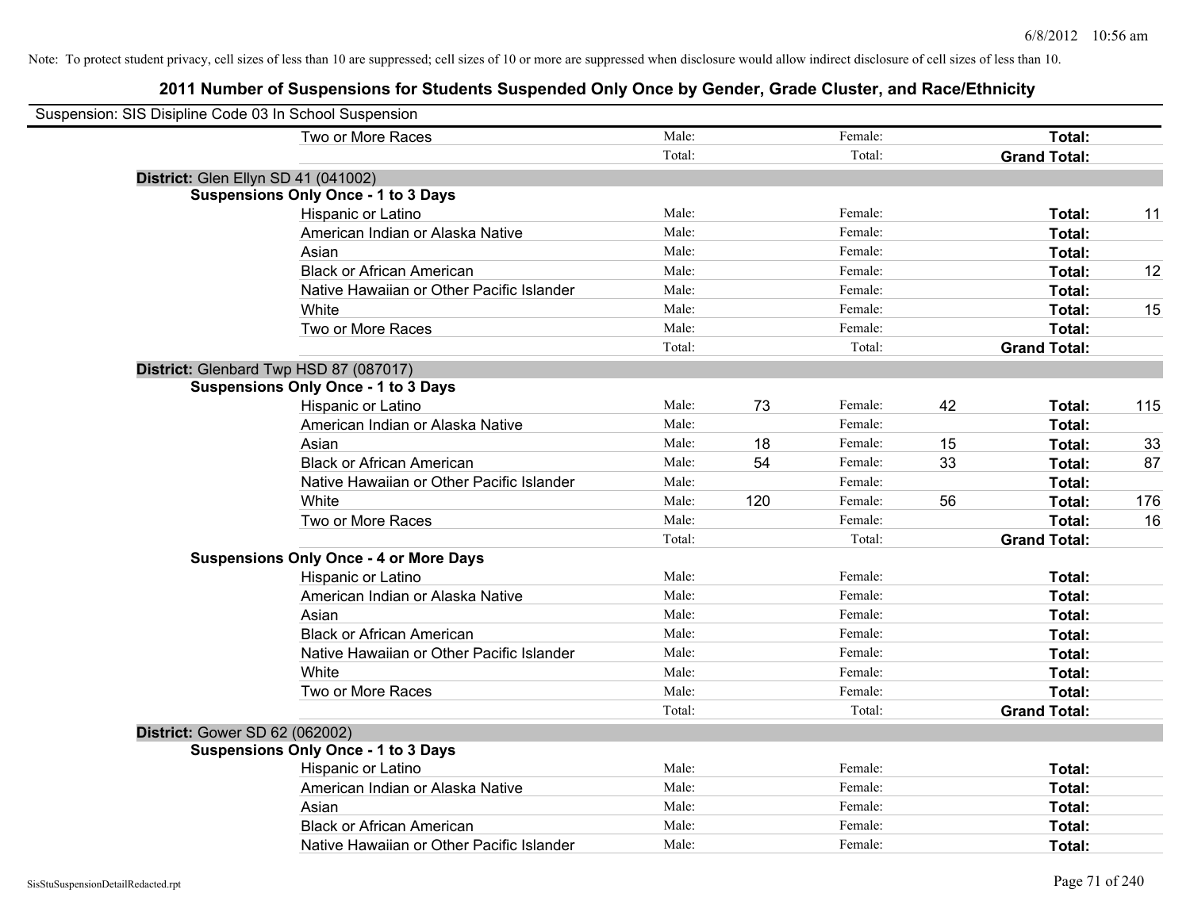Note: To protect student privacy, cell sizes of less than 10 are suppressed; cell sizes of 10 or more are suppressed when disclosure would allow indirect disclosure of cell sizes of less than 10.

# 2011 Number of Suspensions for Students Suspended Only Once by Gender, Grade Cluster, and Race/Ethnicity

Suspension: SIS Disipline Code 03 In School Suspension

| | | | | | | |
|---|---|---|---|---|---|---|
| Two or More Races | Male: | | Female: | | **Total:** | |
| | Total: | | Total: | | **Grand Total:** | |

**District:** Glen Ellyn SD 41 (041002)

**Suspensions Only Once - 1 to 3 Days**

| | | | | | | |
|---|---|---|---|---|---|---|
| Hispanic or Latino | Male: | | Female: | | **Total:** | 11 |
| American Indian or Alaska Native | Male: | | Female: | | **Total:** | |
| Asian | Male: | | Female: | | **Total:** | |
| Black or African American | Male: | | Female: | | **Total:** | 12 |
| Native Hawaiian or Other Pacific Islander | Male: | | Female: | | **Total:** | |
| White | Male: | | Female: | | **Total:** | 15 |
| Two or More Races | Male: | | Female: | | **Total:** | |
| | Total: | | Total: | | **Grand Total:** | |

**District:** Glenbard Twp HSD 87 (087017)

**Suspensions Only Once - 1 to 3 Days**

| | | | | | | |
|---|---|---|---|---|---|---|
| Hispanic or Latino | Male: | 73 | Female: | 42 | **Total:** | 115 |
| American Indian or Alaska Native | Male: | | Female: | | **Total:** | |
| Asian | Male: | 18 | Female: | 15 | **Total:** | 33 |
| Black or African American | Male: | 54 | Female: | 33 | **Total:** | 87 |
| Native Hawaiian or Other Pacific Islander | Male: | | Female: | | **Total:** | |
| White | Male: | 120 | Female: | 56 | **Total:** | 176 |
| Two or More Races | Male: | | Female: | | **Total:** | 16 |
| | Total: | | Total: | | **Grand Total:** | |

**Suspensions Only Once - 4 or More Days**

| | | | | | | |
|---|---|---|---|---|---|---|
| Hispanic or Latino | Male: | | Female: | | **Total:** | |
| American Indian or Alaska Native | Male: | | Female: | | **Total:** | |
| Asian | Male: | | Female: | | **Total:** | |
| Black or African American | Male: | | Female: | | **Total:** | |
| Native Hawaiian or Other Pacific Islander | Male: | | Female: | | **Total:** | |
| White | Male: | | Female: | | **Total:** | |
| Two or More Races | Male: | | Female: | | **Total:** | |
| | Total: | | Total: | | **Grand Total:** | |

**District:** Gower SD 62 (062002)

**Suspensions Only Once - 1 to 3 Days**

| | | | | | | |
|---|---|---|---|---|---|---|
| Hispanic or Latino | Male: | | Female: | | **Total:** | |
| American Indian or Alaska Native | Male: | | Female: | | **Total:** | |
| Asian | Male: | | Female: | | **Total:** | |
| Black or African American | Male: | | Female: | | **Total:** | |
| Native Hawaiian or Other Pacific Islander | Male: | | Female: | | **Total:** | |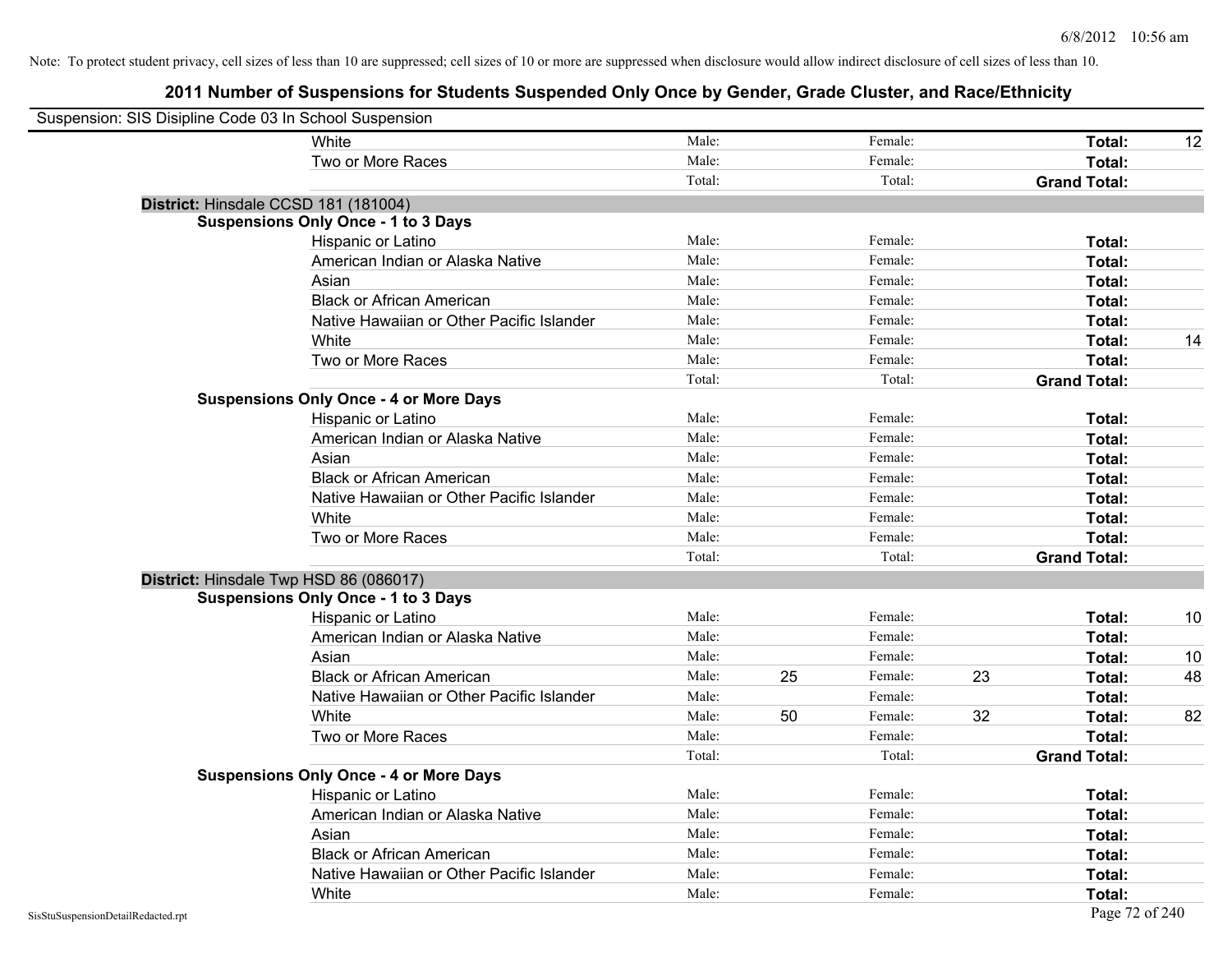Note: To protect student privacy, cell sizes of less than 10 are suppressed; cell sizes of 10 or more are suppressed when disclosure would allow indirect disclosure of cell sizes of less than 10.

## 2011 Number of Suspensions for Students Suspended Only Once by Gender, Grade Cluster, and Race/Ethnicity

Suspension: SIS Disipline Code 03 In School Suspension

| | | | | | | | |
|---|---|---|---|---|---|---|---|
| White | Male: | | Female: | | **Total:** | 12 |
| Two or More Races | Male: | | Female: | | **Total:** | |
| | Total: | | Total: | | **Grand Total:** | |

**District:** Hinsdale CCSD 181 (181004)

**Suspensions Only Once - 1 to 3 Days**

| | | | | | | |
|---|---|---|---|---|---|---|
| Hispanic or Latino | Male: | | Female: | | **Total:** | |
| American Indian or Alaska Native | Male: | | Female: | | **Total:** | |
| Asian | Male: | | Female: | | **Total:** | |
| Black or African American | Male: | | Female: | | **Total:** | |
| Native Hawaiian or Other Pacific Islander | Male: | | Female: | | **Total:** | |
| White | Male: | | Female: | | **Total:** | 14 |
| Two or More Races | Male: | | Female: | | **Total:** | |
| | Total: | | Total: | | **Grand Total:** | |

**Suspensions Only Once - 4 or More Days**

| | | | | | | |
|---|---|---|---|---|---|---|
| Hispanic or Latino | Male: | | Female: | | **Total:** | |
| American Indian or Alaska Native | Male: | | Female: | | **Total:** | |
| Asian | Male: | | Female: | | **Total:** | |
| Black or African American | Male: | | Female: | | **Total:** | |
| Native Hawaiian or Other Pacific Islander | Male: | | Female: | | **Total:** | |
| White | Male: | | Female: | | **Total:** | |
| Two or More Races | Male: | | Female: | | **Total:** | |
| | Total: | | Total: | | **Grand Total:** | |

**District:** Hinsdale Twp HSD 86 (086017)

**Suspensions Only Once - 1 to 3 Days**

| | | | | | | |
|---|---|---|---|---|---|---|
| Hispanic or Latino | Male: | | Female: | | **Total:** | 10 |
| American Indian or Alaska Native | Male: | | Female: | | **Total:** | |
| Asian | Male: | | Female: | | **Total:** | 10 |
| Black or African American | Male: | 25 | Female: | 23 | **Total:** | 48 |
| Native Hawaiian or Other Pacific Islander | Male: | | Female: | | **Total:** | |
| White | Male: | 50 | Female: | 32 | **Total:** | 82 |
| Two or More Races | Male: | | Female: | | **Total:** | |
| | Total: | | Total: | | **Grand Total:** | |

**Suspensions Only Once - 4 or More Days**

| | | | | | | |
|---|---|---|---|---|---|---|
| Hispanic or Latino | Male: | | Female: | | **Total:** | |
| American Indian or Alaska Native | Male: | | Female: | | **Total:** | |
| Asian | Male: | | Female: | | **Total:** | |
| Black or African American | Male: | | Female: | | **Total:** | |
| Native Hawaiian or Other Pacific Islander | Male: | | Female: | | **Total:** | |
| White | Male: | | Female: | | **Total:** | |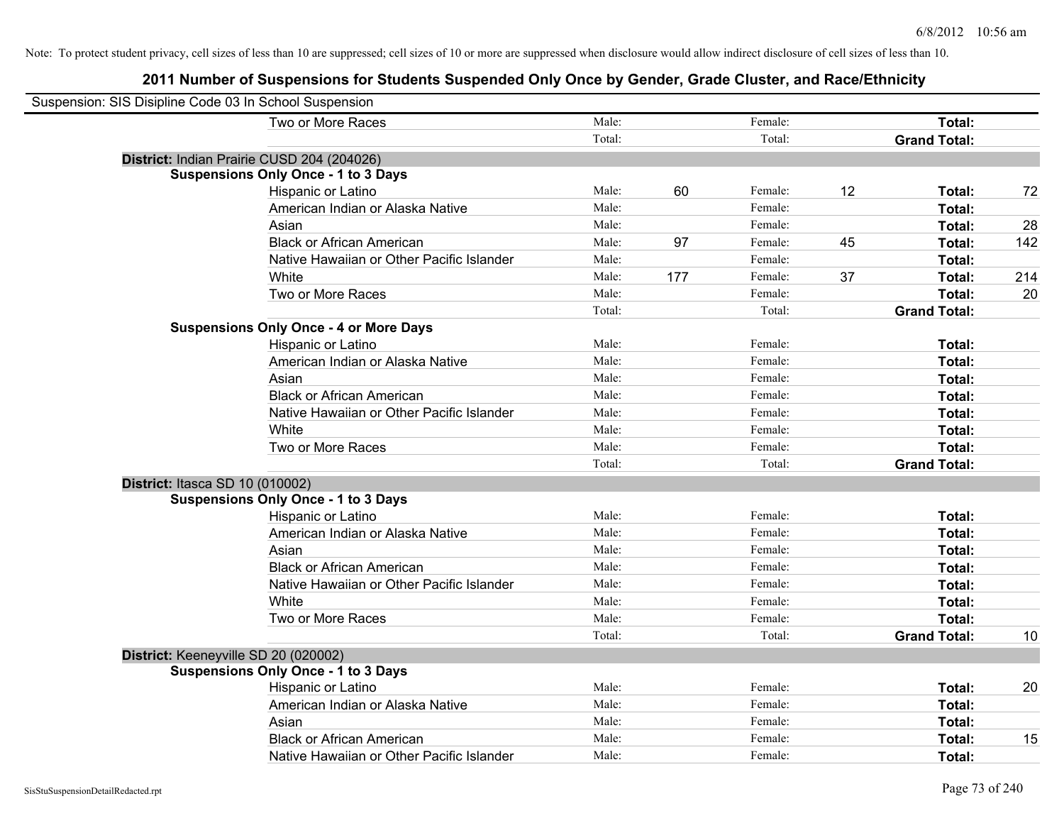Note: To protect student privacy, cell sizes of less than 10 are suppressed; cell sizes of 10 or more are suppressed when disclosure would allow indirect disclosure of cell sizes of less than 10.

# 2011 Number of Suspensions for Students Suspended Only Once by Gender, Grade Cluster, and Race/Ethnicity

Suspension: SIS Disipline Code 03 In School Suspension

| | | | | | | |
|---|---|---|---|---|---|---|
| Two or More Races | Male: | | Female: | | **Total:** | |
| | Total: | | Total: | | **Grand Total:** | |

**District:** Indian Prairie CUSD 204 (204026)

**Suspensions Only Once - 1 to 3 Days**

| | | | | | | |
|---|---|---|---|---|---|---|
| Hispanic or Latino | Male: | 60 | Female: | 12 | **Total:** | 72 |
| American Indian or Alaska Native | Male: | | Female: | | **Total:** | |
| Asian | Male: | | Female: | | **Total:** | 28 |
| Black or African American | Male: | 97 | Female: | 45 | **Total:** | 142 |
| Native Hawaiian or Other Pacific Islander | Male: | | Female: | | **Total:** | |
| White | Male: | 177 | Female: | 37 | **Total:** | 214 |
| Two or More Races | Male: | | Female: | | **Total:** | 20 |
| | Total: | | Total: | | **Grand Total:** | |

**Suspensions Only Once - 4 or More Days**

| | | | | | | |
|---|---|---|---|---|---|---|
| Hispanic or Latino | Male: | | Female: | | **Total:** | |
| American Indian or Alaska Native | Male: | | Female: | | **Total:** | |
| Asian | Male: | | Female: | | **Total:** | |
| Black or African American | Male: | | Female: | | **Total:** | |
| Native Hawaiian or Other Pacific Islander | Male: | | Female: | | **Total:** | |
| White | Male: | | Female: | | **Total:** | |
| Two or More Races | Male: | | Female: | | **Total:** | |
| | Total: | | Total: | | **Grand Total:** | |

**District:** Itasca SD 10 (010002)

**Suspensions Only Once - 1 to 3 Days**

| | | | | | | |
|---|---|---|---|---|---|---|
| Hispanic or Latino | Male: | | Female: | | **Total:** | |
| American Indian or Alaska Native | Male: | | Female: | | **Total:** | |
| Asian | Male: | | Female: | | **Total:** | |
| Black or African American | Male: | | Female: | | **Total:** | |
| Native Hawaiian or Other Pacific Islander | Male: | | Female: | | **Total:** | |
| White | Male: | | Female: | | **Total:** | |
| Two or More Races | Male: | | Female: | | **Total:** | |
| | Total: | | Total: | | **Grand Total:** | 10 |

**District:** Keeneyville SD 20 (020002)

**Suspensions Only Once - 1 to 3 Days**

| | | | | | | |
|---|---|---|---|---|---|---|
| Hispanic or Latino | Male: | | Female: | | **Total:** | 20 |
| American Indian or Alaska Native | Male: | | Female: | | **Total:** | |
| Asian | Male: | | Female: | | **Total:** | |
| Black or African American | Male: | | Female: | | **Total:** | 15 |
| Native Hawaiian or Other Pacific Islander | Male: | | Female: | | **Total:** | |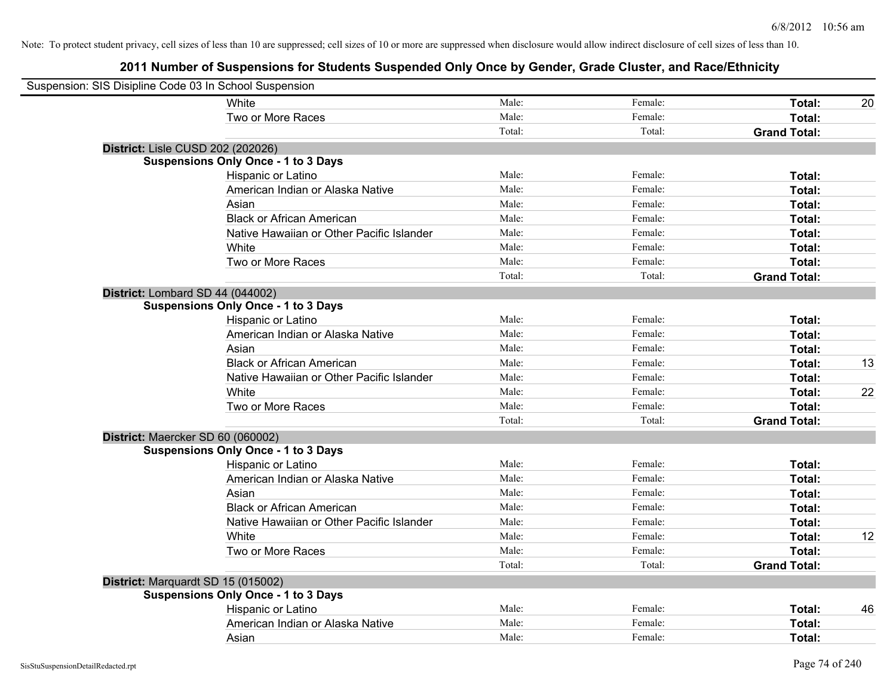Note: To protect student privacy, cell sizes of less than 10 are suppressed; cell sizes of 10 or more are suppressed when disclosure would allow indirect disclosure of cell sizes of less than 10.

## 2011 Number of Suspensions for Students Suspended Only Once by Gender, Grade Cluster, and Race/Ethnicity

Suspension: SIS Disipline Code 03 In School Suspension

| | Male | Female | Total | |
|---|---|---|---|---|
| White | Male: | Female: | **Total:** | 20 |
| Two or More Races | Male: | Female: | **Total:** | |
| | Total: | Total: | **Grand Total:** | |

**District:** Lisle CUSD 202 (202026)

**Suspensions Only Once - 1 to 3 Days**

| | Male | Female | Total | |
|---|---|---|---|---|
| Hispanic or Latino | Male: | Female: | **Total:** | |
| American Indian or Alaska Native | Male: | Female: | **Total:** | |
| Asian | Male: | Female: | **Total:** | |
| Black or African American | Male: | Female: | **Total:** | |
| Native Hawaiian or Other Pacific Islander | Male: | Female: | **Total:** | |
| White | Male: | Female: | **Total:** | |
| Two or More Races | Male: | Female: | **Total:** | |
| | Total: | Total: | **Grand Total:** | |

**District:** Lombard SD 44 (044002)

**Suspensions Only Once - 1 to 3 Days**

| | Male | Female | Total | |
|---|---|---|---|---|
| Hispanic or Latino | Male: | Female: | **Total:** | |
| American Indian or Alaska Native | Male: | Female: | **Total:** | |
| Asian | Male: | Female: | **Total:** | |
| Black or African American | Male: | Female: | **Total:** | 13 |
| Native Hawaiian or Other Pacific Islander | Male: | Female: | **Total:** | |
| White | Male: | Female: | **Total:** | 22 |
| Two or More Races | Male: | Female: | **Total:** | |
| | Total: | Total: | **Grand Total:** | |

**District:** Maercker SD 60 (060002)

**Suspensions Only Once - 1 to 3 Days**

| | Male | Female | Total | |
|---|---|---|---|---|
| Hispanic or Latino | Male: | Female: | **Total:** | |
| American Indian or Alaska Native | Male: | Female: | **Total:** | |
| Asian | Male: | Female: | **Total:** | |
| Black or African American | Male: | Female: | **Total:** | |
| Native Hawaiian or Other Pacific Islander | Male: | Female: | **Total:** | |
| White | Male: | Female: | **Total:** | 12 |
| Two or More Races | Male: | Female: | **Total:** | |
| | Total: | Total: | **Grand Total:** | |

**District:** Marquardt SD 15 (015002)

**Suspensions Only Once - 1 to 3 Days**

| | Male | Female | Total | |
|---|---|---|---|---|
| Hispanic or Latino | Male: | Female: | **Total:** | 46 |
| American Indian or Alaska Native | Male: | Female: | **Total:** | |
| Asian | Male: | Female: | **Total:** | |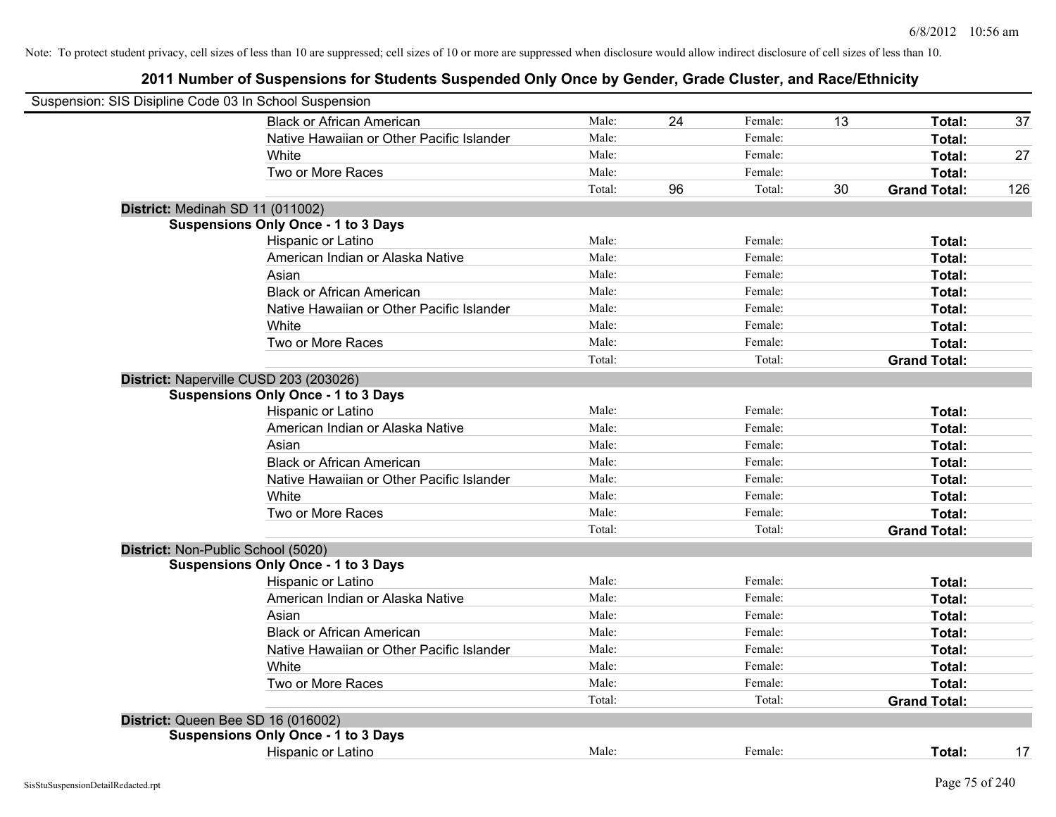Note: To protect student privacy, cell sizes of less than 10 are suppressed; cell sizes of 10 or more are suppressed when disclosure would allow indirect disclosure of cell sizes of less than 10.

# 2011 Number of Suspensions for Students Suspended Only Once by Gender, Grade Cluster, and Race/Ethnicity

Suspension: SIS Disipline Code 03 In School Suspension

| | | | | | | |
|---|---|---|---|---|---|---|
| Black or African American | Male: | 24 | Female: | 13 | **Total:** | 37 |
| Native Hawaiian or Other Pacific Islander | Male: | | Female: | | **Total:** | |
| White | Male: | | Female: | | **Total:** | 27 |
| Two or More Races | Male: | | Female: | | **Total:** | |
| | Total: | 96 | Total: | 30 | **Grand Total:** | 126 |

**District:** Medinah SD 11 (011002)

**Suspensions Only Once - 1 to 3 Days**

| | | | | | | |
|---|---|---|---|---|---|---|
| Hispanic or Latino | Male: | | Female: | | **Total:** | |
| American Indian or Alaska Native | Male: | | Female: | | **Total:** | |
| Asian | Male: | | Female: | | **Total:** | |
| Black or African American | Male: | | Female: | | **Total:** | |
| Native Hawaiian or Other Pacific Islander | Male: | | Female: | | **Total:** | |
| White | Male: | | Female: | | **Total:** | |
| Two or More Races | Male: | | Female: | | **Total:** | |
| | Total: | | Total: | | **Grand Total:** | |

**District:** Naperville CUSD 203 (203026)

**Suspensions Only Once - 1 to 3 Days**

| | | | | | | |
|---|---|---|---|---|---|---|
| Hispanic or Latino | Male: | | Female: | | **Total:** | |
| American Indian or Alaska Native | Male: | | Female: | | **Total:** | |
| Asian | Male: | | Female: | | **Total:** | |
| Black or African American | Male: | | Female: | | **Total:** | |
| Native Hawaiian or Other Pacific Islander | Male: | | Female: | | **Total:** | |
| White | Male: | | Female: | | **Total:** | |
| Two or More Races | Male: | | Female: | | **Total:** | |
| | Total: | | Total: | | **Grand Total:** | |

**District:** Non-Public School (5020)

**Suspensions Only Once - 1 to 3 Days**

| | | | | | | |
|---|---|---|---|---|---|---|
| Hispanic or Latino | Male: | | Female: | | **Total:** | |
| American Indian or Alaska Native | Male: | | Female: | | **Total:** | |
| Asian | Male: | | Female: | | **Total:** | |
| Black or African American | Male: | | Female: | | **Total:** | |
| Native Hawaiian or Other Pacific Islander | Male: | | Female: | | **Total:** | |
| White | Male: | | Female: | | **Total:** | |
| Two or More Races | Male: | | Female: | | **Total:** | |
| | Total: | | Total: | | **Grand Total:** | |

**District:** Queen Bee SD 16 (016002)

**Suspensions Only Once - 1 to 3 Days**

| | | | | | | |
|---|---|---|---|---|---|---|
| Hispanic or Latino | Male: | | Female: | | **Total:** | 17 |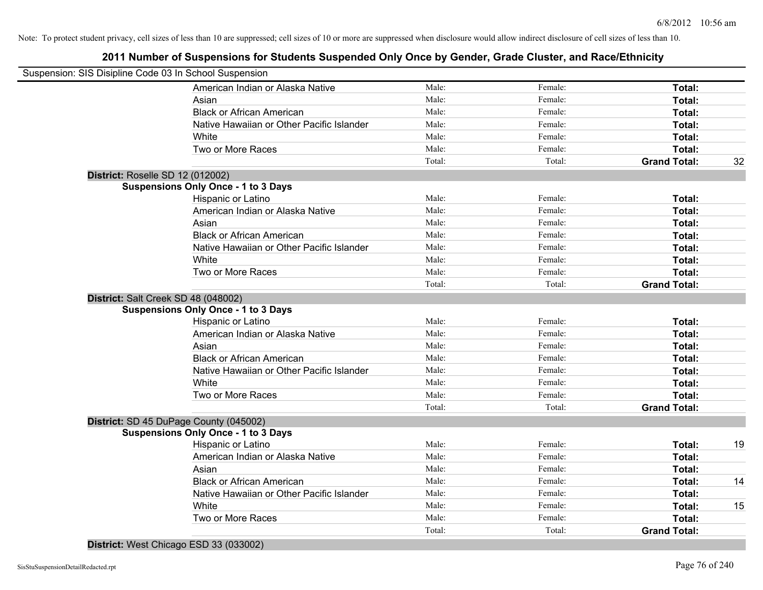Note: To protect student privacy, cell sizes of less than 10 are suppressed; cell sizes of 10 or more are suppressed when disclosure would allow indirect disclosure of cell sizes of less than 10.

# 2011 Number of Suspensions for Students Suspended Only Once by Gender, Grade Cluster, and Race/Ethnicity

Suspension: SIS Disipline Code 03 In School Suspension

| | Male | Female | Total | |
|---|---|---|---|---|
| American Indian or Alaska Native | Male: | Female: | **Total:** | |
| Asian | Male: | Female: | **Total:** | |
| Black or African American | Male: | Female: | **Total:** | |
| Native Hawaiian or Other Pacific Islander | Male: | Female: | **Total:** | |
| White | Male: | Female: | **Total:** | |
| Two or More Races | Male: | Female: | **Total:** | |
| | Total: | Total: | **Grand Total:** | 32 |

**District:** Roselle SD 12 (012002)

**Suspensions Only Once - 1 to 3 Days**

| | Male | Female | Total | |
|---|---|---|---|---|
| Hispanic or Latino | Male: | Female: | **Total:** | |
| American Indian or Alaska Native | Male: | Female: | **Total:** | |
| Asian | Male: | Female: | **Total:** | |
| Black or African American | Male: | Female: | **Total:** | |
| Native Hawaiian or Other Pacific Islander | Male: | Female: | **Total:** | |
| White | Male: | Female: | **Total:** | |
| Two or More Races | Male: | Female: | **Total:** | |
| | Total: | Total: | **Grand Total:** | |

**District:** Salt Creek SD 48 (048002)

**Suspensions Only Once - 1 to 3 Days**

| | Male | Female | Total | |
|---|---|---|---|---|
| Hispanic or Latino | Male: | Female: | **Total:** | |
| American Indian or Alaska Native | Male: | Female: | **Total:** | |
| Asian | Male: | Female: | **Total:** | |
| Black or African American | Male: | Female: | **Total:** | |
| Native Hawaiian or Other Pacific Islander | Male: | Female: | **Total:** | |
| White | Male: | Female: | **Total:** | |
| Two or More Races | Male: | Female: | **Total:** | |
| | Total: | Total: | **Grand Total:** | |

**District:** SD 45 DuPage County (045002)

**Suspensions Only Once - 1 to 3 Days**

| | Male | Female | Total | |
|---|---|---|---|---|
| Hispanic or Latino | Male: | Female: | **Total:** | 19 |
| American Indian or Alaska Native | Male: | Female: | **Total:** | |
| Asian | Male: | Female: | **Total:** | |
| Black or African American | Male: | Female: | **Total:** | 14 |
| Native Hawaiian or Other Pacific Islander | Male: | Female: | **Total:** | |
| White | Male: | Female: | **Total:** | 15 |
| Two or More Races | Male: | Female: | **Total:** | |
| | Total: | Total: | **Grand Total:** | |

**District:** West Chicago ESD 33 (033002)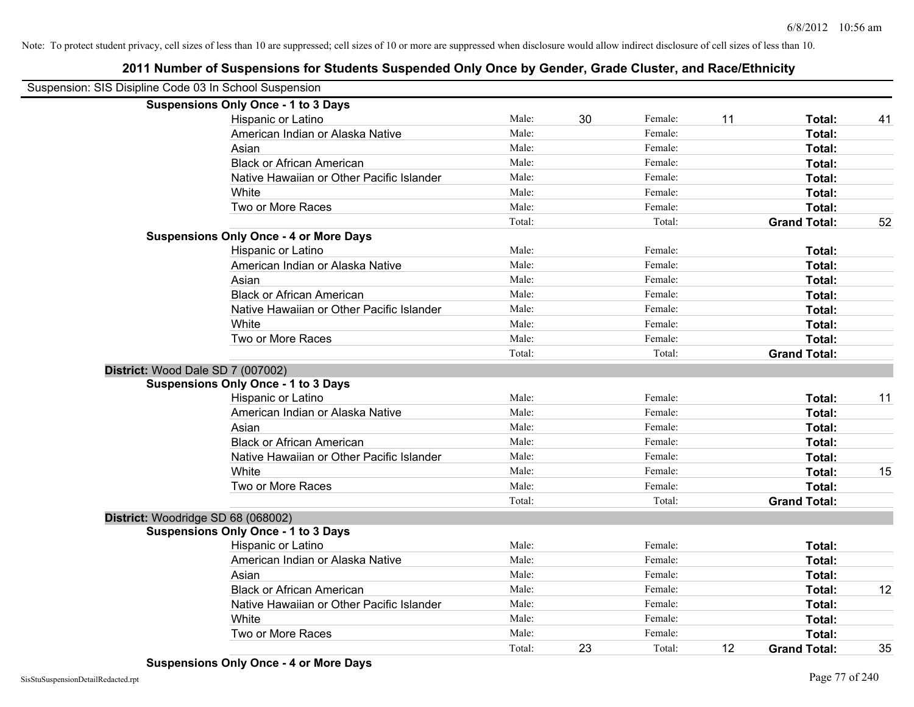Note: To protect student privacy, cell sizes of less than 10 are suppressed; cell sizes of 10 or more are suppressed when disclosure would allow indirect disclosure of cell sizes of less than 10.

# 2011 Number of Suspensions for Students Suspended Only Once by Gender, Grade Cluster, and Race/Ethnicity

Suspension: SIS Disipline Code 03 In School Suspension

**Suspensions Only Once - 1 to 3 Days**

| | | | | | | |
|---|---|---|---|---|---|---|
| Hispanic or Latino | Male: | 30 | Female: | 11 | **Total:** | 41 |
| American Indian or Alaska Native | Male: | | Female: | | **Total:** | |
| Asian | Male: | | Female: | | **Total:** | |
| Black or African American | Male: | | Female: | | **Total:** | |
| Native Hawaiian or Other Pacific Islander | Male: | | Female: | | **Total:** | |
| White | Male: | | Female: | | **Total:** | |
| Two or More Races | Male: | | Female: | | **Total:** | |
| | Total: | | Total: | | **Grand Total:** | 52 |

**Suspensions Only Once - 4 or More Days**

| | | | | | | |
|---|---|---|---|---|---|---|
| Hispanic or Latino | Male: | | Female: | | **Total:** | |
| American Indian or Alaska Native | Male: | | Female: | | **Total:** | |
| Asian | Male: | | Female: | | **Total:** | |
| Black or African American | Male: | | Female: | | **Total:** | |
| Native Hawaiian or Other Pacific Islander | Male: | | Female: | | **Total:** | |
| White | Male: | | Female: | | **Total:** | |
| Two or More Races | Male: | | Female: | | **Total:** | |
| | Total: | | Total: | | **Grand Total:** | |

**District:** Wood Dale SD 7 (007002)

**Suspensions Only Once - 1 to 3 Days**

| | | | | | | |
|---|---|---|---|---|---|---|
| Hispanic or Latino | Male: | | Female: | | **Total:** | 11 |
| American Indian or Alaska Native | Male: | | Female: | | **Total:** | |
| Asian | Male: | | Female: | | **Total:** | |
| Black or African American | Male: | | Female: | | **Total:** | |
| Native Hawaiian or Other Pacific Islander | Male: | | Female: | | **Total:** | |
| White | Male: | | Female: | | **Total:** | 15 |
| Two or More Races | Male: | | Female: | | **Total:** | |
| | Total: | | Total: | | **Grand Total:** | |

**District:** Woodridge SD 68 (068002)

**Suspensions Only Once - 1 to 3 Days**

| | | | | | | |
|---|---|---|---|---|---|---|
| Hispanic or Latino | Male: | | Female: | | **Total:** | |
| American Indian or Alaska Native | Male: | | Female: | | **Total:** | |
| Asian | Male: | | Female: | | **Total:** | |
| Black or African American | Male: | | Female: | | **Total:** | 12 |
| Native Hawaiian or Other Pacific Islander | Male: | | Female: | | **Total:** | |
| White | Male: | | Female: | | **Total:** | |
| Two or More Races | Male: | | Female: | | **Total:** | |
| | Total: | 23 | Total: | 12 | **Grand Total:** | 35 |

**Suspensions Only Once - 4 or More Days**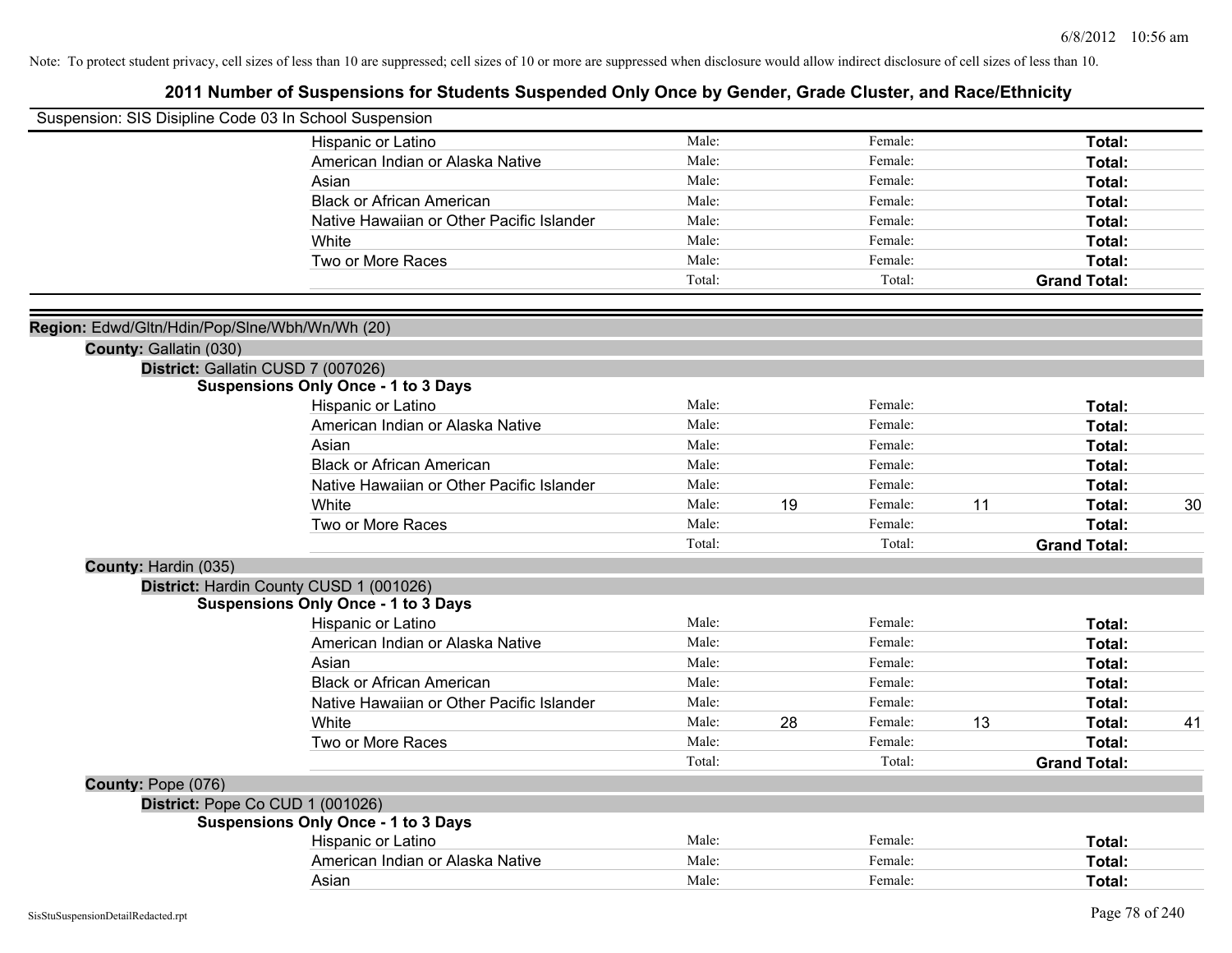Note: To protect student privacy, cell sizes of less than 10 are suppressed; cell sizes of 10 or more are suppressed when disclosure would allow indirect disclosure of cell sizes of less than 10.

# 2011 Number of Suspensions for Students Suspended Only Once by Gender, Grade Cluster, and Race/Ethnicity

Suspension: SIS Disipline Code 03 In School Suspension

| | Male: | | Female: | | | |
|---|---|---|---|---|---|---|
| Hispanic or Latino | Male: | | Female: | | **Total:** | |
| American Indian or Alaska Native | Male: | | Female: | | **Total:** | |
| Asian | Male: | | Female: | | **Total:** | |
| Black or African American | Male: | | Female: | | **Total:** | |
| Native Hawaiian or Other Pacific Islander | Male: | | Female: | | **Total:** | |
| White | Male: | | Female: | | **Total:** | |
| Two or More Races | Male: | | Female: | | **Total:** | |
| | Total: | | Total: | | **Grand Total:** | |

**Region:** Edwd/Gltn/Hdin/Pop/Slne/Wbh/Wn/Wh (20)

**County:** Gallatin (030)

**District:** Gallatin CUSD 7 (007026)

**Suspensions Only Once - 1 to 3 Days**

| | | | | | | |
|---|---|---|---|---|---|---|
| Hispanic or Latino | Male: | | Female: | | **Total:** | |
| American Indian or Alaska Native | Male: | | Female: | | **Total:** | |
| Asian | Male: | | Female: | | **Total:** | |
| Black or African American | Male: | | Female: | | **Total:** | |
| Native Hawaiian or Other Pacific Islander | Male: | | Female: | | **Total:** | |
| White | Male: | 19 | Female: | 11 | **Total:** | 30 |
| Two or More Races | Male: | | Female: | | **Total:** | |
| | Total: | | Total: | | **Grand Total:** | |

**County:** Hardin (035)

**District:** Hardin County CUSD 1 (001026)

**Suspensions Only Once - 1 to 3 Days**

| | | | | | | |
|---|---|---|---|---|---|---|
| Hispanic or Latino | Male: | | Female: | | **Total:** | |
| American Indian or Alaska Native | Male: | | Female: | | **Total:** | |
| Asian | Male: | | Female: | | **Total:** | |
| Black or African American | Male: | | Female: | | **Total:** | |
| Native Hawaiian or Other Pacific Islander | Male: | | Female: | | **Total:** | |
| White | Male: | 28 | Female: | 13 | **Total:** | 41 |
| Two or More Races | Male: | | Female: | | **Total:** | |
| | Total: | | Total: | | **Grand Total:** | |

**County:** Pope (076)

**District:** Pope Co CUD 1 (001026)

**Suspensions Only Once - 1 to 3 Days**

| | | | | | | |
|---|---|---|---|---|---|---|
| Hispanic or Latino | Male: | | Female: | | **Total:** | |
| American Indian or Alaska Native | Male: | | Female: | | **Total:** | |
| Asian | Male: | | Female: | | **Total:** | |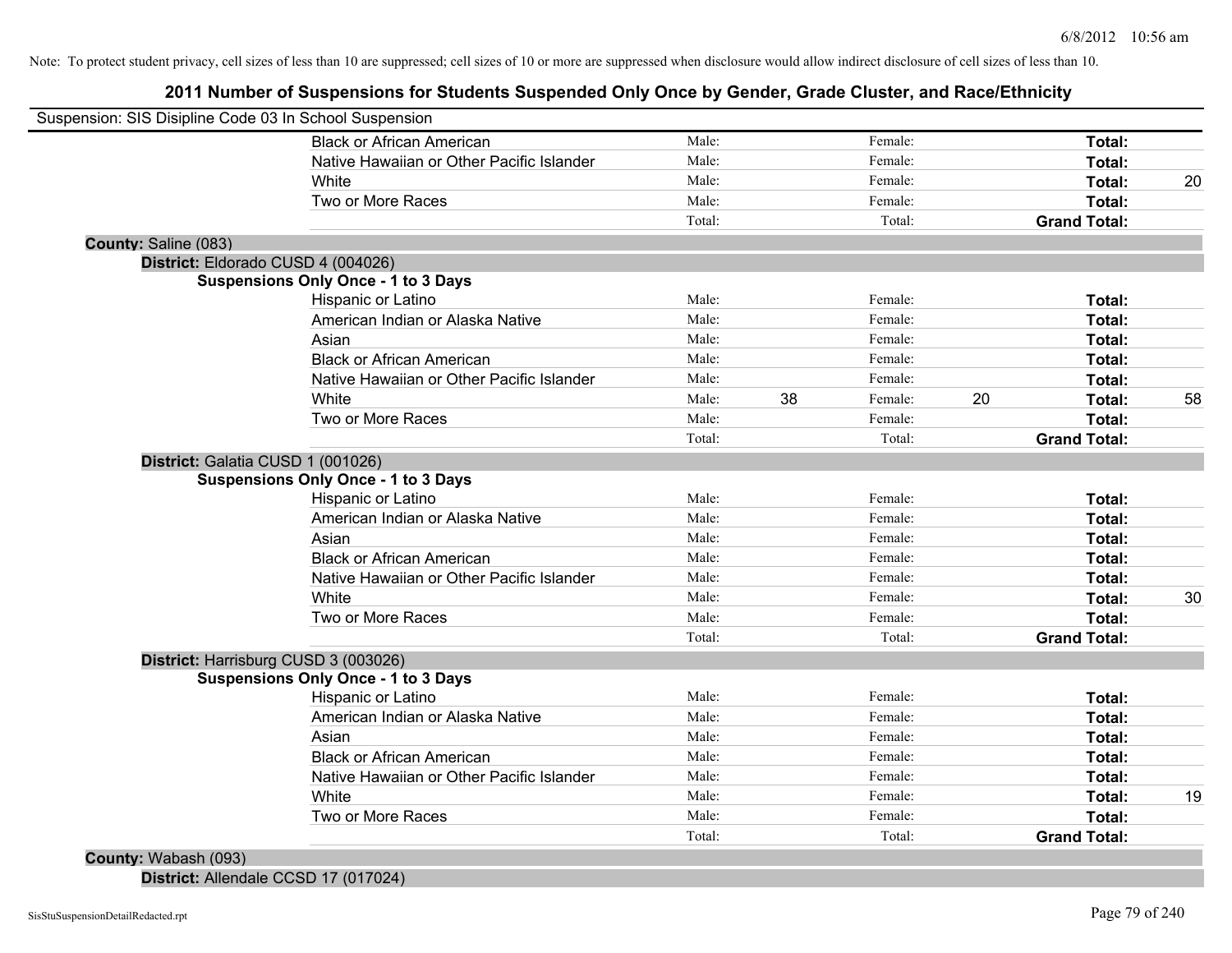Note: To protect student privacy, cell sizes of less than 10 are suppressed; cell sizes of 10 or more are suppressed when disclosure would allow indirect disclosure of cell sizes of less than 10.

# 2011 Number of Suspensions for Students Suspended Only Once by Gender, Grade Cluster, and Race/Ethnicity

Suspension: SIS Disipline Code 03 In School Suspension

| | Male: | | Female: | | | |
|---|---|---|---|---|---|---|
| Black or African American | Male: | | Female: | | **Total:** | |
| Native Hawaiian or Other Pacific Islander | Male: | | Female: | | **Total:** | |
| White | Male: | | Female: | | **Total:** | 20 |
| Two or More Races | Male: | | Female: | | **Total:** | |
| | Total: | | Total: | | **Grand Total:** | |

**County:** Saline (083)

**District:** Eldorado CUSD 4 (004026)

**Suspensions Only Once - 1 to 3 Days**

| | | | | | | |
|---|---|---|---|---|---|---|
| Hispanic or Latino | Male: | | Female: | | **Total:** | |
| American Indian or Alaska Native | Male: | | Female: | | **Total:** | |
| Asian | Male: | | Female: | | **Total:** | |
| Black or African American | Male: | | Female: | | **Total:** | |
| Native Hawaiian or Other Pacific Islander | Male: | | Female: | | **Total:** | |
| White | Male: | 38 | Female: | 20 | **Total:** | 58 |
| Two or More Races | Male: | | Female: | | **Total:** | |
| | Total: | | Total: | | **Grand Total:** | |

**District:** Galatia CUSD 1 (001026)

**Suspensions Only Once - 1 to 3 Days**

| | | | | | | |
|---|---|---|---|---|---|---|
| Hispanic or Latino | Male: | | Female: | | **Total:** | |
| American Indian or Alaska Native | Male: | | Female: | | **Total:** | |
| Asian | Male: | | Female: | | **Total:** | |
| Black or African American | Male: | | Female: | | **Total:** | |
| Native Hawaiian or Other Pacific Islander | Male: | | Female: | | **Total:** | |
| White | Male: | | Female: | | **Total:** | 30 |
| Two or More Races | Male: | | Female: | | **Total:** | |
| | Total: | | Total: | | **Grand Total:** | |

**District:** Harrisburg CUSD 3 (003026)

**Suspensions Only Once - 1 to 3 Days**

| | | | | | | |
|---|---|---|---|---|---|---|
| Hispanic or Latino | Male: | | Female: | | **Total:** | |
| American Indian or Alaska Native | Male: | | Female: | | **Total:** | |
| Asian | Male: | | Female: | | **Total:** | |
| Black or African American | Male: | | Female: | | **Total:** | |
| Native Hawaiian or Other Pacific Islander | Male: | | Female: | | **Total:** | |
| White | Male: | | Female: | | **Total:** | 19 |
| Two or More Races | Male: | | Female: | | **Total:** | |
| | Total: | | Total: | | **Grand Total:** | |

**County:** Wabash (093)

**District:** Allendale CCSD 17 (017024)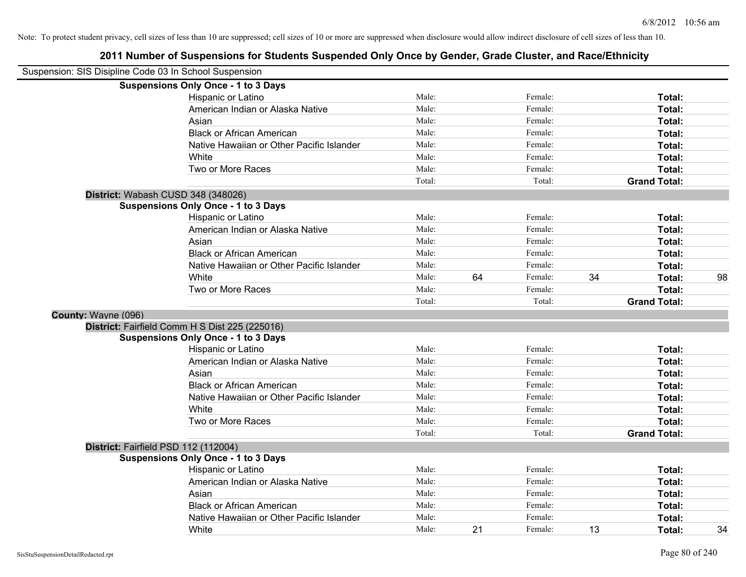Note: To protect student privacy, cell sizes of less than 10 are suppressed; cell sizes of 10 or more are suppressed when disclosure would allow indirect disclosure of cell sizes of less than 10.

# 2011 Number of Suspensions for Students Suspended Only Once by Gender, Grade Cluster, and Race/Ethnicity

Suspension: SIS Disipline Code 03 In School Suspension

**Suspensions Only Once - 1 to 3 Days**

| | Male: | | Female: | | Total: | |
|---|---|---|---|---|---|---|
| Hispanic or Latino | Male: | | Female: | | **Total:** | |
| American Indian or Alaska Native | Male: | | Female: | | **Total:** | |
| Asian | Male: | | Female: | | **Total:** | |
| Black or African American | Male: | | Female: | | **Total:** | |
| Native Hawaiian or Other Pacific Islander | Male: | | Female: | | **Total:** | |
| White | Male: | | Female: | | **Total:** | |
| Two or More Races | Male: | | Female: | | **Total:** | |
| | Total: | | Total: | | **Grand Total:** | |

**District:** Wabash CUSD 348 (348026)

**Suspensions Only Once - 1 to 3 Days**

| | Male: | | Female: | | Total: | |
|---|---|---|---|---|---|---|
| Hispanic or Latino | Male: | | Female: | | **Total:** | |
| American Indian or Alaska Native | Male: | | Female: | | **Total:** | |
| Asian | Male: | | Female: | | **Total:** | |
| Black or African American | Male: | | Female: | | **Total:** | |
| Native Hawaiian or Other Pacific Islander | Male: | | Female: | | **Total:** | |
| White | Male: | 64 | Female: | 34 | **Total:** | 98 |
| Two or More Races | Male: | | Female: | | **Total:** | |
| | Total: | | Total: | | **Grand Total:** | |

**County:** Wayne (096)

**District:** Fairfield Comm H S Dist 225 (225016)

**Suspensions Only Once - 1 to 3 Days**

| | Male: | | Female: | | Total: | |
|---|---|---|---|---|---|---|
| Hispanic or Latino | Male: | | Female: | | **Total:** | |
| American Indian or Alaska Native | Male: | | Female: | | **Total:** | |
| Asian | Male: | | Female: | | **Total:** | |
| Black or African American | Male: | | Female: | | **Total:** | |
| Native Hawaiian or Other Pacific Islander | Male: | | Female: | | **Total:** | |
| White | Male: | | Female: | | **Total:** | |
| Two or More Races | Male: | | Female: | | **Total:** | |
| | Total: | | Total: | | **Grand Total:** | |

**District:** Fairfield PSD 112 (112004)

**Suspensions Only Once - 1 to 3 Days**

| | Male: | | Female: | | Total: | |
|---|---|---|---|---|---|---|
| Hispanic or Latino | Male: | | Female: | | **Total:** | |
| American Indian or Alaska Native | Male: | | Female: | | **Total:** | |
| Asian | Male: | | Female: | | **Total:** | |
| Black or African American | Male: | | Female: | | **Total:** | |
| Native Hawaiian or Other Pacific Islander | Male: | | Female: | | **Total:** | |
| White | Male: | 21 | Female: | 13 | **Total:** | 34 |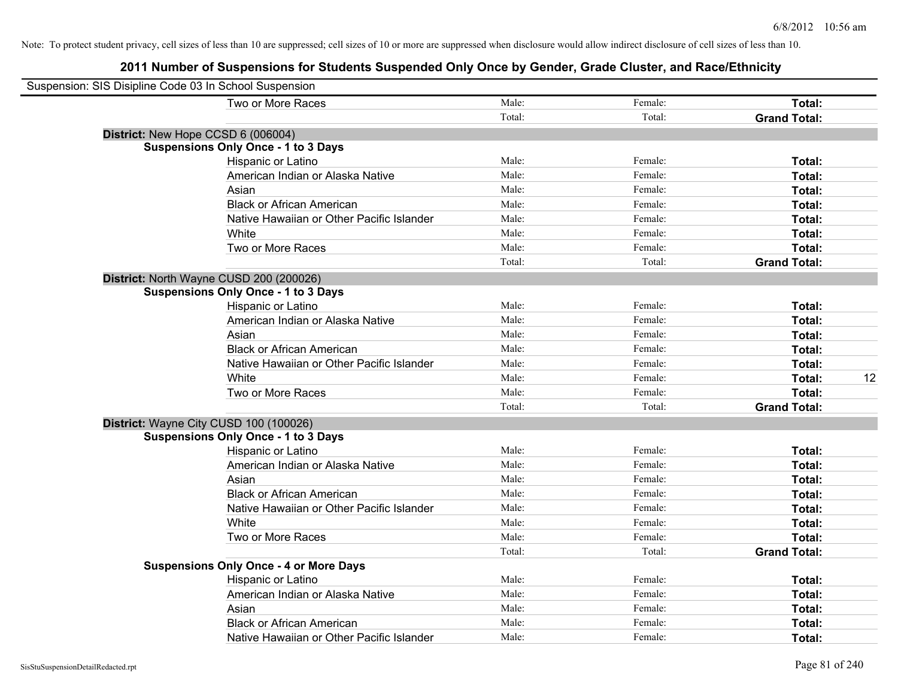Note: To protect student privacy, cell sizes of less than 10 are suppressed; cell sizes of 10 or more are suppressed when disclosure would allow indirect disclosure of cell sizes of less than 10.

## 2011 Number of Suspensions for Students Suspended Only Once by Gender, Grade Cluster, and Race/Ethnicity

Suspension: SIS Disipline Code 03 In School Suspension

| | | | | |
|---|---|---|---|---|
| Two or More Races | Male: | Female: | **Total:** | |
| | Total: | Total: | **Grand Total:** | |

**District:** New Hope CCSD 6 (006004)

**Suspensions Only Once - 1 to 3 Days**

| | | | | |
|---|---|---|---|---|
| Hispanic or Latino | Male: | Female: | **Total:** | |
| American Indian or Alaska Native | Male: | Female: | **Total:** | |
| Asian | Male: | Female: | **Total:** | |
| Black or African American | Male: | Female: | **Total:** | |
| Native Hawaiian or Other Pacific Islander | Male: | Female: | **Total:** | |
| White | Male: | Female: | **Total:** | |
| Two or More Races | Male: | Female: | **Total:** | |
| | Total: | Total: | **Grand Total:** | |

**District:** North Wayne CUSD 200 (200026)

**Suspensions Only Once - 1 to 3 Days**

| | | | | |
|---|---|---|---|---|
| Hispanic or Latino | Male: | Female: | **Total:** | |
| American Indian or Alaska Native | Male: | Female: | **Total:** | |
| Asian | Male: | Female: | **Total:** | |
| Black or African American | Male: | Female: | **Total:** | |
| Native Hawaiian or Other Pacific Islander | Male: | Female: | **Total:** | |
| White | Male: | Female: | **Total:** | 12 |
| Two or More Races | Male: | Female: | **Total:** | |
| | Total: | Total: | **Grand Total:** | |

**District:** Wayne City CUSD 100 (100026)

**Suspensions Only Once - 1 to 3 Days**

| | | | | |
|---|---|---|---|---|
| Hispanic or Latino | Male: | Female: | **Total:** | |
| American Indian or Alaska Native | Male: | Female: | **Total:** | |
| Asian | Male: | Female: | **Total:** | |
| Black or African American | Male: | Female: | **Total:** | |
| Native Hawaiian or Other Pacific Islander | Male: | Female: | **Total:** | |
| White | Male: | Female: | **Total:** | |
| Two or More Races | Male: | Female: | **Total:** | |
| | Total: | Total: | **Grand Total:** | |

**Suspensions Only Once - 4 or More Days**

| | | | | |
|---|---|---|---|---|
| Hispanic or Latino | Male: | Female: | **Total:** | |
| American Indian or Alaska Native | Male: | Female: | **Total:** | |
| Asian | Male: | Female: | **Total:** | |
| Black or African American | Male: | Female: | **Total:** | |
| Native Hawaiian or Other Pacific Islander | Male: | Female: | **Total:** | |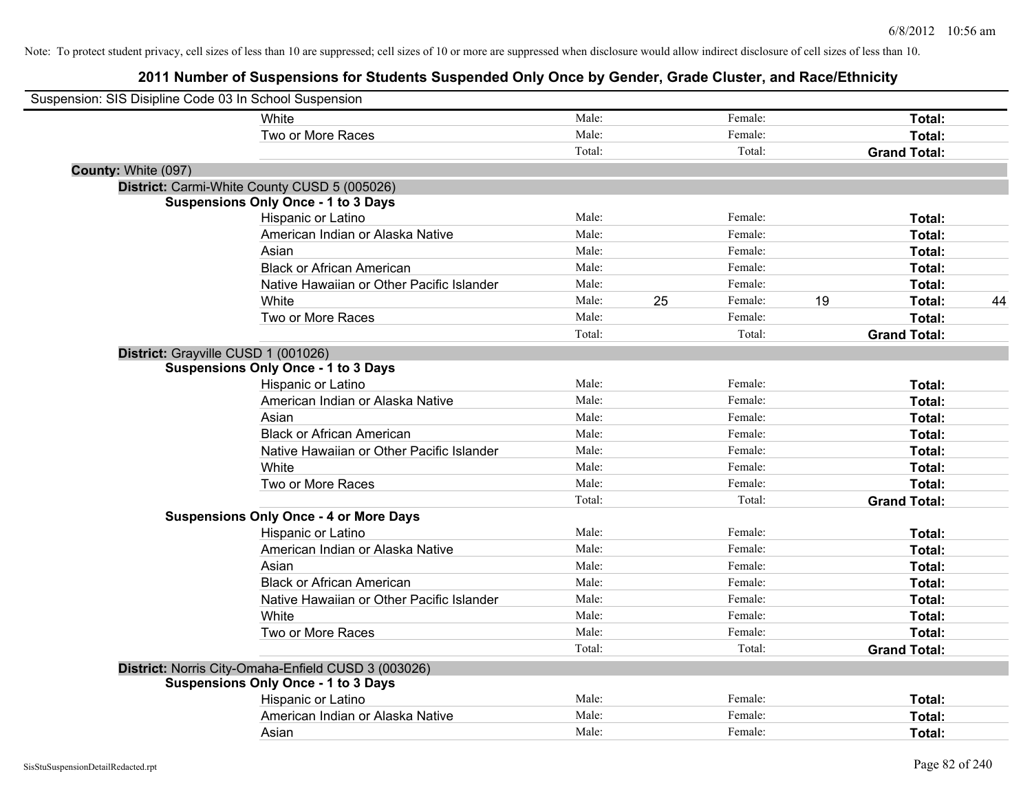Note: To protect student privacy, cell sizes of less than 10 are suppressed; cell sizes of 10 or more are suppressed when disclosure would allow indirect disclosure of cell sizes of less than 10.

# 2011 Number of Suspensions for Students Suspended Only Once by Gender, Grade Cluster, and Race/Ethnicity

Suspension: SIS Disipline Code 03 In School Suspension

| | | | | | | |
|---|---|---|---|---|---|---|
| White | Male: | | Female: | | **Total:** | |
| Two or More Races | Male: | | Female: | | **Total:** | |
| | Total: | | Total: | | **Grand Total:** | |

**County:** White (097)

**District:** Carmi-White County CUSD 5 (005026)

**Suspensions Only Once - 1 to 3 Days**

| | | | | | | |
|---|---|---|---|---|---|---|
| Hispanic or Latino | Male: | | Female: | | **Total:** | |
| American Indian or Alaska Native | Male: | | Female: | | **Total:** | |
| Asian | Male: | | Female: | | **Total:** | |
| Black or African American | Male: | | Female: | | **Total:** | |
| Native Hawaiian or Other Pacific Islander | Male: | | Female: | | **Total:** | |
| White | Male: | 25 | Female: | 19 | **Total:** | 44 |
| Two or More Races | Male: | | Female: | | **Total:** | |
| | Total: | | Total: | | **Grand Total:** | |

**District:** Grayville CUSD 1 (001026)

**Suspensions Only Once - 1 to 3 Days**

| | | | | | | |
|---|---|---|---|---|---|---|
| Hispanic or Latino | Male: | | Female: | | **Total:** | |
| American Indian or Alaska Native | Male: | | Female: | | **Total:** | |
| Asian | Male: | | Female: | | **Total:** | |
| Black or African American | Male: | | Female: | | **Total:** | |
| Native Hawaiian or Other Pacific Islander | Male: | | Female: | | **Total:** | |
| White | Male: | | Female: | | **Total:** | |
| Two or More Races | Male: | | Female: | | **Total:** | |
| | Total: | | Total: | | **Grand Total:** | |

**Suspensions Only Once - 4 or More Days**

| | | | | | | |
|---|---|---|---|---|---|---|
| Hispanic or Latino | Male: | | Female: | | **Total:** | |
| American Indian or Alaska Native | Male: | | Female: | | **Total:** | |
| Asian | Male: | | Female: | | **Total:** | |
| Black or African American | Male: | | Female: | | **Total:** | |
| Native Hawaiian or Other Pacific Islander | Male: | | Female: | | **Total:** | |
| White | Male: | | Female: | | **Total:** | |
| Two or More Races | Male: | | Female: | | **Total:** | |
| | Total: | | Total: | | **Grand Total:** | |

**District:** Norris City-Omaha-Enfield CUSD 3 (003026)

**Suspensions Only Once - 1 to 3 Days**

| | | | | | | |
|---|---|---|---|---|---|---|
| Hispanic or Latino | Male: | | Female: | | **Total:** | |
| American Indian or Alaska Native | Male: | | Female: | | **Total:** | |
| Asian | Male: | | Female: | | **Total:** | |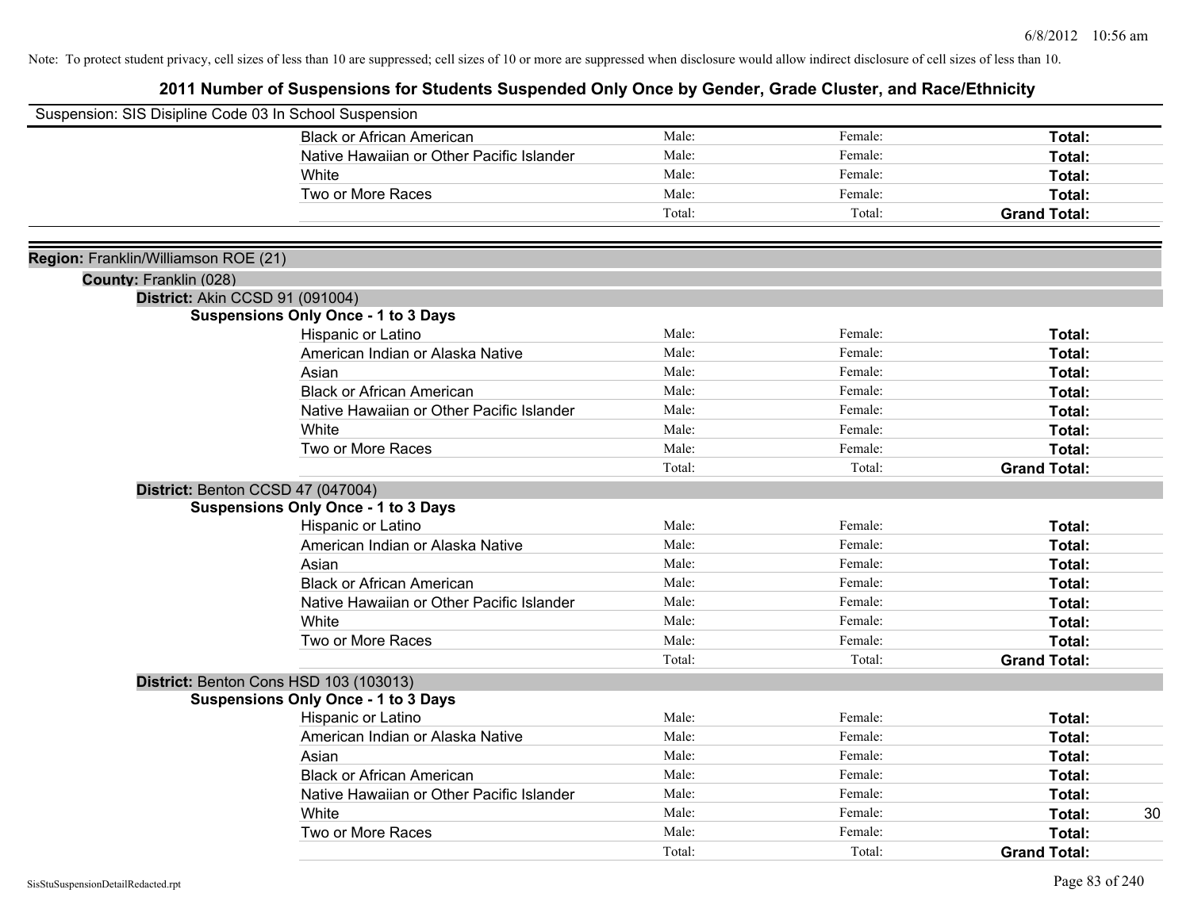Note: To protect student privacy, cell sizes of less than 10 are suppressed; cell sizes of 10 or more are suppressed when disclosure would allow indirect disclosure of cell sizes of less than 10.

# 2011 Number of Suspensions for Students Suspended Only Once by Gender, Grade Cluster, and Race/Ethnicity

Suspension: SIS Disipline Code 03 In School Suspension

| | Male | Female | Total |
|---|---|---|---|
| Black or African American | Male: | Female: | **Total:** |
| Native Hawaiian or Other Pacific Islander | Male: | Female: | **Total:** |
| White | Male: | Female: | **Total:** |
| Two or More Races | Male: | Female: | **Total:** |
| | Total: | Total: | **Grand Total:** |

**Region:** Franklin/Williamson ROE (21)

**County:** Franklin (028)

**District:** Akin CCSD 91 (091004)

**Suspensions Only Once - 1 to 3 Days**

| | Male | Female | Total |
|---|---|---|---|
| Hispanic or Latino | Male: | Female: | **Total:** |
| American Indian or Alaska Native | Male: | Female: | **Total:** |
| Asian | Male: | Female: | **Total:** |
| Black or African American | Male: | Female: | **Total:** |
| Native Hawaiian or Other Pacific Islander | Male: | Female: | **Total:** |
| White | Male: | Female: | **Total:** |
| Two or More Races | Male: | Female: | **Total:** |
| | Total: | Total: | **Grand Total:** |

**District:** Benton CCSD 47 (047004)

**Suspensions Only Once - 1 to 3 Days**

| | Male | Female | Total |
|---|---|---|---|
| Hispanic or Latino | Male: | Female: | **Total:** |
| American Indian or Alaska Native | Male: | Female: | **Total:** |
| Asian | Male: | Female: | **Total:** |
| Black or African American | Male: | Female: | **Total:** |
| Native Hawaiian or Other Pacific Islander | Male: | Female: | **Total:** |
| White | Male: | Female: | **Total:** |
| Two or More Races | Male: | Female: | **Total:** |
| | Total: | Total: | **Grand Total:** |

**District:** Benton Cons HSD 103 (103013)

**Suspensions Only Once - 1 to 3 Days**

| | Male | Female | Total |
|---|---|---|---|
| Hispanic or Latino | Male: | Female: | **Total:** |
| American Indian or Alaska Native | Male: | Female: | **Total:** |
| Asian | Male: | Female: | **Total:** |
| Black or African American | Male: | Female: | **Total:** |
| Native Hawaiian or Other Pacific Islander | Male: | Female: | **Total:** |
| White | Male: | Female: | **Total:** 30 |
| Two or More Races | Male: | Female: | **Total:** |
| | Total: | Total: | **Grand Total:** |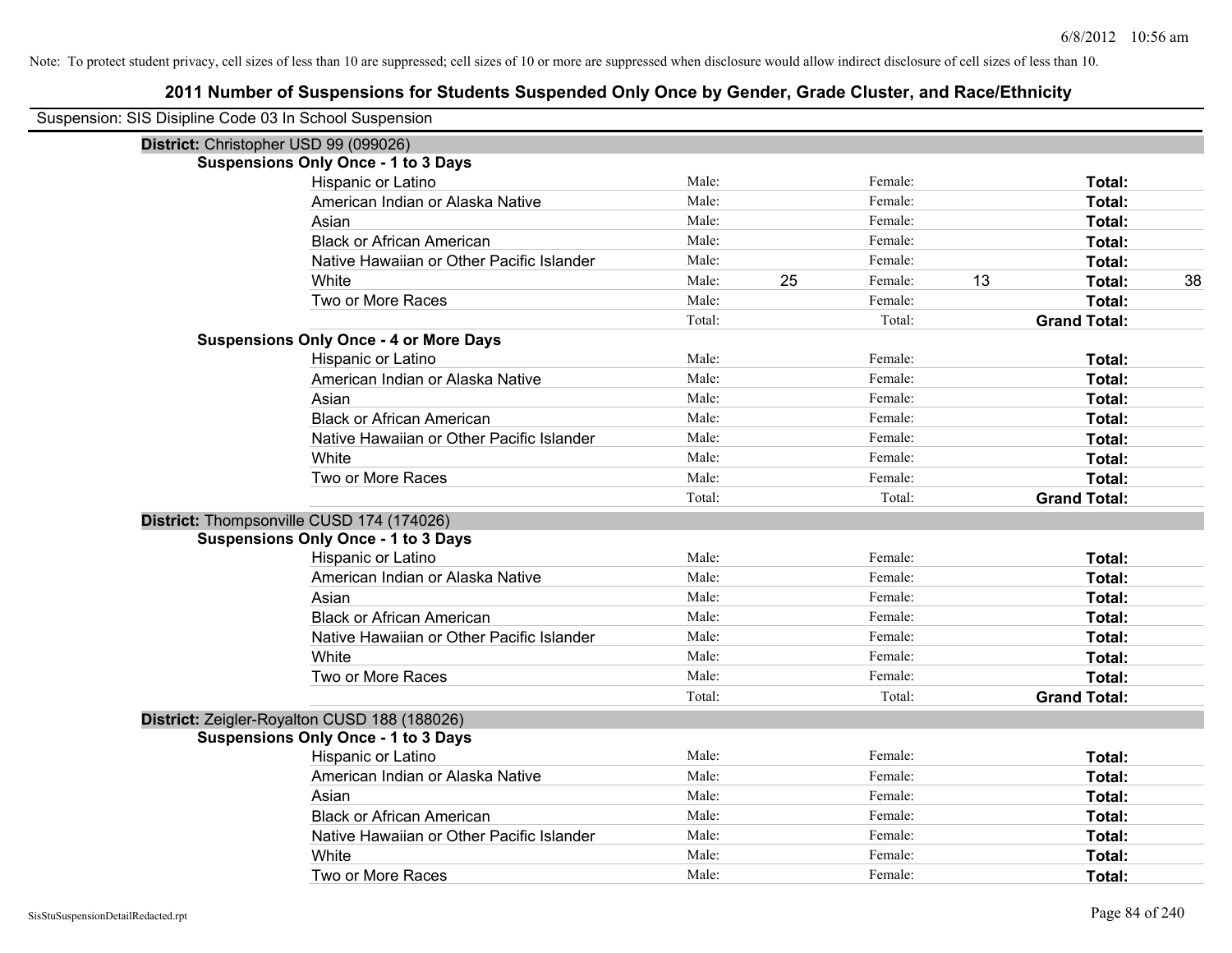Note: To protect student privacy, cell sizes of less than 10 are suppressed; cell sizes of 10 or more are suppressed when disclosure would allow indirect disclosure of cell sizes of less than 10.

# 2011 Number of Suspensions for Students Suspended Only Once by Gender, Grade Cluster, and Race/Ethnicity

Suspension: SIS Disipline Code 03 In School Suspension

## District: Christopher USD 99 (099026)

### Suspensions Only Once - 1 to 3 Days

| Race/Ethnicity | | | | | | |
|---|---|---|---|---|---|---|
| Hispanic or Latino | Male: | | Female: | | **Total:** | |
| American Indian or Alaska Native | Male: | | Female: | | **Total:** | |
| Asian | Male: | | Female: | | **Total:** | |
| Black or African American | Male: | | Female: | | **Total:** | |
| Native Hawaiian or Other Pacific Islander | Male: | | Female: | | **Total:** | |
| White | Male: | 25 | Female: | 13 | **Total:** | 38 |
| Two or More Races | Male: | | Female: | | **Total:** | |
| | Total: | | Total: | | **Grand Total:** | |

### Suspensions Only Once - 4 or More Days

| Race/Ethnicity | | | | | | |
|---|---|---|---|---|---|---|
| Hispanic or Latino | Male: | | Female: | | **Total:** | |
| American Indian or Alaska Native | Male: | | Female: | | **Total:** | |
| Asian | Male: | | Female: | | **Total:** | |
| Black or African American | Male: | | Female: | | **Total:** | |
| Native Hawaiian or Other Pacific Islander | Male: | | Female: | | **Total:** | |
| White | Male: | | Female: | | **Total:** | |
| Two or More Races | Male: | | Female: | | **Total:** | |
| | Total: | | Total: | | **Grand Total:** | |

## District: Thompsonville CUSD 174 (174026)

### Suspensions Only Once - 1 to 3 Days

| Race/Ethnicity | | | | | | |
|---|---|---|---|---|---|---|
| Hispanic or Latino | Male: | | Female: | | **Total:** | |
| American Indian or Alaska Native | Male: | | Female: | | **Total:** | |
| Asian | Male: | | Female: | | **Total:** | |
| Black or African American | Male: | | Female: | | **Total:** | |
| Native Hawaiian or Other Pacific Islander | Male: | | Female: | | **Total:** | |
| White | Male: | | Female: | | **Total:** | |
| Two or More Races | Male: | | Female: | | **Total:** | |
| | Total: | | Total: | | **Grand Total:** | |

## District: Zeigler-Royalton CUSD 188 (188026)

### Suspensions Only Once - 1 to 3 Days

| Race/Ethnicity | | | | | | |
|---|---|---|---|---|---|---|
| Hispanic or Latino | Male: | | Female: | | **Total:** | |
| American Indian or Alaska Native | Male: | | Female: | | **Total:** | |
| Asian | Male: | | Female: | | **Total:** | |
| Black or African American | Male: | | Female: | | **Total:** | |
| Native Hawaiian or Other Pacific Islander | Male: | | Female: | | **Total:** | |
| White | Male: | | Female: | | **Total:** | |
| Two or More Races | Male: | | Female: | | **Total:** | |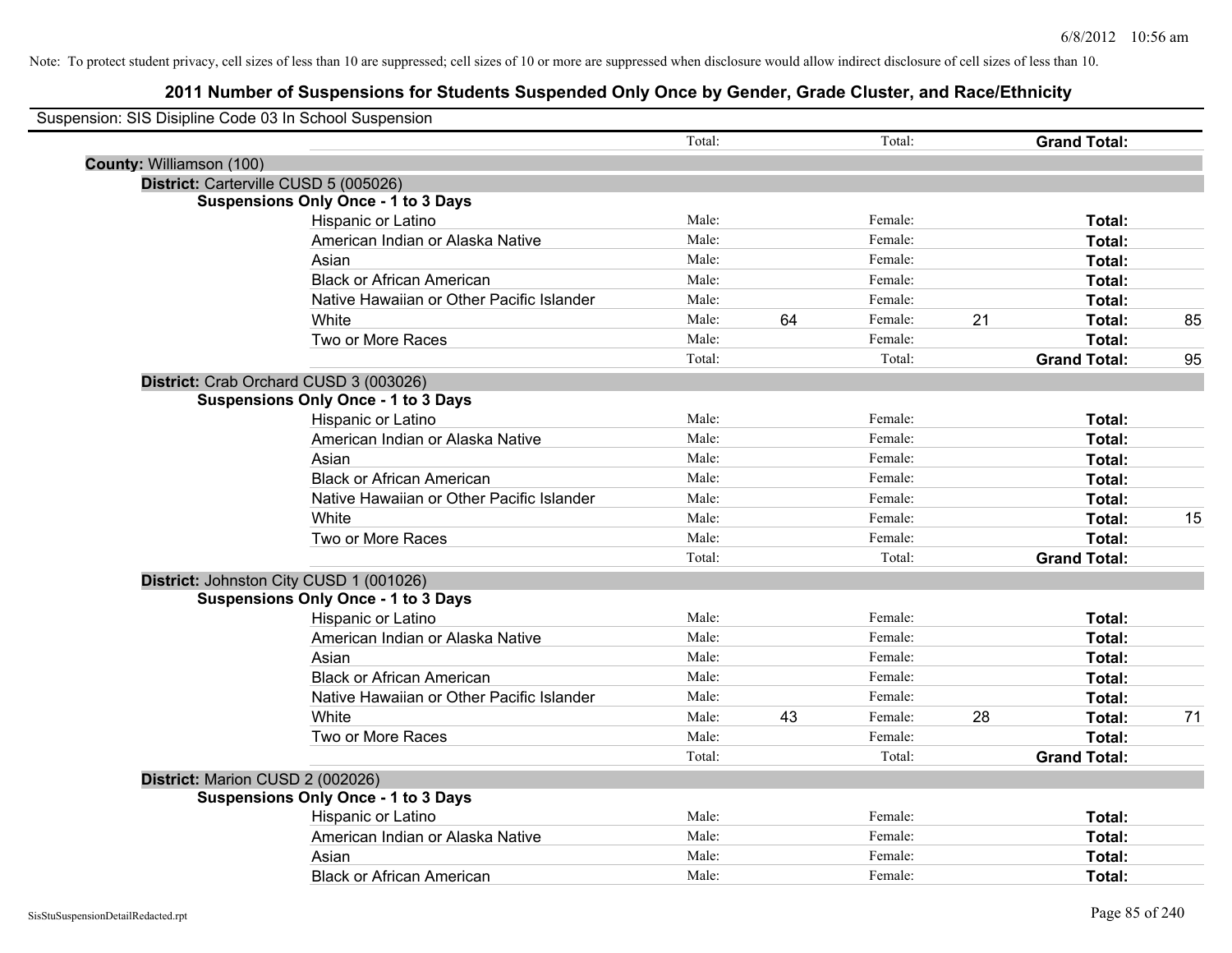Note: To protect student privacy, cell sizes of less than 10 are suppressed; cell sizes of 10 or more are suppressed when disclosure would allow indirect disclosure of cell sizes of less than 10.

# 2011 Number of Suspensions for Students Suspended Only Once by Gender, Grade Cluster, and Race/Ethnicity

Suspension: SIS Disipline Code 03 In School Suspension

| | | | | | | |
|---|---|---|---|---|---|---|
| | Total: | | Total: | | **Grand Total:** | |
| **County:** Williamson (100) | | | | | | |
| **District:** Carterville CUSD 5 (005026) | | | | | | |
| **Suspensions Only Once - 1 to 3 Days** | | | | | | |
| Hispanic or Latino | Male: | | Female: | | **Total:** | |
| American Indian or Alaska Native | Male: | | Female: | | **Total:** | |
| Asian | Male: | | Female: | | **Total:** | |
| Black or African American | Male: | | Female: | | **Total:** | |
| Native Hawaiian or Other Pacific Islander | Male: | | Female: | | **Total:** | |
| White | Male: | 64 | Female: | 21 | **Total:** | 85 |
| Two or More Races | Male: | | Female: | | **Total:** | |
| | Total: | | Total: | | **Grand Total:** | 95 |
| **District:** Crab Orchard CUSD 3 (003026) | | | | | | |
| **Suspensions Only Once - 1 to 3 Days** | | | | | | |
| Hispanic or Latino | Male: | | Female: | | **Total:** | |
| American Indian or Alaska Native | Male: | | Female: | | **Total:** | |
| Asian | Male: | | Female: | | **Total:** | |
| Black or African American | Male: | | Female: | | **Total:** | |
| Native Hawaiian or Other Pacific Islander | Male: | | Female: | | **Total:** | |
| White | Male: | | Female: | | **Total:** | 15 |
| Two or More Races | Male: | | Female: | | **Total:** | |
| | Total: | | Total: | | **Grand Total:** | |
| **District:** Johnston City CUSD 1 (001026) | | | | | | |
| **Suspensions Only Once - 1 to 3 Days** | | | | | | |
| Hispanic or Latino | Male: | | Female: | | **Total:** | |
| American Indian or Alaska Native | Male: | | Female: | | **Total:** | |
| Asian | Male: | | Female: | | **Total:** | |
| Black or African American | Male: | | Female: | | **Total:** | |
| Native Hawaiian or Other Pacific Islander | Male: | | Female: | | **Total:** | |
| White | Male: | 43 | Female: | 28 | **Total:** | 71 |
| Two or More Races | Male: | | Female: | | **Total:** | |
| | Total: | | Total: | | **Grand Total:** | |
| **District:** Marion CUSD 2 (002026) | | | | | | |
| **Suspensions Only Once - 1 to 3 Days** | | | | | | |
| Hispanic or Latino | Male: | | Female: | | **Total:** | |
| American Indian or Alaska Native | Male: | | Female: | | **Total:** | |
| Asian | Male: | | Female: | | **Total:** | |
| Black or African American | Male: | | Female: | | **Total:** | |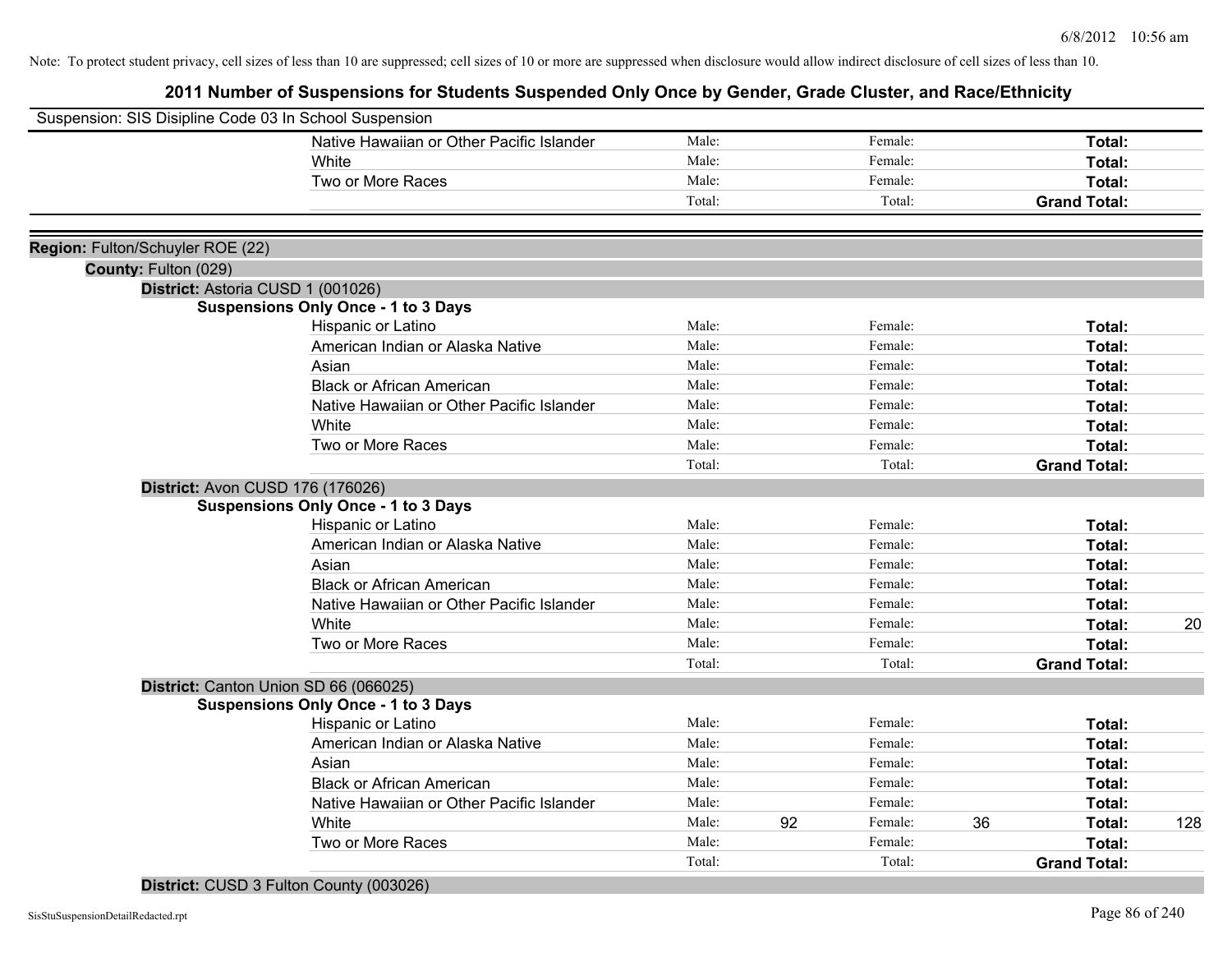Note: To protect student privacy, cell sizes of less than 10 are suppressed; cell sizes of 10 or more are suppressed when disclosure would allow indirect disclosure of cell sizes of less than 10.

# 2011 Number of Suspensions for Students Suspended Only Once by Gender, Grade Cluster, and Race/Ethnicity

Suspension: SIS Disipline Code 03 In School Suspension

| | Male: | | Female: | | Total: | |
|---|---|---|---|---|---|---|
| Native Hawaiian or Other Pacific Islander | Male: | | Female: | | **Total:** | |
| White | Male: | | Female: | | **Total:** | |
| Two or More Races | Male: | | Female: | | **Total:** | |
| | Total: | | Total: | | **Grand Total:** | |

**Region:** Fulton/Schuyler ROE (22)

**County:** Fulton (029)

**District:** Astoria CUSD 1 (001026)

**Suspensions Only Once - 1 to 3 Days**

| | | | | | | |
|---|---|---|---|---|---|---|
| Hispanic or Latino | Male: | | Female: | | **Total:** | |
| American Indian or Alaska Native | Male: | | Female: | | **Total:** | |
| Asian | Male: | | Female: | | **Total:** | |
| Black or African American | Male: | | Female: | | **Total:** | |
| Native Hawaiian or Other Pacific Islander | Male: | | Female: | | **Total:** | |
| White | Male: | | Female: | | **Total:** | |
| Two or More Races | Male: | | Female: | | **Total:** | |
| | Total: | | Total: | | **Grand Total:** | |

**District:** Avon CUSD 176 (176026)

**Suspensions Only Once - 1 to 3 Days**

| | | | | | | |
|---|---|---|---|---|---|---|
| Hispanic or Latino | Male: | | Female: | | **Total:** | |
| American Indian or Alaska Native | Male: | | Female: | | **Total:** | |
| Asian | Male: | | Female: | | **Total:** | |
| Black or African American | Male: | | Female: | | **Total:** | |
| Native Hawaiian or Other Pacific Islander | Male: | | Female: | | **Total:** | |
| White | Male: | | Female: | | **Total:** | 20 |
| Two or More Races | Male: | | Female: | | **Total:** | |
| | Total: | | Total: | | **Grand Total:** | |

**District:** Canton Union SD 66 (066025)

**Suspensions Only Once - 1 to 3 Days**

| | | | | | | |
|---|---|---|---|---|---|---|
| Hispanic or Latino | Male: | | Female: | | **Total:** | |
| American Indian or Alaska Native | Male: | | Female: | | **Total:** | |
| Asian | Male: | | Female: | | **Total:** | |
| Black or African American | Male: | | Female: | | **Total:** | |
| Native Hawaiian or Other Pacific Islander | Male: | | Female: | | **Total:** | |
| White | Male: | 92 | Female: | 36 | **Total:** | 128 |
| Two or More Races | Male: | | Female: | | **Total:** | |
| | Total: | | Total: | | **Grand Total:** | |

**District:** CUSD 3 Fulton County (003026)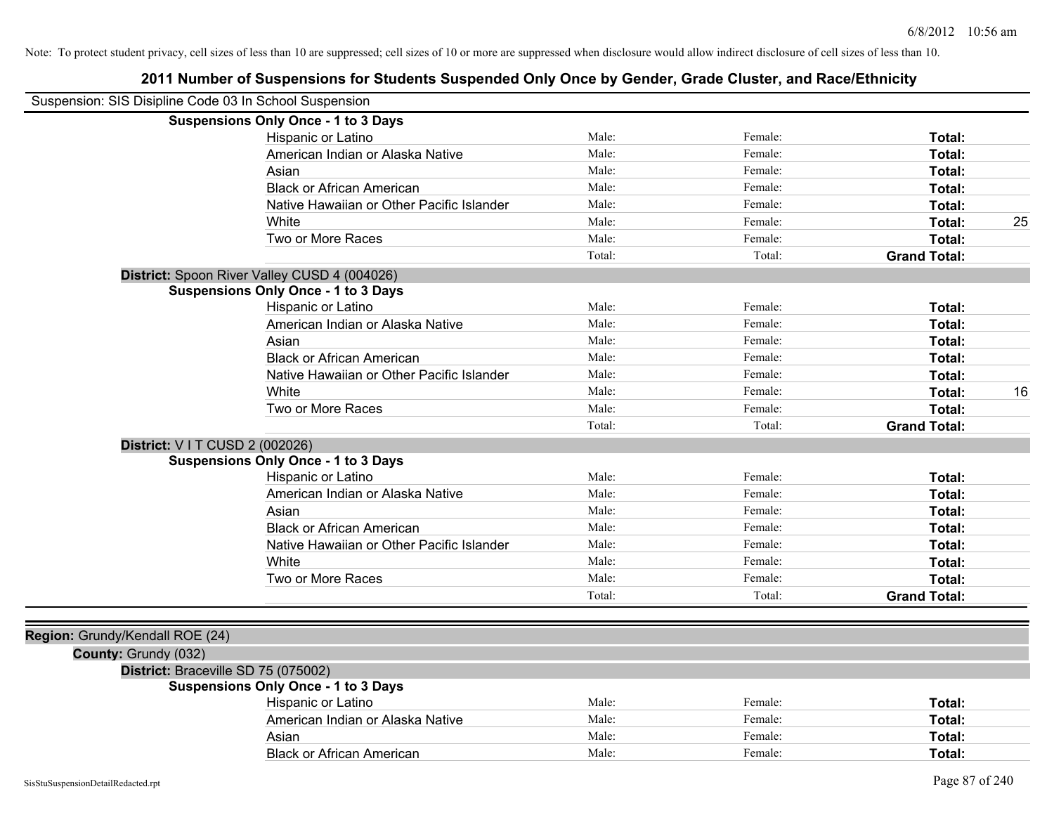Note: To protect student privacy, cell sizes of less than 10 are suppressed; cell sizes of 10 or more are suppressed when disclosure would allow indirect disclosure of cell sizes of less than 10.

# 2011 Number of Suspensions for Students Suspended Only Once by Gender, Grade Cluster, and Race/Ethnicity

Suspension: SIS Disipline Code 03 In School Suspension

**Suspensions Only Once - 1 to 3 Days**

| | | | | |
|---|---|---|---|---|
| Hispanic or Latino | Male: | Female: | **Total:** | |
| American Indian or Alaska Native | Male: | Female: | **Total:** | |
| Asian | Male: | Female: | **Total:** | |
| Black or African American | Male: | Female: | **Total:** | |
| Native Hawaiian or Other Pacific Islander | Male: | Female: | **Total:** | |
| White | Male: | Female: | **Total:** | 25 |
| Two or More Races | Male: | Female: | **Total:** | |
| | Total: | Total: | **Grand Total:** | |

**District:** Spoon River Valley CUSD 4 (004026)

**Suspensions Only Once - 1 to 3 Days**

| | | | | |
|---|---|---|---|---|
| Hispanic or Latino | Male: | Female: | **Total:** | |
| American Indian or Alaska Native | Male: | Female: | **Total:** | |
| Asian | Male: | Female: | **Total:** | |
| Black or African American | Male: | Female: | **Total:** | |
| Native Hawaiian or Other Pacific Islander | Male: | Female: | **Total:** | |
| White | Male: | Female: | **Total:** | 16 |
| Two or More Races | Male: | Female: | **Total:** | |
| | Total: | Total: | **Grand Total:** | |

**District:** V I T CUSD 2 (002026)

**Suspensions Only Once - 1 to 3 Days**

| | | | | |
|---|---|---|---|---|
| Hispanic or Latino | Male: | Female: | **Total:** | |
| American Indian or Alaska Native | Male: | Female: | **Total:** | |
| Asian | Male: | Female: | **Total:** | |
| Black or African American | Male: | Female: | **Total:** | |
| Native Hawaiian or Other Pacific Islander | Male: | Female: | **Total:** | |
| White | Male: | Female: | **Total:** | |
| Two or More Races | Male: | Female: | **Total:** | |
| | Total: | Total: | **Grand Total:** | |

**Region:** Grundy/Kendall ROE (24)

**County:** Grundy (032)

**District:** Braceville SD 75 (075002)

**Suspensions Only Once - 1 to 3 Days**

| | | | | |
|---|---|---|---|---|
| Hispanic or Latino | Male: | Female: | **Total:** | |
| American Indian or Alaska Native | Male: | Female: | **Total:** | |
| Asian | Male: | Female: | **Total:** | |
| Black or African American | Male: | Female: | **Total:** | |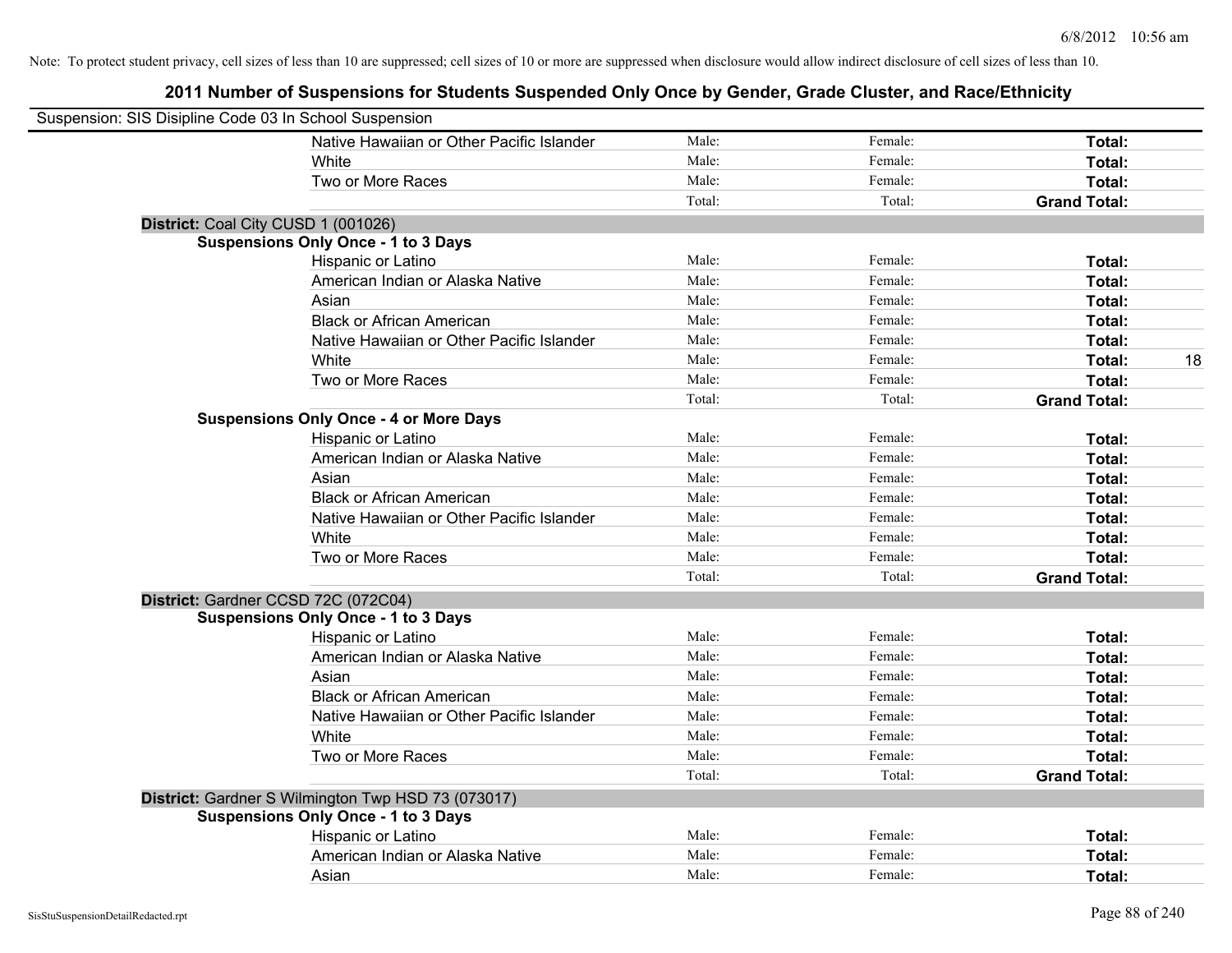Note: To protect student privacy, cell sizes of less than 10 are suppressed; cell sizes of 10 or more are suppressed when disclosure would allow indirect disclosure of cell sizes of less than 10.

## 2011 Number of Suspensions for Students Suspended Only Once by Gender, Grade Cluster, and Race/Ethnicity

Suspension: SIS Disipline Code 03 In School Suspension

| | | | | |
|---|---|---|---|---|
| Native Hawaiian or Other Pacific Islander | Male: | Female: | **Total:** | |
| White | Male: | Female: | **Total:** | |
| Two or More Races | Male: | Female: | **Total:** | |
| | Total: | Total: | **Grand Total:** | |

**District:** Coal City CUSD 1 (001026)

**Suspensions Only Once - 1 to 3 Days**

| | | | | |
|---|---|---|---|---|
| Hispanic or Latino | Male: | Female: | **Total:** | |
| American Indian or Alaska Native | Male: | Female: | **Total:** | |
| Asian | Male: | Female: | **Total:** | |
| Black or African American | Male: | Female: | **Total:** | |
| Native Hawaiian or Other Pacific Islander | Male: | Female: | **Total:** | |
| White | Male: | Female: | **Total:** | 18 |
| Two or More Races | Male: | Female: | **Total:** | |
| | Total: | Total: | **Grand Total:** | |

**Suspensions Only Once - 4 or More Days**

| | | | | |
|---|---|---|---|---|
| Hispanic or Latino | Male: | Female: | **Total:** | |
| American Indian or Alaska Native | Male: | Female: | **Total:** | |
| Asian | Male: | Female: | **Total:** | |
| Black or African American | Male: | Female: | **Total:** | |
| Native Hawaiian or Other Pacific Islander | Male: | Female: | **Total:** | |
| White | Male: | Female: | **Total:** | |
| Two or More Races | Male: | Female: | **Total:** | |
| | Total: | Total: | **Grand Total:** | |

**District:** Gardner CCSD 72C (072C04)

**Suspensions Only Once - 1 to 3 Days**

| | | | | |
|---|---|---|---|---|
| Hispanic or Latino | Male: | Female: | **Total:** | |
| American Indian or Alaska Native | Male: | Female: | **Total:** | |
| Asian | Male: | Female: | **Total:** | |
| Black or African American | Male: | Female: | **Total:** | |
| Native Hawaiian or Other Pacific Islander | Male: | Female: | **Total:** | |
| White | Male: | Female: | **Total:** | |
| Two or More Races | Male: | Female: | **Total:** | |
| | Total: | Total: | **Grand Total:** | |

**District:** Gardner S Wilmington Twp HSD 73 (073017)

**Suspensions Only Once - 1 to 3 Days**

| | | | | |
|---|---|---|---|---|
| Hispanic or Latino | Male: | Female: | **Total:** | |
| American Indian or Alaska Native | Male: | Female: | **Total:** | |
| Asian | Male: | Female: | **Total:** | |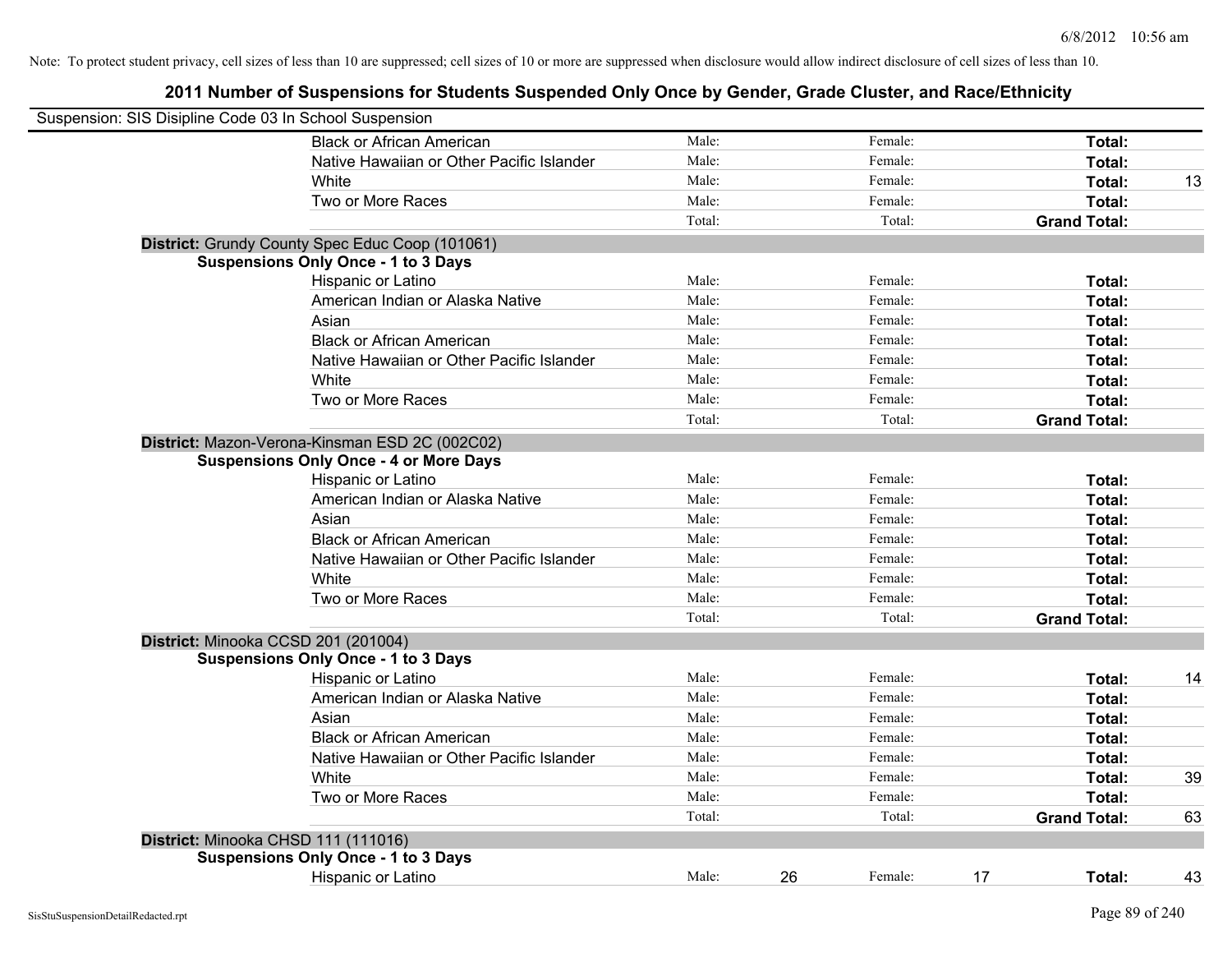Note: To protect student privacy, cell sizes of less than 10 are suppressed; cell sizes of 10 or more are suppressed when disclosure would allow indirect disclosure of cell sizes of less than 10.

# 2011 Number of Suspensions for Students Suspended Only Once by Gender, Grade Cluster, and Race/Ethnicity

Suspension: SIS Disipline Code 03 In School Suspension

| | Male: | | Female: | | | |
|---|---|---|---|---|---|---|
| Black or African American | Male: | | Female: | | **Total:** | |
| Native Hawaiian or Other Pacific Islander | Male: | | Female: | | **Total:** | |
| White | Male: | | Female: | | **Total:** | 13 |
| Two or More Races | Male: | | Female: | | **Total:** | |
| | Total: | | Total: | | **Grand Total:** | |

**District:** Grundy County Spec Educ Coop (101061)

**Suspensions Only Once - 1 to 3 Days**

| | | | | | | |
|---|---|---|---|---|---|---|
| Hispanic or Latino | Male: | | Female: | | **Total:** | |
| American Indian or Alaska Native | Male: | | Female: | | **Total:** | |
| Asian | Male: | | Female: | | **Total:** | |
| Black or African American | Male: | | Female: | | **Total:** | |
| Native Hawaiian or Other Pacific Islander | Male: | | Female: | | **Total:** | |
| White | Male: | | Female: | | **Total:** | |
| Two or More Races | Male: | | Female: | | **Total:** | |
| | Total: | | Total: | | **Grand Total:** | |

**District:** Mazon-Verona-Kinsman ESD 2C (002C02)

**Suspensions Only Once - 4 or More Days**

| | | | | | | |
|---|---|---|---|---|---|---|
| Hispanic or Latino | Male: | | Female: | | **Total:** | |
| American Indian or Alaska Native | Male: | | Female: | | **Total:** | |
| Asian | Male: | | Female: | | **Total:** | |
| Black or African American | Male: | | Female: | | **Total:** | |
| Native Hawaiian or Other Pacific Islander | Male: | | Female: | | **Total:** | |
| White | Male: | | Female: | | **Total:** | |
| Two or More Races | Male: | | Female: | | **Total:** | |
| | Total: | | Total: | | **Grand Total:** | |

**District:** Minooka CCSD 201 (201004)

**Suspensions Only Once - 1 to 3 Days**

| | | | | | | |
|---|---|---|---|---|---|---|
| Hispanic or Latino | Male: | | Female: | | **Total:** | 14 |
| American Indian or Alaska Native | Male: | | Female: | | **Total:** | |
| Asian | Male: | | Female: | | **Total:** | |
| Black or African American | Male: | | Female: | | **Total:** | |
| Native Hawaiian or Other Pacific Islander | Male: | | Female: | | **Total:** | |
| White | Male: | | Female: | | **Total:** | 39 |
| Two or More Races | Male: | | Female: | | **Total:** | |
| | Total: | | Total: | | **Grand Total:** | 63 |

**District:** Minooka CHSD 111 (111016)

**Suspensions Only Once - 1 to 3 Days**

| | | | | | | |
|---|---|---|---|---|---|---|
| Hispanic or Latino | Male: | 26 | Female: | 17 | **Total:** | 43 |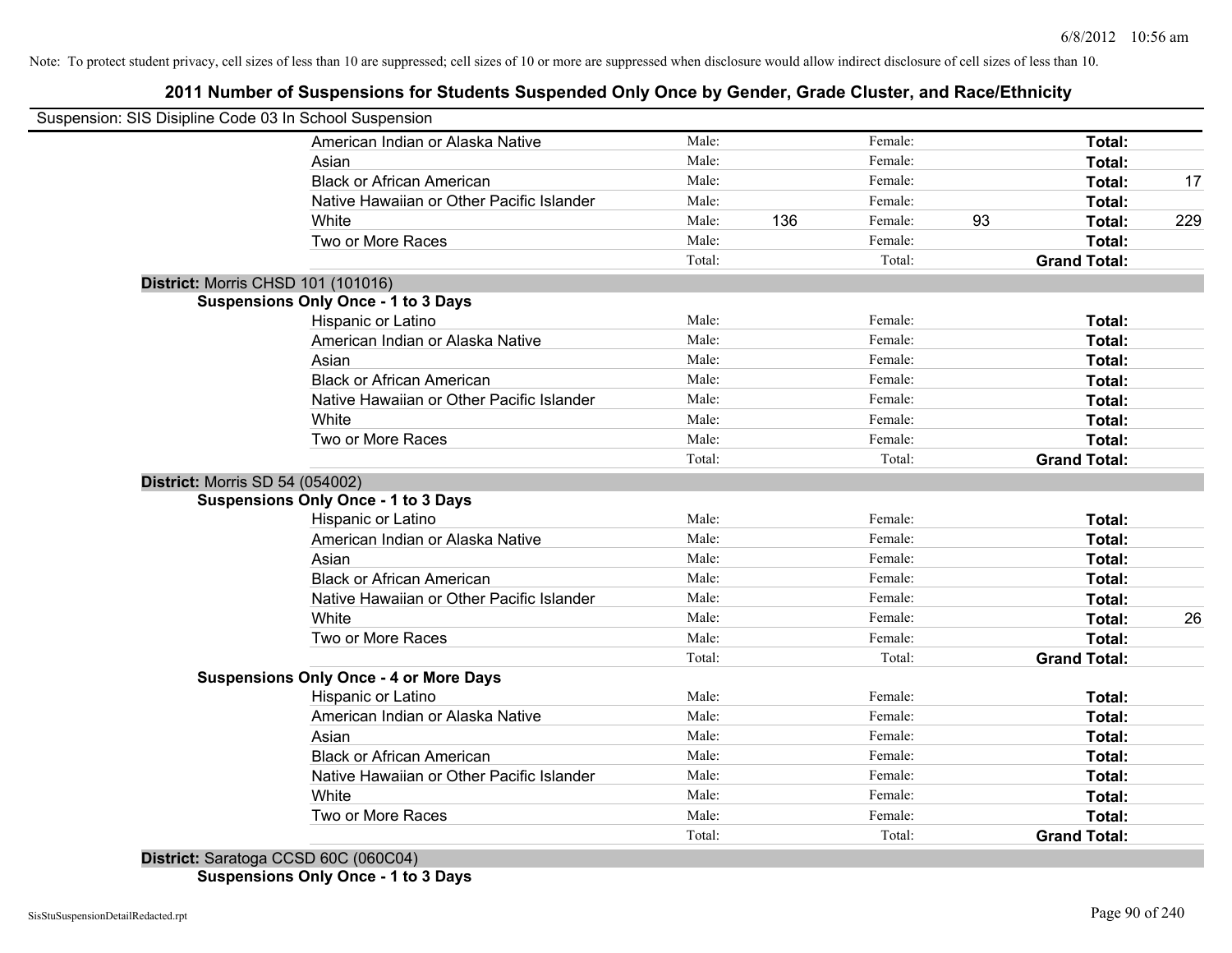Note: To protect student privacy, cell sizes of less than 10 are suppressed; cell sizes of 10 or more are suppressed when disclosure would allow indirect disclosure of cell sizes of less than 10.

# 2011 Number of Suspensions for Students Suspended Only Once by Gender, Grade Cluster, and Race/Ethnicity

Suspension: SIS Disipline Code 03 In School Suspension

| | | | | | | |
|---|---|---|---|---|---|---|
| American Indian or Alaska Native | Male: | | Female: | | **Total:** | |
| Asian | Male: | | Female: | | **Total:** | |
| Black or African American | Male: | | Female: | | **Total:** | 17 |
| Native Hawaiian or Other Pacific Islander | Male: | | Female: | | **Total:** | |
| White | Male: | 136 | Female: | 93 | **Total:** | 229 |
| Two or More Races | Male: | | Female: | | **Total:** | |
| | Total: | | Total: | | **Grand Total:** | |

**District:** Morris CHSD 101 (101016)

**Suspensions Only Once - 1 to 3 Days**

| | | | | | | |
|---|---|---|---|---|---|---|
| Hispanic or Latino | Male: | | Female: | | **Total:** | |
| American Indian or Alaska Native | Male: | | Female: | | **Total:** | |
| Asian | Male: | | Female: | | **Total:** | |
| Black or African American | Male: | | Female: | | **Total:** | |
| Native Hawaiian or Other Pacific Islander | Male: | | Female: | | **Total:** | |
| White | Male: | | Female: | | **Total:** | |
| Two or More Races | Male: | | Female: | | **Total:** | |
| | Total: | | Total: | | **Grand Total:** | |

**District:** Morris SD 54 (054002)

**Suspensions Only Once - 1 to 3 Days**

| | | | | | | |
|---|---|---|---|---|---|---|
| Hispanic or Latino | Male: | | Female: | | **Total:** | |
| American Indian or Alaska Native | Male: | | Female: | | **Total:** | |
| Asian | Male: | | Female: | | **Total:** | |
| Black or African American | Male: | | Female: | | **Total:** | |
| Native Hawaiian or Other Pacific Islander | Male: | | Female: | | **Total:** | |
| White | Male: | | Female: | | **Total:** | 26 |
| Two or More Races | Male: | | Female: | | **Total:** | |
| | Total: | | Total: | | **Grand Total:** | |

**Suspensions Only Once - 4 or More Days**

| | | | | | | |
|---|---|---|---|---|---|---|
| Hispanic or Latino | Male: | | Female: | | **Total:** | |
| American Indian or Alaska Native | Male: | | Female: | | **Total:** | |
| Asian | Male: | | Female: | | **Total:** | |
| Black or African American | Male: | | Female: | | **Total:** | |
| Native Hawaiian or Other Pacific Islander | Male: | | Female: | | **Total:** | |
| White | Male: | | Female: | | **Total:** | |
| Two or More Races | Male: | | Female: | | **Total:** | |
| | Total: | | Total: | | **Grand Total:** | |

**District:** Saratoga CCSD 60C (060C04)

**Suspensions Only Once - 1 to 3 Days**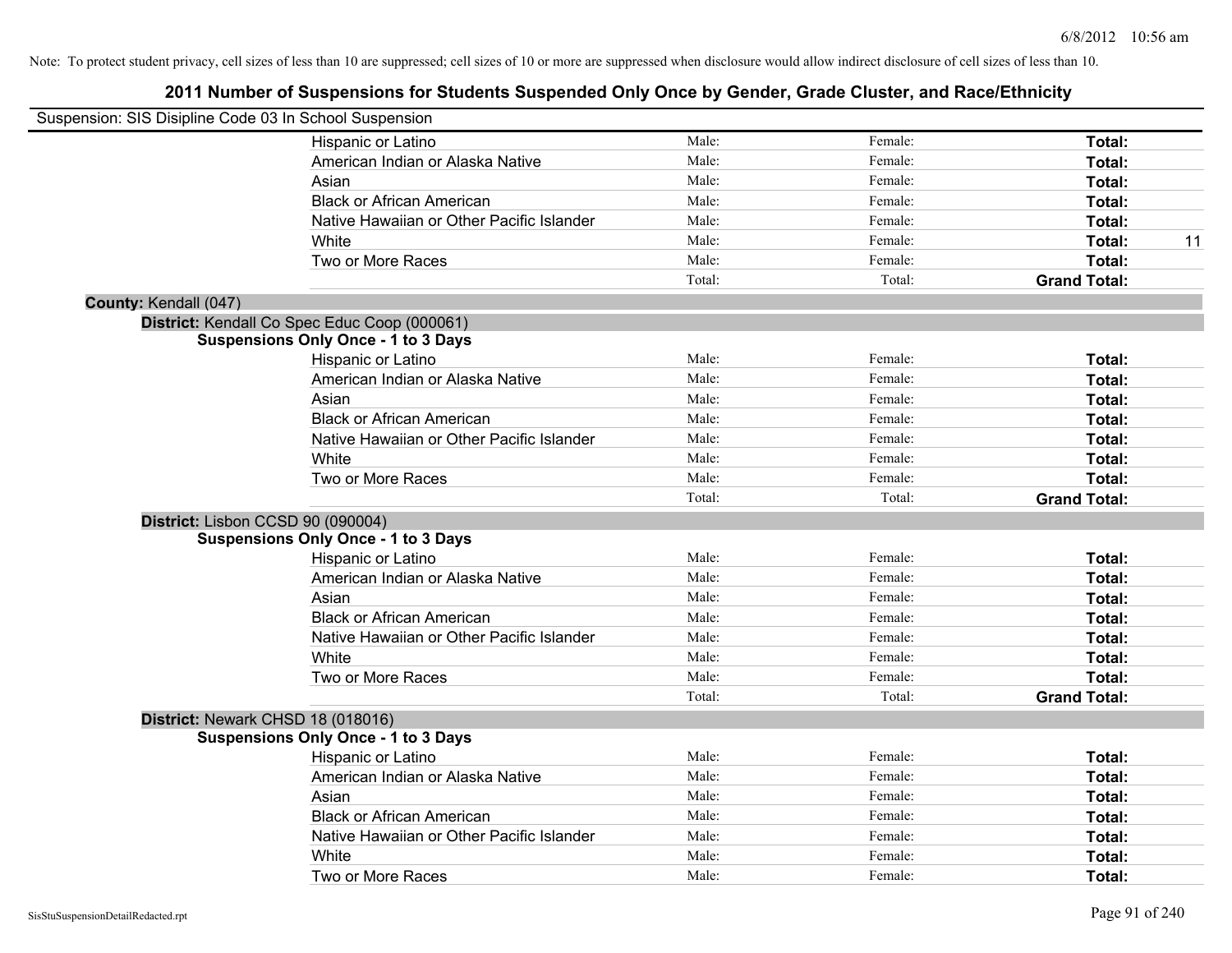Note: To protect student privacy, cell sizes of less than 10 are suppressed; cell sizes of 10 or more are suppressed when disclosure would allow indirect disclosure of cell sizes of less than 10.

# 2011 Number of Suspensions for Students Suspended Only Once by Gender, Grade Cluster, and Race/Ethnicity

Suspension: SIS Disipline Code 03 In School Suspension

| | Male | Female | Total |
|---|---|---|---|
| Hispanic or Latino | Male: | Female: | **Total:** |
| American Indian or Alaska Native | Male: | Female: | **Total:** |
| Asian | Male: | Female: | **Total:** |
| Black or African American | Male: | Female: | **Total:** |
| Native Hawaiian or Other Pacific Islander | Male: | Female: | **Total:** |
| White | Male: | Female: | **Total:** 11 |
| Two or More Races | Male: | Female: | **Total:** |
| | Total: | Total: | **Grand Total:** |

**County:** Kendall (047)

**District:** Kendall Co Spec Educ Coop (000061)

**Suspensions Only Once - 1 to 3 Days**

| | Male | Female | Total |
|---|---|---|---|
| Hispanic or Latino | Male: | Female: | **Total:** |
| American Indian or Alaska Native | Male: | Female: | **Total:** |
| Asian | Male: | Female: | **Total:** |
| Black or African American | Male: | Female: | **Total:** |
| Native Hawaiian or Other Pacific Islander | Male: | Female: | **Total:** |
| White | Male: | Female: | **Total:** |
| Two or More Races | Male: | Female: | **Total:** |
| | Total: | Total: | **Grand Total:** |

**District:** Lisbon CCSD 90 (090004)

**Suspensions Only Once - 1 to 3 Days**

| | Male | Female | Total |
|---|---|---|---|
| Hispanic or Latino | Male: | Female: | **Total:** |
| American Indian or Alaska Native | Male: | Female: | **Total:** |
| Asian | Male: | Female: | **Total:** |
| Black or African American | Male: | Female: | **Total:** |
| Native Hawaiian or Other Pacific Islander | Male: | Female: | **Total:** |
| White | Male: | Female: | **Total:** |
| Two or More Races | Male: | Female: | **Total:** |
| | Total: | Total: | **Grand Total:** |

**District:** Newark CHSD 18 (018016)

**Suspensions Only Once - 1 to 3 Days**

| | Male | Female | Total |
|---|---|---|---|
| Hispanic or Latino | Male: | Female: | **Total:** |
| American Indian or Alaska Native | Male: | Female: | **Total:** |
| Asian | Male: | Female: | **Total:** |
| Black or African American | Male: | Female: | **Total:** |
| Native Hawaiian or Other Pacific Islander | Male: | Female: | **Total:** |
| White | Male: | Female: | **Total:** |
| Two or More Races | Male: | Female: | **Total:** |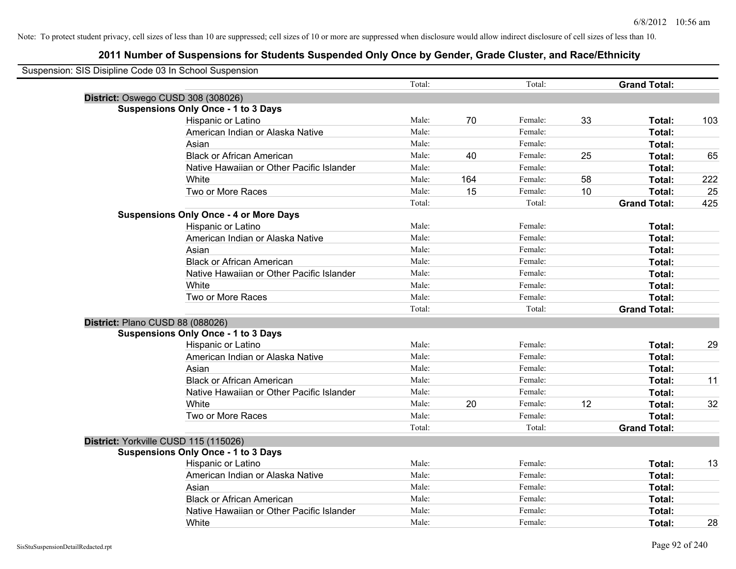Note: To protect student privacy, cell sizes of less than 10 are suppressed; cell sizes of 10 or more are suppressed when disclosure would allow indirect disclosure of cell sizes of less than 10.

## 2011 Number of Suspensions for Students Suspended Only Once by Gender, Grade Cluster, and Race/Ethnicity

Suspension: SIS Disipline Code 03 In School Suspension

| | | | | | | |
|---|---|---|---|---|---|---|
| | Total: | | Total: | | **Grand Total:** | |
| **District:** Oswego CUSD 308 (308026) | | | | | | |
| **Suspensions Only Once - 1 to 3 Days** | | | | | | |
| Hispanic or Latino | Male: | 70 | Female: | 33 | **Total:** | 103 |
| American Indian or Alaska Native | Male: | | Female: | | **Total:** | |
| Asian | Male: | | Female: | | **Total:** | |
| Black or African American | Male: | 40 | Female: | 25 | **Total:** | 65 |
| Native Hawaiian or Other Pacific Islander | Male: | | Female: | | **Total:** | |
| White | Male: | 164 | Female: | 58 | **Total:** | 222 |
| Two or More Races | Male: | 15 | Female: | 10 | **Total:** | 25 |
| | Total: | | Total: | | **Grand Total:** | 425 |
| **Suspensions Only Once - 4 or More Days** | | | | | | |
| Hispanic or Latino | Male: | | Female: | | **Total:** | |
| American Indian or Alaska Native | Male: | | Female: | | **Total:** | |
| Asian | Male: | | Female: | | **Total:** | |
| Black or African American | Male: | | Female: | | **Total:** | |
| Native Hawaiian or Other Pacific Islander | Male: | | Female: | | **Total:** | |
| White | Male: | | Female: | | **Total:** | |
| Two or More Races | Male: | | Female: | | **Total:** | |
| | Total: | | Total: | | **Grand Total:** | |
| **District:** Plano CUSD 88 (088026) | | | | | | |
| **Suspensions Only Once - 1 to 3 Days** | | | | | | |
| Hispanic or Latino | Male: | | Female: | | **Total:** | 29 |
| American Indian or Alaska Native | Male: | | Female: | | **Total:** | |
| Asian | Male: | | Female: | | **Total:** | |
| Black or African American | Male: | | Female: | | **Total:** | 11 |
| Native Hawaiian or Other Pacific Islander | Male: | | Female: | | **Total:** | |
| White | Male: | 20 | Female: | 12 | **Total:** | 32 |
| Two or More Races | Male: | | Female: | | **Total:** | |
| | Total: | | Total: | | **Grand Total:** | |
| **District:** Yorkville CUSD 115 (115026) | | | | | | |
| **Suspensions Only Once - 1 to 3 Days** | | | | | | |
| Hispanic or Latino | Male: | | Female: | | **Total:** | 13 |
| American Indian or Alaska Native | Male: | | Female: | | **Total:** | |
| Asian | Male: | | Female: | | **Total:** | |
| Black or African American | Male: | | Female: | | **Total:** | |
| Native Hawaiian or Other Pacific Islander | Male: | | Female: | | **Total:** | |
| White | Male: | | Female: | | **Total:** | 28 |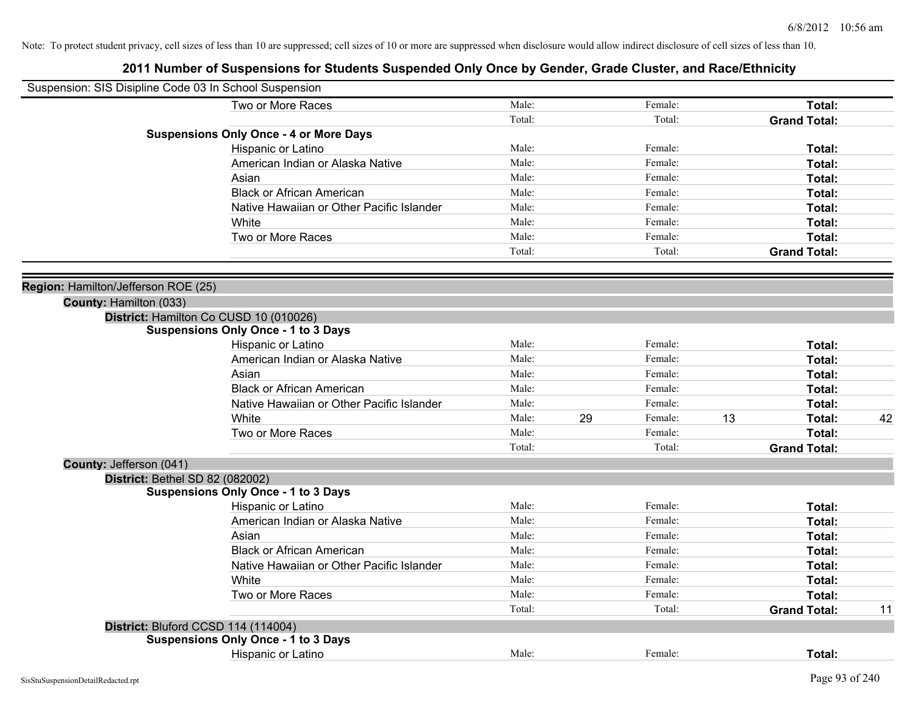Note: To protect student privacy, cell sizes of less than 10 are suppressed; cell sizes of 10 or more are suppressed when disclosure would allow indirect disclosure of cell sizes of less than 10.

# 2011 Number of Suspensions for Students Suspended Only Once by Gender, Grade Cluster, and Race/Ethnicity

Suspension: SIS Disipline Code 03 In School Suspension

| | | | | | | |
|---|---|---|---|---|---|---|
| Two or More Races | Male: | | Female: | | **Total:** | |
| | Total: | | Total: | | **Grand Total:** | |

**Suspensions Only Once - 4 or More Days**

| | | | | | | |
|---|---|---|---|---|---|---|
| Hispanic or Latino | Male: | | Female: | | **Total:** | |
| American Indian or Alaska Native | Male: | | Female: | | **Total:** | |
| Asian | Male: | | Female: | | **Total:** | |
| Black or African American | Male: | | Female: | | **Total:** | |
| Native Hawaiian or Other Pacific Islander | Male: | | Female: | | **Total:** | |
| White | Male: | | Female: | | **Total:** | |
| Two or More Races | Male: | | Female: | | **Total:** | |
| | Total: | | Total: | | **Grand Total:** | |

**Region:** Hamilton/Jefferson ROE (25)

**County:** Hamilton (033)

**District:** Hamilton Co CUSD 10 (010026)

**Suspensions Only Once - 1 to 3 Days**

| | | | | | | |
|---|---|---|---|---|---|---|
| Hispanic or Latino | Male: | | Female: | | **Total:** | |
| American Indian or Alaska Native | Male: | | Female: | | **Total:** | |
| Asian | Male: | | Female: | | **Total:** | |
| Black or African American | Male: | | Female: | | **Total:** | |
| Native Hawaiian or Other Pacific Islander | Male: | | Female: | | **Total:** | |
| White | Male: | 29 | Female: | 13 | **Total:** | 42 |
| Two or More Races | Male: | | Female: | | **Total:** | |
| | Total: | | Total: | | **Grand Total:** | |

**County:** Jefferson (041)

**District:** Bethel SD 82 (082002)

**Suspensions Only Once - 1 to 3 Days**

| | | | | | | |
|---|---|---|---|---|---|---|
| Hispanic or Latino | Male: | | Female: | | **Total:** | |
| American Indian or Alaska Native | Male: | | Female: | | **Total:** | |
| Asian | Male: | | Female: | | **Total:** | |
| Black or African American | Male: | | Female: | | **Total:** | |
| Native Hawaiian or Other Pacific Islander | Male: | | Female: | | **Total:** | |
| White | Male: | | Female: | | **Total:** | |
| Two or More Races | Male: | | Female: | | **Total:** | |
| | Total: | | Total: | | **Grand Total:** | 11 |

**District:** Bluford CCSD 114 (114004)

**Suspensions Only Once - 1 to 3 Days**

| | | | | | | |
|---|---|---|---|---|---|---|
| Hispanic or Latino | Male: | | Female: | | **Total:** | |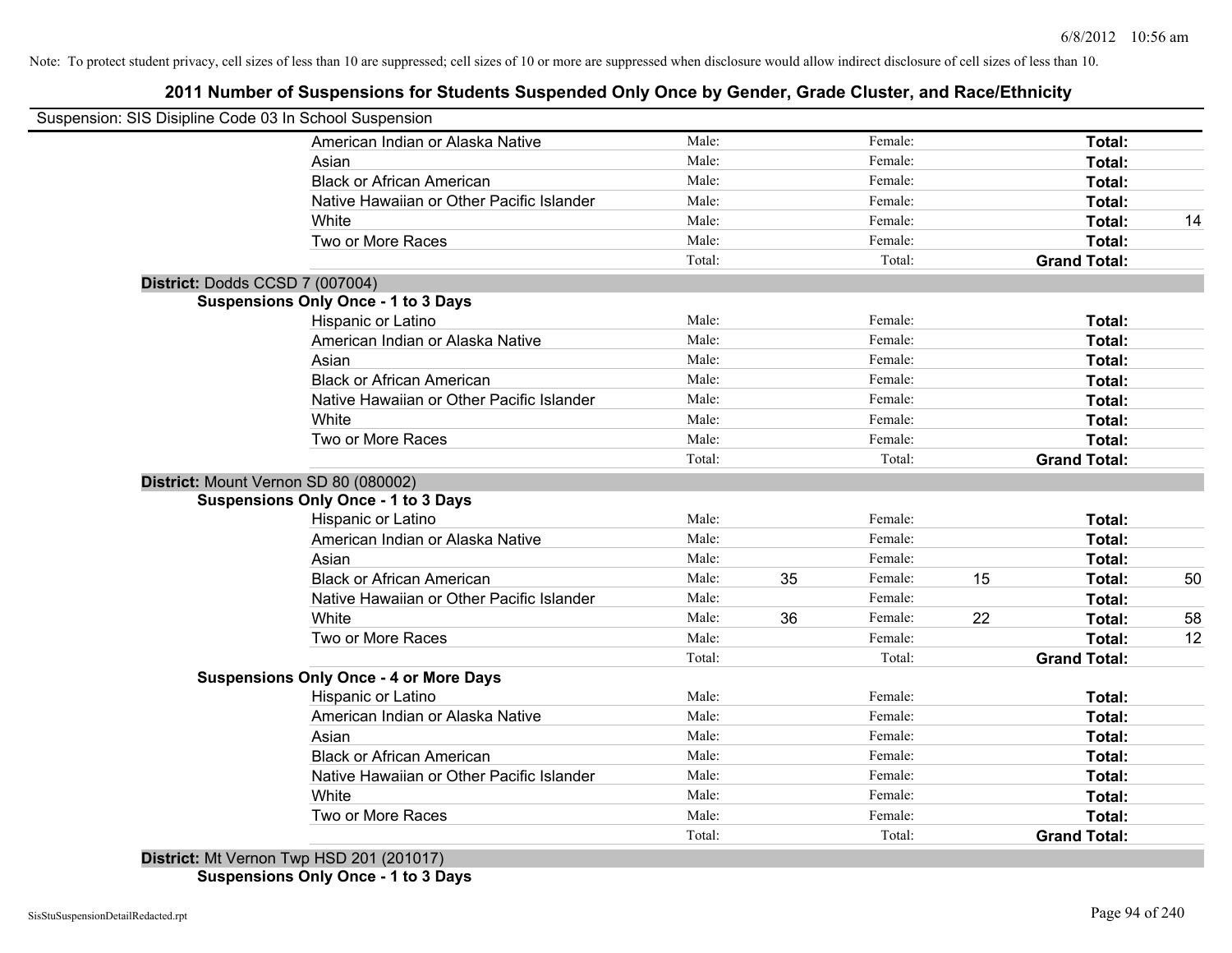Note: To protect student privacy, cell sizes of less than 10 are suppressed; cell sizes of 10 or more are suppressed when disclosure would allow indirect disclosure of cell sizes of less than 10.

## 2011 Number of Suspensions for Students Suspended Only Once by Gender, Grade Cluster, and Race/Ethnicity

Suspension: SIS Disipline Code 03 In School Suspension

| | | | | | |
|---|---|---|---|---|---|
| American Indian or Alaska Native | Male: | | Female: | | **Total:** | |
| Asian | Male: | | Female: | | **Total:** | |
| Black or African American | Male: | | Female: | | **Total:** | |
| Native Hawaiian or Other Pacific Islander | Male: | | Female: | | **Total:** | |
| White | Male: | | Female: | | **Total:** | 14 |
| Two or More Races | Male: | | Female: | | **Total:** | |
| | Total: | | Total: | | **Grand Total:** | |

**District:** Dodds CCSD 7 (007004)

**Suspensions Only Once - 1 to 3 Days**

| | | | | | | |
|---|---|---|---|---|---|---|
| Hispanic or Latino | Male: | | Female: | | **Total:** | |
| American Indian or Alaska Native | Male: | | Female: | | **Total:** | |
| Asian | Male: | | Female: | | **Total:** | |
| Black or African American | Male: | | Female: | | **Total:** | |
| Native Hawaiian or Other Pacific Islander | Male: | | Female: | | **Total:** | |
| White | Male: | | Female: | | **Total:** | |
| Two or More Races | Male: | | Female: | | **Total:** | |
| | Total: | | Total: | | **Grand Total:** | |

**District:** Mount Vernon SD 80 (080002)

**Suspensions Only Once - 1 to 3 Days**

| | | | | | | |
|---|---|---|---|---|---|---|
| Hispanic or Latino | Male: | | Female: | | **Total:** | |
| American Indian or Alaska Native | Male: | | Female: | | **Total:** | |
| Asian | Male: | | Female: | | **Total:** | |
| Black or African American | Male: | 35 | Female: | 15 | **Total:** | 50 |
| Native Hawaiian or Other Pacific Islander | Male: | | Female: | | **Total:** | |
| White | Male: | 36 | Female: | 22 | **Total:** | 58 |
| Two or More Races | Male: | | Female: | | **Total:** | 12 |
| | Total: | | Total: | | **Grand Total:** | |

**Suspensions Only Once - 4 or More Days**

| | | | | | | |
|---|---|---|---|---|---|---|
| Hispanic or Latino | Male: | | Female: | | **Total:** | |
| American Indian or Alaska Native | Male: | | Female: | | **Total:** | |
| Asian | Male: | | Female: | | **Total:** | |
| Black or African American | Male: | | Female: | | **Total:** | |
| Native Hawaiian or Other Pacific Islander | Male: | | Female: | | **Total:** | |
| White | Male: | | Female: | | **Total:** | |
| Two or More Races | Male: | | Female: | | **Total:** | |
| | Total: | | Total: | | **Grand Total:** | |

**District:** Mt Vernon Twp HSD 201 (201017)

**Suspensions Only Once - 1 to 3 Days**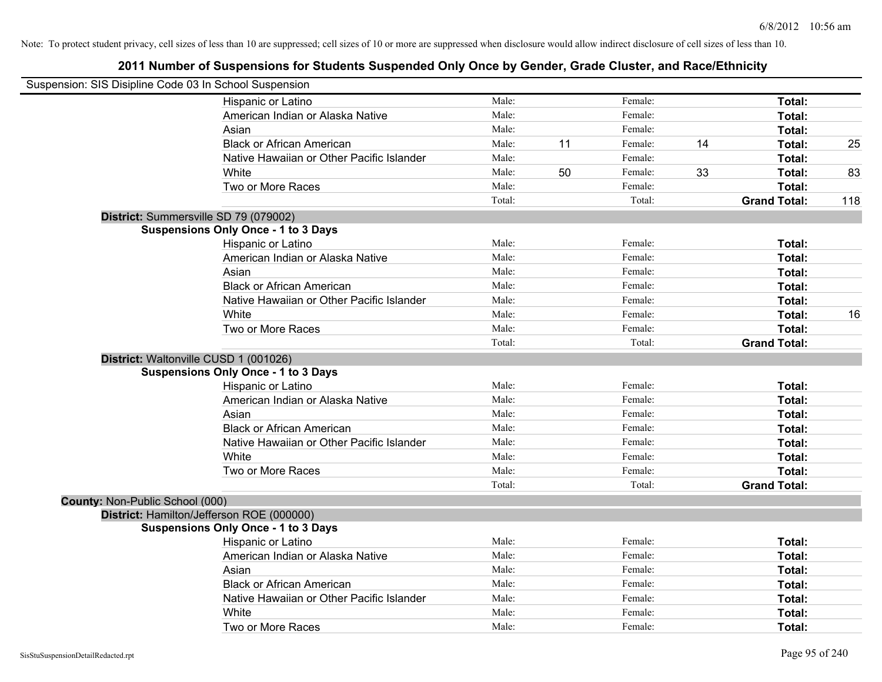Note: To protect student privacy, cell sizes of less than 10 are suppressed; cell sizes of 10 or more are suppressed when disclosure would allow indirect disclosure of cell sizes of less than 10.

## 2011 Number of Suspensions for Students Suspended Only Once by Gender, Grade Cluster, and Race/Ethnicity

Suspension: SIS Disipline Code 03 In School Suspension

| | | | | | | |
|---|---|---|---|---|---|---|
| Hispanic or Latino | Male: | | Female: | | **Total:** | |
| American Indian or Alaska Native | Male: | | Female: | | **Total:** | |
| Asian | Male: | | Female: | | **Total:** | |
| Black or African American | Male: | 11 | Female: | 14 | **Total:** | 25 |
| Native Hawaiian or Other Pacific Islander | Male: | | Female: | | **Total:** | |
| White | Male: | 50 | Female: | 33 | **Total:** | 83 |
| Two or More Races | Male: | | Female: | | **Total:** | |
| | Total: | | Total: | | **Grand Total:** | 118 |

**District:** Summersville SD 79 (079002)

**Suspensions Only Once - 1 to 3 Days**

| | | | | | | |
|---|---|---|---|---|---|---|
| Hispanic or Latino | Male: | | Female: | | **Total:** | |
| American Indian or Alaska Native | Male: | | Female: | | **Total:** | |
| Asian | Male: | | Female: | | **Total:** | |
| Black or African American | Male: | | Female: | | **Total:** | |
| Native Hawaiian or Other Pacific Islander | Male: | | Female: | | **Total:** | |
| White | Male: | | Female: | | **Total:** | 16 |
| Two or More Races | Male: | | Female: | | **Total:** | |
| | Total: | | Total: | | **Grand Total:** | |

**District:** Waltonville CUSD 1 (001026)

**Suspensions Only Once - 1 to 3 Days**

| | | | | | | |
|---|---|---|---|---|---|---|
| Hispanic or Latino | Male: | | Female: | | **Total:** | |
| American Indian or Alaska Native | Male: | | Female: | | **Total:** | |
| Asian | Male: | | Female: | | **Total:** | |
| Black or African American | Male: | | Female: | | **Total:** | |
| Native Hawaiian or Other Pacific Islander | Male: | | Female: | | **Total:** | |
| White | Male: | | Female: | | **Total:** | |
| Two or More Races | Male: | | Female: | | **Total:** | |
| | Total: | | Total: | | **Grand Total:** | |

**County:** Non-Public School (000)

**District:** Hamilton/Jefferson ROE (000000)

**Suspensions Only Once - 1 to 3 Days**

| | | | | | | |
|---|---|---|---|---|---|---|
| Hispanic or Latino | Male: | | Female: | | **Total:** | |
| American Indian or Alaska Native | Male: | | Female: | | **Total:** | |
| Asian | Male: | | Female: | | **Total:** | |
| Black or African American | Male: | | Female: | | **Total:** | |
| Native Hawaiian or Other Pacific Islander | Male: | | Female: | | **Total:** | |
| White | Male: | | Female: | | **Total:** | |
| Two or More Races | Male: | | Female: | | **Total:** | |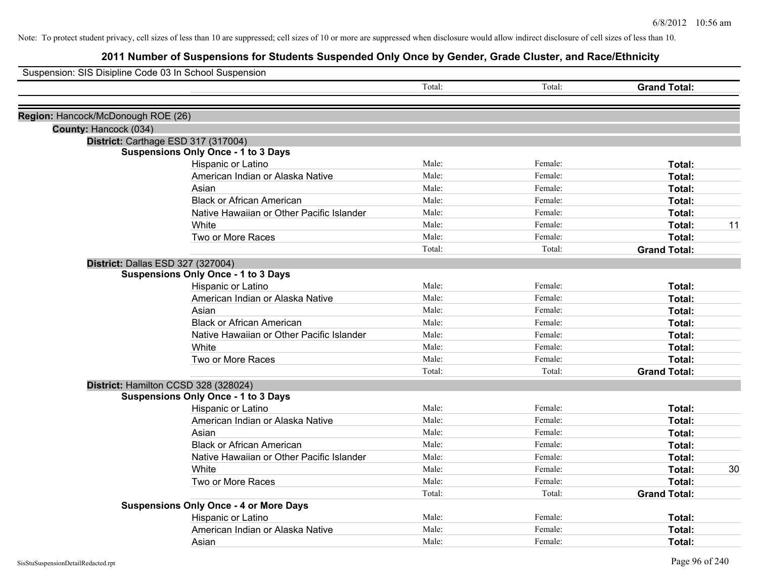Note: To protect student privacy, cell sizes of less than 10 are suppressed; cell sizes of 10 or more are suppressed when disclosure would allow indirect disclosure of cell sizes of less than 10.

# 2011 Number of Suspensions for Students Suspended Only Once by Gender, Grade Cluster, and Race/Ethnicity

Suspension: SIS Disipline Code 03 In School Suspension

| | Total: | Total: | Grand Total: | |
|---|---|---|---|---|

**Region:** Hancock/McDonough ROE (26)

**County:** Hancock (034)

**District:** Carthage ESD 317 (317004)

**Suspensions Only Once - 1 to 3 Days**

| | | | | |
|---|---|---|---|---|
| Hispanic or Latino | Male: | Female: | Total: | |
| American Indian or Alaska Native | Male: | Female: | Total: | |
| Asian | Male: | Female: | Total: | |
| Black or African American | Male: | Female: | Total: | |
| Native Hawaiian or Other Pacific Islander | Male: | Female: | Total: | |
| White | Male: | Female: | Total: | 11 |
| Two or More Races | Male: | Female: | Total: | |
| | Total: | Total: | Grand Total: | |

**District:** Dallas ESD 327 (327004)

**Suspensions Only Once - 1 to 3 Days**

| | | | | |
|---|---|---|---|---|
| Hispanic or Latino | Male: | Female: | Total: | |
| American Indian or Alaska Native | Male: | Female: | Total: | |
| Asian | Male: | Female: | Total: | |
| Black or African American | Male: | Female: | Total: | |
| Native Hawaiian or Other Pacific Islander | Male: | Female: | Total: | |
| White | Male: | Female: | Total: | |
| Two or More Races | Male: | Female: | Total: | |
| | Total: | Total: | Grand Total: | |

**District:** Hamilton CCSD 328 (328024)

**Suspensions Only Once - 1 to 3 Days**

| | | | | |
|---|---|---|---|---|
| Hispanic or Latino | Male: | Female: | Total: | |
| American Indian or Alaska Native | Male: | Female: | Total: | |
| Asian | Male: | Female: | Total: | |
| Black or African American | Male: | Female: | Total: | |
| Native Hawaiian or Other Pacific Islander | Male: | Female: | Total: | |
| White | Male: | Female: | Total: | 30 |
| Two or More Races | Male: | Female: | Total: | |
| | Total: | Total: | Grand Total: | |

**Suspensions Only Once - 4 or More Days**

| | | | | |
|---|---|---|---|---|
| Hispanic or Latino | Male: | Female: | Total: | |
| American Indian or Alaska Native | Male: | Female: | Total: | |
| Asian | Male: | Female: | Total: | |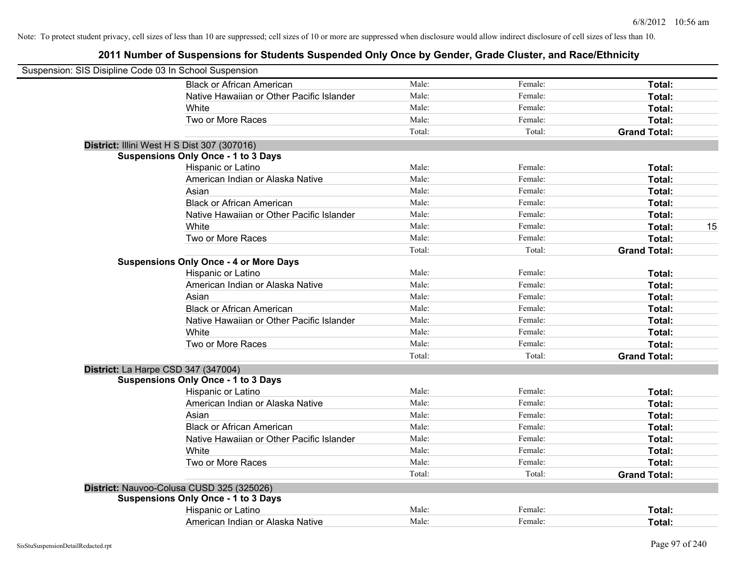Note: To protect student privacy, cell sizes of less than 10 are suppressed; cell sizes of 10 or more are suppressed when disclosure would allow indirect disclosure of cell sizes of less than 10.

## 2011 Number of Suspensions for Students Suspended Only Once by Gender, Grade Cluster, and Race/Ethnicity

Suspension: SIS Disipline Code 03 In School Suspension

| | | | | |
|---|---|---|---|---|
| Black or African American | Male: | Female: | **Total:** | |
| Native Hawaiian or Other Pacific Islander | Male: | Female: | **Total:** | |
| White | Male: | Female: | **Total:** | |
| Two or More Races | Male: | Female: | **Total:** | |
| | Total: | Total: | **Grand Total:** | |

**District:** Illini West H S Dist 307 (307016)

**Suspensions Only Once - 1 to 3 Days**

| | | | | |
|---|---|---|---|---|
| Hispanic or Latino | Male: | Female: | **Total:** | |
| American Indian or Alaska Native | Male: | Female: | **Total:** | |
| Asian | Male: | Female: | **Total:** | |
| Black or African American | Male: | Female: | **Total:** | |
| Native Hawaiian or Other Pacific Islander | Male: | Female: | **Total:** | |
| White | Male: | Female: | **Total:** | 15 |
| Two or More Races | Male: | Female: | **Total:** | |
| | Total: | Total: | **Grand Total:** | |

**Suspensions Only Once - 4 or More Days**

| | | | | |
|---|---|---|---|---|
| Hispanic or Latino | Male: | Female: | **Total:** | |
| American Indian or Alaska Native | Male: | Female: | **Total:** | |
| Asian | Male: | Female: | **Total:** | |
| Black or African American | Male: | Female: | **Total:** | |
| Native Hawaiian or Other Pacific Islander | Male: | Female: | **Total:** | |
| White | Male: | Female: | **Total:** | |
| Two or More Races | Male: | Female: | **Total:** | |
| | Total: | Total: | **Grand Total:** | |

**District:** La Harpe CSD 347 (347004)

**Suspensions Only Once - 1 to 3 Days**

| | | | | |
|---|---|---|---|---|
| Hispanic or Latino | Male: | Female: | **Total:** | |
| American Indian or Alaska Native | Male: | Female: | **Total:** | |
| Asian | Male: | Female: | **Total:** | |
| Black or African American | Male: | Female: | **Total:** | |
| Native Hawaiian or Other Pacific Islander | Male: | Female: | **Total:** | |
| White | Male: | Female: | **Total:** | |
| Two or More Races | Male: | Female: | **Total:** | |
| | Total: | Total: | **Grand Total:** | |

**District:** Nauvoo-Colusa CUSD 325 (325026)

**Suspensions Only Once - 1 to 3 Days**

| | | | | |
|---|---|---|---|---|
| Hispanic or Latino | Male: | Female: | **Total:** | |
| American Indian or Alaska Native | Male: | Female: | **Total:** | |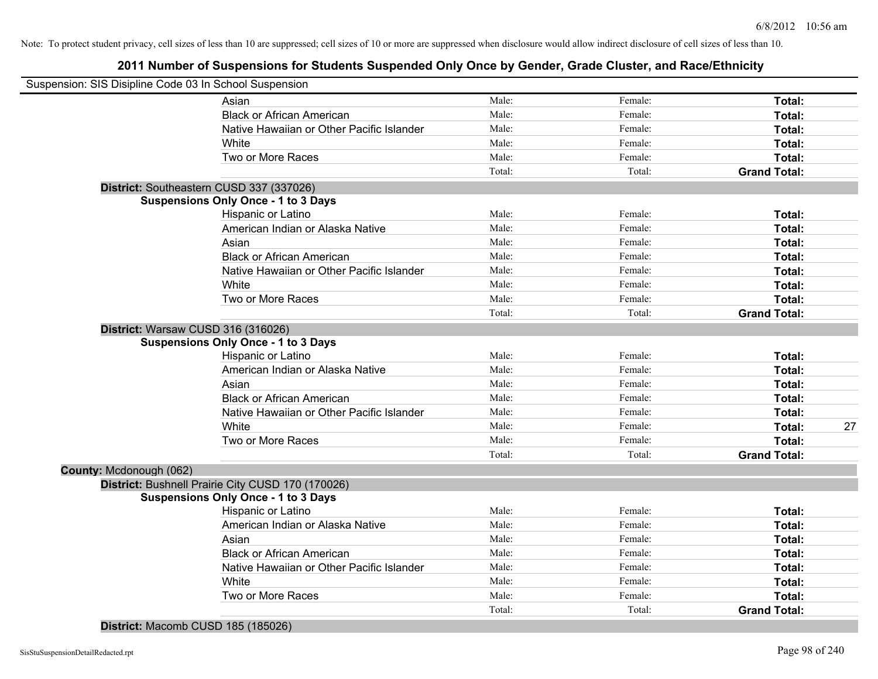Note: To protect student privacy, cell sizes of less than 10 are suppressed; cell sizes of 10 or more are suppressed when disclosure would allow indirect disclosure of cell sizes of less than 10.

# 2011 Number of Suspensions for Students Suspended Only Once by Gender, Grade Cluster, and Race/Ethnicity

Suspension: SIS Disipline Code 03 In School Suspension

| | | | | |
|---|---|---|---|---|
| Asian | Male: | Female: | **Total:** | |
| Black or African American | Male: | Female: | **Total:** | |
| Native Hawaiian or Other Pacific Islander | Male: | Female: | **Total:** | |
| White | Male: | Female: | **Total:** | |
| Two or More Races | Male: | Female: | **Total:** | |
| | Total: | Total: | **Grand Total:** | |

**District:** Southeastern CUSD 337 (337026)

**Suspensions Only Once - 1 to 3 Days**

| | | | | |
|---|---|---|---|---|
| Hispanic or Latino | Male: | Female: | **Total:** | |
| American Indian or Alaska Native | Male: | Female: | **Total:** | |
| Asian | Male: | Female: | **Total:** | |
| Black or African American | Male: | Female: | **Total:** | |
| Native Hawaiian or Other Pacific Islander | Male: | Female: | **Total:** | |
| White | Male: | Female: | **Total:** | |
| Two or More Races | Male: | Female: | **Total:** | |
| | Total: | Total: | **Grand Total:** | |

**District:** Warsaw CUSD 316 (316026)

**Suspensions Only Once - 1 to 3 Days**

| | | | | |
|---|---|---|---|---|
| Hispanic or Latino | Male: | Female: | **Total:** | |
| American Indian or Alaska Native | Male: | Female: | **Total:** | |
| Asian | Male: | Female: | **Total:** | |
| Black or African American | Male: | Female: | **Total:** | |
| Native Hawaiian or Other Pacific Islander | Male: | Female: | **Total:** | |
| White | Male: | Female: | **Total:** | 27 |
| Two or More Races | Male: | Female: | **Total:** | |
| | Total: | Total: | **Grand Total:** | |

**County:** Mcdonough (062)

**District:** Bushnell Prairie City CUSD 170 (170026)

**Suspensions Only Once - 1 to 3 Days**

| | | | | |
|---|---|---|---|---|
| Hispanic or Latino | Male: | Female: | **Total:** | |
| American Indian or Alaska Native | Male: | Female: | **Total:** | |
| Asian | Male: | Female: | **Total:** | |
| Black or African American | Male: | Female: | **Total:** | |
| Native Hawaiian or Other Pacific Islander | Male: | Female: | **Total:** | |
| White | Male: | Female: | **Total:** | |
| Two or More Races | Male: | Female: | **Total:** | |
| | Total: | Total: | **Grand Total:** | |

**District:** Macomb CUSD 185 (185026)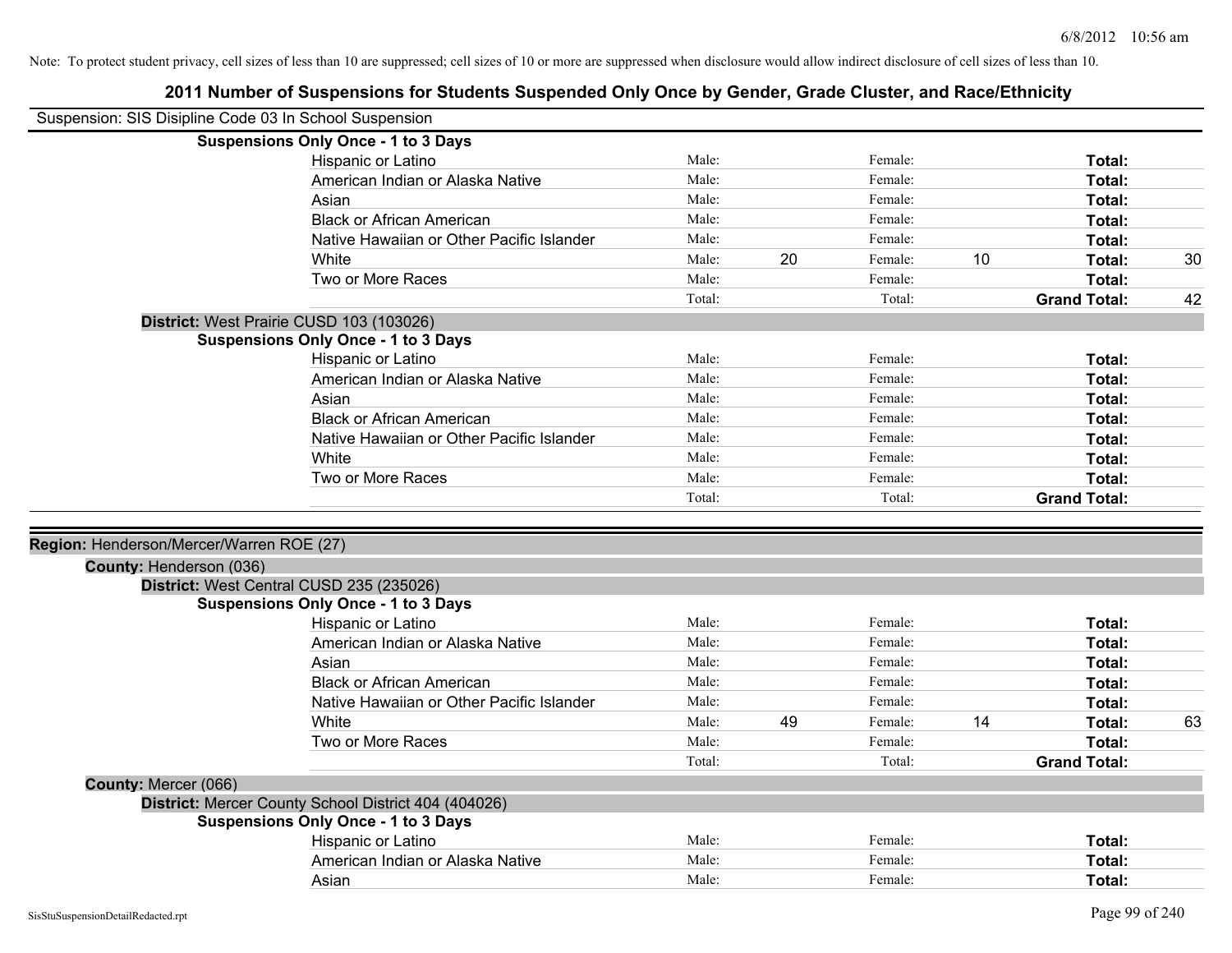Note: To protect student privacy, cell sizes of less than 10 are suppressed; cell sizes of 10 or more are suppressed when disclosure would allow indirect disclosure of cell sizes of less than 10.

# 2011 Number of Suspensions for Students Suspended Only Once by Gender, Grade Cluster, and Race/Ethnicity

Suspension: SIS Disipline Code 03 In School Suspension

**Suspensions Only Once - 1 to 3 Days**

| Race/Ethnicity | | Male | | Female | | Total |
|---|---|---|---|---|---|---|
| Hispanic or Latino | Male: | | Female: | | **Total:** | |
| American Indian or Alaska Native | Male: | | Female: | | **Total:** | |
| Asian | Male: | | Female: | | **Total:** | |
| Black or African American | Male: | | Female: | | **Total:** | |
| Native Hawaiian or Other Pacific Islander | Male: | | Female: | | **Total:** | |
| White | Male: | 20 | Female: | 10 | **Total:** | 30 |
| Two or More Races | Male: | | Female: | | **Total:** | |
| | Total: | | Total: | | **Grand Total:** | 42 |

**District:** West Prairie CUSD 103 (103026)

**Suspensions Only Once - 1 to 3 Days**

| Race/Ethnicity | | Male | | Female | | Total |
|---|---|---|---|---|---|---|
| Hispanic or Latino | Male: | | Female: | | **Total:** | |
| American Indian or Alaska Native | Male: | | Female: | | **Total:** | |
| Asian | Male: | | Female: | | **Total:** | |
| Black or African American | Male: | | Female: | | **Total:** | |
| Native Hawaiian or Other Pacific Islander | Male: | | Female: | | **Total:** | |
| White | Male: | | Female: | | **Total:** | |
| Two or More Races | Male: | | Female: | | **Total:** | |
| | Total: | | Total: | | **Grand Total:** | |

**Region:** Henderson/Mercer/Warren ROE (27)

**County:** Henderson (036)

**District:** West Central CUSD 235 (235026)

**Suspensions Only Once - 1 to 3 Days**

| Race/Ethnicity | | Male | | Female | | Total |
|---|---|---|---|---|---|---|
| Hispanic or Latino | Male: | | Female: | | **Total:** | |
| American Indian or Alaska Native | Male: | | Female: | | **Total:** | |
| Asian | Male: | | Female: | | **Total:** | |
| Black or African American | Male: | | Female: | | **Total:** | |
| Native Hawaiian or Other Pacific Islander | Male: | | Female: | | **Total:** | |
| White | Male: | 49 | Female: | 14 | **Total:** | 63 |
| Two or More Races | Male: | | Female: | | **Total:** | |
| | Total: | | Total: | | **Grand Total:** | |

**County:** Mercer (066)

**District:** Mercer County School District 404 (404026)

**Suspensions Only Once - 1 to 3 Days**

| Race/Ethnicity | | Male | | Female | | Total |
|---|---|---|---|---|---|---|
| Hispanic or Latino | Male: | | Female: | | **Total:** | |
| American Indian or Alaska Native | Male: | | Female: | | **Total:** | |
| Asian | Male: | | Female: | | **Total:** | |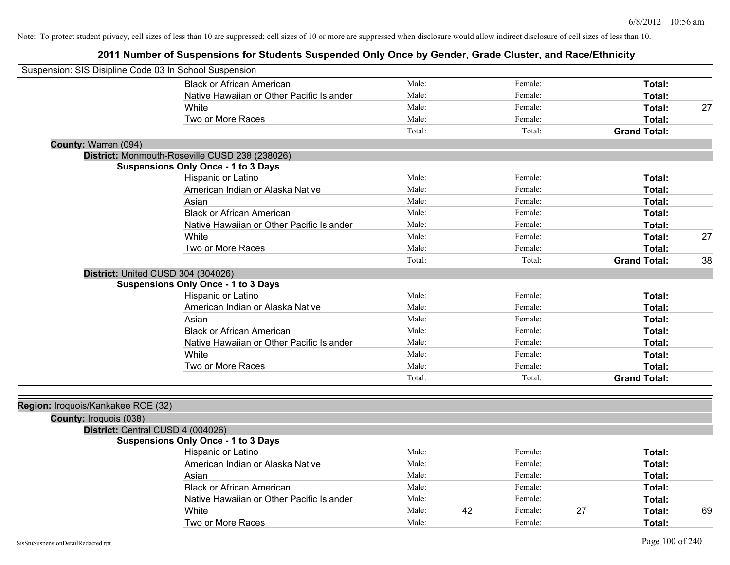Note: To protect student privacy, cell sizes of less than 10 are suppressed; cell sizes of 10 or more are suppressed when disclosure would allow indirect disclosure of cell sizes of less than 10.

# 2011 Number of Suspensions for Students Suspended Only Once by Gender, Grade Cluster, and Race/Ethnicity

Suspension: SIS Disipline Code 03 In School Suspension

| | | | | | | |
|---|---|---|---|---|---|---|
| Black or African American | Male: | | Female: | | **Total:** | |
| Native Hawaiian or Other Pacific Islander | Male: | | Female: | | **Total:** | |
| White | Male: | | Female: | | **Total:** | 27 |
| Two or More Races | Male: | | Female: | | **Total:** | |
| | Total: | | Total: | | **Grand Total:** | |

**County:** Warren (094)

**District:** Monmouth-Roseville CUSD 238 (238026)

**Suspensions Only Once - 1 to 3 Days**

| | | | | | | |
|---|---|---|---|---|---|---|
| Hispanic or Latino | Male: | | Female: | | **Total:** | |
| American Indian or Alaska Native | Male: | | Female: | | **Total:** | |
| Asian | Male: | | Female: | | **Total:** | |
| Black or African American | Male: | | Female: | | **Total:** | |
| Native Hawaiian or Other Pacific Islander | Male: | | Female: | | **Total:** | |
| White | Male: | | Female: | | **Total:** | 27 |
| Two or More Races | Male: | | Female: | | **Total:** | |
| | Total: | | Total: | | **Grand Total:** | 38 |

**District:** United CUSD 304 (304026)

**Suspensions Only Once - 1 to 3 Days**

| | | | | | | |
|---|---|---|---|---|---|---|
| Hispanic or Latino | Male: | | Female: | | **Total:** | |
| American Indian or Alaska Native | Male: | | Female: | | **Total:** | |
| Asian | Male: | | Female: | | **Total:** | |
| Black or African American | Male: | | Female: | | **Total:** | |
| Native Hawaiian or Other Pacific Islander | Male: | | Female: | | **Total:** | |
| White | Male: | | Female: | | **Total:** | |
| Two or More Races | Male: | | Female: | | **Total:** | |
| | Total: | | Total: | | **Grand Total:** | |

**Region:** Iroquois/Kankakee ROE (32)

**County:** Iroquois (038)

**District:** Central CUSD 4 (004026)

**Suspensions Only Once - 1 to 3 Days**

| | | | | | | |
|---|---|---|---|---|---|---|
| Hispanic or Latino | Male: | | Female: | | **Total:** | |
| American Indian or Alaska Native | Male: | | Female: | | **Total:** | |
| Asian | Male: | | Female: | | **Total:** | |
| Black or African American | Male: | | Female: | | **Total:** | |
| Native Hawaiian or Other Pacific Islander | Male: | | Female: | | **Total:** | |
| White | Male: | 42 | Female: | 27 | **Total:** | 69 |
| Two or More Races | Male: | | Female: | | **Total:** | |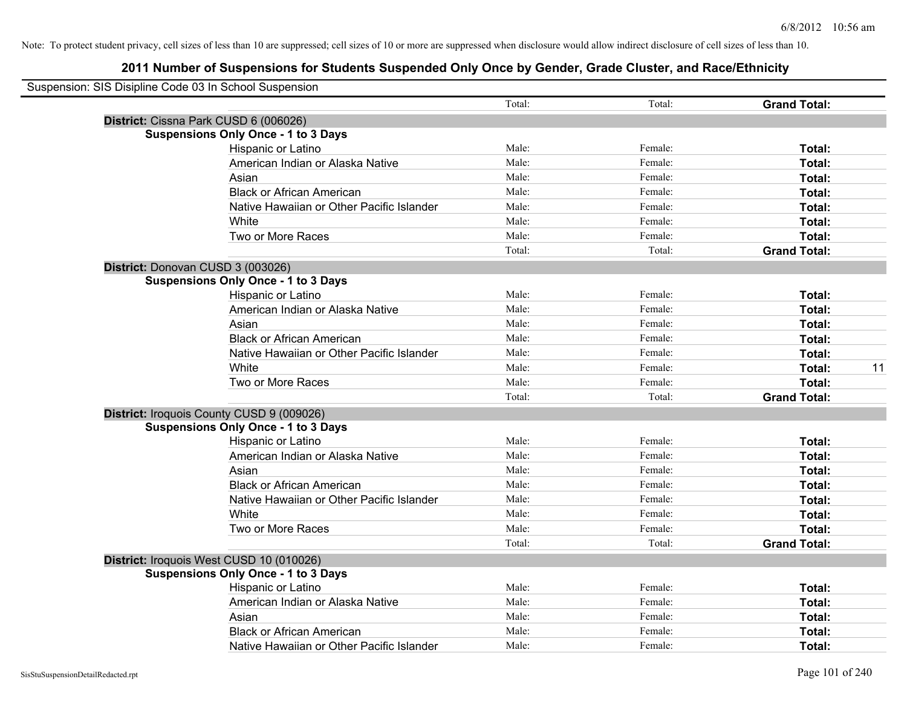Note: To protect student privacy, cell sizes of less than 10 are suppressed; cell sizes of 10 or more are suppressed when disclosure would allow indirect disclosure of cell sizes of less than 10.

# 2011 Number of Suspensions for Students Suspended Only Once by Gender, Grade Cluster, and Race/Ethnicity

Suspension: SIS Disipline Code 03 In School Suspension

| | | Total: | Total: | Grand Total: | |
|---|---|---|---|---|---|
| **District:** Cissna Park CUSD 6 (006026) | | | | | |
| **Suspensions Only Once - 1 to 3 Days** | | | | | |
| | Hispanic or Latino | Male: | Female: | **Total:** | |
| | American Indian or Alaska Native | Male: | Female: | **Total:** | |
| | Asian | Male: | Female: | **Total:** | |
| | Black or African American | Male: | Female: | **Total:** | |
| | Native Hawaiian or Other Pacific Islander | Male: | Female: | **Total:** | |
| | White | Male: | Female: | **Total:** | |
| | Two or More Races | Male: | Female: | **Total:** | |
| | | Total: | Total: | **Grand Total:** | |
| **District:** Donovan CUSD 3 (003026) | | | | | |
| **Suspensions Only Once - 1 to 3 Days** | | | | | |
| | Hispanic or Latino | Male: | Female: | **Total:** | |
| | American Indian or Alaska Native | Male: | Female: | **Total:** | |
| | Asian | Male: | Female: | **Total:** | |
| | Black or African American | Male: | Female: | **Total:** | |
| | Native Hawaiian or Other Pacific Islander | Male: | Female: | **Total:** | |
| | White | Male: | Female: | **Total:** | 11 |
| | Two or More Races | Male: | Female: | **Total:** | |
| | | Total: | Total: | **Grand Total:** | |
| **District:** Iroquois County CUSD 9 (009026) | | | | | |
| **Suspensions Only Once - 1 to 3 Days** | | | | | |
| | Hispanic or Latino | Male: | Female: | **Total:** | |
| | American Indian or Alaska Native | Male: | Female: | **Total:** | |
| | Asian | Male: | Female: | **Total:** | |
| | Black or African American | Male: | Female: | **Total:** | |
| | Native Hawaiian or Other Pacific Islander | Male: | Female: | **Total:** | |
| | White | Male: | Female: | **Total:** | |
| | Two or More Races | Male: | Female: | **Total:** | |
| | | Total: | Total: | **Grand Total:** | |
| **District:** Iroquois West CUSD 10 (010026) | | | | | |
| **Suspensions Only Once - 1 to 3 Days** | | | | | |
| | Hispanic or Latino | Male: | Female: | **Total:** | |
| | American Indian or Alaska Native | Male: | Female: | **Total:** | |
| | Asian | Male: | Female: | **Total:** | |
| | Black or African American | Male: | Female: | **Total:** | |
| | Native Hawaiian or Other Pacific Islander | Male: | Female: | **Total:** | |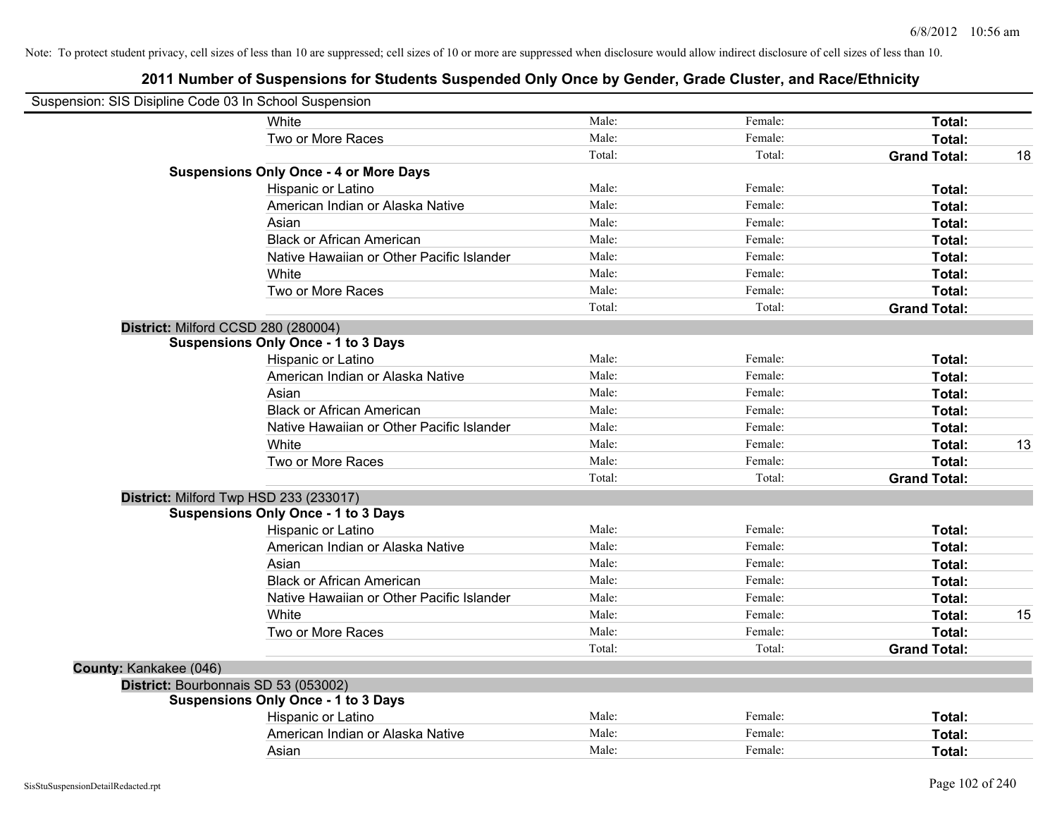Note: To protect student privacy, cell sizes of less than 10 are suppressed; cell sizes of 10 or more are suppressed when disclosure would allow indirect disclosure of cell sizes of less than 10.

# 2011 Number of Suspensions for Students Suspended Only Once by Gender, Grade Cluster, and Race/Ethnicity

Suspension: SIS Disipline Code 03 In School Suspension

| | | | | |
|---|---|---|---|---|
| White | Male: | Female: | **Total:** | |
| Two or More Races | Male: | Female: | **Total:** | |
| | Total: | Total: | **Grand Total:** | 18 |

**Suspensions Only Once - 4 or More Days**

| | | | | |
|---|---|---|---|---|
| Hispanic or Latino | Male: | Female: | **Total:** | |
| American Indian or Alaska Native | Male: | Female: | **Total:** | |
| Asian | Male: | Female: | **Total:** | |
| Black or African American | Male: | Female: | **Total:** | |
| Native Hawaiian or Other Pacific Islander | Male: | Female: | **Total:** | |
| White | Male: | Female: | **Total:** | |
| Two or More Races | Male: | Female: | **Total:** | |
| | Total: | Total: | **Grand Total:** | |

**District:** Milford CCSD 280 (280004)

**Suspensions Only Once - 1 to 3 Days**

| | | | | |
|---|---|---|---|---|
| Hispanic or Latino | Male: | Female: | **Total:** | |
| American Indian or Alaska Native | Male: | Female: | **Total:** | |
| Asian | Male: | Female: | **Total:** | |
| Black or African American | Male: | Female: | **Total:** | |
| Native Hawaiian or Other Pacific Islander | Male: | Female: | **Total:** | |
| White | Male: | Female: | **Total:** | 13 |
| Two or More Races | Male: | Female: | **Total:** | |
| | Total: | Total: | **Grand Total:** | |

**District:** Milford Twp HSD 233 (233017)

**Suspensions Only Once - 1 to 3 Days**

| | | | | |
|---|---|---|---|---|
| Hispanic or Latino | Male: | Female: | **Total:** | |
| American Indian or Alaska Native | Male: | Female: | **Total:** | |
| Asian | Male: | Female: | **Total:** | |
| Black or African American | Male: | Female: | **Total:** | |
| Native Hawaiian or Other Pacific Islander | Male: | Female: | **Total:** | |
| White | Male: | Female: | **Total:** | 15 |
| Two or More Races | Male: | Female: | **Total:** | |
| | Total: | Total: | **Grand Total:** | |

**County:** Kankakee (046)

**District:** Bourbonnais SD 53 (053002)

**Suspensions Only Once - 1 to 3 Days**

| | | | | |
|---|---|---|---|---|
| Hispanic or Latino | Male: | Female: | **Total:** | |
| American Indian or Alaska Native | Male: | Female: | **Total:** | |
| Asian | Male: | Female: | **Total:** | |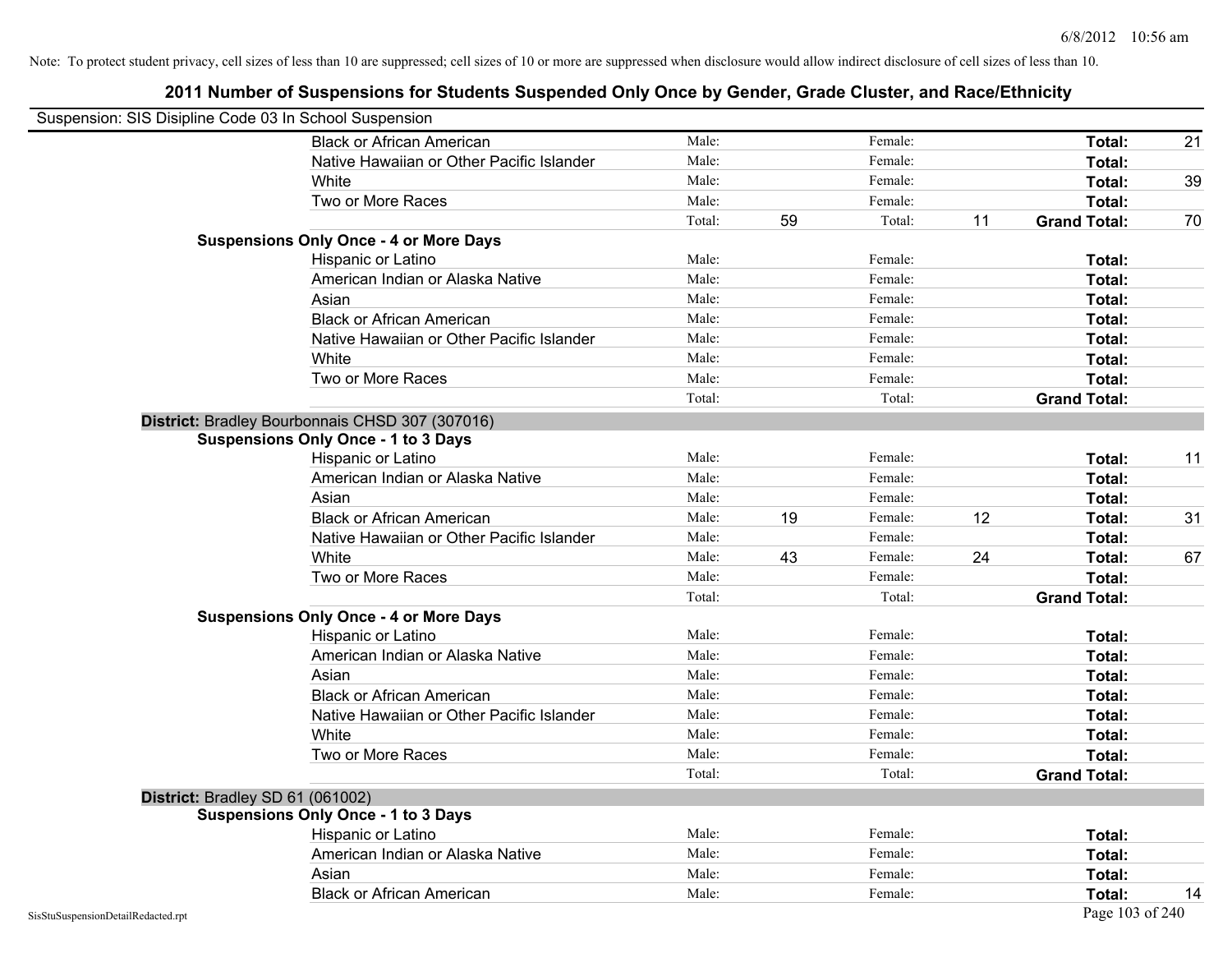Note: To protect student privacy, cell sizes of less than 10 are suppressed; cell sizes of 10 or more are suppressed when disclosure would allow indirect disclosure of cell sizes of less than 10.

# 2011 Number of Suspensions for Students Suspended Only Once by Gender, Grade Cluster, and Race/Ethnicity

Suspension: SIS Disipline Code 03 In School Suspension

| | | | | | | | |
|---|---|---|---|---|---|---|---|
| Black or African American | Male: | | Female: | | **Total:** | 21 |
| Native Hawaiian or Other Pacific Islander | Male: | | Female: | | **Total:** | |
| White | Male: | | Female: | | **Total:** | 39 |
| Two or More Races | Male: | | Female: | | **Total:** | |
| | Total: | 59 | Total: | 11 | **Grand Total:** | 70 |

**Suspensions Only Once - 4 or More Days**

| | | | | | | |
|---|---|---|---|---|---|---|
| Hispanic or Latino | Male: | | Female: | | **Total:** | |
| American Indian or Alaska Native | Male: | | Female: | | **Total:** | |
| Asian | Male: | | Female: | | **Total:** | |
| Black or African American | Male: | | Female: | | **Total:** | |
| Native Hawaiian or Other Pacific Islander | Male: | | Female: | | **Total:** | |
| White | Male: | | Female: | | **Total:** | |
| Two or More Races | Male: | | Female: | | **Total:** | |
| | Total: | | Total: | | **Grand Total:** | |

## District: Bradley Bourbonnais CHSD 307 (307016)

**Suspensions Only Once - 1 to 3 Days**

| | | | | | | |
|---|---|---|---|---|---|---|
| Hispanic or Latino | Male: | | Female: | | **Total:** | 11 |
| American Indian or Alaska Native | Male: | | Female: | | **Total:** | |
| Asian | Male: | | Female: | | **Total:** | |
| Black or African American | Male: | 19 | Female: | 12 | **Total:** | 31 |
| Native Hawaiian or Other Pacific Islander | Male: | | Female: | | **Total:** | |
| White | Male: | 43 | Female: | 24 | **Total:** | 67 |
| Two or More Races | Male: | | Female: | | **Total:** | |
| | Total: | | Total: | | **Grand Total:** | |

**Suspensions Only Once - 4 or More Days**

| | | | | | | |
|---|---|---|---|---|---|---|
| Hispanic or Latino | Male: | | Female: | | **Total:** | |
| American Indian or Alaska Native | Male: | | Female: | | **Total:** | |
| Asian | Male: | | Female: | | **Total:** | |
| Black or African American | Male: | | Female: | | **Total:** | |
| Native Hawaiian or Other Pacific Islander | Male: | | Female: | | **Total:** | |
| White | Male: | | Female: | | **Total:** | |
| Two or More Races | Male: | | Female: | | **Total:** | |
| | Total: | | Total: | | **Grand Total:** | |

## District: Bradley SD 61 (061002)

**Suspensions Only Once - 1 to 3 Days**

| | | | | | | |
|---|---|---|---|---|---|---|
| Hispanic or Latino | Male: | | Female: | | **Total:** | |
| American Indian or Alaska Native | Male: | | Female: | | **Total:** | |
| Asian | Male: | | Female: | | **Total:** | |
| Black or African American | Male: | | Female: | | **Total:** | 14 |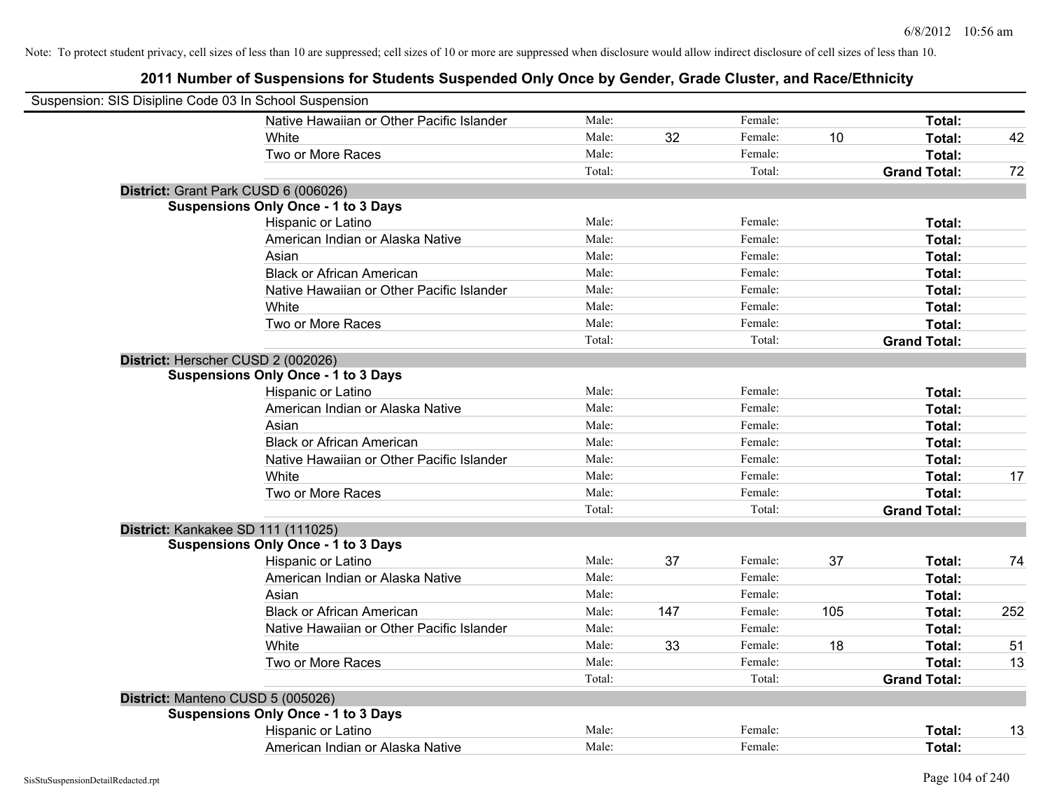Note: To protect student privacy, cell sizes of less than 10 are suppressed; cell sizes of 10 or more are suppressed when disclosure would allow indirect disclosure of cell sizes of less than 10.

## 2011 Number of Suspensions for Students Suspended Only Once by Gender, Grade Cluster, and Race/Ethnicity

Suspension: SIS Disipline Code 03 In School Suspension

| | | | | | | |
|---|---|---|---|---|---|---|
| Native Hawaiian or Other Pacific Islander | Male: | | Female: | | **Total:** | |
| White | Male: | 32 | Female: | 10 | **Total:** | 42 |
| Two or More Races | Male: | | Female: | | **Total:** | |
| | Total: | | Total: | | **Grand Total:** | 72 |

**District:** Grant Park CUSD 6 (006026)

**Suspensions Only Once - 1 to 3 Days**

| | | | | | | |
|---|---|---|---|---|---|---|
| Hispanic or Latino | Male: | | Female: | | **Total:** | |
| American Indian or Alaska Native | Male: | | Female: | | **Total:** | |
| Asian | Male: | | Female: | | **Total:** | |
| Black or African American | Male: | | Female: | | **Total:** | |
| Native Hawaiian or Other Pacific Islander | Male: | | Female: | | **Total:** | |
| White | Male: | | Female: | | **Total:** | |
| Two or More Races | Male: | | Female: | | **Total:** | |
| | Total: | | Total: | | **Grand Total:** | |

**District:** Herscher CUSD 2 (002026)

**Suspensions Only Once - 1 to 3 Days**

| | | | | | | |
|---|---|---|---|---|---|---|
| Hispanic or Latino | Male: | | Female: | | **Total:** | |
| American Indian or Alaska Native | Male: | | Female: | | **Total:** | |
| Asian | Male: | | Female: | | **Total:** | |
| Black or African American | Male: | | Female: | | **Total:** | |
| Native Hawaiian or Other Pacific Islander | Male: | | Female: | | **Total:** | |
| White | Male: | | Female: | | **Total:** | 17 |
| Two or More Races | Male: | | Female: | | **Total:** | |
| | Total: | | Total: | | **Grand Total:** | |

**District:** Kankakee SD 111 (111025)

**Suspensions Only Once - 1 to 3 Days**

| | | | | | | |
|---|---|---|---|---|---|---|
| Hispanic or Latino | Male: | 37 | Female: | 37 | **Total:** | 74 |
| American Indian or Alaska Native | Male: | | Female: | | **Total:** | |
| Asian | Male: | | Female: | | **Total:** | |
| Black or African American | Male: | 147 | Female: | 105 | **Total:** | 252 |
| Native Hawaiian or Other Pacific Islander | Male: | | Female: | | **Total:** | |
| White | Male: | 33 | Female: | 18 | **Total:** | 51 |
| Two or More Races | Male: | | Female: | | **Total:** | 13 |
| | Total: | | Total: | | **Grand Total:** | |

**District:** Manteno CUSD 5 (005026)

**Suspensions Only Once - 1 to 3 Days**

| | | | | | | |
|---|---|---|---|---|---|---|
| Hispanic or Latino | Male: | | Female: | | **Total:** | 13 |
| American Indian or Alaska Native | Male: | | Female: | | **Total:** | |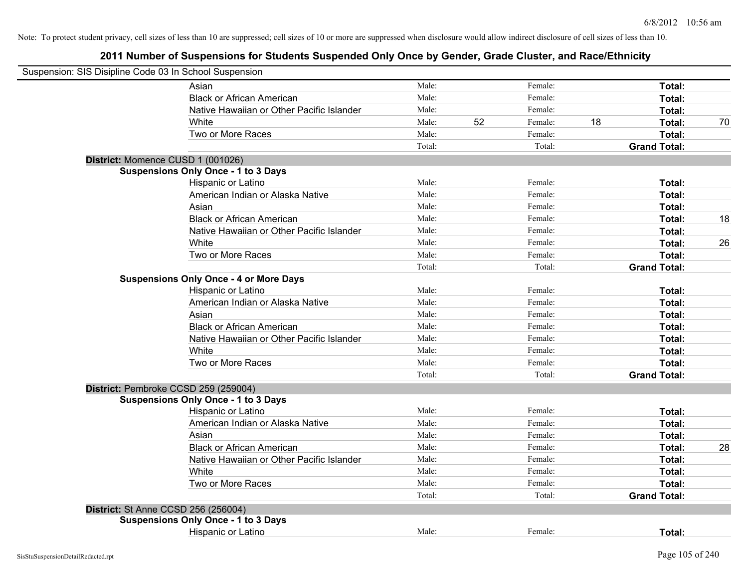Note: To protect student privacy, cell sizes of less than 10 are suppressed; cell sizes of 10 or more are suppressed when disclosure would allow indirect disclosure of cell sizes of less than 10.

## 2011 Number of Suspensions for Students Suspended Only Once by Gender, Grade Cluster, and Race/Ethnicity

Suspension: SIS Disipline Code 03 In School Suspension

| | | | | | | |
|---|---|---|---|---|---|---|
| Asian | Male: | | Female: | | **Total:** | |
| Black or African American | Male: | | Female: | | **Total:** | |
| Native Hawaiian or Other Pacific Islander | Male: | | Female: | | **Total:** | |
| White | Male: | 52 | Female: | 18 | **Total:** | 70 |
| Two or More Races | Male: | | Female: | | **Total:** | |
| | Total: | | Total: | | **Grand Total:** | |

**District:** Momence CUSD 1 (001026)

**Suspensions Only Once - 1 to 3 Days**

| | | | | | | |
|---|---|---|---|---|---|---|
| Hispanic or Latino | Male: | | Female: | | **Total:** | |
| American Indian or Alaska Native | Male: | | Female: | | **Total:** | |
| Asian | Male: | | Female: | | **Total:** | |
| Black or African American | Male: | | Female: | | **Total:** | 18 |
| Native Hawaiian or Other Pacific Islander | Male: | | Female: | | **Total:** | |
| White | Male: | | Female: | | **Total:** | 26 |
| Two or More Races | Male: | | Female: | | **Total:** | |
| | Total: | | Total: | | **Grand Total:** | |

**Suspensions Only Once - 4 or More Days**

| | | | | | | |
|---|---|---|---|---|---|---|
| Hispanic or Latino | Male: | | Female: | | **Total:** | |
| American Indian or Alaska Native | Male: | | Female: | | **Total:** | |
| Asian | Male: | | Female: | | **Total:** | |
| Black or African American | Male: | | Female: | | **Total:** | |
| Native Hawaiian or Other Pacific Islander | Male: | | Female: | | **Total:** | |
| White | Male: | | Female: | | **Total:** | |
| Two or More Races | Male: | | Female: | | **Total:** | |
| | Total: | | Total: | | **Grand Total:** | |

**District:** Pembroke CCSD 259 (259004)

**Suspensions Only Once - 1 to 3 Days**

| | | | | | | |
|---|---|---|---|---|---|---|
| Hispanic or Latino | Male: | | Female: | | **Total:** | |
| American Indian or Alaska Native | Male: | | Female: | | **Total:** | |
| Asian | Male: | | Female: | | **Total:** | |
| Black or African American | Male: | | Female: | | **Total:** | 28 |
| Native Hawaiian or Other Pacific Islander | Male: | | Female: | | **Total:** | |
| White | Male: | | Female: | | **Total:** | |
| Two or More Races | Male: | | Female: | | **Total:** | |
| | Total: | | Total: | | **Grand Total:** | |

**District:** St Anne CCSD 256 (256004)

**Suspensions Only Once - 1 to 3 Days**

| | | | | | | |
|---|---|---|---|---|---|---|
| Hispanic or Latino | Male: | | Female: | | **Total:** | |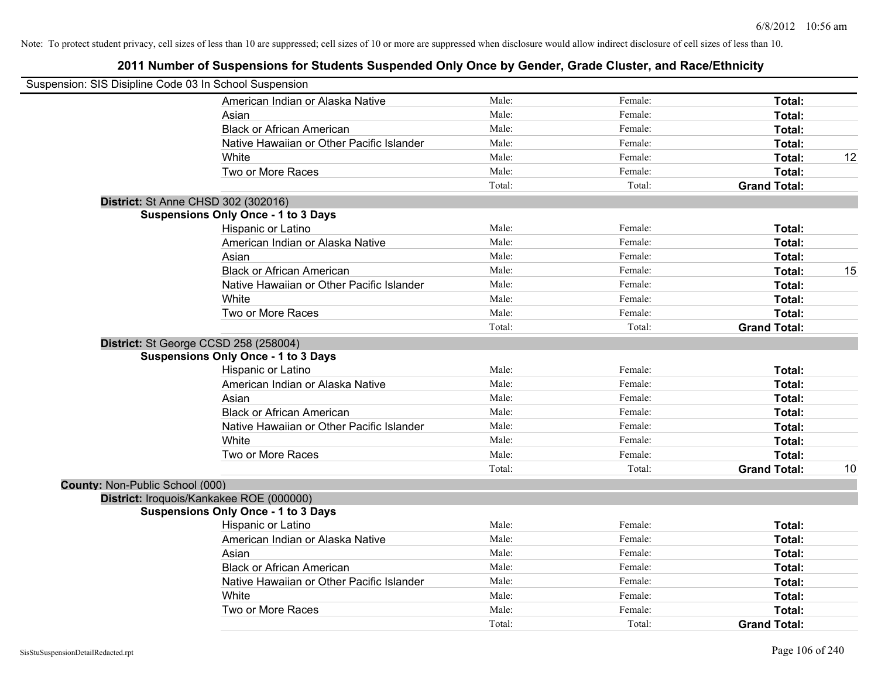Note: To protect student privacy, cell sizes of less than 10 are suppressed; cell sizes of 10 or more are suppressed when disclosure would allow indirect disclosure of cell sizes of less than 10.

# 2011 Number of Suspensions for Students Suspended Only Once by Gender, Grade Cluster, and Race/Ethnicity

Suspension: SIS Disipline Code 03 In School Suspension

| | | | | |
|---|---|---|---|---|
| American Indian or Alaska Native | Male: | Female: | **Total:** | |
| Asian | Male: | Female: | **Total:** | |
| Black or African American | Male: | Female: | **Total:** | |
| Native Hawaiian or Other Pacific Islander | Male: | Female: | **Total:** | |
| White | Male: | Female: | **Total:** | 12 |
| Two or More Races | Male: | Female: | **Total:** | |
| | Total: | Total: | **Grand Total:** | |

**District:** St Anne CHSD 302 (302016)

**Suspensions Only Once - 1 to 3 Days**

| | | | | |
|---|---|---|---|---|
| Hispanic or Latino | Male: | Female: | **Total:** | |
| American Indian or Alaska Native | Male: | Female: | **Total:** | |
| Asian | Male: | Female: | **Total:** | |
| Black or African American | Male: | Female: | **Total:** | 15 |
| Native Hawaiian or Other Pacific Islander | Male: | Female: | **Total:** | |
| White | Male: | Female: | **Total:** | |
| Two or More Races | Male: | Female: | **Total:** | |
| | Total: | Total: | **Grand Total:** | |

**District:** St George CCSD 258 (258004)

**Suspensions Only Once - 1 to 3 Days**

| | | | | |
|---|---|---|---|---|
| Hispanic or Latino | Male: | Female: | **Total:** | |
| American Indian or Alaska Native | Male: | Female: | **Total:** | |
| Asian | Male: | Female: | **Total:** | |
| Black or African American | Male: | Female: | **Total:** | |
| Native Hawaiian or Other Pacific Islander | Male: | Female: | **Total:** | |
| White | Male: | Female: | **Total:** | |
| Two or More Races | Male: | Female: | **Total:** | |
| | Total: | Total: | **Grand Total:** | 10 |

**County:** Non-Public School (000)

**District:** Iroquois/Kankakee ROE (000000)

**Suspensions Only Once - 1 to 3 Days**

| | | | | |
|---|---|---|---|---|
| Hispanic or Latino | Male: | Female: | **Total:** | |
| American Indian or Alaska Native | Male: | Female: | **Total:** | |
| Asian | Male: | Female: | **Total:** | |
| Black or African American | Male: | Female: | **Total:** | |
| Native Hawaiian or Other Pacific Islander | Male: | Female: | **Total:** | |
| White | Male: | Female: | **Total:** | |
| Two or More Races | Male: | Female: | **Total:** | |
| | Total: | Total: | **Grand Total:** | |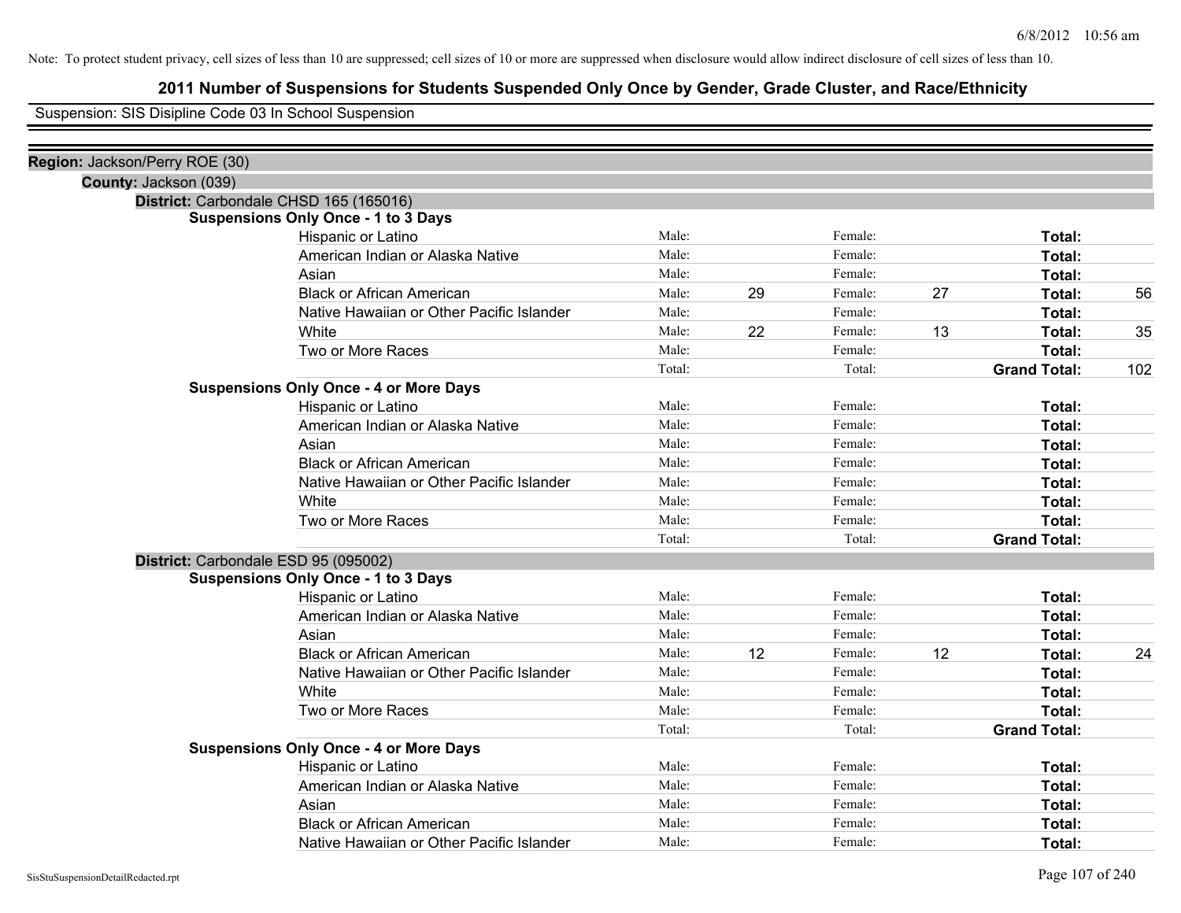Note: To protect student privacy, cell sizes of less than 10 are suppressed; cell sizes of 10 or more are suppressed when disclosure would allow indirect disclosure of cell sizes of less than 10.

# 2011 Number of Suspensions for Students Suspended Only Once by Gender, Grade Cluster, and Race/Ethnicity

Suspension: SIS Disipline Code 03 In School Suspension

**Region:** Jackson/Perry ROE (30)

**County:** Jackson (039)

**District:** Carbondale CHSD 165 (165016)

**Suspensions Only Once - 1 to 3 Days**

| Race/Ethnicity | | | | | | |
|---|---|---|---|---|---|---|
| Hispanic or Latino | Male: | | Female: | | **Total:** | |
| American Indian or Alaska Native | Male: | | Female: | | **Total:** | |
| Asian | Male: | | Female: | | **Total:** | |
| Black or African American | Male: | 29 | Female: | 27 | **Total:** | 56 |
| Native Hawaiian or Other Pacific Islander | Male: | | Female: | | **Total:** | |
| White | Male: | 22 | Female: | 13 | **Total:** | 35 |
| Two or More Races | Male: | | Female: | | **Total:** | |
| | Total: | | Total: | | **Grand Total:** | 102 |

**Suspensions Only Once - 4 or More Days**

| Race/Ethnicity | | | | | | |
|---|---|---|---|---|---|---|
| Hispanic or Latino | Male: | | Female: | | **Total:** | |
| American Indian or Alaska Native | Male: | | Female: | | **Total:** | |
| Asian | Male: | | Female: | | **Total:** | |
| Black or African American | Male: | | Female: | | **Total:** | |
| Native Hawaiian or Other Pacific Islander | Male: | | Female: | | **Total:** | |
| White | Male: | | Female: | | **Total:** | |
| Two or More Races | Male: | | Female: | | **Total:** | |
| | Total: | | Total: | | **Grand Total:** | |

**District:** Carbondale ESD 95 (095002)

**Suspensions Only Once - 1 to 3 Days**

| Race/Ethnicity | | | | | | |
|---|---|---|---|---|---|---|
| Hispanic or Latino | Male: | | Female: | | **Total:** | |
| American Indian or Alaska Native | Male: | | Female: | | **Total:** | |
| Asian | Male: | | Female: | | **Total:** | |
| Black or African American | Male: | 12 | Female: | 12 | **Total:** | 24 |
| Native Hawaiian or Other Pacific Islander | Male: | | Female: | | **Total:** | |
| White | Male: | | Female: | | **Total:** | |
| Two or More Races | Male: | | Female: | | **Total:** | |
| | Total: | | Total: | | **Grand Total:** | |

**Suspensions Only Once - 4 or More Days**

| Race/Ethnicity | | | | | | |
|---|---|---|---|---|---|---|
| Hispanic or Latino | Male: | | Female: | | **Total:** | |
| American Indian or Alaska Native | Male: | | Female: | | **Total:** | |
| Asian | Male: | | Female: | | **Total:** | |
| Black or African American | Male: | | Female: | | **Total:** | |
| Native Hawaiian or Other Pacific Islander | Male: | | Female: | | **Total:** | |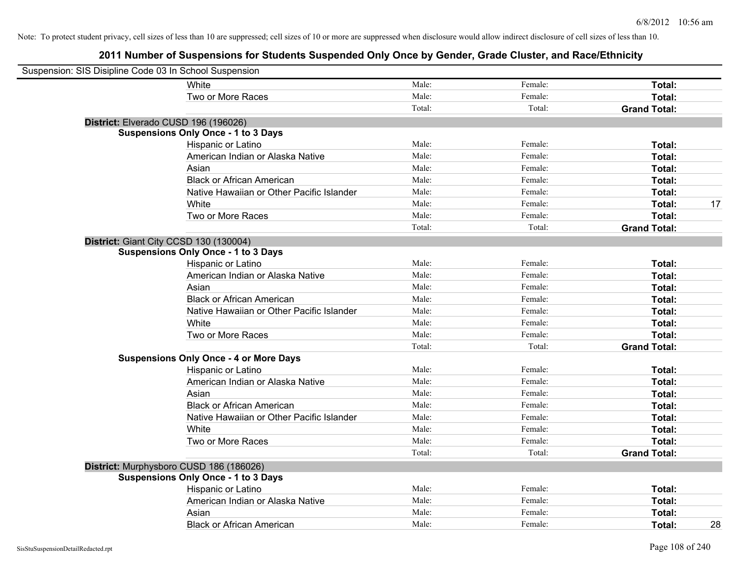Note: To protect student privacy, cell sizes of less than 10 are suppressed; cell sizes of 10 or more are suppressed when disclosure would allow indirect disclosure of cell sizes of less than 10.

## 2011 Number of Suspensions for Students Suspended Only Once by Gender, Grade Cluster, and Race/Ethnicity

Suspension: SIS Disipline Code 03 In School Suspension

| | | | | |
|---|---|---|---|---|
| White | Male: | Female: | **Total:** | |
| Two or More Races | Male: | Female: | **Total:** | |
| | Total: | Total: | **Grand Total:** | |

**District:** Elverado CUSD 196 (196026)

**Suspensions Only Once - 1 to 3 Days**

| | | | | |
|---|---|---|---|---|
| Hispanic or Latino | Male: | Female: | **Total:** | |
| American Indian or Alaska Native | Male: | Female: | **Total:** | |
| Asian | Male: | Female: | **Total:** | |
| Black or African American | Male: | Female: | **Total:** | |
| Native Hawaiian or Other Pacific Islander | Male: | Female: | **Total:** | |
| White | Male: | Female: | **Total:** | 17 |
| Two or More Races | Male: | Female: | **Total:** | |
| | Total: | Total: | **Grand Total:** | |

**District:** Giant City CCSD 130 (130004)

**Suspensions Only Once - 1 to 3 Days**

| | | | | |
|---|---|---|---|---|
| Hispanic or Latino | Male: | Female: | **Total:** | |
| American Indian or Alaska Native | Male: | Female: | **Total:** | |
| Asian | Male: | Female: | **Total:** | |
| Black or African American | Male: | Female: | **Total:** | |
| Native Hawaiian or Other Pacific Islander | Male: | Female: | **Total:** | |
| White | Male: | Female: | **Total:** | |
| Two or More Races | Male: | Female: | **Total:** | |
| | Total: | Total: | **Grand Total:** | |

**Suspensions Only Once - 4 or More Days**

| | | | | |
|---|---|---|---|---|
| Hispanic or Latino | Male: | Female: | **Total:** | |
| American Indian or Alaska Native | Male: | Female: | **Total:** | |
| Asian | Male: | Female: | **Total:** | |
| Black or African American | Male: | Female: | **Total:** | |
| Native Hawaiian or Other Pacific Islander | Male: | Female: | **Total:** | |
| White | Male: | Female: | **Total:** | |
| Two or More Races | Male: | Female: | **Total:** | |
| | Total: | Total: | **Grand Total:** | |

**District:** Murphysboro CUSD 186 (186026)

**Suspensions Only Once - 1 to 3 Days**

| | | | | |
|---|---|---|---|---|
| Hispanic or Latino | Male: | Female: | **Total:** | |
| American Indian or Alaska Native | Male: | Female: | **Total:** | |
| Asian | Male: | Female: | **Total:** | |
| Black or African American | Male: | Female: | **Total:** | 28 |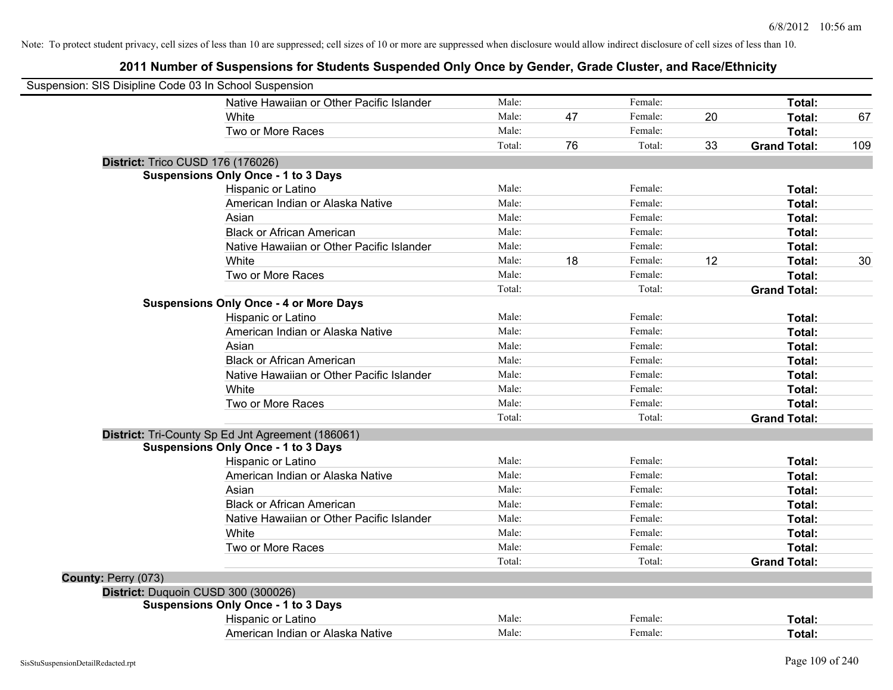Note: To protect student privacy, cell sizes of less than 10 are suppressed; cell sizes of 10 or more are suppressed when disclosure would allow indirect disclosure of cell sizes of less than 10.

# 2011 Number of Suspensions for Students Suspended Only Once by Gender, Grade Cluster, and Race/Ethnicity

Suspension: SIS Disipline Code 03 In School Suspension

| | | | | | |
|---|---|---|---|---|---|
| Native Hawaiian or Other Pacific Islander | Male: | | Female: | | **Total:** | |
| White | Male: | 47 | Female: | 20 | **Total:** | 67 |
| Two or More Races | Male: | | Female: | | **Total:** | |
| | Total: | 76 | Total: | 33 | **Grand Total:** | 109 |

**District:** Trico CUSD 176 (176026)

**Suspensions Only Once - 1 to 3 Days**

| | | | | | | |
|---|---|---|---|---|---|---|
| Hispanic or Latino | Male: | | Female: | | **Total:** | |
| American Indian or Alaska Native | Male: | | Female: | | **Total:** | |
| Asian | Male: | | Female: | | **Total:** | |
| Black or African American | Male: | | Female: | | **Total:** | |
| Native Hawaiian or Other Pacific Islander | Male: | | Female: | | **Total:** | |
| White | Male: | 18 | Female: | 12 | **Total:** | 30 |
| Two or More Races | Male: | | Female: | | **Total:** | |
| | Total: | | Total: | | **Grand Total:** | |

**Suspensions Only Once - 4 or More Days**

| | | | | | | |
|---|---|---|---|---|---|---|
| Hispanic or Latino | Male: | | Female: | | **Total:** | |
| American Indian or Alaska Native | Male: | | Female: | | **Total:** | |
| Asian | Male: | | Female: | | **Total:** | |
| Black or African American | Male: | | Female: | | **Total:** | |
| Native Hawaiian or Other Pacific Islander | Male: | | Female: | | **Total:** | |
| White | Male: | | Female: | | **Total:** | |
| Two or More Races | Male: | | Female: | | **Total:** | |
| | Total: | | Total: | | **Grand Total:** | |

**District:** Tri-County Sp Ed Jnt Agreement (186061)

**Suspensions Only Once - 1 to 3 Days**

| | | | | | | |
|---|---|---|---|---|---|---|
| Hispanic or Latino | Male: | | Female: | | **Total:** | |
| American Indian or Alaska Native | Male: | | Female: | | **Total:** | |
| Asian | Male: | | Female: | | **Total:** | |
| Black or African American | Male: | | Female: | | **Total:** | |
| Native Hawaiian or Other Pacific Islander | Male: | | Female: | | **Total:** | |
| White | Male: | | Female: | | **Total:** | |
| Two or More Races | Male: | | Female: | | **Total:** | |
| | Total: | | Total: | | **Grand Total:** | |

**County:** Perry (073)

**District:** Duquoin CUSD 300 (300026)

**Suspensions Only Once - 1 to 3 Days**

| | | | | | | |
|---|---|---|---|---|---|---|
| Hispanic or Latino | Male: | | Female: | | **Total:** | |
| American Indian or Alaska Native | Male: | | Female: | | **Total:** | |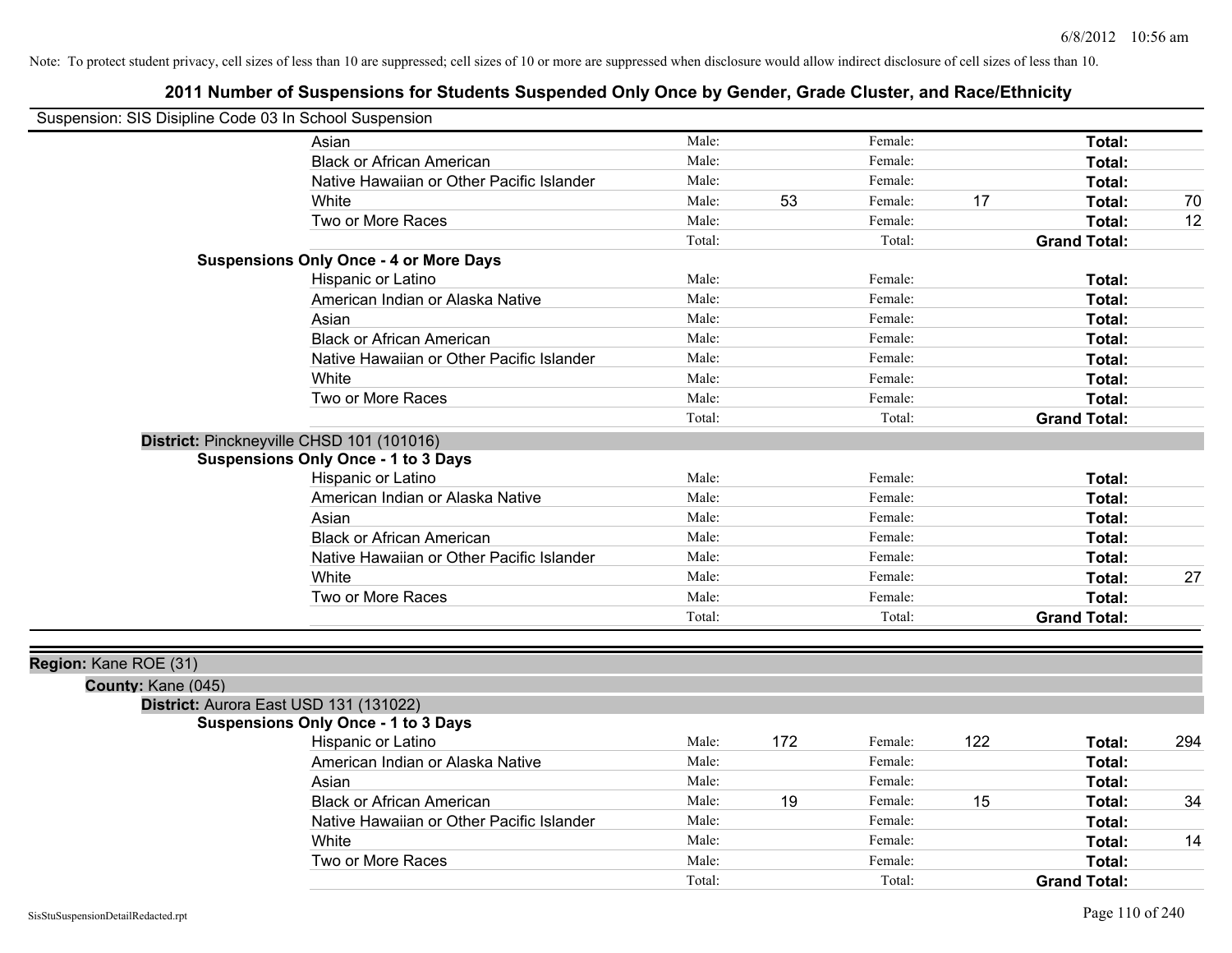Note: To protect student privacy, cell sizes of less than 10 are suppressed; cell sizes of 10 or more are suppressed when disclosure would allow indirect disclosure of cell sizes of less than 10.

# 2011 Number of Suspensions for Students Suspended Only Once by Gender, Grade Cluster, and Race/Ethnicity

Suspension: SIS Disipline Code 03 In School Suspension

| | | | | | | |
|---|---|---|---|---|---|---|
| Asian | Male: | | Female: | | **Total:** | |
| Black or African American | Male: | | Female: | | **Total:** | |
| Native Hawaiian or Other Pacific Islander | Male: | | Female: | | **Total:** | |
| White | Male: | 53 | Female: | 17 | **Total:** | 70 |
| Two or More Races | Male: | | Female: | | **Total:** | 12 |
| | Total: | | Total: | | **Grand Total:** | |

**Suspensions Only Once - 4 or More Days**

| | | | | | | |
|---|---|---|---|---|---|---|
| Hispanic or Latino | Male: | | Female: | | **Total:** | |
| American Indian or Alaska Native | Male: | | Female: | | **Total:** | |
| Asian | Male: | | Female: | | **Total:** | |
| Black or African American | Male: | | Female: | | **Total:** | |
| Native Hawaiian or Other Pacific Islander | Male: | | Female: | | **Total:** | |
| White | Male: | | Female: | | **Total:** | |
| Two or More Races | Male: | | Female: | | **Total:** | |
| | Total: | | Total: | | **Grand Total:** | |

**District:** Pinckneyville CHSD 101 (101016)

**Suspensions Only Once - 1 to 3 Days**

| | | | | | | |
|---|---|---|---|---|---|---|
| Hispanic or Latino | Male: | | Female: | | **Total:** | |
| American Indian or Alaska Native | Male: | | Female: | | **Total:** | |
| Asian | Male: | | Female: | | **Total:** | |
| Black or African American | Male: | | Female: | | **Total:** | |
| Native Hawaiian or Other Pacific Islander | Male: | | Female: | | **Total:** | |
| White | Male: | | Female: | | **Total:** | 27 |
| Two or More Races | Male: | | Female: | | **Total:** | |
| | Total: | | Total: | | **Grand Total:** | |

**Region:** Kane ROE (31)

**County:** Kane (045)

**District:** Aurora East USD 131 (131022)

**Suspensions Only Once - 1 to 3 Days**

| | | | | | | |
|---|---|---|---|---|---|---|
| Hispanic or Latino | Male: | 172 | Female: | 122 | **Total:** | 294 |
| American Indian or Alaska Native | Male: | | Female: | | **Total:** | |
| Asian | Male: | | Female: | | **Total:** | |
| Black or African American | Male: | 19 | Female: | 15 | **Total:** | 34 |
| Native Hawaiian or Other Pacific Islander | Male: | | Female: | | **Total:** | |
| White | Male: | | Female: | | **Total:** | 14 |
| Two or More Races | Male: | | Female: | | **Total:** | |
| | Total: | | Total: | | **Grand Total:** | |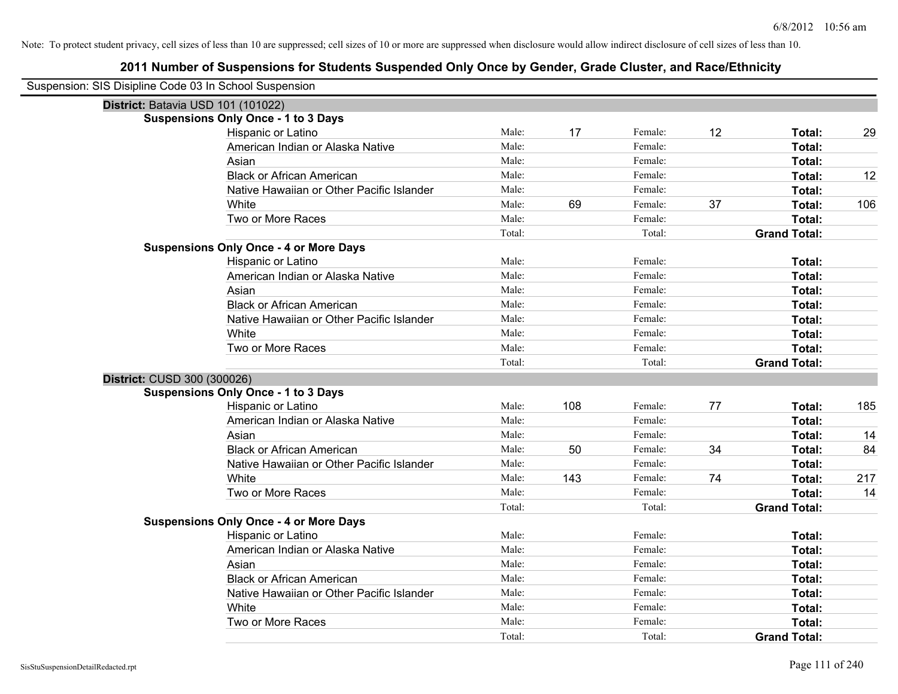Note: To protect student privacy, cell sizes of less than 10 are suppressed; cell sizes of 10 or more are suppressed when disclosure would allow indirect disclosure of cell sizes of less than 10.

# 2011 Number of Suspensions for Students Suspended Only Once by Gender, Grade Cluster, and Race/Ethnicity

Suspension: SIS Disipline Code 03 In School Suspension

## District: Batavia USD 101 (101022)

### Suspensions Only Once - 1 to 3 Days

| Race/Ethnicity | | Male | | Female | | Total |
|---|---|---|---|---|---|---|
| Hispanic or Latino | Male: | 17 | Female: | 12 | **Total:** | 29 |
| American Indian or Alaska Native | Male: | | Female: | | **Total:** | |
| Asian | Male: | | Female: | | **Total:** | |
| Black or African American | Male: | | Female: | | **Total:** | 12 |
| Native Hawaiian or Other Pacific Islander | Male: | | Female: | | **Total:** | |
| White | Male: | 69 | Female: | 37 | **Total:** | 106 |
| Two or More Races | Male: | | Female: | | **Total:** | |
| | Total: | | Total: | | **Grand Total:** | |

### Suspensions Only Once - 4 or More Days

| Race/Ethnicity | | Male | | Female | | Total |
|---|---|---|---|---|---|---|
| Hispanic or Latino | Male: | | Female: | | **Total:** | |
| American Indian or Alaska Native | Male: | | Female: | | **Total:** | |
| Asian | Male: | | Female: | | **Total:** | |
| Black or African American | Male: | | Female: | | **Total:** | |
| Native Hawaiian or Other Pacific Islander | Male: | | Female: | | **Total:** | |
| White | Male: | | Female: | | **Total:** | |
| Two or More Races | Male: | | Female: | | **Total:** | |
| | Total: | | Total: | | **Grand Total:** | |

## District: CUSD 300 (300026)

### Suspensions Only Once - 1 to 3 Days

| Race/Ethnicity | | Male | | Female | | Total |
|---|---|---|---|---|---|---|
| Hispanic or Latino | Male: | 108 | Female: | 77 | **Total:** | 185 |
| American Indian or Alaska Native | Male: | | Female: | | **Total:** | |
| Asian | Male: | | Female: | | **Total:** | 14 |
| Black or African American | Male: | 50 | Female: | 34 | **Total:** | 84 |
| Native Hawaiian or Other Pacific Islander | Male: | | Female: | | **Total:** | |
| White | Male: | 143 | Female: | 74 | **Total:** | 217 |
| Two or More Races | Male: | | Female: | | **Total:** | 14 |
| | Total: | | Total: | | **Grand Total:** | |

### Suspensions Only Once - 4 or More Days

| Race/Ethnicity | | Male | | Female | | Total |
|---|---|---|---|---|---|---|
| Hispanic or Latino | Male: | | Female: | | **Total:** | |
| American Indian or Alaska Native | Male: | | Female: | | **Total:** | |
| Asian | Male: | | Female: | | **Total:** | |
| Black or African American | Male: | | Female: | | **Total:** | |
| Native Hawaiian or Other Pacific Islander | Male: | | Female: | | **Total:** | |
| White | Male: | | Female: | | **Total:** | |
| Two or More Races | Male: | | Female: | | **Total:** | |
| | Total: | | Total: | | **Grand Total:** | |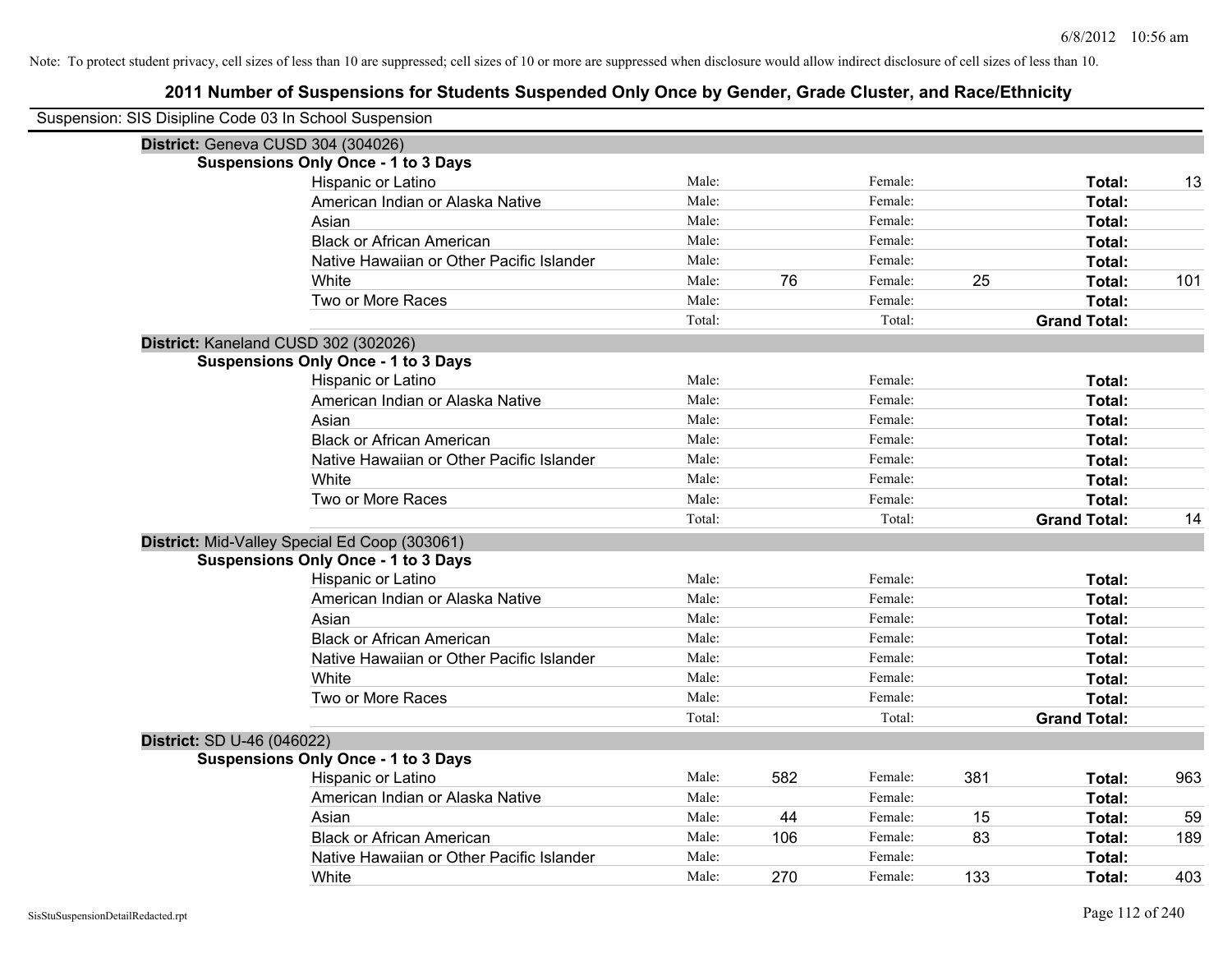Note: To protect student privacy, cell sizes of less than 10 are suppressed; cell sizes of 10 or more are suppressed when disclosure would allow indirect disclosure of cell sizes of less than 10.

# 2011 Number of Suspensions for Students Suspended Only Once by Gender, Grade Cluster, and Race/Ethnicity

Suspension: SIS Disipline Code 03 In School Suspension

## District: Geneva CUSD 304 (304026)

### Suspensions Only Once - 1 to 3 Days

| Race/Ethnicity | | Male | | Female | | Total |
|---|---|---|---|---|---|---|
| Hispanic or Latino | Male: | | Female: | | **Total:** | 13 |
| American Indian or Alaska Native | Male: | | Female: | | **Total:** | |
| Asian | Male: | | Female: | | **Total:** | |
| Black or African American | Male: | | Female: | | **Total:** | |
| Native Hawaiian or Other Pacific Islander | Male: | | Female: | | **Total:** | |
| White | Male: | 76 | Female: | 25 | **Total:** | 101 |
| Two or More Races | Male: | | Female: | | **Total:** | |
| | Total: | | Total: | | **Grand Total:** | |

## District: Kaneland CUSD 302 (302026)

### Suspensions Only Once - 1 to 3 Days

| Race/Ethnicity | | Male | | Female | | Total |
|---|---|---|---|---|---|---|
| Hispanic or Latino | Male: | | Female: | | **Total:** | |
| American Indian or Alaska Native | Male: | | Female: | | **Total:** | |
| Asian | Male: | | Female: | | **Total:** | |
| Black or African American | Male: | | Female: | | **Total:** | |
| Native Hawaiian or Other Pacific Islander | Male: | | Female: | | **Total:** | |
| White | Male: | | Female: | | **Total:** | |
| Two or More Races | Male: | | Female: | | **Total:** | |
| | Total: | | Total: | | **Grand Total:** | 14 |

## District: Mid-Valley Special Ed Coop (303061)

### Suspensions Only Once - 1 to 3 Days

| Race/Ethnicity | | Male | | Female | | Total |
|---|---|---|---|---|---|---|
| Hispanic or Latino | Male: | | Female: | | **Total:** | |
| American Indian or Alaska Native | Male: | | Female: | | **Total:** | |
| Asian | Male: | | Female: | | **Total:** | |
| Black or African American | Male: | | Female: | | **Total:** | |
| Native Hawaiian or Other Pacific Islander | Male: | | Female: | | **Total:** | |
| White | Male: | | Female: | | **Total:** | |
| Two or More Races | Male: | | Female: | | **Total:** | |
| | Total: | | Total: | | **Grand Total:** | |

## District: SD U-46 (046022)

### Suspensions Only Once - 1 to 3 Days

| Race/Ethnicity | | Male | | Female | | Total |
|---|---|---|---|---|---|---|
| Hispanic or Latino | Male: | 582 | Female: | 381 | **Total:** | 963 |
| American Indian or Alaska Native | Male: | | Female: | | **Total:** | |
| Asian | Male: | 44 | Female: | 15 | **Total:** | 59 |
| Black or African American | Male: | 106 | Female: | 83 | **Total:** | 189 |
| Native Hawaiian or Other Pacific Islander | Male: | | Female: | | **Total:** | |
| White | Male: | 270 | Female: | 133 | **Total:** | 403 |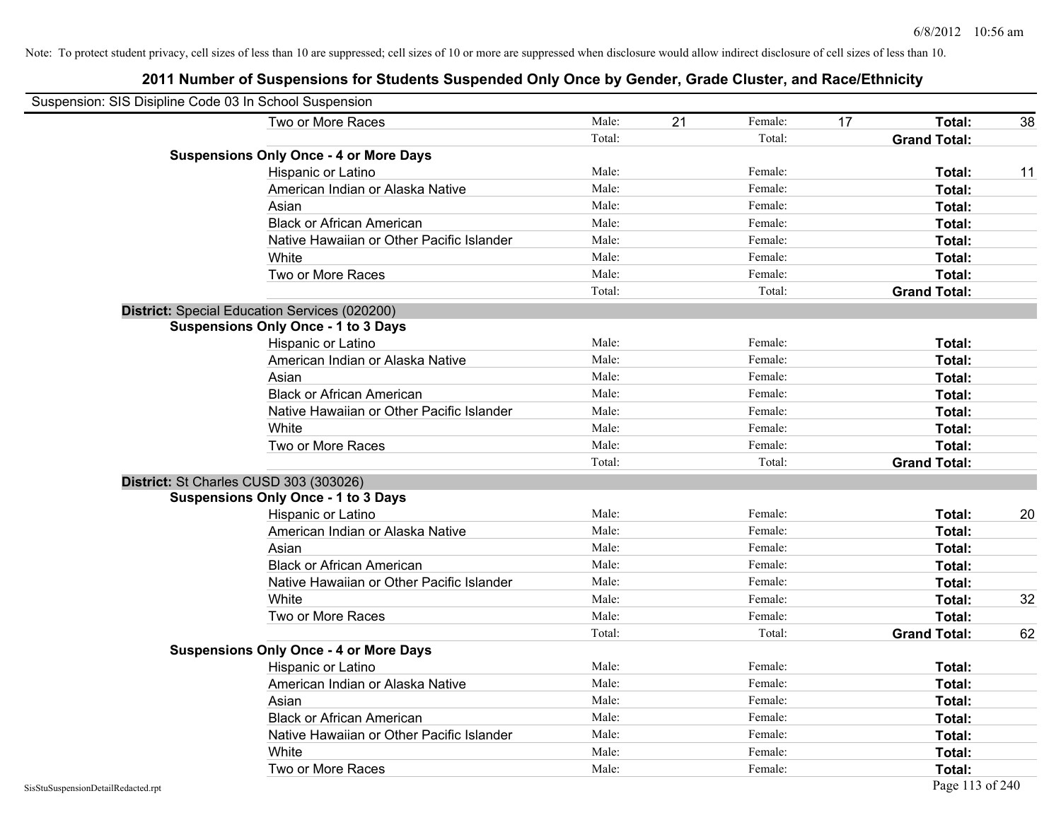Note: To protect student privacy, cell sizes of less than 10 are suppressed; cell sizes of 10 or more are suppressed when disclosure would allow indirect disclosure of cell sizes of less than 10.

# 2011 Number of Suspensions for Students Suspended Only Once by Gender, Grade Cluster, and Race/Ethnicity

Suspension: SIS Disipline Code 03 In School Suspension

| | | | | | | | |
|---|---|---|---|---|---|---|---|
| Two or More Races | Male: | 21 | Female: | 17 | **Total:** | 38 |
| | Total: | | Total: | | **Grand Total:** | |
| **Suspensions Only Once - 4 or More Days** | | | | | | |
| Hispanic or Latino | Male: | | Female: | | **Total:** | 11 |
| American Indian or Alaska Native | Male: | | Female: | | **Total:** | |
| Asian | Male: | | Female: | | **Total:** | |
| Black or African American | Male: | | Female: | | **Total:** | |
| Native Hawaiian or Other Pacific Islander | Male: | | Female: | | **Total:** | |
| White | Male: | | Female: | | **Total:** | |
| Two or More Races | Male: | | Female: | | **Total:** | |
| | Total: | | Total: | | **Grand Total:** | |

**District:** Special Education Services (020200)

| | | | | | | |
|---|---|---|---|---|---|---|
| **Suspensions Only Once - 1 to 3 Days** | | | | | | |
| Hispanic or Latino | Male: | | Female: | | **Total:** | |
| American Indian or Alaska Native | Male: | | Female: | | **Total:** | |
| Asian | Male: | | Female: | | **Total:** | |
| Black or African American | Male: | | Female: | | **Total:** | |
| Native Hawaiian or Other Pacific Islander | Male: | | Female: | | **Total:** | |
| White | Male: | | Female: | | **Total:** | |
| Two or More Races | Male: | | Female: | | **Total:** | |
| | Total: | | Total: | | **Grand Total:** | |

**District:** St Charles CUSD 303 (303026)

| | | | | | | |
|---|---|---|---|---|---|---|
| **Suspensions Only Once - 1 to 3 Days** | | | | | | |
| Hispanic or Latino | Male: | | Female: | | **Total:** | 20 |
| American Indian or Alaska Native | Male: | | Female: | | **Total:** | |
| Asian | Male: | | Female: | | **Total:** | |
| Black or African American | Male: | | Female: | | **Total:** | |
| Native Hawaiian or Other Pacific Islander | Male: | | Female: | | **Total:** | |
| White | Male: | | Female: | | **Total:** | 32 |
| Two or More Races | Male: | | Female: | | **Total:** | |
| | Total: | | Total: | | **Grand Total:** | 62 |
| **Suspensions Only Once - 4 or More Days** | | | | | | |
| Hispanic or Latino | Male: | | Female: | | **Total:** | |
| American Indian or Alaska Native | Male: | | Female: | | **Total:** | |
| Asian | Male: | | Female: | | **Total:** | |
| Black or African American | Male: | | Female: | | **Total:** | |
| Native Hawaiian or Other Pacific Islander | Male: | | Female: | | **Total:** | |
| White | Male: | | Female: | | **Total:** | |
| Two or More Races | Male: | | Female: | | **Total:** | |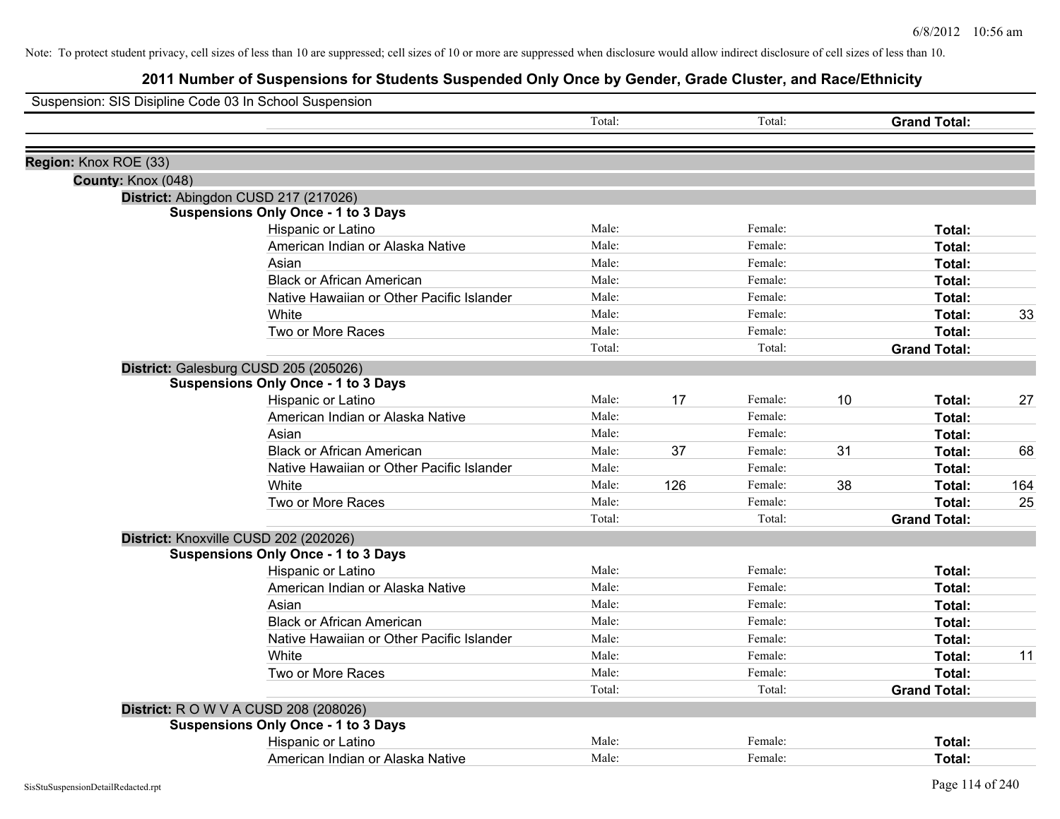Note: To protect student privacy, cell sizes of less than 10 are suppressed; cell sizes of 10 or more are suppressed when disclosure would allow indirect disclosure of cell sizes of less than 10.

# 2011 Number of Suspensions for Students Suspended Only Once by Gender, Grade Cluster, and Race/Ethnicity

Suspension: SIS Disipline Code 03 In School Suspension

| | | | | | | |
|---|---|---|---|---|---|---|
| | Total: | | Total: | | **Grand Total:** | |
| **Region:** Knox ROE (33) | | | | | | |
| **County:** Knox (048) | | | | | | |
| **District:** Abingdon CUSD 217 (217026) | | | | | | |
| **Suspensions Only Once - 1 to 3 Days** | | | | | | |
| Hispanic or Latino | Male: | | Female: | | **Total:** | |
| American Indian or Alaska Native | Male: | | Female: | | **Total:** | |
| Asian | Male: | | Female: | | **Total:** | |
| Black or African American | Male: | | Female: | | **Total:** | |
| Native Hawaiian or Other Pacific Islander | Male: | | Female: | | **Total:** | |
| White | Male: | | Female: | | **Total:** | 33 |
| Two or More Races | Male: | | Female: | | **Total:** | |
| | Total: | | Total: | | **Grand Total:** | |
| **District:** Galesburg CUSD 205 (205026) | | | | | | |
| **Suspensions Only Once - 1 to 3 Days** | | | | | | |
| Hispanic or Latino | Male: | 17 | Female: | 10 | **Total:** | 27 |
| American Indian or Alaska Native | Male: | | Female: | | **Total:** | |
| Asian | Male: | | Female: | | **Total:** | |
| Black or African American | Male: | 37 | Female: | 31 | **Total:** | 68 |
| Native Hawaiian or Other Pacific Islander | Male: | | Female: | | **Total:** | |
| White | Male: | 126 | Female: | 38 | **Total:** | 164 |
| Two or More Races | Male: | | Female: | | **Total:** | 25 |
| | Total: | | Total: | | **Grand Total:** | |
| **District:** Knoxville CUSD 202 (202026) | | | | | | |
| **Suspensions Only Once - 1 to 3 Days** | | | | | | |
| Hispanic or Latino | Male: | | Female: | | **Total:** | |
| American Indian or Alaska Native | Male: | | Female: | | **Total:** | |
| Asian | Male: | | Female: | | **Total:** | |
| Black or African American | Male: | | Female: | | **Total:** | |
| Native Hawaiian or Other Pacific Islander | Male: | | Female: | | **Total:** | |
| White | Male: | | Female: | | **Total:** | 11 |
| Two or More Races | Male: | | Female: | | **Total:** | |
| | Total: | | Total: | | **Grand Total:** | |
| **District:** R O W V A CUSD 208 (208026) | | | | | | |
| **Suspensions Only Once - 1 to 3 Days** | | | | | | |
| Hispanic or Latino | Male: | | Female: | | **Total:** | |
| American Indian or Alaska Native | Male: | | Female: | | **Total:** | |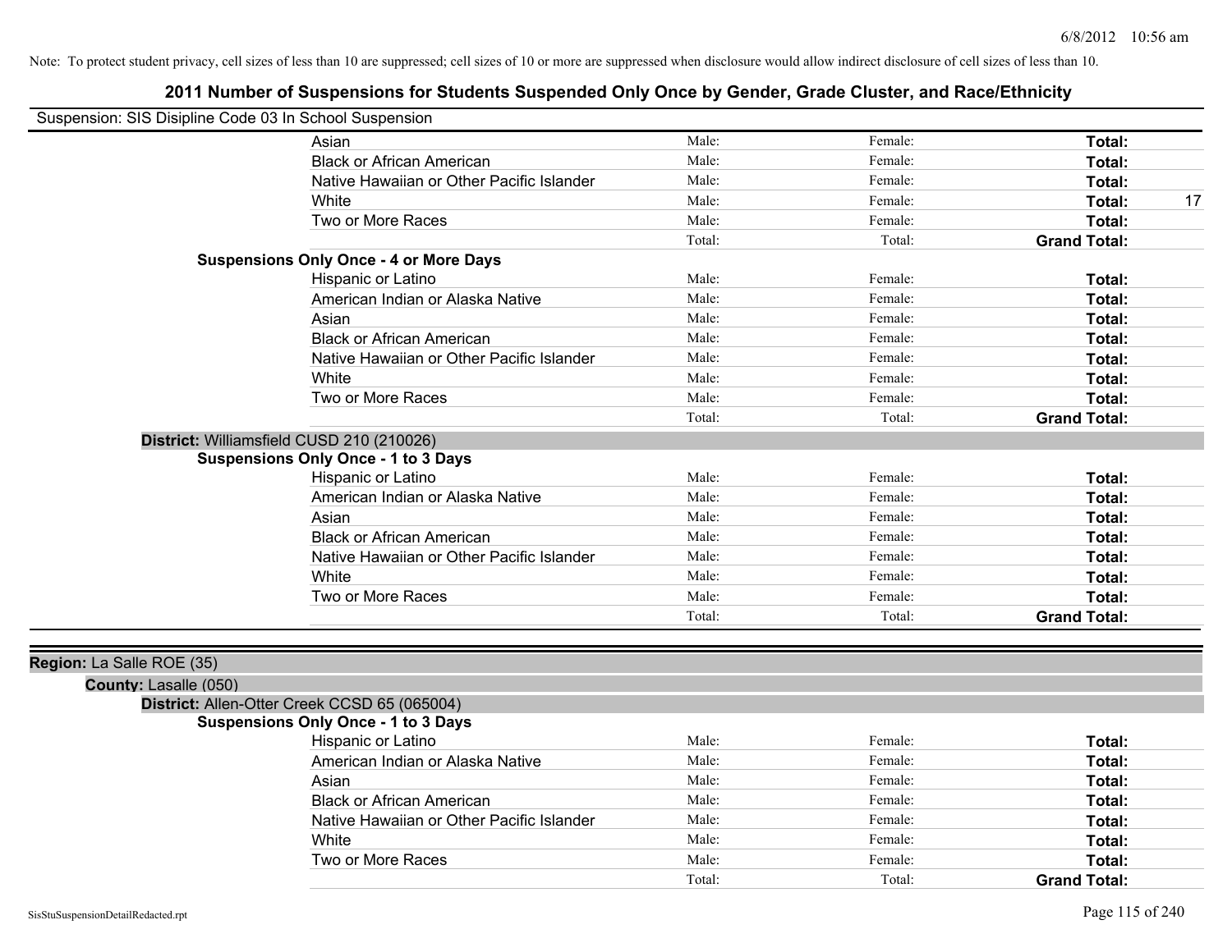Note: To protect student privacy, cell sizes of less than 10 are suppressed; cell sizes of 10 or more are suppressed when disclosure would allow indirect disclosure of cell sizes of less than 10.

# 2011 Number of Suspensions for Students Suspended Only Once by Gender, Grade Cluster, and Race/Ethnicity

Suspension: SIS Disipline Code 03 In School Suspension

| | Male: | Female: | Total: |
|---|---|---|---|
| Asian | Male: | Female: | **Total:** |
| Black or African American | Male: | Female: | **Total:** |
| Native Hawaiian or Other Pacific Islander | Male: | Female: | **Total:** |
| White | Male: | Female: | **Total:** 17 |
| Two or More Races | Male: | Female: | **Total:** |
| | Total: | Total: | **Grand Total:** |

**Suspensions Only Once - 4 or More Days**

| | | | |
|---|---|---|---|
| Hispanic or Latino | Male: | Female: | **Total:** |
| American Indian or Alaska Native | Male: | Female: | **Total:** |
| Asian | Male: | Female: | **Total:** |
| Black or African American | Male: | Female: | **Total:** |
| Native Hawaiian or Other Pacific Islander | Male: | Female: | **Total:** |
| White | Male: | Female: | **Total:** |
| Two or More Races | Male: | Female: | **Total:** |
| | Total: | Total: | **Grand Total:** |

**District:** Williamsfield CUSD 210 (210026)

**Suspensions Only Once - 1 to 3 Days**

| | | | |
|---|---|---|---|
| Hispanic or Latino | Male: | Female: | **Total:** |
| American Indian or Alaska Native | Male: | Female: | **Total:** |
| Asian | Male: | Female: | **Total:** |
| Black or African American | Male: | Female: | **Total:** |
| Native Hawaiian or Other Pacific Islander | Male: | Female: | **Total:** |
| White | Male: | Female: | **Total:** |
| Two or More Races | Male: | Female: | **Total:** |
| | Total: | Total: | **Grand Total:** |

**Region:** La Salle ROE (35)

**County:** Lasalle (050)

**District:** Allen-Otter Creek CCSD 65 (065004)

**Suspensions Only Once - 1 to 3 Days**

| | | | |
|---|---|---|---|
| Hispanic or Latino | Male: | Female: | **Total:** |
| American Indian or Alaska Native | Male: | Female: | **Total:** |
| Asian | Male: | Female: | **Total:** |
| Black or African American | Male: | Female: | **Total:** |
| Native Hawaiian or Other Pacific Islander | Male: | Female: | **Total:** |
| White | Male: | Female: | **Total:** |
| Two or More Races | Male: | Female: | **Total:** |
| | Total: | Total: | **Grand Total:** |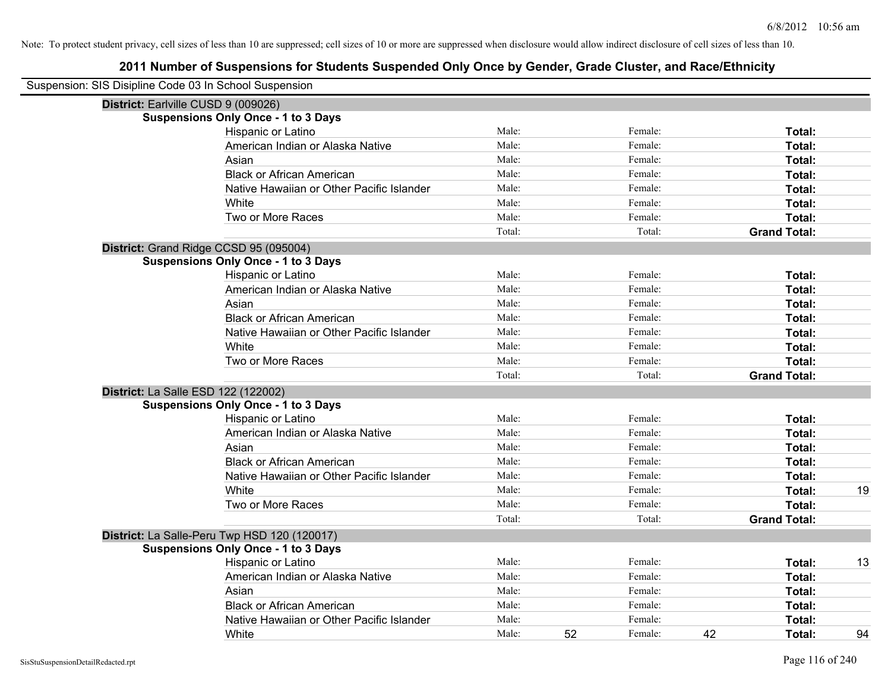Note: To protect student privacy, cell sizes of less than 10 are suppressed; cell sizes of 10 or more are suppressed when disclosure would allow indirect disclosure of cell sizes of less than 10.

# 2011 Number of Suspensions for Students Suspended Only Once by Gender, Grade Cluster, and Race/Ethnicity

Suspension: SIS Disipline Code 03 In School Suspension

**District:** Earlville CUSD 9 (009026)

**Suspensions Only Once - 1 to 3 Days**

| Race/Ethnicity | Male: | | Female: | | Total: | |
|---|---|---|---|---|---|---|
| Hispanic or Latino | Male: | | Female: | | **Total:** | |
| American Indian or Alaska Native | Male: | | Female: | | **Total:** | |
| Asian | Male: | | Female: | | **Total:** | |
| Black or African American | Male: | | Female: | | **Total:** | |
| Native Hawaiian or Other Pacific Islander | Male: | | Female: | | **Total:** | |
| White | Male: | | Female: | | **Total:** | |
| Two or More Races | Male: | | Female: | | **Total:** | |
| | Total: | | Total: | | **Grand Total:** | |

**District:** Grand Ridge CCSD 95 (095004)

**Suspensions Only Once - 1 to 3 Days**

| Race/Ethnicity | Male: | | Female: | | Total: | |
|---|---|---|---|---|---|---|
| Hispanic or Latino | Male: | | Female: | | **Total:** | |
| American Indian or Alaska Native | Male: | | Female: | | **Total:** | |
| Asian | Male: | | Female: | | **Total:** | |
| Black or African American | Male: | | Female: | | **Total:** | |
| Native Hawaiian or Other Pacific Islander | Male: | | Female: | | **Total:** | |
| White | Male: | | Female: | | **Total:** | |
| Two or More Races | Male: | | Female: | | **Total:** | |
| | Total: | | Total: | | **Grand Total:** | |

**District:** La Salle ESD 122 (122002)

**Suspensions Only Once - 1 to 3 Days**

| Race/Ethnicity | Male: | | Female: | | Total: | |
|---|---|---|---|---|---|---|
| Hispanic or Latino | Male: | | Female: | | **Total:** | |
| American Indian or Alaska Native | Male: | | Female: | | **Total:** | |
| Asian | Male: | | Female: | | **Total:** | |
| Black or African American | Male: | | Female: | | **Total:** | |
| Native Hawaiian or Other Pacific Islander | Male: | | Female: | | **Total:** | |
| White | Male: | | Female: | | **Total:** | 19 |
| Two or More Races | Male: | | Female: | | **Total:** | |
| | Total: | | Total: | | **Grand Total:** | |

**District:** La Salle-Peru Twp HSD 120 (120017)

**Suspensions Only Once - 1 to 3 Days**

| Race/Ethnicity | Male: | | Female: | | Total: | |
|---|---|---|---|---|---|---|
| Hispanic or Latino | Male: | | Female: | | **Total:** | 13 |
| American Indian or Alaska Native | Male: | | Female: | | **Total:** | |
| Asian | Male: | | Female: | | **Total:** | |
| Black or African American | Male: | | Female: | | **Total:** | |
| Native Hawaiian or Other Pacific Islander | Male: | | Female: | | **Total:** | |
| White | Male: | 52 | Female: | 42 | **Total:** | 94 |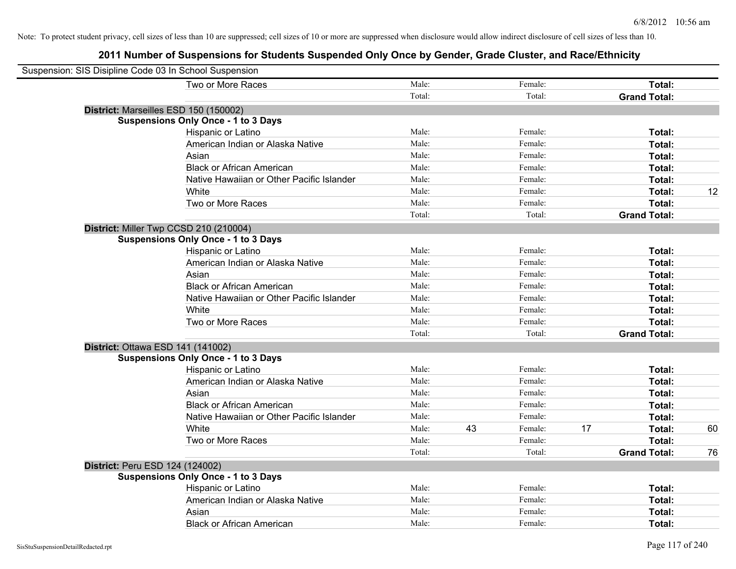Note: To protect student privacy, cell sizes of less than 10 are suppressed; cell sizes of 10 or more are suppressed when disclosure would allow indirect disclosure of cell sizes of less than 10.

## 2011 Number of Suspensions for Students Suspended Only Once by Gender, Grade Cluster, and Race/Ethnicity

Suspension: SIS Disipline Code 03 In School Suspension

| | | | | | | |
|---|---|---|---|---|---|---|
| Two or More Races | Male: | | Female: | | **Total:** | |
| | Total: | | Total: | | **Grand Total:** | |

**District:** Marseilles ESD 150 (150002)

**Suspensions Only Once - 1 to 3 Days**

| | | | | | | |
|---|---|---|---|---|---|---|
| Hispanic or Latino | Male: | | Female: | | **Total:** | |
| American Indian or Alaska Native | Male: | | Female: | | **Total:** | |
| Asian | Male: | | Female: | | **Total:** | |
| Black or African American | Male: | | Female: | | **Total:** | |
| Native Hawaiian or Other Pacific Islander | Male: | | Female: | | **Total:** | |
| White | Male: | | Female: | | **Total:** | 12 |
| Two or More Races | Male: | | Female: | | **Total:** | |
| | Total: | | Total: | | **Grand Total:** | |

**District:** Miller Twp CCSD 210 (210004)

**Suspensions Only Once - 1 to 3 Days**

| | | | | | | |
|---|---|---|---|---|---|---|
| Hispanic or Latino | Male: | | Female: | | **Total:** | |
| American Indian or Alaska Native | Male: | | Female: | | **Total:** | |
| Asian | Male: | | Female: | | **Total:** | |
| Black or African American | Male: | | Female: | | **Total:** | |
| Native Hawaiian or Other Pacific Islander | Male: | | Female: | | **Total:** | |
| White | Male: | | Female: | | **Total:** | |
| Two or More Races | Male: | | Female: | | **Total:** | |
| | Total: | | Total: | | **Grand Total:** | |

**District:** Ottawa ESD 141 (141002)

**Suspensions Only Once - 1 to 3 Days**

| | | | | | | |
|---|---|---|---|---|---|---|
| Hispanic or Latino | Male: | | Female: | | **Total:** | |
| American Indian or Alaska Native | Male: | | Female: | | **Total:** | |
| Asian | Male: | | Female: | | **Total:** | |
| Black or African American | Male: | | Female: | | **Total:** | |
| Native Hawaiian or Other Pacific Islander | Male: | | Female: | | **Total:** | |
| White | Male: | 43 | Female: | 17 | **Total:** | 60 |
| Two or More Races | Male: | | Female: | | **Total:** | |
| | Total: | | Total: | | **Grand Total:** | 76 |

**District:** Peru ESD 124 (124002)

**Suspensions Only Once - 1 to 3 Days**

| | | | | | | |
|---|---|---|---|---|---|---|
| Hispanic or Latino | Male: | | Female: | | **Total:** | |
| American Indian or Alaska Native | Male: | | Female: | | **Total:** | |
| Asian | Male: | | Female: | | **Total:** | |
| Black or African American | Male: | | Female: | | **Total:** | |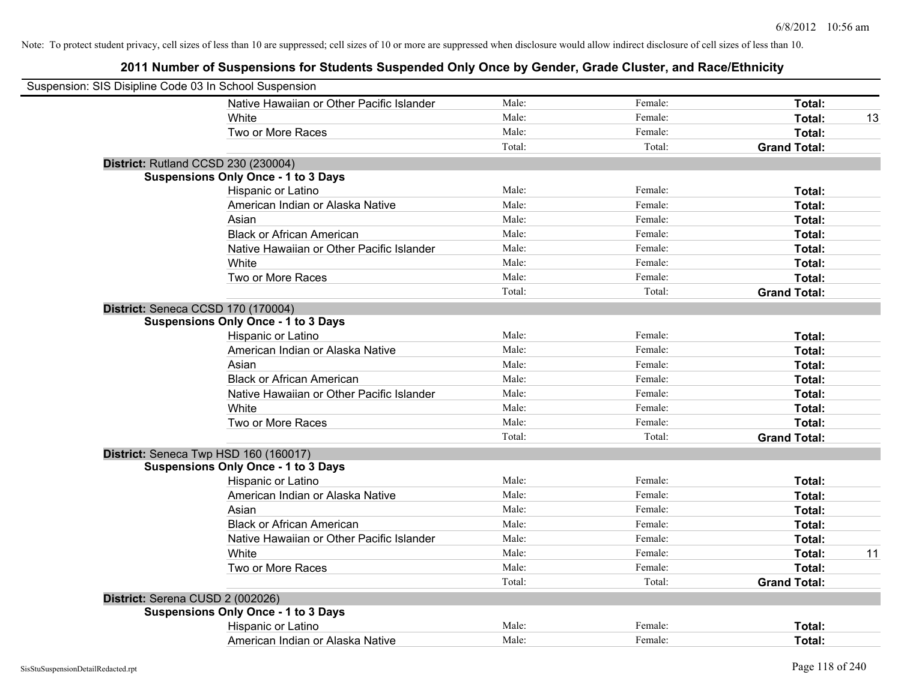Note: To protect student privacy, cell sizes of less than 10 are suppressed; cell sizes of 10 or more are suppressed when disclosure would allow indirect disclosure of cell sizes of less than 10.

# 2011 Number of Suspensions for Students Suspended Only Once by Gender, Grade Cluster, and Race/Ethnicity

Suspension: SIS Disipline Code 03 In School Suspension

| | Male | Female | Total | |
|---|---|---|---|---|
| Native Hawaiian or Other Pacific Islander | Male: | Female: | **Total:** | |
| White | Male: | Female: | **Total:** | 13 |
| Two or More Races | Male: | Female: | **Total:** | |
| | Total: | Total: | **Grand Total:** | |

**District:** Rutland CCSD 230 (230004)

**Suspensions Only Once - 1 to 3 Days**

| | Male | Female | Total | |
|---|---|---|---|---|
| Hispanic or Latino | Male: | Female: | **Total:** | |
| American Indian or Alaska Native | Male: | Female: | **Total:** | |
| Asian | Male: | Female: | **Total:** | |
| Black or African American | Male: | Female: | **Total:** | |
| Native Hawaiian or Other Pacific Islander | Male: | Female: | **Total:** | |
| White | Male: | Female: | **Total:** | |
| Two or More Races | Male: | Female: | **Total:** | |
| | Total: | Total: | **Grand Total:** | |

**District:** Seneca CCSD 170 (170004)

**Suspensions Only Once - 1 to 3 Days**

| | Male | Female | Total | |
|---|---|---|---|---|
| Hispanic or Latino | Male: | Female: | **Total:** | |
| American Indian or Alaska Native | Male: | Female: | **Total:** | |
| Asian | Male: | Female: | **Total:** | |
| Black or African American | Male: | Female: | **Total:** | |
| Native Hawaiian or Other Pacific Islander | Male: | Female: | **Total:** | |
| White | Male: | Female: | **Total:** | |
| Two or More Races | Male: | Female: | **Total:** | |
| | Total: | Total: | **Grand Total:** | |

**District:** Seneca Twp HSD 160 (160017)

**Suspensions Only Once - 1 to 3 Days**

| | Male | Female | Total | |
|---|---|---|---|---|
| Hispanic or Latino | Male: | Female: | **Total:** | |
| American Indian or Alaska Native | Male: | Female: | **Total:** | |
| Asian | Male: | Female: | **Total:** | |
| Black or African American | Male: | Female: | **Total:** | |
| Native Hawaiian or Other Pacific Islander | Male: | Female: | **Total:** | |
| White | Male: | Female: | **Total:** | 11 |
| Two or More Races | Male: | Female: | **Total:** | |
| | Total: | Total: | **Grand Total:** | |

**District:** Serena CUSD 2 (002026)

**Suspensions Only Once - 1 to 3 Days**

| | Male | Female | Total | |
|---|---|---|---|---|
| Hispanic or Latino | Male: | Female: | **Total:** | |
| American Indian or Alaska Native | Male: | Female: | **Total:** | |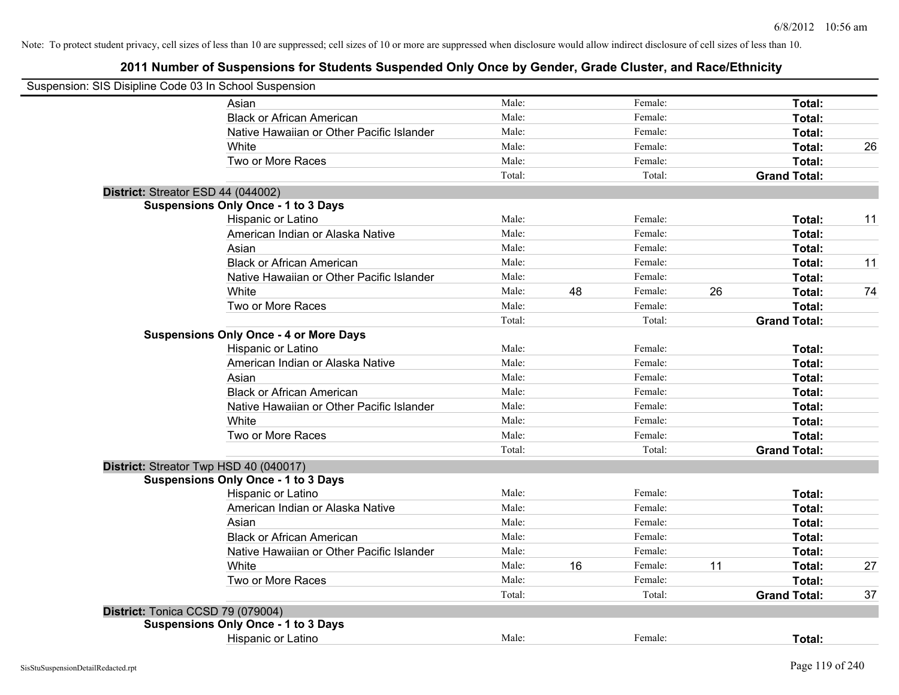Note: To protect student privacy, cell sizes of less than 10 are suppressed; cell sizes of 10 or more are suppressed when disclosure would allow indirect disclosure of cell sizes of less than 10.

# 2011 Number of Suspensions for Students Suspended Only Once by Gender, Grade Cluster, and Race/Ethnicity

Suspension: SIS Disipline Code 03 In School Suspension

| | | | | | | |
|---|---|---|---|---|---|---|
| Asian | Male: | | Female: | | **Total:** | |
| Black or African American | Male: | | Female: | | **Total:** | |
| Native Hawaiian or Other Pacific Islander | Male: | | Female: | | **Total:** | |
| White | Male: | | Female: | | **Total:** | 26 |
| Two or More Races | Male: | | Female: | | **Total:** | |
| | Total: | | Total: | | **Grand Total:** | |

**District:** Streator ESD 44 (044002)

**Suspensions Only Once - 1 to 3 Days**

| | | | | | | |
|---|---|---|---|---|---|---|
| Hispanic or Latino | Male: | | Female: | | **Total:** | 11 |
| American Indian or Alaska Native | Male: | | Female: | | **Total:** | |
| Asian | Male: | | Female: | | **Total:** | |
| Black or African American | Male: | | Female: | | **Total:** | 11 |
| Native Hawaiian or Other Pacific Islander | Male: | | Female: | | **Total:** | |
| White | Male: | 48 | Female: | 26 | **Total:** | 74 |
| Two or More Races | Male: | | Female: | | **Total:** | |
| | Total: | | Total: | | **Grand Total:** | |

**Suspensions Only Once - 4 or More Days**

| | | | | | | |
|---|---|---|---|---|---|---|
| Hispanic or Latino | Male: | | Female: | | **Total:** | |
| American Indian or Alaska Native | Male: | | Female: | | **Total:** | |
| Asian | Male: | | Female: | | **Total:** | |
| Black or African American | Male: | | Female: | | **Total:** | |
| Native Hawaiian or Other Pacific Islander | Male: | | Female: | | **Total:** | |
| White | Male: | | Female: | | **Total:** | |
| Two or More Races | Male: | | Female: | | **Total:** | |
| | Total: | | Total: | | **Grand Total:** | |

**District:** Streator Twp HSD 40 (040017)

**Suspensions Only Once - 1 to 3 Days**

| | | | | | | |
|---|---|---|---|---|---|---|
| Hispanic or Latino | Male: | | Female: | | **Total:** | |
| American Indian or Alaska Native | Male: | | Female: | | **Total:** | |
| Asian | Male: | | Female: | | **Total:** | |
| Black or African American | Male: | | Female: | | **Total:** | |
| Native Hawaiian or Other Pacific Islander | Male: | | Female: | | **Total:** | |
| White | Male: | 16 | Female: | 11 | **Total:** | 27 |
| Two or More Races | Male: | | Female: | | **Total:** | |
| | Total: | | Total: | | **Grand Total:** | 37 |

**District:** Tonica CCSD 79 (079004)

**Suspensions Only Once - 1 to 3 Days**

| | | | | | | |
|---|---|---|---|---|---|---|
| Hispanic or Latino | Male: | | Female: | | **Total:** | |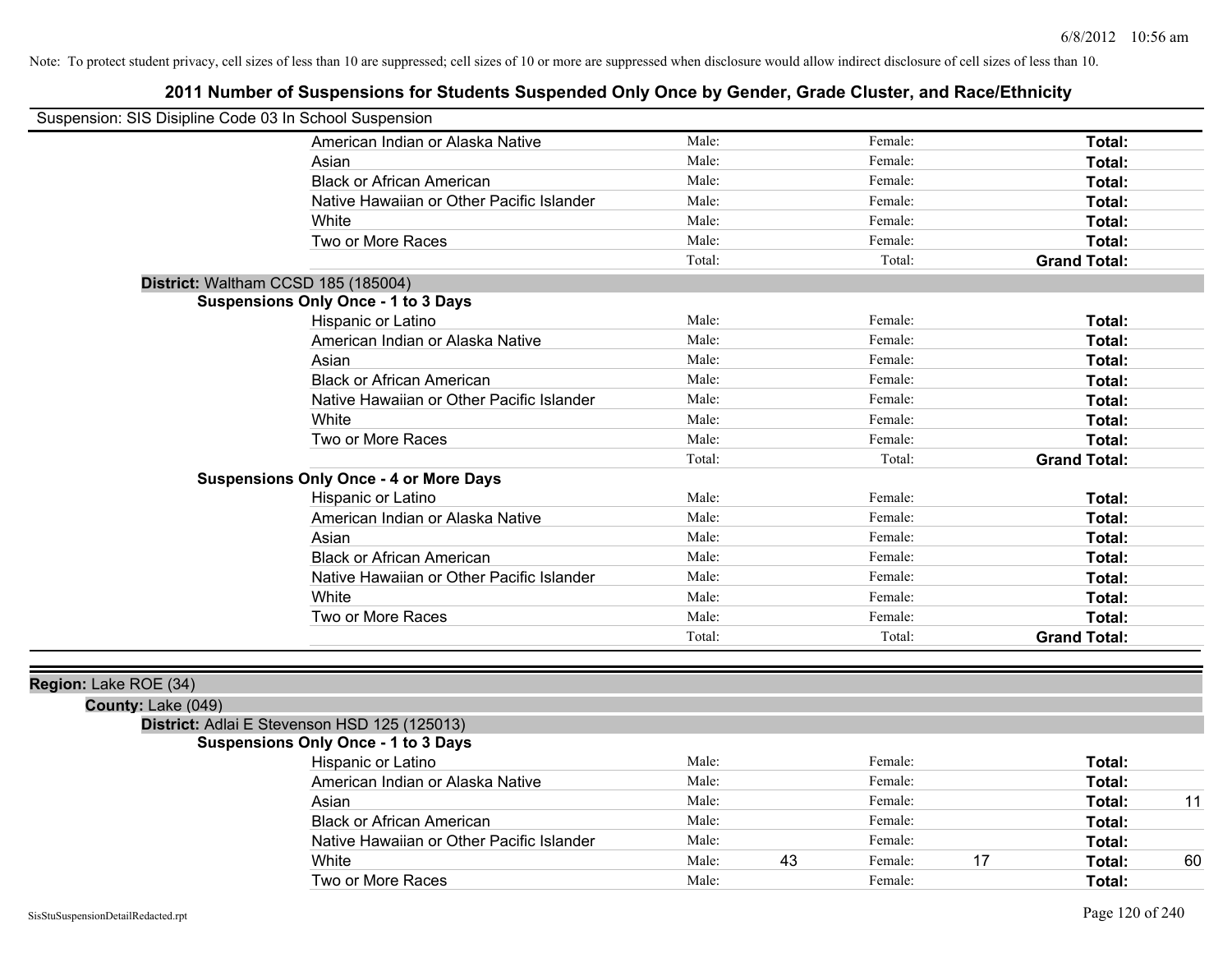Note: To protect student privacy, cell sizes of less than 10 are suppressed; cell sizes of 10 or more are suppressed when disclosure would allow indirect disclosure of cell sizes of less than 10.

# 2011 Number of Suspensions for Students Suspended Only Once by Gender, Grade Cluster, and Race/Ethnicity

Suspension: SIS Disipline Code 03 In School Suspension

| | Male: | | Female: | | | |
|---|---|---|---|---|---|---|
| American Indian or Alaska Native | Male: | | Female: | | **Total:** | |
| Asian | Male: | | Female: | | **Total:** | |
| Black or African American | Male: | | Female: | | **Total:** | |
| Native Hawaiian or Other Pacific Islander | Male: | | Female: | | **Total:** | |
| White | Male: | | Female: | | **Total:** | |
| Two or More Races | Male: | | Female: | | **Total:** | |
| | Total: | | Total: | | **Grand Total:** | |

**District:** Waltham CCSD 185 (185004)

**Suspensions Only Once - 1 to 3 Days**

| | | | | | | |
|---|---|---|---|---|---|---|
| Hispanic or Latino | Male: | | Female: | | **Total:** | |
| American Indian or Alaska Native | Male: | | Female: | | **Total:** | |
| Asian | Male: | | Female: | | **Total:** | |
| Black or African American | Male: | | Female: | | **Total:** | |
| Native Hawaiian or Other Pacific Islander | Male: | | Female: | | **Total:** | |
| White | Male: | | Female: | | **Total:** | |
| Two or More Races | Male: | | Female: | | **Total:** | |
| | Total: | | Total: | | **Grand Total:** | |

**Suspensions Only Once - 4 or More Days**

| | | | | | | |
|---|---|---|---|---|---|---|
| Hispanic or Latino | Male: | | Female: | | **Total:** | |
| American Indian or Alaska Native | Male: | | Female: | | **Total:** | |
| Asian | Male: | | Female: | | **Total:** | |
| Black or African American | Male: | | Female: | | **Total:** | |
| Native Hawaiian or Other Pacific Islander | Male: | | Female: | | **Total:** | |
| White | Male: | | Female: | | **Total:** | |
| Two or More Races | Male: | | Female: | | **Total:** | |
| | Total: | | Total: | | **Grand Total:** | |

**Region:** Lake ROE (34)

**County:** Lake (049)

**District:** Adlai E Stevenson HSD 125 (125013)

**Suspensions Only Once - 1 to 3 Days**

| | | | | | | |
|---|---|---|---|---|---|---|
| Hispanic or Latino | Male: | | Female: | | **Total:** | |
| American Indian or Alaska Native | Male: | | Female: | | **Total:** | |
| Asian | Male: | | Female: | | **Total:** | 11 |
| Black or African American | Male: | | Female: | | **Total:** | |
| Native Hawaiian or Other Pacific Islander | Male: | | Female: | | **Total:** | |
| White | Male: | 43 | Female: | 17 | **Total:** | 60 |
| Two or More Races | Male: | | Female: | | **Total:** | |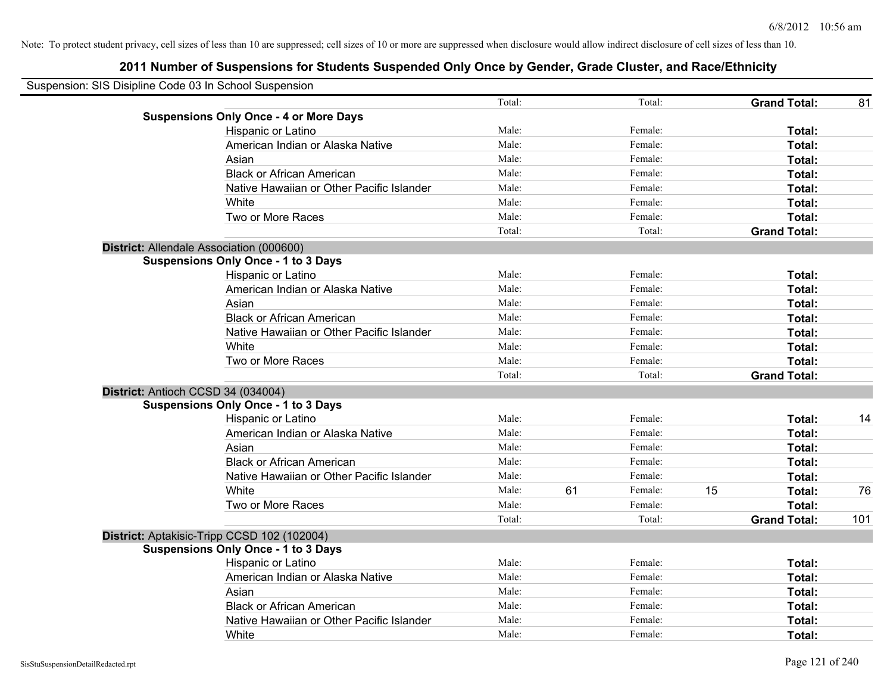Note: To protect student privacy, cell sizes of less than 10 are suppressed; cell sizes of 10 or more are suppressed when disclosure would allow indirect disclosure of cell sizes of less than 10.

## 2011 Number of Suspensions for Students Suspended Only Once by Gender, Grade Cluster, and Race/Ethnicity

Suspension: SIS Disipline Code 03 In School Suspension

| | | | | | | | |
|---|---|---|---|---|---|---|---|
| | Total: | | Total: | | **Grand Total:** | 81 |
| **Suspensions Only Once - 4 or More Days** | | | | | | | |
| Hispanic or Latino | Male: | | Female: | | **Total:** | |
| American Indian or Alaska Native | Male: | | Female: | | **Total:** | |
| Asian | Male: | | Female: | | **Total:** | |
| Black or African American | Male: | | Female: | | **Total:** | |
| Native Hawaiian or Other Pacific Islander | Male: | | Female: | | **Total:** | |
| White | Male: | | Female: | | **Total:** | |
| Two or More Races | Male: | | Female: | | **Total:** | |
| | Total: | | Total: | | **Grand Total:** | |
| **District:** Allendale Association (000600) | | | | | | |
| **Suspensions Only Once - 1 to 3 Days** | | | | | | |
| Hispanic or Latino | Male: | | Female: | | **Total:** | |
| American Indian or Alaska Native | Male: | | Female: | | **Total:** | |
| Asian | Male: | | Female: | | **Total:** | |
| Black or African American | Male: | | Female: | | **Total:** | |
| Native Hawaiian or Other Pacific Islander | Male: | | Female: | | **Total:** | |
| White | Male: | | Female: | | **Total:** | |
| Two or More Races | Male: | | Female: | | **Total:** | |
| | Total: | | Total: | | **Grand Total:** | |
| **District:** Antioch CCSD 34 (034004) | | | | | | |
| **Suspensions Only Once - 1 to 3 Days** | | | | | | |
| Hispanic or Latino | Male: | | Female: | | **Total:** | 14 |
| American Indian or Alaska Native | Male: | | Female: | | **Total:** | |
| Asian | Male: | | Female: | | **Total:** | |
| Black or African American | Male: | | Female: | | **Total:** | |
| Native Hawaiian or Other Pacific Islander | Male: | | Female: | | **Total:** | |
| White | Male: | 61 | Female: | 15 | **Total:** | 76 |
| Two or More Races | Male: | | Female: | | **Total:** | |
| | Total: | | Total: | | **Grand Total:** | 101 |
| **District:** Aptakisic-Tripp CCSD 102 (102004) | | | | | | |
| **Suspensions Only Once - 1 to 3 Days** | | | | | | |
| Hispanic or Latino | Male: | | Female: | | **Total:** | |
| American Indian or Alaska Native | Male: | | Female: | | **Total:** | |
| Asian | Male: | | Female: | | **Total:** | |
| Black or African American | Male: | | Female: | | **Total:** | |
| Native Hawaiian or Other Pacific Islander | Male: | | Female: | | **Total:** | |
| White | Male: | | Female: | | **Total:** | |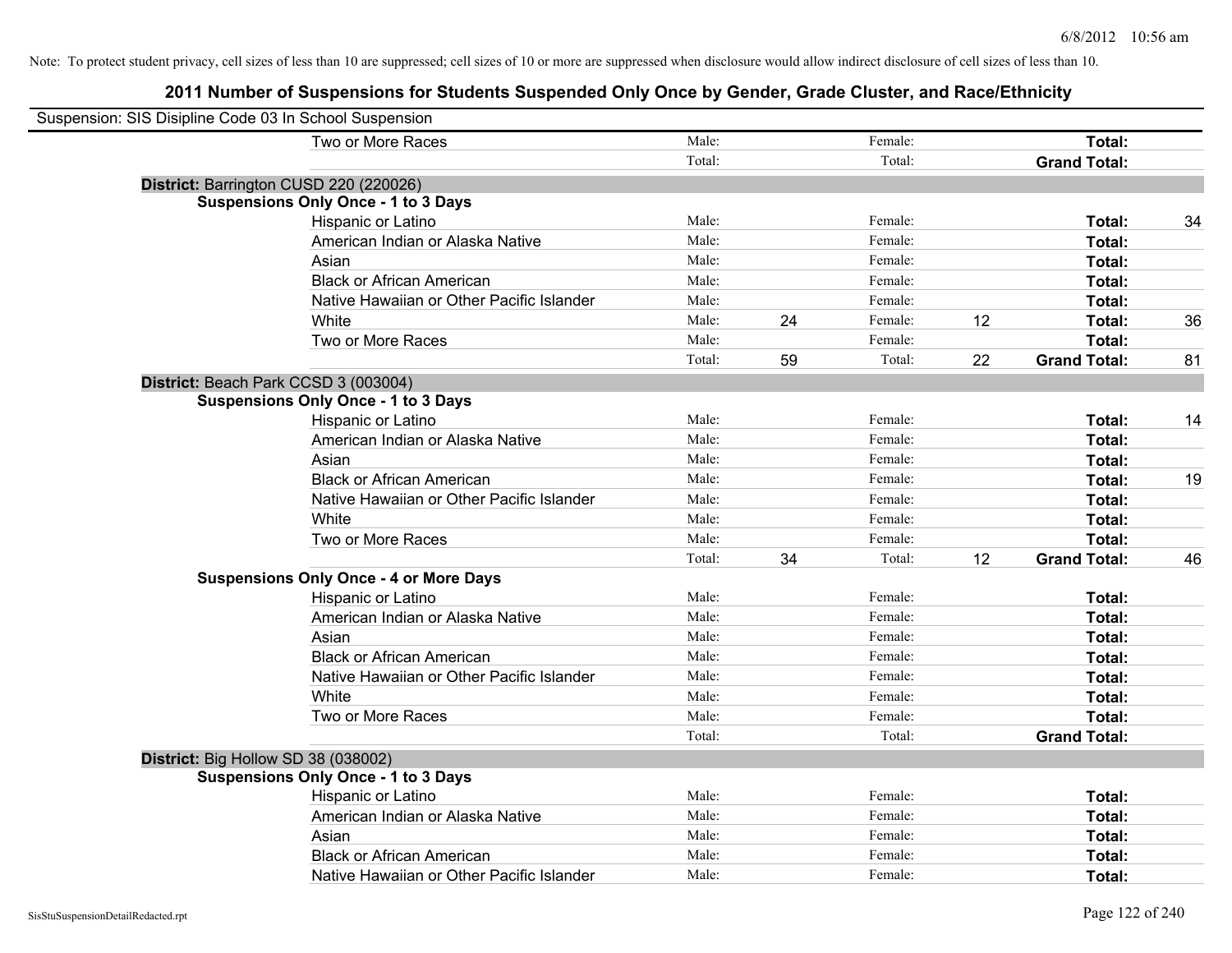Note: To protect student privacy, cell sizes of less than 10 are suppressed; cell sizes of 10 or more are suppressed when disclosure would allow indirect disclosure of cell sizes of less than 10.

# 2011 Number of Suspensions for Students Suspended Only Once by Gender, Grade Cluster, and Race/Ethnicity

Suspension: SIS Disipline Code 03 In School Suspension

| | | | | | | |
|---|---|---|---|---|---|---|
| Two or More Races | Male: | | Female: | | **Total:** | |
| | Total: | | Total: | | **Grand Total:** | |

**District:** Barrington CUSD 220 (220026)

**Suspensions Only Once - 1 to 3 Days**

| | | | | | | |
|---|---|---|---|---|---|---|
| Hispanic or Latino | Male: | | Female: | | **Total:** | 34 |
| American Indian or Alaska Native | Male: | | Female: | | **Total:** | |
| Asian | Male: | | Female: | | **Total:** | |
| Black or African American | Male: | | Female: | | **Total:** | |
| Native Hawaiian or Other Pacific Islander | Male: | | Female: | | **Total:** | |
| White | Male: | 24 | Female: | 12 | **Total:** | 36 |
| Two or More Races | Male: | | Female: | | **Total:** | |
| | Total: | 59 | Total: | 22 | **Grand Total:** | 81 |

**District:** Beach Park CCSD 3 (003004)

**Suspensions Only Once - 1 to 3 Days**

| | | | | | | |
|---|---|---|---|---|---|---|
| Hispanic or Latino | Male: | | Female: | | **Total:** | 14 |
| American Indian or Alaska Native | Male: | | Female: | | **Total:** | |
| Asian | Male: | | Female: | | **Total:** | |
| Black or African American | Male: | | Female: | | **Total:** | 19 |
| Native Hawaiian or Other Pacific Islander | Male: | | Female: | | **Total:** | |
| White | Male: | | Female: | | **Total:** | |
| Two or More Races | Male: | | Female: | | **Total:** | |
| | Total: | 34 | Total: | 12 | **Grand Total:** | 46 |

**Suspensions Only Once - 4 or More Days**

| | | | | | | |
|---|---|---|---|---|---|---|
| Hispanic or Latino | Male: | | Female: | | **Total:** | |
| American Indian or Alaska Native | Male: | | Female: | | **Total:** | |
| Asian | Male: | | Female: | | **Total:** | |
| Black or African American | Male: | | Female: | | **Total:** | |
| Native Hawaiian or Other Pacific Islander | Male: | | Female: | | **Total:** | |
| White | Male: | | Female: | | **Total:** | |
| Two or More Races | Male: | | Female: | | **Total:** | |
| | Total: | | Total: | | **Grand Total:** | |

**District:** Big Hollow SD 38 (038002)

**Suspensions Only Once - 1 to 3 Days**

| | | | | | | |
|---|---|---|---|---|---|---|
| Hispanic or Latino | Male: | | Female: | | **Total:** | |
| American Indian or Alaska Native | Male: | | Female: | | **Total:** | |
| Asian | Male: | | Female: | | **Total:** | |
| Black or African American | Male: | | Female: | | **Total:** | |
| Native Hawaiian or Other Pacific Islander | Male: | | Female: | | **Total:** | |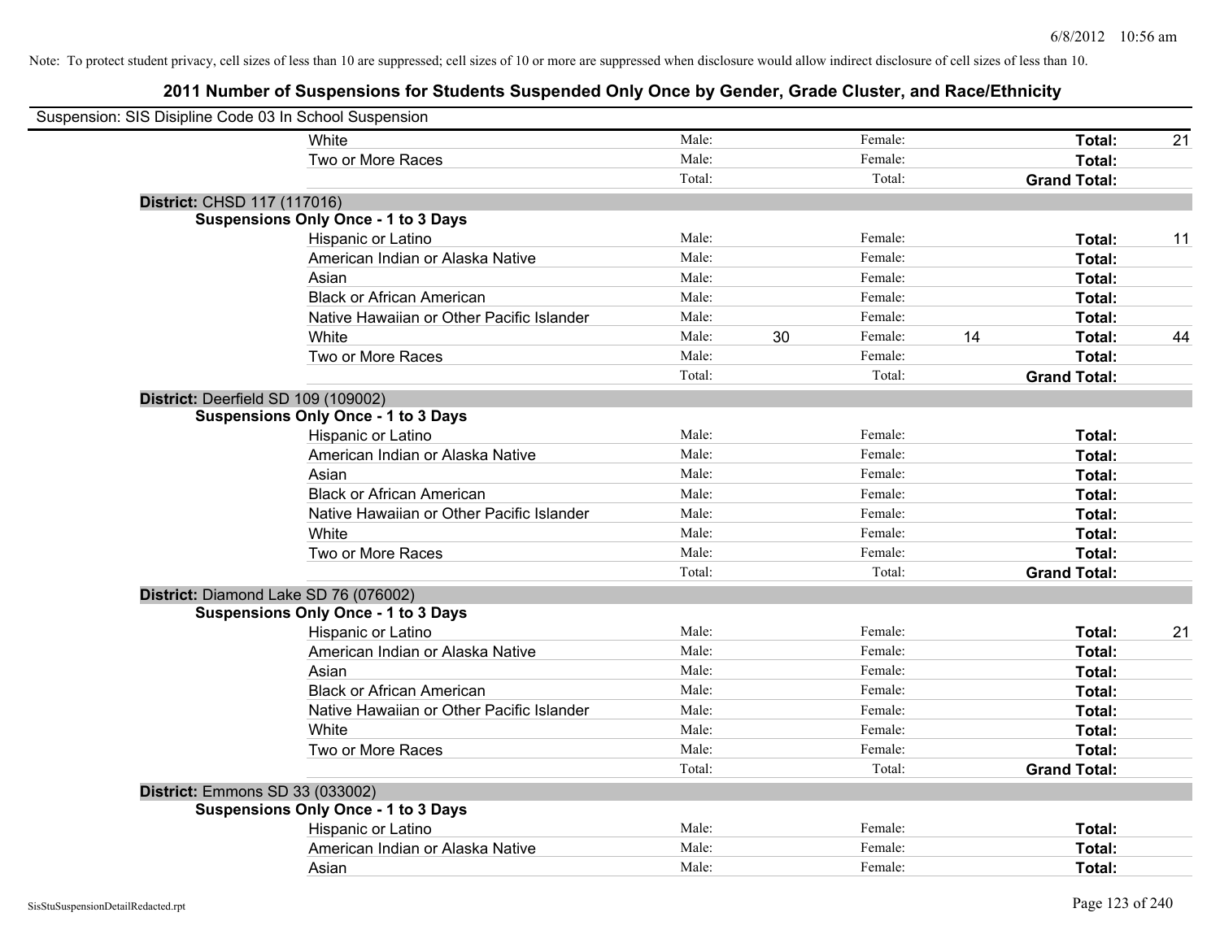Note: To protect student privacy, cell sizes of less than 10 are suppressed; cell sizes of 10 or more are suppressed when disclosure would allow indirect disclosure of cell sizes of less than 10.

## 2011 Number of Suspensions for Students Suspended Only Once by Gender, Grade Cluster, and Race/Ethnicity

Suspension: SIS Disipline Code 03 In School Suspension

| | | | | | | | |
|---|---|---|---|---|---|---|---|
| White | Male: | | Female: | | **Total:** | 21 |
| Two or More Races | Male: | | Female: | | **Total:** | |
| | Total: | | Total: | | **Grand Total:** | |

**District:** CHSD 117 (117016)

**Suspensions Only Once - 1 to 3 Days**

| | | | | | | |
|---|---|---|---|---|---|---|
| Hispanic or Latino | Male: | | Female: | | **Total:** | 11 |
| American Indian or Alaska Native | Male: | | Female: | | **Total:** | |
| Asian | Male: | | Female: | | **Total:** | |
| Black or African American | Male: | | Female: | | **Total:** | |
| Native Hawaiian or Other Pacific Islander | Male: | | Female: | | **Total:** | |
| White | Male: | 30 | Female: | 14 | **Total:** | 44 |
| Two or More Races | Male: | | Female: | | **Total:** | |
| | Total: | | Total: | | **Grand Total:** | |

**District:** Deerfield SD 109 (109002)

**Suspensions Only Once - 1 to 3 Days**

| | | | | | | |
|---|---|---|---|---|---|---|
| Hispanic or Latino | Male: | | Female: | | **Total:** | |
| American Indian or Alaska Native | Male: | | Female: | | **Total:** | |
| Asian | Male: | | Female: | | **Total:** | |
| Black or African American | Male: | | Female: | | **Total:** | |
| Native Hawaiian or Other Pacific Islander | Male: | | Female: | | **Total:** | |
| White | Male: | | Female: | | **Total:** | |
| Two or More Races | Male: | | Female: | | **Total:** | |
| | Total: | | Total: | | **Grand Total:** | |

**District:** Diamond Lake SD 76 (076002)

**Suspensions Only Once - 1 to 3 Days**

| | | | | | | |
|---|---|---|---|---|---|---|
| Hispanic or Latino | Male: | | Female: | | **Total:** | 21 |
| American Indian or Alaska Native | Male: | | Female: | | **Total:** | |
| Asian | Male: | | Female: | | **Total:** | |
| Black or African American | Male: | | Female: | | **Total:** | |
| Native Hawaiian or Other Pacific Islander | Male: | | Female: | | **Total:** | |
| White | Male: | | Female: | | **Total:** | |
| Two or More Races | Male: | | Female: | | **Total:** | |
| | Total: | | Total: | | **Grand Total:** | |

**District:** Emmons SD 33 (033002)

**Suspensions Only Once - 1 to 3 Days**

| | | | | | | |
|---|---|---|---|---|---|---|
| Hispanic or Latino | Male: | | Female: | | **Total:** | |
| American Indian or Alaska Native | Male: | | Female: | | **Total:** | |
| Asian | Male: | | Female: | | **Total:** | |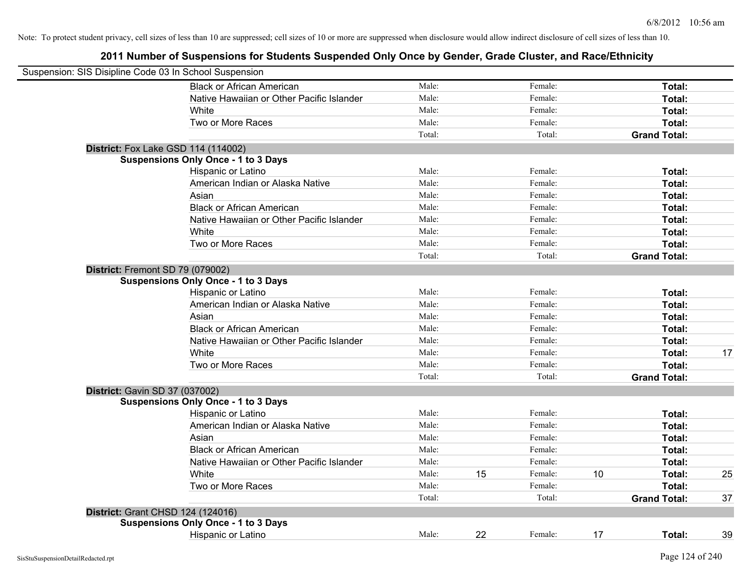Note: To protect student privacy, cell sizes of less than 10 are suppressed; cell sizes of 10 or more are suppressed when disclosure would allow indirect disclosure of cell sizes of less than 10.

## 2011 Number of Suspensions for Students Suspended Only Once by Gender, Grade Cluster, and Race/Ethnicity

Suspension: SIS Disipline Code 03 In School Suspension

| | | | | | | | |
|---|---|---|---|---|---|---|---|
| Black or African American | Male: | | Female: | | **Total:** | |
| Native Hawaiian or Other Pacific Islander | Male: | | Female: | | **Total:** | |
| White | Male: | | Female: | | **Total:** | |
| Two or More Races | Male: | | Female: | | **Total:** | |
| | Total: | | Total: | | **Grand Total:** | |

**District:** Fox Lake GSD 114 (114002)

**Suspensions Only Once - 1 to 3 Days**

| | | | | | | |
|---|---|---|---|---|---|---|
| Hispanic or Latino | Male: | | Female: | | **Total:** | |
| American Indian or Alaska Native | Male: | | Female: | | **Total:** | |
| Asian | Male: | | Female: | | **Total:** | |
| Black or African American | Male: | | Female: | | **Total:** | |
| Native Hawaiian or Other Pacific Islander | Male: | | Female: | | **Total:** | |
| White | Male: | | Female: | | **Total:** | |
| Two or More Races | Male: | | Female: | | **Total:** | |
| | Total: | | Total: | | **Grand Total:** | |

**District:** Fremont SD 79 (079002)

**Suspensions Only Once - 1 to 3 Days**

| | | | | | | |
|---|---|---|---|---|---|---|
| Hispanic or Latino | Male: | | Female: | | **Total:** | |
| American Indian or Alaska Native | Male: | | Female: | | **Total:** | |
| Asian | Male: | | Female: | | **Total:** | |
| Black or African American | Male: | | Female: | | **Total:** | |
| Native Hawaiian or Other Pacific Islander | Male: | | Female: | | **Total:** | |
| White | Male: | | Female: | | **Total:** | 17 |
| Two or More Races | Male: | | Female: | | **Total:** | |
| | Total: | | Total: | | **Grand Total:** | |

**District:** Gavin SD 37 (037002)

**Suspensions Only Once - 1 to 3 Days**

| | | | | | | |
|---|---|---|---|---|---|---|
| Hispanic or Latino | Male: | | Female: | | **Total:** | |
| American Indian or Alaska Native | Male: | | Female: | | **Total:** | |
| Asian | Male: | | Female: | | **Total:** | |
| Black or African American | Male: | | Female: | | **Total:** | |
| Native Hawaiian or Other Pacific Islander | Male: | | Female: | | **Total:** | |
| White | Male: | 15 | Female: | 10 | **Total:** | 25 |
| Two or More Races | Male: | | Female: | | **Total:** | |
| | Total: | | Total: | | **Grand Total:** | 37 |

**District:** Grant CHSD 124 (124016)

**Suspensions Only Once - 1 to 3 Days**

| | | | | | | |
|---|---|---|---|---|---|---|
| Hispanic or Latino | Male: | 22 | Female: | 17 | **Total:** | 39 |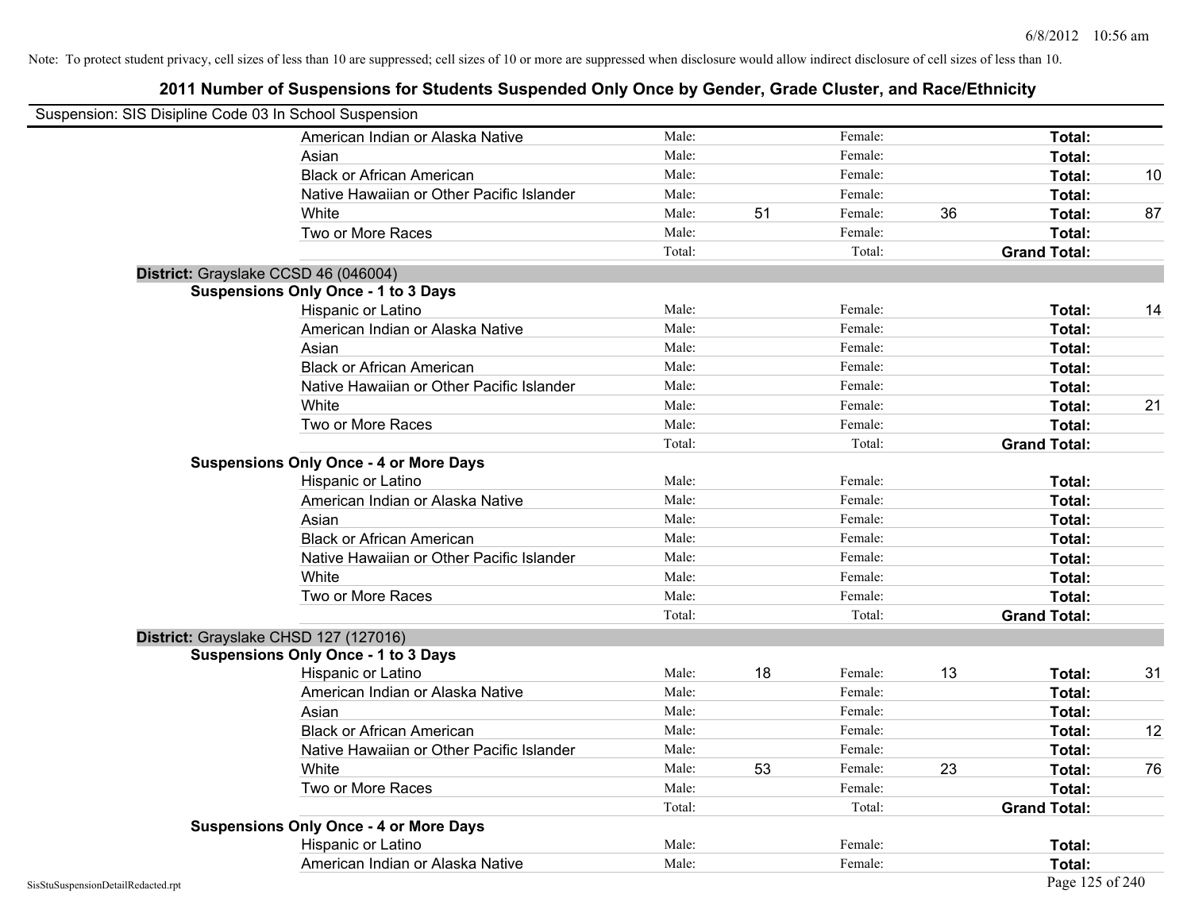Note: To protect student privacy, cell sizes of less than 10 are suppressed; cell sizes of 10 or more are suppressed when disclosure would allow indirect disclosure of cell sizes of less than 10.

# 2011 Number of Suspensions for Students Suspended Only Once by Gender, Grade Cluster, and Race/Ethnicity

Suspension: SIS Disipline Code 03 In School Suspension

| | Male: | | Female: | | Total: | |
|---|---|---|---|---|---|---|
| American Indian or Alaska Native | Male: | | Female: | | **Total:** | |
| Asian | Male: | | Female: | | **Total:** | |
| Black or African American | Male: | | Female: | | **Total:** | 10 |
| Native Hawaiian or Other Pacific Islander | Male: | | Female: | | **Total:** | |
| White | Male: | 51 | Female: | 36 | **Total:** | 87 |
| Two or More Races | Male: | | Female: | | **Total:** | |
| | Total: | | Total: | | **Grand Total:** | |

**District:** Grayslake CCSD 46 (046004)

**Suspensions Only Once - 1 to 3 Days**

| | | | | | | |
|---|---|---|---|---|---|---|
| Hispanic or Latino | Male: | | Female: | | **Total:** | 14 |
| American Indian or Alaska Native | Male: | | Female: | | **Total:** | |
| Asian | Male: | | Female: | | **Total:** | |
| Black or African American | Male: | | Female: | | **Total:** | |
| Native Hawaiian or Other Pacific Islander | Male: | | Female: | | **Total:** | |
| White | Male: | | Female: | | **Total:** | 21 |
| Two or More Races | Male: | | Female: | | **Total:** | |
| | Total: | | Total: | | **Grand Total:** | |

**Suspensions Only Once - 4 or More Days**

| | | | | | | |
|---|---|---|---|---|---|---|
| Hispanic or Latino | Male: | | Female: | | **Total:** | |
| American Indian or Alaska Native | Male: | | Female: | | **Total:** | |
| Asian | Male: | | Female: | | **Total:** | |
| Black or African American | Male: | | Female: | | **Total:** | |
| Native Hawaiian or Other Pacific Islander | Male: | | Female: | | **Total:** | |
| White | Male: | | Female: | | **Total:** | |
| Two or More Races | Male: | | Female: | | **Total:** | |
| | Total: | | Total: | | **Grand Total:** | |

**District:** Grayslake CHSD 127 (127016)

**Suspensions Only Once - 1 to 3 Days**

| | | | | | | |
|---|---|---|---|---|---|---|
| Hispanic or Latino | Male: | 18 | Female: | 13 | **Total:** | 31 |
| American Indian or Alaska Native | Male: | | Female: | | **Total:** | |
| Asian | Male: | | Female: | | **Total:** | |
| Black or African American | Male: | | Female: | | **Total:** | 12 |
| Native Hawaiian or Other Pacific Islander | Male: | | Female: | | **Total:** | |
| White | Male: | 53 | Female: | 23 | **Total:** | 76 |
| Two or More Races | Male: | | Female: | | **Total:** | |
| | Total: | | Total: | | **Grand Total:** | |

**Suspensions Only Once - 4 or More Days**

| | | | | | | |
|---|---|---|---|---|---|---|
| Hispanic or Latino | Male: | | Female: | | **Total:** | |
| American Indian or Alaska Native | Male: | | Female: | | **Total:** | |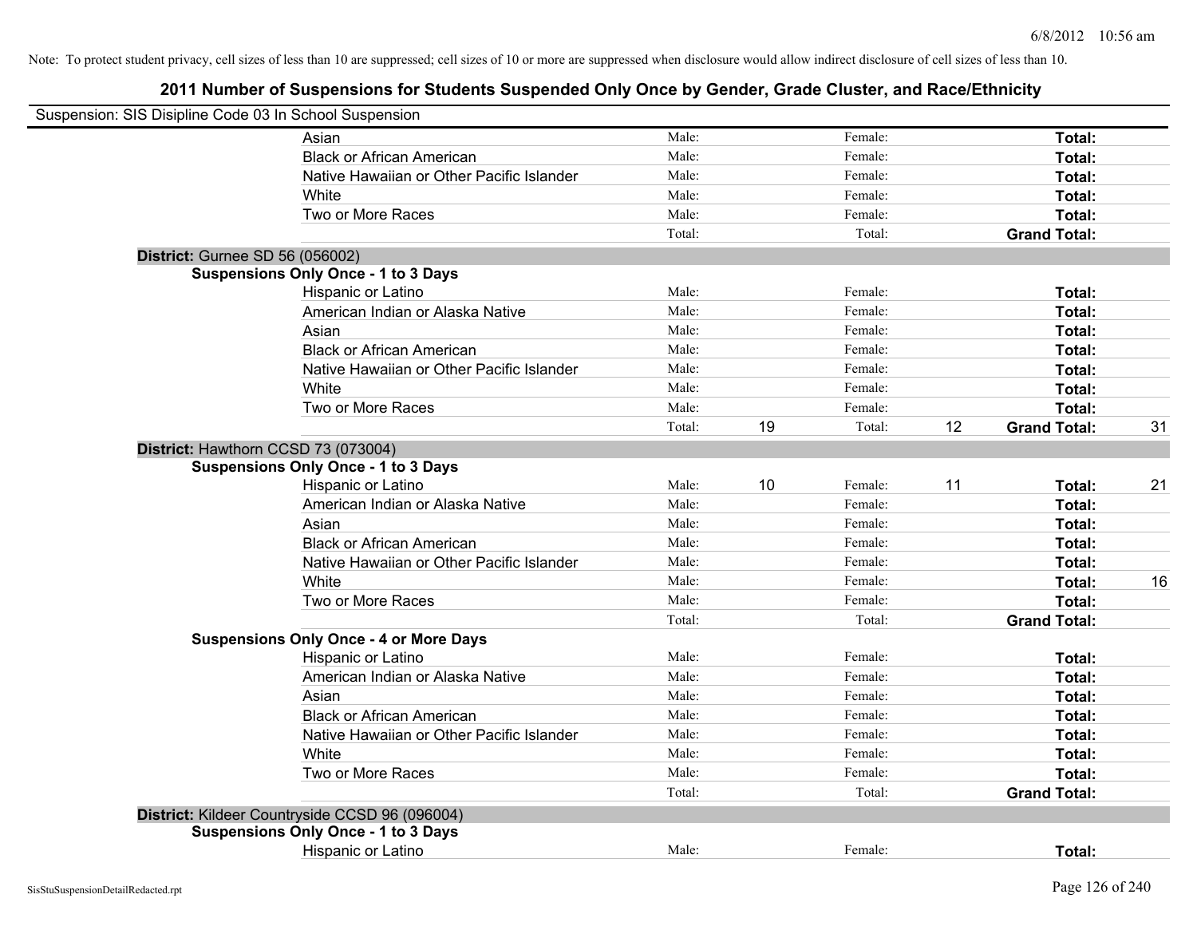Note: To protect student privacy, cell sizes of less than 10 are suppressed; cell sizes of 10 or more are suppressed when disclosure would allow indirect disclosure of cell sizes of less than 10.

# 2011 Number of Suspensions for Students Suspended Only Once by Gender, Grade Cluster, and Race/Ethnicity

Suspension: SIS Disipline Code 03 In School Suspension

| | | | | | | | |
|---|---|---|---|---|---|---|---|
| Asian | Male: | | Female: | | **Total:** | |
| Black or African American | Male: | | Female: | | **Total:** | |
| Native Hawaiian or Other Pacific Islander | Male: | | Female: | | **Total:** | |
| White | Male: | | Female: | | **Total:** | |
| Two or More Races | Male: | | Female: | | **Total:** | |
| | Total: | | Total: | | **Grand Total:** | |

**District:** Gurnee SD 56 (056002)

**Suspensions Only Once - 1 to 3 Days**

| | | | | | | |
|---|---|---|---|---|---|---|
| Hispanic or Latino | Male: | | Female: | | **Total:** | |
| American Indian or Alaska Native | Male: | | Female: | | **Total:** | |
| Asian | Male: | | Female: | | **Total:** | |
| Black or African American | Male: | | Female: | | **Total:** | |
| Native Hawaiian or Other Pacific Islander | Male: | | Female: | | **Total:** | |
| White | Male: | | Female: | | **Total:** | |
| Two or More Races | Male: | | Female: | | **Total:** | |
| | Total: | 19 | Total: | 12 | **Grand Total:** | 31 |

**District:** Hawthorn CCSD 73 (073004)

**Suspensions Only Once - 1 to 3 Days**

| | | | | | | |
|---|---|---|---|---|---|---|
| Hispanic or Latino | Male: | 10 | Female: | 11 | **Total:** | 21 |
| American Indian or Alaska Native | Male: | | Female: | | **Total:** | |
| Asian | Male: | | Female: | | **Total:** | |
| Black or African American | Male: | | Female: | | **Total:** | |
| Native Hawaiian or Other Pacific Islander | Male: | | Female: | | **Total:** | |
| White | Male: | | Female: | | **Total:** | 16 |
| Two or More Races | Male: | | Female: | | **Total:** | |
| | Total: | | Total: | | **Grand Total:** | |

**Suspensions Only Once - 4 or More Days**

| | | | | | | |
|---|---|---|---|---|---|---|
| Hispanic or Latino | Male: | | Female: | | **Total:** | |
| American Indian or Alaska Native | Male: | | Female: | | **Total:** | |
| Asian | Male: | | Female: | | **Total:** | |
| Black or African American | Male: | | Female: | | **Total:** | |
| Native Hawaiian or Other Pacific Islander | Male: | | Female: | | **Total:** | |
| White | Male: | | Female: | | **Total:** | |
| Two or More Races | Male: | | Female: | | **Total:** | |
| | Total: | | Total: | | **Grand Total:** | |

**District:** Kildeer Countryside CCSD 96 (096004)

**Suspensions Only Once - 1 to 3 Days**

| | | | | | | |
|---|---|---|---|---|---|---|
| Hispanic or Latino | Male: | | Female: | | **Total:** | |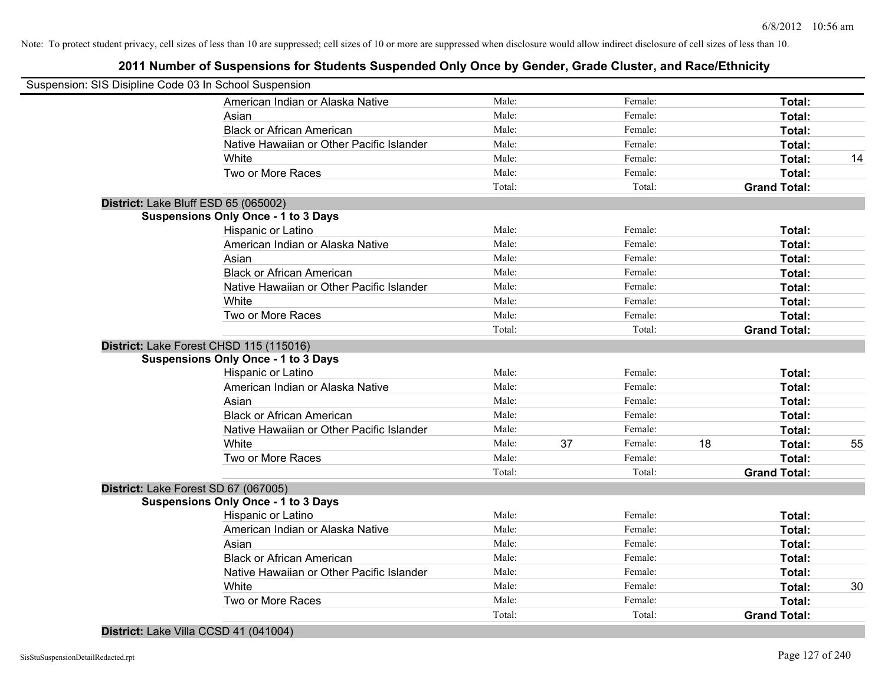Note: To protect student privacy, cell sizes of less than 10 are suppressed; cell sizes of 10 or more are suppressed when disclosure would allow indirect disclosure of cell sizes of less than 10.

## 2011 Number of Suspensions for Students Suspended Only Once by Gender, Grade Cluster, and Race/Ethnicity

Suspension: SIS Disipline Code 03 In School Suspension

| | | | | | | |
|---|---|---|---|---|---|---|
| American Indian or Alaska Native | Male: | | Female: | | Total: | |
| Asian | Male: | | Female: | | Total: | |
| Black or African American | Male: | | Female: | | Total: | |
| Native Hawaiian or Other Pacific Islander | Male: | | Female: | | Total: | |
| White | Male: | | Female: | | Total: | 14 |
| Two or More Races | Male: | | Female: | | Total: | |
| | Total: | | Total: | | Grand Total: | |

**District:** Lake Bluff ESD 65 (065002)

**Suspensions Only Once - 1 to 3 Days**

| | | | | | | |
|---|---|---|---|---|---|---|
| Hispanic or Latino | Male: | | Female: | | Total: | |
| American Indian or Alaska Native | Male: | | Female: | | Total: | |
| Asian | Male: | | Female: | | Total: | |
| Black or African American | Male: | | Female: | | Total: | |
| Native Hawaiian or Other Pacific Islander | Male: | | Female: | | Total: | |
| White | Male: | | Female: | | Total: | |
| Two or More Races | Male: | | Female: | | Total: | |
| | Total: | | Total: | | Grand Total: | |

**District:** Lake Forest CHSD 115 (115016)

**Suspensions Only Once - 1 to 3 Days**

| | | | | | | |
|---|---|---|---|---|---|---|
| Hispanic or Latino | Male: | | Female: | | Total: | |
| American Indian or Alaska Native | Male: | | Female: | | Total: | |
| Asian | Male: | | Female: | | Total: | |
| Black or African American | Male: | | Female: | | Total: | |
| Native Hawaiian or Other Pacific Islander | Male: | | Female: | | Total: | |
| White | Male: | 37 | Female: | 18 | Total: | 55 |
| Two or More Races | Male: | | Female: | | Total: | |
| | Total: | | Total: | | Grand Total: | |

**District:** Lake Forest SD 67 (067005)

**Suspensions Only Once - 1 to 3 Days**

| | | | | | | |
|---|---|---|---|---|---|---|
| Hispanic or Latino | Male: | | Female: | | Total: | |
| American Indian or Alaska Native | Male: | | Female: | | Total: | |
| Asian | Male: | | Female: | | Total: | |
| Black or African American | Male: | | Female: | | Total: | |
| Native Hawaiian or Other Pacific Islander | Male: | | Female: | | Total: | |
| White | Male: | | Female: | | Total: | 30 |
| Two or More Races | Male: | | Female: | | Total: | |
| | Total: | | Total: | | Grand Total: | |

**District:** Lake Villa CCSD 41 (041004)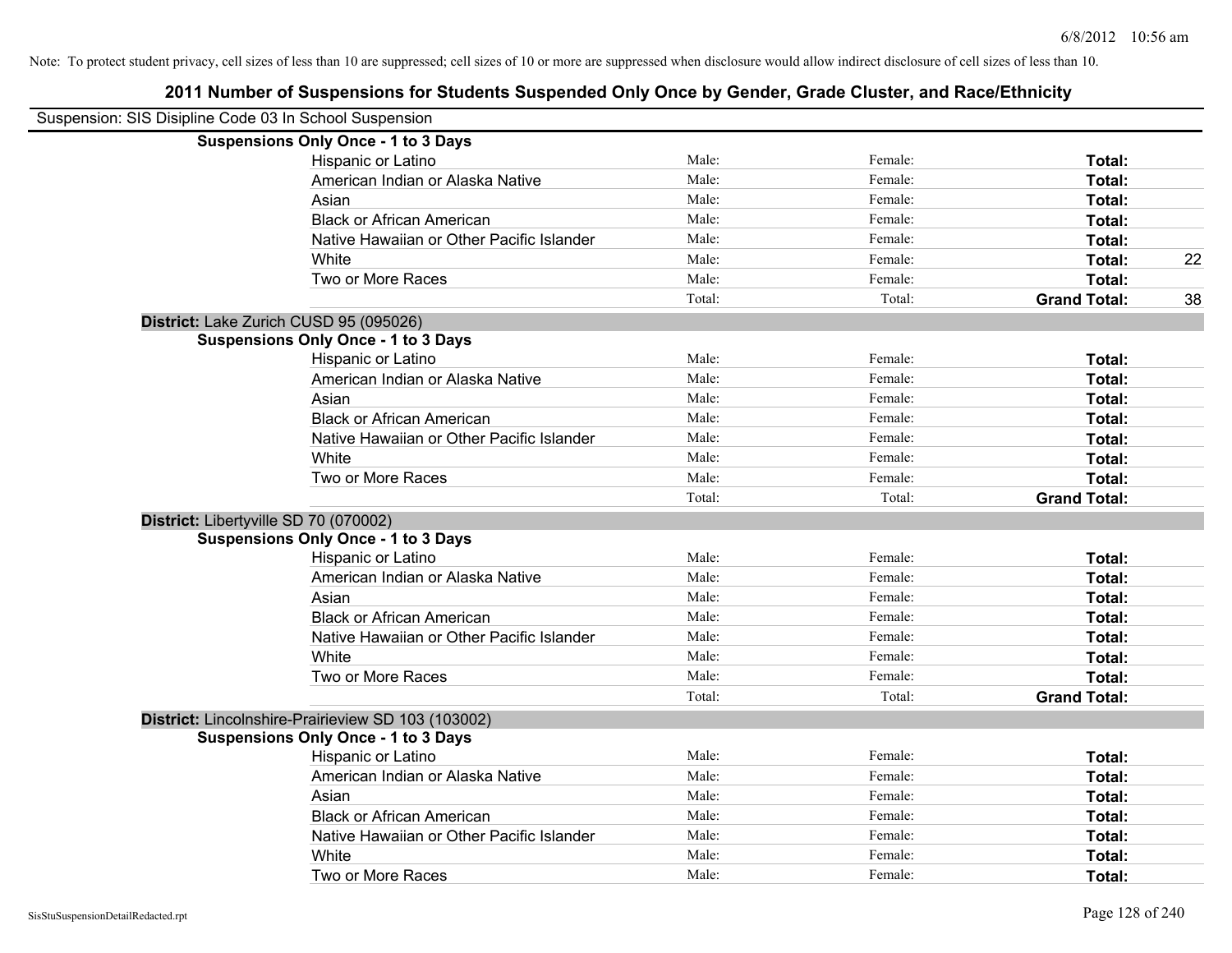Note: To protect student privacy, cell sizes of less than 10 are suppressed; cell sizes of 10 or more are suppressed when disclosure would allow indirect disclosure of cell sizes of less than 10.

# 2011 Number of Suspensions for Students Suspended Only Once by Gender, Grade Cluster, and Race/Ethnicity

Suspension: SIS Disipline Code 03 In School Suspension

**Suspensions Only Once - 1 to 3 Days**

| | | | | |
|---|---|---|---|---|
| Hispanic or Latino | Male: | Female: | **Total:** | |
| American Indian or Alaska Native | Male: | Female: | **Total:** | |
| Asian | Male: | Female: | **Total:** | |
| Black or African American | Male: | Female: | **Total:** | |
| Native Hawaiian or Other Pacific Islander | Male: | Female: | **Total:** | |
| White | Male: | Female: | **Total:** | 22 |
| Two or More Races | Male: | Female: | **Total:** | |
| | Total: | Total: | **Grand Total:** | 38 |

**District:** Lake Zurich CUSD 95 (095026)

**Suspensions Only Once - 1 to 3 Days**

| | | | | |
|---|---|---|---|---|
| Hispanic or Latino | Male: | Female: | **Total:** | |
| American Indian or Alaska Native | Male: | Female: | **Total:** | |
| Asian | Male: | Female: | **Total:** | |
| Black or African American | Male: | Female: | **Total:** | |
| Native Hawaiian or Other Pacific Islander | Male: | Female: | **Total:** | |
| White | Male: | Female: | **Total:** | |
| Two or More Races | Male: | Female: | **Total:** | |
| | Total: | Total: | **Grand Total:** | |

**District:** Libertyville SD 70 (070002)

**Suspensions Only Once - 1 to 3 Days**

| | | | | |
|---|---|---|---|---|
| Hispanic or Latino | Male: | Female: | **Total:** | |
| American Indian or Alaska Native | Male: | Female: | **Total:** | |
| Asian | Male: | Female: | **Total:** | |
| Black or African American | Male: | Female: | **Total:** | |
| Native Hawaiian or Other Pacific Islander | Male: | Female: | **Total:** | |
| White | Male: | Female: | **Total:** | |
| Two or More Races | Male: | Female: | **Total:** | |
| | Total: | Total: | **Grand Total:** | |

**District:** Lincolnshire-Prairieview SD 103 (103002)

**Suspensions Only Once - 1 to 3 Days**

| | | | | |
|---|---|---|---|---|
| Hispanic or Latino | Male: | Female: | **Total:** | |
| American Indian or Alaska Native | Male: | Female: | **Total:** | |
| Asian | Male: | Female: | **Total:** | |
| Black or African American | Male: | Female: | **Total:** | |
| Native Hawaiian or Other Pacific Islander | Male: | Female: | **Total:** | |
| White | Male: | Female: | **Total:** | |
| Two or More Races | Male: | Female: | **Total:** | |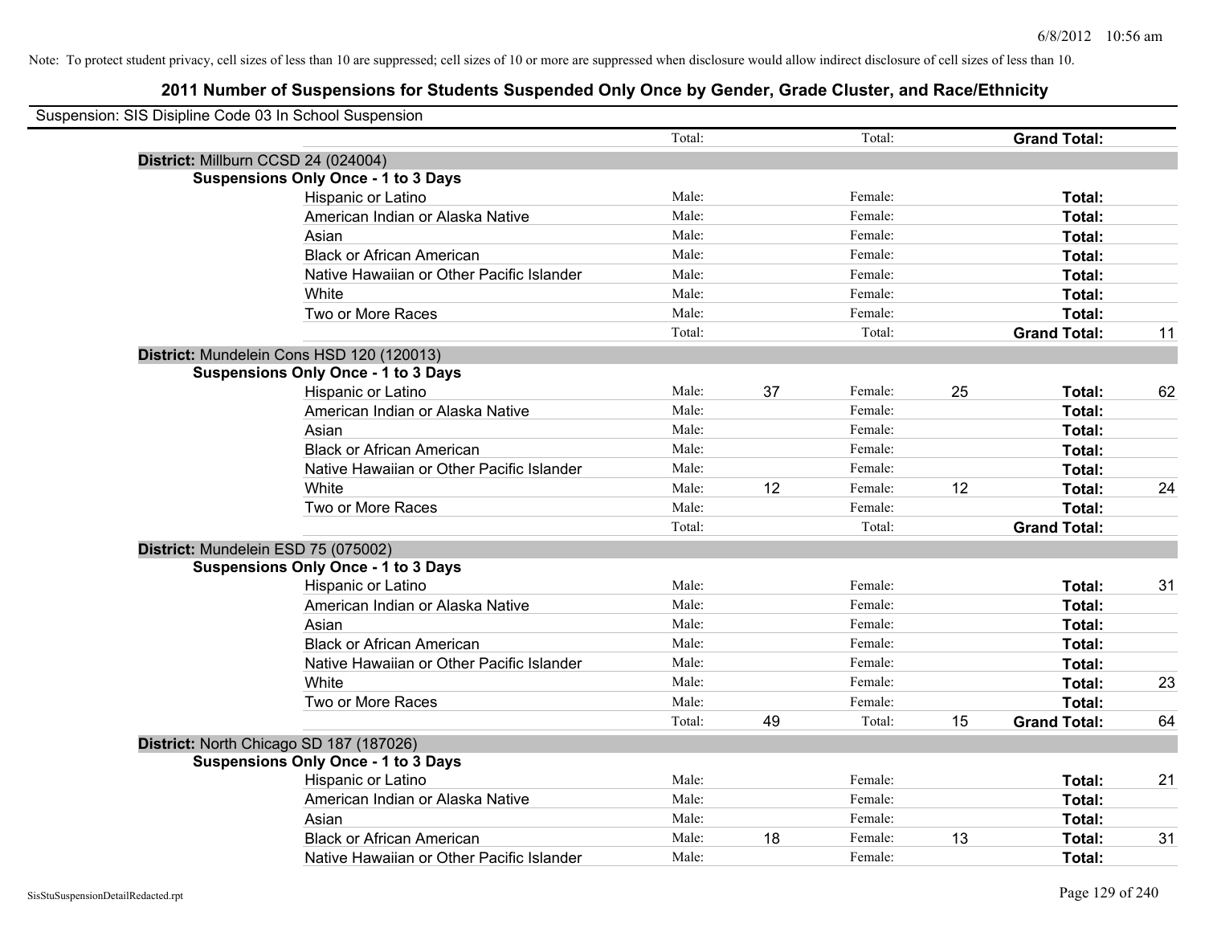Note: To protect student privacy, cell sizes of less than 10 are suppressed; cell sizes of 10 or more are suppressed when disclosure would allow indirect disclosure of cell sizes of less than 10.

## 2011 Number of Suspensions for Students Suspended Only Once by Gender, Grade Cluster, and Race/Ethnicity

Suspension: SIS Disipline Code 03 In School Suspension

| | | | | | | |
|---|---|---|---|---|---|---|
| | Total: | | Total: | | **Grand Total:** | |
| **District:** Millburn CCSD 24 (024004) | | | | | | |
| **Suspensions Only Once - 1 to 3 Days** | | | | | | |
| Hispanic or Latino | Male: | | Female: | | **Total:** | |
| American Indian or Alaska Native | Male: | | Female: | | **Total:** | |
| Asian | Male: | | Female: | | **Total:** | |
| Black or African American | Male: | | Female: | | **Total:** | |
| Native Hawaiian or Other Pacific Islander | Male: | | Female: | | **Total:** | |
| White | Male: | | Female: | | **Total:** | |
| Two or More Races | Male: | | Female: | | **Total:** | |
| | Total: | | Total: | | **Grand Total:** | 11 |
| **District:** Mundelein Cons HSD 120 (120013) | | | | | | |
| **Suspensions Only Once - 1 to 3 Days** | | | | | | |
| Hispanic or Latino | Male: | 37 | Female: | 25 | **Total:** | 62 |
| American Indian or Alaska Native | Male: | | Female: | | **Total:** | |
| Asian | Male: | | Female: | | **Total:** | |
| Black or African American | Male: | | Female: | | **Total:** | |
| Native Hawaiian or Other Pacific Islander | Male: | | Female: | | **Total:** | |
| White | Male: | 12 | Female: | 12 | **Total:** | 24 |
| Two or More Races | Male: | | Female: | | **Total:** | |
| | Total: | | Total: | | **Grand Total:** | |
| **District:** Mundelein ESD 75 (075002) | | | | | | |
| **Suspensions Only Once - 1 to 3 Days** | | | | | | |
| Hispanic or Latino | Male: | | Female: | | **Total:** | 31 |
| American Indian or Alaska Native | Male: | | Female: | | **Total:** | |
| Asian | Male: | | Female: | | **Total:** | |
| Black or African American | Male: | | Female: | | **Total:** | |
| Native Hawaiian or Other Pacific Islander | Male: | | Female: | | **Total:** | |
| White | Male: | | Female: | | **Total:** | 23 |
| Two or More Races | Male: | | Female: | | **Total:** | |
| | Total: | 49 | Total: | 15 | **Grand Total:** | 64 |
| **District:** North Chicago SD 187 (187026) | | | | | | |
| **Suspensions Only Once - 1 to 3 Days** | | | | | | |
| Hispanic or Latino | Male: | | Female: | | **Total:** | 21 |
| American Indian or Alaska Native | Male: | | Female: | | **Total:** | |
| Asian | Male: | | Female: | | **Total:** | |
| Black or African American | Male: | 18 | Female: | 13 | **Total:** | 31 |
| Native Hawaiian or Other Pacific Islander | Male: | | Female: | | **Total:** | |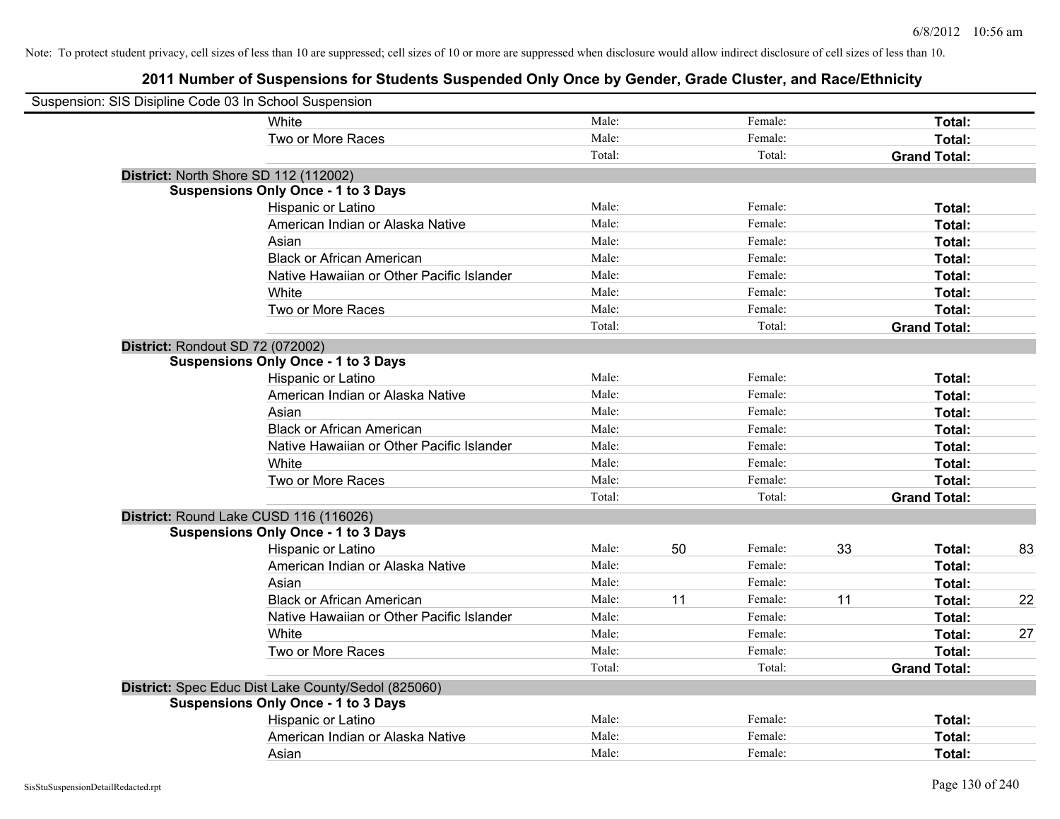Note: To protect student privacy, cell sizes of less than 10 are suppressed; cell sizes of 10 or more are suppressed when disclosure would allow indirect disclosure of cell sizes of less than 10.

## 2011 Number of Suspensions for Students Suspended Only Once by Gender, Grade Cluster, and Race/Ethnicity

Suspension: SIS Disipline Code 03 In School Suspension

| | | | | | | |
|---|---|---|---|---|---|---|
| White | Male: | | Female: | | **Total:** | |
| Two or More Races | Male: | | Female: | | **Total:** | |
| | Total: | | Total: | | **Grand Total:** | |

**District:** North Shore SD 112 (112002)

**Suspensions Only Once - 1 to 3 Days**

| | | | | | | |
|---|---|---|---|---|---|---|
| Hispanic or Latino | Male: | | Female: | | **Total:** | |
| American Indian or Alaska Native | Male: | | Female: | | **Total:** | |
| Asian | Male: | | Female: | | **Total:** | |
| Black or African American | Male: | | Female: | | **Total:** | |
| Native Hawaiian or Other Pacific Islander | Male: | | Female: | | **Total:** | |
| White | Male: | | Female: | | **Total:** | |
| Two or More Races | Male: | | Female: | | **Total:** | |
| | Total: | | Total: | | **Grand Total:** | |

**District:** Rondout SD 72 (072002)

**Suspensions Only Once - 1 to 3 Days**

| | | | | | | |
|---|---|---|---|---|---|---|
| Hispanic or Latino | Male: | | Female: | | **Total:** | |
| American Indian or Alaska Native | Male: | | Female: | | **Total:** | |
| Asian | Male: | | Female: | | **Total:** | |
| Black or African American | Male: | | Female: | | **Total:** | |
| Native Hawaiian or Other Pacific Islander | Male: | | Female: | | **Total:** | |
| White | Male: | | Female: | | **Total:** | |
| Two or More Races | Male: | | Female: | | **Total:** | |
| | Total: | | Total: | | **Grand Total:** | |

**District:** Round Lake CUSD 116 (116026)

**Suspensions Only Once - 1 to 3 Days**

| | | | | | | |
|---|---|---|---|---|---|---|
| Hispanic or Latino | Male: | 50 | Female: | 33 | **Total:** | 83 |
| American Indian or Alaska Native | Male: | | Female: | | **Total:** | |
| Asian | Male: | | Female: | | **Total:** | |
| Black or African American | Male: | 11 | Female: | 11 | **Total:** | 22 |
| Native Hawaiian or Other Pacific Islander | Male: | | Female: | | **Total:** | |
| White | Male: | | Female: | | **Total:** | 27 |
| Two or More Races | Male: | | Female: | | **Total:** | |
| | Total: | | Total: | | **Grand Total:** | |

**District:** Spec Educ Dist Lake County/Sedol (825060)

**Suspensions Only Once - 1 to 3 Days**

| | | | | | | |
|---|---|---|---|---|---|---|
| Hispanic or Latino | Male: | | Female: | | **Total:** | |
| American Indian or Alaska Native | Male: | | Female: | | **Total:** | |
| Asian | Male: | | Female: | | **Total:** | |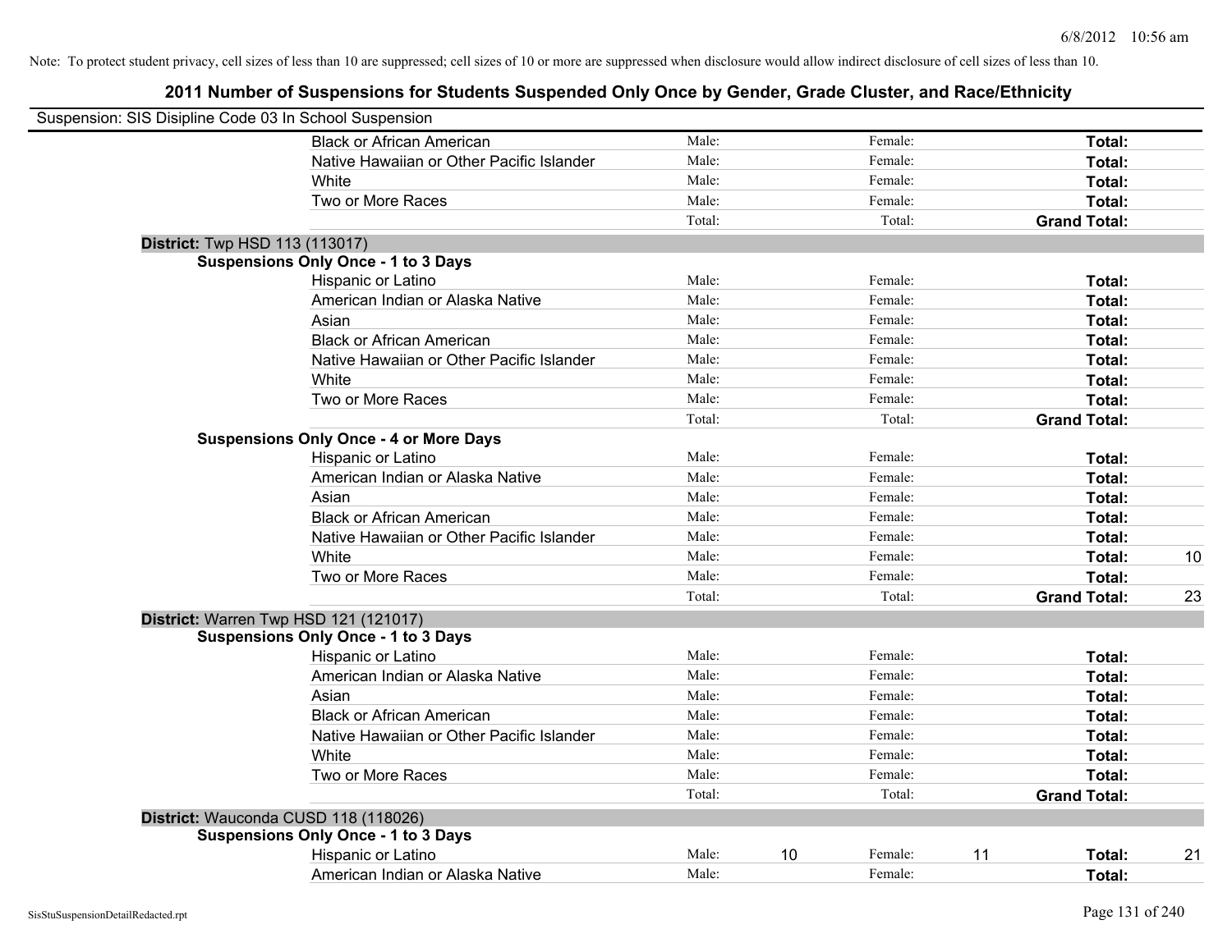Note: To protect student privacy, cell sizes of less than 10 are suppressed; cell sizes of 10 or more are suppressed when disclosure would allow indirect disclosure of cell sizes of less than 10.

# 2011 Number of Suspensions for Students Suspended Only Once by Gender, Grade Cluster, and Race/Ethnicity

Suspension: SIS Disipline Code 03 In School Suspension

| | | | | | | | |
|---|---|---|---|---|---|---|---|
| Black or African American | Male: | | Female: | | **Total:** | |
| Native Hawaiian or Other Pacific Islander | Male: | | Female: | | **Total:** | |
| White | Male: | | Female: | | **Total:** | |
| Two or More Races | Male: | | Female: | | **Total:** | |
| | Total: | | Total: | | **Grand Total:** | |

**District:** Twp HSD 113 (113017)

**Suspensions Only Once - 1 to 3 Days**

| | | | | | | |
|---|---|---|---|---|---|---|
| Hispanic or Latino | Male: | | Female: | | **Total:** | |
| American Indian or Alaska Native | Male: | | Female: | | **Total:** | |
| Asian | Male: | | Female: | | **Total:** | |
| Black or African American | Male: | | Female: | | **Total:** | |
| Native Hawaiian or Other Pacific Islander | Male: | | Female: | | **Total:** | |
| White | Male: | | Female: | | **Total:** | |
| Two or More Races | Male: | | Female: | | **Total:** | |
| | Total: | | Total: | | **Grand Total:** | |

**Suspensions Only Once - 4 or More Days**

| | | | | | | |
|---|---|---|---|---|---|---|
| Hispanic or Latino | Male: | | Female: | | **Total:** | |
| American Indian or Alaska Native | Male: | | Female: | | **Total:** | |
| Asian | Male: | | Female: | | **Total:** | |
| Black or African American | Male: | | Female: | | **Total:** | |
| Native Hawaiian or Other Pacific Islander | Male: | | Female: | | **Total:** | |
| White | Male: | | Female: | | **Total:** | 10 |
| Two or More Races | Male: | | Female: | | **Total:** | |
| | Total: | | Total: | | **Grand Total:** | 23 |

**District:** Warren Twp HSD 121 (121017)

**Suspensions Only Once - 1 to 3 Days**

| | | | | | | |
|---|---|---|---|---|---|---|
| Hispanic or Latino | Male: | | Female: | | **Total:** | |
| American Indian or Alaska Native | Male: | | Female: | | **Total:** | |
| Asian | Male: | | Female: | | **Total:** | |
| Black or African American | Male: | | Female: | | **Total:** | |
| Native Hawaiian or Other Pacific Islander | Male: | | Female: | | **Total:** | |
| White | Male: | | Female: | | **Total:** | |
| Two or More Races | Male: | | Female: | | **Total:** | |
| | Total: | | Total: | | **Grand Total:** | |

**District:** Wauconda CUSD 118 (118026)

**Suspensions Only Once - 1 to 3 Days**

| | | | | | | |
|---|---|---|---|---|---|---|
| Hispanic or Latino | Male: | 10 | Female: | 11 | **Total:** | 21 |
| American Indian or Alaska Native | Male: | | Female: | | **Total:** | |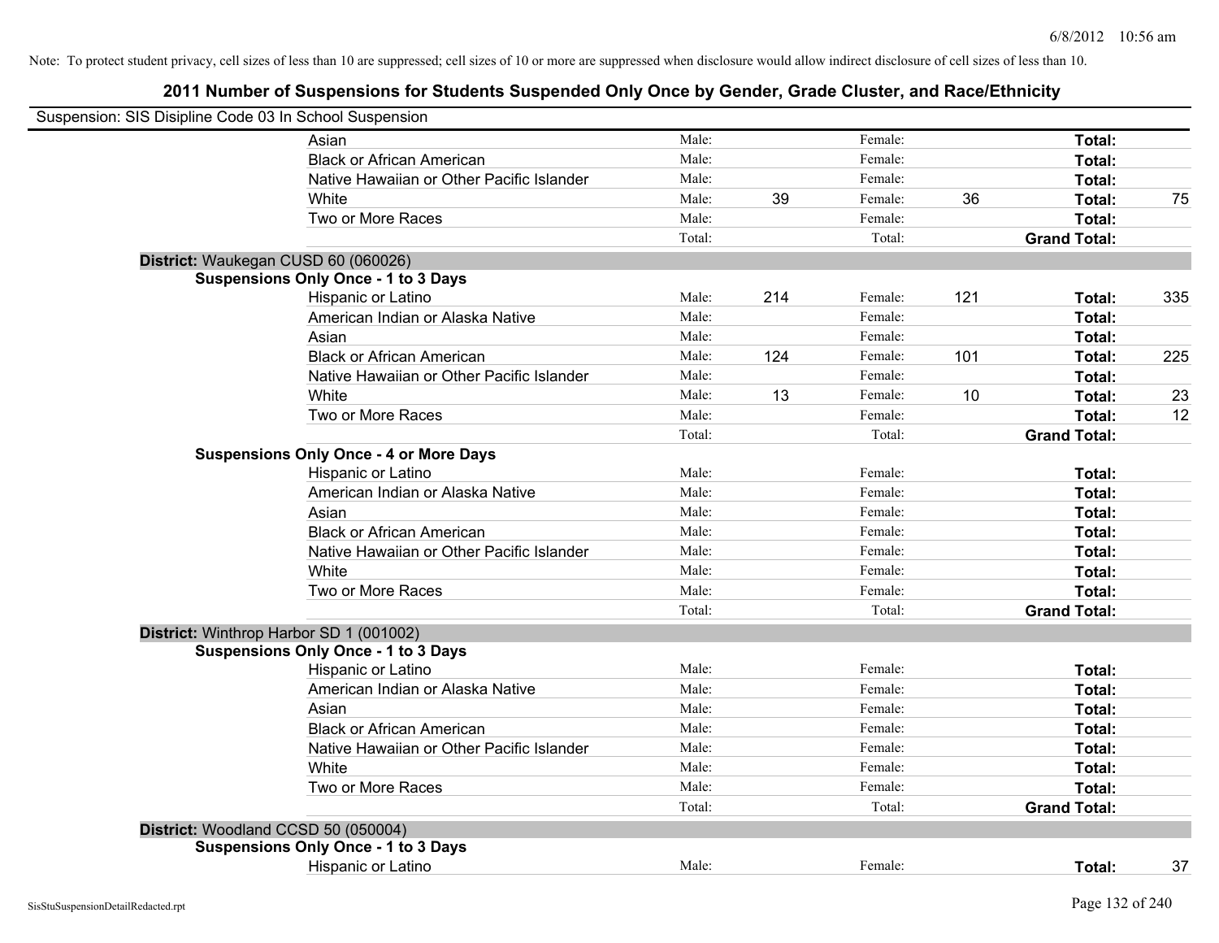Note: To protect student privacy, cell sizes of less than 10 are suppressed; cell sizes of 10 or more are suppressed when disclosure would allow indirect disclosure of cell sizes of less than 10.

# 2011 Number of Suspensions for Students Suspended Only Once by Gender, Grade Cluster, and Race/Ethnicity

Suspension: SIS Disipline Code 03 In School Suspension

| | | | | | | |
|---|---|---|---|---|---|---|
| Asian | Male: | | Female: | | **Total:** | |
| Black or African American | Male: | | Female: | | **Total:** | |
| Native Hawaiian or Other Pacific Islander | Male: | | Female: | | **Total:** | |
| White | Male: | 39 | Female: | 36 | **Total:** | 75 |
| Two or More Races | Male: | | Female: | | **Total:** | |
| | Total: | | Total: | | **Grand Total:** | |

**District:** Waukegan CUSD 60 (060026)

**Suspensions Only Once - 1 to 3 Days**

| | | | | | | |
|---|---|---|---|---|---|---|
| Hispanic or Latino | Male: | 214 | Female: | 121 | **Total:** | 335 |
| American Indian or Alaska Native | Male: | | Female: | | **Total:** | |
| Asian | Male: | | Female: | | **Total:** | |
| Black or African American | Male: | 124 | Female: | 101 | **Total:** | 225 |
| Native Hawaiian or Other Pacific Islander | Male: | | Female: | | **Total:** | |
| White | Male: | 13 | Female: | 10 | **Total:** | 23 |
| Two or More Races | Male: | | Female: | | **Total:** | 12 |
| | Total: | | Total: | | **Grand Total:** | |

**Suspensions Only Once - 4 or More Days**

| | | | | | | |
|---|---|---|---|---|---|---|
| Hispanic or Latino | Male: | | Female: | | **Total:** | |
| American Indian or Alaska Native | Male: | | Female: | | **Total:** | |
| Asian | Male: | | Female: | | **Total:** | |
| Black or African American | Male: | | Female: | | **Total:** | |
| Native Hawaiian or Other Pacific Islander | Male: | | Female: | | **Total:** | |
| White | Male: | | Female: | | **Total:** | |
| Two or More Races | Male: | | Female: | | **Total:** | |
| | Total: | | Total: | | **Grand Total:** | |

**District:** Winthrop Harbor SD 1 (001002)

**Suspensions Only Once - 1 to 3 Days**

| | | | | | | |
|---|---|---|---|---|---|---|
| Hispanic or Latino | Male: | | Female: | | **Total:** | |
| American Indian or Alaska Native | Male: | | Female: | | **Total:** | |
| Asian | Male: | | Female: | | **Total:** | |
| Black or African American | Male: | | Female: | | **Total:** | |
| Native Hawaiian or Other Pacific Islander | Male: | | Female: | | **Total:** | |
| White | Male: | | Female: | | **Total:** | |
| Two or More Races | Male: | | Female: | | **Total:** | |
| | Total: | | Total: | | **Grand Total:** | |

**District:** Woodland CCSD 50 (050004)

**Suspensions Only Once - 1 to 3 Days**

| | | | | | | |
|---|---|---|---|---|---|---|
| Hispanic or Latino | Male: | | Female: | | **Total:** | 37 |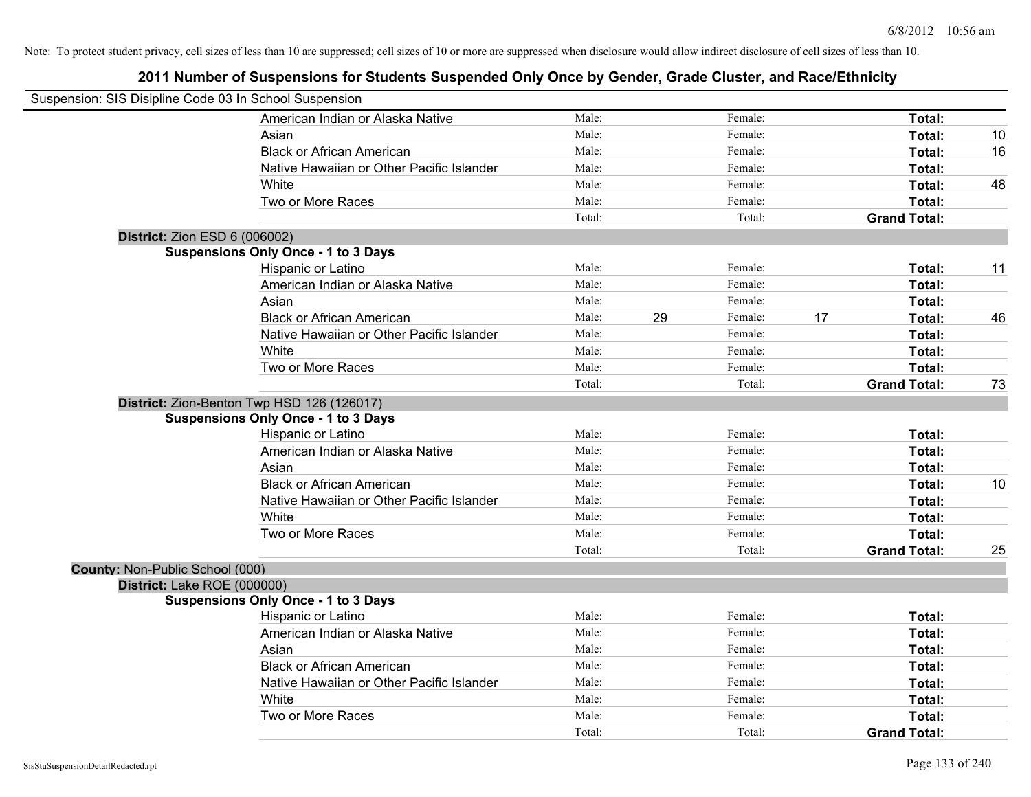Note: To protect student privacy, cell sizes of less than 10 are suppressed; cell sizes of 10 or more are suppressed when disclosure would allow indirect disclosure of cell sizes of less than 10.

# 2011 Number of Suspensions for Students Suspended Only Once by Gender, Grade Cluster, and Race/Ethnicity

Suspension: SIS Disipline Code 03 In School Suspension

| | Male: | | Female: | | Total: | |
|---|---|---|---|---|---|---|
| American Indian or Alaska Native | Male: | | Female: | | **Total:** | |
| Asian | Male: | | Female: | | **Total:** | 10 |
| Black or African American | Male: | | Female: | | **Total:** | 16 |
| Native Hawaiian or Other Pacific Islander | Male: | | Female: | | **Total:** | |
| White | Male: | | Female: | | **Total:** | 48 |
| Two or More Races | Male: | | Female: | | **Total:** | |
| | Total: | | Total: | | **Grand Total:** | |

**District:** Zion ESD 6 (006002)

**Suspensions Only Once - 1 to 3 Days**

| | | | | | | |
|---|---|---|---|---|---|---|
| Hispanic or Latino | Male: | | Female: | | **Total:** | 11 |
| American Indian or Alaska Native | Male: | | Female: | | **Total:** | |
| Asian | Male: | | Female: | | **Total:** | |
| Black or African American | Male: | 29 | Female: | 17 | **Total:** | 46 |
| Native Hawaiian or Other Pacific Islander | Male: | | Female: | | **Total:** | |
| White | Male: | | Female: | | **Total:** | |
| Two or More Races | Male: | | Female: | | **Total:** | |
| | Total: | | Total: | | **Grand Total:** | 73 |

**District:** Zion-Benton Twp HSD 126 (126017)

**Suspensions Only Once - 1 to 3 Days**

| | | | | | | |
|---|---|---|---|---|---|---|
| Hispanic or Latino | Male: | | Female: | | **Total:** | |
| American Indian or Alaska Native | Male: | | Female: | | **Total:** | |
| Asian | Male: | | Female: | | **Total:** | |
| Black or African American | Male: | | Female: | | **Total:** | 10 |
| Native Hawaiian or Other Pacific Islander | Male: | | Female: | | **Total:** | |
| White | Male: | | Female: | | **Total:** | |
| Two or More Races | Male: | | Female: | | **Total:** | |
| | Total: | | Total: | | **Grand Total:** | 25 |

**County:** Non-Public School (000)

**District:** Lake ROE (000000)

**Suspensions Only Once - 1 to 3 Days**

| | | | | | | |
|---|---|---|---|---|---|---|
| Hispanic or Latino | Male: | | Female: | | **Total:** | |
| American Indian or Alaska Native | Male: | | Female: | | **Total:** | |
| Asian | Male: | | Female: | | **Total:** | |
| Black or African American | Male: | | Female: | | **Total:** | |
| Native Hawaiian or Other Pacific Islander | Male: | | Female: | | **Total:** | |
| White | Male: | | Female: | | **Total:** | |
| Two or More Races | Male: | | Female: | | **Total:** | |
| | Total: | | Total: | | **Grand Total:** | |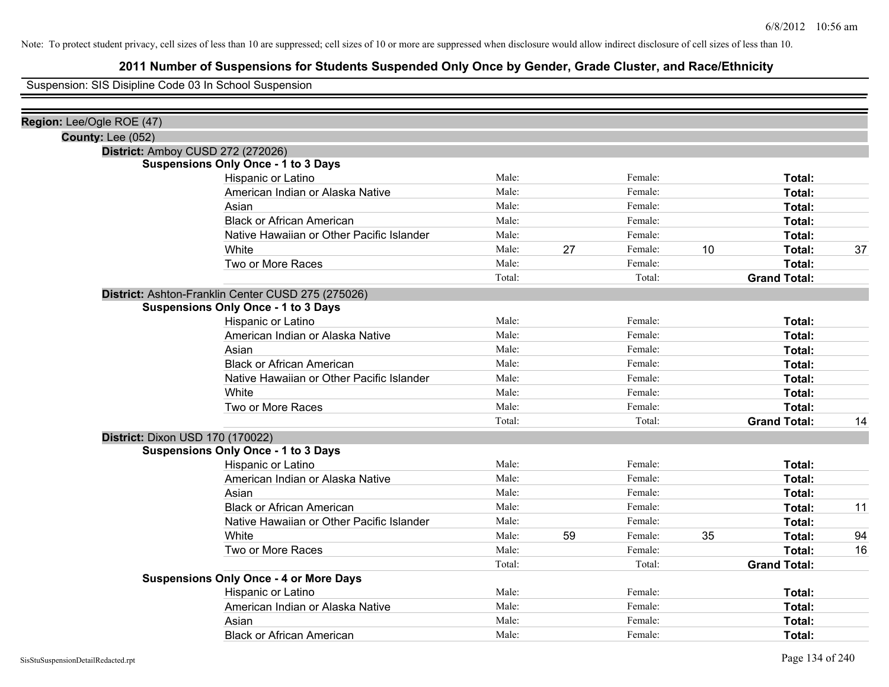Note: To protect student privacy, cell sizes of less than 10 are suppressed; cell sizes of 10 or more are suppressed when disclosure would allow indirect disclosure of cell sizes of less than 10.

# 2011 Number of Suspensions for Students Suspended Only Once by Gender, Grade Cluster, and Race/Ethnicity

Suspension: SIS Disipline Code 03 In School Suspension

**Region:** Lee/Ogle ROE (47)

**County:** Lee (052)

**District:** Amboy CUSD 272 (272026)

**Suspensions Only Once - 1 to 3 Days**

| | | | | | | |
|---|---|---|---|---|---|---|
| Hispanic or Latino | Male: | | Female: | | **Total:** | |
| American Indian or Alaska Native | Male: | | Female: | | **Total:** | |
| Asian | Male: | | Female: | | **Total:** | |
| Black or African American | Male: | | Female: | | **Total:** | |
| Native Hawaiian or Other Pacific Islander | Male: | | Female: | | **Total:** | |
| White | Male: | 27 | Female: | 10 | **Total:** | 37 |
| Two or More Races | Male: | | Female: | | **Total:** | |
| | Total: | | Total: | | **Grand Total:** | |

**District:** Ashton-Franklin Center CUSD 275 (275026)

**Suspensions Only Once - 1 to 3 Days**

| | | | | | | |
|---|---|---|---|---|---|---|
| Hispanic or Latino | Male: | | Female: | | **Total:** | |
| American Indian or Alaska Native | Male: | | Female: | | **Total:** | |
| Asian | Male: | | Female: | | **Total:** | |
| Black or African American | Male: | | Female: | | **Total:** | |
| Native Hawaiian or Other Pacific Islander | Male: | | Female: | | **Total:** | |
| White | Male: | | Female: | | **Total:** | |
| Two or More Races | Male: | | Female: | | **Total:** | |
| | Total: | | Total: | | **Grand Total:** | 14 |

**District:** Dixon USD 170 (170022)

**Suspensions Only Once - 1 to 3 Days**

| | | | | | | |
|---|---|---|---|---|---|---|
| Hispanic or Latino | Male: | | Female: | | **Total:** | |
| American Indian or Alaska Native | Male: | | Female: | | **Total:** | |
| Asian | Male: | | Female: | | **Total:** | |
| Black or African American | Male: | | Female: | | **Total:** | 11 |
| Native Hawaiian or Other Pacific Islander | Male: | | Female: | | **Total:** | |
| White | Male: | 59 | Female: | 35 | **Total:** | 94 |
| Two or More Races | Male: | | Female: | | **Total:** | 16 |
| | Total: | | Total: | | **Grand Total:** | |

**Suspensions Only Once - 4 or More Days**

| | | | | | | |
|---|---|---|---|---|---|---|
| Hispanic or Latino | Male: | | Female: | | **Total:** | |
| American Indian or Alaska Native | Male: | | Female: | | **Total:** | |
| Asian | Male: | | Female: | | **Total:** | |
| Black or African American | Male: | | Female: | | **Total:** | |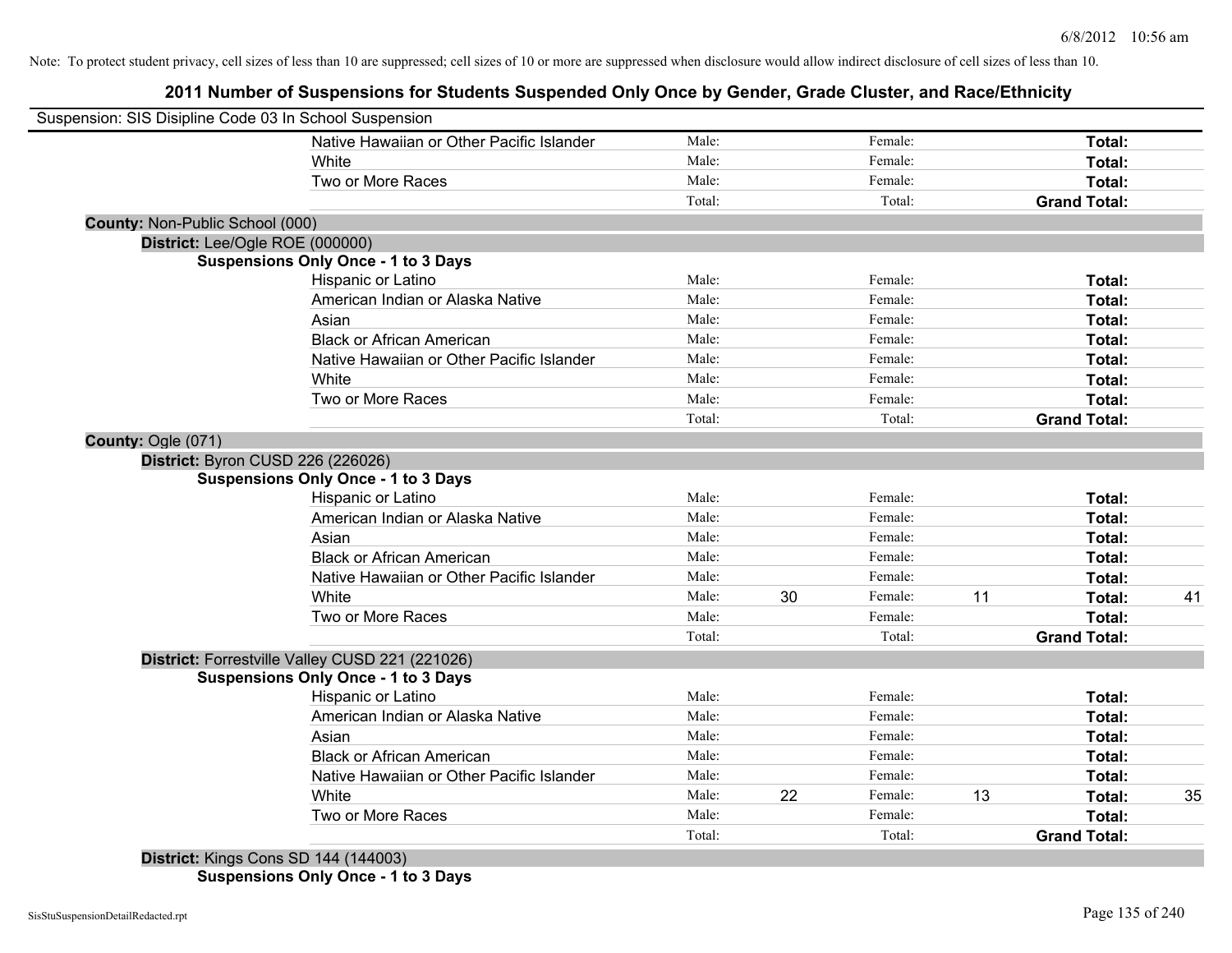Note: To protect student privacy, cell sizes of less than 10 are suppressed; cell sizes of 10 or more are suppressed when disclosure would allow indirect disclosure of cell sizes of less than 10.

# 2011 Number of Suspensions for Students Suspended Only Once by Gender, Grade Cluster, and Race/Ethnicity

Suspension: SIS Disipline Code 03 In School Suspension

| | | | | | |
|---|---|---|---|---|---|
| Native Hawaiian or Other Pacific Islander | Male: | | Female: | | **Total:** | |
| White | Male: | | Female: | | **Total:** | |
| Two or More Races | Male: | | Female: | | **Total:** | |
| | Total: | | Total: | | **Grand Total:** | |

**County:** Non-Public School (000)

**District:** Lee/Ogle ROE (000000)

**Suspensions Only Once - 1 to 3 Days**

| | | | | | | |
|---|---|---|---|---|---|---|
| Hispanic or Latino | Male: | | Female: | | **Total:** | |
| American Indian or Alaska Native | Male: | | Female: | | **Total:** | |
| Asian | Male: | | Female: | | **Total:** | |
| Black or African American | Male: | | Female: | | **Total:** | |
| Native Hawaiian or Other Pacific Islander | Male: | | Female: | | **Total:** | |
| White | Male: | | Female: | | **Total:** | |
| Two or More Races | Male: | | Female: | | **Total:** | |
| | Total: | | Total: | | **Grand Total:** | |

**County:** Ogle (071)

**District:** Byron CUSD 226 (226026)

**Suspensions Only Once - 1 to 3 Days**

| | | | | | | |
|---|---|---|---|---|---|---|
| Hispanic or Latino | Male: | | Female: | | **Total:** | |
| American Indian or Alaska Native | Male: | | Female: | | **Total:** | |
| Asian | Male: | | Female: | | **Total:** | |
| Black or African American | Male: | | Female: | | **Total:** | |
| Native Hawaiian or Other Pacific Islander | Male: | | Female: | | **Total:** | |
| White | Male: | 30 | Female: | 11 | **Total:** | 41 |
| Two or More Races | Male: | | Female: | | **Total:** | |
| | Total: | | Total: | | **Grand Total:** | |

**District:** Forrestville Valley CUSD 221 (221026)

**Suspensions Only Once - 1 to 3 Days**

| | | | | | | |
|---|---|---|---|---|---|---|
| Hispanic or Latino | Male: | | Female: | | **Total:** | |
| American Indian or Alaska Native | Male: | | Female: | | **Total:** | |
| Asian | Male: | | Female: | | **Total:** | |
| Black or African American | Male: | | Female: | | **Total:** | |
| Native Hawaiian or Other Pacific Islander | Male: | | Female: | | **Total:** | |
| White | Male: | 22 | Female: | 13 | **Total:** | 35 |
| Two or More Races | Male: | | Female: | | **Total:** | |
| | Total: | | Total: | | **Grand Total:** | |

**District:** Kings Cons SD 144 (144003)

**Suspensions Only Once - 1 to 3 Days**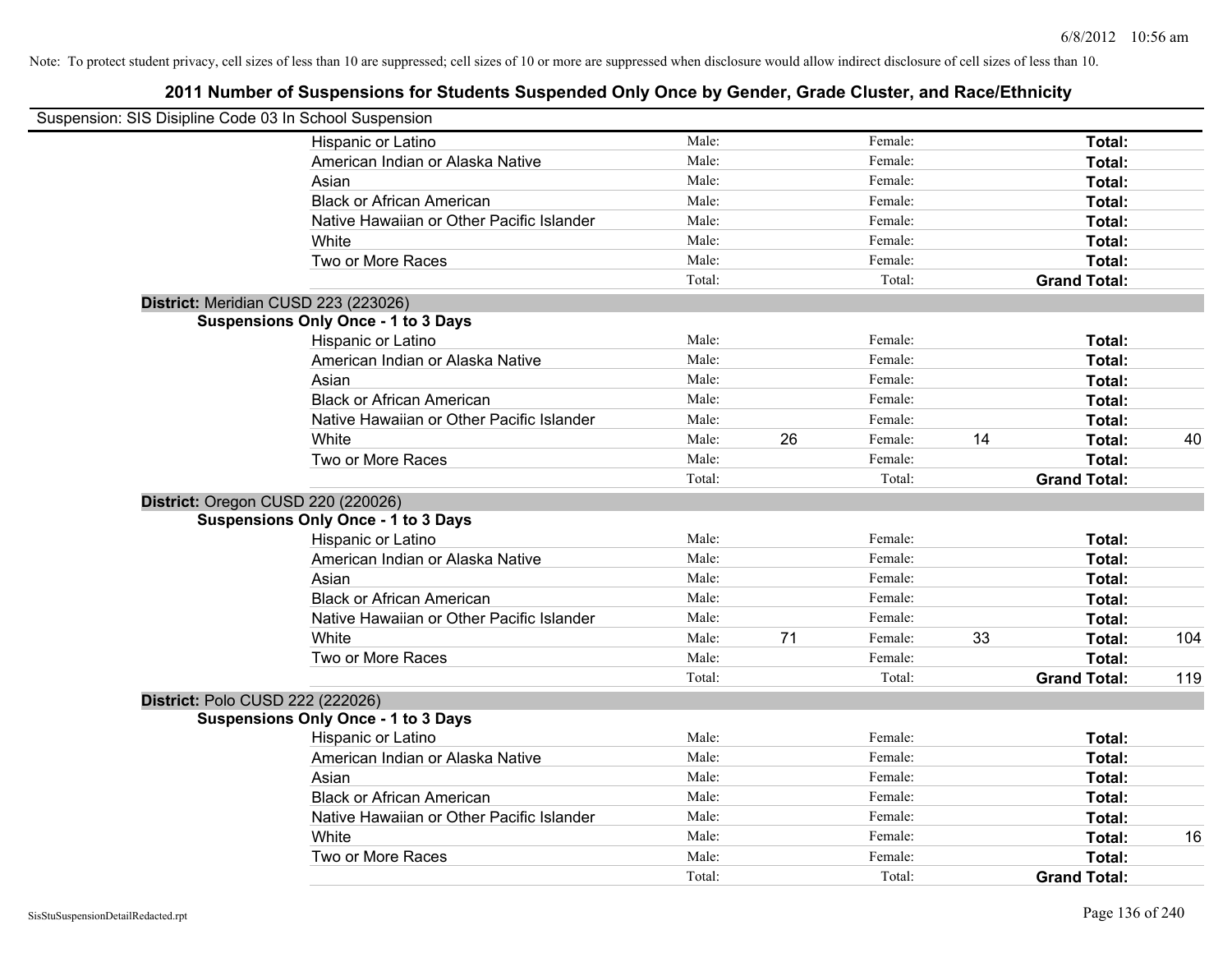Note: To protect student privacy, cell sizes of less than 10 are suppressed; cell sizes of 10 or more are suppressed when disclosure would allow indirect disclosure of cell sizes of less than 10.

## 2011 Number of Suspensions for Students Suspended Only Once by Gender, Grade Cluster, and Race/Ethnicity

Suspension: SIS Disipline Code 03 In School Suspension

| | | | | | | |
|---|---|---|---|---|---|---|
| Hispanic or Latino | Male: | | Female: | | Total: | |
| American Indian or Alaska Native | Male: | | Female: | | Total: | |
| Asian | Male: | | Female: | | Total: | |
| Black or African American | Male: | | Female: | | Total: | |
| Native Hawaiian or Other Pacific Islander | Male: | | Female: | | Total: | |
| White | Male: | | Female: | | Total: | |
| Two or More Races | Male: | | Female: | | Total: | |
| | Total: | | Total: | | Grand Total: | |

**District:** Meridian CUSD 223 (223026)

**Suspensions Only Once - 1 to 3 Days**

| | | | | | | |
|---|---|---|---|---|---|---|
| Hispanic or Latino | Male: | | Female: | | Total: | |
| American Indian or Alaska Native | Male: | | Female: | | Total: | |
| Asian | Male: | | Female: | | Total: | |
| Black or African American | Male: | | Female: | | Total: | |
| Native Hawaiian or Other Pacific Islander | Male: | | Female: | | Total: | |
| White | Male: | 26 | Female: | 14 | Total: | 40 |
| Two or More Races | Male: | | Female: | | Total: | |
| | Total: | | Total: | | Grand Total: | |

**District:** Oregon CUSD 220 (220026)

**Suspensions Only Once - 1 to 3 Days**

| | | | | | | |
|---|---|---|---|---|---|---|
| Hispanic or Latino | Male: | | Female: | | Total: | |
| American Indian or Alaska Native | Male: | | Female: | | Total: | |
| Asian | Male: | | Female: | | Total: | |
| Black or African American | Male: | | Female: | | Total: | |
| Native Hawaiian or Other Pacific Islander | Male: | | Female: | | Total: | |
| White | Male: | 71 | Female: | 33 | Total: | 104 |
| Two or More Races | Male: | | Female: | | Total: | |
| | Total: | | Total: | | Grand Total: | 119 |

**District:** Polo CUSD 222 (222026)

**Suspensions Only Once - 1 to 3 Days**

| | | | | | | |
|---|---|---|---|---|---|---|
| Hispanic or Latino | Male: | | Female: | | Total: | |
| American Indian or Alaska Native | Male: | | Female: | | Total: | |
| Asian | Male: | | Female: | | Total: | |
| Black or African American | Male: | | Female: | | Total: | |
| Native Hawaiian or Other Pacific Islander | Male: | | Female: | | Total: | |
| White | Male: | | Female: | | Total: | 16 |
| Two or More Races | Male: | | Female: | | Total: | |
| | Total: | | Total: | | Grand Total: | |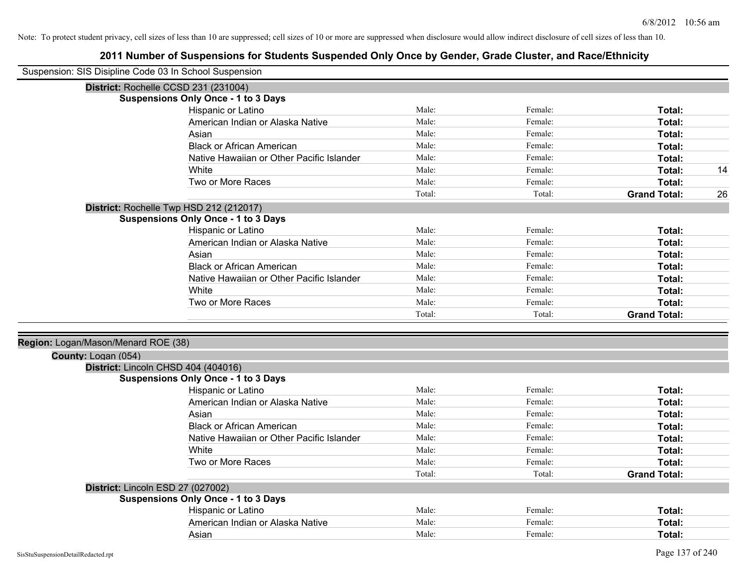Note: To protect student privacy, cell sizes of less than 10 are suppressed; cell sizes of 10 or more are suppressed when disclosure would allow indirect disclosure of cell sizes of less than 10.

# 2011 Number of Suspensions for Students Suspended Only Once by Gender, Grade Cluster, and Race/Ethnicity

Suspension: SIS Disipline Code 03 In School Suspension

**District:** Rochelle CCSD 231 (231004)

**Suspensions Only Once - 1 to 3 Days**

| | | | | |
|---|---|---|---|---|
| Hispanic or Latino | Male: | Female: | **Total:** | |
| American Indian or Alaska Native | Male: | Female: | **Total:** | |
| Asian | Male: | Female: | **Total:** | |
| Black or African American | Male: | Female: | **Total:** | |
| Native Hawaiian or Other Pacific Islander | Male: | Female: | **Total:** | |
| White | Male: | Female: | **Total:** | 14 |
| Two or More Races | Male: | Female: | **Total:** | |
| | Total: | Total: | **Grand Total:** | 26 |

**District:** Rochelle Twp HSD 212 (212017)

**Suspensions Only Once - 1 to 3 Days**

| | | | | |
|---|---|---|---|---|
| Hispanic or Latino | Male: | Female: | **Total:** | |
| American Indian or Alaska Native | Male: | Female: | **Total:** | |
| Asian | Male: | Female: | **Total:** | |
| Black or African American | Male: | Female: | **Total:** | |
| Native Hawaiian or Other Pacific Islander | Male: | Female: | **Total:** | |
| White | Male: | Female: | **Total:** | |
| Two or More Races | Male: | Female: | **Total:** | |
| | Total: | Total: | **Grand Total:** | |

**Region:** Logan/Mason/Menard ROE (38)

**County:** Logan (054)

**District:** Lincoln CHSD 404 (404016)

**Suspensions Only Once - 1 to 3 Days**

| | | | | |
|---|---|---|---|---|
| Hispanic or Latino | Male: | Female: | **Total:** | |
| American Indian or Alaska Native | Male: | Female: | **Total:** | |
| Asian | Male: | Female: | **Total:** | |
| Black or African American | Male: | Female: | **Total:** | |
| Native Hawaiian or Other Pacific Islander | Male: | Female: | **Total:** | |
| White | Male: | Female: | **Total:** | |
| Two or More Races | Male: | Female: | **Total:** | |
| | Total: | Total: | **Grand Total:** | |

**District:** Lincoln ESD 27 (027002)

**Suspensions Only Once - 1 to 3 Days**

| | | | | |
|---|---|---|---|---|
| Hispanic or Latino | Male: | Female: | **Total:** | |
| American Indian or Alaska Native | Male: | Female: | **Total:** | |
| Asian | Male: | Female: | **Total:** | |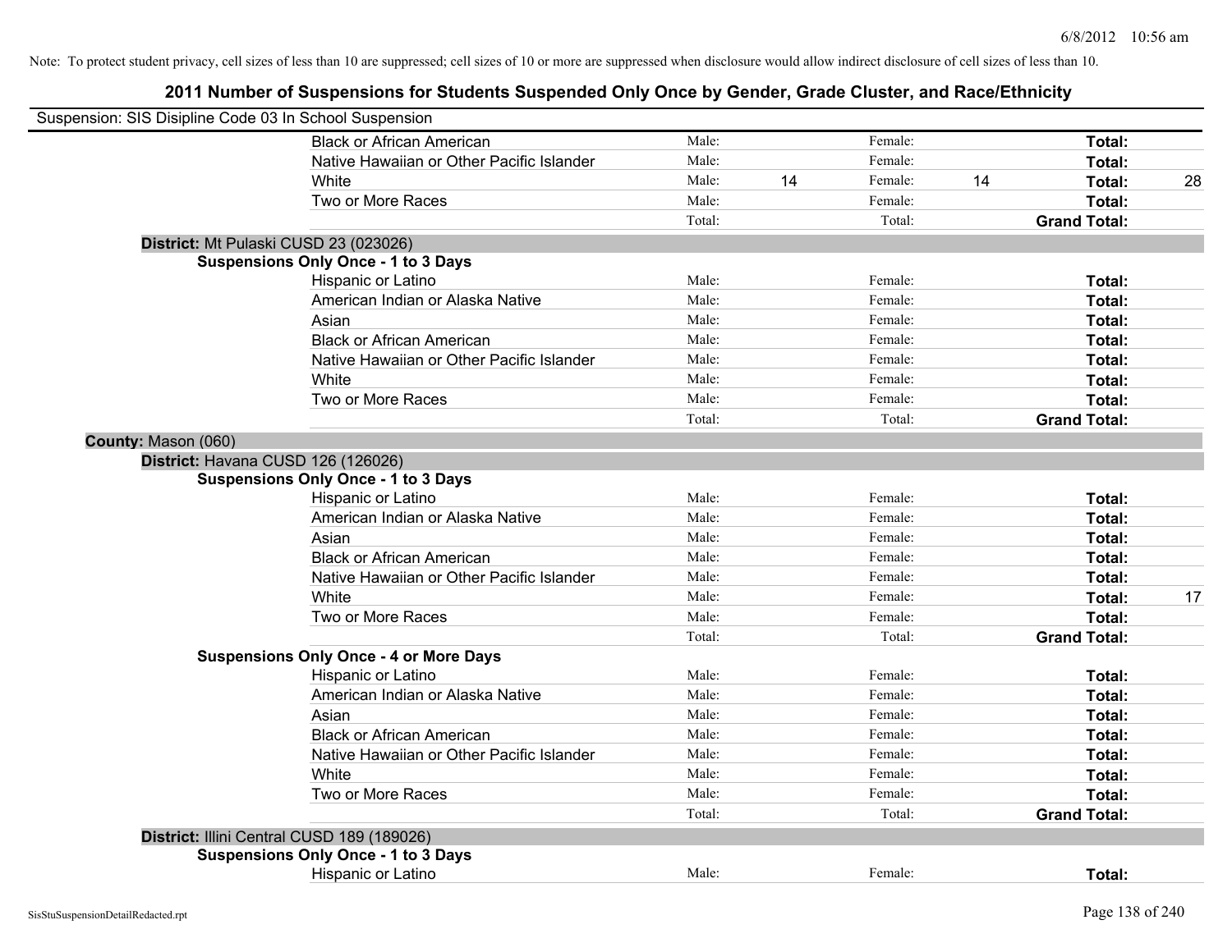Note: To protect student privacy, cell sizes of less than 10 are suppressed; cell sizes of 10 or more are suppressed when disclosure would allow indirect disclosure of cell sizes of less than 10.

## 2011 Number of Suspensions for Students Suspended Only Once by Gender, Grade Cluster, and Race/Ethnicity

Suspension: SIS Disipline Code 03 In School Suspension

| | | | | | | |
|---|---|---|---|---|---|---|
| Black or African American | Male: | | Female: | | **Total:** | |
| Native Hawaiian or Other Pacific Islander | Male: | | Female: | | **Total:** | |
| White | Male: | 14 | Female: | 14 | **Total:** | 28 |
| Two or More Races | Male: | | Female: | | **Total:** | |
| | Total: | | Total: | | **Grand Total:** | |

**District:** Mt Pulaski CUSD 23 (023026)

**Suspensions Only Once - 1 to 3 Days**

| | | | | | | |
|---|---|---|---|---|---|---|
| Hispanic or Latino | Male: | | Female: | | **Total:** | |
| American Indian or Alaska Native | Male: | | Female: | | **Total:** | |
| Asian | Male: | | Female: | | **Total:** | |
| Black or African American | Male: | | Female: | | **Total:** | |
| Native Hawaiian or Other Pacific Islander | Male: | | Female: | | **Total:** | |
| White | Male: | | Female: | | **Total:** | |
| Two or More Races | Male: | | Female: | | **Total:** | |
| | Total: | | Total: | | **Grand Total:** | |

**County:** Mason (060)

**District:** Havana CUSD 126 (126026)

**Suspensions Only Once - 1 to 3 Days**

| | | | | | | |
|---|---|---|---|---|---|---|
| Hispanic or Latino | Male: | | Female: | | **Total:** | |
| American Indian or Alaska Native | Male: | | Female: | | **Total:** | |
| Asian | Male: | | Female: | | **Total:** | |
| Black or African American | Male: | | Female: | | **Total:** | |
| Native Hawaiian or Other Pacific Islander | Male: | | Female: | | **Total:** | |
| White | Male: | | Female: | | **Total:** | 17 |
| Two or More Races | Male: | | Female: | | **Total:** | |
| | Total: | | Total: | | **Grand Total:** | |

**Suspensions Only Once - 4 or More Days**

| | | | | | | |
|---|---|---|---|---|---|---|
| Hispanic or Latino | Male: | | Female: | | **Total:** | |
| American Indian or Alaska Native | Male: | | Female: | | **Total:** | |
| Asian | Male: | | Female: | | **Total:** | |
| Black or African American | Male: | | Female: | | **Total:** | |
| Native Hawaiian or Other Pacific Islander | Male: | | Female: | | **Total:** | |
| White | Male: | | Female: | | **Total:** | |
| Two or More Races | Male: | | Female: | | **Total:** | |
| | Total: | | Total: | | **Grand Total:** | |

**District:** Illini Central CUSD 189 (189026)

**Suspensions Only Once - 1 to 3 Days**

| | | | | | | |
|---|---|---|---|---|---|---|
| Hispanic or Latino | Male: | | Female: | | **Total:** | |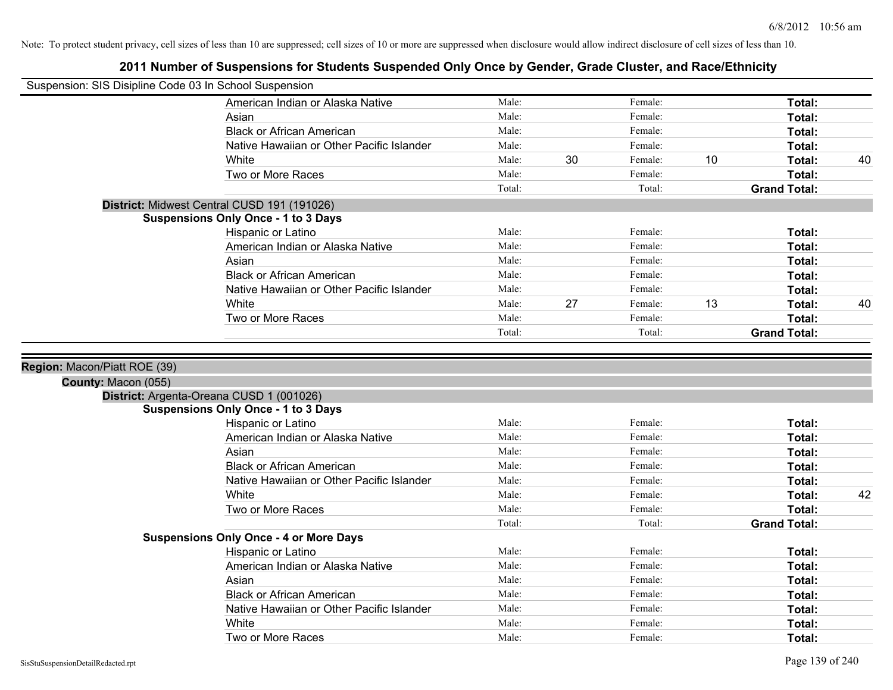Note: To protect student privacy, cell sizes of less than 10 are suppressed; cell sizes of 10 or more are suppressed when disclosure would allow indirect disclosure of cell sizes of less than 10.

## 2011 Number of Suspensions for Students Suspended Only Once by Gender, Grade Cluster, and Race/Ethnicity

Suspension: SIS Disipline Code 03 In School Suspension

| | Male: | | Female: | | | |
|---|---|---|---|---|---|---|
| American Indian or Alaska Native | Male: | | Female: | | **Total:** | |
| Asian | Male: | | Female: | | **Total:** | |
| Black or African American | Male: | | Female: | | **Total:** | |
| Native Hawaiian or Other Pacific Islander | Male: | | Female: | | **Total:** | |
| White | Male: | 30 | Female: | 10 | **Total:** | 40 |
| Two or More Races | Male: | | Female: | | **Total:** | |
| | Total: | | Total: | | **Grand Total:** | |

**District:** Midwest Central CUSD 191 (191026)

**Suspensions Only Once - 1 to 3 Days**

| | | | | | | |
|---|---|---|---|---|---|---|
| Hispanic or Latino | Male: | | Female: | | **Total:** | |
| American Indian or Alaska Native | Male: | | Female: | | **Total:** | |
| Asian | Male: | | Female: | | **Total:** | |
| Black or African American | Male: | | Female: | | **Total:** | |
| Native Hawaiian or Other Pacific Islander | Male: | | Female: | | **Total:** | |
| White | Male: | 27 | Female: | 13 | **Total:** | 40 |
| Two or More Races | Male: | | Female: | | **Total:** | |
| | Total: | | Total: | | **Grand Total:** | |

**Region:** Macon/Piatt ROE (39)

**County:** Macon (055)

**District:** Argenta-Oreana CUSD 1 (001026)

**Suspensions Only Once - 1 to 3 Days**

| | | | | | | |
|---|---|---|---|---|---|---|
| Hispanic or Latino | Male: | | Female: | | **Total:** | |
| American Indian or Alaska Native | Male: | | Female: | | **Total:** | |
| Asian | Male: | | Female: | | **Total:** | |
| Black or African American | Male: | | Female: | | **Total:** | |
| Native Hawaiian or Other Pacific Islander | Male: | | Female: | | **Total:** | |
| White | Male: | | Female: | | **Total:** | 42 |
| Two or More Races | Male: | | Female: | | **Total:** | |
| | Total: | | Total: | | **Grand Total:** | |

**Suspensions Only Once - 4 or More Days**

| | | | | | | |
|---|---|---|---|---|---|---|
| Hispanic or Latino | Male: | | Female: | | **Total:** | |
| American Indian or Alaska Native | Male: | | Female: | | **Total:** | |
| Asian | Male: | | Female: | | **Total:** | |
| Black or African American | Male: | | Female: | | **Total:** | |
| Native Hawaiian or Other Pacific Islander | Male: | | Female: | | **Total:** | |
| White | Male: | | Female: | | **Total:** | |
| Two or More Races | Male: | | Female: | | **Total:** | |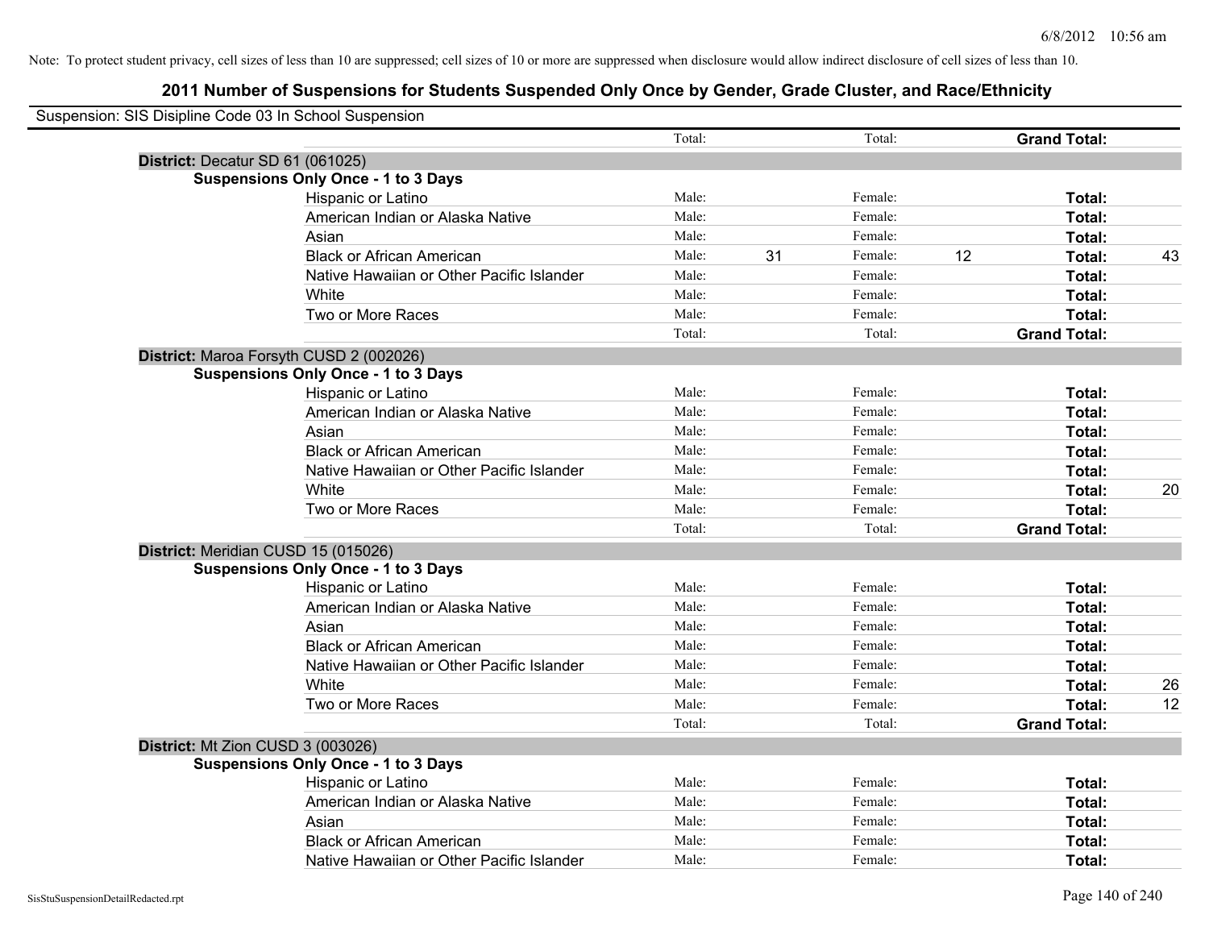Note: To protect student privacy, cell sizes of less than 10 are suppressed; cell sizes of 10 or more are suppressed when disclosure would allow indirect disclosure of cell sizes of less than 10.

## 2011 Number of Suspensions for Students Suspended Only Once by Gender, Grade Cluster, and Race/Ethnicity

Suspension: SIS Disipline Code 03 In School Suspension

| | | | | | | |
|---|---|---|---|---|---|---|
| | Total: | | Total: | | **Grand Total:** | |
| **District:** Decatur SD 61 (061025) | | | | | | |
| **Suspensions Only Once - 1 to 3 Days** | | | | | | |
| Hispanic or Latino | Male: | | Female: | | **Total:** | |
| American Indian or Alaska Native | Male: | | Female: | | **Total:** | |
| Asian | Male: | | Female: | | **Total:** | |
| Black or African American | Male: | 31 | Female: | 12 | **Total:** | 43 |
| Native Hawaiian or Other Pacific Islander | Male: | | Female: | | **Total:** | |
| White | Male: | | Female: | | **Total:** | |
| Two or More Races | Male: | | Female: | | **Total:** | |
| | Total: | | Total: | | **Grand Total:** | |
| **District:** Maroa Forsyth CUSD 2 (002026) | | | | | | |
| **Suspensions Only Once - 1 to 3 Days** | | | | | | |
| Hispanic or Latino | Male: | | Female: | | **Total:** | |
| American Indian or Alaska Native | Male: | | Female: | | **Total:** | |
| Asian | Male: | | Female: | | **Total:** | |
| Black or African American | Male: | | Female: | | **Total:** | |
| Native Hawaiian or Other Pacific Islander | Male: | | Female: | | **Total:** | |
| White | Male: | | Female: | | **Total:** | 20 |
| Two or More Races | Male: | | Female: | | **Total:** | |
| | Total: | | Total: | | **Grand Total:** | |
| **District:** Meridian CUSD 15 (015026) | | | | | | |
| **Suspensions Only Once - 1 to 3 Days** | | | | | | |
| Hispanic or Latino | Male: | | Female: | | **Total:** | |
| American Indian or Alaska Native | Male: | | Female: | | **Total:** | |
| Asian | Male: | | Female: | | **Total:** | |
| Black or African American | Male: | | Female: | | **Total:** | |
| Native Hawaiian or Other Pacific Islander | Male: | | Female: | | **Total:** | |
| White | Male: | | Female: | | **Total:** | 26 |
| Two or More Races | Male: | | Female: | | **Total:** | 12 |
| | Total: | | Total: | | **Grand Total:** | |
| **District:** Mt Zion CUSD 3 (003026) | | | | | | |
| **Suspensions Only Once - 1 to 3 Days** | | | | | | |
| Hispanic or Latino | Male: | | Female: | | **Total:** | |
| American Indian or Alaska Native | Male: | | Female: | | **Total:** | |
| Asian | Male: | | Female: | | **Total:** | |
| Black or African American | Male: | | Female: | | **Total:** | |
| Native Hawaiian or Other Pacific Islander | Male: | | Female: | | **Total:** | |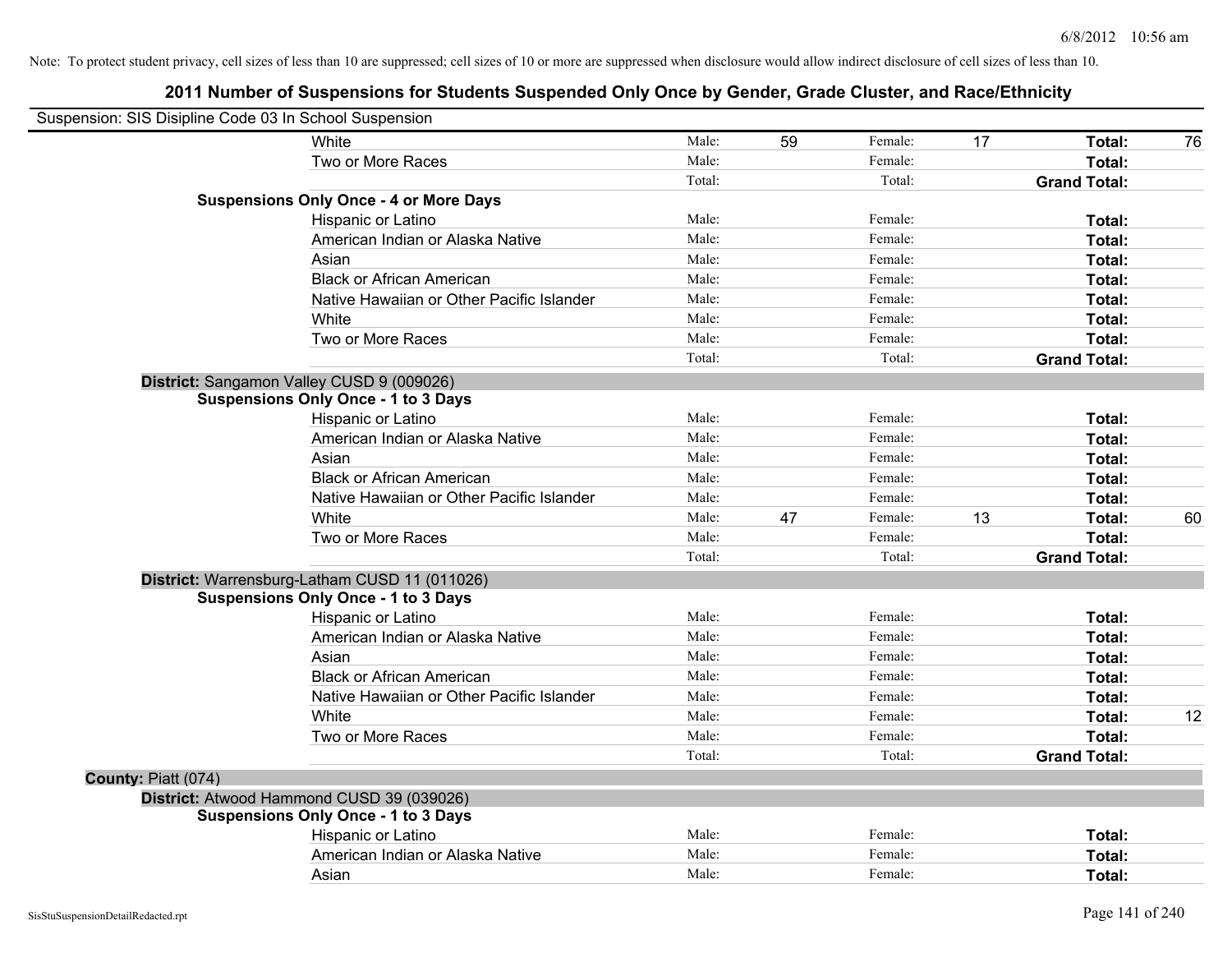Note: To protect student privacy, cell sizes of less than 10 are suppressed; cell sizes of 10 or more are suppressed when disclosure would allow indirect disclosure of cell sizes of less than 10.

# 2011 Number of Suspensions for Students Suspended Only Once by Gender, Grade Cluster, and Race/Ethnicity

Suspension: SIS Disipline Code 03 In School Suspension

| | | | | | | | |
|---|---|---|---|---|---|---|---|
| White | Male: | 59 | Female: | 17 | **Total:** | 76 |
| Two or More Races | Male: | | Female: | | **Total:** | |
| | Total: | | Total: | | **Grand Total:** | |

**Suspensions Only Once - 4 or More Days**

| | | | | | | |
|---|---|---|---|---|---|---|
| Hispanic or Latino | Male: | | Female: | | **Total:** | |
| American Indian or Alaska Native | Male: | | Female: | | **Total:** | |
| Asian | Male: | | Female: | | **Total:** | |
| Black or African American | Male: | | Female: | | **Total:** | |
| Native Hawaiian or Other Pacific Islander | Male: | | Female: | | **Total:** | |
| White | Male: | | Female: | | **Total:** | |
| Two or More Races | Male: | | Female: | | **Total:** | |
| | Total: | | Total: | | **Grand Total:** | |

**District:** Sangamon Valley CUSD 9 (009026)

**Suspensions Only Once - 1 to 3 Days**

| | | | | | | |
|---|---|---|---|---|---|---|
| Hispanic or Latino | Male: | | Female: | | **Total:** | |
| American Indian or Alaska Native | Male: | | Female: | | **Total:** | |
| Asian | Male: | | Female: | | **Total:** | |
| Black or African American | Male: | | Female: | | **Total:** | |
| Native Hawaiian or Other Pacific Islander | Male: | | Female: | | **Total:** | |
| White | Male: | 47 | Female: | 13 | **Total:** | 60 |
| Two or More Races | Male: | | Female: | | **Total:** | |
| | Total: | | Total: | | **Grand Total:** | |

**District:** Warrensburg-Latham CUSD 11 (011026)

**Suspensions Only Once - 1 to 3 Days**

| | | | | | | |
|---|---|---|---|---|---|---|
| Hispanic or Latino | Male: | | Female: | | **Total:** | |
| American Indian or Alaska Native | Male: | | Female: | | **Total:** | |
| Asian | Male: | | Female: | | **Total:** | |
| Black or African American | Male: | | Female: | | **Total:** | |
| Native Hawaiian or Other Pacific Islander | Male: | | Female: | | **Total:** | |
| White | Male: | | Female: | | **Total:** | 12 |
| Two or More Races | Male: | | Female: | | **Total:** | |
| | Total: | | Total: | | **Grand Total:** | |

**County:** Piatt (074)

**District:** Atwood Hammond CUSD 39 (039026)

**Suspensions Only Once - 1 to 3 Days**

| | | | | | | |
|---|---|---|---|---|---|---|
| Hispanic or Latino | Male: | | Female: | | **Total:** | |
| American Indian or Alaska Native | Male: | | Female: | | **Total:** | |
| Asian | Male: | | Female: | | **Total:** | |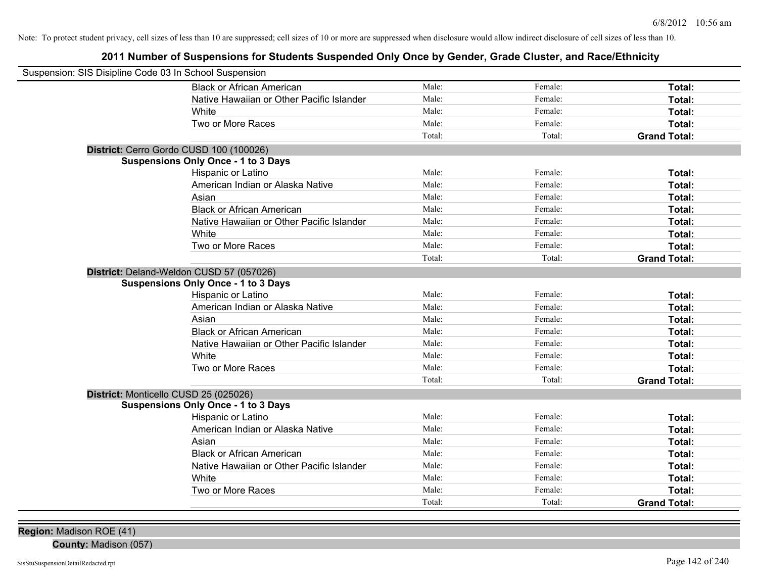Note: To protect student privacy, cell sizes of less than 10 are suppressed; cell sizes of 10 or more are suppressed when disclosure would allow indirect disclosure of cell sizes of less than 10.

## 2011 Number of Suspensions for Students Suspended Only Once by Gender, Grade Cluster, and Race/Ethnicity

Suspension: SIS Disipline Code 03 In School Suspension

| | | | |
|---|---|---|---|
| Black or African American | Male: | Female: | **Total:** |
| Native Hawaiian or Other Pacific Islander | Male: | Female: | **Total:** |
| White | Male: | Female: | **Total:** |
| Two or More Races | Male: | Female: | **Total:** |
| | Total: | Total: | **Grand Total:** |

**District:** Cerro Gordo CUSD 100 (100026)

**Suspensions Only Once - 1 to 3 Days**

| | | | |
|---|---|---|---|
| Hispanic or Latino | Male: | Female: | **Total:** |
| American Indian or Alaska Native | Male: | Female: | **Total:** |
| Asian | Male: | Female: | **Total:** |
| Black or African American | Male: | Female: | **Total:** |
| Native Hawaiian or Other Pacific Islander | Male: | Female: | **Total:** |
| White | Male: | Female: | **Total:** |
| Two or More Races | Male: | Female: | **Total:** |
| | Total: | Total: | **Grand Total:** |

**District:** Deland-Weldon CUSD 57 (057026)

**Suspensions Only Once - 1 to 3 Days**

| | | | |
|---|---|---|---|
| Hispanic or Latino | Male: | Female: | **Total:** |
| American Indian or Alaska Native | Male: | Female: | **Total:** |
| Asian | Male: | Female: | **Total:** |
| Black or African American | Male: | Female: | **Total:** |
| Native Hawaiian or Other Pacific Islander | Male: | Female: | **Total:** |
| White | Male: | Female: | **Total:** |
| Two or More Races | Male: | Female: | **Total:** |
| | Total: | Total: | **Grand Total:** |

**District:** Monticello CUSD 25 (025026)

**Suspensions Only Once - 1 to 3 Days**

| | | | |
|---|---|---|---|
| Hispanic or Latino | Male: | Female: | **Total:** |
| American Indian or Alaska Native | Male: | Female: | **Total:** |
| Asian | Male: | Female: | **Total:** |
| Black or African American | Male: | Female: | **Total:** |
| Native Hawaiian or Other Pacific Islander | Male: | Female: | **Total:** |
| White | Male: | Female: | **Total:** |
| Two or More Races | Male: | Female: | **Total:** |
| | Total: | Total: | **Grand Total:** |

**Region:** Madison ROE (41)

**County:** Madison (057)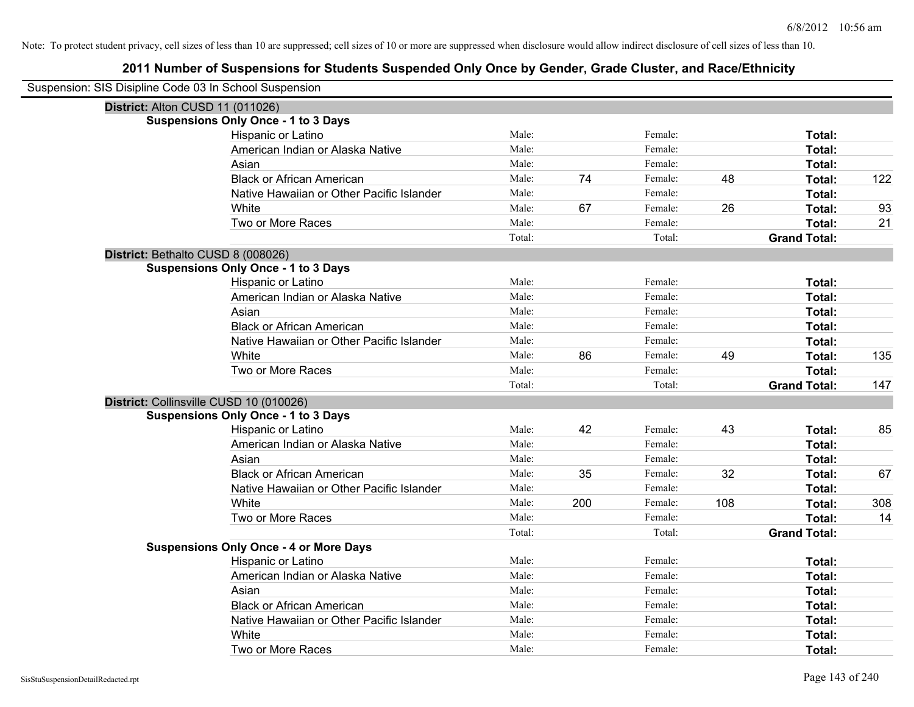Note: To protect student privacy, cell sizes of less than 10 are suppressed; cell sizes of 10 or more are suppressed when disclosure would allow indirect disclosure of cell sizes of less than 10.

# 2011 Number of Suspensions for Students Suspended Only Once by Gender, Grade Cluster, and Race/Ethnicity

Suspension: SIS Disipline Code 03 In School Suspension

## District: Alton CUSD 11 (011026)

### Suspensions Only Once - 1 to 3 Days

| Race/Ethnicity | Male: | | Female: | | Total: | |
|---|---|---|---|---|---|---|
| Hispanic or Latino | Male: | | Female: | | **Total:** | |
| American Indian or Alaska Native | Male: | | Female: | | **Total:** | |
| Asian | Male: | | Female: | | **Total:** | |
| Black or African American | Male: | 74 | Female: | 48 | **Total:** | 122 |
| Native Hawaiian or Other Pacific Islander | Male: | | Female: | | **Total:** | |
| White | Male: | 67 | Female: | 26 | **Total:** | 93 |
| Two or More Races | Male: | | Female: | | **Total:** | 21 |
| | Total: | | Total: | | **Grand Total:** | |

## District: Bethalto CUSD 8 (008026)

### Suspensions Only Once - 1 to 3 Days

| Race/Ethnicity | Male: | | Female: | | Total: | |
|---|---|---|---|---|---|---|
| Hispanic or Latino | Male: | | Female: | | **Total:** | |
| American Indian or Alaska Native | Male: | | Female: | | **Total:** | |
| Asian | Male: | | Female: | | **Total:** | |
| Black or African American | Male: | | Female: | | **Total:** | |
| Native Hawaiian or Other Pacific Islander | Male: | | Female: | | **Total:** | |
| White | Male: | 86 | Female: | 49 | **Total:** | 135 |
| Two or More Races | Male: | | Female: | | **Total:** | |
| | Total: | | Total: | | **Grand Total:** | 147 |

## District: Collinsville CUSD 10 (010026)

### Suspensions Only Once - 1 to 3 Days

| Race/Ethnicity | Male: | | Female: | | Total: | |
|---|---|---|---|---|---|---|
| Hispanic or Latino | Male: | 42 | Female: | 43 | **Total:** | 85 |
| American Indian or Alaska Native | Male: | | Female: | | **Total:** | |
| Asian | Male: | | Female: | | **Total:** | |
| Black or African American | Male: | 35 | Female: | 32 | **Total:** | 67 |
| Native Hawaiian or Other Pacific Islander | Male: | | Female: | | **Total:** | |
| White | Male: | 200 | Female: | 108 | **Total:** | 308 |
| Two or More Races | Male: | | Female: | | **Total:** | 14 |
| | Total: | | Total: | | **Grand Total:** | |

### Suspensions Only Once - 4 or More Days

| Race/Ethnicity | Male: | | Female: | | Total: | |
|---|---|---|---|---|---|---|
| Hispanic or Latino | Male: | | Female: | | **Total:** | |
| American Indian or Alaska Native | Male: | | Female: | | **Total:** | |
| Asian | Male: | | Female: | | **Total:** | |
| Black or African American | Male: | | Female: | | **Total:** | |
| Native Hawaiian or Other Pacific Islander | Male: | | Female: | | **Total:** | |
| White | Male: | | Female: | | **Total:** | |
| Two or More Races | Male: | | Female: | | **Total:** | |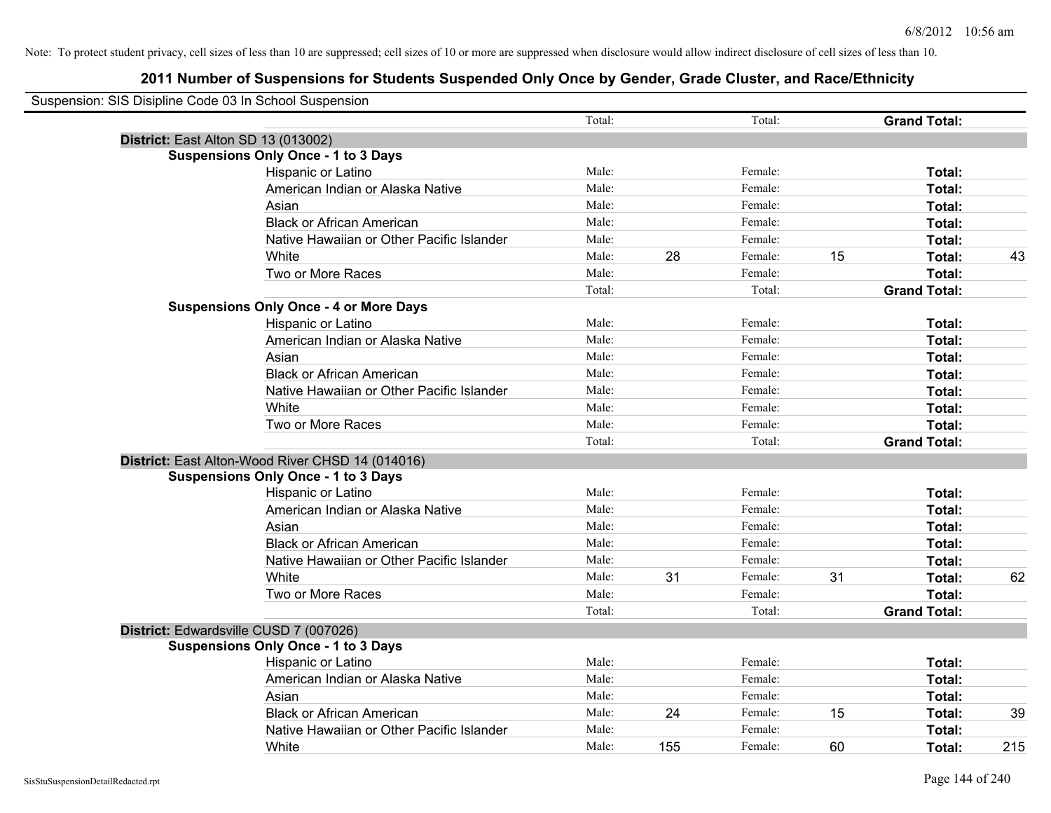Note: To protect student privacy, cell sizes of less than 10 are suppressed; cell sizes of 10 or more are suppressed when disclosure would allow indirect disclosure of cell sizes of less than 10.

## 2011 Number of Suspensions for Students Suspended Only Once by Gender, Grade Cluster, and Race/Ethnicity

Suspension: SIS Disipline Code 03 In School Suspension

| | | | | | | | |
|---|---|---|---|---|---|---|---|
| | Total: | | Total: | | **Grand Total:** | |
| **District:** East Alton SD 13 (013002) | | | | | | |
| **Suspensions Only Once - 1 to 3 Days** | | | | | | |
| Hispanic or Latino | Male: | | Female: | | **Total:** | |
| American Indian or Alaska Native | Male: | | Female: | | **Total:** | |
| Asian | Male: | | Female: | | **Total:** | |
| Black or African American | Male: | | Female: | | **Total:** | |
| Native Hawaiian or Other Pacific Islander | Male: | | Female: | | **Total:** | |
| White | Male: | 28 | Female: | 15 | **Total:** | 43 |
| Two or More Races | Male: | | Female: | | **Total:** | |
| | Total: | | Total: | | **Grand Total:** | |
| **Suspensions Only Once - 4 or More Days** | | | | | | |
| Hispanic or Latino | Male: | | Female: | | **Total:** | |
| American Indian or Alaska Native | Male: | | Female: | | **Total:** | |
| Asian | Male: | | Female: | | **Total:** | |
| Black or African American | Male: | | Female: | | **Total:** | |
| Native Hawaiian or Other Pacific Islander | Male: | | Female: | | **Total:** | |
| White | Male: | | Female: | | **Total:** | |
| Two or More Races | Male: | | Female: | | **Total:** | |
| | Total: | | Total: | | **Grand Total:** | |
| **District:** East Alton-Wood River CHSD 14 (014016) | | | | | | |
| **Suspensions Only Once - 1 to 3 Days** | | | | | | |
| Hispanic or Latino | Male: | | Female: | | **Total:** | |
| American Indian or Alaska Native | Male: | | Female: | | **Total:** | |
| Asian | Male: | | Female: | | **Total:** | |
| Black or African American | Male: | | Female: | | **Total:** | |
| Native Hawaiian or Other Pacific Islander | Male: | | Female: | | **Total:** | |
| White | Male: | 31 | Female: | 31 | **Total:** | 62 |
| Two or More Races | Male: | | Female: | | **Total:** | |
| | Total: | | Total: | | **Grand Total:** | |
| **District:** Edwardsville CUSD 7 (007026) | | | | | | |
| **Suspensions Only Once - 1 to 3 Days** | | | | | | |
| Hispanic or Latino | Male: | | Female: | | **Total:** | |
| American Indian or Alaska Native | Male: | | Female: | | **Total:** | |
| Asian | Male: | | Female: | | **Total:** | |
| Black or African American | Male: | 24 | Female: | 15 | **Total:** | 39 |
| Native Hawaiian or Other Pacific Islander | Male: | | Female: | | **Total:** | |
| White | Male: | 155 | Female: | 60 | **Total:** | 215 |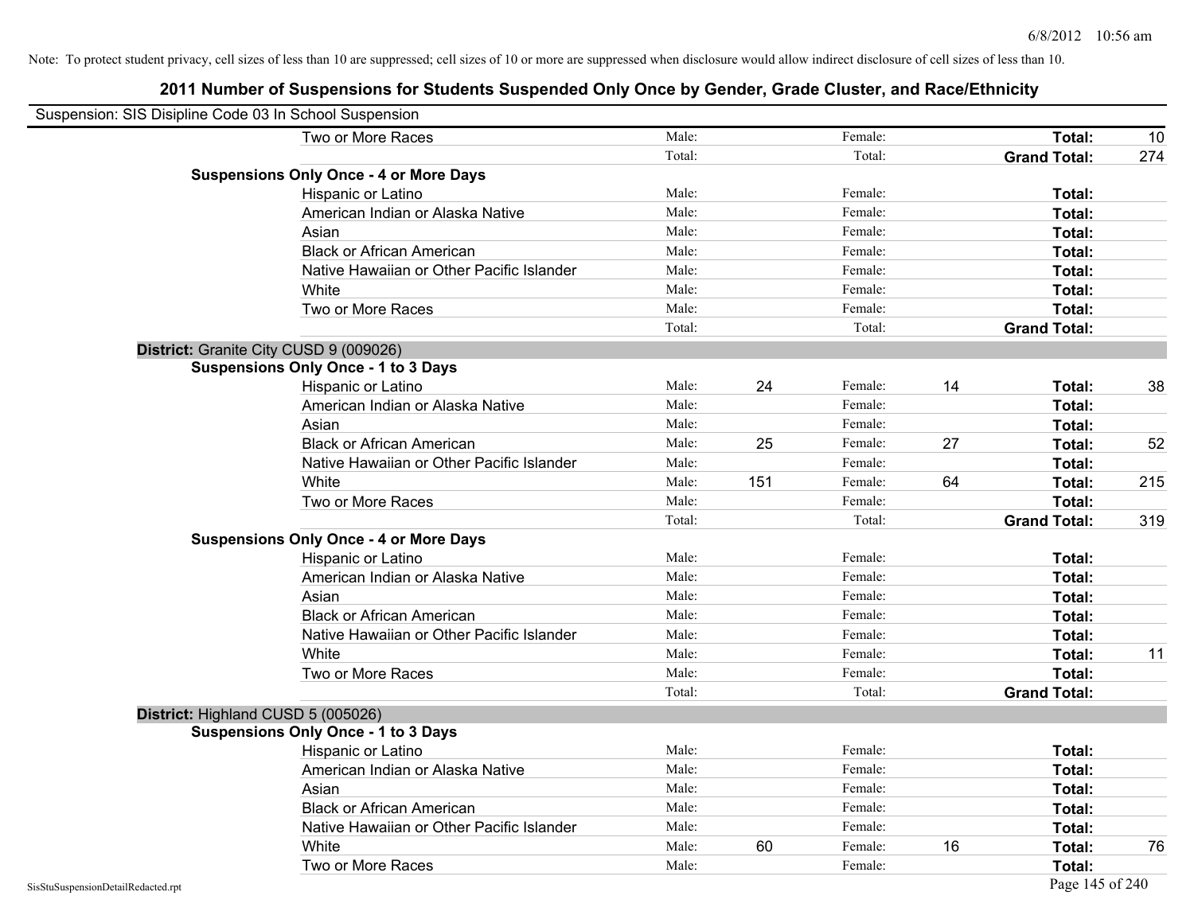Note: To protect student privacy, cell sizes of less than 10 are suppressed; cell sizes of 10 or more are suppressed when disclosure would allow indirect disclosure of cell sizes of less than 10.

# 2011 Number of Suspensions for Students Suspended Only Once by Gender, Grade Cluster, and Race/Ethnicity

Suspension: SIS Disipline Code 03 In School Suspension

| | | | | | | | |
|---|---|---|---|---|---|---|---|
| Two or More Races | Male: | | Female: | | **Total:** | 10 |
| | Total: | | Total: | | **Grand Total:** | 274 |

**Suspensions Only Once - 4 or More Days**

| | | | | | | |
|---|---|---|---|---|---|---|
| Hispanic or Latino | Male: | | Female: | | **Total:** | |
| American Indian or Alaska Native | Male: | | Female: | | **Total:** | |
| Asian | Male: | | Female: | | **Total:** | |
| Black or African American | Male: | | Female: | | **Total:** | |
| Native Hawaiian or Other Pacific Islander | Male: | | Female: | | **Total:** | |
| White | Male: | | Female: | | **Total:** | |
| Two or More Races | Male: | | Female: | | **Total:** | |
| | Total: | | Total: | | **Grand Total:** | |

**District:** Granite City CUSD 9 (009026)

**Suspensions Only Once - 1 to 3 Days**

| | | | | | | |
|---|---|---|---|---|---|---|
| Hispanic or Latino | Male: | 24 | Female: | 14 | **Total:** | 38 |
| American Indian or Alaska Native | Male: | | Female: | | **Total:** | |
| Asian | Male: | | Female: | | **Total:** | |
| Black or African American | Male: | 25 | Female: | 27 | **Total:** | 52 |
| Native Hawaiian or Other Pacific Islander | Male: | | Female: | | **Total:** | |
| White | Male: | 151 | Female: | 64 | **Total:** | 215 |
| Two or More Races | Male: | | Female: | | **Total:** | |
| | Total: | | Total: | | **Grand Total:** | 319 |

**Suspensions Only Once - 4 or More Days**

| | | | | | | |
|---|---|---|---|---|---|---|
| Hispanic or Latino | Male: | | Female: | | **Total:** | |
| American Indian or Alaska Native | Male: | | Female: | | **Total:** | |
| Asian | Male: | | Female: | | **Total:** | |
| Black or African American | Male: | | Female: | | **Total:** | |
| Native Hawaiian or Other Pacific Islander | Male: | | Female: | | **Total:** | |
| White | Male: | | Female: | | **Total:** | 11 |
| Two or More Races | Male: | | Female: | | **Total:** | |
| | Total: | | Total: | | **Grand Total:** | |

**District:** Highland CUSD 5 (005026)

**Suspensions Only Once - 1 to 3 Days**

| | | | | | | |
|---|---|---|---|---|---|---|
| Hispanic or Latino | Male: | | Female: | | **Total:** | |
| American Indian or Alaska Native | Male: | | Female: | | **Total:** | |
| Asian | Male: | | Female: | | **Total:** | |
| Black or African American | Male: | | Female: | | **Total:** | |
| Native Hawaiian or Other Pacific Islander | Male: | | Female: | | **Total:** | |
| White | Male: | 60 | Female: | 16 | **Total:** | 76 |
| Two or More Races | Male: | | Female: | | **Total:** | |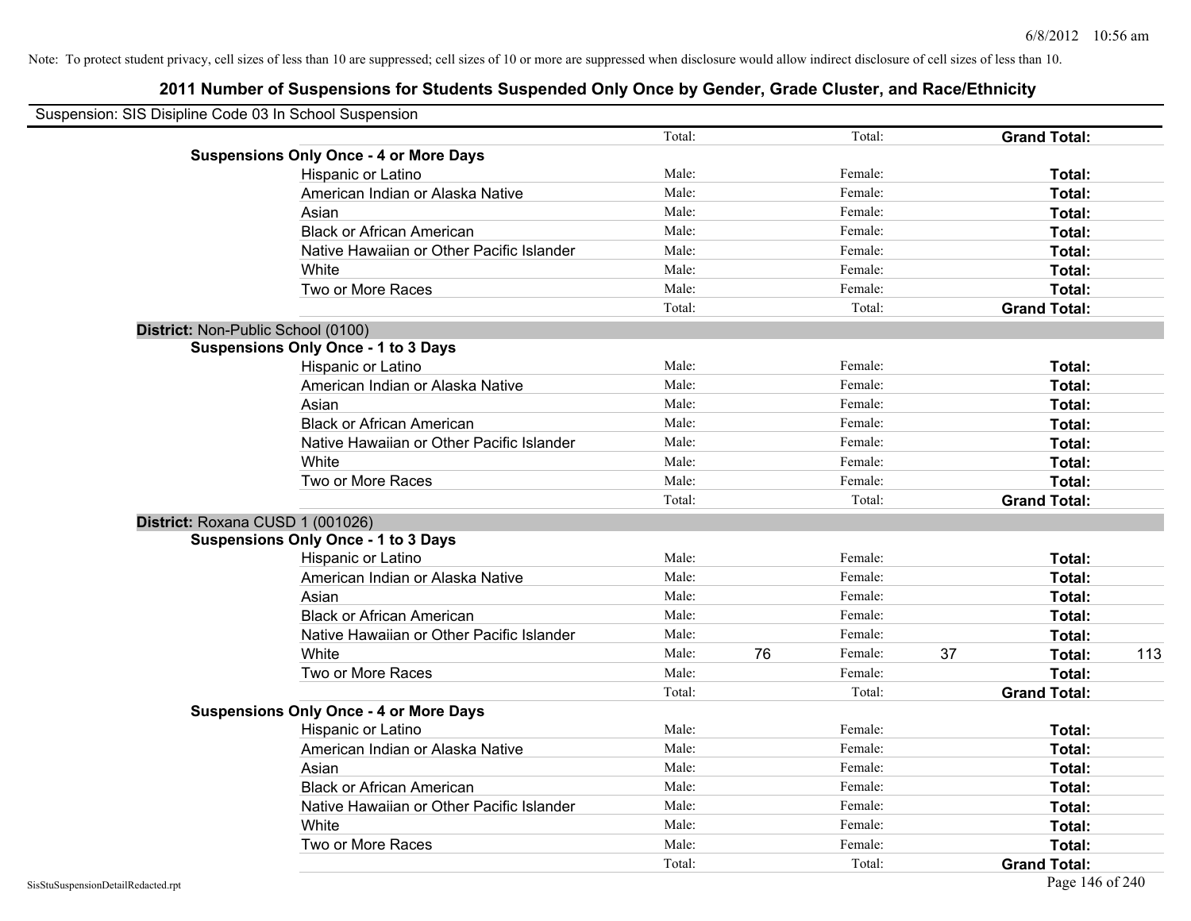Note: To protect student privacy, cell sizes of less than 10 are suppressed; cell sizes of 10 or more are suppressed when disclosure would allow indirect disclosure of cell sizes of less than 10.

## 2011 Number of Suspensions for Students Suspended Only Once by Gender, Grade Cluster, and Race/Ethnicity

Suspension: SIS Disipline Code 03 In School Suspension

| | | | | | | |
|---|---|---|---|---|---|---|
| | Total: | | Total: | | **Grand Total:** | |
| **Suspensions Only Once - 4 or More Days** | | | | | | |
| Hispanic or Latino | Male: | | Female: | | **Total:** | |
| American Indian or Alaska Native | Male: | | Female: | | **Total:** | |
| Asian | Male: | | Female: | | **Total:** | |
| Black or African American | Male: | | Female: | | **Total:** | |
| Native Hawaiian or Other Pacific Islander | Male: | | Female: | | **Total:** | |
| White | Male: | | Female: | | **Total:** | |
| Two or More Races | Male: | | Female: | | **Total:** | |
| | Total: | | Total: | | **Grand Total:** | |
| **District:** Non-Public School (0100) | | | | | | |
| **Suspensions Only Once - 1 to 3 Days** | | | | | | |
| Hispanic or Latino | Male: | | Female: | | **Total:** | |
| American Indian or Alaska Native | Male: | | Female: | | **Total:** | |
| Asian | Male: | | Female: | | **Total:** | |
| Black or African American | Male: | | Female: | | **Total:** | |
| Native Hawaiian or Other Pacific Islander | Male: | | Female: | | **Total:** | |
| White | Male: | | Female: | | **Total:** | |
| Two or More Races | Male: | | Female: | | **Total:** | |
| | Total: | | Total: | | **Grand Total:** | |
| **District:** Roxana CUSD 1 (001026) | | | | | | |
| **Suspensions Only Once - 1 to 3 Days** | | | | | | |
| Hispanic or Latino | Male: | | Female: | | **Total:** | |
| American Indian or Alaska Native | Male: | | Female: | | **Total:** | |
| Asian | Male: | | Female: | | **Total:** | |
| Black or African American | Male: | | Female: | | **Total:** | |
| Native Hawaiian or Other Pacific Islander | Male: | | Female: | | **Total:** | |
| White | Male: | 76 | Female: | 37 | **Total:** | 113 |
| Two or More Races | Male: | | Female: | | **Total:** | |
| | Total: | | Total: | | **Grand Total:** | |
| **Suspensions Only Once - 4 or More Days** | | | | | | |
| Hispanic or Latino | Male: | | Female: | | **Total:** | |
| American Indian or Alaska Native | Male: | | Female: | | **Total:** | |
| Asian | Male: | | Female: | | **Total:** | |
| Black or African American | Male: | | Female: | | **Total:** | |
| Native Hawaiian or Other Pacific Islander | Male: | | Female: | | **Total:** | |
| White | Male: | | Female: | | **Total:** | |
| Two or More Races | Male: | | Female: | | **Total:** | |
| | Total: | | Total: | | **Grand Total:** | |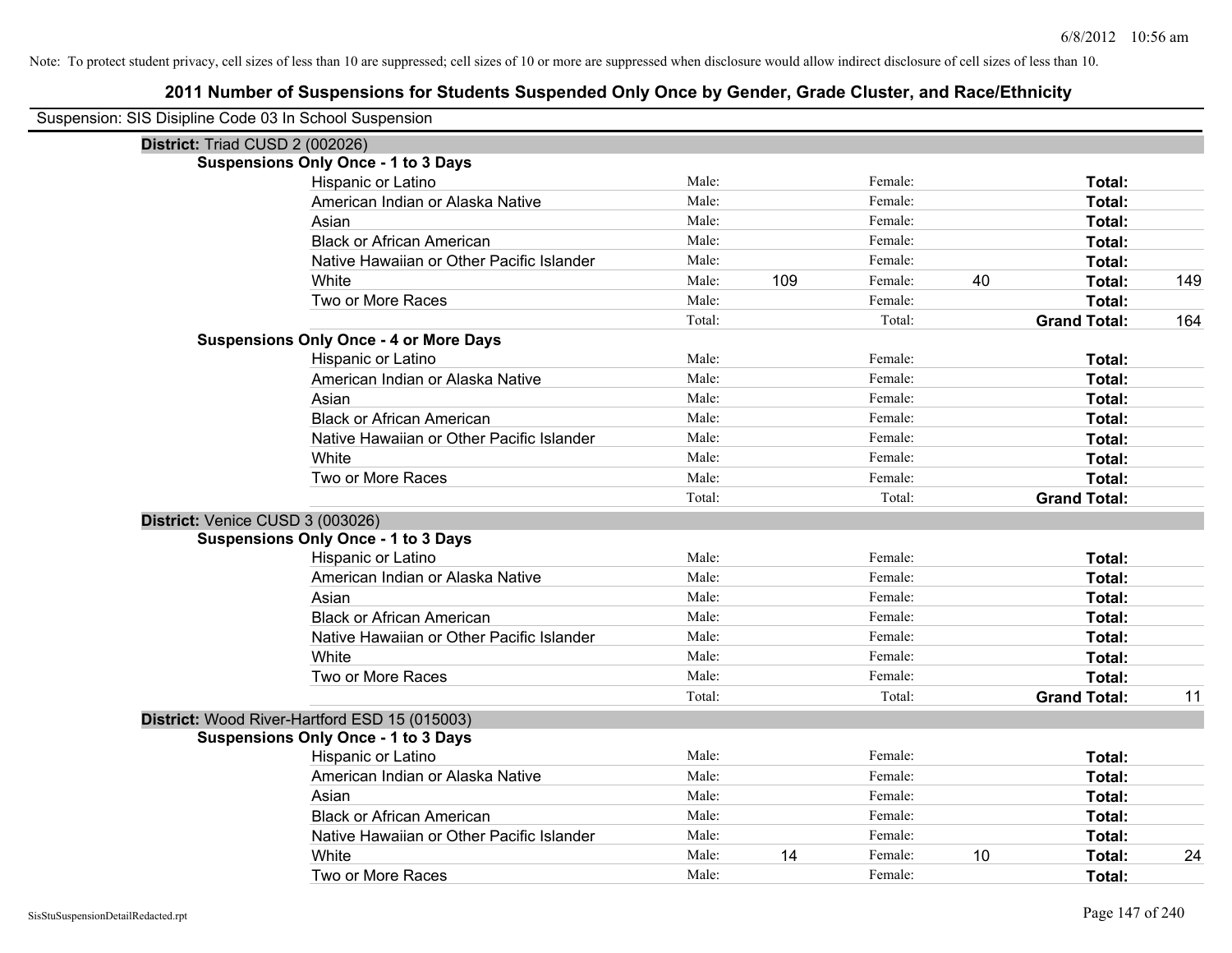Note: To protect student privacy, cell sizes of less than 10 are suppressed; cell sizes of 10 or more are suppressed when disclosure would allow indirect disclosure of cell sizes of less than 10.

## 2011 Number of Suspensions for Students Suspended Only Once by Gender, Grade Cluster, and Race/Ethnicity

Suspension: SIS Disipline Code 03 In School Suspension

### District: Triad CUSD 2 (002026)

**Suspensions Only Once - 1 to 3 Days**

| | | | | | | |
|---|---|---|---|---|---|---|
| Hispanic or Latino | Male: | | Female: | | **Total:** | |
| American Indian or Alaska Native | Male: | | Female: | | **Total:** | |
| Asian | Male: | | Female: | | **Total:** | |
| Black or African American | Male: | | Female: | | **Total:** | |
| Native Hawaiian or Other Pacific Islander | Male: | | Female: | | **Total:** | |
| White | Male: | 109 | Female: | 40 | **Total:** | 149 |
| Two or More Races | Male: | | Female: | | **Total:** | |
| | Total: | | Total: | | **Grand Total:** | 164 |

**Suspensions Only Once - 4 or More Days**

| | | | | | | |
|---|---|---|---|---|---|---|
| Hispanic or Latino | Male: | | Female: | | **Total:** | |
| American Indian or Alaska Native | Male: | | Female: | | **Total:** | |
| Asian | Male: | | Female: | | **Total:** | |
| Black or African American | Male: | | Female: | | **Total:** | |
| Native Hawaiian or Other Pacific Islander | Male: | | Female: | | **Total:** | |
| White | Male: | | Female: | | **Total:** | |
| Two or More Races | Male: | | Female: | | **Total:** | |
| | Total: | | Total: | | **Grand Total:** | |

### District: Venice CUSD 3 (003026)

**Suspensions Only Once - 1 to 3 Days**

| | | | | | | |
|---|---|---|---|---|---|---|
| Hispanic or Latino | Male: | | Female: | | **Total:** | |
| American Indian or Alaska Native | Male: | | Female: | | **Total:** | |
| Asian | Male: | | Female: | | **Total:** | |
| Black or African American | Male: | | Female: | | **Total:** | |
| Native Hawaiian or Other Pacific Islander | Male: | | Female: | | **Total:** | |
| White | Male: | | Female: | | **Total:** | |
| Two or More Races | Male: | | Female: | | **Total:** | |
| | Total: | | Total: | | **Grand Total:** | 11 |

### District: Wood River-Hartford ESD 15 (015003)

**Suspensions Only Once - 1 to 3 Days**

| | | | | | | |
|---|---|---|---|---|---|---|
| Hispanic or Latino | Male: | | Female: | | **Total:** | |
| American Indian or Alaska Native | Male: | | Female: | | **Total:** | |
| Asian | Male: | | Female: | | **Total:** | |
| Black or African American | Male: | | Female: | | **Total:** | |
| Native Hawaiian or Other Pacific Islander | Male: | | Female: | | **Total:** | |
| White | Male: | 14 | Female: | 10 | **Total:** | 24 |
| Two or More Races | Male: | | Female: | | **Total:** | |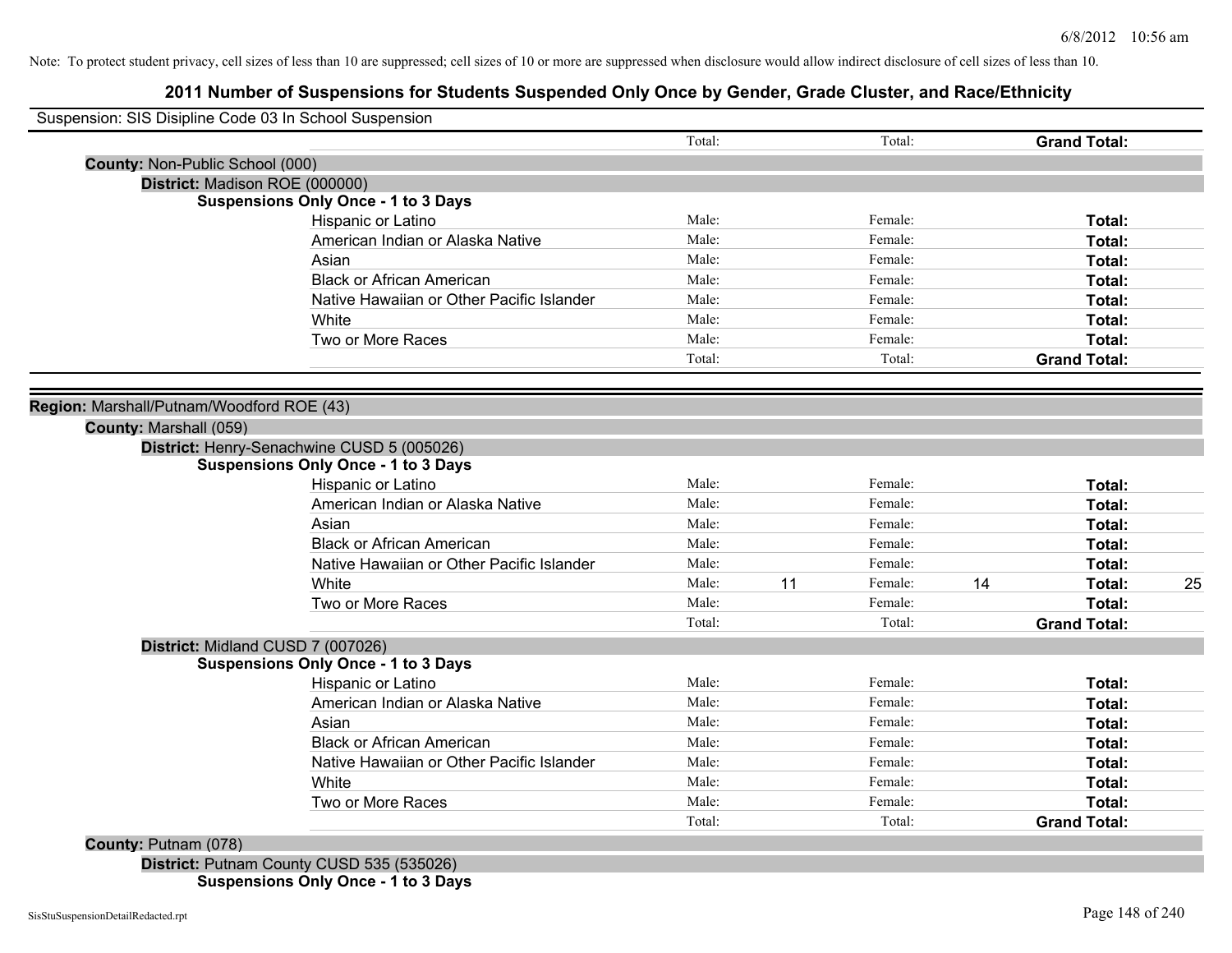Note: To protect student privacy, cell sizes of less than 10 are suppressed; cell sizes of 10 or more are suppressed when disclosure would allow indirect disclosure of cell sizes of less than 10.

# 2011 Number of Suspensions for Students Suspended Only Once by Gender, Grade Cluster, and Race/Ethnicity

Suspension: SIS Disipline Code 03 In School Suspension

| | Total: | | Total: | | **Grand Total:** | |
|---|---|---|---|---|---|---|

**County:** Non-Public School (000)

**District:** Madison ROE (000000)

**Suspensions Only Once - 1 to 3 Days**

| | | | | | | |
|---|---|---|---|---|---|---|
| Hispanic or Latino | Male: | | Female: | | **Total:** | |
| American Indian or Alaska Native | Male: | | Female: | | **Total:** | |
| Asian | Male: | | Female: | | **Total:** | |
| Black or African American | Male: | | Female: | | **Total:** | |
| Native Hawaiian or Other Pacific Islander | Male: | | Female: | | **Total:** | |
| White | Male: | | Female: | | **Total:** | |
| Two or More Races | Male: | | Female: | | **Total:** | |
| | Total: | | Total: | | **Grand Total:** | |

**Region:** Marshall/Putnam/Woodford ROE (43)

**County:** Marshall (059)

**District:** Henry-Senachwine CUSD 5 (005026)

**Suspensions Only Once - 1 to 3 Days**

| | | | | | | |
|---|---|---|---|---|---|---|
| Hispanic or Latino | Male: | | Female: | | **Total:** | |
| American Indian or Alaska Native | Male: | | Female: | | **Total:** | |
| Asian | Male: | | Female: | | **Total:** | |
| Black or African American | Male: | | Female: | | **Total:** | |
| Native Hawaiian or Other Pacific Islander | Male: | | Female: | | **Total:** | |
| White | Male: | 11 | Female: | 14 | **Total:** | 25 |
| Two or More Races | Male: | | Female: | | **Total:** | |
| | Total: | | Total: | | **Grand Total:** | |

**District:** Midland CUSD 7 (007026)

**Suspensions Only Once - 1 to 3 Days**

| | | | | | | |
|---|---|---|---|---|---|---|
| Hispanic or Latino | Male: | | Female: | | **Total:** | |
| American Indian or Alaska Native | Male: | | Female: | | **Total:** | |
| Asian | Male: | | Female: | | **Total:** | |
| Black or African American | Male: | | Female: | | **Total:** | |
| Native Hawaiian or Other Pacific Islander | Male: | | Female: | | **Total:** | |
| White | Male: | | Female: | | **Total:** | |
| Two or More Races | Male: | | Female: | | **Total:** | |
| | Total: | | Total: | | **Grand Total:** | |

**County:** Putnam (078)

**District:** Putnam County CUSD 535 (535026)

**Suspensions Only Once - 1 to 3 Days**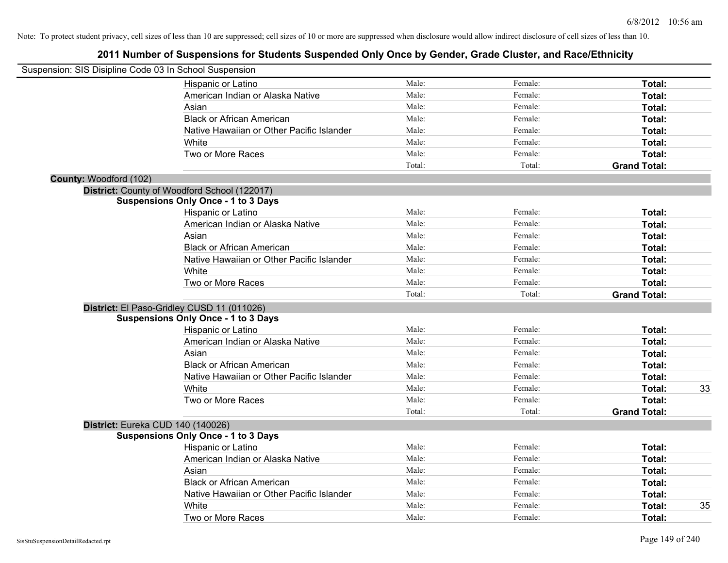Note: To protect student privacy, cell sizes of less than 10 are suppressed; cell sizes of 10 or more are suppressed when disclosure would allow indirect disclosure of cell sizes of less than 10.

# 2011 Number of Suspensions for Students Suspended Only Once by Gender, Grade Cluster, and Race/Ethnicity

Suspension: SIS Disipline Code 03 In School Suspension

| | Male | Female | Total | |
|---|---|---|---|---|
| Hispanic or Latino | Male: | Female: | **Total:** | |
| American Indian or Alaska Native | Male: | Female: | **Total:** | |
| Asian | Male: | Female: | **Total:** | |
| Black or African American | Male: | Female: | **Total:** | |
| Native Hawaiian or Other Pacific Islander | Male: | Female: | **Total:** | |
| White | Male: | Female: | **Total:** | |
| Two or More Races | Male: | Female: | **Total:** | |
| | Total: | Total: | **Grand Total:** | |

**County:** Woodford (102)

**District:** County of Woodford School (122017)

**Suspensions Only Once - 1 to 3 Days**

| | Male | Female | Total | |
|---|---|---|---|---|
| Hispanic or Latino | Male: | Female: | **Total:** | |
| American Indian or Alaska Native | Male: | Female: | **Total:** | |
| Asian | Male: | Female: | **Total:** | |
| Black or African American | Male: | Female: | **Total:** | |
| Native Hawaiian or Other Pacific Islander | Male: | Female: | **Total:** | |
| White | Male: | Female: | **Total:** | |
| Two or More Races | Male: | Female: | **Total:** | |
| | Total: | Total: | **Grand Total:** | |

**District:** El Paso-Gridley CUSD 11 (011026)

**Suspensions Only Once - 1 to 3 Days**

| | Male | Female | Total | |
|---|---|---|---|---|
| Hispanic or Latino | Male: | Female: | **Total:** | |
| American Indian or Alaska Native | Male: | Female: | **Total:** | |
| Asian | Male: | Female: | **Total:** | |
| Black or African American | Male: | Female: | **Total:** | |
| Native Hawaiian or Other Pacific Islander | Male: | Female: | **Total:** | |
| White | Male: | Female: | **Total:** | 33 |
| Two or More Races | Male: | Female: | **Total:** | |
| | Total: | Total: | **Grand Total:** | |

**District:** Eureka CUD 140 (140026)

**Suspensions Only Once - 1 to 3 Days**

| | Male | Female | Total | |
|---|---|---|---|---|
| Hispanic or Latino | Male: | Female: | **Total:** | |
| American Indian or Alaska Native | Male: | Female: | **Total:** | |
| Asian | Male: | Female: | **Total:** | |
| Black or African American | Male: | Female: | **Total:** | |
| Native Hawaiian or Other Pacific Islander | Male: | Female: | **Total:** | |
| White | Male: | Female: | **Total:** | 35 |
| Two or More Races | Male: | Female: | **Total:** | |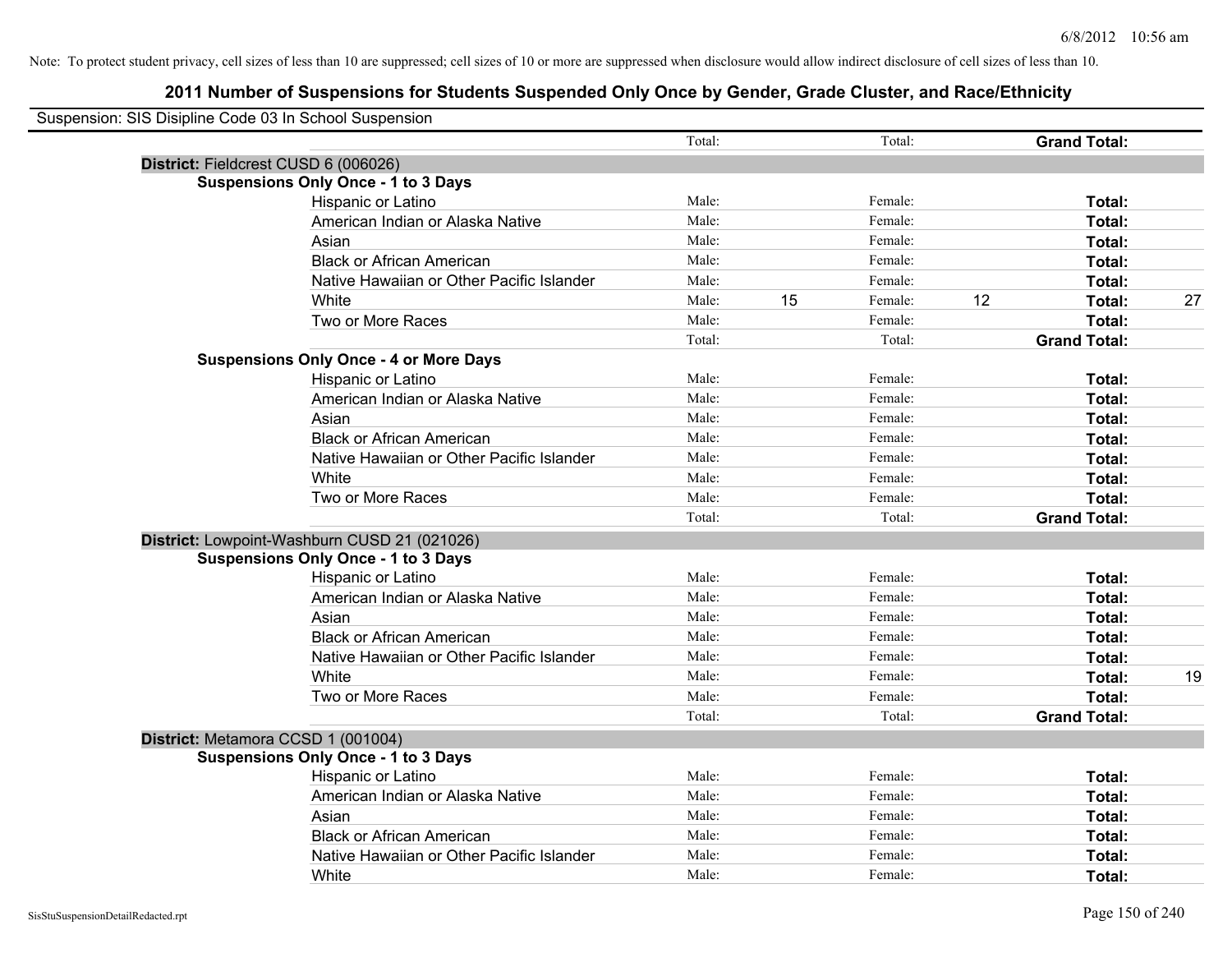Note: To protect student privacy, cell sizes of less than 10 are suppressed; cell sizes of 10 or more are suppressed when disclosure would allow indirect disclosure of cell sizes of less than 10.

## 2011 Number of Suspensions for Students Suspended Only Once by Gender, Grade Cluster, and Race/Ethnicity

Suspension: SIS Disipline Code 03 In School Suspension

| | | | | | | |
|---|---|---|---|---|---|---|
| | Total: | | Total: | | **Grand Total:** | |
| **District:** Fieldcrest CUSD 6 (006026) | | | | | | |
| **Suspensions Only Once - 1 to 3 Days** | | | | | | |
| Hispanic or Latino | Male: | | Female: | | **Total:** | |
| American Indian or Alaska Native | Male: | | Female: | | **Total:** | |
| Asian | Male: | | Female: | | **Total:** | |
| Black or African American | Male: | | Female: | | **Total:** | |
| Native Hawaiian or Other Pacific Islander | Male: | | Female: | | **Total:** | |
| White | Male: | 15 | Female: | 12 | **Total:** | 27 |
| Two or More Races | Male: | | Female: | | **Total:** | |
| | Total: | | Total: | | **Grand Total:** | |
| **Suspensions Only Once - 4 or More Days** | | | | | | |
| Hispanic or Latino | Male: | | Female: | | **Total:** | |
| American Indian or Alaska Native | Male: | | Female: | | **Total:** | |
| Asian | Male: | | Female: | | **Total:** | |
| Black or African American | Male: | | Female: | | **Total:** | |
| Native Hawaiian or Other Pacific Islander | Male: | | Female: | | **Total:** | |
| White | Male: | | Female: | | **Total:** | |
| Two or More Races | Male: | | Female: | | **Total:** | |
| | Total: | | Total: | | **Grand Total:** | |
| **District:** Lowpoint-Washburn CUSD 21 (021026) | | | | | | |
| **Suspensions Only Once - 1 to 3 Days** | | | | | | |
| Hispanic or Latino | Male: | | Female: | | **Total:** | |
| American Indian or Alaska Native | Male: | | Female: | | **Total:** | |
| Asian | Male: | | Female: | | **Total:** | |
| Black or African American | Male: | | Female: | | **Total:** | |
| Native Hawaiian or Other Pacific Islander | Male: | | Female: | | **Total:** | |
| White | Male: | | Female: | | **Total:** | 19 |
| Two or More Races | Male: | | Female: | | **Total:** | |
| | Total: | | Total: | | **Grand Total:** | |
| **District:** Metamora CCSD 1 (001004) | | | | | | |
| **Suspensions Only Once - 1 to 3 Days** | | | | | | |
| Hispanic or Latino | Male: | | Female: | | **Total:** | |
| American Indian or Alaska Native | Male: | | Female: | | **Total:** | |
| Asian | Male: | | Female: | | **Total:** | |
| Black or African American | Male: | | Female: | | **Total:** | |
| Native Hawaiian or Other Pacific Islander | Male: | | Female: | | **Total:** | |
| White | Male: | | Female: | | **Total:** | |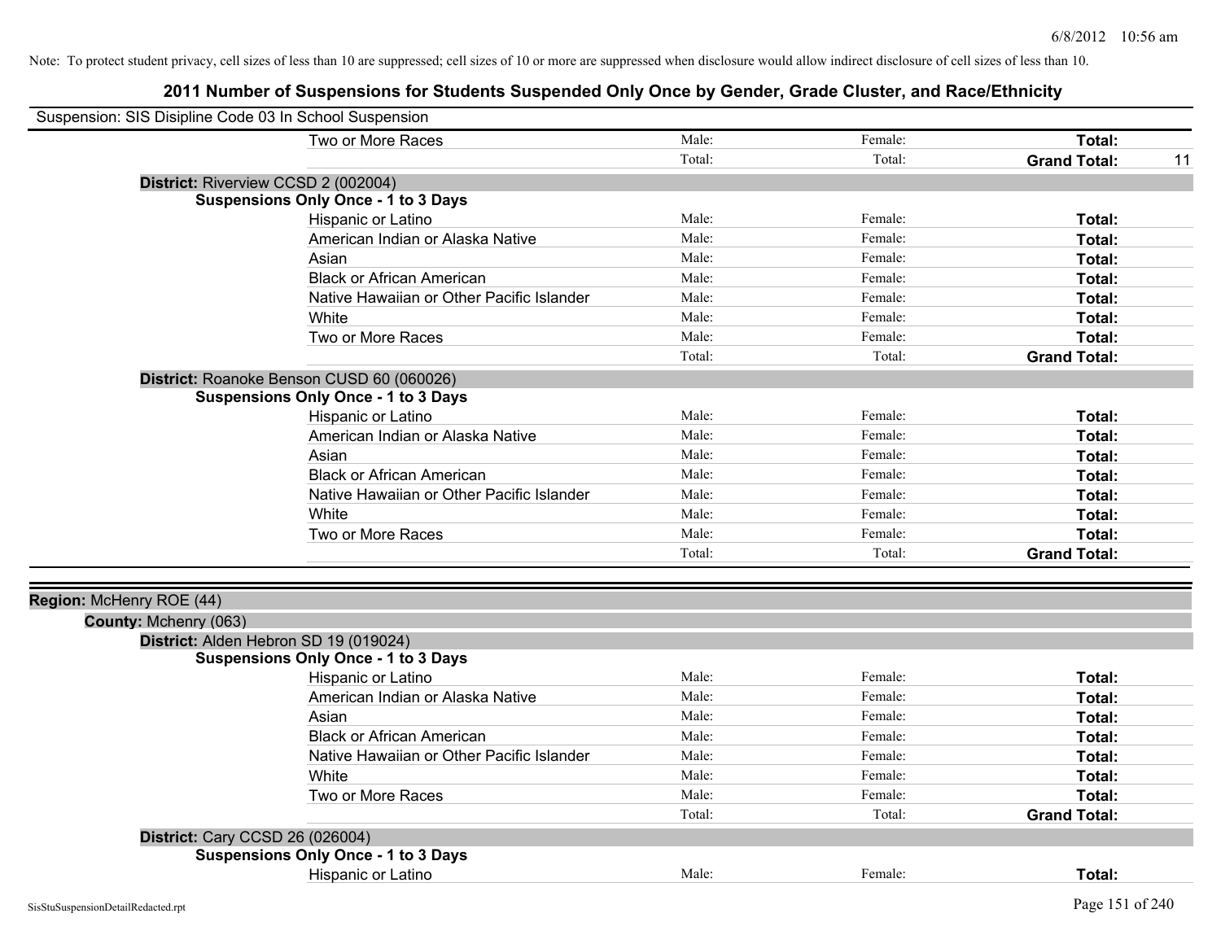Note: To protect student privacy, cell sizes of less than 10 are suppressed; cell sizes of 10 or more are suppressed when disclosure would allow indirect disclosure of cell sizes of less than 10.

# 2011 Number of Suspensions for Students Suspended Only Once by Gender, Grade Cluster, and Race/Ethnicity

Suspension: SIS Disipline Code 03 In School Suspension

| | Male: | Female: | Total: |
|---|---|---|---|
| Two or More Races | Male: | Female: | **Total:** |
| | Total: | Total: | **Grand Total:** 11 |

**District:** Riverview CCSD 2 (002004)

**Suspensions Only Once - 1 to 3 Days**

| | | | |
|---|---|---|---|
| Hispanic or Latino | Male: | Female: | **Total:** |
| American Indian or Alaska Native | Male: | Female: | **Total:** |
| Asian | Male: | Female: | **Total:** |
| Black or African American | Male: | Female: | **Total:** |
| Native Hawaiian or Other Pacific Islander | Male: | Female: | **Total:** |
| White | Male: | Female: | **Total:** |
| Two or More Races | Male: | Female: | **Total:** |
| | Total: | Total: | **Grand Total:** |

**District:** Roanoke Benson CUSD 60 (060026)

**Suspensions Only Once - 1 to 3 Days**

| | | | |
|---|---|---|---|
| Hispanic or Latino | Male: | Female: | **Total:** |
| American Indian or Alaska Native | Male: | Female: | **Total:** |
| Asian | Male: | Female: | **Total:** |
| Black or African American | Male: | Female: | **Total:** |
| Native Hawaiian or Other Pacific Islander | Male: | Female: | **Total:** |
| White | Male: | Female: | **Total:** |
| Two or More Races | Male: | Female: | **Total:** |
| | Total: | Total: | **Grand Total:** |

**Region:** McHenry ROE (44)

**County:** Mchenry (063)

**District:** Alden Hebron SD 19 (019024)

**Suspensions Only Once - 1 to 3 Days**

| | | | |
|---|---|---|---|
| Hispanic or Latino | Male: | Female: | **Total:** |
| American Indian or Alaska Native | Male: | Female: | **Total:** |
| Asian | Male: | Female: | **Total:** |
| Black or African American | Male: | Female: | **Total:** |
| Native Hawaiian or Other Pacific Islander | Male: | Female: | **Total:** |
| White | Male: | Female: | **Total:** |
| Two or More Races | Male: | Female: | **Total:** |
| | Total: | Total: | **Grand Total:** |

**District:** Cary CCSD 26 (026004)

**Suspensions Only Once - 1 to 3 Days**

| | | | |
|---|---|---|---|
| Hispanic or Latino | Male: | Female: | **Total:** |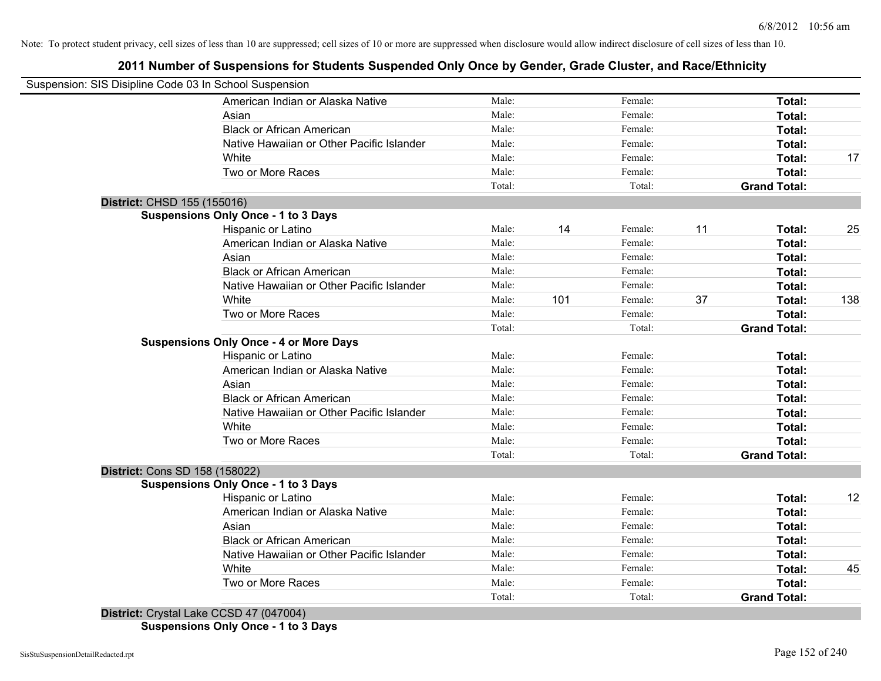Note: To protect student privacy, cell sizes of less than 10 are suppressed; cell sizes of 10 or more are suppressed when disclosure would allow indirect disclosure of cell sizes of less than 10.

# 2011 Number of Suspensions for Students Suspended Only Once by Gender, Grade Cluster, and Race/Ethnicity

Suspension: SIS Disipline Code 03 In School Suspension

| | | | | | |
|---|---|---|---|---|---|
| American Indian or Alaska Native | Male: | | Female: | | **Total:** | |
| Asian | Male: | | Female: | | **Total:** | |
| Black or African American | Male: | | Female: | | **Total:** | |
| Native Hawaiian or Other Pacific Islander | Male: | | Female: | | **Total:** | |
| White | Male: | | Female: | | **Total:** | 17 |
| Two or More Races | Male: | | Female: | | **Total:** | |
| | Total: | | Total: | | **Grand Total:** | |

**District:** CHSD 155 (155016)

**Suspensions Only Once - 1 to 3 Days**

| | | | | | | |
|---|---|---|---|---|---|---|
| Hispanic or Latino | Male: | 14 | Female: | 11 | **Total:** | 25 |
| American Indian or Alaska Native | Male: | | Female: | | **Total:** | |
| Asian | Male: | | Female: | | **Total:** | |
| Black or African American | Male: | | Female: | | **Total:** | |
| Native Hawaiian or Other Pacific Islander | Male: | | Female: | | **Total:** | |
| White | Male: | 101 | Female: | 37 | **Total:** | 138 |
| Two or More Races | Male: | | Female: | | **Total:** | |
| | Total: | | Total: | | **Grand Total:** | |

**Suspensions Only Once - 4 or More Days**

| | | | | | | |
|---|---|---|---|---|---|---|
| Hispanic or Latino | Male: | | Female: | | **Total:** | |
| American Indian or Alaska Native | Male: | | Female: | | **Total:** | |
| Asian | Male: | | Female: | | **Total:** | |
| Black or African American | Male: | | Female: | | **Total:** | |
| Native Hawaiian or Other Pacific Islander | Male: | | Female: | | **Total:** | |
| White | Male: | | Female: | | **Total:** | |
| Two or More Races | Male: | | Female: | | **Total:** | |
| | Total: | | Total: | | **Grand Total:** | |

**District:** Cons SD 158 (158022)

**Suspensions Only Once - 1 to 3 Days**

| | | | | | | |
|---|---|---|---|---|---|---|
| Hispanic or Latino | Male: | | Female: | | **Total:** | 12 |
| American Indian or Alaska Native | Male: | | Female: | | **Total:** | |
| Asian | Male: | | Female: | | **Total:** | |
| Black or African American | Male: | | Female: | | **Total:** | |
| Native Hawaiian or Other Pacific Islander | Male: | | Female: | | **Total:** | |
| White | Male: | | Female: | | **Total:** | 45 |
| Two or More Races | Male: | | Female: | | **Total:** | |
| | Total: | | Total: | | **Grand Total:** | |

**District:** Crystal Lake CCSD 47 (047004)

**Suspensions Only Once - 1 to 3 Days**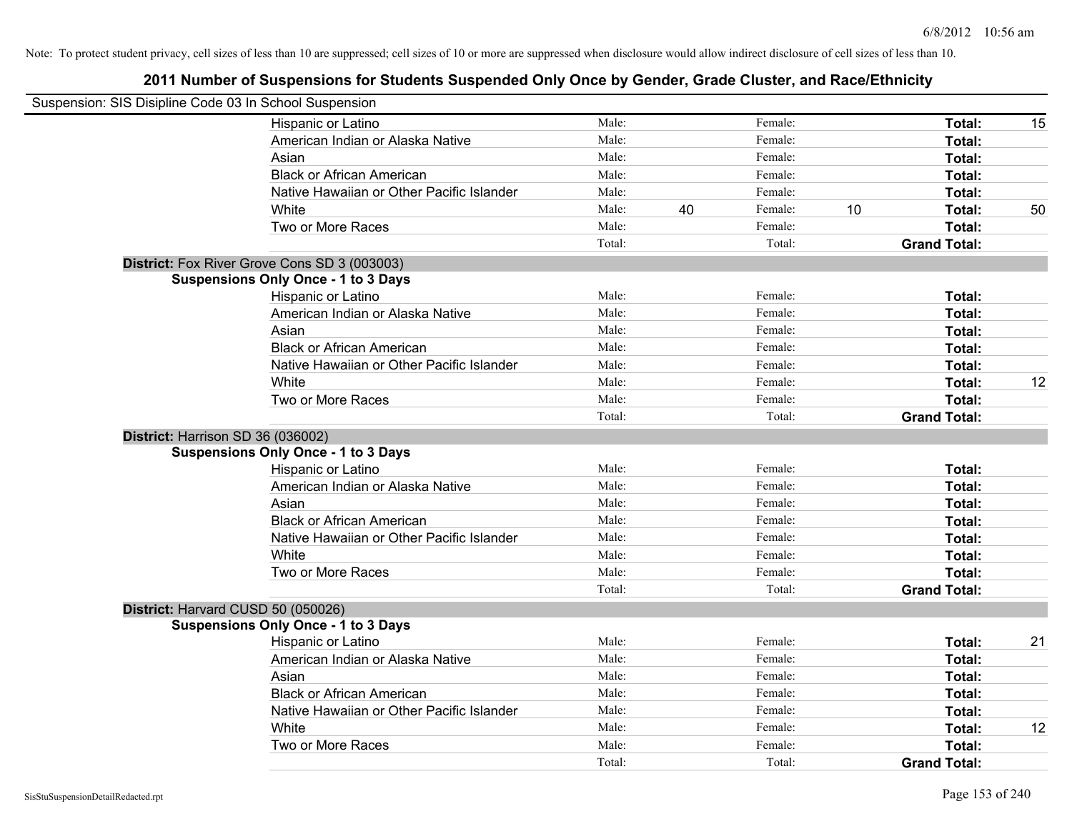Note: To protect student privacy, cell sizes of less than 10 are suppressed; cell sizes of 10 or more are suppressed when disclosure would allow indirect disclosure of cell sizes of less than 10.

# 2011 Number of Suspensions for Students Suspended Only Once by Gender, Grade Cluster, and Race/Ethnicity

Suspension: SIS Disipline Code 03 In School Suspension

| | | | | | |
|---|---|---|---|---|---|
| Hispanic or Latino | Male: | Female: | | **Total:** | 15 |
| American Indian or Alaska Native | Male: | Female: | | **Total:** | |
| Asian | Male: | Female: | | **Total:** | |
| Black or African American | Male: | Female: | | **Total:** | |
| Native Hawaiian or Other Pacific Islander | Male: | Female: | | **Total:** | |
| White | Male: 40 | Female: | 10 | **Total:** | 50 |
| Two or More Races | Male: | Female: | | **Total:** | |
| | Total: | Total: | | **Grand Total:** | |

**District:** Fox River Grove Cons SD 3 (003003)

**Suspensions Only Once - 1 to 3 Days**

| | | | | |
|---|---|---|---|---|
| Hispanic or Latino | Male: | Female: | **Total:** | |
| American Indian or Alaska Native | Male: | Female: | **Total:** | |
| Asian | Male: | Female: | **Total:** | |
| Black or African American | Male: | Female: | **Total:** | |
| Native Hawaiian or Other Pacific Islander | Male: | Female: | **Total:** | |
| White | Male: | Female: | **Total:** | 12 |
| Two or More Races | Male: | Female: | **Total:** | |
| | Total: | Total: | **Grand Total:** | |

**District:** Harrison SD 36 (036002)

**Suspensions Only Once - 1 to 3 Days**

| | | | | |
|---|---|---|---|---|
| Hispanic or Latino | Male: | Female: | **Total:** | |
| American Indian or Alaska Native | Male: | Female: | **Total:** | |
| Asian | Male: | Female: | **Total:** | |
| Black or African American | Male: | Female: | **Total:** | |
| Native Hawaiian or Other Pacific Islander | Male: | Female: | **Total:** | |
| White | Male: | Female: | **Total:** | |
| Two or More Races | Male: | Female: | **Total:** | |
| | Total: | Total: | **Grand Total:** | |

**District:** Harvard CUSD 50 (050026)

**Suspensions Only Once - 1 to 3 Days**

| | | | | |
|---|---|---|---|---|
| Hispanic or Latino | Male: | Female: | **Total:** | 21 |
| American Indian or Alaska Native | Male: | Female: | **Total:** | |
| Asian | Male: | Female: | **Total:** | |
| Black or African American | Male: | Female: | **Total:** | |
| Native Hawaiian or Other Pacific Islander | Male: | Female: | **Total:** | |
| White | Male: | Female: | **Total:** | 12 |
| Two or More Races | Male: | Female: | **Total:** | |
| | Total: | Total: | **Grand Total:** | |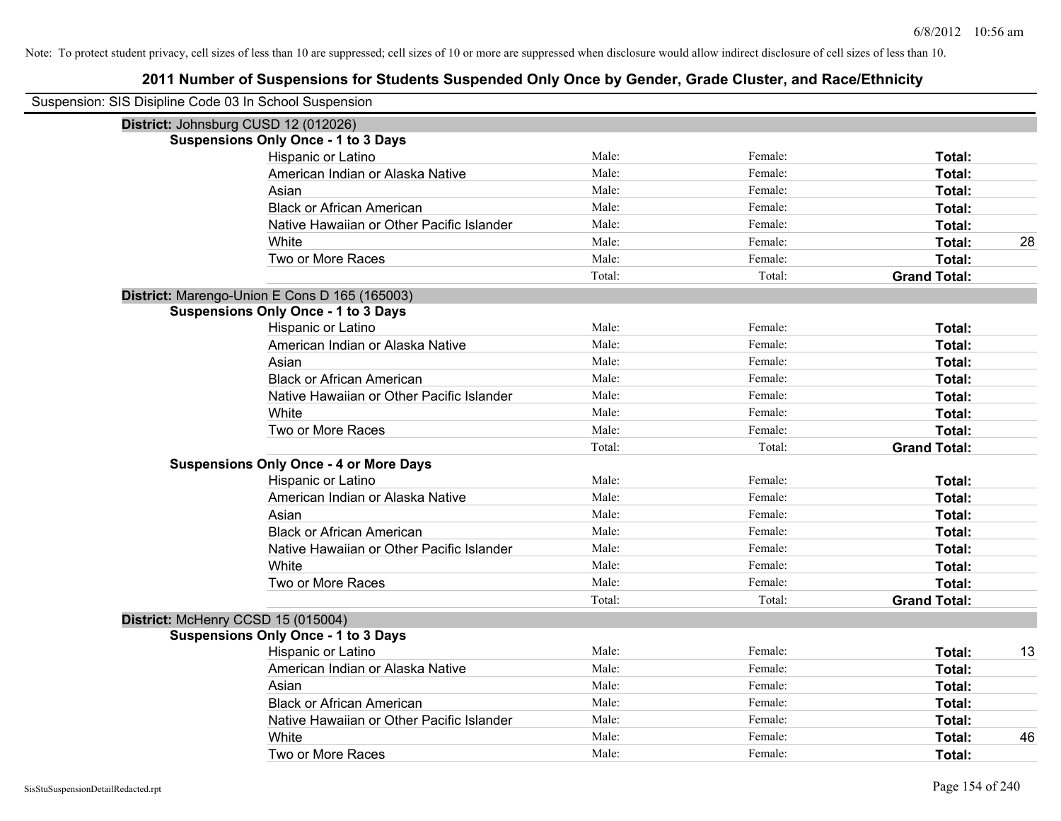Note: To protect student privacy, cell sizes of less than 10 are suppressed; cell sizes of 10 or more are suppressed when disclosure would allow indirect disclosure of cell sizes of less than 10.

# 2011 Number of Suspensions for Students Suspended Only Once by Gender, Grade Cluster, and Race/Ethnicity

Suspension: SIS Disipline Code 03 In School Suspension

**District:** Johnsburg CUSD 12 (012026)

**Suspensions Only Once - 1 to 3 Days**

| Race/Ethnicity | Male | Female | Total |
|---|---|---|---|
| Hispanic or Latino | Male: | Female: | **Total:** |
| American Indian or Alaska Native | Male: | Female: | **Total:** |
| Asian | Male: | Female: | **Total:** |
| Black or African American | Male: | Female: | **Total:** |
| Native Hawaiian or Other Pacific Islander | Male: | Female: | **Total:** |
| White | Male: | Female: | **Total:** 28 |
| Two or More Races | Male: | Female: | **Total:** |
| | Total: | Total: | **Grand Total:** |

**District:** Marengo-Union E Cons D 165 (165003)

**Suspensions Only Once - 1 to 3 Days**

| Race/Ethnicity | Male | Female | Total |
|---|---|---|---|
| Hispanic or Latino | Male: | Female: | **Total:** |
| American Indian or Alaska Native | Male: | Female: | **Total:** |
| Asian | Male: | Female: | **Total:** |
| Black or African American | Male: | Female: | **Total:** |
| Native Hawaiian or Other Pacific Islander | Male: | Female: | **Total:** |
| White | Male: | Female: | **Total:** |
| Two or More Races | Male: | Female: | **Total:** |
| | Total: | Total: | **Grand Total:** |

**Suspensions Only Once - 4 or More Days**

| Race/Ethnicity | Male | Female | Total |
|---|---|---|---|
| Hispanic or Latino | Male: | Female: | **Total:** |
| American Indian or Alaska Native | Male: | Female: | **Total:** |
| Asian | Male: | Female: | **Total:** |
| Black or African American | Male: | Female: | **Total:** |
| Native Hawaiian or Other Pacific Islander | Male: | Female: | **Total:** |
| White | Male: | Female: | **Total:** |
| Two or More Races | Male: | Female: | **Total:** |
| | Total: | Total: | **Grand Total:** |

**District:** McHenry CCSD 15 (015004)

**Suspensions Only Once - 1 to 3 Days**

| Race/Ethnicity | Male | Female | Total |
|---|---|---|---|
| Hispanic or Latino | Male: | Female: | **Total:** 13 |
| American Indian or Alaska Native | Male: | Female: | **Total:** |
| Asian | Male: | Female: | **Total:** |
| Black or African American | Male: | Female: | **Total:** |
| Native Hawaiian or Other Pacific Islander | Male: | Female: | **Total:** |
| White | Male: | Female: | **Total:** 46 |
| Two or More Races | Male: | Female: | **Total:** |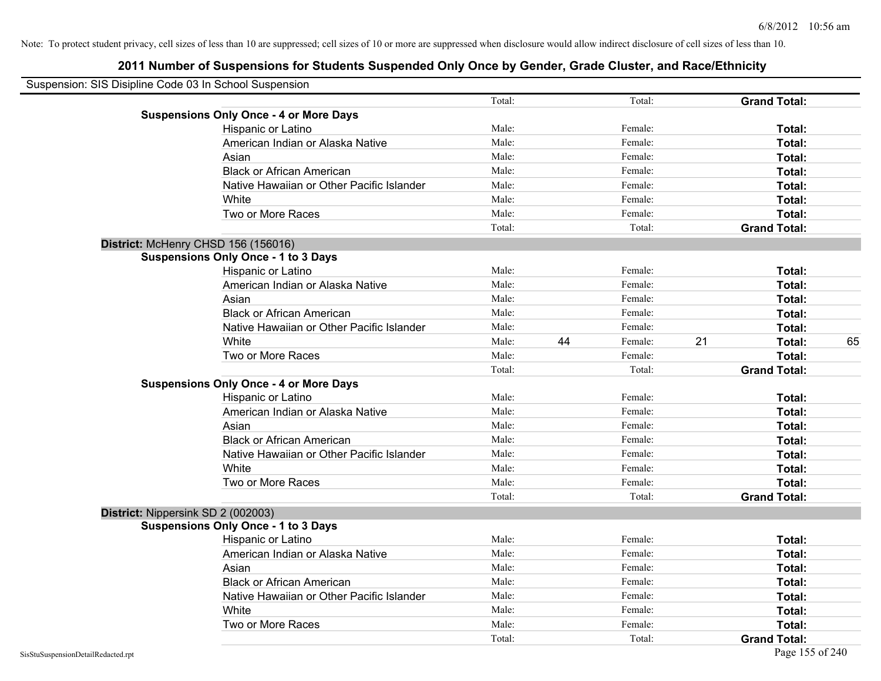Note: To protect student privacy, cell sizes of less than 10 are suppressed; cell sizes of 10 or more are suppressed when disclosure would allow indirect disclosure of cell sizes of less than 10.

## 2011 Number of Suspensions for Students Suspended Only Once by Gender, Grade Cluster, and Race/Ethnicity

Suspension: SIS Disipline Code 03 In School Suspension

| | | | | | | |
|---|---|---|---|---|---|---|
| | Total: | | Total: | | **Grand Total:** | |
| **Suspensions Only Once - 4 or More Days** | | | | | | |
| Hispanic or Latino | Male: | | Female: | | **Total:** | |
| American Indian or Alaska Native | Male: | | Female: | | **Total:** | |
| Asian | Male: | | Female: | | **Total:** | |
| Black or African American | Male: | | Female: | | **Total:** | |
| Native Hawaiian or Other Pacific Islander | Male: | | Female: | | **Total:** | |
| White | Male: | | Female: | | **Total:** | |
| Two or More Races | Male: | | Female: | | **Total:** | |
| | Total: | | Total: | | **Grand Total:** | |
| **District:** McHenry CHSD 156 (156016) | | | | | | |
| **Suspensions Only Once - 1 to 3 Days** | | | | | | |
| Hispanic or Latino | Male: | | Female: | | **Total:** | |
| American Indian or Alaska Native | Male: | | Female: | | **Total:** | |
| Asian | Male: | | Female: | | **Total:** | |
| Black or African American | Male: | | Female: | | **Total:** | |
| Native Hawaiian or Other Pacific Islander | Male: | | Female: | | **Total:** | |
| White | Male: | 44 | Female: | 21 | **Total:** | 65 |
| Two or More Races | Male: | | Female: | | **Total:** | |
| | Total: | | Total: | | **Grand Total:** | |
| **Suspensions Only Once - 4 or More Days** | | | | | | |
| Hispanic or Latino | Male: | | Female: | | **Total:** | |
| American Indian or Alaska Native | Male: | | Female: | | **Total:** | |
| Asian | Male: | | Female: | | **Total:** | |
| Black or African American | Male: | | Female: | | **Total:** | |
| Native Hawaiian or Other Pacific Islander | Male: | | Female: | | **Total:** | |
| White | Male: | | Female: | | **Total:** | |
| Two or More Races | Male: | | Female: | | **Total:** | |
| | Total: | | Total: | | **Grand Total:** | |
| **District:** Nippersink SD 2 (002003) | | | | | | |
| **Suspensions Only Once - 1 to 3 Days** | | | | | | |
| Hispanic or Latino | Male: | | Female: | | **Total:** | |
| American Indian or Alaska Native | Male: | | Female: | | **Total:** | |
| Asian | Male: | | Female: | | **Total:** | |
| Black or African American | Male: | | Female: | | **Total:** | |
| Native Hawaiian or Other Pacific Islander | Male: | | Female: | | **Total:** | |
| White | Male: | | Female: | | **Total:** | |
| Two or More Races | Male: | | Female: | | **Total:** | |
| | Total: | | Total: | | **Grand Total:** | |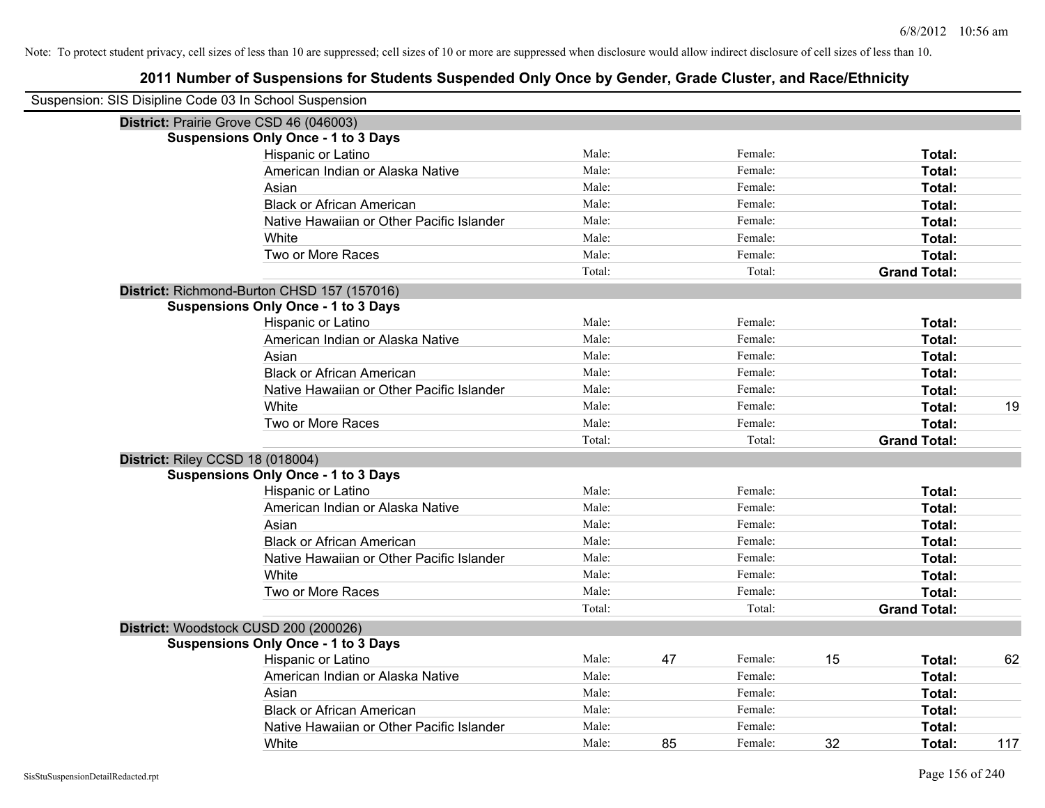Note: To protect student privacy, cell sizes of less than 10 are suppressed; cell sizes of 10 or more are suppressed when disclosure would allow indirect disclosure of cell sizes of less than 10.

# 2011 Number of Suspensions for Students Suspended Only Once by Gender, Grade Cluster, and Race/Ethnicity

Suspension: SIS Disipline Code 03 In School Suspension

**District:** Prairie Grove CSD 46 (046003)

**Suspensions Only Once - 1 to 3 Days**

| | | | | | | |
|---|---|---|---|---|---|---|
| Hispanic or Latino | Male: | | Female: | | **Total:** | |
| American Indian or Alaska Native | Male: | | Female: | | **Total:** | |
| Asian | Male: | | Female: | | **Total:** | |
| Black or African American | Male: | | Female: | | **Total:** | |
| Native Hawaiian or Other Pacific Islander | Male: | | Female: | | **Total:** | |
| White | Male: | | Female: | | **Total:** | |
| Two or More Races | Male: | | Female: | | **Total:** | |
| | Total: | | Total: | | **Grand Total:** | |

**District:** Richmond-Burton CHSD 157 (157016)

**Suspensions Only Once - 1 to 3 Days**

| | | | | | | |
|---|---|---|---|---|---|---|
| Hispanic or Latino | Male: | | Female: | | **Total:** | |
| American Indian or Alaska Native | Male: | | Female: | | **Total:** | |
| Asian | Male: | | Female: | | **Total:** | |
| Black or African American | Male: | | Female: | | **Total:** | |
| Native Hawaiian or Other Pacific Islander | Male: | | Female: | | **Total:** | |
| White | Male: | | Female: | | **Total:** | 19 |
| Two or More Races | Male: | | Female: | | **Total:** | |
| | Total: | | Total: | | **Grand Total:** | |

**District:** Riley CCSD 18 (018004)

**Suspensions Only Once - 1 to 3 Days**

| | | | | | | |
|---|---|---|---|---|---|---|
| Hispanic or Latino | Male: | | Female: | | **Total:** | |
| American Indian or Alaska Native | Male: | | Female: | | **Total:** | |
| Asian | Male: | | Female: | | **Total:** | |
| Black or African American | Male: | | Female: | | **Total:** | |
| Native Hawaiian or Other Pacific Islander | Male: | | Female: | | **Total:** | |
| White | Male: | | Female: | | **Total:** | |
| Two or More Races | Male: | | Female: | | **Total:** | |
| | Total: | | Total: | | **Grand Total:** | |

**District:** Woodstock CUSD 200 (200026)

**Suspensions Only Once - 1 to 3 Days**

| | | | | | | |
|---|---|---|---|---|---|---|
| Hispanic or Latino | Male: | 47 | Female: | 15 | **Total:** | 62 |
| American Indian or Alaska Native | Male: | | Female: | | **Total:** | |
| Asian | Male: | | Female: | | **Total:** | |
| Black or African American | Male: | | Female: | | **Total:** | |
| Native Hawaiian or Other Pacific Islander | Male: | | Female: | | **Total:** | |
| White | Male: | 85 | Female: | 32 | **Total:** | 117 |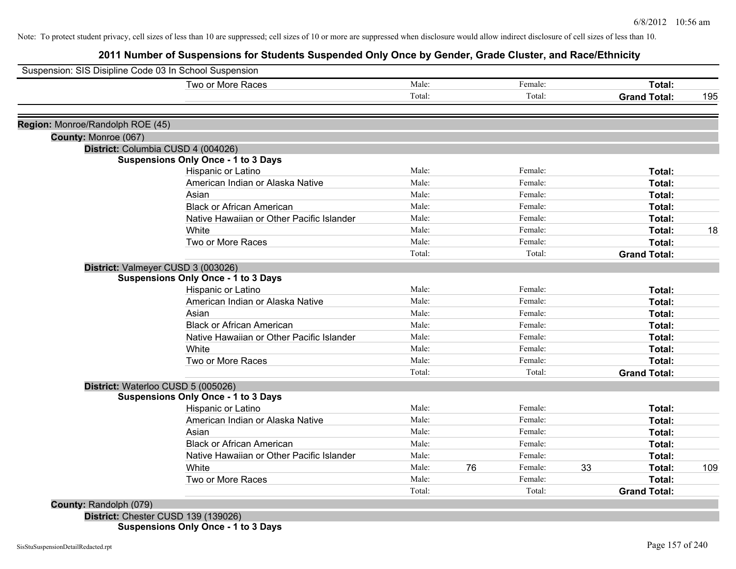Note: To protect student privacy, cell sizes of less than 10 are suppressed; cell sizes of 10 or more are suppressed when disclosure would allow indirect disclosure of cell sizes of less than 10.

## 2011 Number of Suspensions for Students Suspended Only Once by Gender, Grade Cluster, and Race/Ethnicity

Suspension: SIS Disipline Code 03 In School Suspension

| | Male | | Female | | Total | |
|---|---|---|---|---|---|---|
| Two or More Races | Male: | | Female: | | **Total:** | |
| | Total: | | Total: | | **Grand Total:** | 195 |

**Region:** Monroe/Randolph ROE (45)

**County:** Monroe (067)

**District:** Columbia CUSD 4 (004026)

**Suspensions Only Once - 1 to 3 Days**

| | Male | | Female | | Total | |
|---|---|---|---|---|---|---|
| Hispanic or Latino | Male: | | Female: | | **Total:** | |
| American Indian or Alaska Native | Male: | | Female: | | **Total:** | |
| Asian | Male: | | Female: | | **Total:** | |
| Black or African American | Male: | | Female: | | **Total:** | |
| Native Hawaiian or Other Pacific Islander | Male: | | Female: | | **Total:** | |
| White | Male: | | Female: | | **Total:** | 18 |
| Two or More Races | Male: | | Female: | | **Total:** | |
| | Total: | | Total: | | **Grand Total:** | |

**District:** Valmeyer CUSD 3 (003026)

**Suspensions Only Once - 1 to 3 Days**

| | Male | | Female | | Total | |
|---|---|---|---|---|---|---|
| Hispanic or Latino | Male: | | Female: | | **Total:** | |
| American Indian or Alaska Native | Male: | | Female: | | **Total:** | |
| Asian | Male: | | Female: | | **Total:** | |
| Black or African American | Male: | | Female: | | **Total:** | |
| Native Hawaiian or Other Pacific Islander | Male: | | Female: | | **Total:** | |
| White | Male: | | Female: | | **Total:** | |
| Two or More Races | Male: | | Female: | | **Total:** | |
| | Total: | | Total: | | **Grand Total:** | |

**District:** Waterloo CUSD 5 (005026)

**Suspensions Only Once - 1 to 3 Days**

| | Male | | Female | | Total | |
|---|---|---|---|---|---|---|
| Hispanic or Latino | Male: | | Female: | | **Total:** | |
| American Indian or Alaska Native | Male: | | Female: | | **Total:** | |
| Asian | Male: | | Female: | | **Total:** | |
| Black or African American | Male: | | Female: | | **Total:** | |
| Native Hawaiian or Other Pacific Islander | Male: | | Female: | | **Total:** | |
| White | Male: | 76 | Female: | 33 | **Total:** | 109 |
| Two or More Races | Male: | | Female: | | **Total:** | |
| | Total: | | Total: | | **Grand Total:** | |

**County:** Randolph (079)

**District:** Chester CUSD 139 (139026)

**Suspensions Only Once - 1 to 3 Days**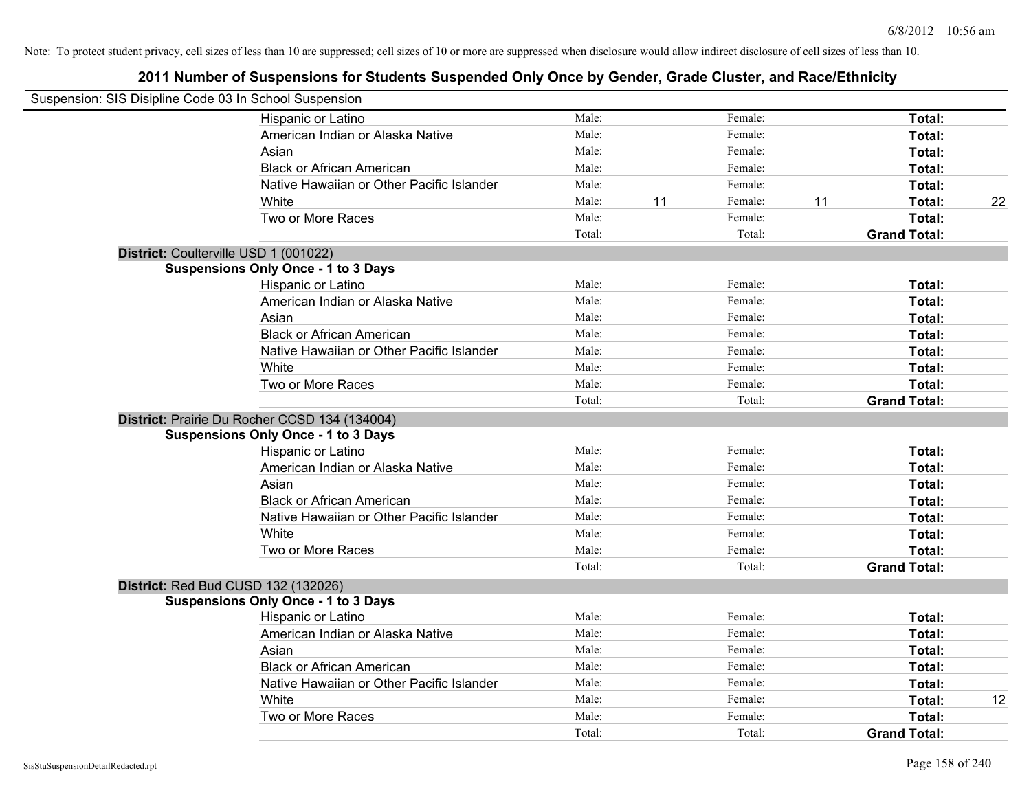Note: To protect student privacy, cell sizes of less than 10 are suppressed; cell sizes of 10 or more are suppressed when disclosure would allow indirect disclosure of cell sizes of less than 10.

# 2011 Number of Suspensions for Students Suspended Only Once by Gender, Grade Cluster, and Race/Ethnicity

Suspension: SIS Disipline Code 03 In School Suspension

| | | | | | | |
|---|---|---|---|---|---|---|
| Hispanic or Latino | Male: | | Female: | | Total: | |
| American Indian or Alaska Native | Male: | | Female: | | Total: | |
| Asian | Male: | | Female: | | Total: | |
| Black or African American | Male: | | Female: | | Total: | |
| Native Hawaiian or Other Pacific Islander | Male: | | Female: | | Total: | |
| White | Male: | 11 | Female: | 11 | Total: | 22 |
| Two or More Races | Male: | | Female: | | Total: | |
| | Total: | | Total: | | Grand Total: | |

**District:** Coulterville USD 1 (001022)

**Suspensions Only Once - 1 to 3 Days**

| | | | | | | |
|---|---|---|---|---|---|---|
| Hispanic or Latino | Male: | | Female: | | Total: | |
| American Indian or Alaska Native | Male: | | Female: | | Total: | |
| Asian | Male: | | Female: | | Total: | |
| Black or African American | Male: | | Female: | | Total: | |
| Native Hawaiian or Other Pacific Islander | Male: | | Female: | | Total: | |
| White | Male: | | Female: | | Total: | |
| Two or More Races | Male: | | Female: | | Total: | |
| | Total: | | Total: | | Grand Total: | |

**District:** Prairie Du Rocher CCSD 134 (134004)

**Suspensions Only Once - 1 to 3 Days**

| | | | | | | |
|---|---|---|---|---|---|---|
| Hispanic or Latino | Male: | | Female: | | Total: | |
| American Indian or Alaska Native | Male: | | Female: | | Total: | |
| Asian | Male: | | Female: | | Total: | |
| Black or African American | Male: | | Female: | | Total: | |
| Native Hawaiian or Other Pacific Islander | Male: | | Female: | | Total: | |
| White | Male: | | Female: | | Total: | |
| Two or More Races | Male: | | Female: | | Total: | |
| | Total: | | Total: | | Grand Total: | |

**District:** Red Bud CUSD 132 (132026)

**Suspensions Only Once - 1 to 3 Days**

| | | | | | | |
|---|---|---|---|---|---|---|
| Hispanic or Latino | Male: | | Female: | | Total: | |
| American Indian or Alaska Native | Male: | | Female: | | Total: | |
| Asian | Male: | | Female: | | Total: | |
| Black or African American | Male: | | Female: | | Total: | |
| Native Hawaiian or Other Pacific Islander | Male: | | Female: | | Total: | |
| White | Male: | | Female: | | Total: | 12 |
| Two or More Races | Male: | | Female: | | Total: | |
| | Total: | | Total: | | Grand Total: | |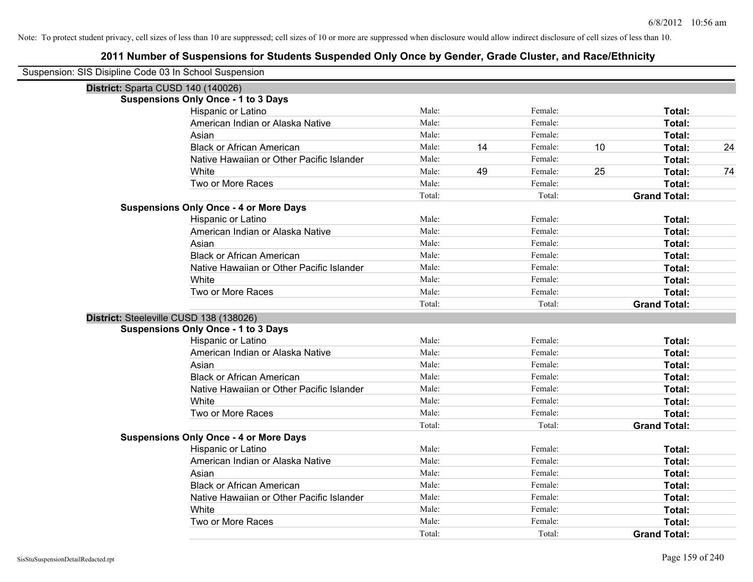Note: To protect student privacy, cell sizes of less than 10 are suppressed; cell sizes of 10 or more are suppressed when disclosure would allow indirect disclosure of cell sizes of less than 10.

# 2011 Number of Suspensions for Students Suspended Only Once by Gender, Grade Cluster, and Race/Ethnicity

Suspension: SIS Disipline Code 03 In School Suspension

## District: Sparta CUSD 140 (140026)

### Suspensions Only Once - 1 to 3 Days

| | | | | | | |
|---|---|---|---|---|---|---|
| Hispanic or Latino | Male: | | Female: | | **Total:** | |
| American Indian or Alaska Native | Male: | | Female: | | **Total:** | |
| Asian | Male: | | Female: | | **Total:** | |
| Black or African American | Male: | 14 | Female: | 10 | **Total:** | 24 |
| Native Hawaiian or Other Pacific Islander | Male: | | Female: | | **Total:** | |
| White | Male: | 49 | Female: | 25 | **Total:** | 74 |
| Two or More Races | Male: | | Female: | | **Total:** | |
| | Total: | | Total: | | **Grand Total:** | |

### Suspensions Only Once - 4 or More Days

| | | | | | | |
|---|---|---|---|---|---|---|
| Hispanic or Latino | Male: | | Female: | | **Total:** | |
| American Indian or Alaska Native | Male: | | Female: | | **Total:** | |
| Asian | Male: | | Female: | | **Total:** | |
| Black or African American | Male: | | Female: | | **Total:** | |
| Native Hawaiian or Other Pacific Islander | Male: | | Female: | | **Total:** | |
| White | Male: | | Female: | | **Total:** | |
| Two or More Races | Male: | | Female: | | **Total:** | |
| | Total: | | Total: | | **Grand Total:** | |

## District: Steeleville CUSD 138 (138026)

### Suspensions Only Once - 1 to 3 Days

| | | | | | | |
|---|---|---|---|---|---|---|
| Hispanic or Latino | Male: | | Female: | | **Total:** | |
| American Indian or Alaska Native | Male: | | Female: | | **Total:** | |
| Asian | Male: | | Female: | | **Total:** | |
| Black or African American | Male: | | Female: | | **Total:** | |
| Native Hawaiian or Other Pacific Islander | Male: | | Female: | | **Total:** | |
| White | Male: | | Female: | | **Total:** | |
| Two or More Races | Male: | | Female: | | **Total:** | |
| | Total: | | Total: | | **Grand Total:** | |

### Suspensions Only Once - 4 or More Days

| | | | | | | |
|---|---|---|---|---|---|---|
| Hispanic or Latino | Male: | | Female: | | **Total:** | |
| American Indian or Alaska Native | Male: | | Female: | | **Total:** | |
| Asian | Male: | | Female: | | **Total:** | |
| Black or African American | Male: | | Female: | | **Total:** | |
| Native Hawaiian or Other Pacific Islander | Male: | | Female: | | **Total:** | |
| White | Male: | | Female: | | **Total:** | |
| Two or More Races | Male: | | Female: | | **Total:** | |
| | Total: | | Total: | | **Grand Total:** | |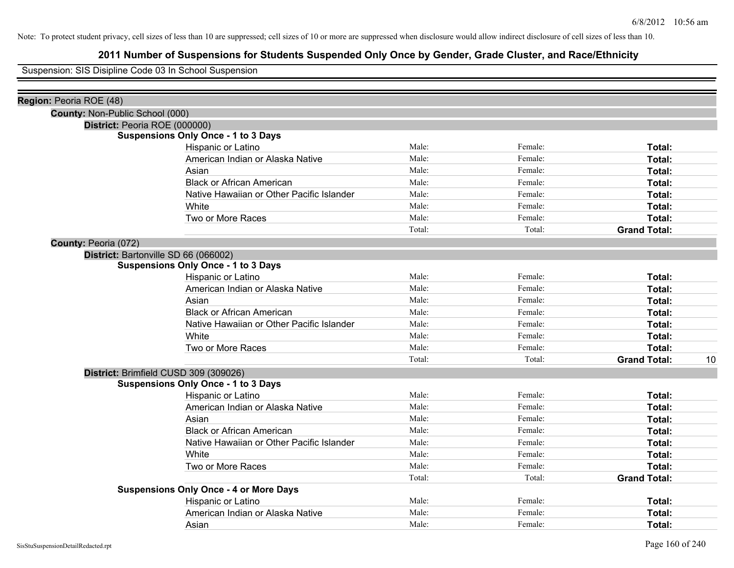Note: To protect student privacy, cell sizes of less than 10 are suppressed; cell sizes of 10 or more are suppressed when disclosure would allow indirect disclosure of cell sizes of less than 10.

# 2011 Number of Suspensions for Students Suspended Only Once by Gender, Grade Cluster, and Race/Ethnicity

Suspension: SIS Disipline Code 03 In School Suspension

**Region:** Peoria ROE (48)

**County:** Non-Public School (000)

**District:** Peoria ROE (000000)

**Suspensions Only Once - 1 to 3 Days**

| | | | | |
|---|---|---|---|---|
| Hispanic or Latino | Male: | Female: | **Total:** | |
| American Indian or Alaska Native | Male: | Female: | **Total:** | |
| Asian | Male: | Female: | **Total:** | |
| Black or African American | Male: | Female: | **Total:** | |
| Native Hawaiian or Other Pacific Islander | Male: | Female: | **Total:** | |
| White | Male: | Female: | **Total:** | |
| Two or More Races | Male: | Female: | **Total:** | |
| | Total: | Total: | **Grand Total:** | |

**County:** Peoria (072)

**District:** Bartonville SD 66 (066002)

**Suspensions Only Once - 1 to 3 Days**

| | | | | |
|---|---|---|---|---|
| Hispanic or Latino | Male: | Female: | **Total:** | |
| American Indian or Alaska Native | Male: | Female: | **Total:** | |
| Asian | Male: | Female: | **Total:** | |
| Black or African American | Male: | Female: | **Total:** | |
| Native Hawaiian or Other Pacific Islander | Male: | Female: | **Total:** | |
| White | Male: | Female: | **Total:** | |
| Two or More Races | Male: | Female: | **Total:** | |
| | Total: | Total: | **Grand Total:** | 10 |

**District:** Brimfield CUSD 309 (309026)

**Suspensions Only Once - 1 to 3 Days**

| | | | | |
|---|---|---|---|---|
| Hispanic or Latino | Male: | Female: | **Total:** | |
| American Indian or Alaska Native | Male: | Female: | **Total:** | |
| Asian | Male: | Female: | **Total:** | |
| Black or African American | Male: | Female: | **Total:** | |
| Native Hawaiian or Other Pacific Islander | Male: | Female: | **Total:** | |
| White | Male: | Female: | **Total:** | |
| Two or More Races | Male: | Female: | **Total:** | |
| | Total: | Total: | **Grand Total:** | |

**Suspensions Only Once - 4 or More Days**

| | | | | |
|---|---|---|---|---|
| Hispanic or Latino | Male: | Female: | **Total:** | |
| American Indian or Alaska Native | Male: | Female: | **Total:** | |
| Asian | Male: | Female: | **Total:** | |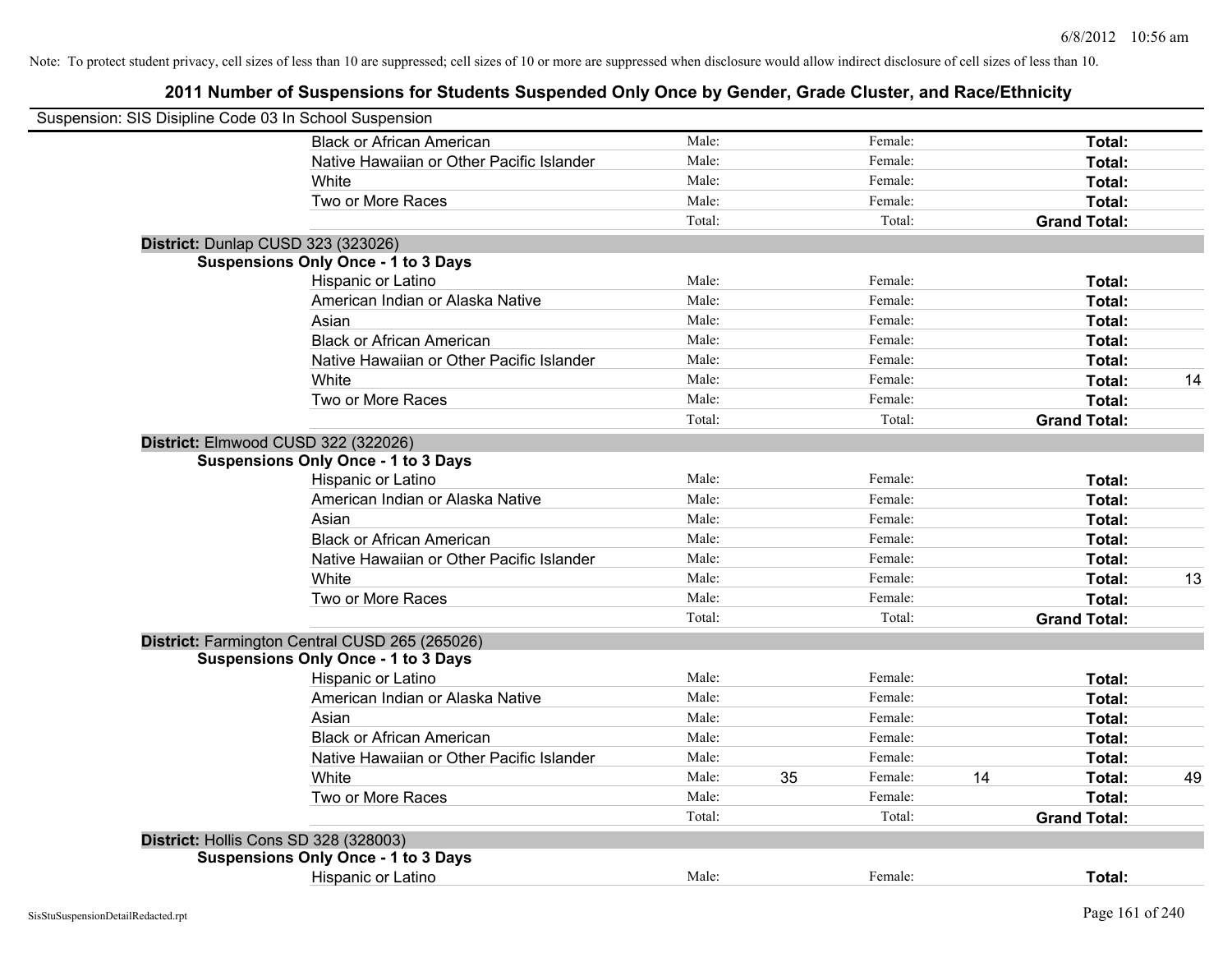Note: To protect student privacy, cell sizes of less than 10 are suppressed; cell sizes of 10 or more are suppressed when disclosure would allow indirect disclosure of cell sizes of less than 10.

# 2011 Number of Suspensions for Students Suspended Only Once by Gender, Grade Cluster, and Race/Ethnicity

Suspension: SIS Disipline Code 03 In School Suspension

| | | | | | | |
|---|---|---|---|---|---|---|
| Black or African American | Male: | | Female: | | **Total:** | |
| Native Hawaiian or Other Pacific Islander | Male: | | Female: | | **Total:** | |
| White | Male: | | Female: | | **Total:** | |
| Two or More Races | Male: | | Female: | | **Total:** | |
| | Total: | | Total: | | **Grand Total:** | |

**District:** Dunlap CUSD 323 (323026)

**Suspensions Only Once - 1 to 3 Days**

| | | | | | | |
|---|---|---|---|---|---|---|
| Hispanic or Latino | Male: | | Female: | | **Total:** | |
| American Indian or Alaska Native | Male: | | Female: | | **Total:** | |
| Asian | Male: | | Female: | | **Total:** | |
| Black or African American | Male: | | Female: | | **Total:** | |
| Native Hawaiian or Other Pacific Islander | Male: | | Female: | | **Total:** | |
| White | Male: | | Female: | | **Total:** | 14 |
| Two or More Races | Male: | | Female: | | **Total:** | |
| | Total: | | Total: | | **Grand Total:** | |

**District:** Elmwood CUSD 322 (322026)

**Suspensions Only Once - 1 to 3 Days**

| | | | | | | |
|---|---|---|---|---|---|---|
| Hispanic or Latino | Male: | | Female: | | **Total:** | |
| American Indian or Alaska Native | Male: | | Female: | | **Total:** | |
| Asian | Male: | | Female: | | **Total:** | |
| Black or African American | Male: | | Female: | | **Total:** | |
| Native Hawaiian or Other Pacific Islander | Male: | | Female: | | **Total:** | |
| White | Male: | | Female: | | **Total:** | 13 |
| Two or More Races | Male: | | Female: | | **Total:** | |
| | Total: | | Total: | | **Grand Total:** | |

**District:** Farmington Central CUSD 265 (265026)

**Suspensions Only Once - 1 to 3 Days**

| | | | | | | |
|---|---|---|---|---|---|---|
| Hispanic or Latino | Male: | | Female: | | **Total:** | |
| American Indian or Alaska Native | Male: | | Female: | | **Total:** | |
| Asian | Male: | | Female: | | **Total:** | |
| Black or African American | Male: | | Female: | | **Total:** | |
| Native Hawaiian or Other Pacific Islander | Male: | | Female: | | **Total:** | |
| White | Male: | 35 | Female: | 14 | **Total:** | 49 |
| Two or More Races | Male: | | Female: | | **Total:** | |
| | Total: | | Total: | | **Grand Total:** | |

**District:** Hollis Cons SD 328 (328003)

**Suspensions Only Once - 1 to 3 Days**

| | | | | | | |
|---|---|---|---|---|---|---|
| Hispanic or Latino | Male: | | Female: | | **Total:** | |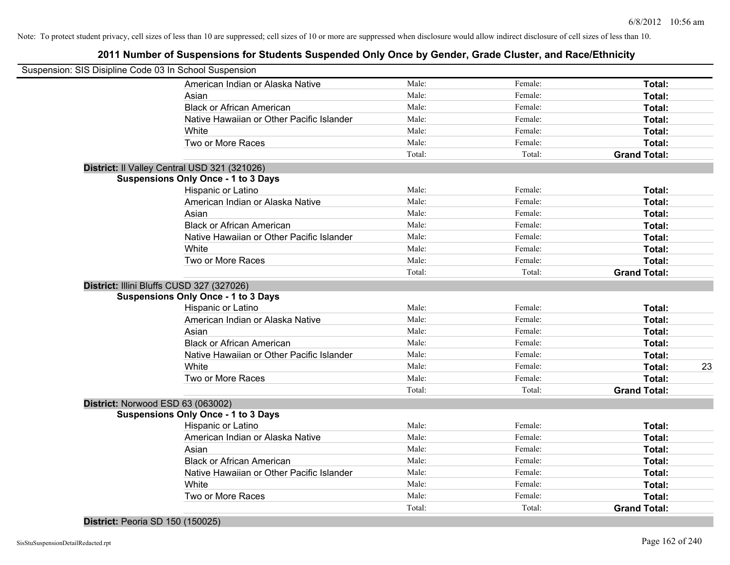Note: To protect student privacy, cell sizes of less than 10 are suppressed; cell sizes of 10 or more are suppressed when disclosure would allow indirect disclosure of cell sizes of less than 10.

## 2011 Number of Suspensions for Students Suspended Only Once by Gender, Grade Cluster, and Race/Ethnicity

Suspension: SIS Disipline Code 03 In School Suspension

| | | | | |
|---|---|---|---|---|
| American Indian or Alaska Native | Male: | Female: | **Total:** | |
| Asian | Male: | Female: | **Total:** | |
| Black or African American | Male: | Female: | **Total:** | |
| Native Hawaiian or Other Pacific Islander | Male: | Female: | **Total:** | |
| White | Male: | Female: | **Total:** | |
| Two or More Races | Male: | Female: | **Total:** | |
| | Total: | Total: | **Grand Total:** | |

**District:** Il Valley Central USD 321 (321026)

**Suspensions Only Once - 1 to 3 Days**

| | | | | |
|---|---|---|---|---|
| Hispanic or Latino | Male: | Female: | **Total:** | |
| American Indian or Alaska Native | Male: | Female: | **Total:** | |
| Asian | Male: | Female: | **Total:** | |
| Black or African American | Male: | Female: | **Total:** | |
| Native Hawaiian or Other Pacific Islander | Male: | Female: | **Total:** | |
| White | Male: | Female: | **Total:** | |
| Two or More Races | Male: | Female: | **Total:** | |
| | Total: | Total: | **Grand Total:** | |

**District:** Illini Bluffs CUSD 327 (327026)

**Suspensions Only Once - 1 to 3 Days**

| | | | | |
|---|---|---|---|---|
| Hispanic or Latino | Male: | Female: | **Total:** | |
| American Indian or Alaska Native | Male: | Female: | **Total:** | |
| Asian | Male: | Female: | **Total:** | |
| Black or African American | Male: | Female: | **Total:** | |
| Native Hawaiian or Other Pacific Islander | Male: | Female: | **Total:** | |
| White | Male: | Female: | **Total:** | 23 |
| Two or More Races | Male: | Female: | **Total:** | |
| | Total: | Total: | **Grand Total:** | |

**District:** Norwood ESD 63 (063002)

**Suspensions Only Once - 1 to 3 Days**

| | | | | |
|---|---|---|---|---|
| Hispanic or Latino | Male: | Female: | **Total:** | |
| American Indian or Alaska Native | Male: | Female: | **Total:** | |
| Asian | Male: | Female: | **Total:** | |
| Black or African American | Male: | Female: | **Total:** | |
| Native Hawaiian or Other Pacific Islander | Male: | Female: | **Total:** | |
| White | Male: | Female: | **Total:** | |
| Two or More Races | Male: | Female: | **Total:** | |
| | Total: | Total: | **Grand Total:** | |

**District:** Peoria SD 150 (150025)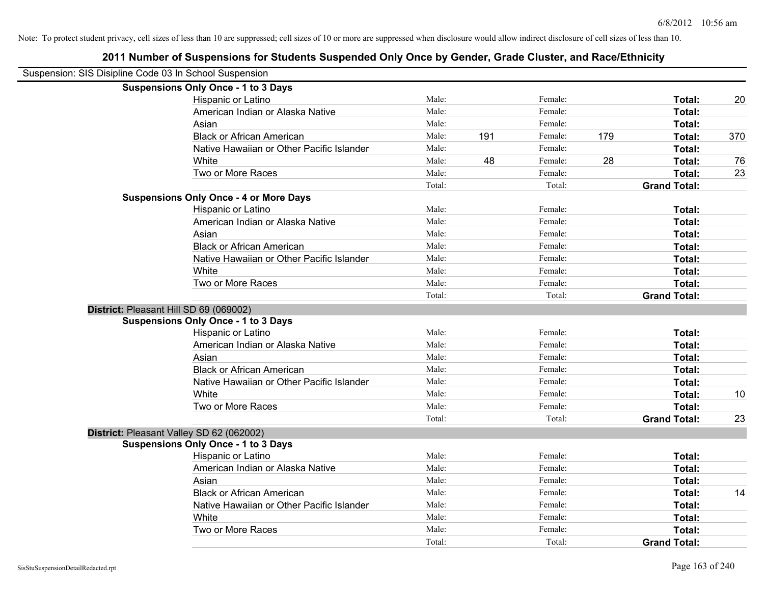Note: To protect student privacy, cell sizes of less than 10 are suppressed; cell sizes of 10 or more are suppressed when disclosure would allow indirect disclosure of cell sizes of less than 10.

# 2011 Number of Suspensions for Students Suspended Only Once by Gender, Grade Cluster, and Race/Ethnicity

Suspension: SIS Disipline Code 03 In School Suspension

**Suspensions Only Once - 1 to 3 Days**

| Race/Ethnicity | | Male | | Female | | Total |
|---|---|---|---|---|---|---|
| Hispanic or Latino | Male: | | Female: | | **Total:** | 20 |
| American Indian or Alaska Native | Male: | | Female: | | **Total:** | |
| Asian | Male: | | Female: | | **Total:** | |
| Black or African American | Male: | 191 | Female: | 179 | **Total:** | 370 |
| Native Hawaiian or Other Pacific Islander | Male: | | Female: | | **Total:** | |
| White | Male: | 48 | Female: | 28 | **Total:** | 76 |
| Two or More Races | Male: | | Female: | | **Total:** | 23 |
| | Total: | | Total: | | **Grand Total:** | |

**Suspensions Only Once - 4 or More Days**

| Race/Ethnicity | | Male | | Female | | Total |
|---|---|---|---|---|---|---|
| Hispanic or Latino | Male: | | Female: | | **Total:** | |
| American Indian or Alaska Native | Male: | | Female: | | **Total:** | |
| Asian | Male: | | Female: | | **Total:** | |
| Black or African American | Male: | | Female: | | **Total:** | |
| Native Hawaiian or Other Pacific Islander | Male: | | Female: | | **Total:** | |
| White | Male: | | Female: | | **Total:** | |
| Two or More Races | Male: | | Female: | | **Total:** | |
| | Total: | | Total: | | **Grand Total:** | |

## District: Pleasant Hill SD 69 (069002)

**Suspensions Only Once - 1 to 3 Days**

| Race/Ethnicity | | Male | | Female | | Total |
|---|---|---|---|---|---|---|
| Hispanic or Latino | Male: | | Female: | | **Total:** | |
| American Indian or Alaska Native | Male: | | Female: | | **Total:** | |
| Asian | Male: | | Female: | | **Total:** | |
| Black or African American | Male: | | Female: | | **Total:** | |
| Native Hawaiian or Other Pacific Islander | Male: | | Female: | | **Total:** | |
| White | Male: | | Female: | | **Total:** | 10 |
| Two or More Races | Male: | | Female: | | **Total:** | |
| | Total: | | Total: | | **Grand Total:** | 23 |

## District: Pleasant Valley SD 62 (062002)

**Suspensions Only Once - 1 to 3 Days**

| Race/Ethnicity | | Male | | Female | | Total |
|---|---|---|---|---|---|---|
| Hispanic or Latino | Male: | | Female: | | **Total:** | |
| American Indian or Alaska Native | Male: | | Female: | | **Total:** | |
| Asian | Male: | | Female: | | **Total:** | |
| Black or African American | Male: | | Female: | | **Total:** | 14 |
| Native Hawaiian or Other Pacific Islander | Male: | | Female: | | **Total:** | |
| White | Male: | | Female: | | **Total:** | |
| Two or More Races | Male: | | Female: | | **Total:** | |
| | Total: | | Total: | | **Grand Total:** | |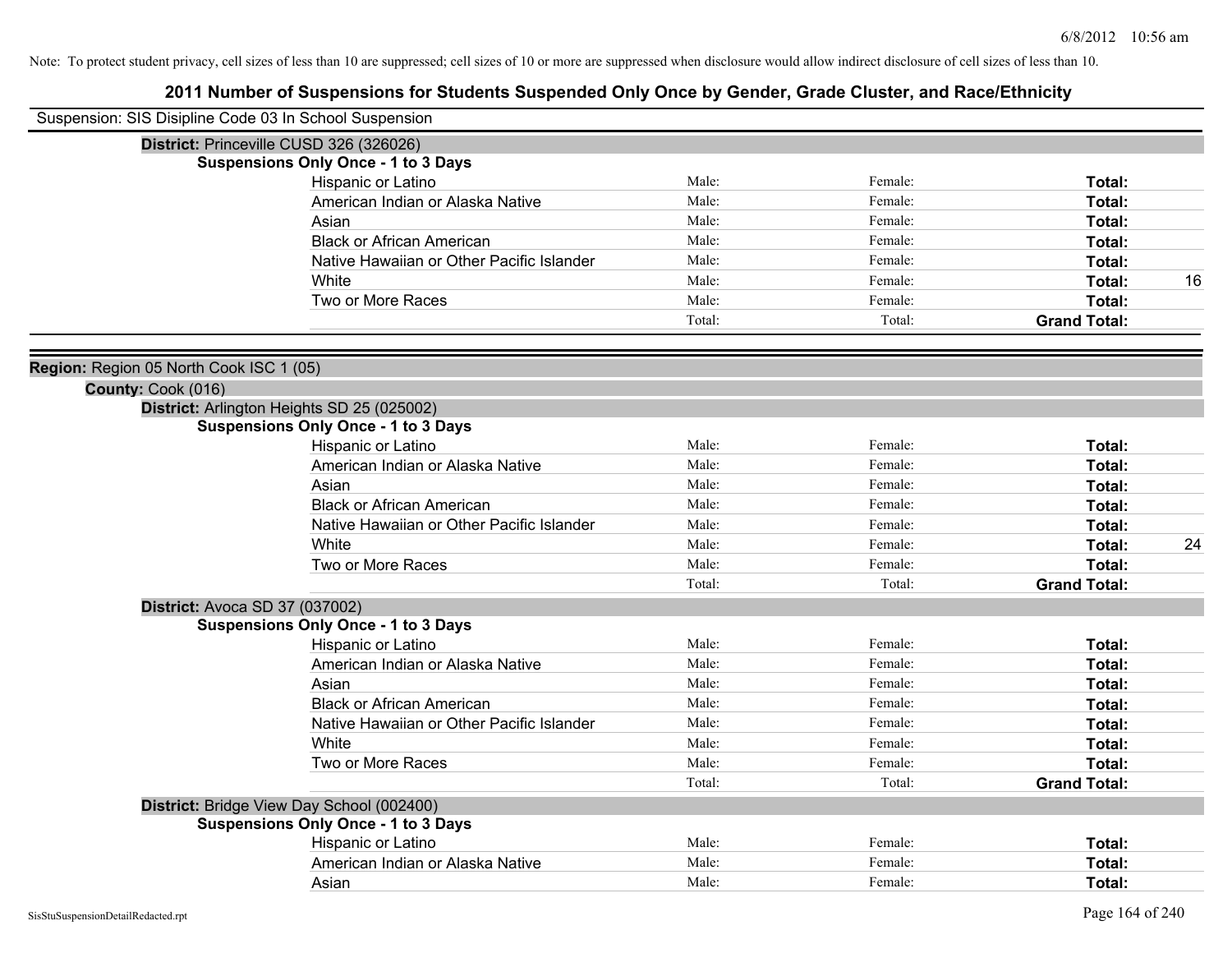Note: To protect student privacy, cell sizes of less than 10 are suppressed; cell sizes of 10 or more are suppressed when disclosure would allow indirect disclosure of cell sizes of less than 10.

# 2011 Number of Suspensions for Students Suspended Only Once by Gender, Grade Cluster, and Race/Ethnicity

Suspension: SIS Disipline Code 03 In School Suspension

**District:** Princeville CUSD 326 (326026)

**Suspensions Only Once - 1 to 3 Days**

| | | | | |
|---|---|---|---|---|
| Hispanic or Latino | Male: | Female: | **Total:** | |
| American Indian or Alaska Native | Male: | Female: | **Total:** | |
| Asian | Male: | Female: | **Total:** | |
| Black or African American | Male: | Female: | **Total:** | |
| Native Hawaiian or Other Pacific Islander | Male: | Female: | **Total:** | |
| White | Male: | Female: | **Total:** | 16 |
| Two or More Races | Male: | Female: | **Total:** | |
| | Total: | Total: | **Grand Total:** | |

**Region:** Region 05 North Cook ISC 1 (05)

**County:** Cook (016)

**District:** Arlington Heights SD 25 (025002)

**Suspensions Only Once - 1 to 3 Days**

| | | | | |
|---|---|---|---|---|
| Hispanic or Latino | Male: | Female: | **Total:** | |
| American Indian or Alaska Native | Male: | Female: | **Total:** | |
| Asian | Male: | Female: | **Total:** | |
| Black or African American | Male: | Female: | **Total:** | |
| Native Hawaiian or Other Pacific Islander | Male: | Female: | **Total:** | |
| White | Male: | Female: | **Total:** | 24 |
| Two or More Races | Male: | Female: | **Total:** | |
| | Total: | Total: | **Grand Total:** | |

**District:** Avoca SD 37 (037002)

**Suspensions Only Once - 1 to 3 Days**

| | | | | |
|---|---|---|---|---|
| Hispanic or Latino | Male: | Female: | **Total:** | |
| American Indian or Alaska Native | Male: | Female: | **Total:** | |
| Asian | Male: | Female: | **Total:** | |
| Black or African American | Male: | Female: | **Total:** | |
| Native Hawaiian or Other Pacific Islander | Male: | Female: | **Total:** | |
| White | Male: | Female: | **Total:** | |
| Two or More Races | Male: | Female: | **Total:** | |
| | Total: | Total: | **Grand Total:** | |

**District:** Bridge View Day School (002400)

**Suspensions Only Once - 1 to 3 Days**

| | | | | |
|---|---|---|---|---|
| Hispanic or Latino | Male: | Female: | **Total:** | |
| American Indian or Alaska Native | Male: | Female: | **Total:** | |
| Asian | Male: | Female: | **Total:** | |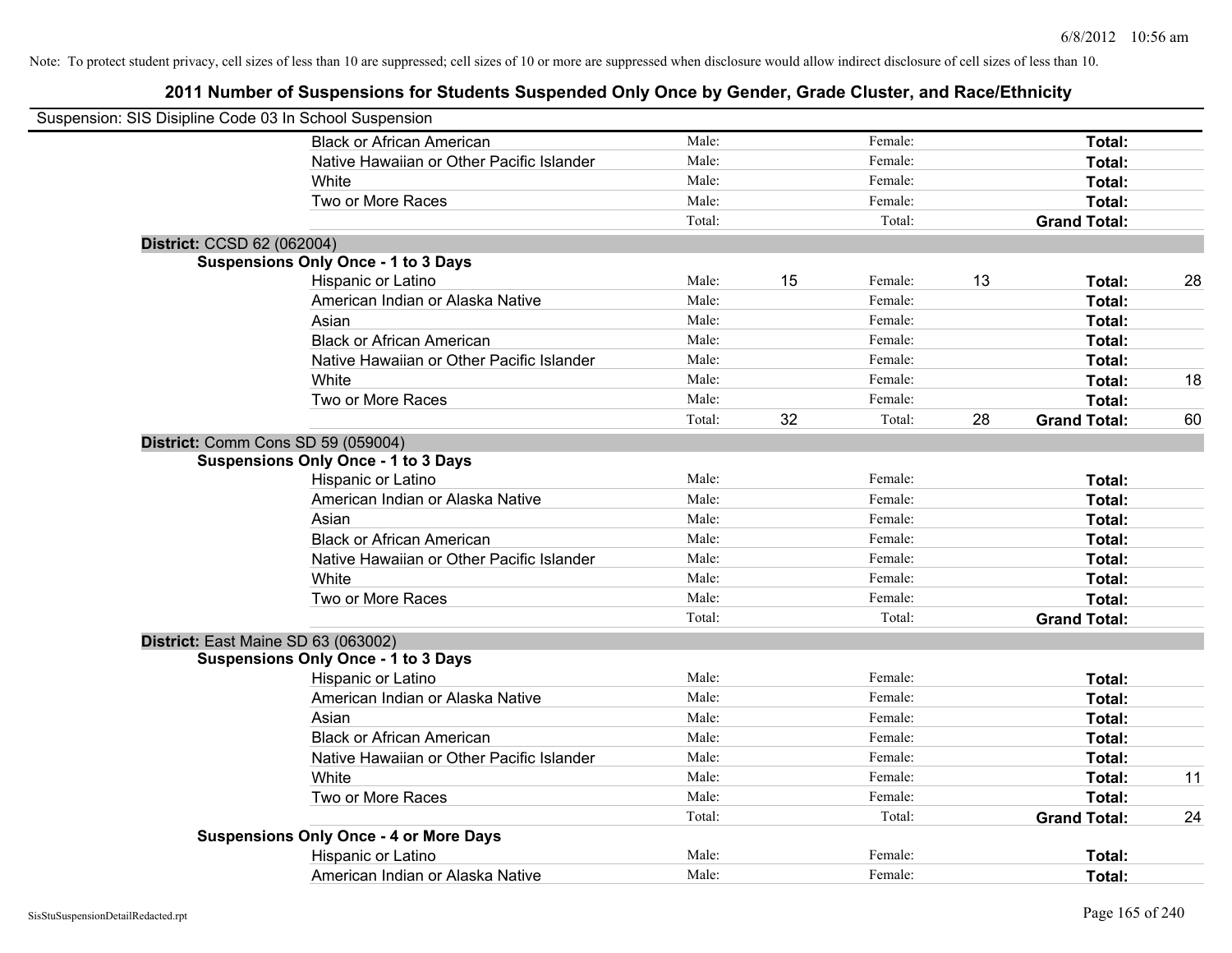Note: To protect student privacy, cell sizes of less than 10 are suppressed; cell sizes of 10 or more are suppressed when disclosure would allow indirect disclosure of cell sizes of less than 10.

## 2011 Number of Suspensions for Students Suspended Only Once by Gender, Grade Cluster, and Race/Ethnicity

Suspension: SIS Disipline Code 03 In School Suspension

| | | | | | | |
|---|---|---|---|---|---|---|
| Black or African American | Male: | | Female: | | **Total:** | |
| Native Hawaiian or Other Pacific Islander | Male: | | Female: | | **Total:** | |
| White | Male: | | Female: | | **Total:** | |
| Two or More Races | Male: | | Female: | | **Total:** | |
| | Total: | | Total: | | **Grand Total:** | |

**District:** CCSD 62 (062004)

**Suspensions Only Once - 1 to 3 Days**

| | | | | | | |
|---|---|---|---|---|---|---|
| Hispanic or Latino | Male: | 15 | Female: | 13 | **Total:** | 28 |
| American Indian or Alaska Native | Male: | | Female: | | **Total:** | |
| Asian | Male: | | Female: | | **Total:** | |
| Black or African American | Male: | | Female: | | **Total:** | |
| Native Hawaiian or Other Pacific Islander | Male: | | Female: | | **Total:** | |
| White | Male: | | Female: | | **Total:** | 18 |
| Two or More Races | Male: | | Female: | | **Total:** | |
| | Total: | 32 | Total: | 28 | **Grand Total:** | 60 |

**District:** Comm Cons SD 59 (059004)

**Suspensions Only Once - 1 to 3 Days**

| | | | | | | |
|---|---|---|---|---|---|---|
| Hispanic or Latino | Male: | | Female: | | **Total:** | |
| American Indian or Alaska Native | Male: | | Female: | | **Total:** | |
| Asian | Male: | | Female: | | **Total:** | |
| Black or African American | Male: | | Female: | | **Total:** | |
| Native Hawaiian or Other Pacific Islander | Male: | | Female: | | **Total:** | |
| White | Male: | | Female: | | **Total:** | |
| Two or More Races | Male: | | Female: | | **Total:** | |
| | Total: | | Total: | | **Grand Total:** | |

**District:** East Maine SD 63 (063002)

**Suspensions Only Once - 1 to 3 Days**

| | | | | | | |
|---|---|---|---|---|---|---|
| Hispanic or Latino | Male: | | Female: | | **Total:** | |
| American Indian or Alaska Native | Male: | | Female: | | **Total:** | |
| Asian | Male: | | Female: | | **Total:** | |
| Black or African American | Male: | | Female: | | **Total:** | |
| Native Hawaiian or Other Pacific Islander | Male: | | Female: | | **Total:** | |
| White | Male: | | Female: | | **Total:** | 11 |
| Two or More Races | Male: | | Female: | | **Total:** | |
| | Total: | | Total: | | **Grand Total:** | 24 |

**Suspensions Only Once - 4 or More Days**

| | | | | | | |
|---|---|---|---|---|---|---|
| Hispanic or Latino | Male: | | Female: | | **Total:** | |
| American Indian or Alaska Native | Male: | | Female: | | **Total:** | |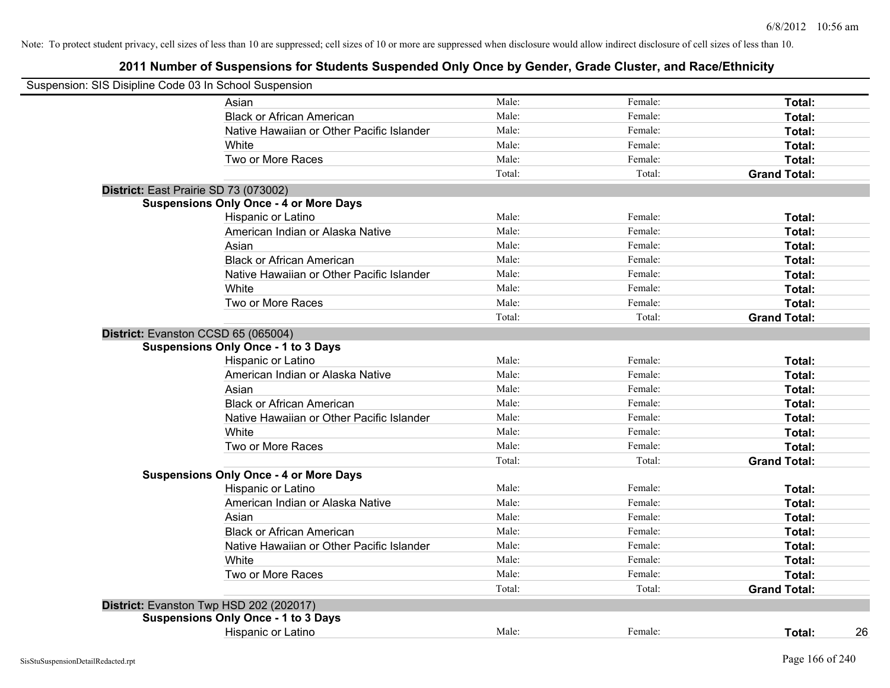Note: To protect student privacy, cell sizes of less than 10 are suppressed; cell sizes of 10 or more are suppressed when disclosure would allow indirect disclosure of cell sizes of less than 10.

# 2011 Number of Suspensions for Students Suspended Only Once by Gender, Grade Cluster, and Race/Ethnicity

Suspension: SIS Disipline Code 03 In School Suspension

| | Male: | Female: | Total: | |
|---|---|---|---|---|
| Asian | Male: | Female: | **Total:** | |
| Black or African American | Male: | Female: | **Total:** | |
| Native Hawaiian or Other Pacific Islander | Male: | Female: | **Total:** | |
| White | Male: | Female: | **Total:** | |
| Two or More Races | Male: | Female: | **Total:** | |
| | Total: | Total: | **Grand Total:** | |

**District:** East Prairie SD 73 (073002)

**Suspensions Only Once - 4 or More Days**

| | | | | |
|---|---|---|---|---|
| Hispanic or Latino | Male: | Female: | **Total:** | |
| American Indian or Alaska Native | Male: | Female: | **Total:** | |
| Asian | Male: | Female: | **Total:** | |
| Black or African American | Male: | Female: | **Total:** | |
| Native Hawaiian or Other Pacific Islander | Male: | Female: | **Total:** | |
| White | Male: | Female: | **Total:** | |
| Two or More Races | Male: | Female: | **Total:** | |
| | Total: | Total: | **Grand Total:** | |

**District:** Evanston CCSD 65 (065004)

**Suspensions Only Once - 1 to 3 Days**

| | | | | |
|---|---|---|---|---|
| Hispanic or Latino | Male: | Female: | **Total:** | |
| American Indian or Alaska Native | Male: | Female: | **Total:** | |
| Asian | Male: | Female: | **Total:** | |
| Black or African American | Male: | Female: | **Total:** | |
| Native Hawaiian or Other Pacific Islander | Male: | Female: | **Total:** | |
| White | Male: | Female: | **Total:** | |
| Two or More Races | Male: | Female: | **Total:** | |
| | Total: | Total: | **Grand Total:** | |

**Suspensions Only Once - 4 or More Days**

| | | | | |
|---|---|---|---|---|
| Hispanic or Latino | Male: | Female: | **Total:** | |
| American Indian or Alaska Native | Male: | Female: | **Total:** | |
| Asian | Male: | Female: | **Total:** | |
| Black or African American | Male: | Female: | **Total:** | |
| Native Hawaiian or Other Pacific Islander | Male: | Female: | **Total:** | |
| White | Male: | Female: | **Total:** | |
| Two or More Races | Male: | Female: | **Total:** | |
| | Total: | Total: | **Grand Total:** | |

**District:** Evanston Twp HSD 202 (202017)

**Suspensions Only Once - 1 to 3 Days**

| | | | | |
|---|---|---|---|---|
| Hispanic or Latino | Male: | Female: | **Total:** | 26 |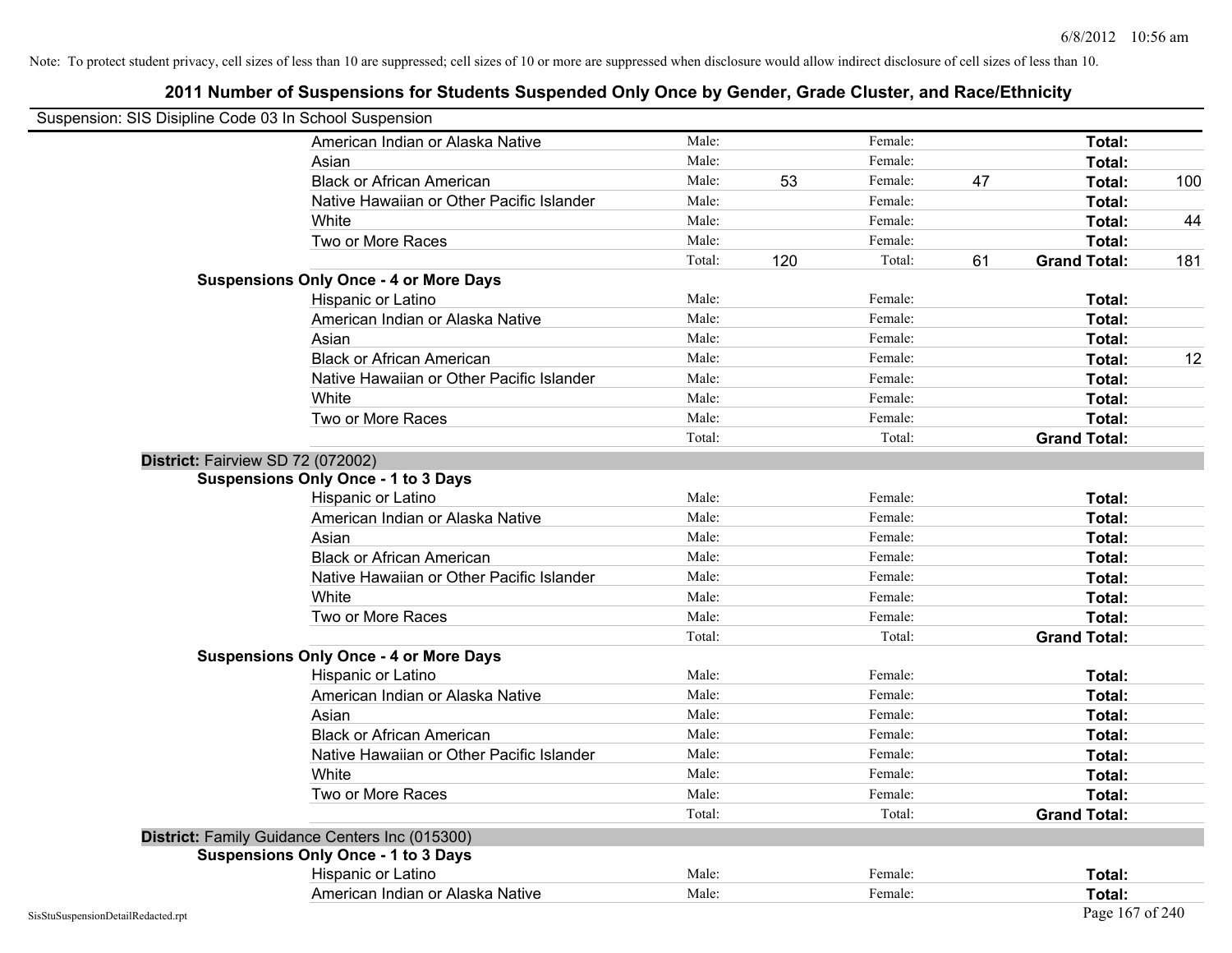Note: To protect student privacy, cell sizes of less than 10 are suppressed; cell sizes of 10 or more are suppressed when disclosure would allow indirect disclosure of cell sizes of less than 10.

# 2011 Number of Suspensions for Students Suspended Only Once by Gender, Grade Cluster, and Race/Ethnicity

Suspension: SIS Disipline Code 03 In School Suspension

| | | | | | | |
|---|---|---|---|---|---|---|
| American Indian or Alaska Native | Male: | | Female: | | Total: | |
| Asian | Male: | | Female: | | Total: | |
| Black or African American | Male: | 53 | Female: | 47 | Total: | 100 |
| Native Hawaiian or Other Pacific Islander | Male: | | Female: | | Total: | |
| White | Male: | | Female: | | Total: | 44 |
| Two or More Races | Male: | | Female: | | Total: | |
| | Total: | 120 | Total: | 61 | Grand Total: | 181 |

**Suspensions Only Once - 4 or More Days**

| | | | | | | |
|---|---|---|---|---|---|---|
| Hispanic or Latino | Male: | | Female: | | Total: | |
| American Indian or Alaska Native | Male: | | Female: | | Total: | |
| Asian | Male: | | Female: | | Total: | |
| Black or African American | Male: | | Female: | | Total: | 12 |
| Native Hawaiian or Other Pacific Islander | Male: | | Female: | | Total: | |
| White | Male: | | Female: | | Total: | |
| Two or More Races | Male: | | Female: | | Total: | |
| | Total: | | Total: | | Grand Total: | |

**District:** Fairview SD 72 (072002)

**Suspensions Only Once - 1 to 3 Days**

| | | | | | | |
|---|---|---|---|---|---|---|
| Hispanic or Latino | Male: | | Female: | | Total: | |
| American Indian or Alaska Native | Male: | | Female: | | Total: | |
| Asian | Male: | | Female: | | Total: | |
| Black or African American | Male: | | Female: | | Total: | |
| Native Hawaiian or Other Pacific Islander | Male: | | Female: | | Total: | |
| White | Male: | | Female: | | Total: | |
| Two or More Races | Male: | | Female: | | Total: | |
| | Total: | | Total: | | Grand Total: | |

**Suspensions Only Once - 4 or More Days**

| | | | | | | |
|---|---|---|---|---|---|---|
| Hispanic or Latino | Male: | | Female: | | Total: | |
| American Indian or Alaska Native | Male: | | Female: | | Total: | |
| Asian | Male: | | Female: | | Total: | |
| Black or African American | Male: | | Female: | | Total: | |
| Native Hawaiian or Other Pacific Islander | Male: | | Female: | | Total: | |
| White | Male: | | Female: | | Total: | |
| Two or More Races | Male: | | Female: | | Total: | |
| | Total: | | Total: | | Grand Total: | |

**District:** Family Guidance Centers Inc (015300)

**Suspensions Only Once - 1 to 3 Days**

| | | | | | | |
|---|---|---|---|---|---|---|
| Hispanic or Latino | Male: | | Female: | | Total: | |
| American Indian or Alaska Native | Male: | | Female: | | Total: | |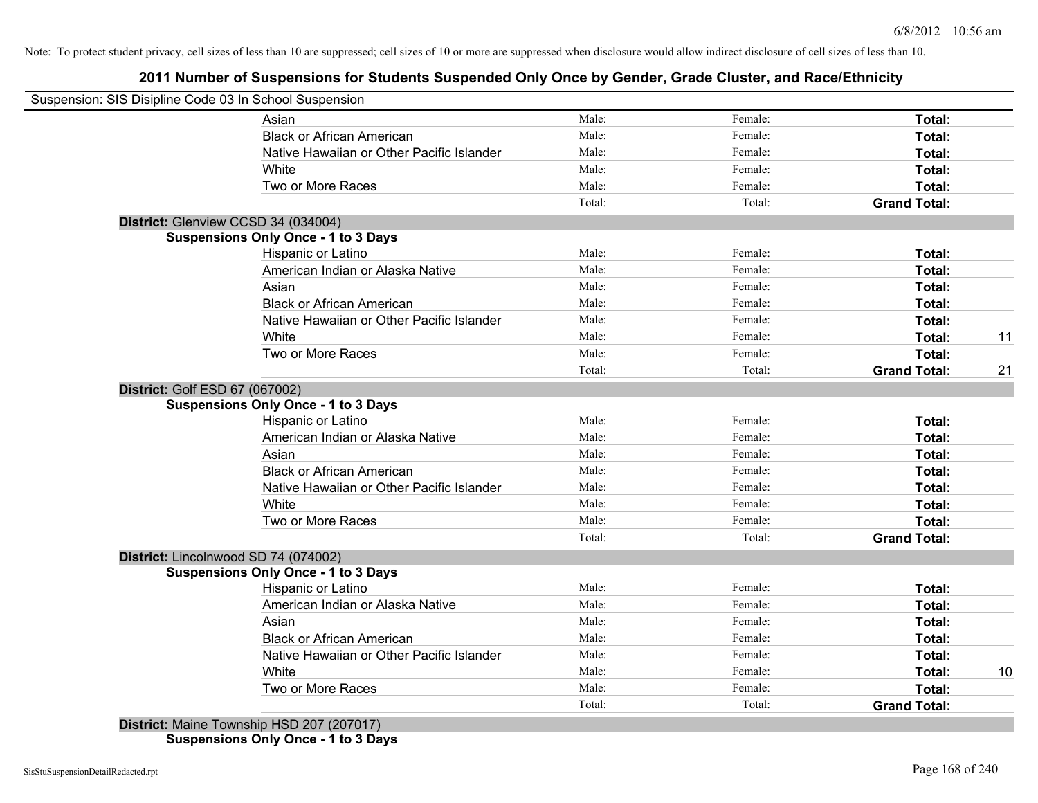6/8/2012 10:56 am

Note: To protect student privacy, cell sizes of less than 10 are suppressed; cell sizes of 10 or more are suppressed when disclosure would allow indirect disclosure of cell sizes of less than 10.

# 2011 Number of Suspensions for Students Suspended Only Once by Gender, Grade Cluster, and Race/Ethnicity

Suspension: SIS Disipline Code 03 In School Suspension

| | | | | |
|---|---|---|---|---|
| Asian | Male: | Female: | **Total:** | |
| Black or African American | Male: | Female: | **Total:** | |
| Native Hawaiian or Other Pacific Islander | Male: | Female: | **Total:** | |
| White | Male: | Female: | **Total:** | |
| Two or More Races | Male: | Female: | **Total:** | |
| | Total: | Total: | **Grand Total:** | |

**District:** Glenview CCSD 34 (034004)

**Suspensions Only Once - 1 to 3 Days**

| | | | | |
|---|---|---|---|---|
| Hispanic or Latino | Male: | Female: | **Total:** | |
| American Indian or Alaska Native | Male: | Female: | **Total:** | |
| Asian | Male: | Female: | **Total:** | |
| Black or African American | Male: | Female: | **Total:** | |
| Native Hawaiian or Other Pacific Islander | Male: | Female: | **Total:** | |
| White | Male: | Female: | **Total:** | 11 |
| Two or More Races | Male: | Female: | **Total:** | |
| | Total: | Total: | **Grand Total:** | 21 |

**District:** Golf ESD 67 (067002)

**Suspensions Only Once - 1 to 3 Days**

| | | | | |
|---|---|---|---|---|
| Hispanic or Latino | Male: | Female: | **Total:** | |
| American Indian or Alaska Native | Male: | Female: | **Total:** | |
| Asian | Male: | Female: | **Total:** | |
| Black or African American | Male: | Female: | **Total:** | |
| Native Hawaiian or Other Pacific Islander | Male: | Female: | **Total:** | |
| White | Male: | Female: | **Total:** | |
| Two or More Races | Male: | Female: | **Total:** | |
| | Total: | Total: | **Grand Total:** | |

**District:** Lincolnwood SD 74 (074002)

**Suspensions Only Once - 1 to 3 Days**

| | | | | |
|---|---|---|---|---|
| Hispanic or Latino | Male: | Female: | **Total:** | |
| American Indian or Alaska Native | Male: | Female: | **Total:** | |
| Asian | Male: | Female: | **Total:** | |
| Black or African American | Male: | Female: | **Total:** | |
| Native Hawaiian or Other Pacific Islander | Male: | Female: | **Total:** | |
| White | Male: | Female: | **Total:** | 10 |
| Two or More Races | Male: | Female: | **Total:** | |
| | Total: | Total: | **Grand Total:** | |

**District:** Maine Township HSD 207 (207017)

**Suspensions Only Once - 1 to 3 Days**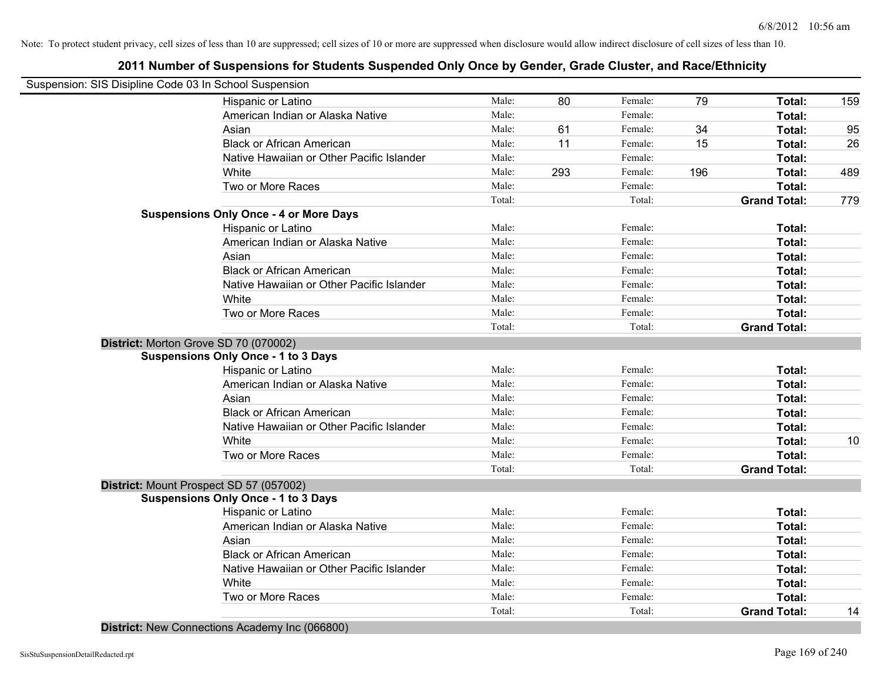Note: To protect student privacy, cell sizes of less than 10 are suppressed; cell sizes of 10 or more are suppressed when disclosure would allow indirect disclosure of cell sizes of less than 10.

## 2011 Number of Suspensions for Students Suspended Only Once by Gender, Grade Cluster, and Race/Ethnicity

Suspension: SIS Disipline Code 03 In School Suspension

| | | | | | | |
|---|---|---|---|---|---|---|
| Hispanic or Latino | Male: | 80 | Female: | 79 | **Total:** | 159 |
| American Indian or Alaska Native | Male: | | Female: | | **Total:** | |
| Asian | Male: | 61 | Female: | 34 | **Total:** | 95 |
| Black or African American | Male: | 11 | Female: | 15 | **Total:** | 26 |
| Native Hawaiian or Other Pacific Islander | Male: | | Female: | | **Total:** | |
| White | Male: | 293 | Female: | 196 | **Total:** | 489 |
| Two or More Races | Male: | | Female: | | **Total:** | |
| | Total: | | Total: | | **Grand Total:** | 779 |

**Suspensions Only Once - 4 or More Days**

| | | | | | | |
|---|---|---|---|---|---|---|
| Hispanic or Latino | Male: | | Female: | | **Total:** | |
| American Indian or Alaska Native | Male: | | Female: | | **Total:** | |
| Asian | Male: | | Female: | | **Total:** | |
| Black or African American | Male: | | Female: | | **Total:** | |
| Native Hawaiian or Other Pacific Islander | Male: | | Female: | | **Total:** | |
| White | Male: | | Female: | | **Total:** | |
| Two or More Races | Male: | | Female: | | **Total:** | |
| | Total: | | Total: | | **Grand Total:** | |

**District:** Morton Grove SD 70 (070002)

**Suspensions Only Once - 1 to 3 Days**

| | | | | | | |
|---|---|---|---|---|---|---|
| Hispanic or Latino | Male: | | Female: | | **Total:** | |
| American Indian or Alaska Native | Male: | | Female: | | **Total:** | |
| Asian | Male: | | Female: | | **Total:** | |
| Black or African American | Male: | | Female: | | **Total:** | |
| Native Hawaiian or Other Pacific Islander | Male: | | Female: | | **Total:** | |
| White | Male: | | Female: | | **Total:** | 10 |
| Two or More Races | Male: | | Female: | | **Total:** | |
| | Total: | | Total: | | **Grand Total:** | |

**District:** Mount Prospect SD 57 (057002)

**Suspensions Only Once - 1 to 3 Days**

| | | | | | | |
|---|---|---|---|---|---|---|
| Hispanic or Latino | Male: | | Female: | | **Total:** | |
| American Indian or Alaska Native | Male: | | Female: | | **Total:** | |
| Asian | Male: | | Female: | | **Total:** | |
| Black or African American | Male: | | Female: | | **Total:** | |
| Native Hawaiian or Other Pacific Islander | Male: | | Female: | | **Total:** | |
| White | Male: | | Female: | | **Total:** | |
| Two or More Races | Male: | | Female: | | **Total:** | |
| | Total: | | Total: | | **Grand Total:** | 14 |

**District:** New Connections Academy Inc (066800)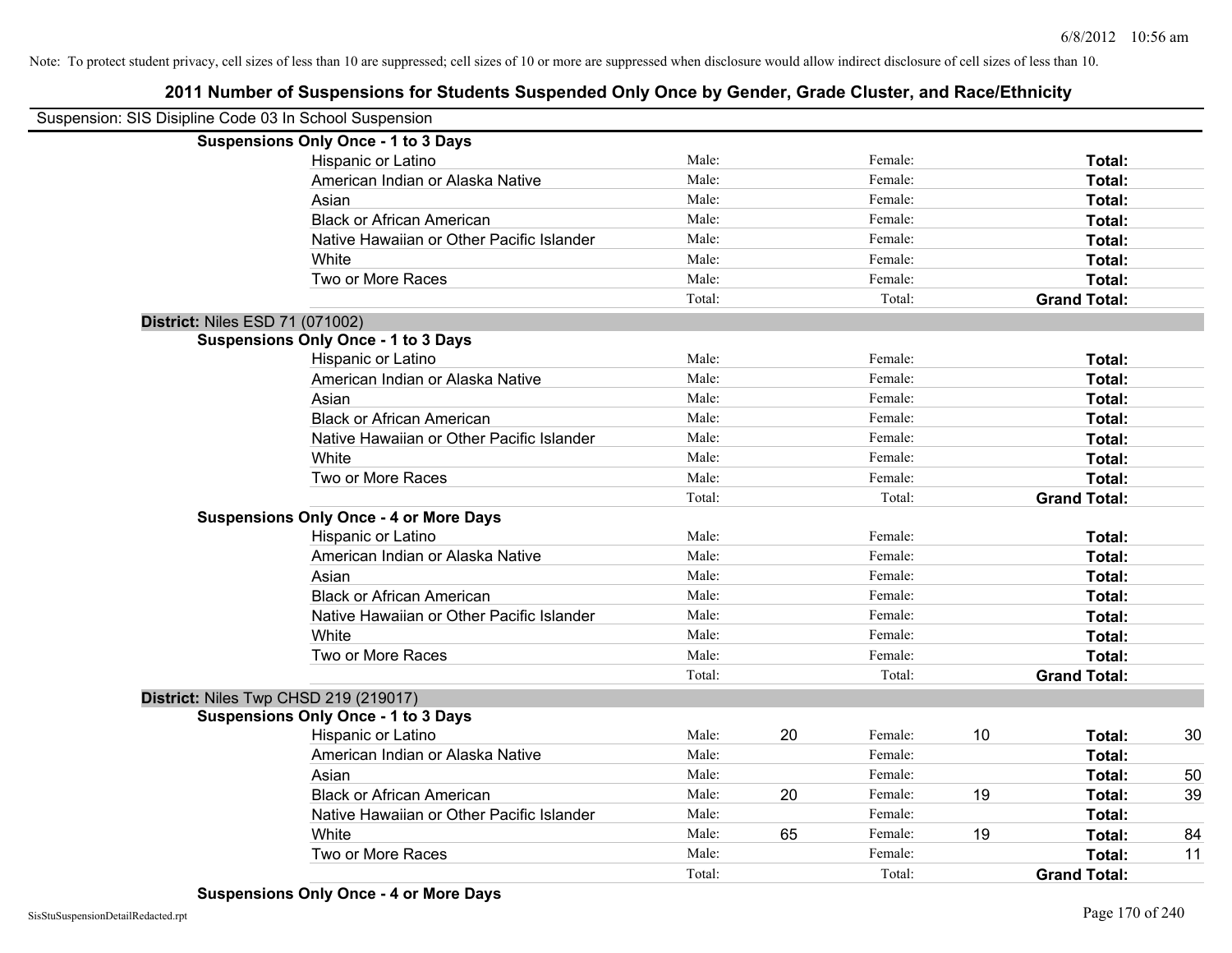Note: To protect student privacy, cell sizes of less than 10 are suppressed; cell sizes of 10 or more are suppressed when disclosure would allow indirect disclosure of cell sizes of less than 10.

# 2011 Number of Suspensions for Students Suspended Only Once by Gender, Grade Cluster, and Race/Ethnicity

Suspension: SIS Disipline Code 03 In School Suspension

| | | | | | | | |
|---|---|---|---|---|---|---|---|
| **Suspensions Only Once - 1 to 3 Days** | | | | | | | |
| Hispanic or Latino | Male: | | Female: | | **Total:** | |
| American Indian or Alaska Native | Male: | | Female: | | **Total:** | |
| Asian | Male: | | Female: | | **Total:** | |
| Black or African American | Male: | | Female: | | **Total:** | |
| Native Hawaiian or Other Pacific Islander | Male: | | Female: | | **Total:** | |
| White | Male: | | Female: | | **Total:** | |
| Two or More Races | Male: | | Female: | | **Total:** | |
| | Total: | | Total: | | **Grand Total:** | |

**District:** Niles ESD 71 (071002)

| | | | | | | |
|---|---|---|---|---|---|---|
| **Suspensions Only Once - 1 to 3 Days** | | | | | | |
| Hispanic or Latino | Male: | | Female: | | **Total:** | |
| American Indian or Alaska Native | Male: | | Female: | | **Total:** | |
| Asian | Male: | | Female: | | **Total:** | |
| Black or African American | Male: | | Female: | | **Total:** | |
| Native Hawaiian or Other Pacific Islander | Male: | | Female: | | **Total:** | |
| White | Male: | | Female: | | **Total:** | |
| Two or More Races | Male: | | Female: | | **Total:** | |
| | Total: | | Total: | | **Grand Total:** | |
| **Suspensions Only Once - 4 or More Days** | | | | | | |
| Hispanic or Latino | Male: | | Female: | | **Total:** | |
| American Indian or Alaska Native | Male: | | Female: | | **Total:** | |
| Asian | Male: | | Female: | | **Total:** | |
| Black or African American | Male: | | Female: | | **Total:** | |
| Native Hawaiian or Other Pacific Islander | Male: | | Female: | | **Total:** | |
| White | Male: | | Female: | | **Total:** | |
| Two or More Races | Male: | | Female: | | **Total:** | |
| | Total: | | Total: | | **Grand Total:** | |

**District:** Niles Twp CHSD 219 (219017)

| | | | | | | |
|---|---|---|---|---|---|---|
| **Suspensions Only Once - 1 to 3 Days** | | | | | | |
| Hispanic or Latino | Male: | 20 | Female: | 10 | **Total:** | 30 |
| American Indian or Alaska Native | Male: | | Female: | | **Total:** | |
| Asian | Male: | | Female: | | **Total:** | 50 |
| Black or African American | Male: | 20 | Female: | 19 | **Total:** | 39 |
| Native Hawaiian or Other Pacific Islander | Male: | | Female: | | **Total:** | |
| White | Male: | 65 | Female: | 19 | **Total:** | 84 |
| Two or More Races | Male: | | Female: | | **Total:** | 11 |
| | Total: | | Total: | | **Grand Total:** | |

**Suspensions Only Once - 4 or More Days**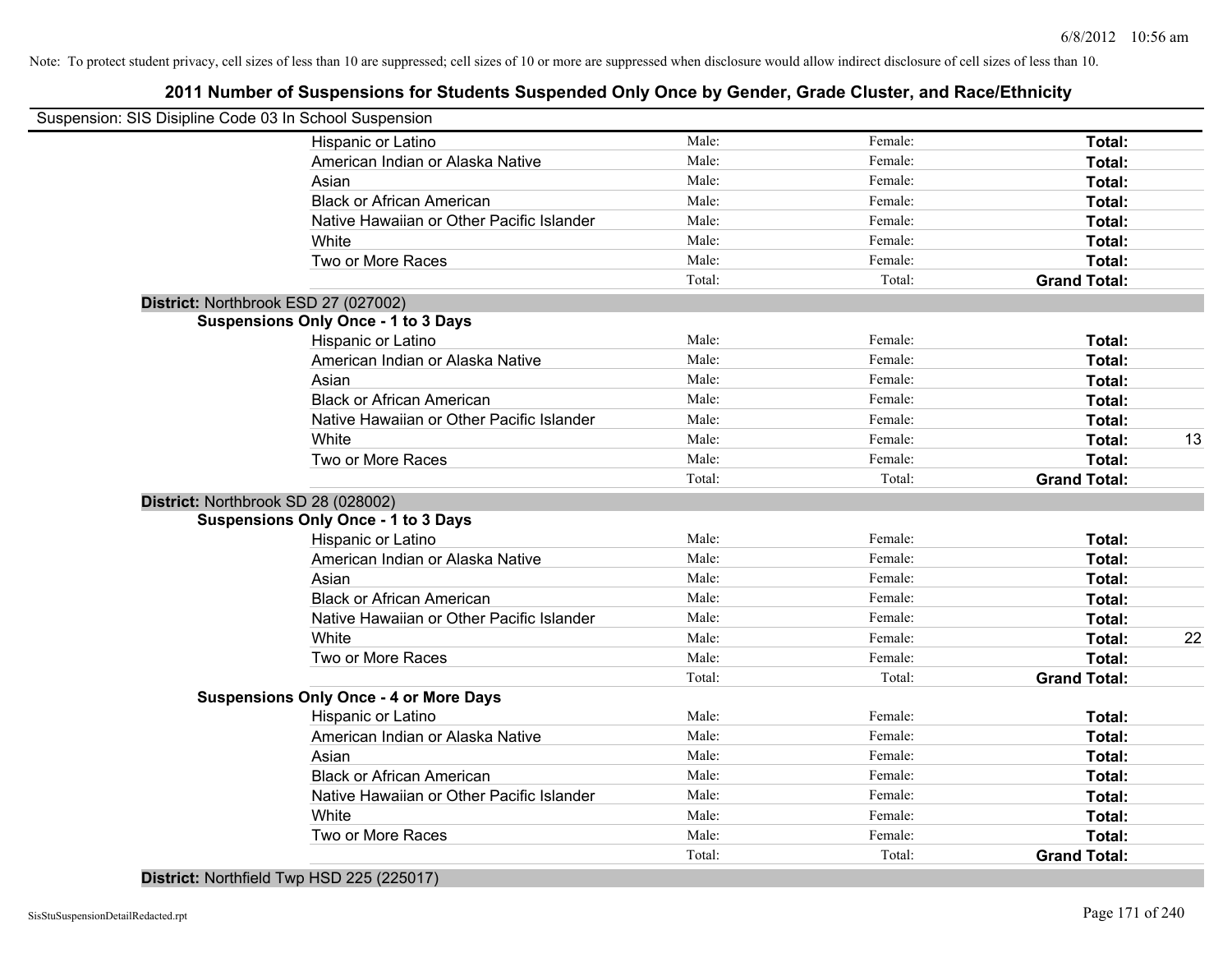Note: To protect student privacy, cell sizes of less than 10 are suppressed; cell sizes of 10 or more are suppressed when disclosure would allow indirect disclosure of cell sizes of less than 10.

## 2011 Number of Suspensions for Students Suspended Only Once by Gender, Grade Cluster, and Race/Ethnicity

Suspension: SIS Disipline Code 03 In School Suspension

| | | | | |
|---|---|---|---|---|
| Hispanic or Latino | Male: | Female: | **Total:** | |
| American Indian or Alaska Native | Male: | Female: | **Total:** | |
| Asian | Male: | Female: | **Total:** | |
| Black or African American | Male: | Female: | **Total:** | |
| Native Hawaiian or Other Pacific Islander | Male: | Female: | **Total:** | |
| White | Male: | Female: | **Total:** | |
| Two or More Races | Male: | Female: | **Total:** | |
| | Total: | Total: | **Grand Total:** | |

**District:** Northbrook ESD 27 (027002)

**Suspensions Only Once - 1 to 3 Days**

| | | | | |
|---|---|---|---|---|
| Hispanic or Latino | Male: | Female: | **Total:** | |
| American Indian or Alaska Native | Male: | Female: | **Total:** | |
| Asian | Male: | Female: | **Total:** | |
| Black or African American | Male: | Female: | **Total:** | |
| Native Hawaiian or Other Pacific Islander | Male: | Female: | **Total:** | |
| White | Male: | Female: | **Total:** | 13 |
| Two or More Races | Male: | Female: | **Total:** | |
| | Total: | Total: | **Grand Total:** | |

**District:** Northbrook SD 28 (028002)

**Suspensions Only Once - 1 to 3 Days**

| | | | | |
|---|---|---|---|---|
| Hispanic or Latino | Male: | Female: | **Total:** | |
| American Indian or Alaska Native | Male: | Female: | **Total:** | |
| Asian | Male: | Female: | **Total:** | |
| Black or African American | Male: | Female: | **Total:** | |
| Native Hawaiian or Other Pacific Islander | Male: | Female: | **Total:** | |
| White | Male: | Female: | **Total:** | 22 |
| Two or More Races | Male: | Female: | **Total:** | |
| | Total: | Total: | **Grand Total:** | |

**Suspensions Only Once - 4 or More Days**

| | | | | |
|---|---|---|---|---|
| Hispanic or Latino | Male: | Female: | **Total:** | |
| American Indian or Alaska Native | Male: | Female: | **Total:** | |
| Asian | Male: | Female: | **Total:** | |
| Black or African American | Male: | Female: | **Total:** | |
| Native Hawaiian or Other Pacific Islander | Male: | Female: | **Total:** | |
| White | Male: | Female: | **Total:** | |
| Two or More Races | Male: | Female: | **Total:** | |
| | Total: | Total: | **Grand Total:** | |

**District:** Northfield Twp HSD 225 (225017)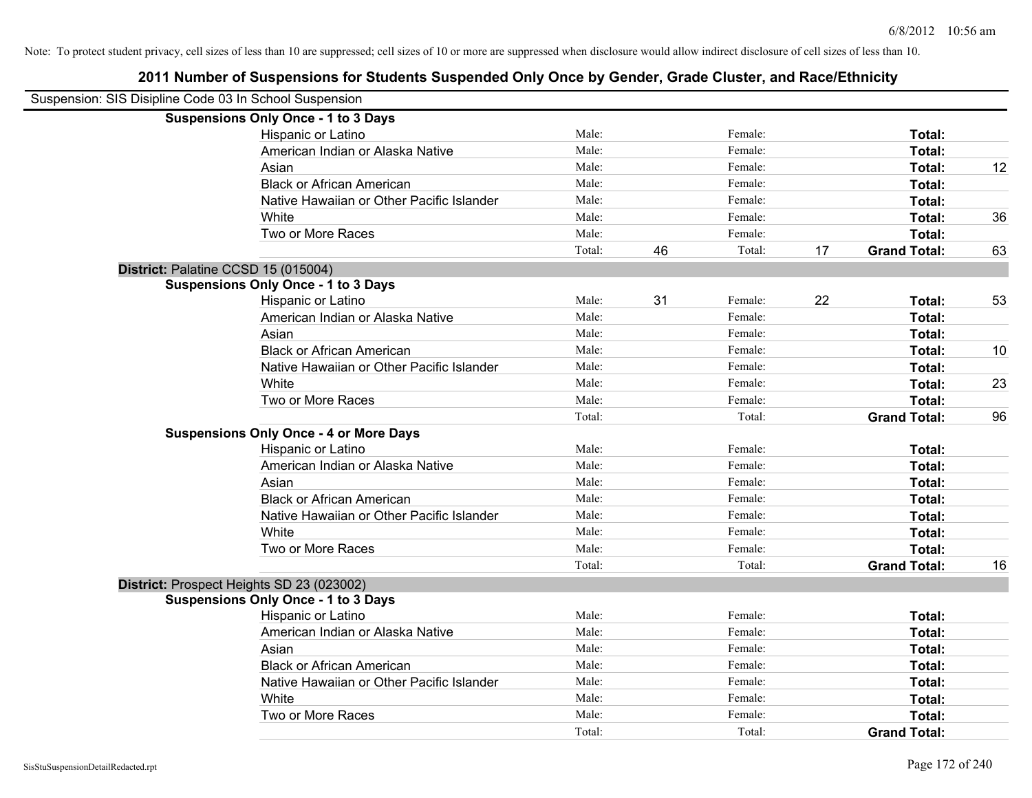Note: To protect student privacy, cell sizes of less than 10 are suppressed; cell sizes of 10 or more are suppressed when disclosure would allow indirect disclosure of cell sizes of less than 10.

## 2011 Number of Suspensions for Students Suspended Only Once by Gender, Grade Cluster, and Race/Ethnicity

Suspension: SIS Disipline Code 03 In School Suspension

| | | | | | | |
|---|---|---|---|---|---|---|
| **Suspensions Only Once - 1 to 3 Days** | | | | | | |
| Hispanic or Latino | Male: | | Female: | | **Total:** | |
| American Indian or Alaska Native | Male: | | Female: | | **Total:** | |
| Asian | Male: | | Female: | | **Total:** | 12 |
| Black or African American | Male: | | Female: | | **Total:** | |
| Native Hawaiian or Other Pacific Islander | Male: | | Female: | | **Total:** | |
| White | Male: | | Female: | | **Total:** | 36 |
| Two or More Races | Male: | | Female: | | **Total:** | |
| | Total: | 46 | Total: | 17 | **Grand Total:** | 63 |
| **District: Palatine CCSD 15 (015004)** | | | | | | |
| **Suspensions Only Once - 1 to 3 Days** | | | | | | |
| Hispanic or Latino | Male: | 31 | Female: | 22 | **Total:** | 53 |
| American Indian or Alaska Native | Male: | | Female: | | **Total:** | |
| Asian | Male: | | Female: | | **Total:** | |
| Black or African American | Male: | | Female: | | **Total:** | 10 |
| Native Hawaiian or Other Pacific Islander | Male: | | Female: | | **Total:** | |
| White | Male: | | Female: | | **Total:** | 23 |
| Two or More Races | Male: | | Female: | | **Total:** | |
| | Total: | | Total: | | **Grand Total:** | 96 |
| **Suspensions Only Once - 4 or More Days** | | | | | | |
| Hispanic or Latino | Male: | | Female: | | **Total:** | |
| American Indian or Alaska Native | Male: | | Female: | | **Total:** | |
| Asian | Male: | | Female: | | **Total:** | |
| Black or African American | Male: | | Female: | | **Total:** | |
| Native Hawaiian or Other Pacific Islander | Male: | | Female: | | **Total:** | |
| White | Male: | | Female: | | **Total:** | |
| Two or More Races | Male: | | Female: | | **Total:** | |
| | Total: | | Total: | | **Grand Total:** | 16 |
| **District: Prospect Heights SD 23 (023002)** | | | | | | |
| **Suspensions Only Once - 1 to 3 Days** | | | | | | |
| Hispanic or Latino | Male: | | Female: | | **Total:** | |
| American Indian or Alaska Native | Male: | | Female: | | **Total:** | |
| Asian | Male: | | Female: | | **Total:** | |
| Black or African American | Male: | | Female: | | **Total:** | |
| Native Hawaiian or Other Pacific Islander | Male: | | Female: | | **Total:** | |
| White | Male: | | Female: | | **Total:** | |
| Two or More Races | Male: | | Female: | | **Total:** | |
| | Total: | | Total: | | **Grand Total:** | |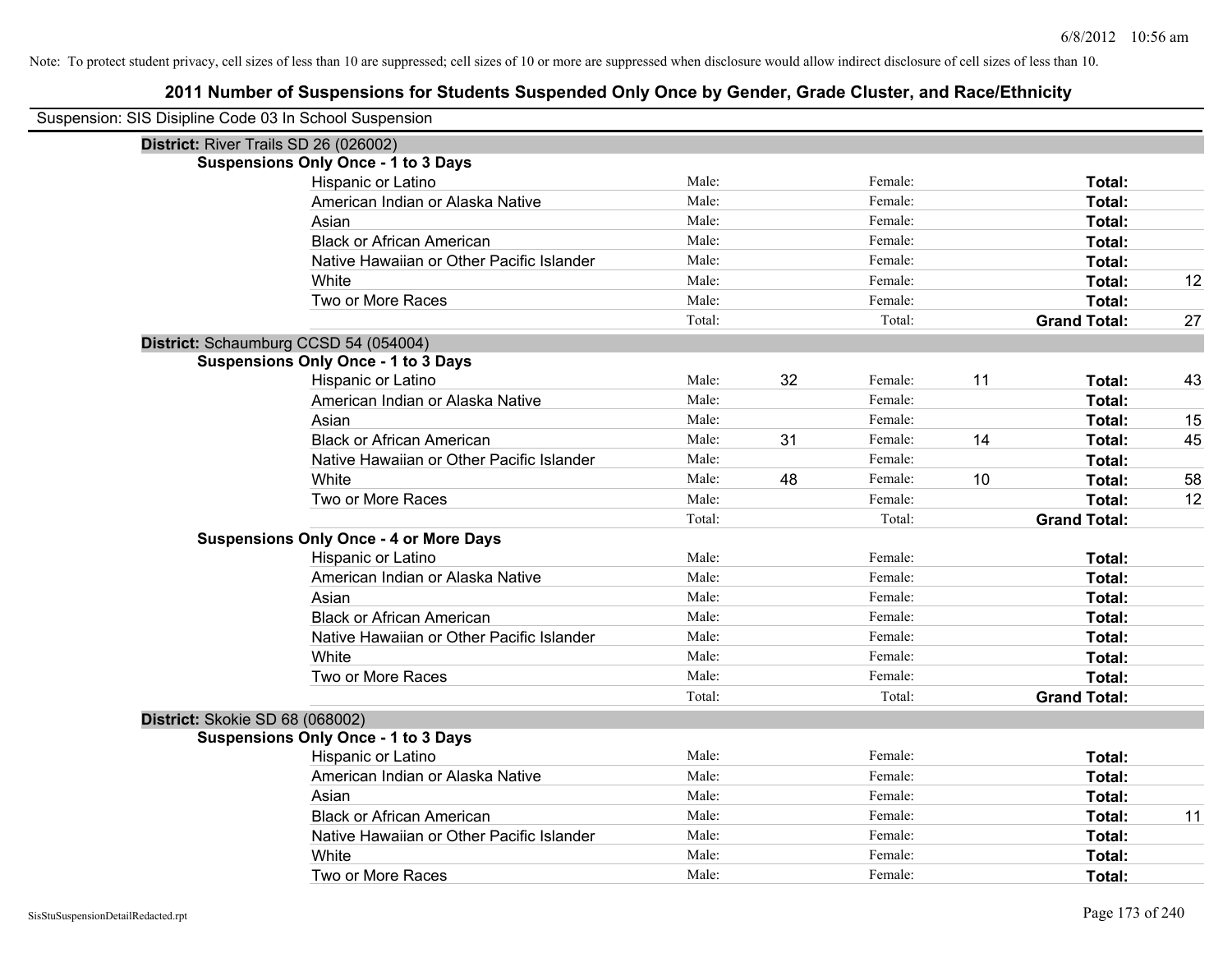Note: To protect student privacy, cell sizes of less than 10 are suppressed; cell sizes of 10 or more are suppressed when disclosure would allow indirect disclosure of cell sizes of less than 10.

# 2011 Number of Suspensions for Students Suspended Only Once by Gender, Grade Cluster, and Race/Ethnicity

Suspension: SIS Disipline Code 03 In School Suspension

**District:** River Trails SD 26 (026002)

**Suspensions Only Once - 1 to 3 Days**

| Race/Ethnicity | | Male | | Female | | Total |
|---|---|---|---|---|---|---|
| Hispanic or Latino | Male: | | Female: | | **Total:** | |
| American Indian or Alaska Native | Male: | | Female: | | **Total:** | |
| Asian | Male: | | Female: | | **Total:** | |
| Black or African American | Male: | | Female: | | **Total:** | |
| Native Hawaiian or Other Pacific Islander | Male: | | Female: | | **Total:** | |
| White | Male: | | Female: | | **Total:** | 12 |
| Two or More Races | Male: | | Female: | | **Total:** | |
| | Total: | | Total: | | **Grand Total:** | 27 |

**District:** Schaumburg CCSD 54 (054004)

**Suspensions Only Once - 1 to 3 Days**

| Race/Ethnicity | | Male | | Female | | Total |
|---|---|---|---|---|---|---|
| Hispanic or Latino | Male: | 32 | Female: | 11 | **Total:** | 43 |
| American Indian or Alaska Native | Male: | | Female: | | **Total:** | |
| Asian | Male: | | Female: | | **Total:** | 15 |
| Black or African American | Male: | 31 | Female: | 14 | **Total:** | 45 |
| Native Hawaiian or Other Pacific Islander | Male: | | Female: | | **Total:** | |
| White | Male: | 48 | Female: | 10 | **Total:** | 58 |
| Two or More Races | Male: | | Female: | | **Total:** | 12 |
| | Total: | | Total: | | **Grand Total:** | |

**Suspensions Only Once - 4 or More Days**

| Race/Ethnicity | | Male | | Female | | Total |
|---|---|---|---|---|---|---|
| Hispanic or Latino | Male: | | Female: | | **Total:** | |
| American Indian or Alaska Native | Male: | | Female: | | **Total:** | |
| Asian | Male: | | Female: | | **Total:** | |
| Black or African American | Male: | | Female: | | **Total:** | |
| Native Hawaiian or Other Pacific Islander | Male: | | Female: | | **Total:** | |
| White | Male: | | Female: | | **Total:** | |
| Two or More Races | Male: | | Female: | | **Total:** | |
| | Total: | | Total: | | **Grand Total:** | |

**District:** Skokie SD 68 (068002)

**Suspensions Only Once - 1 to 3 Days**

| Race/Ethnicity | | Male | | Female | | Total |
|---|---|---|---|---|---|---|
| Hispanic or Latino | Male: | | Female: | | **Total:** | |
| American Indian or Alaska Native | Male: | | Female: | | **Total:** | |
| Asian | Male: | | Female: | | **Total:** | |
| Black or African American | Male: | | Female: | | **Total:** | 11 |
| Native Hawaiian or Other Pacific Islander | Male: | | Female: | | **Total:** | |
| White | Male: | | Female: | | **Total:** | |
| Two or More Races | Male: | | Female: | | **Total:** | |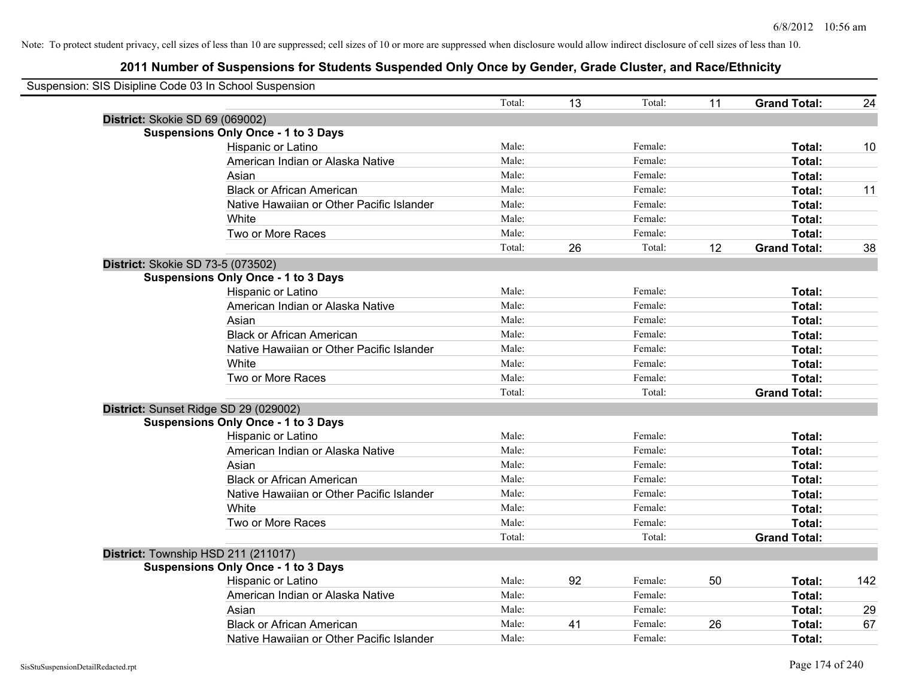Note: To protect student privacy, cell sizes of less than 10 are suppressed; cell sizes of 10 or more are suppressed when disclosure would allow indirect disclosure of cell sizes of less than 10.

## 2011 Number of Suspensions for Students Suspended Only Once by Gender, Grade Cluster, and Race/Ethnicity

Suspension: SIS Disipline Code 03 In School Suspension

| | | | | | | |
|---|---|---|---|---|---|---|
| | Total: | 13 | Total: | 11 | **Grand Total:** | 24 |

**District:** Skokie SD 69 (069002)

**Suspensions Only Once - 1 to 3 Days**

| Race/Ethnicity | | Male | | Female | | Total |
|---|---|---|---|---|---|---|
| Hispanic or Latino | Male: | | Female: | | **Total:** | 10 |
| American Indian or Alaska Native | Male: | | Female: | | **Total:** | |
| Asian | Male: | | Female: | | **Total:** | |
| Black or African American | Male: | | Female: | | **Total:** | 11 |
| Native Hawaiian or Other Pacific Islander | Male: | | Female: | | **Total:** | |
| White | Male: | | Female: | | **Total:** | |
| Two or More Races | Male: | | Female: | | **Total:** | |
| | Total: | 26 | Total: | 12 | **Grand Total:** | 38 |

**District:** Skokie SD 73-5 (073502)

**Suspensions Only Once - 1 to 3 Days**

| Race/Ethnicity | | Male | | Female | | Total |
|---|---|---|---|---|---|---|
| Hispanic or Latino | Male: | | Female: | | **Total:** | |
| American Indian or Alaska Native | Male: | | Female: | | **Total:** | |
| Asian | Male: | | Female: | | **Total:** | |
| Black or African American | Male: | | Female: | | **Total:** | |
| Native Hawaiian or Other Pacific Islander | Male: | | Female: | | **Total:** | |
| White | Male: | | Female: | | **Total:** | |
| Two or More Races | Male: | | Female: | | **Total:** | |
| | Total: | | Total: | | **Grand Total:** | |

**District:** Sunset Ridge SD 29 (029002)

**Suspensions Only Once - 1 to 3 Days**

| Race/Ethnicity | | Male | | Female | | Total |
|---|---|---|---|---|---|---|
| Hispanic or Latino | Male: | | Female: | | **Total:** | |
| American Indian or Alaska Native | Male: | | Female: | | **Total:** | |
| Asian | Male: | | Female: | | **Total:** | |
| Black or African American | Male: | | Female: | | **Total:** | |
| Native Hawaiian or Other Pacific Islander | Male: | | Female: | | **Total:** | |
| White | Male: | | Female: | | **Total:** | |
| Two or More Races | Male: | | Female: | | **Total:** | |
| | Total: | | Total: | | **Grand Total:** | |

**District:** Township HSD 211 (211017)

**Suspensions Only Once - 1 to 3 Days**

| Race/Ethnicity | | Male | | Female | | Total |
|---|---|---|---|---|---|---|
| Hispanic or Latino | Male: | 92 | Female: | 50 | **Total:** | 142 |
| American Indian or Alaska Native | Male: | | Female: | | **Total:** | |
| Asian | Male: | | Female: | | **Total:** | 29 |
| Black or African American | Male: | 41 | Female: | 26 | **Total:** | 67 |
| Native Hawaiian or Other Pacific Islander | Male: | | Female: | | **Total:** | |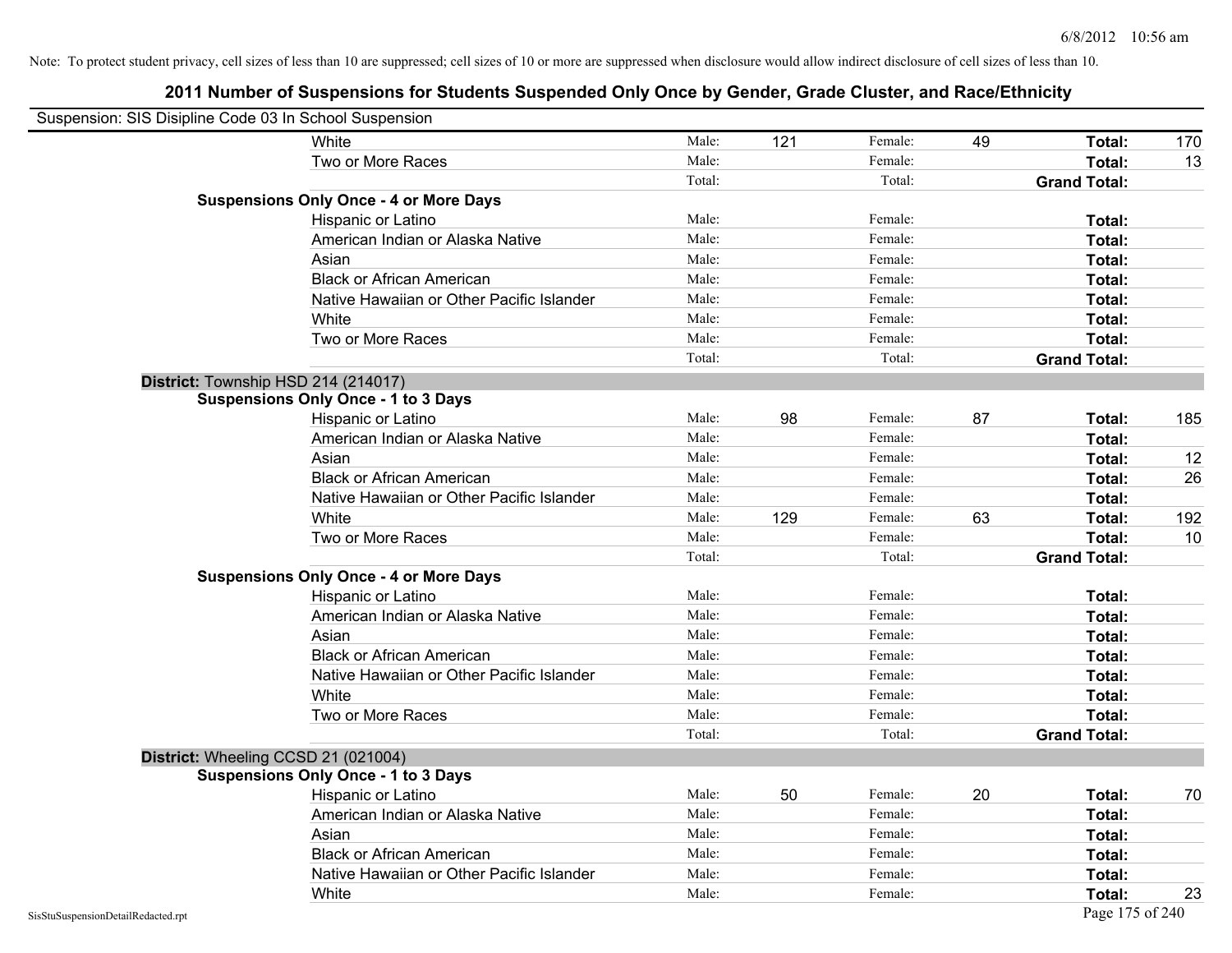Note: To protect student privacy, cell sizes of less than 10 are suppressed; cell sizes of 10 or more are suppressed when disclosure would allow indirect disclosure of cell sizes of less than 10.

## 2011 Number of Suspensions for Students Suspended Only Once by Gender, Grade Cluster, and Race/Ethnicity

Suspension: SIS Disipline Code 03 In School Suspension

| | | | | | | |
|---|---|---|---|---|---|---|
| White | Male: | 121 | Female: | 49 | **Total:** | 170 |
| Two or More Races | Male: | | Female: | | **Total:** | 13 |
| | Total: | | Total: | | **Grand Total:** | |
| **Suspensions Only Once - 4 or More Days** | | | | | | |
| Hispanic or Latino | Male: | | Female: | | **Total:** | |
| American Indian or Alaska Native | Male: | | Female: | | **Total:** | |
| Asian | Male: | | Female: | | **Total:** | |
| Black or African American | Male: | | Female: | | **Total:** | |
| Native Hawaiian or Other Pacific Islander | Male: | | Female: | | **Total:** | |
| White | Male: | | Female: | | **Total:** | |
| Two or More Races | Male: | | Female: | | **Total:** | |
| | Total: | | Total: | | **Grand Total:** | |

**District:** Township HSD 214 (214017)

| | | | | | | |
|---|---|---|---|---|---|---|
| **Suspensions Only Once - 1 to 3 Days** | | | | | | |
| Hispanic or Latino | Male: | 98 | Female: | 87 | **Total:** | 185 |
| American Indian or Alaska Native | Male: | | Female: | | **Total:** | |
| Asian | Male: | | Female: | | **Total:** | 12 |
| Black or African American | Male: | | Female: | | **Total:** | 26 |
| Native Hawaiian or Other Pacific Islander | Male: | | Female: | | **Total:** | |
| White | Male: | 129 | Female: | 63 | **Total:** | 192 |
| Two or More Races | Male: | | Female: | | **Total:** | 10 |
| | Total: | | Total: | | **Grand Total:** | |
| **Suspensions Only Once - 4 or More Days** | | | | | | |
| Hispanic or Latino | Male: | | Female: | | **Total:** | |
| American Indian or Alaska Native | Male: | | Female: | | **Total:** | |
| Asian | Male: | | Female: | | **Total:** | |
| Black or African American | Male: | | Female: | | **Total:** | |
| Native Hawaiian or Other Pacific Islander | Male: | | Female: | | **Total:** | |
| White | Male: | | Female: | | **Total:** | |
| Two or More Races | Male: | | Female: | | **Total:** | |
| | Total: | | Total: | | **Grand Total:** | |

**District:** Wheeling CCSD 21 (021004)

| | | | | | | |
|---|---|---|---|---|---|---|
| **Suspensions Only Once - 1 to 3 Days** | | | | | | |
| Hispanic or Latino | Male: | 50 | Female: | 20 | **Total:** | 70 |
| American Indian or Alaska Native | Male: | | Female: | | **Total:** | |
| Asian | Male: | | Female: | | **Total:** | |
| Black or African American | Male: | | Female: | | **Total:** | |
| Native Hawaiian or Other Pacific Islander | Male: | | Female: | | **Total:** | |
| White | Male: | | Female: | | **Total:** | 23 |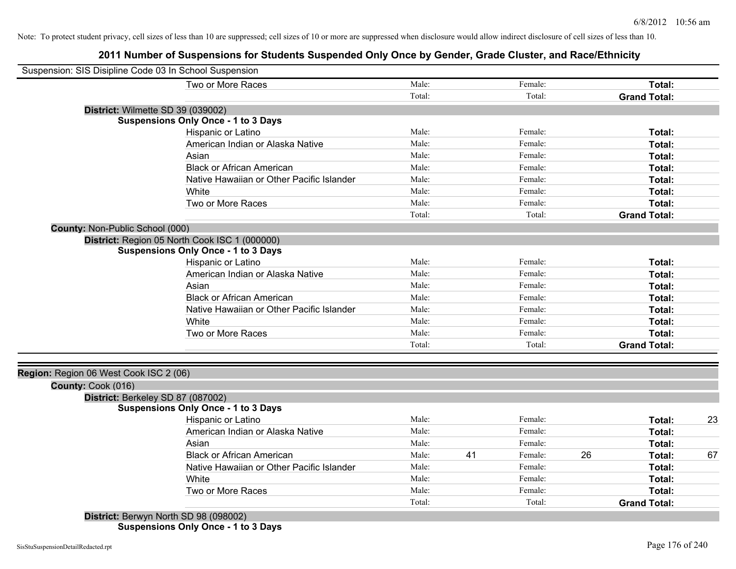Note: To protect student privacy, cell sizes of less than 10 are suppressed; cell sizes of 10 or more are suppressed when disclosure would allow indirect disclosure of cell sizes of less than 10.

# 2011 Number of Suspensions for Students Suspended Only Once by Gender, Grade Cluster, and Race/Ethnicity

Suspension: SIS Disipline Code 03 In School Suspension

| | Male: | | Female: | | | |
|---|---|---|---|---|---|---|
| Two or More Races | Male: | | Female: | | **Total:** | |
| | Total: | | Total: | | **Grand Total:** | |

**District:** Wilmette SD 39 (039002)

**Suspensions Only Once - 1 to 3 Days**

| | | | | | | |
|---|---|---|---|---|---|---|
| Hispanic or Latino | Male: | | Female: | | **Total:** | |
| American Indian or Alaska Native | Male: | | Female: | | **Total:** | |
| Asian | Male: | | Female: | | **Total:** | |
| Black or African American | Male: | | Female: | | **Total:** | |
| Native Hawaiian or Other Pacific Islander | Male: | | Female: | | **Total:** | |
| White | Male: | | Female: | | **Total:** | |
| Two or More Races | Male: | | Female: | | **Total:** | |
| | Total: | | Total: | | **Grand Total:** | |

**County:** Non-Public School (000)

**District:** Region 05 North Cook ISC 1 (000000)

**Suspensions Only Once - 1 to 3 Days**

| | | | | | | |
|---|---|---|---|---|---|---|
| Hispanic or Latino | Male: | | Female: | | **Total:** | |
| American Indian or Alaska Native | Male: | | Female: | | **Total:** | |
| Asian | Male: | | Female: | | **Total:** | |
| Black or African American | Male: | | Female: | | **Total:** | |
| Native Hawaiian or Other Pacific Islander | Male: | | Female: | | **Total:** | |
| White | Male: | | Female: | | **Total:** | |
| Two or More Races | Male: | | Female: | | **Total:** | |
| | Total: | | Total: | | **Grand Total:** | |

**Region:** Region 06 West Cook ISC 2 (06)

**County:** Cook (016)

**District:** Berkeley SD 87 (087002)

**Suspensions Only Once - 1 to 3 Days**

| | | | | | | |
|---|---|---|---|---|---|---|
| Hispanic or Latino | Male: | | Female: | | **Total:** | 23 |
| American Indian or Alaska Native | Male: | | Female: | | **Total:** | |
| Asian | Male: | | Female: | | **Total:** | |
| Black or African American | Male: | 41 | Female: | 26 | **Total:** | 67 |
| Native Hawaiian or Other Pacific Islander | Male: | | Female: | | **Total:** | |
| White | Male: | | Female: | | **Total:** | |
| Two or More Races | Male: | | Female: | | **Total:** | |
| | Total: | | Total: | | **Grand Total:** | |

**District:** Berwyn North SD 98 (098002)

**Suspensions Only Once - 1 to 3 Days**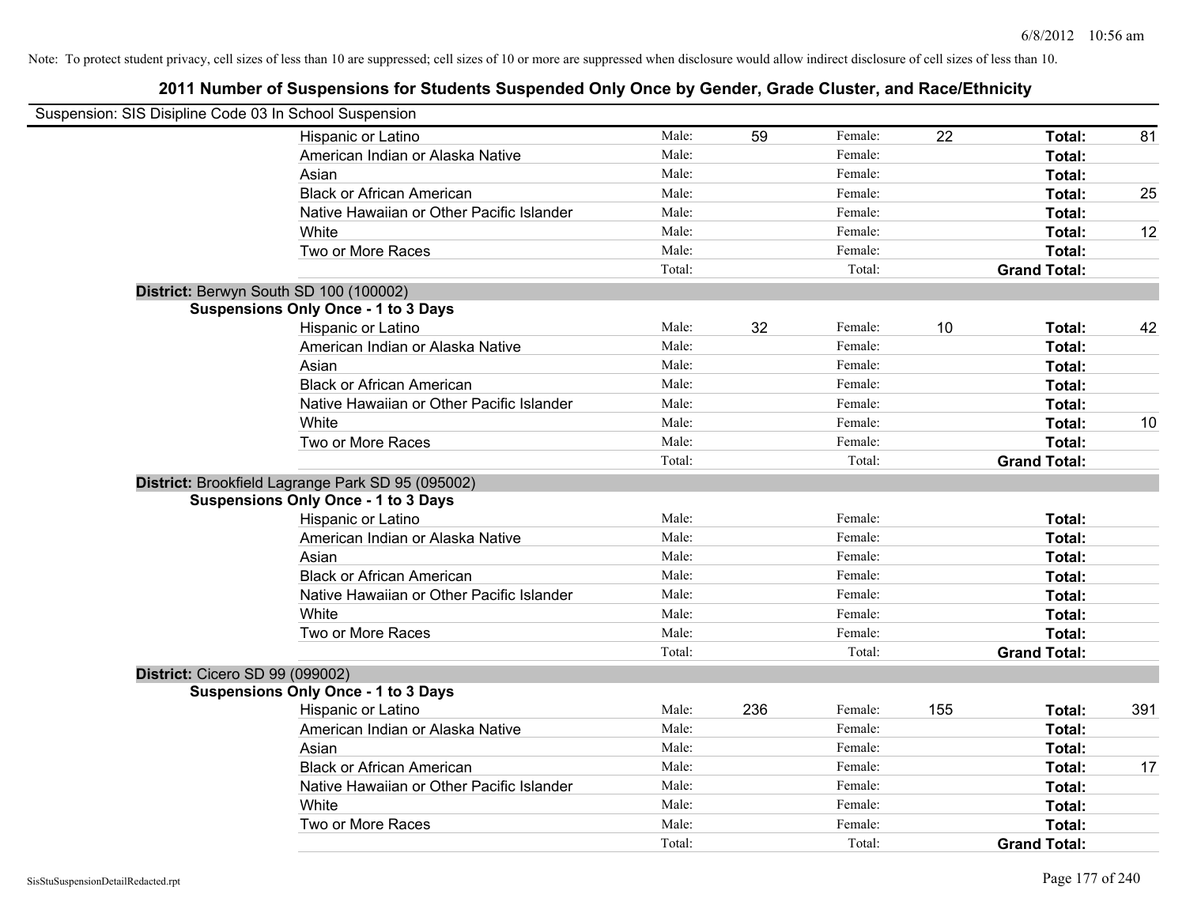Note: To protect student privacy, cell sizes of less than 10 are suppressed; cell sizes of 10 or more are suppressed when disclosure would allow indirect disclosure of cell sizes of less than 10.

# 2011 Number of Suspensions for Students Suspended Only Once by Gender, Grade Cluster, and Race/Ethnicity

Suspension: SIS Disipline Code 03 In School Suspension

| | | | | | | |
|---|---|---|---|---|---|---|
| Hispanic or Latino | Male: | 59 | Female: | 22 | **Total:** | 81 |
| American Indian or Alaska Native | Male: | | Female: | | **Total:** | |
| Asian | Male: | | Female: | | **Total:** | |
| Black or African American | Male: | | Female: | | **Total:** | 25 |
| Native Hawaiian or Other Pacific Islander | Male: | | Female: | | **Total:** | |
| White | Male: | | Female: | | **Total:** | 12 |
| Two or More Races | Male: | | Female: | | **Total:** | |
| | Total: | | Total: | | **Grand Total:** | |

**District:** Berwyn South SD 100 (100002)

**Suspensions Only Once - 1 to 3 Days**

| | | | | | | |
|---|---|---|---|---|---|---|
| Hispanic or Latino | Male: | 32 | Female: | 10 | **Total:** | 42 |
| American Indian or Alaska Native | Male: | | Female: | | **Total:** | |
| Asian | Male: | | Female: | | **Total:** | |
| Black or African American | Male: | | Female: | | **Total:** | |
| Native Hawaiian or Other Pacific Islander | Male: | | Female: | | **Total:** | |
| White | Male: | | Female: | | **Total:** | 10 |
| Two or More Races | Male: | | Female: | | **Total:** | |
| | Total: | | Total: | | **Grand Total:** | |

**District:** Brookfield Lagrange Park SD 95 (095002)

**Suspensions Only Once - 1 to 3 Days**

| | | | | | | |
|---|---|---|---|---|---|---|
| Hispanic or Latino | Male: | | Female: | | **Total:** | |
| American Indian or Alaska Native | Male: | | Female: | | **Total:** | |
| Asian | Male: | | Female: | | **Total:** | |
| Black or African American | Male: | | Female: | | **Total:** | |
| Native Hawaiian or Other Pacific Islander | Male: | | Female: | | **Total:** | |
| White | Male: | | Female: | | **Total:** | |
| Two or More Races | Male: | | Female: | | **Total:** | |
| | Total: | | Total: | | **Grand Total:** | |

**District:** Cicero SD 99 (099002)

**Suspensions Only Once - 1 to 3 Days**

| | | | | | | |
|---|---|---|---|---|---|---|
| Hispanic or Latino | Male: | 236 | Female: | 155 | **Total:** | 391 |
| American Indian or Alaska Native | Male: | | Female: | | **Total:** | |
| Asian | Male: | | Female: | | **Total:** | |
| Black or African American | Male: | | Female: | | **Total:** | 17 |
| Native Hawaiian or Other Pacific Islander | Male: | | Female: | | **Total:** | |
| White | Male: | | Female: | | **Total:** | |
| Two or More Races | Male: | | Female: | | **Total:** | |
| | Total: | | Total: | | **Grand Total:** | |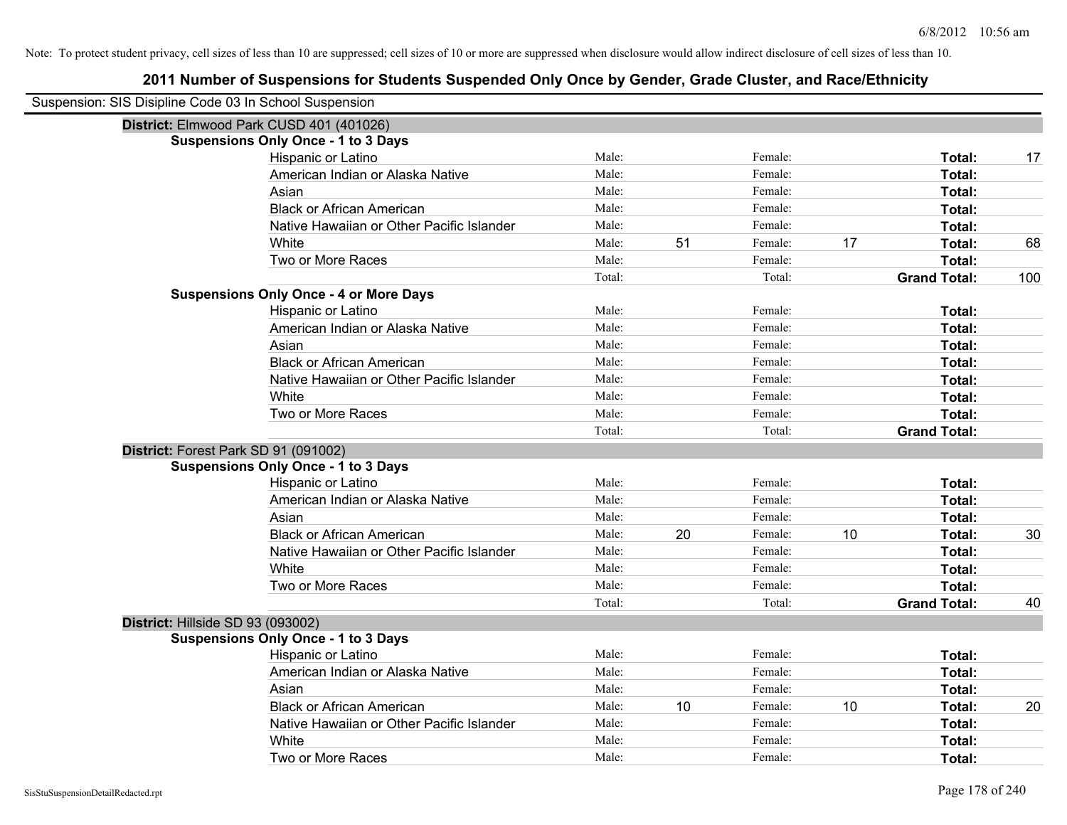Note: To protect student privacy, cell sizes of less than 10 are suppressed; cell sizes of 10 or more are suppressed when disclosure would allow indirect disclosure of cell sizes of less than 10.

# 2011 Number of Suspensions for Students Suspended Only Once by Gender, Grade Cluster, and Race/Ethnicity

Suspension: SIS Disipline Code 03 In School Suspension

## District: Elmwood Park CUSD 401 (401026)

### Suspensions Only Once - 1 to 3 Days

| Race/Ethnicity | | Male | | Female | | Total |
|---|---|---|---|---|---|---|
| Hispanic or Latino | Male: | | Female: | | **Total:** | 17 |
| American Indian or Alaska Native | Male: | | Female: | | **Total:** | |
| Asian | Male: | | Female: | | **Total:** | |
| Black or African American | Male: | | Female: | | **Total:** | |
| Native Hawaiian or Other Pacific Islander | Male: | | Female: | | **Total:** | |
| White | Male: | 51 | Female: | 17 | **Total:** | 68 |
| Two or More Races | Male: | | Female: | | **Total:** | |
| | Total: | | Total: | | **Grand Total:** | 100 |

### Suspensions Only Once - 4 or More Days

| Race/Ethnicity | | Male | | Female | | Total |
|---|---|---|---|---|---|---|
| Hispanic or Latino | Male: | | Female: | | **Total:** | |
| American Indian or Alaska Native | Male: | | Female: | | **Total:** | |
| Asian | Male: | | Female: | | **Total:** | |
| Black or African American | Male: | | Female: | | **Total:** | |
| Native Hawaiian or Other Pacific Islander | Male: | | Female: | | **Total:** | |
| White | Male: | | Female: | | **Total:** | |
| Two or More Races | Male: | | Female: | | **Total:** | |
| | Total: | | Total: | | **Grand Total:** | |

## District: Forest Park SD 91 (091002)

### Suspensions Only Once - 1 to 3 Days

| Race/Ethnicity | | Male | | Female | | Total |
|---|---|---|---|---|---|---|
| Hispanic or Latino | Male: | | Female: | | **Total:** | |
| American Indian or Alaska Native | Male: | | Female: | | **Total:** | |
| Asian | Male: | | Female: | | **Total:** | |
| Black or African American | Male: | 20 | Female: | 10 | **Total:** | 30 |
| Native Hawaiian or Other Pacific Islander | Male: | | Female: | | **Total:** | |
| White | Male: | | Female: | | **Total:** | |
| Two or More Races | Male: | | Female: | | **Total:** | |
| | Total: | | Total: | | **Grand Total:** | 40 |

## District: Hillside SD 93 (093002)

### Suspensions Only Once - 1 to 3 Days

| Race/Ethnicity | | Male | | Female | | Total |
|---|---|---|---|---|---|---|
| Hispanic or Latino | Male: | | Female: | | **Total:** | |
| American Indian or Alaska Native | Male: | | Female: | | **Total:** | |
| Asian | Male: | | Female: | | **Total:** | |
| Black or African American | Male: | 10 | Female: | 10 | **Total:** | 20 |
| Native Hawaiian or Other Pacific Islander | Male: | | Female: | | **Total:** | |
| White | Male: | | Female: | | **Total:** | |
| Two or More Races | Male: | | Female: | | **Total:** | |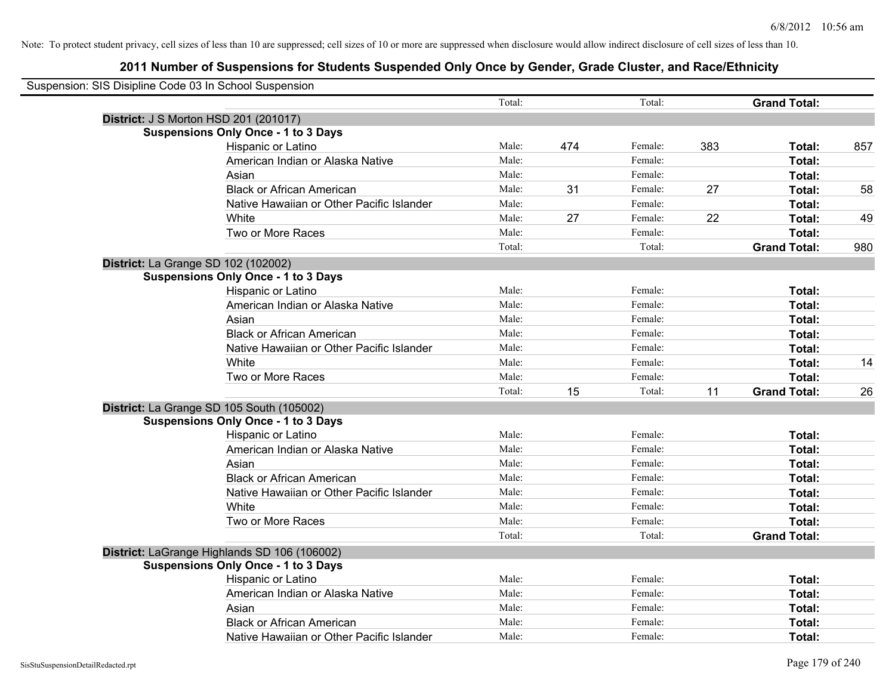Note: To protect student privacy, cell sizes of less than 10 are suppressed; cell sizes of 10 or more are suppressed when disclosure would allow indirect disclosure of cell sizes of less than 10.

## 2011 Number of Suspensions for Students Suspended Only Once by Gender, Grade Cluster, and Race/Ethnicity

Suspension: SIS Disipline Code 03 In School Suspension

| | | | | | | |
|---|---|---|---|---|---|---|
| | Total: | | Total: | | **Grand Total:** | |
| **District:** J S Morton HSD 201 (201017) | | | | | | |
| **Suspensions Only Once - 1 to 3 Days** | | | | | | |
| Hispanic or Latino | Male: | 474 | Female: | 383 | **Total:** | 857 |
| American Indian or Alaska Native | Male: | | Female: | | **Total:** | |
| Asian | Male: | | Female: | | **Total:** | |
| Black or African American | Male: | 31 | Female: | 27 | **Total:** | 58 |
| Native Hawaiian or Other Pacific Islander | Male: | | Female: | | **Total:** | |
| White | Male: | 27 | Female: | 22 | **Total:** | 49 |
| Two or More Races | Male: | | Female: | | **Total:** | |
| | Total: | | Total: | | **Grand Total:** | 980 |
| **District:** La Grange SD 102 (102002) | | | | | | |
| **Suspensions Only Once - 1 to 3 Days** | | | | | | |
| Hispanic or Latino | Male: | | Female: | | **Total:** | |
| American Indian or Alaska Native | Male: | | Female: | | **Total:** | |
| Asian | Male: | | Female: | | **Total:** | |
| Black or African American | Male: | | Female: | | **Total:** | |
| Native Hawaiian or Other Pacific Islander | Male: | | Female: | | **Total:** | |
| White | Male: | | Female: | | **Total:** | 14 |
| Two or More Races | Male: | | Female: | | **Total:** | |
| | Total: | 15 | Total: | 11 | **Grand Total:** | 26 |
| **District:** La Grange SD 105 South (105002) | | | | | | |
| **Suspensions Only Once - 1 to 3 Days** | | | | | | |
| Hispanic or Latino | Male: | | Female: | | **Total:** | |
| American Indian or Alaska Native | Male: | | Female: | | **Total:** | |
| Asian | Male: | | Female: | | **Total:** | |
| Black or African American | Male: | | Female: | | **Total:** | |
| Native Hawaiian or Other Pacific Islander | Male: | | Female: | | **Total:** | |
| White | Male: | | Female: | | **Total:** | |
| Two or More Races | Male: | | Female: | | **Total:** | |
| | Total: | | Total: | | **Grand Total:** | |
| **District:** LaGrange Highlands SD 106 (106002) | | | | | | |
| **Suspensions Only Once - 1 to 3 Days** | | | | | | |
| Hispanic or Latino | Male: | | Female: | | **Total:** | |
| American Indian or Alaska Native | Male: | | Female: | | **Total:** | |
| Asian | Male: | | Female: | | **Total:** | |
| Black or African American | Male: | | Female: | | **Total:** | |
| Native Hawaiian or Other Pacific Islander | Male: | | Female: | | **Total:** | |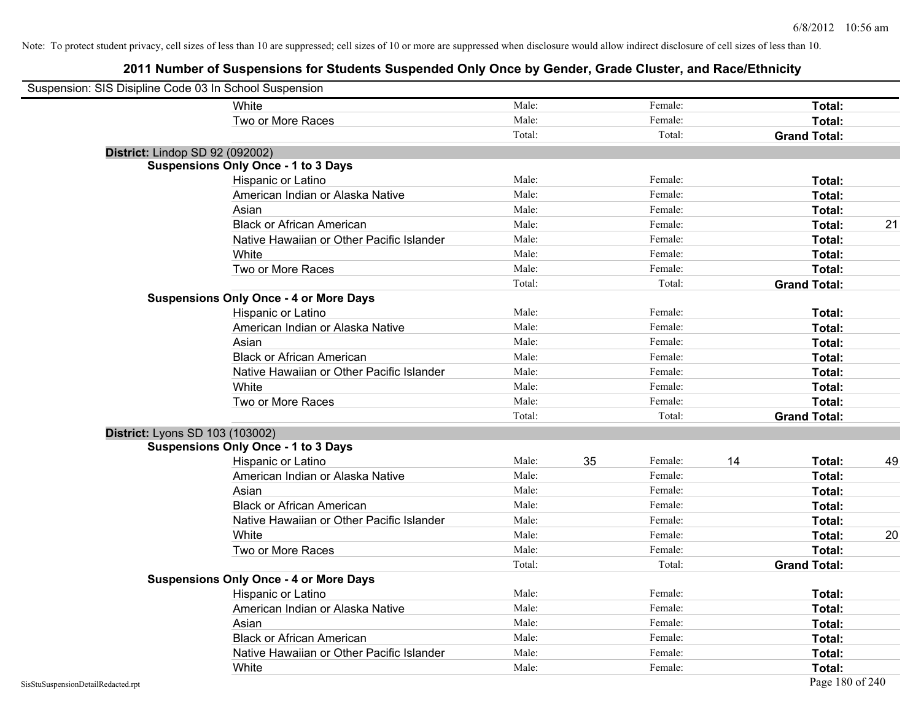Note: To protect student privacy, cell sizes of less than 10 are suppressed; cell sizes of 10 or more are suppressed when disclosure would allow indirect disclosure of cell sizes of less than 10.

# 2011 Number of Suspensions for Students Suspended Only Once by Gender, Grade Cluster, and Race/Ethnicity

Suspension: SIS Disipline Code 03 In School Suspension

| | | | | | | | |
|---|---|---|---|---|---|---|---|
| White | Male: | | Female: | | **Total:** | |
| Two or More Races | Male: | | Female: | | **Total:** | |
| | Total: | | Total: | | **Grand Total:** | |

**District:** Lindop SD 92 (092002)

**Suspensions Only Once - 1 to 3 Days**

| | | | | | | |
|---|---|---|---|---|---|---|
| Hispanic or Latino | Male: | | Female: | | **Total:** | |
| American Indian or Alaska Native | Male: | | Female: | | **Total:** | |
| Asian | Male: | | Female: | | **Total:** | |
| Black or African American | Male: | | Female: | | **Total:** | 21 |
| Native Hawaiian or Other Pacific Islander | Male: | | Female: | | **Total:** | |
| White | Male: | | Female: | | **Total:** | |
| Two or More Races | Male: | | Female: | | **Total:** | |
| | Total: | | Total: | | **Grand Total:** | |

**Suspensions Only Once - 4 or More Days**

| | | | | | | |
|---|---|---|---|---|---|---|
| Hispanic or Latino | Male: | | Female: | | **Total:** | |
| American Indian or Alaska Native | Male: | | Female: | | **Total:** | |
| Asian | Male: | | Female: | | **Total:** | |
| Black or African American | Male: | | Female: | | **Total:** | |
| Native Hawaiian or Other Pacific Islander | Male: | | Female: | | **Total:** | |
| White | Male: | | Female: | | **Total:** | |
| Two or More Races | Male: | | Female: | | **Total:** | |
| | Total: | | Total: | | **Grand Total:** | |

**District:** Lyons SD 103 (103002)

**Suspensions Only Once - 1 to 3 Days**

| | | | | | | |
|---|---|---|---|---|---|---|
| Hispanic or Latino | Male: | 35 | Female: | 14 | **Total:** | 49 |
| American Indian or Alaska Native | Male: | | Female: | | **Total:** | |
| Asian | Male: | | Female: | | **Total:** | |
| Black or African American | Male: | | Female: | | **Total:** | |
| Native Hawaiian or Other Pacific Islander | Male: | | Female: | | **Total:** | |
| White | Male: | | Female: | | **Total:** | 20 |
| Two or More Races | Male: | | Female: | | **Total:** | |
| | Total: | | Total: | | **Grand Total:** | |

**Suspensions Only Once - 4 or More Days**

| | | | | | | |
|---|---|---|---|---|---|---|
| Hispanic or Latino | Male: | | Female: | | **Total:** | |
| American Indian or Alaska Native | Male: | | Female: | | **Total:** | |
| Asian | Male: | | Female: | | **Total:** | |
| Black or African American | Male: | | Female: | | **Total:** | |
| Native Hawaiian or Other Pacific Islander | Male: | | Female: | | **Total:** | |
| White | Male: | | Female: | | **Total:** | |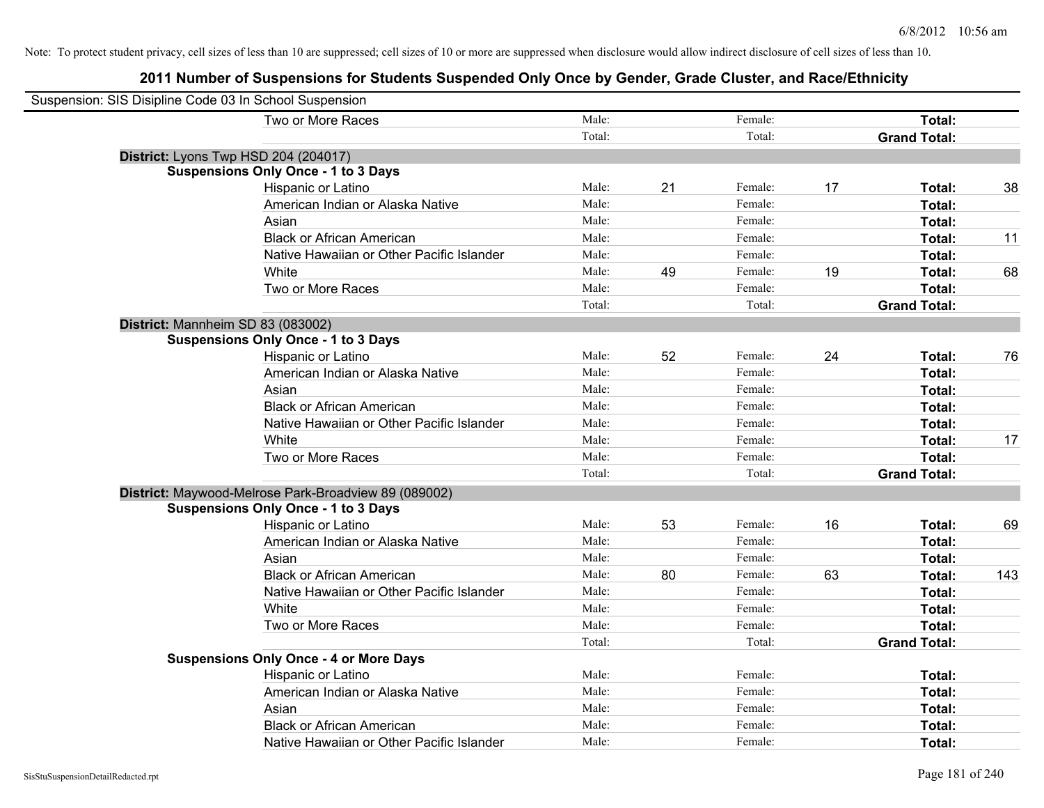Note: To protect student privacy, cell sizes of less than 10 are suppressed; cell sizes of 10 or more are suppressed when disclosure would allow indirect disclosure of cell sizes of less than 10.

## 2011 Number of Suspensions for Students Suspended Only Once by Gender, Grade Cluster, and Race/Ethnicity

Suspension: SIS Disipline Code 03 In School Suspension

| | | | | | | |
|---|---|---|---|---|---|---|
| Two or More Races | Male: | | Female: | | **Total:** | |
| | Total: | | Total: | | **Grand Total:** | |

**District:** Lyons Twp HSD 204 (204017)

**Suspensions Only Once - 1 to 3 Days**

| | | | | | | |
|---|---|---|---|---|---|---|
| Hispanic or Latino | Male: | 21 | Female: | 17 | **Total:** | 38 |
| American Indian or Alaska Native | Male: | | Female: | | **Total:** | |
| Asian | Male: | | Female: | | **Total:** | |
| Black or African American | Male: | | Female: | | **Total:** | 11 |
| Native Hawaiian or Other Pacific Islander | Male: | | Female: | | **Total:** | |
| White | Male: | 49 | Female: | 19 | **Total:** | 68 |
| Two or More Races | Male: | | Female: | | **Total:** | |
| | Total: | | Total: | | **Grand Total:** | |

**District:** Mannheim SD 83 (083002)

**Suspensions Only Once - 1 to 3 Days**

| | | | | | | |
|---|---|---|---|---|---|---|
| Hispanic or Latino | Male: | 52 | Female: | 24 | **Total:** | 76 |
| American Indian or Alaska Native | Male: | | Female: | | **Total:** | |
| Asian | Male: | | Female: | | **Total:** | |
| Black or African American | Male: | | Female: | | **Total:** | |
| Native Hawaiian or Other Pacific Islander | Male: | | Female: | | **Total:** | |
| White | Male: | | Female: | | **Total:** | 17 |
| Two or More Races | Male: | | Female: | | **Total:** | |
| | Total: | | Total: | | **Grand Total:** | |

**District:** Maywood-Melrose Park-Broadview 89 (089002)

**Suspensions Only Once - 1 to 3 Days**

| | | | | | | |
|---|---|---|---|---|---|---|
| Hispanic or Latino | Male: | 53 | Female: | 16 | **Total:** | 69 |
| American Indian or Alaska Native | Male: | | Female: | | **Total:** | |
| Asian | Male: | | Female: | | **Total:** | |
| Black or African American | Male: | 80 | Female: | 63 | **Total:** | 143 |
| Native Hawaiian or Other Pacific Islander | Male: | | Female: | | **Total:** | |
| White | Male: | | Female: | | **Total:** | |
| Two or More Races | Male: | | Female: | | **Total:** | |
| | Total: | | Total: | | **Grand Total:** | |

**Suspensions Only Once - 4 or More Days**

| | | | | | | |
|---|---|---|---|---|---|---|
| Hispanic or Latino | Male: | | Female: | | **Total:** | |
| American Indian or Alaska Native | Male: | | Female: | | **Total:** | |
| Asian | Male: | | Female: | | **Total:** | |
| Black or African American | Male: | | Female: | | **Total:** | |
| Native Hawaiian or Other Pacific Islander | Male: | | Female: | | **Total:** | |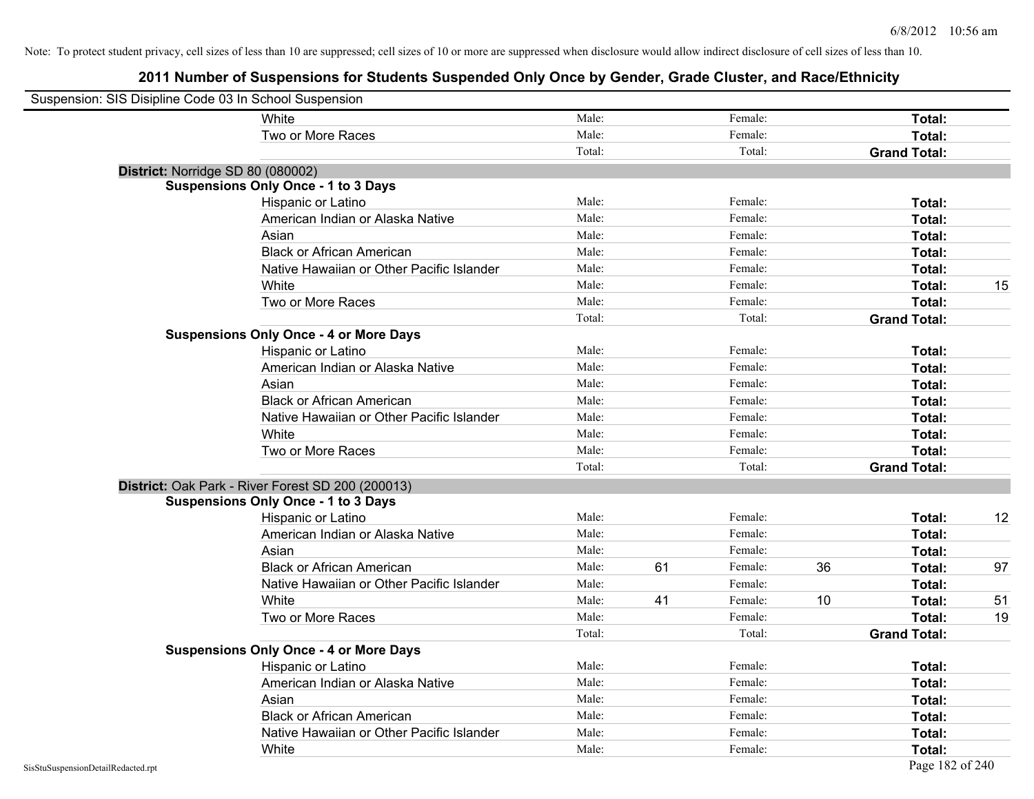Note: To protect student privacy, cell sizes of less than 10 are suppressed; cell sizes of 10 or more are suppressed when disclosure would allow indirect disclosure of cell sizes of less than 10.

# 2011 Number of Suspensions for Students Suspended Only Once by Gender, Grade Cluster, and Race/Ethnicity

Suspension: SIS Disipline Code 03 In School Suspension

| | | | | | | |
|---|---|---|---|---|---|---|
| White | Male: | | Female: | | **Total:** | |
| Two or More Races | Male: | | Female: | | **Total:** | |
| | Total: | | Total: | | **Grand Total:** | |

**District:** Norridge SD 80 (080002)

**Suspensions Only Once - 1 to 3 Days**

| | | | | | | |
|---|---|---|---|---|---|---|
| Hispanic or Latino | Male: | | Female: | | **Total:** | |
| American Indian or Alaska Native | Male: | | Female: | | **Total:** | |
| Asian | Male: | | Female: | | **Total:** | |
| Black or African American | Male: | | Female: | | **Total:** | |
| Native Hawaiian or Other Pacific Islander | Male: | | Female: | | **Total:** | |
| White | Male: | | Female: | | **Total:** | 15 |
| Two or More Races | Male: | | Female: | | **Total:** | |
| | Total: | | Total: | | **Grand Total:** | |

**Suspensions Only Once - 4 or More Days**

| | | | | | | |
|---|---|---|---|---|---|---|
| Hispanic or Latino | Male: | | Female: | | **Total:** | |
| American Indian or Alaska Native | Male: | | Female: | | **Total:** | |
| Asian | Male: | | Female: | | **Total:** | |
| Black or African American | Male: | | Female: | | **Total:** | |
| Native Hawaiian or Other Pacific Islander | Male: | | Female: | | **Total:** | |
| White | Male: | | Female: | | **Total:** | |
| Two or More Races | Male: | | Female: | | **Total:** | |
| | Total: | | Total: | | **Grand Total:** | |

**District:** Oak Park - River Forest SD 200 (200013)

**Suspensions Only Once - 1 to 3 Days**

| | | | | | | |
|---|---|---|---|---|---|---|
| Hispanic or Latino | Male: | | Female: | | **Total:** | 12 |
| American Indian or Alaska Native | Male: | | Female: | | **Total:** | |
| Asian | Male: | | Female: | | **Total:** | |
| Black or African American | Male: | 61 | Female: | 36 | **Total:** | 97 |
| Native Hawaiian or Other Pacific Islander | Male: | | Female: | | **Total:** | |
| White | Male: | 41 | Female: | 10 | **Total:** | 51 |
| Two or More Races | Male: | | Female: | | **Total:** | 19 |
| | Total: | | Total: | | **Grand Total:** | |

**Suspensions Only Once - 4 or More Days**

| | | | | | | |
|---|---|---|---|---|---|---|
| Hispanic or Latino | Male: | | Female: | | **Total:** | |
| American Indian or Alaska Native | Male: | | Female: | | **Total:** | |
| Asian | Male: | | Female: | | **Total:** | |
| Black or African American | Male: | | Female: | | **Total:** | |
| Native Hawaiian or Other Pacific Islander | Male: | | Female: | | **Total:** | |
| White | Male: | | Female: | | **Total:** | |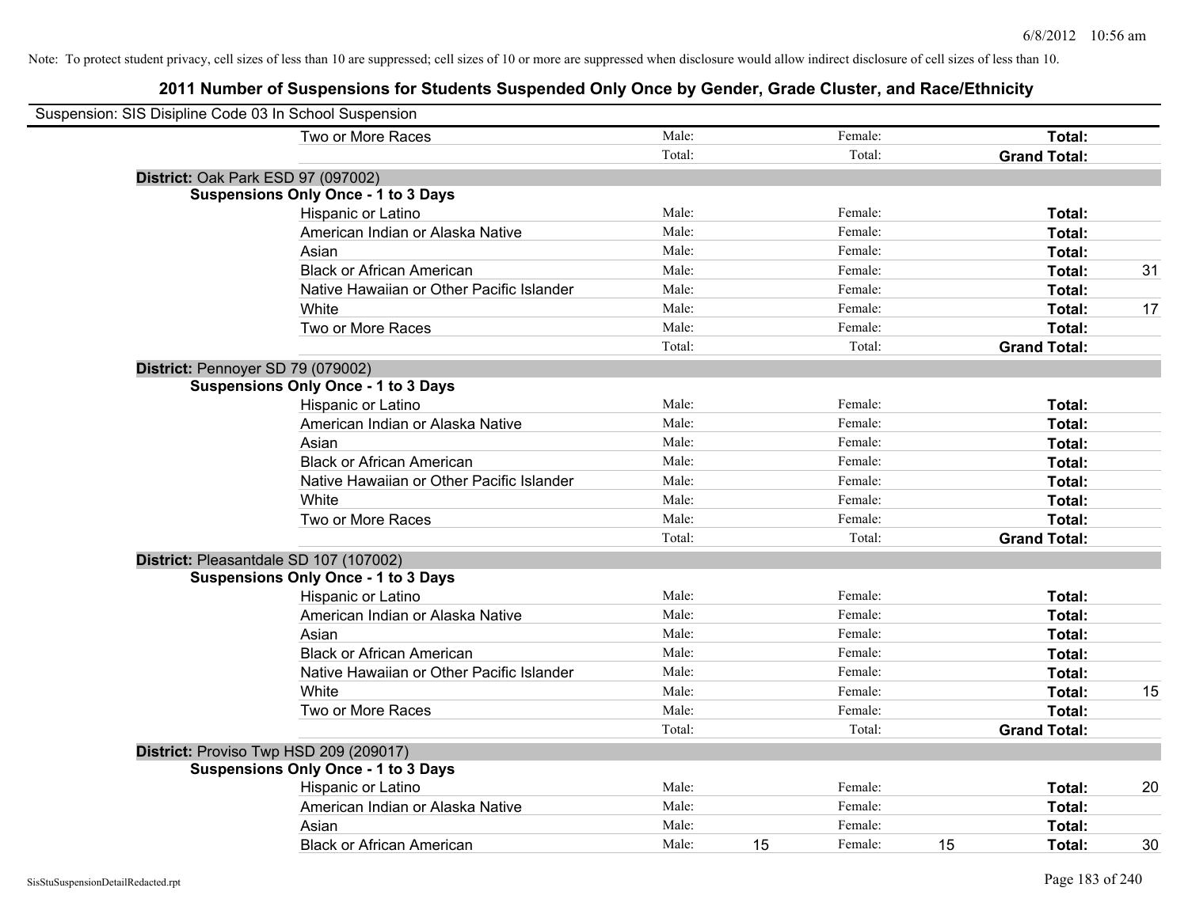Note: To protect student privacy, cell sizes of less than 10 are suppressed; cell sizes of 10 or more are suppressed when disclosure would allow indirect disclosure of cell sizes of less than 10.

# 2011 Number of Suspensions for Students Suspended Only Once by Gender, Grade Cluster, and Race/Ethnicity

Suspension: SIS Disipline Code 03 In School Suspension

| | | | | | | |
|---|---|---|---|---|---|---|
| Two or More Races | Male: | | Female: | | **Total:** | |
| | Total: | | Total: | | **Grand Total:** | |

**District:** Oak Park ESD 97 (097002)

**Suspensions Only Once - 1 to 3 Days**

| | | | | | | |
|---|---|---|---|---|---|---|
| Hispanic or Latino | Male: | | Female: | | **Total:** | |
| American Indian or Alaska Native | Male: | | Female: | | **Total:** | |
| Asian | Male: | | Female: | | **Total:** | |
| Black or African American | Male: | | Female: | | **Total:** | 31 |
| Native Hawaiian or Other Pacific Islander | Male: | | Female: | | **Total:** | |
| White | Male: | | Female: | | **Total:** | 17 |
| Two or More Races | Male: | | Female: | | **Total:** | |
| | Total: | | Total: | | **Grand Total:** | |

**District:** Pennoyer SD 79 (079002)

**Suspensions Only Once - 1 to 3 Days**

| | | | | | | |
|---|---|---|---|---|---|---|
| Hispanic or Latino | Male: | | Female: | | **Total:** | |
| American Indian or Alaska Native | Male: | | Female: | | **Total:** | |
| Asian | Male: | | Female: | | **Total:** | |
| Black or African American | Male: | | Female: | | **Total:** | |
| Native Hawaiian or Other Pacific Islander | Male: | | Female: | | **Total:** | |
| White | Male: | | Female: | | **Total:** | |
| Two or More Races | Male: | | Female: | | **Total:** | |
| | Total: | | Total: | | **Grand Total:** | |

**District:** Pleasantdale SD 107 (107002)

**Suspensions Only Once - 1 to 3 Days**

| | | | | | | |
|---|---|---|---|---|---|---|
| Hispanic or Latino | Male: | | Female: | | **Total:** | |
| American Indian or Alaska Native | Male: | | Female: | | **Total:** | |
| Asian | Male: | | Female: | | **Total:** | |
| Black or African American | Male: | | Female: | | **Total:** | |
| Native Hawaiian or Other Pacific Islander | Male: | | Female: | | **Total:** | |
| White | Male: | | Female: | | **Total:** | 15 |
| Two or More Races | Male: | | Female: | | **Total:** | |
| | Total: | | Total: | | **Grand Total:** | |

**District:** Proviso Twp HSD 209 (209017)

**Suspensions Only Once - 1 to 3 Days**

| | | | | | | |
|---|---|---|---|---|---|---|
| Hispanic or Latino | Male: | | Female: | | **Total:** | 20 |
| American Indian or Alaska Native | Male: | | Female: | | **Total:** | |
| Asian | Male: | | Female: | | **Total:** | |
| Black or African American | Male: | 15 | Female: | 15 | **Total:** | 30 |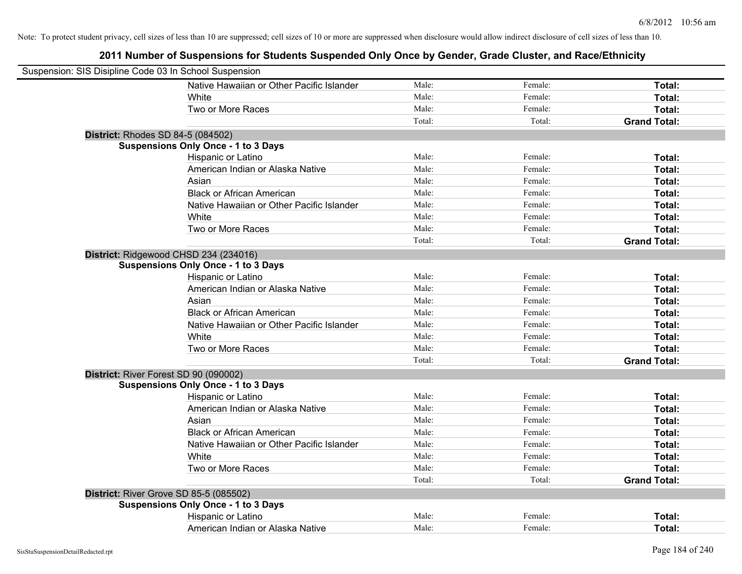Note: To protect student privacy, cell sizes of less than 10 are suppressed; cell sizes of 10 or more are suppressed when disclosure would allow indirect disclosure of cell sizes of less than 10.

# 2011 Number of Suspensions for Students Suspended Only Once by Gender, Grade Cluster, and Race/Ethnicity

Suspension: SIS Disipline Code 03 In School Suspension

| | | | | |
|---|---|---|---|---|
| | Native Hawaiian or Other Pacific Islander | Male: | Female: | **Total:** |
| | White | Male: | Female: | **Total:** |
| | Two or More Races | Male: | Female: | **Total:** |
| | | Total: | Total: | **Grand Total:** |

**District:** Rhodes SD 84-5 (084502)

**Suspensions Only Once - 1 to 3 Days**

| | | | |
|---|---|---|---|
| Hispanic or Latino | Male: | Female: | **Total:** |
| American Indian or Alaska Native | Male: | Female: | **Total:** |
| Asian | Male: | Female: | **Total:** |
| Black or African American | Male: | Female: | **Total:** |
| Native Hawaiian or Other Pacific Islander | Male: | Female: | **Total:** |
| White | Male: | Female: | **Total:** |
| Two or More Races | Male: | Female: | **Total:** |
| | Total: | Total: | **Grand Total:** |

**District:** Ridgewood CHSD 234 (234016)

**Suspensions Only Once - 1 to 3 Days**

| | | | |
|---|---|---|---|
| Hispanic or Latino | Male: | Female: | **Total:** |
| American Indian or Alaska Native | Male: | Female: | **Total:** |
| Asian | Male: | Female: | **Total:** |
| Black or African American | Male: | Female: | **Total:** |
| Native Hawaiian or Other Pacific Islander | Male: | Female: | **Total:** |
| White | Male: | Female: | **Total:** |
| Two or More Races | Male: | Female: | **Total:** |
| | Total: | Total: | **Grand Total:** |

**District:** River Forest SD 90 (090002)

**Suspensions Only Once - 1 to 3 Days**

| | | | |
|---|---|---|---|
| Hispanic or Latino | Male: | Female: | **Total:** |
| American Indian or Alaska Native | Male: | Female: | **Total:** |
| Asian | Male: | Female: | **Total:** |
| Black or African American | Male: | Female: | **Total:** |
| Native Hawaiian or Other Pacific Islander | Male: | Female: | **Total:** |
| White | Male: | Female: | **Total:** |
| Two or More Races | Male: | Female: | **Total:** |
| | Total: | Total: | **Grand Total:** |

**District:** River Grove SD 85-5 (085502)

**Suspensions Only Once - 1 to 3 Days**

| | | | |
|---|---|---|---|
| Hispanic or Latino | Male: | Female: | **Total:** |
| American Indian or Alaska Native | Male: | Female: | **Total:** |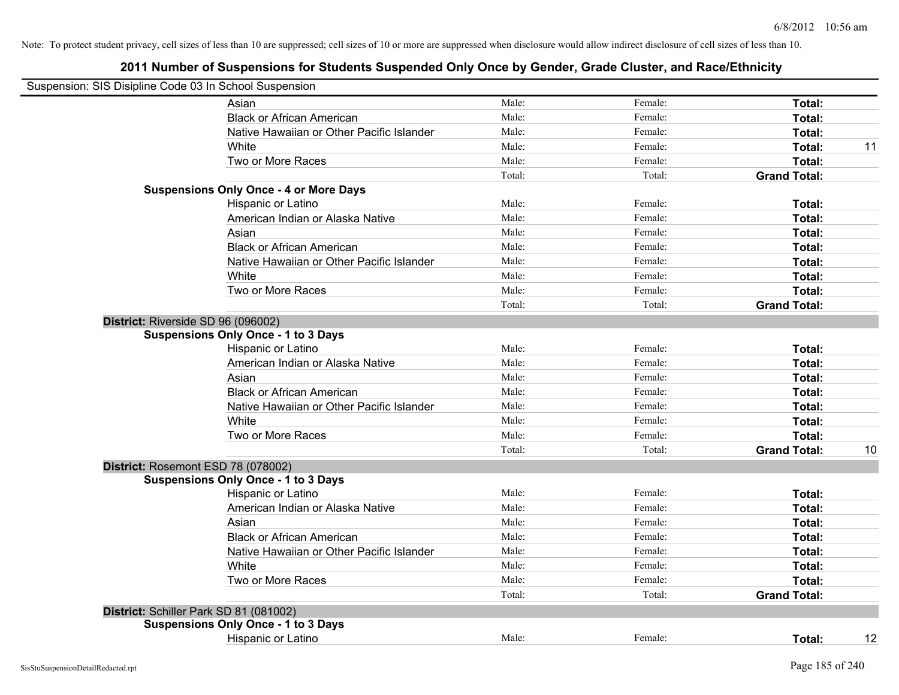Note: To protect student privacy, cell sizes of less than 10 are suppressed; cell sizes of 10 or more are suppressed when disclosure would allow indirect disclosure of cell sizes of less than 10.

# 2011 Number of Suspensions for Students Suspended Only Once by Gender, Grade Cluster, and Race/Ethnicity

Suspension: SIS Disipline Code 03 In School Suspension

| | | | | | |
|---|---|---|---|---|---|
| | Asian | Male: | Female: | **Total:** | |
| | Black or African American | Male: | Female: | **Total:** | |
| | Native Hawaiian or Other Pacific Islander | Male: | Female: | **Total:** | |
| | White | Male: | Female: | **Total:** | 11 |
| | Two or More Races | Male: | Female: | **Total:** | |
| | | Total: | Total: | **Grand Total:** | |
| **Suspensions Only Once - 4 or More Days** | | | | | |
| | Hispanic or Latino | Male: | Female: | **Total:** | |
| | American Indian or Alaska Native | Male: | Female: | **Total:** | |
| | Asian | Male: | Female: | **Total:** | |
| | Black or African American | Male: | Female: | **Total:** | |
| | Native Hawaiian or Other Pacific Islander | Male: | Female: | **Total:** | |
| | White | Male: | Female: | **Total:** | |
| | Two or More Races | Male: | Female: | **Total:** | |
| | | Total: | Total: | **Grand Total:** | |
| **District:** Riverside SD 96 (096002) | | | | | |
| **Suspensions Only Once - 1 to 3 Days** | | | | | |
| | Hispanic or Latino | Male: | Female: | **Total:** | |
| | American Indian or Alaska Native | Male: | Female: | **Total:** | |
| | Asian | Male: | Female: | **Total:** | |
| | Black or African American | Male: | Female: | **Total:** | |
| | Native Hawaiian or Other Pacific Islander | Male: | Female: | **Total:** | |
| | White | Male: | Female: | **Total:** | |
| | Two or More Races | Male: | Female: | **Total:** | |
| | | Total: | Total: | **Grand Total:** | 10 |
| **District:** Rosemont ESD 78 (078002) | | | | | |
| **Suspensions Only Once - 1 to 3 Days** | | | | | |
| | Hispanic or Latino | Male: | Female: | **Total:** | |
| | American Indian or Alaska Native | Male: | Female: | **Total:** | |
| | Asian | Male: | Female: | **Total:** | |
| | Black or African American | Male: | Female: | **Total:** | |
| | Native Hawaiian or Other Pacific Islander | Male: | Female: | **Total:** | |
| | White | Male: | Female: | **Total:** | |
| | Two or More Races | Male: | Female: | **Total:** | |
| | | Total: | Total: | **Grand Total:** | |
| **District:** Schiller Park SD 81 (081002) | | | | | |
| **Suspensions Only Once - 1 to 3 Days** | | | | | |
| | Hispanic or Latino | Male: | Female: | **Total:** | 12 |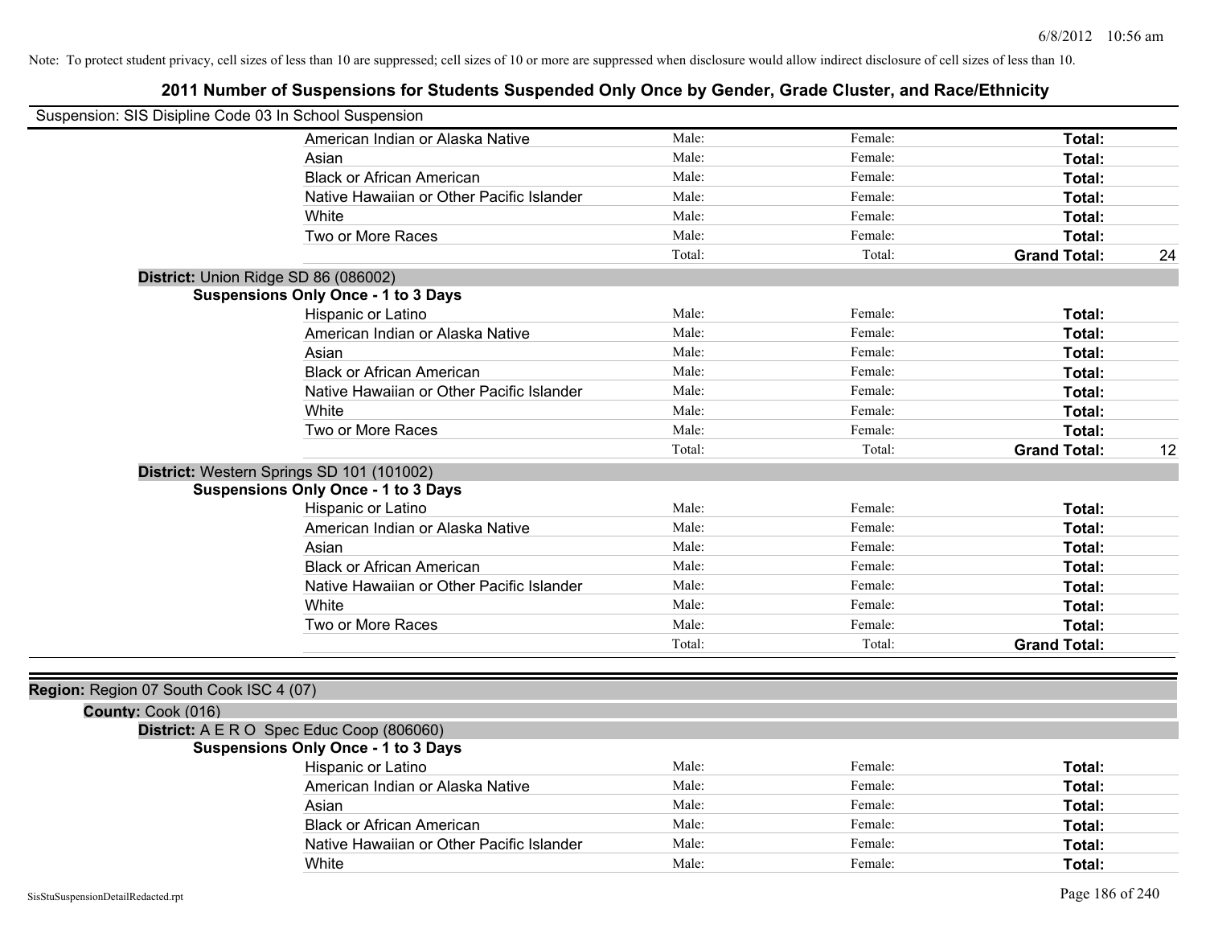Note: To protect student privacy, cell sizes of less than 10 are suppressed; cell sizes of 10 or more are suppressed when disclosure would allow indirect disclosure of cell sizes of less than 10.

# 2011 Number of Suspensions for Students Suspended Only Once by Gender, Grade Cluster, and Race/Ethnicity

Suspension: SIS Disipline Code 03 In School Suspension

| | | | | |
|---|---|---|---|---|
| American Indian or Alaska Native | Male: | Female: | **Total:** | |
| Asian | Male: | Female: | **Total:** | |
| Black or African American | Male: | Female: | **Total:** | |
| Native Hawaiian or Other Pacific Islander | Male: | Female: | **Total:** | |
| White | Male: | Female: | **Total:** | |
| Two or More Races | Male: | Female: | **Total:** | |
| | Total: | Total: | **Grand Total:** | 24 |

**District:** Union Ridge SD 86 (086002)

**Suspensions Only Once - 1 to 3 Days**

| | | | | |
|---|---|---|---|---|
| Hispanic or Latino | Male: | Female: | **Total:** | |
| American Indian or Alaska Native | Male: | Female: | **Total:** | |
| Asian | Male: | Female: | **Total:** | |
| Black or African American | Male: | Female: | **Total:** | |
| Native Hawaiian or Other Pacific Islander | Male: | Female: | **Total:** | |
| White | Male: | Female: | **Total:** | |
| Two or More Races | Male: | Female: | **Total:** | |
| | Total: | Total: | **Grand Total:** | 12 |

**District:** Western Springs SD 101 (101002)

**Suspensions Only Once - 1 to 3 Days**

| | | | | |
|---|---|---|---|---|
| Hispanic or Latino | Male: | Female: | **Total:** | |
| American Indian or Alaska Native | Male: | Female: | **Total:** | |
| Asian | Male: | Female: | **Total:** | |
| Black or African American | Male: | Female: | **Total:** | |
| Native Hawaiian or Other Pacific Islander | Male: | Female: | **Total:** | |
| White | Male: | Female: | **Total:** | |
| Two or More Races | Male: | Female: | **Total:** | |
| | Total: | Total: | **Grand Total:** | |

**Region:** Region 07 South Cook ISC 4 (07)

**County:** Cook (016)

**District:** A E R O Spec Educ Coop (806060)

**Suspensions Only Once - 1 to 3 Days**

| | | | | |
|---|---|---|---|---|
| Hispanic or Latino | Male: | Female: | **Total:** | |
| American Indian or Alaska Native | Male: | Female: | **Total:** | |
| Asian | Male: | Female: | **Total:** | |
| Black or African American | Male: | Female: | **Total:** | |
| Native Hawaiian or Other Pacific Islander | Male: | Female: | **Total:** | |
| White | Male: | Female: | **Total:** | |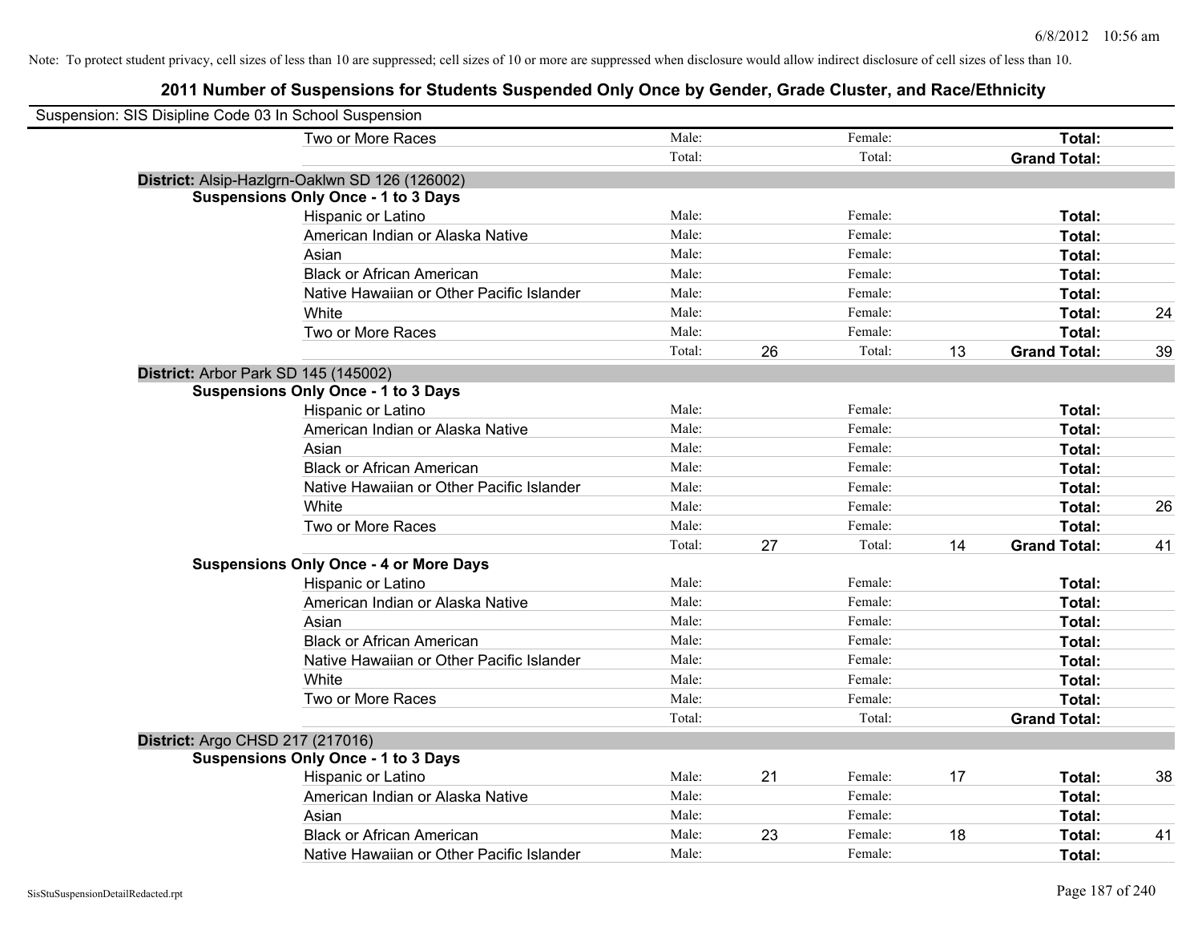Note: To protect student privacy, cell sizes of less than 10 are suppressed; cell sizes of 10 or more are suppressed when disclosure would allow indirect disclosure of cell sizes of less than 10.

# 2011 Number of Suspensions for Students Suspended Only Once by Gender, Grade Cluster, and Race/Ethnicity

Suspension: SIS Disipline Code 03 In School Suspension

| | | | | | | | |
|---|---|---|---|---|---|---|---|
| Two or More Races | Male: | | Female: | | **Total:** | |
| | Total: | | Total: | | **Grand Total:** | |

**District:** Alsip-Hazlgrn-Oaklwn SD 126 (126002)

**Suspensions Only Once - 1 to 3 Days**

| | | | | | | |
|---|---|---|---|---|---|---|
| Hispanic or Latino | Male: | | Female: | | **Total:** | |
| American Indian or Alaska Native | Male: | | Female: | | **Total:** | |
| Asian | Male: | | Female: | | **Total:** | |
| Black or African American | Male: | | Female: | | **Total:** | |
| Native Hawaiian or Other Pacific Islander | Male: | | Female: | | **Total:** | |
| White | Male: | | Female: | | **Total:** | 24 |
| Two or More Races | Male: | | Female: | | **Total:** | |
| | Total: | 26 | Total: | 13 | **Grand Total:** | 39 |

**District:** Arbor Park SD 145 (145002)

**Suspensions Only Once - 1 to 3 Days**

| | | | | | | |
|---|---|---|---|---|---|---|
| Hispanic or Latino | Male: | | Female: | | **Total:** | |
| American Indian or Alaska Native | Male: | | Female: | | **Total:** | |
| Asian | Male: | | Female: | | **Total:** | |
| Black or African American | Male: | | Female: | | **Total:** | |
| Native Hawaiian or Other Pacific Islander | Male: | | Female: | | **Total:** | |
| White | Male: | | Female: | | **Total:** | 26 |
| Two or More Races | Male: | | Female: | | **Total:** | |
| | Total: | 27 | Total: | 14 | **Grand Total:** | 41 |

**Suspensions Only Once - 4 or More Days**

| | | | | | | |
|---|---|---|---|---|---|---|
| Hispanic or Latino | Male: | | Female: | | **Total:** | |
| American Indian or Alaska Native | Male: | | Female: | | **Total:** | |
| Asian | Male: | | Female: | | **Total:** | |
| Black or African American | Male: | | Female: | | **Total:** | |
| Native Hawaiian or Other Pacific Islander | Male: | | Female: | | **Total:** | |
| White | Male: | | Female: | | **Total:** | |
| Two or More Races | Male: | | Female: | | **Total:** | |
| | Total: | | Total: | | **Grand Total:** | |

**District:** Argo CHSD 217 (217016)

**Suspensions Only Once - 1 to 3 Days**

| | | | | | | |
|---|---|---|---|---|---|---|
| Hispanic or Latino | Male: | 21 | Female: | 17 | **Total:** | 38 |
| American Indian or Alaska Native | Male: | | Female: | | **Total:** | |
| Asian | Male: | | Female: | | **Total:** | |
| Black or African American | Male: | 23 | Female: | 18 | **Total:** | 41 |
| Native Hawaiian or Other Pacific Islander | Male: | | Female: | | **Total:** | |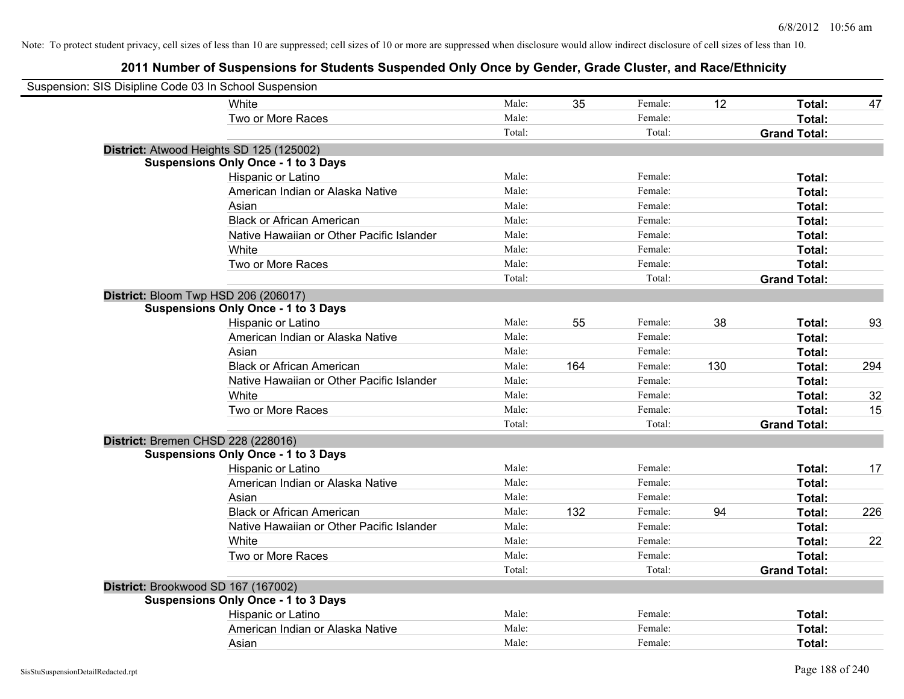Note: To protect student privacy, cell sizes of less than 10 are suppressed; cell sizes of 10 or more are suppressed when disclosure would allow indirect disclosure of cell sizes of less than 10.

# 2011 Number of Suspensions for Students Suspended Only Once by Gender, Grade Cluster, and Race/Ethnicity

Suspension: SIS Disipline Code 03 In School Suspension

| | | | | | | |
|---|---|---|---|---|---|---|
| White | Male: | 35 | Female: | 12 | **Total:** | 47 |
| Two or More Races | Male: | | Female: | | **Total:** | |
| | Total: | | Total: | | **Grand Total:** | |

**District:** Atwood Heights SD 125 (125002)

**Suspensions Only Once - 1 to 3 Days**

| | | | | | | |
|---|---|---|---|---|---|---|
| Hispanic or Latino | Male: | | Female: | | **Total:** | |
| American Indian or Alaska Native | Male: | | Female: | | **Total:** | |
| Asian | Male: | | Female: | | **Total:** | |
| Black or African American | Male: | | Female: | | **Total:** | |
| Native Hawaiian or Other Pacific Islander | Male: | | Female: | | **Total:** | |
| White | Male: | | Female: | | **Total:** | |
| Two or More Races | Male: | | Female: | | **Total:** | |
| | Total: | | Total: | | **Grand Total:** | |

**District:** Bloom Twp HSD 206 (206017)

**Suspensions Only Once - 1 to 3 Days**

| | | | | | | |
|---|---|---|---|---|---|---|
| Hispanic or Latino | Male: | 55 | Female: | 38 | **Total:** | 93 |
| American Indian or Alaska Native | Male: | | Female: | | **Total:** | |
| Asian | Male: | | Female: | | **Total:** | |
| Black or African American | Male: | 164 | Female: | 130 | **Total:** | 294 |
| Native Hawaiian or Other Pacific Islander | Male: | | Female: | | **Total:** | |
| White | Male: | | Female: | | **Total:** | 32 |
| Two or More Races | Male: | | Female: | | **Total:** | 15 |
| | Total: | | Total: | | **Grand Total:** | |

**District:** Bremen CHSD 228 (228016)

**Suspensions Only Once - 1 to 3 Days**

| | | | | | | |
|---|---|---|---|---|---|---|
| Hispanic or Latino | Male: | | Female: | | **Total:** | 17 |
| American Indian or Alaska Native | Male: | | Female: | | **Total:** | |
| Asian | Male: | | Female: | | **Total:** | |
| Black or African American | Male: | 132 | Female: | 94 | **Total:** | 226 |
| Native Hawaiian or Other Pacific Islander | Male: | | Female: | | **Total:** | |
| White | Male: | | Female: | | **Total:** | 22 |
| Two or More Races | Male: | | Female: | | **Total:** | |
| | Total: | | Total: | | **Grand Total:** | |

**District:** Brookwood SD 167 (167002)

**Suspensions Only Once - 1 to 3 Days**

| | | | | | | |
|---|---|---|---|---|---|---|
| Hispanic or Latino | Male: | | Female: | | **Total:** | |
| American Indian or Alaska Native | Male: | | Female: | | **Total:** | |
| Asian | Male: | | Female: | | **Total:** | |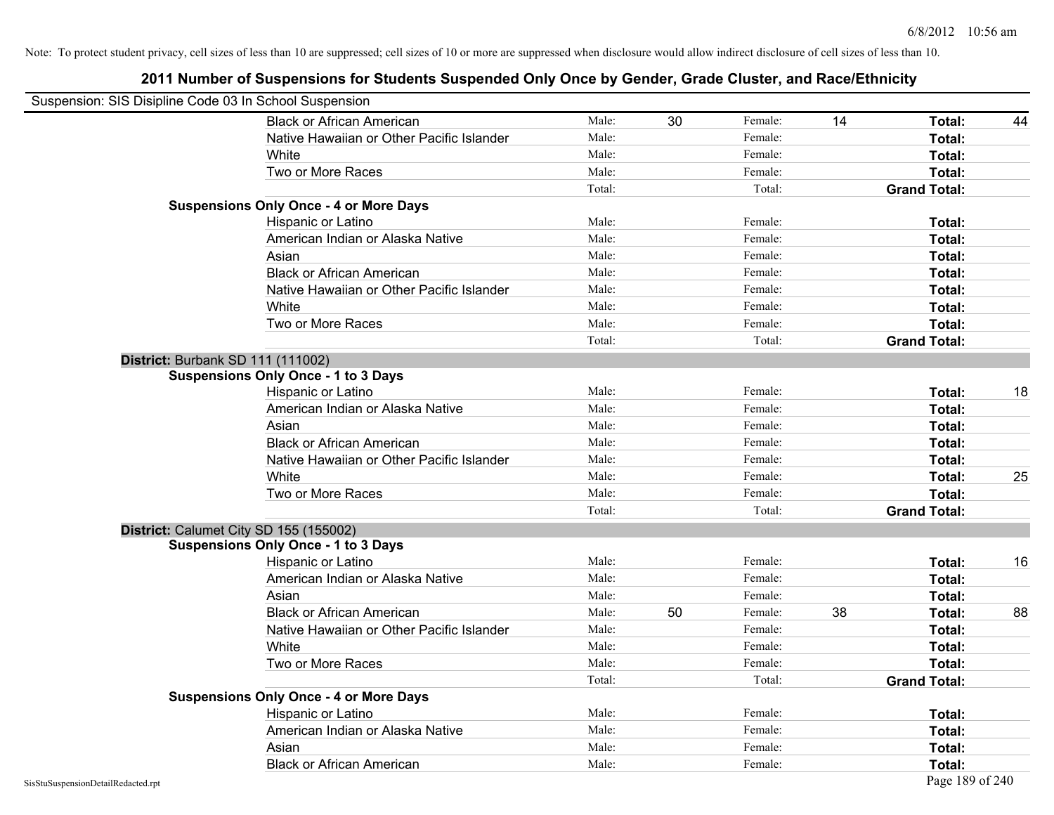Note: To protect student privacy, cell sizes of less than 10 are suppressed; cell sizes of 10 or more are suppressed when disclosure would allow indirect disclosure of cell sizes of less than 10.

## 2011 Number of Suspensions for Students Suspended Only Once by Gender, Grade Cluster, and Race/Ethnicity

Suspension: SIS Disipline Code 03 In School Suspension

| | | | | | | |
|---|---|---|---|---|---|---|
| Black or African American | Male: | 30 | Female: | 14 | **Total:** | 44 |
| Native Hawaiian or Other Pacific Islander | Male: | | Female: | | **Total:** | |
| White | Male: | | Female: | | **Total:** | |
| Two or More Races | Male: | | Female: | | **Total:** | |
| | Total: | | Total: | | **Grand Total:** | |

**Suspensions Only Once - 4 or More Days**

| | | | | | | |
|---|---|---|---|---|---|---|
| Hispanic or Latino | Male: | | Female: | | **Total:** | |
| American Indian or Alaska Native | Male: | | Female: | | **Total:** | |
| Asian | Male: | | Female: | | **Total:** | |
| Black or African American | Male: | | Female: | | **Total:** | |
| Native Hawaiian or Other Pacific Islander | Male: | | Female: | | **Total:** | |
| White | Male: | | Female: | | **Total:** | |
| Two or More Races | Male: | | Female: | | **Total:** | |
| | Total: | | Total: | | **Grand Total:** | |

**District:** Burbank SD 111 (111002)

**Suspensions Only Once - 1 to 3 Days**

| | | | | | | |
|---|---|---|---|---|---|---|
| Hispanic or Latino | Male: | | Female: | | **Total:** | 18 |
| American Indian or Alaska Native | Male: | | Female: | | **Total:** | |
| Asian | Male: | | Female: | | **Total:** | |
| Black or African American | Male: | | Female: | | **Total:** | |
| Native Hawaiian or Other Pacific Islander | Male: | | Female: | | **Total:** | |
| White | Male: | | Female: | | **Total:** | 25 |
| Two or More Races | Male: | | Female: | | **Total:** | |
| | Total: | | Total: | | **Grand Total:** | |

**District:** Calumet City SD 155 (155002)

**Suspensions Only Once - 1 to 3 Days**

| | | | | | | |
|---|---|---|---|---|---|---|
| Hispanic or Latino | Male: | | Female: | | **Total:** | 16 |
| American Indian or Alaska Native | Male: | | Female: | | **Total:** | |
| Asian | Male: | | Female: | | **Total:** | |
| Black or African American | Male: | 50 | Female: | 38 | **Total:** | 88 |
| Native Hawaiian or Other Pacific Islander | Male: | | Female: | | **Total:** | |
| White | Male: | | Female: | | **Total:** | |
| Two or More Races | Male: | | Female: | | **Total:** | |
| | Total: | | Total: | | **Grand Total:** | |

**Suspensions Only Once - 4 or More Days**

| | | | | | | |
|---|---|---|---|---|---|---|
| Hispanic or Latino | Male: | | Female: | | **Total:** | |
| American Indian or Alaska Native | Male: | | Female: | | **Total:** | |
| Asian | Male: | | Female: | | **Total:** | |
| Black or African American | Male: | | Female: | | **Total:** | |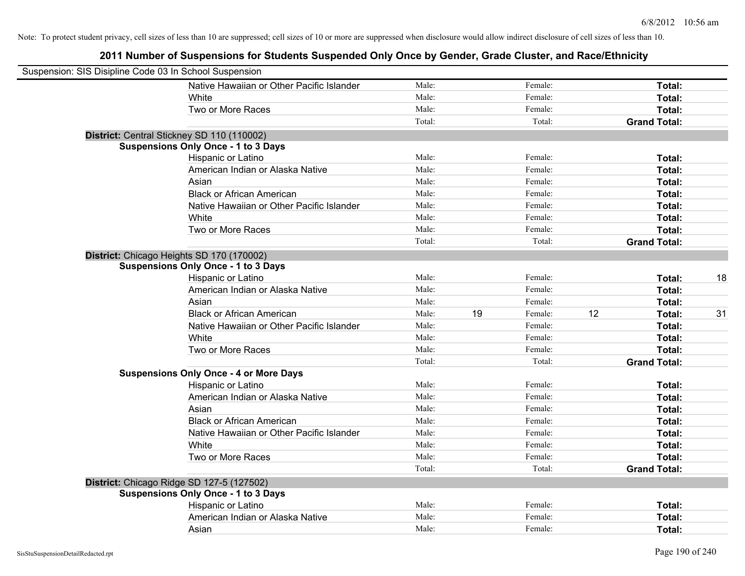Note: To protect student privacy, cell sizes of less than 10 are suppressed; cell sizes of 10 or more are suppressed when disclosure would allow indirect disclosure of cell sizes of less than 10.

## 2011 Number of Suspensions for Students Suspended Only Once by Gender, Grade Cluster, and Race/Ethnicity

Suspension: SIS Disipline Code 03 In School Suspension

| | | | | | | |
|---|---|---|---|---|---|---|
| Native Hawaiian or Other Pacific Islander | Male: | | Female: | | **Total:** | |
| White | Male: | | Female: | | **Total:** | |
| Two or More Races | Male: | | Female: | | **Total:** | |
| | Total: | | Total: | | **Grand Total:** | |

**District:** Central Stickney SD 110 (110002)

**Suspensions Only Once - 1 to 3 Days**

| | | | | | | |
|---|---|---|---|---|---|---|
| Hispanic or Latino | Male: | | Female: | | **Total:** | |
| American Indian or Alaska Native | Male: | | Female: | | **Total:** | |
| Asian | Male: | | Female: | | **Total:** | |
| Black or African American | Male: | | Female: | | **Total:** | |
| Native Hawaiian or Other Pacific Islander | Male: | | Female: | | **Total:** | |
| White | Male: | | Female: | | **Total:** | |
| Two or More Races | Male: | | Female: | | **Total:** | |
| | Total: | | Total: | | **Grand Total:** | |

**District:** Chicago Heights SD 170 (170002)

**Suspensions Only Once - 1 to 3 Days**

| | | | | | | |
|---|---|---|---|---|---|---|
| Hispanic or Latino | Male: | | Female: | | **Total:** | 18 |
| American Indian or Alaska Native | Male: | | Female: | | **Total:** | |
| Asian | Male: | | Female: | | **Total:** | |
| Black or African American | Male: | 19 | Female: | 12 | **Total:** | 31 |
| Native Hawaiian or Other Pacific Islander | Male: | | Female: | | **Total:** | |
| White | Male: | | Female: | | **Total:** | |
| Two or More Races | Male: | | Female: | | **Total:** | |
| | Total: | | Total: | | **Grand Total:** | |

**Suspensions Only Once - 4 or More Days**

| | | | | | | |
|---|---|---|---|---|---|---|
| Hispanic or Latino | Male: | | Female: | | **Total:** | |
| American Indian or Alaska Native | Male: | | Female: | | **Total:** | |
| Asian | Male: | | Female: | | **Total:** | |
| Black or African American | Male: | | Female: | | **Total:** | |
| Native Hawaiian or Other Pacific Islander | Male: | | Female: | | **Total:** | |
| White | Male: | | Female: | | **Total:** | |
| Two or More Races | Male: | | Female: | | **Total:** | |
| | Total: | | Total: | | **Grand Total:** | |

**District:** Chicago Ridge SD 127-5 (127502)

**Suspensions Only Once - 1 to 3 Days**

| | | | | | | |
|---|---|---|---|---|---|---|
| Hispanic or Latino | Male: | | Female: | | **Total:** | |
| American Indian or Alaska Native | Male: | | Female: | | **Total:** | |
| Asian | Male: | | Female: | | **Total:** | |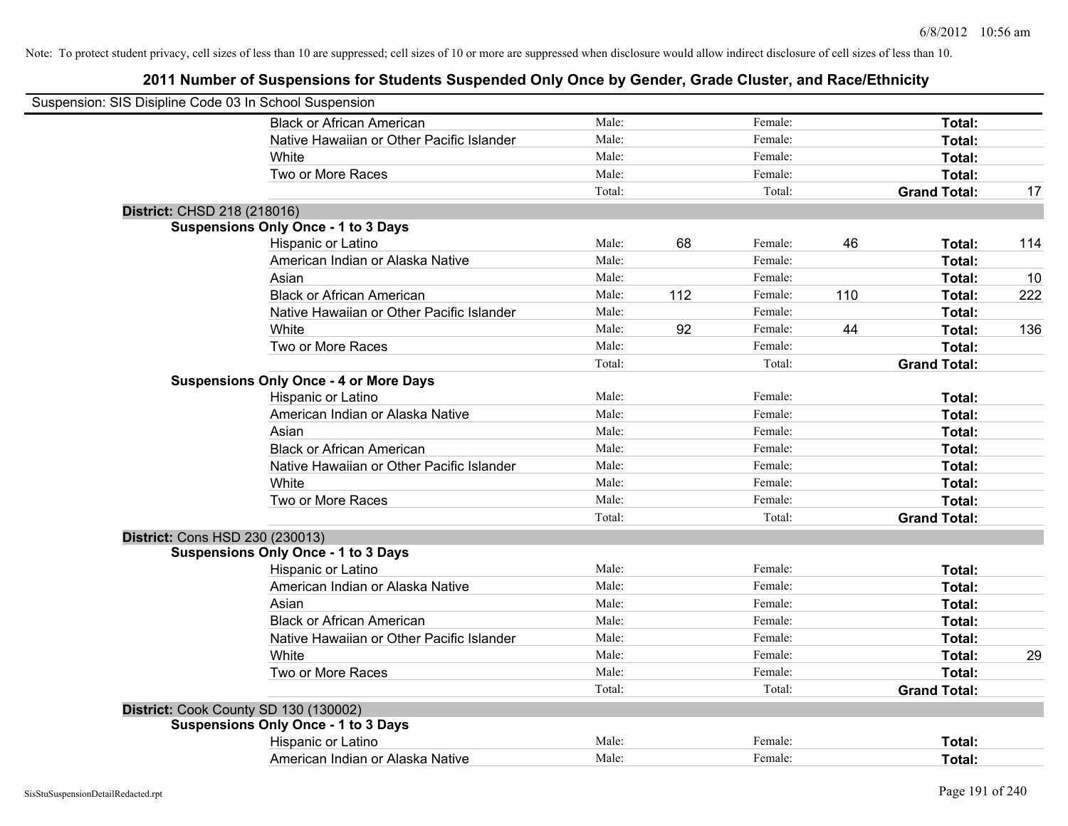Note: To protect student privacy, cell sizes of less than 10 are suppressed; cell sizes of 10 or more are suppressed when disclosure would allow indirect disclosure of cell sizes of less than 10.

# 2011 Number of Suspensions for Students Suspended Only Once by Gender, Grade Cluster, and Race/Ethnicity

Suspension: SIS Disipline Code 03 In School Suspension

| | | | | | | |
|---|---|---|---|---|---|---|
| Black or African American | Male: | | Female: | | **Total:** | |
| Native Hawaiian or Other Pacific Islander | Male: | | Female: | | **Total:** | |
| White | Male: | | Female: | | **Total:** | |
| Two or More Races | Male: | | Female: | | **Total:** | |
| | Total: | | Total: | | **Grand Total:** | 17 |

**District:** CHSD 218 (218016)

**Suspensions Only Once - 1 to 3 Days**

| | | | | | | |
|---|---|---|---|---|---|---|
| Hispanic or Latino | Male: | 68 | Female: | 46 | **Total:** | 114 |
| American Indian or Alaska Native | Male: | | Female: | | **Total:** | |
| Asian | Male: | | Female: | | **Total:** | 10 |
| Black or African American | Male: | 112 | Female: | 110 | **Total:** | 222 |
| Native Hawaiian or Other Pacific Islander | Male: | | Female: | | **Total:** | |
| White | Male: | 92 | Female: | 44 | **Total:** | 136 |
| Two or More Races | Male: | | Female: | | **Total:** | |
| | Total: | | Total: | | **Grand Total:** | |

**Suspensions Only Once - 4 or More Days**

| | | | | | | |
|---|---|---|---|---|---|---|
| Hispanic or Latino | Male: | | Female: | | **Total:** | |
| American Indian or Alaska Native | Male: | | Female: | | **Total:** | |
| Asian | Male: | | Female: | | **Total:** | |
| Black or African American | Male: | | Female: | | **Total:** | |
| Native Hawaiian or Other Pacific Islander | Male: | | Female: | | **Total:** | |
| White | Male: | | Female: | | **Total:** | |
| Two or More Races | Male: | | Female: | | **Total:** | |
| | Total: | | Total: | | **Grand Total:** | |

**District:** Cons HSD 230 (230013)

**Suspensions Only Once - 1 to 3 Days**

| | | | | | | |
|---|---|---|---|---|---|---|
| Hispanic or Latino | Male: | | Female: | | **Total:** | |
| American Indian or Alaska Native | Male: | | Female: | | **Total:** | |
| Asian | Male: | | Female: | | **Total:** | |
| Black or African American | Male: | | Female: | | **Total:** | |
| Native Hawaiian or Other Pacific Islander | Male: | | Female: | | **Total:** | |
| White | Male: | | Female: | | **Total:** | 29 |
| Two or More Races | Male: | | Female: | | **Total:** | |
| | Total: | | Total: | | **Grand Total:** | |

**District:** Cook County SD 130 (130002)

**Suspensions Only Once - 1 to 3 Days**

| | | | | | | |
|---|---|---|---|---|---|---|
| Hispanic or Latino | Male: | | Female: | | **Total:** | |
| American Indian or Alaska Native | Male: | | Female: | | **Total:** | |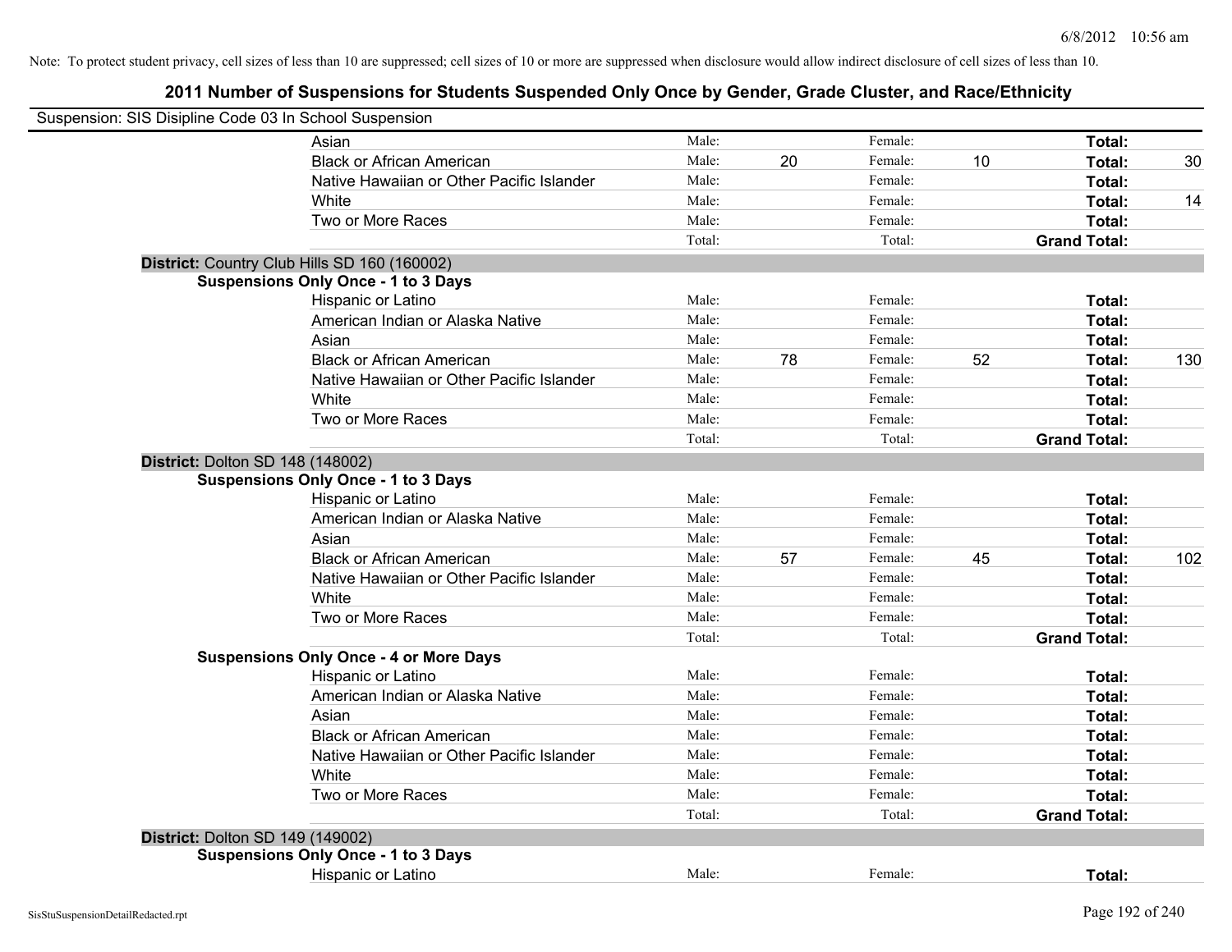Note: To protect student privacy, cell sizes of less than 10 are suppressed; cell sizes of 10 or more are suppressed when disclosure would allow indirect disclosure of cell sizes of less than 10.

# 2011 Number of Suspensions for Students Suspended Only Once by Gender, Grade Cluster, and Race/Ethnicity

Suspension: SIS Disipline Code 03 In School Suspension

| | | | | | | | |
|---|---|---|---|---|---|---|---|
| | Asian | Male: | | Female: | | **Total:** | |
| | Black or African American | Male: | 20 | Female: | 10 | **Total:** | 30 |
| | Native Hawaiian or Other Pacific Islander | Male: | | Female: | | **Total:** | |
| | White | Male: | | Female: | | **Total:** | 14 |
| | Two or More Races | Male: | | Female: | | **Total:** | |
| | | Total: | | Total: | | **Grand Total:** | |
| **District:** Country Club Hills SD 160 (160002) | | | | | | | |
| **Suspensions Only Once - 1 to 3 Days** | | | | | | | |
| | Hispanic or Latino | Male: | | Female: | | **Total:** | |
| | American Indian or Alaska Native | Male: | | Female: | | **Total:** | |
| | Asian | Male: | | Female: | | **Total:** | |
| | Black or African American | Male: | 78 | Female: | 52 | **Total:** | 130 |
| | Native Hawaiian or Other Pacific Islander | Male: | | Female: | | **Total:** | |
| | White | Male: | | Female: | | **Total:** | |
| | Two or More Races | Male: | | Female: | | **Total:** | |
| | | Total: | | Total: | | **Grand Total:** | |
| **District:** Dolton SD 148 (148002) | | | | | | | |
| **Suspensions Only Once - 1 to 3 Days** | | | | | | | |
| | Hispanic or Latino | Male: | | Female: | | **Total:** | |
| | American Indian or Alaska Native | Male: | | Female: | | **Total:** | |
| | Asian | Male: | | Female: | | **Total:** | |
| | Black or African American | Male: | 57 | Female: | 45 | **Total:** | 102 |
| | Native Hawaiian or Other Pacific Islander | Male: | | Female: | | **Total:** | |
| | White | Male: | | Female: | | **Total:** | |
| | Two or More Races | Male: | | Female: | | **Total:** | |
| | | Total: | | Total: | | **Grand Total:** | |
| **Suspensions Only Once - 4 or More Days** | | | | | | | |
| | Hispanic or Latino | Male: | | Female: | | **Total:** | |
| | American Indian or Alaska Native | Male: | | Female: | | **Total:** | |
| | Asian | Male: | | Female: | | **Total:** | |
| | Black or African American | Male: | | Female: | | **Total:** | |
| | Native Hawaiian or Other Pacific Islander | Male: | | Female: | | **Total:** | |
| | White | Male: | | Female: | | **Total:** | |
| | Two or More Races | Male: | | Female: | | **Total:** | |
| | | Total: | | Total: | | **Grand Total:** | |
| **District:** Dolton SD 149 (149002) | | | | | | | |
| **Suspensions Only Once - 1 to 3 Days** | | | | | | | |
| | Hispanic or Latino | Male: | | Female: | | **Total:** | |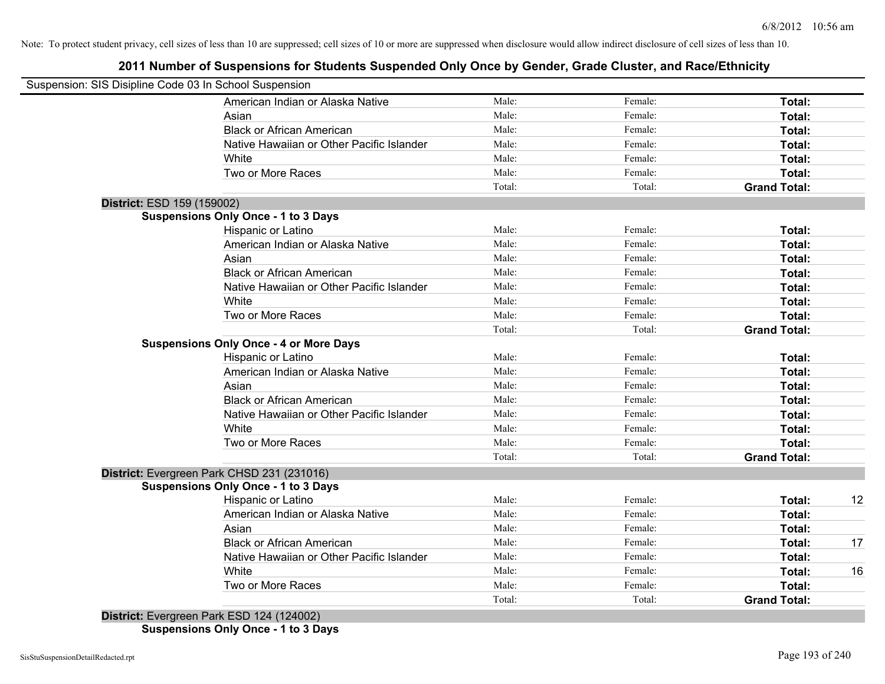Note: To protect student privacy, cell sizes of less than 10 are suppressed; cell sizes of 10 or more are suppressed when disclosure would allow indirect disclosure of cell sizes of less than 10.

## 2011 Number of Suspensions for Students Suspended Only Once by Gender, Grade Cluster, and Race/Ethnicity

Suspension: SIS Disipline Code 03 In School Suspension

| | Male: | Female: | Total: |
|---|---|---|---|
| American Indian or Alaska Native | Male: | Female: | **Total:** |
| Asian | Male: | Female: | **Total:** |
| Black or African American | Male: | Female: | **Total:** |
| Native Hawaiian or Other Pacific Islander | Male: | Female: | **Total:** |
| White | Male: | Female: | **Total:** |
| Two or More Races | Male: | Female: | **Total:** |
| | Total: | Total: | **Grand Total:** |

**District:** ESD 159 (159002)

**Suspensions Only Once - 1 to 3 Days**

| | | | |
|---|---|---|---|
| Hispanic or Latino | Male: | Female: | **Total:** |
| American Indian or Alaska Native | Male: | Female: | **Total:** |
| Asian | Male: | Female: | **Total:** |
| Black or African American | Male: | Female: | **Total:** |
| Native Hawaiian or Other Pacific Islander | Male: | Female: | **Total:** |
| White | Male: | Female: | **Total:** |
| Two or More Races | Male: | Female: | **Total:** |
| | Total: | Total: | **Grand Total:** |

**Suspensions Only Once - 4 or More Days**

| | | | |
|---|---|---|---|
| Hispanic or Latino | Male: | Female: | **Total:** |
| American Indian or Alaska Native | Male: | Female: | **Total:** |
| Asian | Male: | Female: | **Total:** |
| Black or African American | Male: | Female: | **Total:** |
| Native Hawaiian or Other Pacific Islander | Male: | Female: | **Total:** |
| White | Male: | Female: | **Total:** |
| Two or More Races | Male: | Female: | **Total:** |
| | Total: | Total: | **Grand Total:** |

**District:** Evergreen Park CHSD 231 (231016)

**Suspensions Only Once - 1 to 3 Days**

| | | | | |
|---|---|---|---|---|
| Hispanic or Latino | Male: | Female: | **Total:** | 12 |
| American Indian or Alaska Native | Male: | Female: | **Total:** | |
| Asian | Male: | Female: | **Total:** | |
| Black or African American | Male: | Female: | **Total:** | 17 |
| Native Hawaiian or Other Pacific Islander | Male: | Female: | **Total:** | |
| White | Male: | Female: | **Total:** | 16 |
| Two or More Races | Male: | Female: | **Total:** | |
| | Total: | Total: | **Grand Total:** | |

**District:** Evergreen Park ESD 124 (124002)

**Suspensions Only Once - 1 to 3 Days**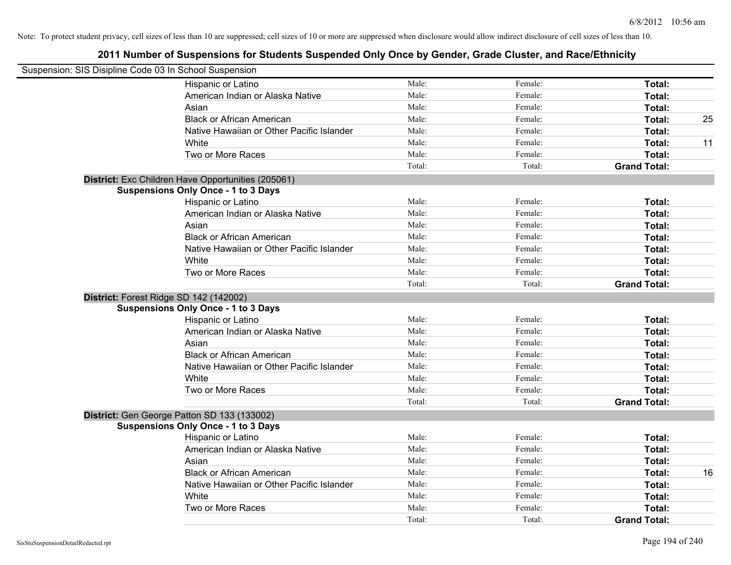Note: To protect student privacy, cell sizes of less than 10 are suppressed; cell sizes of 10 or more are suppressed when disclosure would allow indirect disclosure of cell sizes of less than 10.

# 2011 Number of Suspensions for Students Suspended Only Once by Gender, Grade Cluster, and Race/Ethnicity

Suspension: SIS Disipline Code 03 In School Suspension

| | Male | Female | Total | |
|---|---|---|---|---|
| Hispanic or Latino | Male: | Female: | **Total:** | |
| American Indian or Alaska Native | Male: | Female: | **Total:** | |
| Asian | Male: | Female: | **Total:** | |
| Black or African American | Male: | Female: | **Total:** | 25 |
| Native Hawaiian or Other Pacific Islander | Male: | Female: | **Total:** | |
| White | Male: | Female: | **Total:** | 11 |
| Two or More Races | Male: | Female: | **Total:** | |
| | Total: | Total: | **Grand Total:** | |

**District:** Exc Children Have Opportunities (205061)

**Suspensions Only Once - 1 to 3 Days**

| | Male | Female | Total | |
|---|---|---|---|---|
| Hispanic or Latino | Male: | Female: | **Total:** | |
| American Indian or Alaska Native | Male: | Female: | **Total:** | |
| Asian | Male: | Female: | **Total:** | |
| Black or African American | Male: | Female: | **Total:** | |
| Native Hawaiian or Other Pacific Islander | Male: | Female: | **Total:** | |
| White | Male: | Female: | **Total:** | |
| Two or More Races | Male: | Female: | **Total:** | |
| | Total: | Total: | **Grand Total:** | |

**District:** Forest Ridge SD 142 (142002)

**Suspensions Only Once - 1 to 3 Days**

| | Male | Female | Total | |
|---|---|---|---|---|
| Hispanic or Latino | Male: | Female: | **Total:** | |
| American Indian or Alaska Native | Male: | Female: | **Total:** | |
| Asian | Male: | Female: | **Total:** | |
| Black or African American | Male: | Female: | **Total:** | |
| Native Hawaiian or Other Pacific Islander | Male: | Female: | **Total:** | |
| White | Male: | Female: | **Total:** | |
| Two or More Races | Male: | Female: | **Total:** | |
| | Total: | Total: | **Grand Total:** | |

**District:** Gen George Patton SD 133 (133002)

**Suspensions Only Once - 1 to 3 Days**

| | Male | Female | Total | |
|---|---|---|---|---|
| Hispanic or Latino | Male: | Female: | **Total:** | |
| American Indian or Alaska Native | Male: | Female: | **Total:** | |
| Asian | Male: | Female: | **Total:** | |
| Black or African American | Male: | Female: | **Total:** | 16 |
| Native Hawaiian or Other Pacific Islander | Male: | Female: | **Total:** | |
| White | Male: | Female: | **Total:** | |
| Two or More Races | Male: | Female: | **Total:** | |
| | Total: | Total: | **Grand Total:** | |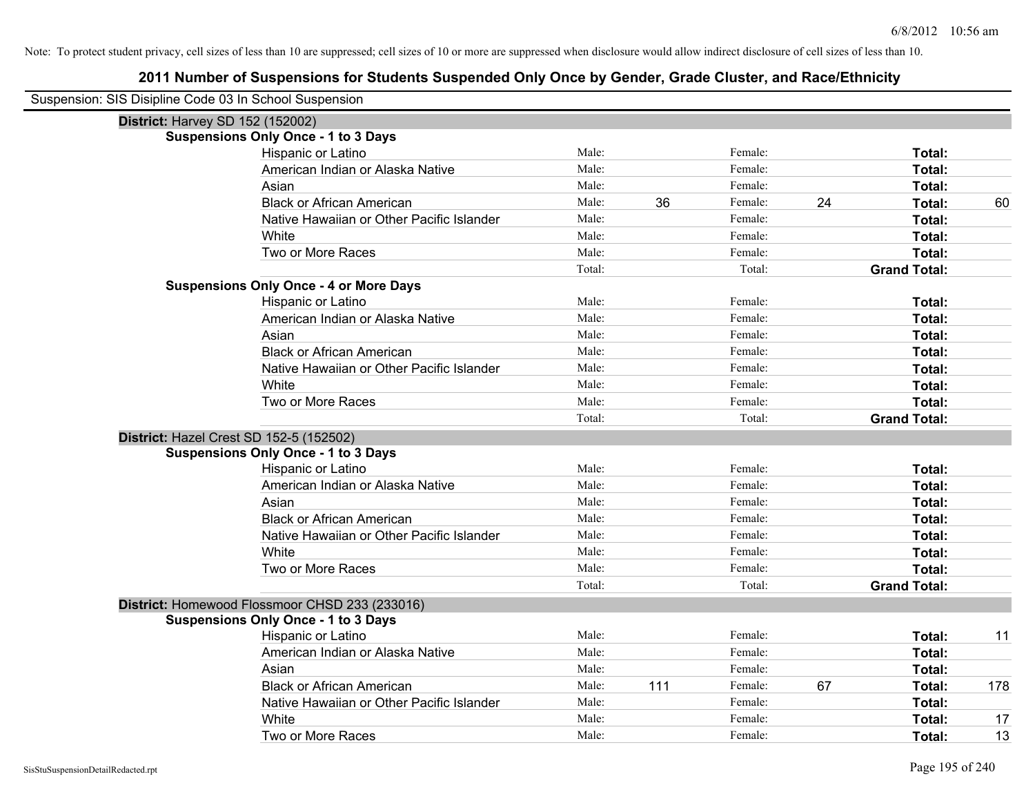Note: To protect student privacy, cell sizes of less than 10 are suppressed; cell sizes of 10 or more are suppressed when disclosure would allow indirect disclosure of cell sizes of less than 10.

# 2011 Number of Suspensions for Students Suspended Only Once by Gender, Grade Cluster, and Race/Ethnicity

Suspension: SIS Disipline Code 03 In School Suspension

## District: Harvey SD 152 (152002)

### Suspensions Only Once - 1 to 3 Days

| Race/Ethnicity | | Male | | Female | | Total |
|---|---|---|---|---|---|---|
| Hispanic or Latino | Male: | | Female: | | **Total:** | |
| American Indian or Alaska Native | Male: | | Female: | | **Total:** | |
| Asian | Male: | | Female: | | **Total:** | |
| Black or African American | Male: | 36 | Female: | 24 | **Total:** | 60 |
| Native Hawaiian or Other Pacific Islander | Male: | | Female: | | **Total:** | |
| White | Male: | | Female: | | **Total:** | |
| Two or More Races | Male: | | Female: | | **Total:** | |
| | Total: | | Total: | | **Grand Total:** | |

### Suspensions Only Once - 4 or More Days

| Race/Ethnicity | | Male | | Female | | Total |
|---|---|---|---|---|---|---|
| Hispanic or Latino | Male: | | Female: | | **Total:** | |
| American Indian or Alaska Native | Male: | | Female: | | **Total:** | |
| Asian | Male: | | Female: | | **Total:** | |
| Black or African American | Male: | | Female: | | **Total:** | |
| Native Hawaiian or Other Pacific Islander | Male: | | Female: | | **Total:** | |
| White | Male: | | Female: | | **Total:** | |
| Two or More Races | Male: | | Female: | | **Total:** | |
| | Total: | | Total: | | **Grand Total:** | |

## District: Hazel Crest SD 152-5 (152502)

### Suspensions Only Once - 1 to 3 Days

| Race/Ethnicity | | Male | | Female | | Total |
|---|---|---|---|---|---|---|
| Hispanic or Latino | Male: | | Female: | | **Total:** | |
| American Indian or Alaska Native | Male: | | Female: | | **Total:** | |
| Asian | Male: | | Female: | | **Total:** | |
| Black or African American | Male: | | Female: | | **Total:** | |
| Native Hawaiian or Other Pacific Islander | Male: | | Female: | | **Total:** | |
| White | Male: | | Female: | | **Total:** | |
| Two or More Races | Male: | | Female: | | **Total:** | |
| | Total: | | Total: | | **Grand Total:** | |

## District: Homewood Flossmoor CHSD 233 (233016)

### Suspensions Only Once - 1 to 3 Days

| Race/Ethnicity | | Male | | Female | | Total |
|---|---|---|---|---|---|---|
| Hispanic or Latino | Male: | | Female: | | **Total:** | 11 |
| American Indian or Alaska Native | Male: | | Female: | | **Total:** | |
| Asian | Male: | | Female: | | **Total:** | |
| Black or African American | Male: | 111 | Female: | 67 | **Total:** | 178 |
| Native Hawaiian or Other Pacific Islander | Male: | | Female: | | **Total:** | |
| White | Male: | | Female: | | **Total:** | 17 |
| Two or More Races | Male: | | Female: | | **Total:** | 13 |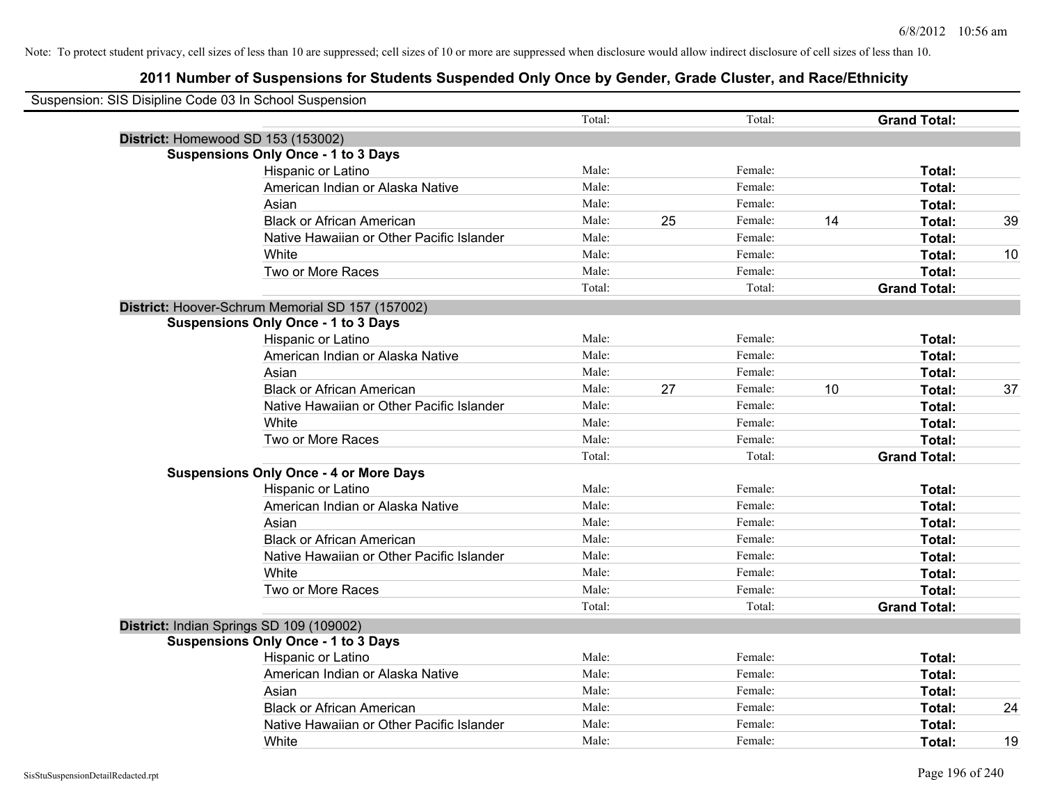Note: To protect student privacy, cell sizes of less than 10 are suppressed; cell sizes of 10 or more are suppressed when disclosure would allow indirect disclosure of cell sizes of less than 10.

## 2011 Number of Suspensions for Students Suspended Only Once by Gender, Grade Cluster, and Race/Ethnicity

Suspension: SIS Disipline Code 03 In School Suspension

| | | | | | | |
|---|---|---|---|---|---|---|
| | Total: | | Total: | | **Grand Total:** | |
| **District:** Homewood SD 153 (153002) | | | | | | |
| **Suspensions Only Once - 1 to 3 Days** | | | | | | |
| Hispanic or Latino | Male: | | Female: | | **Total:** | |
| American Indian or Alaska Native | Male: | | Female: | | **Total:** | |
| Asian | Male: | | Female: | | **Total:** | |
| Black or African American | Male: | 25 | Female: | 14 | **Total:** | 39 |
| Native Hawaiian or Other Pacific Islander | Male: | | Female: | | **Total:** | |
| White | Male: | | Female: | | **Total:** | 10 |
| Two or More Races | Male: | | Female: | | **Total:** | |
| | Total: | | Total: | | **Grand Total:** | |
| **District:** Hoover-Schrum Memorial SD 157 (157002) | | | | | | |
| **Suspensions Only Once - 1 to 3 Days** | | | | | | |
| Hispanic or Latino | Male: | | Female: | | **Total:** | |
| American Indian or Alaska Native | Male: | | Female: | | **Total:** | |
| Asian | Male: | | Female: | | **Total:** | |
| Black or African American | Male: | 27 | Female: | 10 | **Total:** | 37 |
| Native Hawaiian or Other Pacific Islander | Male: | | Female: | | **Total:** | |
| White | Male: | | Female: | | **Total:** | |
| Two or More Races | Male: | | Female: | | **Total:** | |
| | Total: | | Total: | | **Grand Total:** | |
| **Suspensions Only Once - 4 or More Days** | | | | | | |
| Hispanic or Latino | Male: | | Female: | | **Total:** | |
| American Indian or Alaska Native | Male: | | Female: | | **Total:** | |
| Asian | Male: | | Female: | | **Total:** | |
| Black or African American | Male: | | Female: | | **Total:** | |
| Native Hawaiian or Other Pacific Islander | Male: | | Female: | | **Total:** | |
| White | Male: | | Female: | | **Total:** | |
| Two or More Races | Male: | | Female: | | **Total:** | |
| | Total: | | Total: | | **Grand Total:** | |
| **District:** Indian Springs SD 109 (109002) | | | | | | |
| **Suspensions Only Once - 1 to 3 Days** | | | | | | |
| Hispanic or Latino | Male: | | Female: | | **Total:** | |
| American Indian or Alaska Native | Male: | | Female: | | **Total:** | |
| Asian | Male: | | Female: | | **Total:** | |
| Black or African American | Male: | | Female: | | **Total:** | 24 |
| Native Hawaiian or Other Pacific Islander | Male: | | Female: | | **Total:** | |
| White | Male: | | Female: | | **Total:** | 19 |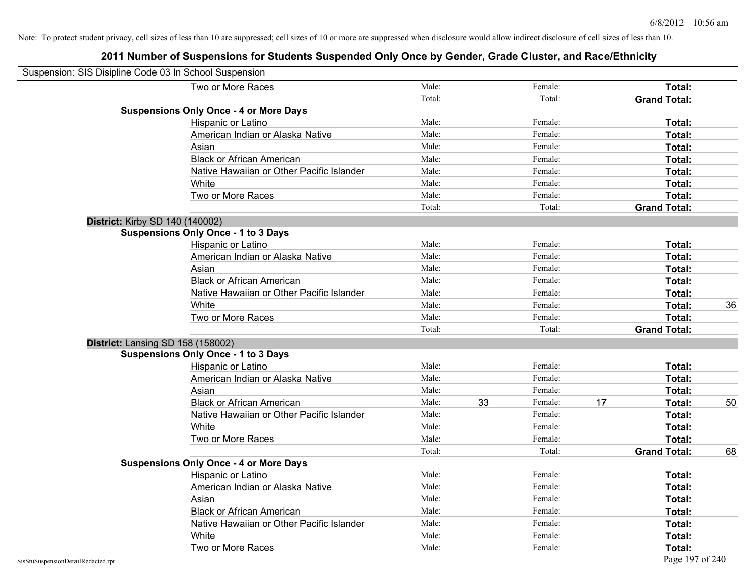Note: To protect student privacy, cell sizes of less than 10 are suppressed; cell sizes of 10 or more are suppressed when disclosure would allow indirect disclosure of cell sizes of less than 10.

# 2011 Number of Suspensions for Students Suspended Only Once by Gender, Grade Cluster, and Race/Ethnicity

Suspension: SIS Disipline Code 03 In School Suspension

| | | | | | | | |
|---|---|---|---|---|---|---|---|
| Two or More Races | Male: | | Female: | | **Total:** | |
| | Total: | | Total: | | **Grand Total:** | |
| **Suspensions Only Once - 4 or More Days** | | | | | | |
| Hispanic or Latino | Male: | | Female: | | **Total:** | |
| American Indian or Alaska Native | Male: | | Female: | | **Total:** | |
| Asian | Male: | | Female: | | **Total:** | |
| Black or African American | Male: | | Female: | | **Total:** | |
| Native Hawaiian or Other Pacific Islander | Male: | | Female: | | **Total:** | |
| White | Male: | | Female: | | **Total:** | |
| Two or More Races | Male: | | Female: | | **Total:** | |
| | Total: | | Total: | | **Grand Total:** | |

**District:** Kirby SD 140 (140002)

| | | | | | | |
|---|---|---|---|---|---|---|
| **Suspensions Only Once - 1 to 3 Days** | | | | | | |
| Hispanic or Latino | Male: | | Female: | | **Total:** | |
| American Indian or Alaska Native | Male: | | Female: | | **Total:** | |
| Asian | Male: | | Female: | | **Total:** | |
| Black or African American | Male: | | Female: | | **Total:** | |
| Native Hawaiian or Other Pacific Islander | Male: | | Female: | | **Total:** | |
| White | Male: | | Female: | | **Total:** | 36 |
| Two or More Races | Male: | | Female: | | **Total:** | |
| | Total: | | Total: | | **Grand Total:** | |

**District:** Lansing SD 158 (158002)

| | | | | | | |
|---|---|---|---|---|---|---|
| **Suspensions Only Once - 1 to 3 Days** | | | | | | |
| Hispanic or Latino | Male: | | Female: | | **Total:** | |
| American Indian or Alaska Native | Male: | | Female: | | **Total:** | |
| Asian | Male: | | Female: | | **Total:** | |
| Black or African American | Male: | 33 | Female: | 17 | **Total:** | 50 |
| Native Hawaiian or Other Pacific Islander | Male: | | Female: | | **Total:** | |
| White | Male: | | Female: | | **Total:** | |
| Two or More Races | Male: | | Female: | | **Total:** | |
| | Total: | | Total: | | **Grand Total:** | 68 |
| **Suspensions Only Once - 4 or More Days** | | | | | | |
| Hispanic or Latino | Male: | | Female: | | **Total:** | |
| American Indian or Alaska Native | Male: | | Female: | | **Total:** | |
| Asian | Male: | | Female: | | **Total:** | |
| Black or African American | Male: | | Female: | | **Total:** | |
| Native Hawaiian or Other Pacific Islander | Male: | | Female: | | **Total:** | |
| White | Male: | | Female: | | **Total:** | |
| Two or More Races | Male: | | Female: | | **Total:** | |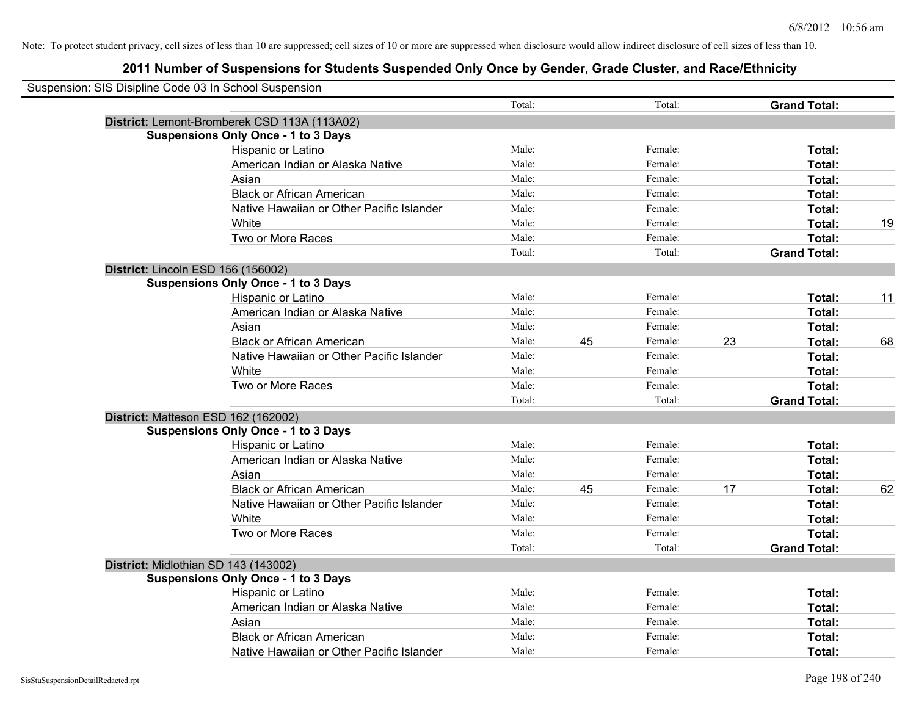Note: To protect student privacy, cell sizes of less than 10 are suppressed; cell sizes of 10 or more are suppressed when disclosure would allow indirect disclosure of cell sizes of less than 10.

# 2011 Number of Suspensions for Students Suspended Only Once by Gender, Grade Cluster, and Race/Ethnicity

Suspension: SIS Disipline Code 03 In School Suspension

| | | | | | | | |
|---|---|---|---|---|---|---|---|
| | Total: | | Total: | | **Grand Total:** | |

**District:** Lemont-Bromberek CSD 113A (113A02)

**Suspensions Only Once - 1 to 3 Days**

| Race/Ethnicity | | | | | | |
|---|---|---|---|---|---|---|
| Hispanic or Latino | Male: | | Female: | | **Total:** | |
| American Indian or Alaska Native | Male: | | Female: | | **Total:** | |
| Asian | Male: | | Female: | | **Total:** | |
| Black or African American | Male: | | Female: | | **Total:** | |
| Native Hawaiian or Other Pacific Islander | Male: | | Female: | | **Total:** | |
| White | Male: | | Female: | | **Total:** | 19 |
| Two or More Races | Male: | | Female: | | **Total:** | |
| | Total: | | Total: | | **Grand Total:** | |

**District:** Lincoln ESD 156 (156002)

**Suspensions Only Once - 1 to 3 Days**

| Race/Ethnicity | | | | | | |
|---|---|---|---|---|---|---|
| Hispanic or Latino | Male: | | Female: | | **Total:** | 11 |
| American Indian or Alaska Native | Male: | | Female: | | **Total:** | |
| Asian | Male: | | Female: | | **Total:** | |
| Black or African American | Male: | 45 | Female: | 23 | **Total:** | 68 |
| Native Hawaiian or Other Pacific Islander | Male: | | Female: | | **Total:** | |
| White | Male: | | Female: | | **Total:** | |
| Two or More Races | Male: | | Female: | | **Total:** | |
| | Total: | | Total: | | **Grand Total:** | |

**District:** Matteson ESD 162 (162002)

**Suspensions Only Once - 1 to 3 Days**

| Race/Ethnicity | | | | | | |
|---|---|---|---|---|---|---|
| Hispanic or Latino | Male: | | Female: | | **Total:** | |
| American Indian or Alaska Native | Male: | | Female: | | **Total:** | |
| Asian | Male: | | Female: | | **Total:** | |
| Black or African American | Male: | 45 | Female: | 17 | **Total:** | 62 |
| Native Hawaiian or Other Pacific Islander | Male: | | Female: | | **Total:** | |
| White | Male: | | Female: | | **Total:** | |
| Two or More Races | Male: | | Female: | | **Total:** | |
| | Total: | | Total: | | **Grand Total:** | |

**District:** Midlothian SD 143 (143002)

**Suspensions Only Once - 1 to 3 Days**

| Race/Ethnicity | | | | | | |
|---|---|---|---|---|---|---|
| Hispanic or Latino | Male: | | Female: | | **Total:** | |
| American Indian or Alaska Native | Male: | | Female: | | **Total:** | |
| Asian | Male: | | Female: | | **Total:** | |
| Black or African American | Male: | | Female: | | **Total:** | |
| Native Hawaiian or Other Pacific Islander | Male: | | Female: | | **Total:** | |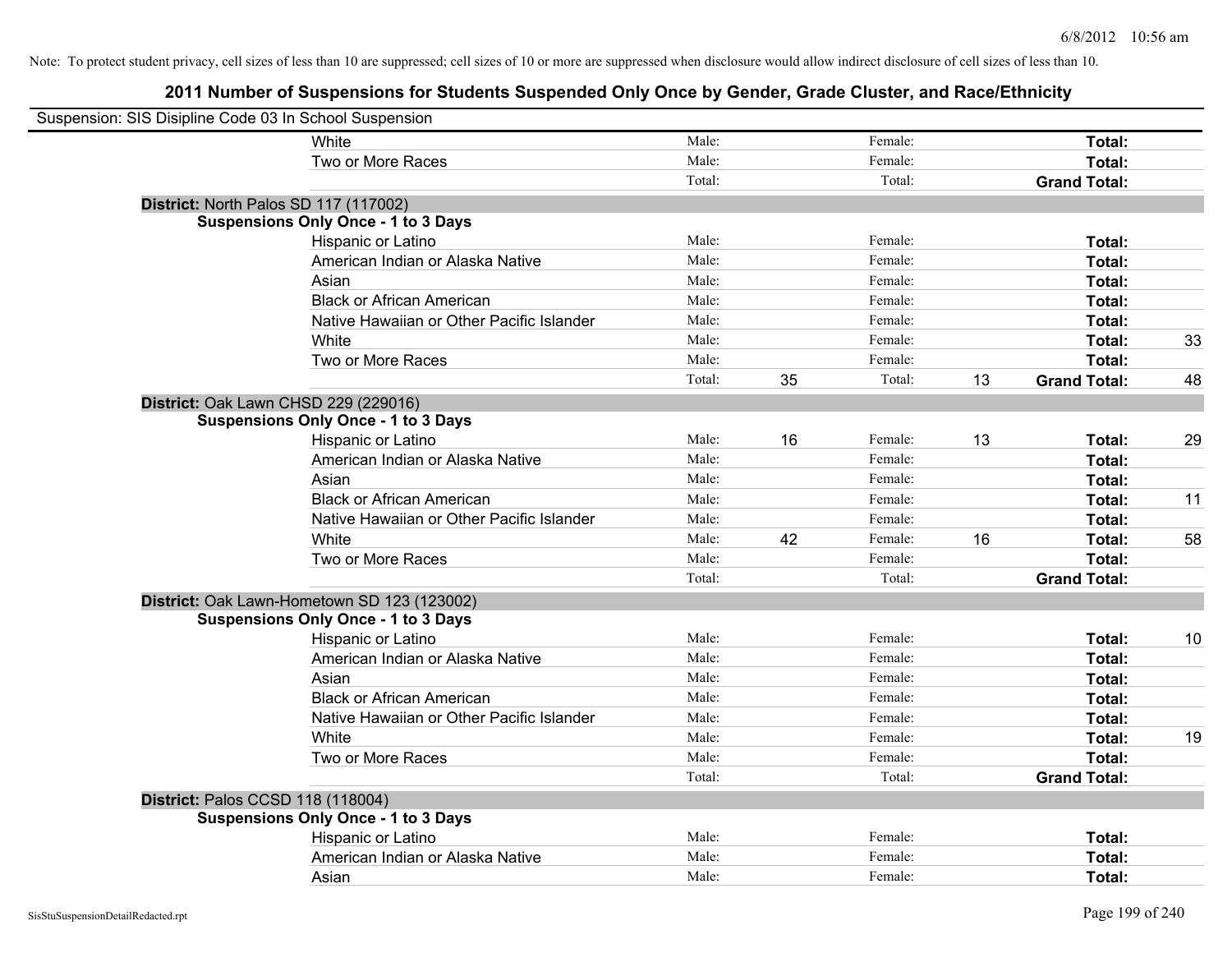Note: To protect student privacy, cell sizes of less than 10 are suppressed; cell sizes of 10 or more are suppressed when disclosure would allow indirect disclosure of cell sizes of less than 10.

## 2011 Number of Suspensions for Students Suspended Only Once by Gender, Grade Cluster, and Race/Ethnicity

Suspension: SIS Disipline Code 03 In School Suspension

| | | | | | | |
|---|---|---|---|---|---|---|
| White | Male: | | Female: | | **Total:** | |
| Two or More Races | Male: | | Female: | | **Total:** | |
| | Total: | | Total: | | **Grand Total:** | |

**District:** North Palos SD 117 (117002)

**Suspensions Only Once - 1 to 3 Days**

| | | | | | | |
|---|---|---|---|---|---|---|
| Hispanic or Latino | Male: | | Female: | | **Total:** | |
| American Indian or Alaska Native | Male: | | Female: | | **Total:** | |
| Asian | Male: | | Female: | | **Total:** | |
| Black or African American | Male: | | Female: | | **Total:** | |
| Native Hawaiian or Other Pacific Islander | Male: | | Female: | | **Total:** | |
| White | Male: | | Female: | | **Total:** | 33 |
| Two or More Races | Male: | | Female: | | **Total:** | |
| | Total: | 35 | Total: | 13 | **Grand Total:** | 48 |

**District:** Oak Lawn CHSD 229 (229016)

**Suspensions Only Once - 1 to 3 Days**

| | | | | | | |
|---|---|---|---|---|---|---|
| Hispanic or Latino | Male: | 16 | Female: | 13 | **Total:** | 29 |
| American Indian or Alaska Native | Male: | | Female: | | **Total:** | |
| Asian | Male: | | Female: | | **Total:** | |
| Black or African American | Male: | | Female: | | **Total:** | 11 |
| Native Hawaiian or Other Pacific Islander | Male: | | Female: | | **Total:** | |
| White | Male: | 42 | Female: | 16 | **Total:** | 58 |
| Two or More Races | Male: | | Female: | | **Total:** | |
| | Total: | | Total: | | **Grand Total:** | |

**District:** Oak Lawn-Hometown SD 123 (123002)

**Suspensions Only Once - 1 to 3 Days**

| | | | | | | |
|---|---|---|---|---|---|---|
| Hispanic or Latino | Male: | | Female: | | **Total:** | 10 |
| American Indian or Alaska Native | Male: | | Female: | | **Total:** | |
| Asian | Male: | | Female: | | **Total:** | |
| Black or African American | Male: | | Female: | | **Total:** | |
| Native Hawaiian or Other Pacific Islander | Male: | | Female: | | **Total:** | |
| White | Male: | | Female: | | **Total:** | 19 |
| Two or More Races | Male: | | Female: | | **Total:** | |
| | Total: | | Total: | | **Grand Total:** | |

**District:** Palos CCSD 118 (118004)

**Suspensions Only Once - 1 to 3 Days**

| | | | | | | |
|---|---|---|---|---|---|---|
| Hispanic or Latino | Male: | | Female: | | **Total:** | |
| American Indian or Alaska Native | Male: | | Female: | | **Total:** | |
| Asian | Male: | | Female: | | **Total:** | |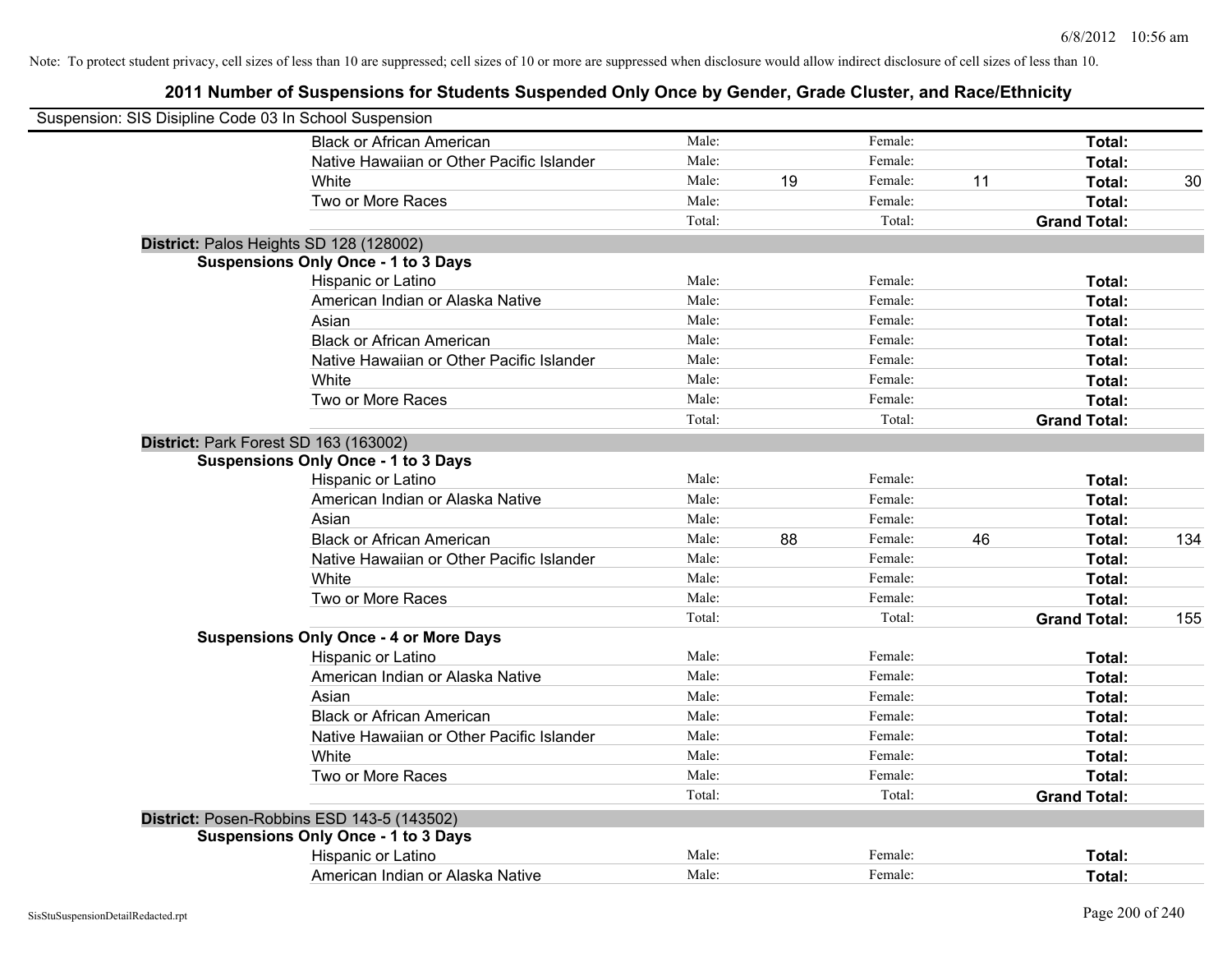Note: To protect student privacy, cell sizes of less than 10 are suppressed; cell sizes of 10 or more are suppressed when disclosure would allow indirect disclosure of cell sizes of less than 10.

# 2011 Number of Suspensions for Students Suspended Only Once by Gender, Grade Cluster, and Race/Ethnicity

Suspension: SIS Disipline Code 03 In School Suspension

| | | | | | | |
|---|---|---|---|---|---|---|
| Black or African American | Male: | | Female: | | **Total:** | |
| Native Hawaiian or Other Pacific Islander | Male: | | Female: | | **Total:** | |
| White | Male: | 19 | Female: | 11 | **Total:** | 30 |
| Two or More Races | Male: | | Female: | | **Total:** | |
| | Total: | | Total: | | **Grand Total:** | |

**District:** Palos Heights SD 128 (128002)

**Suspensions Only Once - 1 to 3 Days**

| | | | | | | |
|---|---|---|---|---|---|---|
| Hispanic or Latino | Male: | | Female: | | **Total:** | |
| American Indian or Alaska Native | Male: | | Female: | | **Total:** | |
| Asian | Male: | | Female: | | **Total:** | |
| Black or African American | Male: | | Female: | | **Total:** | |
| Native Hawaiian or Other Pacific Islander | Male: | | Female: | | **Total:** | |
| White | Male: | | Female: | | **Total:** | |
| Two or More Races | Male: | | Female: | | **Total:** | |
| | Total: | | Total: | | **Grand Total:** | |

**District:** Park Forest SD 163 (163002)

**Suspensions Only Once - 1 to 3 Days**

| | | | | | | |
|---|---|---|---|---|---|---|
| Hispanic or Latino | Male: | | Female: | | **Total:** | |
| American Indian or Alaska Native | Male: | | Female: | | **Total:** | |
| Asian | Male: | | Female: | | **Total:** | |
| Black or African American | Male: | 88 | Female: | 46 | **Total:** | 134 |
| Native Hawaiian or Other Pacific Islander | Male: | | Female: | | **Total:** | |
| White | Male: | | Female: | | **Total:** | |
| Two or More Races | Male: | | Female: | | **Total:** | |
| | Total: | | Total: | | **Grand Total:** | 155 |

**Suspensions Only Once - 4 or More Days**

| | | | | | | |
|---|---|---|---|---|---|---|
| Hispanic or Latino | Male: | | Female: | | **Total:** | |
| American Indian or Alaska Native | Male: | | Female: | | **Total:** | |
| Asian | Male: | | Female: | | **Total:** | |
| Black or African American | Male: | | Female: | | **Total:** | |
| Native Hawaiian or Other Pacific Islander | Male: | | Female: | | **Total:** | |
| White | Male: | | Female: | | **Total:** | |
| Two or More Races | Male: | | Female: | | **Total:** | |
| | Total: | | Total: | | **Grand Total:** | |

**District:** Posen-Robbins ESD 143-5 (143502)

**Suspensions Only Once - 1 to 3 Days**

| | | | | | | |
|---|---|---|---|---|---|---|
| Hispanic or Latino | Male: | | Female: | | **Total:** | |
| American Indian or Alaska Native | Male: | | Female: | | **Total:** | |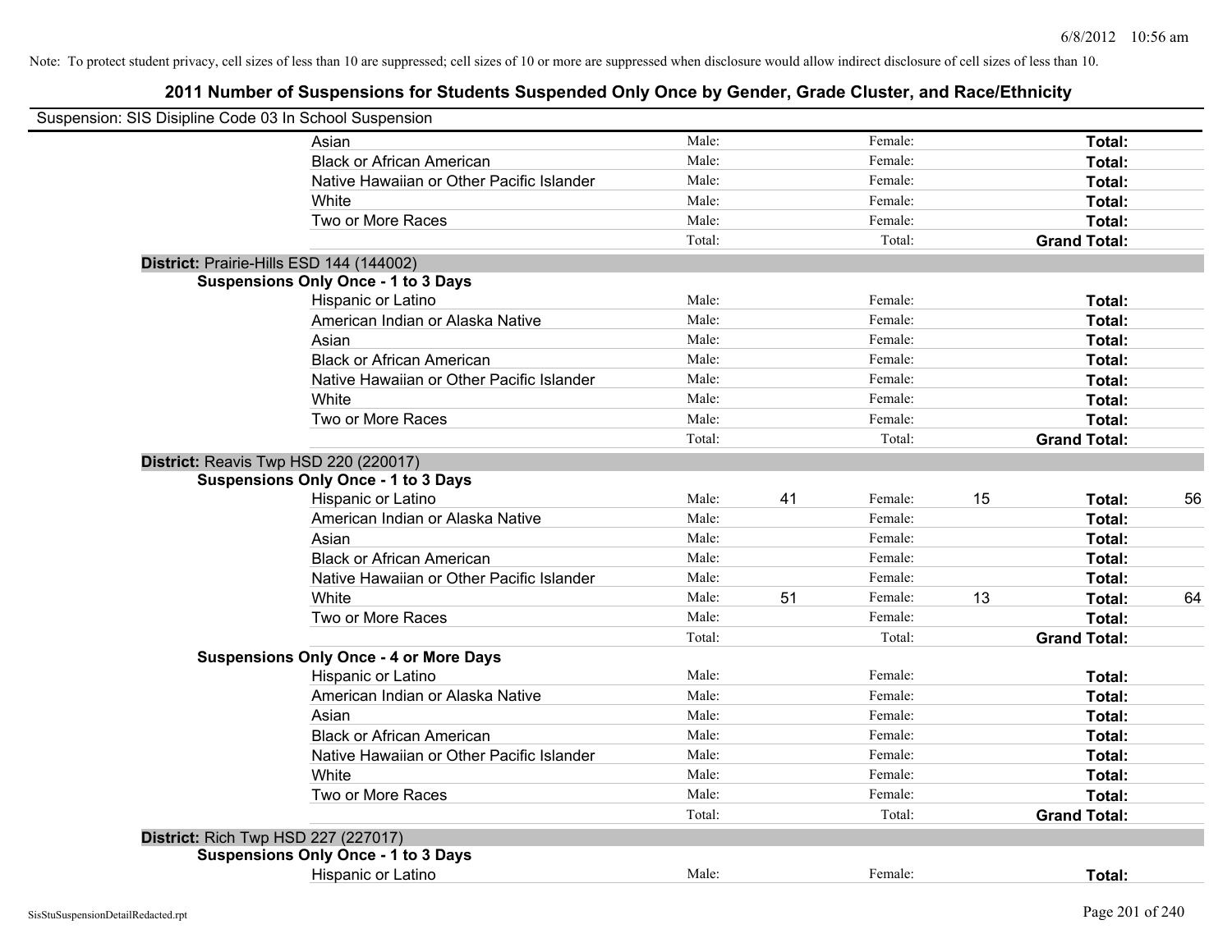Note: To protect student privacy, cell sizes of less than 10 are suppressed; cell sizes of 10 or more are suppressed when disclosure would allow indirect disclosure of cell sizes of less than 10.

## 2011 Number of Suspensions for Students Suspended Only Once by Gender, Grade Cluster, and Race/Ethnicity

Suspension: SIS Disipline Code 03 In School Suspension

| | | | | | | |
|---|---|---|---|---|---|---|
| Asian | Male: | | Female: | | **Total:** | |
| Black or African American | Male: | | Female: | | **Total:** | |
| Native Hawaiian or Other Pacific Islander | Male: | | Female: | | **Total:** | |
| White | Male: | | Female: | | **Total:** | |
| Two or More Races | Male: | | Female: | | **Total:** | |
| | Total: | | Total: | | **Grand Total:** | |

**District:** Prairie-Hills ESD 144 (144002)

**Suspensions Only Once - 1 to 3 Days**

| | | | | | | |
|---|---|---|---|---|---|---|
| Hispanic or Latino | Male: | | Female: | | **Total:** | |
| American Indian or Alaska Native | Male: | | Female: | | **Total:** | |
| Asian | Male: | | Female: | | **Total:** | |
| Black or African American | Male: | | Female: | | **Total:** | |
| Native Hawaiian or Other Pacific Islander | Male: | | Female: | | **Total:** | |
| White | Male: | | Female: | | **Total:** | |
| Two or More Races | Male: | | Female: | | **Total:** | |
| | Total: | | Total: | | **Grand Total:** | |

**District:** Reavis Twp HSD 220 (220017)

**Suspensions Only Once - 1 to 3 Days**

| | | | | | | |
|---|---|---|---|---|---|---|
| Hispanic or Latino | Male: | 41 | Female: | 15 | **Total:** | 56 |
| American Indian or Alaska Native | Male: | | Female: | | **Total:** | |
| Asian | Male: | | Female: | | **Total:** | |
| Black or African American | Male: | | Female: | | **Total:** | |
| Native Hawaiian or Other Pacific Islander | Male: | | Female: | | **Total:** | |
| White | Male: | 51 | Female: | 13 | **Total:** | 64 |
| Two or More Races | Male: | | Female: | | **Total:** | |
| | Total: | | Total: | | **Grand Total:** | |

**Suspensions Only Once - 4 or More Days**

| | | | | | | |
|---|---|---|---|---|---|---|
| Hispanic or Latino | Male: | | Female: | | **Total:** | |
| American Indian or Alaska Native | Male: | | Female: | | **Total:** | |
| Asian | Male: | | Female: | | **Total:** | |
| Black or African American | Male: | | Female: | | **Total:** | |
| Native Hawaiian or Other Pacific Islander | Male: | | Female: | | **Total:** | |
| White | Male: | | Female: | | **Total:** | |
| Two or More Races | Male: | | Female: | | **Total:** | |
| | Total: | | Total: | | **Grand Total:** | |

**District:** Rich Twp HSD 227 (227017)

**Suspensions Only Once - 1 to 3 Days**

| | | | | | | |
|---|---|---|---|---|---|---|
| Hispanic or Latino | Male: | | Female: | | **Total:** | |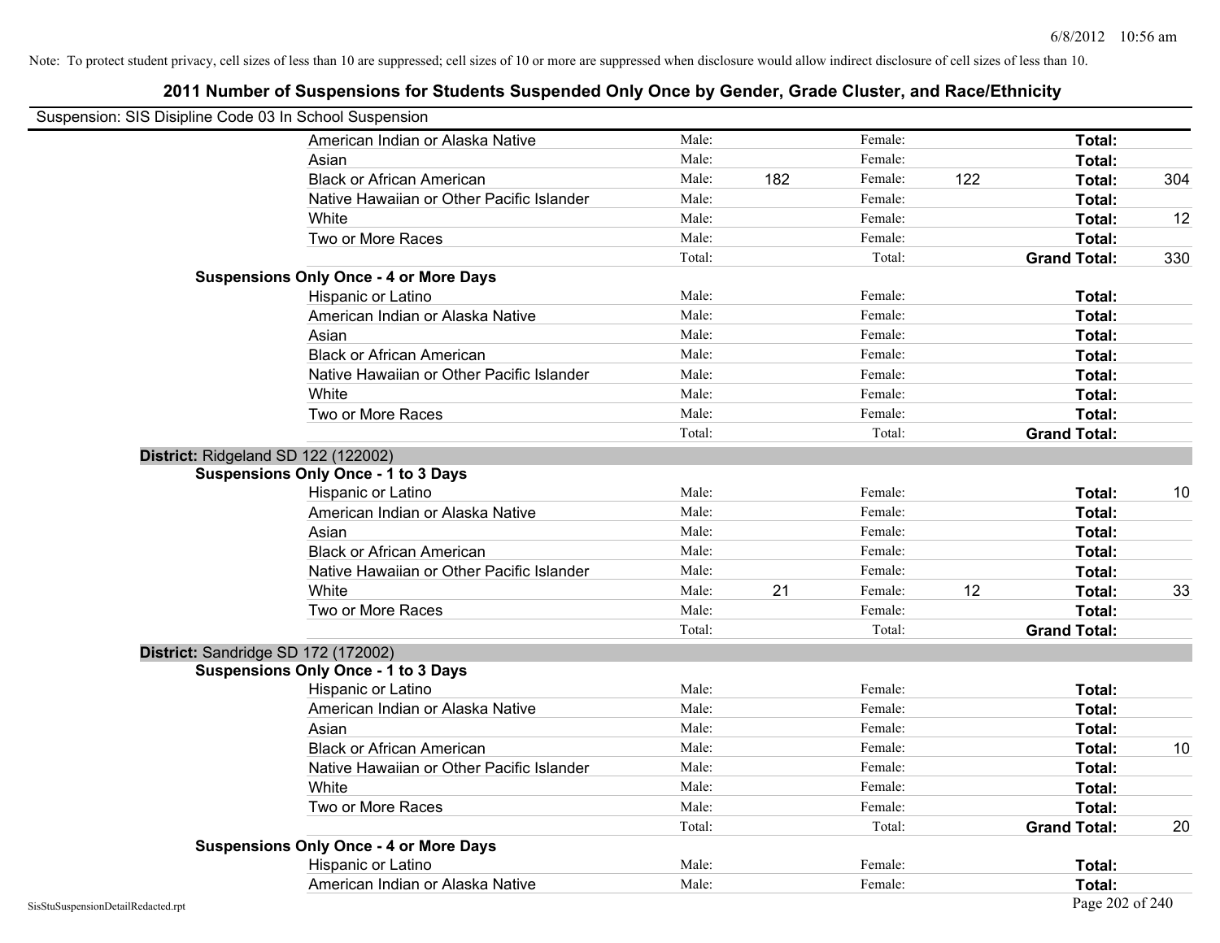Note: To protect student privacy, cell sizes of less than 10 are suppressed; cell sizes of 10 or more are suppressed when disclosure would allow indirect disclosure of cell sizes of less than 10.

# 2011 Number of Suspensions for Students Suspended Only Once by Gender, Grade Cluster, and Race/Ethnicity

Suspension: SIS Disipline Code 03 In School Suspension

| | | | | | | |
|---|---|---|---|---|---|---|
| American Indian or Alaska Native | Male: | | Female: | | **Total:** | |
| Asian | Male: | | Female: | | **Total:** | |
| Black or African American | Male: | 182 | Female: | 122 | **Total:** | 304 |
| Native Hawaiian or Other Pacific Islander | Male: | | Female: | | **Total:** | |
| White | Male: | | Female: | | **Total:** | 12 |
| Two or More Races | Male: | | Female: | | **Total:** | |
| | Total: | | Total: | | **Grand Total:** | 330 |

**Suspensions Only Once - 4 or More Days**

| | | | | | | |
|---|---|---|---|---|---|---|
| Hispanic or Latino | Male: | | Female: | | **Total:** | |
| American Indian or Alaska Native | Male: | | Female: | | **Total:** | |
| Asian | Male: | | Female: | | **Total:** | |
| Black or African American | Male: | | Female: | | **Total:** | |
| Native Hawaiian or Other Pacific Islander | Male: | | Female: | | **Total:** | |
| White | Male: | | Female: | | **Total:** | |
| Two or More Races | Male: | | Female: | | **Total:** | |
| | Total: | | Total: | | **Grand Total:** | |

**District:** Ridgeland SD 122 (122002)

**Suspensions Only Once - 1 to 3 Days**

| | | | | | | |
|---|---|---|---|---|---|---|
| Hispanic or Latino | Male: | | Female: | | **Total:** | 10 |
| American Indian or Alaska Native | Male: | | Female: | | **Total:** | |
| Asian | Male: | | Female: | | **Total:** | |
| Black or African American | Male: | | Female: | | **Total:** | |
| Native Hawaiian or Other Pacific Islander | Male: | | Female: | | **Total:** | |
| White | Male: | 21 | Female: | 12 | **Total:** | 33 |
| Two or More Races | Male: | | Female: | | **Total:** | |
| | Total: | | Total: | | **Grand Total:** | |

**District:** Sandridge SD 172 (172002)

**Suspensions Only Once - 1 to 3 Days**

| | | | | | | |
|---|---|---|---|---|---|---|
| Hispanic or Latino | Male: | | Female: | | **Total:** | |
| American Indian or Alaska Native | Male: | | Female: | | **Total:** | |
| Asian | Male: | | Female: | | **Total:** | |
| Black or African American | Male: | | Female: | | **Total:** | 10 |
| Native Hawaiian or Other Pacific Islander | Male: | | Female: | | **Total:** | |
| White | Male: | | Female: | | **Total:** | |
| Two or More Races | Male: | | Female: | | **Total:** | |
| | Total: | | Total: | | **Grand Total:** | 20 |

**Suspensions Only Once - 4 or More Days**

| | | | | | | |
|---|---|---|---|---|---|---|
| Hispanic or Latino | Male: | | Female: | | **Total:** | |
| American Indian or Alaska Native | Male: | | Female: | | **Total:** | |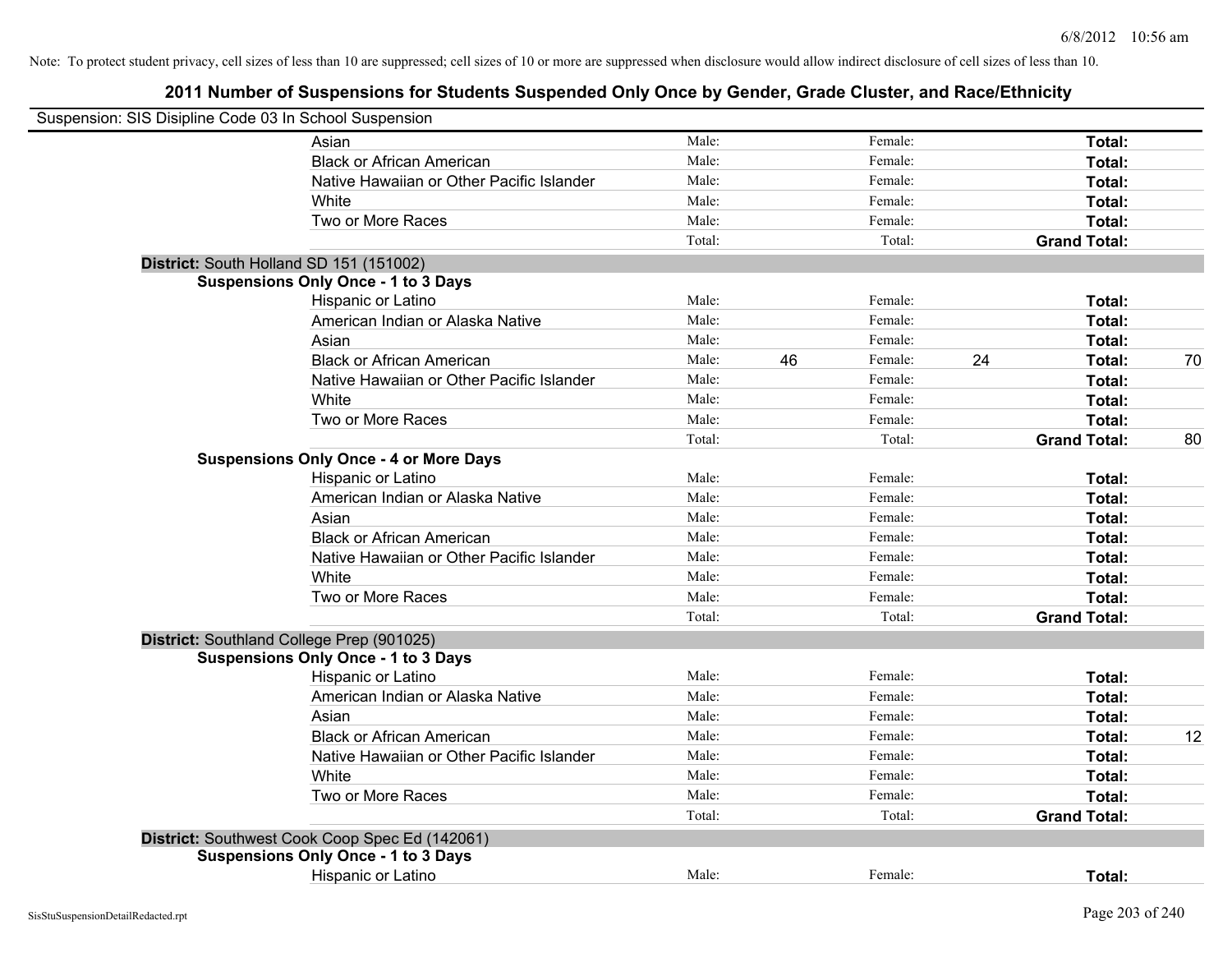Note: To protect student privacy, cell sizes of less than 10 are suppressed; cell sizes of 10 or more are suppressed when disclosure would allow indirect disclosure of cell sizes of less than 10.

## 2011 Number of Suspensions for Students Suspended Only Once by Gender, Grade Cluster, and Race/Ethnicity

Suspension: SIS Disipline Code 03 In School Suspension

| | | | | | | |
|---|---|---|---|---|---|---|
| Asian | Male: | | Female: | | **Total:** | |
| Black or African American | Male: | | Female: | | **Total:** | |
| Native Hawaiian or Other Pacific Islander | Male: | | Female: | | **Total:** | |
| White | Male: | | Female: | | **Total:** | |
| Two or More Races | Male: | | Female: | | **Total:** | |
| | Total: | | Total: | | **Grand Total:** | |

**District:** South Holland SD 151 (151002)

**Suspensions Only Once - 1 to 3 Days**

| | | | | | | |
|---|---|---|---|---|---|---|
| Hispanic or Latino | Male: | | Female: | | **Total:** | |
| American Indian or Alaska Native | Male: | | Female: | | **Total:** | |
| Asian | Male: | | Female: | | **Total:** | |
| Black or African American | Male: | 46 | Female: | 24 | **Total:** | 70 |
| Native Hawaiian or Other Pacific Islander | Male: | | Female: | | **Total:** | |
| White | Male: | | Female: | | **Total:** | |
| Two or More Races | Male: | | Female: | | **Total:** | |
| | Total: | | Total: | | **Grand Total:** | 80 |

**Suspensions Only Once - 4 or More Days**

| | | | | | | |
|---|---|---|---|---|---|---|
| Hispanic or Latino | Male: | | Female: | | **Total:** | |
| American Indian or Alaska Native | Male: | | Female: | | **Total:** | |
| Asian | Male: | | Female: | | **Total:** | |
| Black or African American | Male: | | Female: | | **Total:** | |
| Native Hawaiian or Other Pacific Islander | Male: | | Female: | | **Total:** | |
| White | Male: | | Female: | | **Total:** | |
| Two or More Races | Male: | | Female: | | **Total:** | |
| | Total: | | Total: | | **Grand Total:** | |

**District:** Southland College Prep (901025)

**Suspensions Only Once - 1 to 3 Days**

| | | | | | | |
|---|---|---|---|---|---|---|
| Hispanic or Latino | Male: | | Female: | | **Total:** | |
| American Indian or Alaska Native | Male: | | Female: | | **Total:** | |
| Asian | Male: | | Female: | | **Total:** | |
| Black or African American | Male: | | Female: | | **Total:** | 12 |
| Native Hawaiian or Other Pacific Islander | Male: | | Female: | | **Total:** | |
| White | Male: | | Female: | | **Total:** | |
| Two or More Races | Male: | | Female: | | **Total:** | |
| | Total: | | Total: | | **Grand Total:** | |

**District:** Southwest Cook Coop Spec Ed (142061)

**Suspensions Only Once - 1 to 3 Days**

| | | | | | | |
|---|---|---|---|---|---|---|
| Hispanic or Latino | Male: | | Female: | | **Total:** | |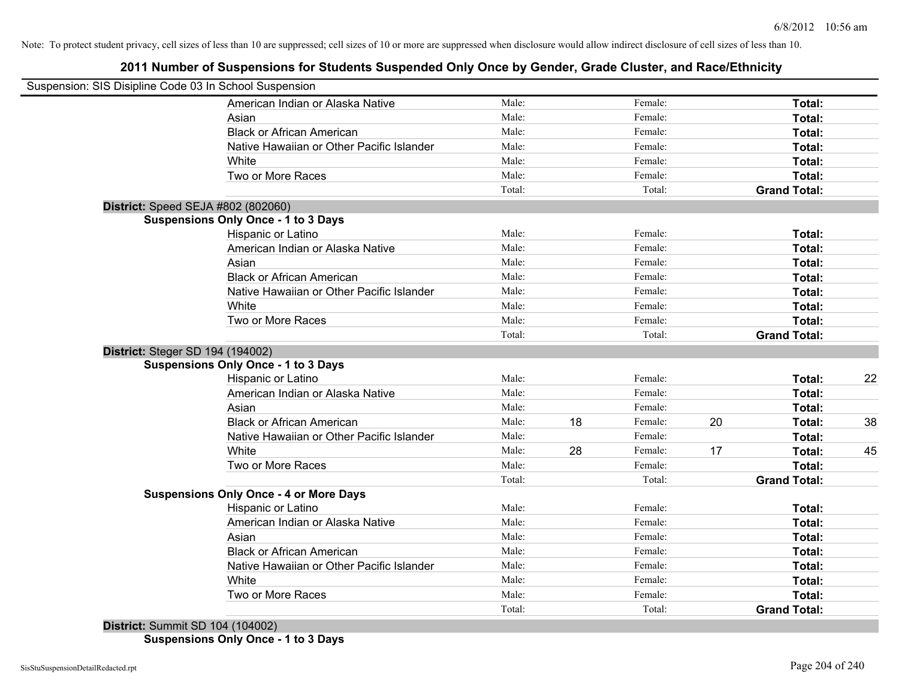Note: To protect student privacy, cell sizes of less than 10 are suppressed; cell sizes of 10 or more are suppressed when disclosure would allow indirect disclosure of cell sizes of less than 10.

# 2011 Number of Suspensions for Students Suspended Only Once by Gender, Grade Cluster, and Race/Ethnicity

Suspension: SIS Disipline Code 03 In School Suspension

| | | | | | | |
|---|---|---|---|---|---|---|
| American Indian or Alaska Native | Male: | | Female: | | **Total:** | |
| Asian | Male: | | Female: | | **Total:** | |
| Black or African American | Male: | | Female: | | **Total:** | |
| Native Hawaiian or Other Pacific Islander | Male: | | Female: | | **Total:** | |
| White | Male: | | Female: | | **Total:** | |
| Two or More Races | Male: | | Female: | | **Total:** | |
| | Total: | | Total: | | **Grand Total:** | |

**District:** Speed SEJA #802 (802060)

**Suspensions Only Once - 1 to 3 Days**

| | | | | | | |
|---|---|---|---|---|---|---|
| Hispanic or Latino | Male: | | Female: | | **Total:** | |
| American Indian or Alaska Native | Male: | | Female: | | **Total:** | |
| Asian | Male: | | Female: | | **Total:** | |
| Black or African American | Male: | | Female: | | **Total:** | |
| Native Hawaiian or Other Pacific Islander | Male: | | Female: | | **Total:** | |
| White | Male: | | Female: | | **Total:** | |
| Two or More Races | Male: | | Female: | | **Total:** | |
| | Total: | | Total: | | **Grand Total:** | |

**District:** Steger SD 194 (194002)

**Suspensions Only Once - 1 to 3 Days**

| | | | | | | |
|---|---|---|---|---|---|---|
| Hispanic or Latino | Male: | | Female: | | **Total:** | 22 |
| American Indian or Alaska Native | Male: | | Female: | | **Total:** | |
| Asian | Male: | | Female: | | **Total:** | |
| Black or African American | Male: | 18 | Female: | 20 | **Total:** | 38 |
| Native Hawaiian or Other Pacific Islander | Male: | | Female: | | **Total:** | |
| White | Male: | 28 | Female: | 17 | **Total:** | 45 |
| Two or More Races | Male: | | Female: | | **Total:** | |
| | Total: | | Total: | | **Grand Total:** | |

**Suspensions Only Once - 4 or More Days**

| | | | | | | |
|---|---|---|---|---|---|---|
| Hispanic or Latino | Male: | | Female: | | **Total:** | |
| American Indian or Alaska Native | Male: | | Female: | | **Total:** | |
| Asian | Male: | | Female: | | **Total:** | |
| Black or African American | Male: | | Female: | | **Total:** | |
| Native Hawaiian or Other Pacific Islander | Male: | | Female: | | **Total:** | |
| White | Male: | | Female: | | **Total:** | |
| Two or More Races | Male: | | Female: | | **Total:** | |
| | Total: | | Total: | | **Grand Total:** | |

**District:** Summit SD 104 (104002)

**Suspensions Only Once - 1 to 3 Days**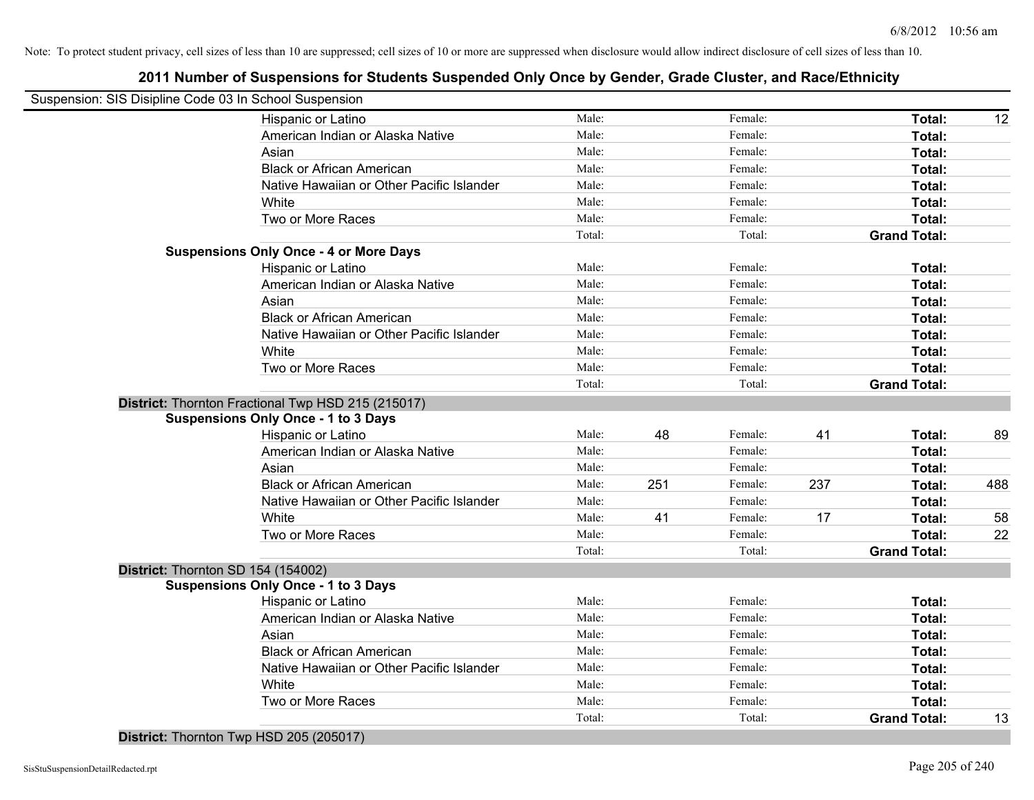Note: To protect student privacy, cell sizes of less than 10 are suppressed; cell sizes of 10 or more are suppressed when disclosure would allow indirect disclosure of cell sizes of less than 10.

## 2011 Number of Suspensions for Students Suspended Only Once by Gender, Grade Cluster, and Race/Ethnicity

Suspension: SIS Disipline Code 03 In School Suspension

| | | | | | | |
|---|---|---|---|---|---|---|
| Hispanic or Latino | Male: | | Female: | | **Total:** | 12 |
| American Indian or Alaska Native | Male: | | Female: | | **Total:** | |
| Asian | Male: | | Female: | | **Total:** | |
| Black or African American | Male: | | Female: | | **Total:** | |
| Native Hawaiian or Other Pacific Islander | Male: | | Female: | | **Total:** | |
| White | Male: | | Female: | | **Total:** | |
| Two or More Races | Male: | | Female: | | **Total:** | |
| | Total: | | Total: | | **Grand Total:** | |

**Suspensions Only Once - 4 or More Days**

| | | | | | | |
|---|---|---|---|---|---|---|
| Hispanic or Latino | Male: | | Female: | | **Total:** | |
| American Indian or Alaska Native | Male: | | Female: | | **Total:** | |
| Asian | Male: | | Female: | | **Total:** | |
| Black or African American | Male: | | Female: | | **Total:** | |
| Native Hawaiian or Other Pacific Islander | Male: | | Female: | | **Total:** | |
| White | Male: | | Female: | | **Total:** | |
| Two or More Races | Male: | | Female: | | **Total:** | |
| | Total: | | Total: | | **Grand Total:** | |

**District:** Thornton Fractional Twp HSD 215 (215017)

**Suspensions Only Once - 1 to 3 Days**

| | | | | | | |
|---|---|---|---|---|---|---|
| Hispanic or Latino | Male: | 48 | Female: | 41 | **Total:** | 89 |
| American Indian or Alaska Native | Male: | | Female: | | **Total:** | |
| Asian | Male: | | Female: | | **Total:** | |
| Black or African American | Male: | 251 | Female: | 237 | **Total:** | 488 |
| Native Hawaiian or Other Pacific Islander | Male: | | Female: | | **Total:** | |
| White | Male: | 41 | Female: | 17 | **Total:** | 58 |
| Two or More Races | Male: | | Female: | | **Total:** | 22 |
| | Total: | | Total: | | **Grand Total:** | |

**District:** Thornton SD 154 (154002)

**Suspensions Only Once - 1 to 3 Days**

| | | | | | | |
|---|---|---|---|---|---|---|
| Hispanic or Latino | Male: | | Female: | | **Total:** | |
| American Indian or Alaska Native | Male: | | Female: | | **Total:** | |
| Asian | Male: | | Female: | | **Total:** | |
| Black or African American | Male: | | Female: | | **Total:** | |
| Native Hawaiian or Other Pacific Islander | Male: | | Female: | | **Total:** | |
| White | Male: | | Female: | | **Total:** | |
| Two or More Races | Male: | | Female: | | **Total:** | |
| | Total: | | Total: | | **Grand Total:** | 13 |

**District:** Thornton Twp HSD 205 (205017)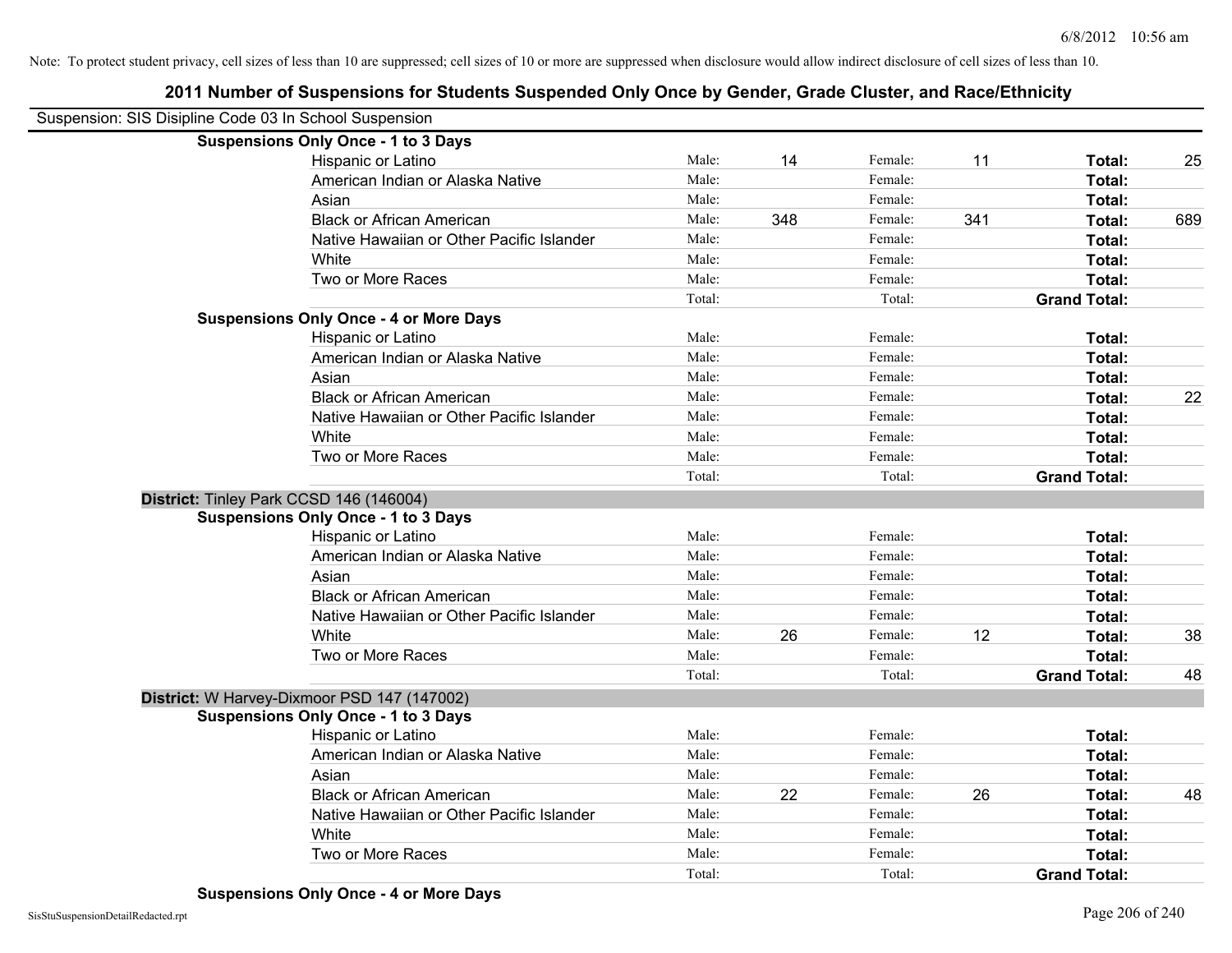Note: To protect student privacy, cell sizes of less than 10 are suppressed; cell sizes of 10 or more are suppressed when disclosure would allow indirect disclosure of cell sizes of less than 10.

## 2011 Number of Suspensions for Students Suspended Only Once by Gender, Grade Cluster, and Race/Ethnicity

Suspension: SIS Disipline Code 03 In School Suspension

**Suspensions Only Once - 1 to 3 Days**

| | | | | | | |
|---|---|---|---|---|---|---|
| Hispanic or Latino | Male: | 14 | Female: | 11 | **Total:** | 25 |
| American Indian or Alaska Native | Male: | | Female: | | **Total:** | |
| Asian | Male: | | Female: | | **Total:** | |
| Black or African American | Male: | 348 | Female: | 341 | **Total:** | 689 |
| Native Hawaiian or Other Pacific Islander | Male: | | Female: | | **Total:** | |
| White | Male: | | Female: | | **Total:** | |
| Two or More Races | Male: | | Female: | | **Total:** | |
| | Total: | | Total: | | **Grand Total:** | |

**Suspensions Only Once - 4 or More Days**

| | | | | | | |
|---|---|---|---|---|---|---|
| Hispanic or Latino | Male: | | Female: | | **Total:** | |
| American Indian or Alaska Native | Male: | | Female: | | **Total:** | |
| Asian | Male: | | Female: | | **Total:** | |
| Black or African American | Male: | | Female: | | **Total:** | 22 |
| Native Hawaiian or Other Pacific Islander | Male: | | Female: | | **Total:** | |
| White | Male: | | Female: | | **Total:** | |
| Two or More Races | Male: | | Female: | | **Total:** | |
| | Total: | | Total: | | **Grand Total:** | |

**District:** Tinley Park CCSD 146 (146004)

**Suspensions Only Once - 1 to 3 Days**

| | | | | | | |
|---|---|---|---|---|---|---|
| Hispanic or Latino | Male: | | Female: | | **Total:** | |
| American Indian or Alaska Native | Male: | | Female: | | **Total:** | |
| Asian | Male: | | Female: | | **Total:** | |
| Black or African American | Male: | | Female: | | **Total:** | |
| Native Hawaiian or Other Pacific Islander | Male: | | Female: | | **Total:** | |
| White | Male: | 26 | Female: | 12 | **Total:** | 38 |
| Two or More Races | Male: | | Female: | | **Total:** | |
| | Total: | | Total: | | **Grand Total:** | 48 |

**District:** W Harvey-Dixmoor PSD 147 (147002)

**Suspensions Only Once - 1 to 3 Days**

| | | | | | | |
|---|---|---|---|---|---|---|
| Hispanic or Latino | Male: | | Female: | | **Total:** | |
| American Indian or Alaska Native | Male: | | Female: | | **Total:** | |
| Asian | Male: | | Female: | | **Total:** | |
| Black or African American | Male: | 22 | Female: | 26 | **Total:** | 48 |
| Native Hawaiian or Other Pacific Islander | Male: | | Female: | | **Total:** | |
| White | Male: | | Female: | | **Total:** | |
| Two or More Races | Male: | | Female: | | **Total:** | |
| | Total: | | Total: | | **Grand Total:** | |

**Suspensions Only Once - 4 or More Days**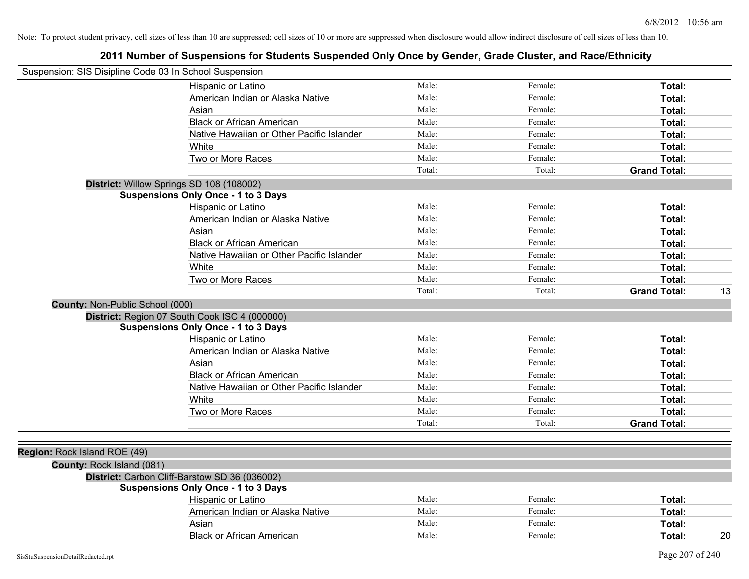Note: To protect student privacy, cell sizes of less than 10 are suppressed; cell sizes of 10 or more are suppressed when disclosure would allow indirect disclosure of cell sizes of less than 10.

# 2011 Number of Suspensions for Students Suspended Only Once by Gender, Grade Cluster, and Race/Ethnicity

Suspension: SIS Disipline Code 03 In School Suspension

| | Male | Female | Total | |
|---|---|---|---|---|
| Hispanic or Latino | Male: | Female: | **Total:** | |
| American Indian or Alaska Native | Male: | Female: | **Total:** | |
| Asian | Male: | Female: | **Total:** | |
| Black or African American | Male: | Female: | **Total:** | |
| Native Hawaiian or Other Pacific Islander | Male: | Female: | **Total:** | |
| White | Male: | Female: | **Total:** | |
| Two or More Races | Male: | Female: | **Total:** | |
| | Total: | Total: | **Grand Total:** | |

**District:** Willow Springs SD 108 (108002)

**Suspensions Only Once - 1 to 3 Days**

| | Male | Female | Total | |
|---|---|---|---|---|
| Hispanic or Latino | Male: | Female: | **Total:** | |
| American Indian or Alaska Native | Male: | Female: | **Total:** | |
| Asian | Male: | Female: | **Total:** | |
| Black or African American | Male: | Female: | **Total:** | |
| Native Hawaiian or Other Pacific Islander | Male: | Female: | **Total:** | |
| White | Male: | Female: | **Total:** | |
| Two or More Races | Male: | Female: | **Total:** | |
| | Total: | Total: | **Grand Total:** | 13 |

**County:** Non-Public School (000)

**District:** Region 07 South Cook ISC 4 (000000)

**Suspensions Only Once - 1 to 3 Days**

| | Male | Female | Total | |
|---|---|---|---|---|
| Hispanic or Latino | Male: | Female: | **Total:** | |
| American Indian or Alaska Native | Male: | Female: | **Total:** | |
| Asian | Male: | Female: | **Total:** | |
| Black or African American | Male: | Female: | **Total:** | |
| Native Hawaiian or Other Pacific Islander | Male: | Female: | **Total:** | |
| White | Male: | Female: | **Total:** | |
| Two or More Races | Male: | Female: | **Total:** | |
| | Total: | Total: | **Grand Total:** | |

**Region:** Rock Island ROE (49)

**County:** Rock Island (081)

**District:** Carbon Cliff-Barstow SD 36 (036002)

**Suspensions Only Once - 1 to 3 Days**

| | Male | Female | Total | |
|---|---|---|---|---|
| Hispanic or Latino | Male: | Female: | **Total:** | |
| American Indian or Alaska Native | Male: | Female: | **Total:** | |
| Asian | Male: | Female: | **Total:** | |
| Black or African American | Male: | Female: | **Total:** | 20 |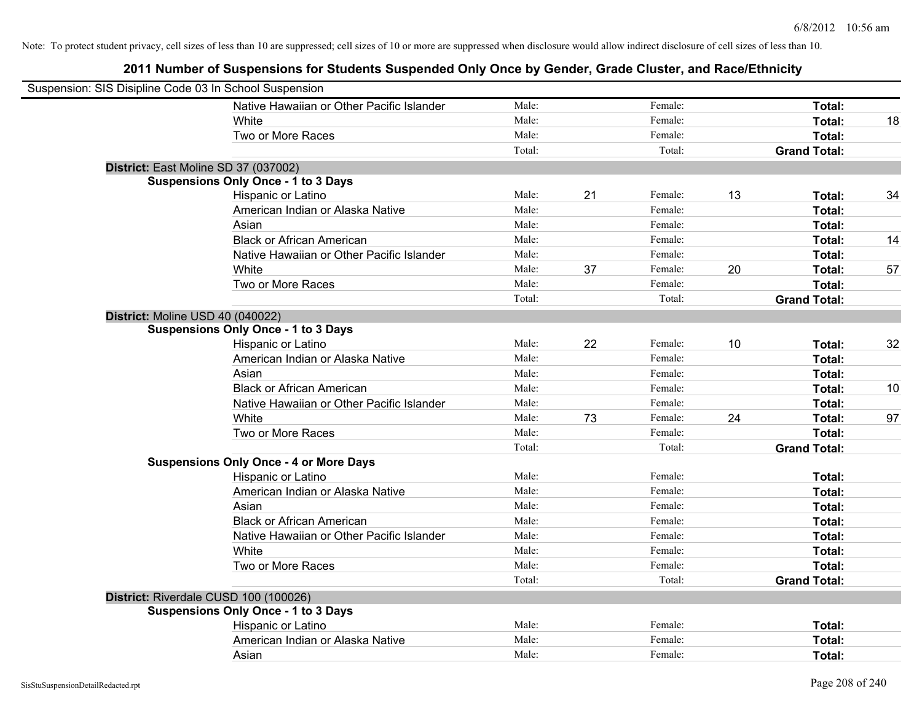Note: To protect student privacy, cell sizes of less than 10 are suppressed; cell sizes of 10 or more are suppressed when disclosure would allow indirect disclosure of cell sizes of less than 10.

# 2011 Number of Suspensions for Students Suspended Only Once by Gender, Grade Cluster, and Race/Ethnicity

Suspension: SIS Disipline Code 03 In School Suspension

| | | | | | | |
|---|---|---|---|---|---|---|
| Native Hawaiian or Other Pacific Islander | Male: | | Female: | | **Total:** | |
| White | Male: | | Female: | | **Total:** | 18 |
| Two or More Races | Male: | | Female: | | **Total:** | |
| | Total: | | Total: | | **Grand Total:** | |

**District:** East Moline SD 37 (037002)

**Suspensions Only Once - 1 to 3 Days**

| | | | | | | |
|---|---|---|---|---|---|---|
| Hispanic or Latino | Male: | 21 | Female: | 13 | **Total:** | 34 |
| American Indian or Alaska Native | Male: | | Female: | | **Total:** | |
| Asian | Male: | | Female: | | **Total:** | |
| Black or African American | Male: | | Female: | | **Total:** | 14 |
| Native Hawaiian or Other Pacific Islander | Male: | | Female: | | **Total:** | |
| White | Male: | 37 | Female: | 20 | **Total:** | 57 |
| Two or More Races | Male: | | Female: | | **Total:** | |
| | Total: | | Total: | | **Grand Total:** | |

**District:** Moline USD 40 (040022)

**Suspensions Only Once - 1 to 3 Days**

| | | | | | | |
|---|---|---|---|---|---|---|
| Hispanic or Latino | Male: | 22 | Female: | 10 | **Total:** | 32 |
| American Indian or Alaska Native | Male: | | Female: | | **Total:** | |
| Asian | Male: | | Female: | | **Total:** | |
| Black or African American | Male: | | Female: | | **Total:** | 10 |
| Native Hawaiian or Other Pacific Islander | Male: | | Female: | | **Total:** | |
| White | Male: | 73 | Female: | 24 | **Total:** | 97 |
| Two or More Races | Male: | | Female: | | **Total:** | |
| | Total: | | Total: | | **Grand Total:** | |

**Suspensions Only Once - 4 or More Days**

| | | | | | | |
|---|---|---|---|---|---|---|
| Hispanic or Latino | Male: | | Female: | | **Total:** | |
| American Indian or Alaska Native | Male: | | Female: | | **Total:** | |
| Asian | Male: | | Female: | | **Total:** | |
| Black or African American | Male: | | Female: | | **Total:** | |
| Native Hawaiian or Other Pacific Islander | Male: | | Female: | | **Total:** | |
| White | Male: | | Female: | | **Total:** | |
| Two or More Races | Male: | | Female: | | **Total:** | |
| | Total: | | Total: | | **Grand Total:** | |

**District:** Riverdale CUSD 100 (100026)

**Suspensions Only Once - 1 to 3 Days**

| | | | | | | |
|---|---|---|---|---|---|---|
| Hispanic or Latino | Male: | | Female: | | **Total:** | |
| American Indian or Alaska Native | Male: | | Female: | | **Total:** | |
| Asian | Male: | | Female: | | **Total:** | |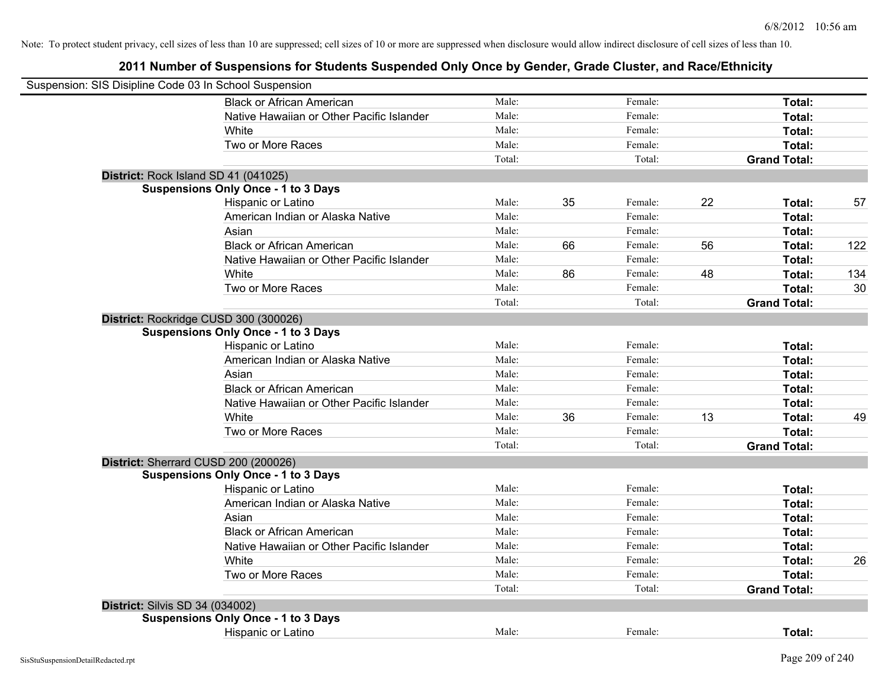Note: To protect student privacy, cell sizes of less than 10 are suppressed; cell sizes of 10 or more are suppressed when disclosure would allow indirect disclosure of cell sizes of less than 10.

## 2011 Number of Suspensions for Students Suspended Only Once by Gender, Grade Cluster, and Race/Ethnicity

Suspension: SIS Disipline Code 03 In School Suspension

| | | | | | | |
|---|---|---|---|---|---|---|
| Black or African American | Male: | | Female: | | **Total:** | |
| Native Hawaiian or Other Pacific Islander | Male: | | Female: | | **Total:** | |
| White | Male: | | Female: | | **Total:** | |
| Two or More Races | Male: | | Female: | | **Total:** | |
| | Total: | | Total: | | **Grand Total:** | |

**District:** Rock Island SD 41 (041025)

**Suspensions Only Once - 1 to 3 Days**

| | | | | | | |
|---|---|---|---|---|---|---|
| Hispanic or Latino | Male: | 35 | Female: | 22 | **Total:** | 57 |
| American Indian or Alaska Native | Male: | | Female: | | **Total:** | |
| Asian | Male: | | Female: | | **Total:** | |
| Black or African American | Male: | 66 | Female: | 56 | **Total:** | 122 |
| Native Hawaiian or Other Pacific Islander | Male: | | Female: | | **Total:** | |
| White | Male: | 86 | Female: | 48 | **Total:** | 134 |
| Two or More Races | Male: | | Female: | | **Total:** | 30 |
| | Total: | | Total: | | **Grand Total:** | |

**District:** Rockridge CUSD 300 (300026)

**Suspensions Only Once - 1 to 3 Days**

| | | | | | | |
|---|---|---|---|---|---|---|
| Hispanic or Latino | Male: | | Female: | | **Total:** | |
| American Indian or Alaska Native | Male: | | Female: | | **Total:** | |
| Asian | Male: | | Female: | | **Total:** | |
| Black or African American | Male: | | Female: | | **Total:** | |
| Native Hawaiian or Other Pacific Islander | Male: | | Female: | | **Total:** | |
| White | Male: | 36 | Female: | 13 | **Total:** | 49 |
| Two or More Races | Male: | | Female: | | **Total:** | |
| | Total: | | Total: | | **Grand Total:** | |

**District:** Sherrard CUSD 200 (200026)

**Suspensions Only Once - 1 to 3 Days**

| | | | | | | |
|---|---|---|---|---|---|---|
| Hispanic or Latino | Male: | | Female: | | **Total:** | |
| American Indian or Alaska Native | Male: | | Female: | | **Total:** | |
| Asian | Male: | | Female: | | **Total:** | |
| Black or African American | Male: | | Female: | | **Total:** | |
| Native Hawaiian or Other Pacific Islander | Male: | | Female: | | **Total:** | |
| White | Male: | | Female: | | **Total:** | 26 |
| Two or More Races | Male: | | Female: | | **Total:** | |
| | Total: | | Total: | | **Grand Total:** | |

**District:** Silvis SD 34 (034002)

**Suspensions Only Once - 1 to 3 Days**

| | | | | | | |
|---|---|---|---|---|---|---|
| Hispanic or Latino | Male: | | Female: | | **Total:** | |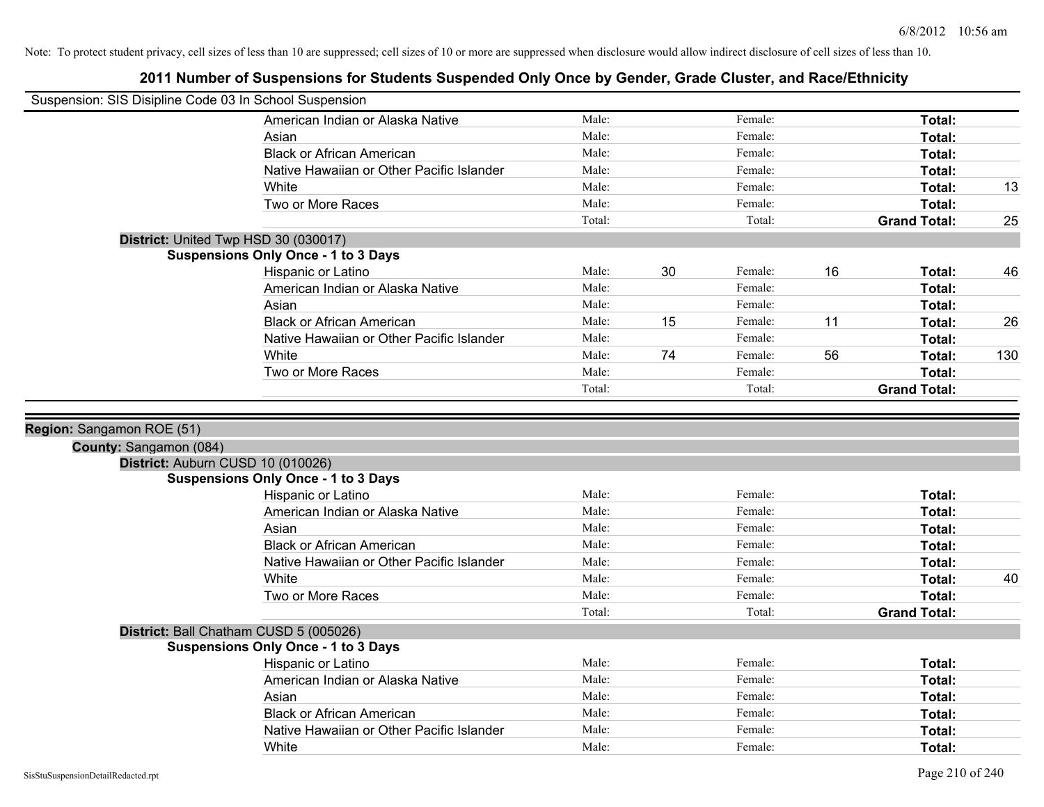Note: To protect student privacy, cell sizes of less than 10 are suppressed; cell sizes of 10 or more are suppressed when disclosure would allow indirect disclosure of cell sizes of less than 10.

# 2011 Number of Suspensions for Students Suspended Only Once by Gender, Grade Cluster, and Race/Ethnicity

Suspension: SIS Disipline Code 03 In School Suspension

| | Male: | | Female: | | | |
|---|---|---|---|---|---|---|
| American Indian or Alaska Native | Male: | | Female: | | **Total:** | |
| Asian | Male: | | Female: | | **Total:** | |
| Black or African American | Male: | | Female: | | **Total:** | |
| Native Hawaiian or Other Pacific Islander | Male: | | Female: | | **Total:** | |
| White | Male: | | Female: | | **Total:** | 13 |
| Two or More Races | Male: | | Female: | | **Total:** | |
| | Total: | | Total: | | **Grand Total:** | 25 |

**District:** United Twp HSD 30 (030017)

**Suspensions Only Once - 1 to 3 Days**

| | | | | | | |
|---|---|---|---|---|---|---|
| Hispanic or Latino | Male: | 30 | Female: | 16 | **Total:** | 46 |
| American Indian or Alaska Native | Male: | | Female: | | **Total:** | |
| Asian | Male: | | Female: | | **Total:** | |
| Black or African American | Male: | 15 | Female: | 11 | **Total:** | 26 |
| Native Hawaiian or Other Pacific Islander | Male: | | Female: | | **Total:** | |
| White | Male: | 74 | Female: | 56 | **Total:** | 130 |
| Two or More Races | Male: | | Female: | | **Total:** | |
| | Total: | | Total: | | **Grand Total:** | |

**Region:** Sangamon ROE (51)

**County:** Sangamon (084)

**District:** Auburn CUSD 10 (010026)

**Suspensions Only Once - 1 to 3 Days**

| | | | | | | |
|---|---|---|---|---|---|---|
| Hispanic or Latino | Male: | | Female: | | **Total:** | |
| American Indian or Alaska Native | Male: | | Female: | | **Total:** | |
| Asian | Male: | | Female: | | **Total:** | |
| Black or African American | Male: | | Female: | | **Total:** | |
| Native Hawaiian or Other Pacific Islander | Male: | | Female: | | **Total:** | |
| White | Male: | | Female: | | **Total:** | 40 |
| Two or More Races | Male: | | Female: | | **Total:** | |
| | Total: | | Total: | | **Grand Total:** | |

**District:** Ball Chatham CUSD 5 (005026)

**Suspensions Only Once - 1 to 3 Days**

| | | | | | | |
|---|---|---|---|---|---|---|
| Hispanic or Latino | Male: | | Female: | | **Total:** | |
| American Indian or Alaska Native | Male: | | Female: | | **Total:** | |
| Asian | Male: | | Female: | | **Total:** | |
| Black or African American | Male: | | Female: | | **Total:** | |
| Native Hawaiian or Other Pacific Islander | Male: | | Female: | | **Total:** | |
| White | Male: | | Female: | | **Total:** | |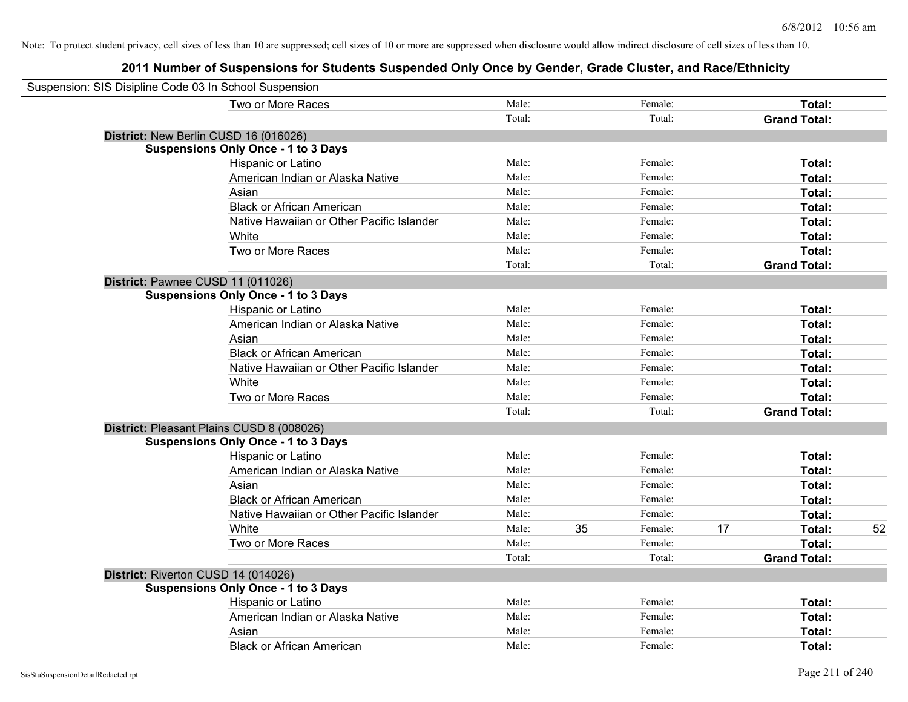Note: To protect student privacy, cell sizes of less than 10 are suppressed; cell sizes of 10 or more are suppressed when disclosure would allow indirect disclosure of cell sizes of less than 10.

## 2011 Number of Suspensions for Students Suspended Only Once by Gender, Grade Cluster, and Race/Ethnicity

Suspension: SIS Disipline Code 03 In School Suspension

| | | | | | | |
|---|---|---|---|---|---|---|
| Two or More Races | Male: | | Female: | | **Total:** | |
| | Total: | | Total: | | **Grand Total:** | |

**District:** New Berlin CUSD 16 (016026)

**Suspensions Only Once - 1 to 3 Days**

| | | | | | | |
|---|---|---|---|---|---|---|
| Hispanic or Latino | Male: | | Female: | | **Total:** | |
| American Indian or Alaska Native | Male: | | Female: | | **Total:** | |
| Asian | Male: | | Female: | | **Total:** | |
| Black or African American | Male: | | Female: | | **Total:** | |
| Native Hawaiian or Other Pacific Islander | Male: | | Female: | | **Total:** | |
| White | Male: | | Female: | | **Total:** | |
| Two or More Races | Male: | | Female: | | **Total:** | |
| | Total: | | Total: | | **Grand Total:** | |

**District:** Pawnee CUSD 11 (011026)

**Suspensions Only Once - 1 to 3 Days**

| | | | | | | |
|---|---|---|---|---|---|---|
| Hispanic or Latino | Male: | | Female: | | **Total:** | |
| American Indian or Alaska Native | Male: | | Female: | | **Total:** | |
| Asian | Male: | | Female: | | **Total:** | |
| Black or African American | Male: | | Female: | | **Total:** | |
| Native Hawaiian or Other Pacific Islander | Male: | | Female: | | **Total:** | |
| White | Male: | | Female: | | **Total:** | |
| Two or More Races | Male: | | Female: | | **Total:** | |
| | Total: | | Total: | | **Grand Total:** | |

**District:** Pleasant Plains CUSD 8 (008026)

**Suspensions Only Once - 1 to 3 Days**

| | | | | | | |
|---|---|---|---|---|---|---|
| Hispanic or Latino | Male: | | Female: | | **Total:** | |
| American Indian or Alaska Native | Male: | | Female: | | **Total:** | |
| Asian | Male: | | Female: | | **Total:** | |
| Black or African American | Male: | | Female: | | **Total:** | |
| Native Hawaiian or Other Pacific Islander | Male: | | Female: | | **Total:** | |
| White | Male: | 35 | Female: | 17 | **Total:** | 52 |
| Two or More Races | Male: | | Female: | | **Total:** | |
| | Total: | | Total: | | **Grand Total:** | |

**District:** Riverton CUSD 14 (014026)

**Suspensions Only Once - 1 to 3 Days**

| | | | | | | |
|---|---|---|---|---|---|---|
| Hispanic or Latino | Male: | | Female: | | **Total:** | |
| American Indian or Alaska Native | Male: | | Female: | | **Total:** | |
| Asian | Male: | | Female: | | **Total:** | |
| Black or African American | Male: | | Female: | | **Total:** | |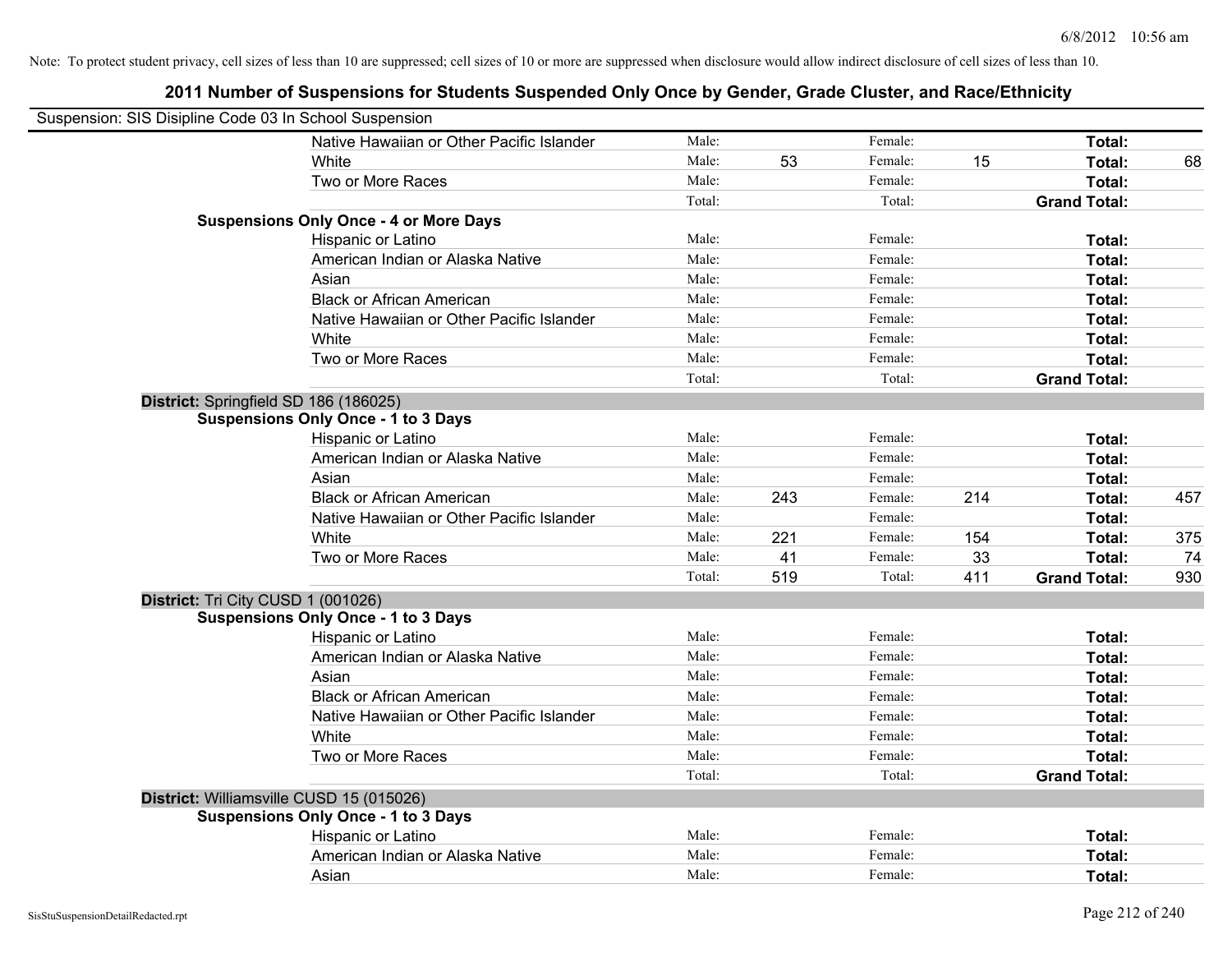Note: To protect student privacy, cell sizes of less than 10 are suppressed; cell sizes of 10 or more are suppressed when disclosure would allow indirect disclosure of cell sizes of less than 10.

## 2011 Number of Suspensions for Students Suspended Only Once by Gender, Grade Cluster, and Race/Ethnicity

Suspension: SIS Disipline Code 03 In School Suspension

| | | | | | | |
|---|---|---|---|---|---|---|
| Native Hawaiian or Other Pacific Islander | Male: | | Female: | | **Total:** | |
| White | Male: | 53 | Female: | 15 | **Total:** | 68 |
| Two or More Races | Male: | | Female: | | **Total:** | |
| | Total: | | Total: | | **Grand Total:** | |

**Suspensions Only Once - 4 or More Days**

| | | | | | | |
|---|---|---|---|---|---|---|
| Hispanic or Latino | Male: | | Female: | | **Total:** | |
| American Indian or Alaska Native | Male: | | Female: | | **Total:** | |
| Asian | Male: | | Female: | | **Total:** | |
| Black or African American | Male: | | Female: | | **Total:** | |
| Native Hawaiian or Other Pacific Islander | Male: | | Female: | | **Total:** | |
| White | Male: | | Female: | | **Total:** | |
| Two or More Races | Male: | | Female: | | **Total:** | |
| | Total: | | Total: | | **Grand Total:** | |

**District:** Springfield SD 186 (186025)

**Suspensions Only Once - 1 to 3 Days**

| | | | | | | |
|---|---|---|---|---|---|---|
| Hispanic or Latino | Male: | | Female: | | **Total:** | |
| American Indian or Alaska Native | Male: | | Female: | | **Total:** | |
| Asian | Male: | | Female: | | **Total:** | |
| Black or African American | Male: | 243 | Female: | 214 | **Total:** | 457 |
| Native Hawaiian or Other Pacific Islander | Male: | | Female: | | **Total:** | |
| White | Male: | 221 | Female: | 154 | **Total:** | 375 |
| Two or More Races | Male: | 41 | Female: | 33 | **Total:** | 74 |
| | Total: | 519 | Total: | 411 | **Grand Total:** | 930 |

**District:** Tri City CUSD 1 (001026)

**Suspensions Only Once - 1 to 3 Days**

| | | | | | | |
|---|---|---|---|---|---|---|
| Hispanic or Latino | Male: | | Female: | | **Total:** | |
| American Indian or Alaska Native | Male: | | Female: | | **Total:** | |
| Asian | Male: | | Female: | | **Total:** | |
| Black or African American | Male: | | Female: | | **Total:** | |
| Native Hawaiian or Other Pacific Islander | Male: | | Female: | | **Total:** | |
| White | Male: | | Female: | | **Total:** | |
| Two or More Races | Male: | | Female: | | **Total:** | |
| | Total: | | Total: | | **Grand Total:** | |

**District:** Williamsville CUSD 15 (015026)

**Suspensions Only Once - 1 to 3 Days**

| | | | | | | |
|---|---|---|---|---|---|---|
| Hispanic or Latino | Male: | | Female: | | **Total:** | |
| American Indian or Alaska Native | Male: | | Female: | | **Total:** | |
| Asian | Male: | | Female: | | **Total:** | |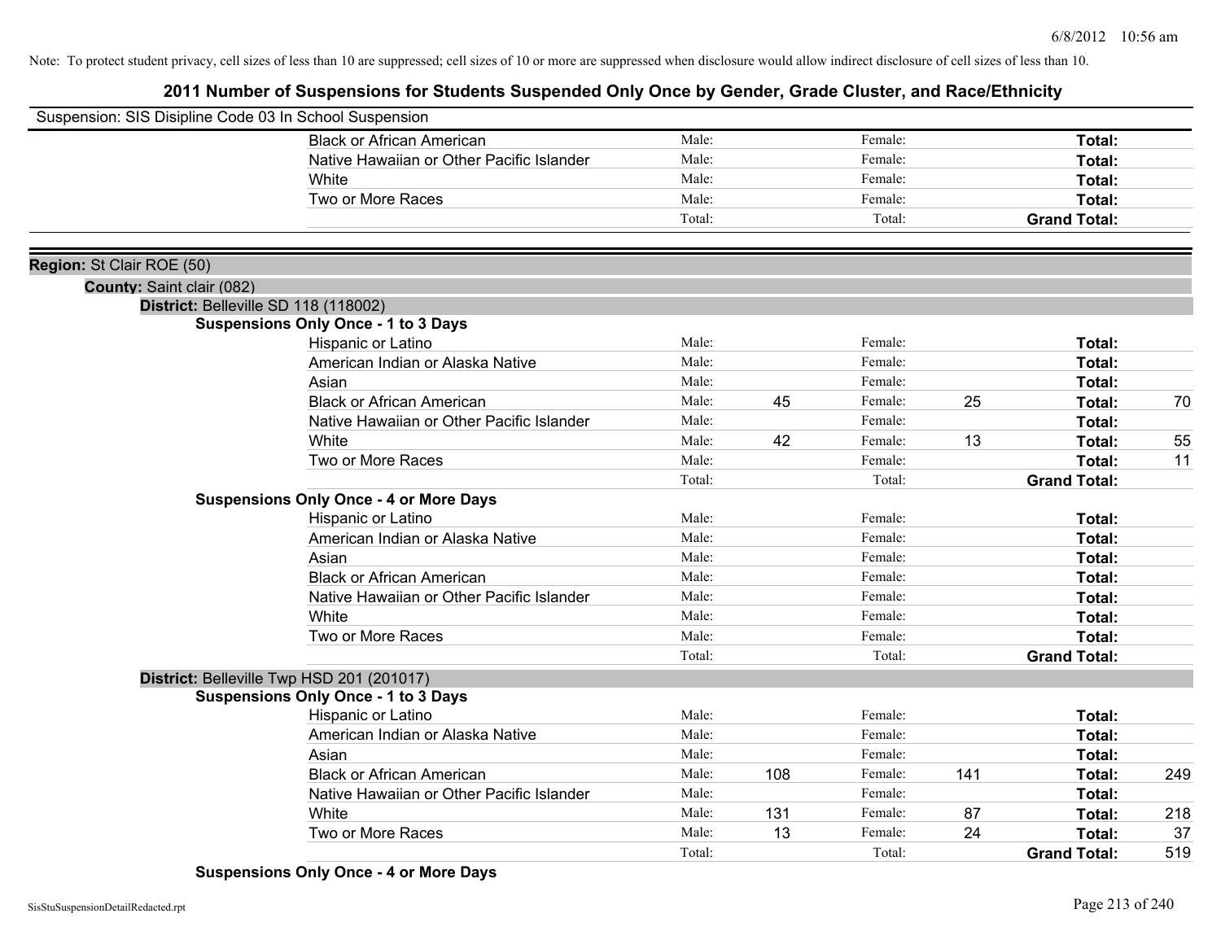Note: To protect student privacy, cell sizes of less than 10 are suppressed; cell sizes of 10 or more are suppressed when disclosure would allow indirect disclosure of cell sizes of less than 10.

# 2011 Number of Suspensions for Students Suspended Only Once by Gender, Grade Cluster, and Race/Ethnicity

Suspension: SIS Disipline Code 03 In School Suspension

| | Male: | | Female: | | | |
|---|---|---|---|---|---|---|
| Black or African American | Male: | | Female: | | **Total:** | |
| Native Hawaiian or Other Pacific Islander | Male: | | Female: | | **Total:** | |
| White | Male: | | Female: | | **Total:** | |
| Two or More Races | Male: | | Female: | | **Total:** | |
| | Total: | | Total: | | **Grand Total:** | |

**Region:** St Clair ROE (50)

**County:** Saint clair (082)

**District:** Belleville SD 118 (118002)

**Suspensions Only Once - 1 to 3 Days**

| | | | | | | |
|---|---|---|---|---|---|---|
| Hispanic or Latino | Male: | | Female: | | **Total:** | |
| American Indian or Alaska Native | Male: | | Female: | | **Total:** | |
| Asian | Male: | | Female: | | **Total:** | |
| Black or African American | Male: | 45 | Female: | 25 | **Total:** | 70 |
| Native Hawaiian or Other Pacific Islander | Male: | | Female: | | **Total:** | |
| White | Male: | 42 | Female: | 13 | **Total:** | 55 |
| Two or More Races | Male: | | Female: | | **Total:** | 11 |
| | Total: | | Total: | | **Grand Total:** | |

**Suspensions Only Once - 4 or More Days**

| | | | | | | |
|---|---|---|---|---|---|---|
| Hispanic or Latino | Male: | | Female: | | **Total:** | |
| American Indian or Alaska Native | Male: | | Female: | | **Total:** | |
| Asian | Male: | | Female: | | **Total:** | |
| Black or African American | Male: | | Female: | | **Total:** | |
| Native Hawaiian or Other Pacific Islander | Male: | | Female: | | **Total:** | |
| White | Male: | | Female: | | **Total:** | |
| Two or More Races | Male: | | Female: | | **Total:** | |
| | Total: | | Total: | | **Grand Total:** | |

**District:** Belleville Twp HSD 201 (201017)

**Suspensions Only Once - 1 to 3 Days**

| | | | | | | |
|---|---|---|---|---|---|---|
| Hispanic or Latino | Male: | | Female: | | **Total:** | |
| American Indian or Alaska Native | Male: | | Female: | | **Total:** | |
| Asian | Male: | | Female: | | **Total:** | |
| Black or African American | Male: | 108 | Female: | 141 | **Total:** | 249 |
| Native Hawaiian or Other Pacific Islander | Male: | | Female: | | **Total:** | |
| White | Male: | 131 | Female: | 87 | **Total:** | 218 |
| Two or More Races | Male: | 13 | Female: | 24 | **Total:** | 37 |
| | Total: | | Total: | | **Grand Total:** | 519 |

**Suspensions Only Once - 4 or More Days**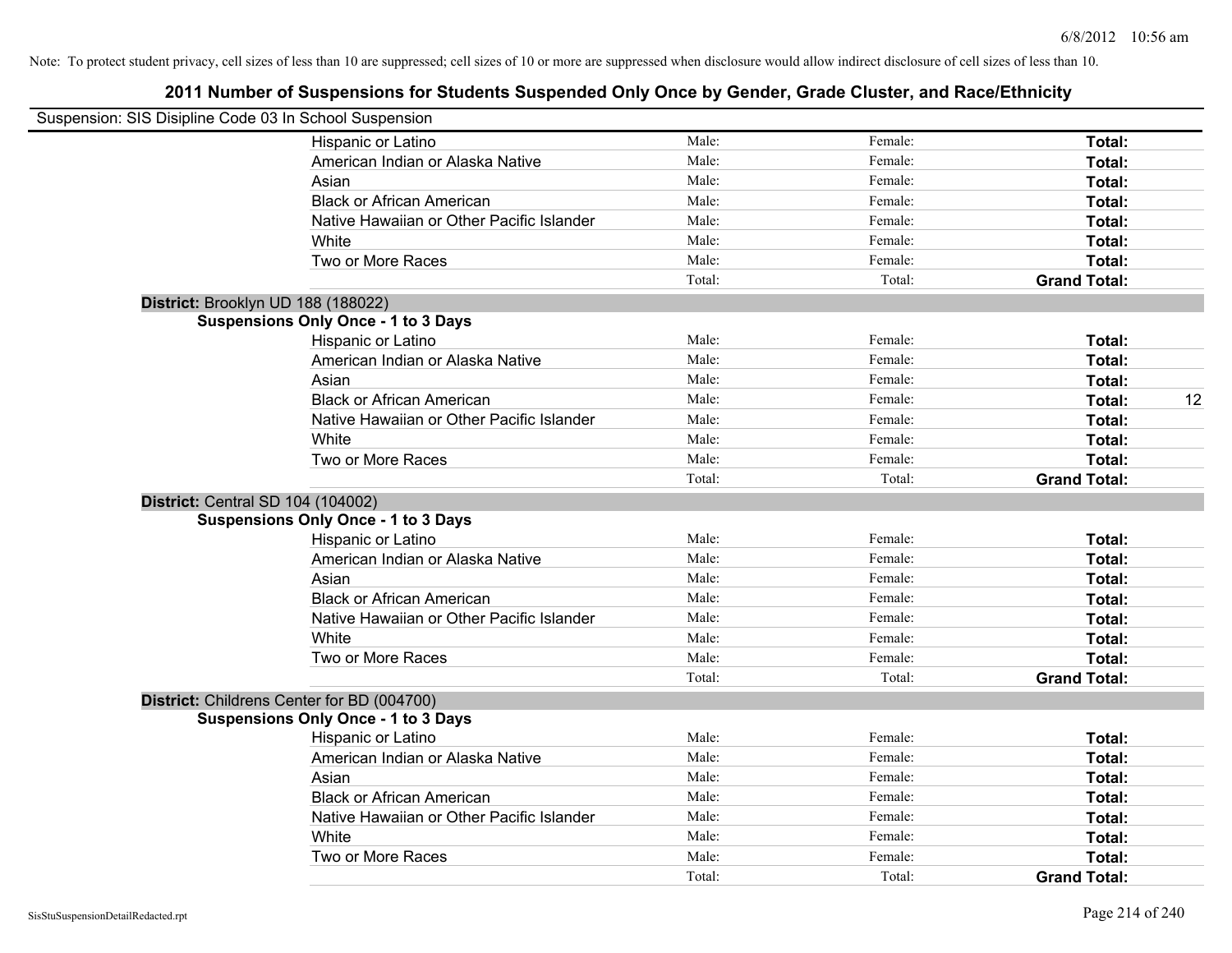Note: To protect student privacy, cell sizes of less than 10 are suppressed; cell sizes of 10 or more are suppressed when disclosure would allow indirect disclosure of cell sizes of less than 10.

## 2011 Number of Suspensions for Students Suspended Only Once by Gender, Grade Cluster, and Race/Ethnicity

Suspension: SIS Disipline Code 03 In School Suspension

| | | | | |
|---|---|---|---|---|
| Hispanic or Latino | Male: | Female: | **Total:** | |
| American Indian or Alaska Native | Male: | Female: | **Total:** | |
| Asian | Male: | Female: | **Total:** | |
| Black or African American | Male: | Female: | **Total:** | |
| Native Hawaiian or Other Pacific Islander | Male: | Female: | **Total:** | |
| White | Male: | Female: | **Total:** | |
| Two or More Races | Male: | Female: | **Total:** | |
| | Total: | Total: | **Grand Total:** | |

**District:** Brooklyn UD 188 (188022)

**Suspensions Only Once - 1 to 3 Days**

| | | | | |
|---|---|---|---|---|
| Hispanic or Latino | Male: | Female: | **Total:** | |
| American Indian or Alaska Native | Male: | Female: | **Total:** | |
| Asian | Male: | Female: | **Total:** | |
| Black or African American | Male: | Female: | **Total:** | 12 |
| Native Hawaiian or Other Pacific Islander | Male: | Female: | **Total:** | |
| White | Male: | Female: | **Total:** | |
| Two or More Races | Male: | Female: | **Total:** | |
| | Total: | Total: | **Grand Total:** | |

**District:** Central SD 104 (104002)

**Suspensions Only Once - 1 to 3 Days**

| | | | | |
|---|---|---|---|---|
| Hispanic or Latino | Male: | Female: | **Total:** | |
| American Indian or Alaska Native | Male: | Female: | **Total:** | |
| Asian | Male: | Female: | **Total:** | |
| Black or African American | Male: | Female: | **Total:** | |
| Native Hawaiian or Other Pacific Islander | Male: | Female: | **Total:** | |
| White | Male: | Female: | **Total:** | |
| Two or More Races | Male: | Female: | **Total:** | |
| | Total: | Total: | **Grand Total:** | |

**District:** Childrens Center for BD (004700)

**Suspensions Only Once - 1 to 3 Days**

| | | | | |
|---|---|---|---|---|
| Hispanic or Latino | Male: | Female: | **Total:** | |
| American Indian or Alaska Native | Male: | Female: | **Total:** | |
| Asian | Male: | Female: | **Total:** | |
| Black or African American | Male: | Female: | **Total:** | |
| Native Hawaiian or Other Pacific Islander | Male: | Female: | **Total:** | |
| White | Male: | Female: | **Total:** | |
| Two or More Races | Male: | Female: | **Total:** | |
| | Total: | Total: | **Grand Total:** | |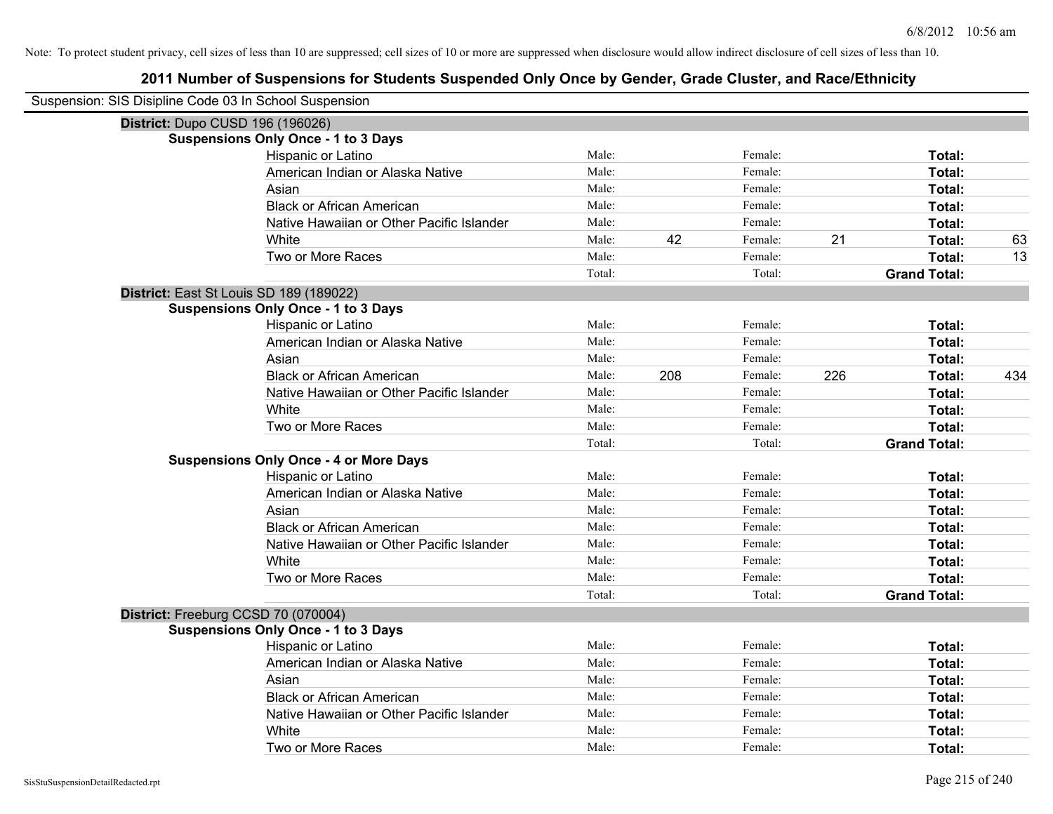Note: To protect student privacy, cell sizes of less than 10 are suppressed; cell sizes of 10 or more are suppressed when disclosure would allow indirect disclosure of cell sizes of less than 10.

## 2011 Number of Suspensions for Students Suspended Only Once by Gender, Grade Cluster, and Race/Ethnicity

Suspension: SIS Disipline Code 03 In School Suspension

**District:** Dupo CUSD 196 (196026)

**Suspensions Only Once - 1 to 3 Days**

| | | | | | | |
|---|---|---|---|---|---|---|
| Hispanic or Latino | Male: | | Female: | | **Total:** | |
| American Indian or Alaska Native | Male: | | Female: | | **Total:** | |
| Asian | Male: | | Female: | | **Total:** | |
| Black or African American | Male: | | Female: | | **Total:** | |
| Native Hawaiian or Other Pacific Islander | Male: | | Female: | | **Total:** | |
| White | Male: | 42 | Female: | 21 | **Total:** | 63 |
| Two or More Races | Male: | | Female: | | **Total:** | 13 |
| | Total: | | Total: | | **Grand Total:** | |

**District:** East St Louis SD 189 (189022)

**Suspensions Only Once - 1 to 3 Days**

| | | | | | | |
|---|---|---|---|---|---|---|
| Hispanic or Latino | Male: | | Female: | | **Total:** | |
| American Indian or Alaska Native | Male: | | Female: | | **Total:** | |
| Asian | Male: | | Female: | | **Total:** | |
| Black or African American | Male: | 208 | Female: | 226 | **Total:** | 434 |
| Native Hawaiian or Other Pacific Islander | Male: | | Female: | | **Total:** | |
| White | Male: | | Female: | | **Total:** | |
| Two or More Races | Male: | | Female: | | **Total:** | |
| | Total: | | Total: | | **Grand Total:** | |

**Suspensions Only Once - 4 or More Days**

| | | | | | | |
|---|---|---|---|---|---|---|
| Hispanic or Latino | Male: | | Female: | | **Total:** | |
| American Indian or Alaska Native | Male: | | Female: | | **Total:** | |
| Asian | Male: | | Female: | | **Total:** | |
| Black or African American | Male: | | Female: | | **Total:** | |
| Native Hawaiian or Other Pacific Islander | Male: | | Female: | | **Total:** | |
| White | Male: | | Female: | | **Total:** | |
| Two or More Races | Male: | | Female: | | **Total:** | |
| | Total: | | Total: | | **Grand Total:** | |

**District:** Freeburg CCSD 70 (070004)

**Suspensions Only Once - 1 to 3 Days**

| | | | | | | |
|---|---|---|---|---|---|---|
| Hispanic or Latino | Male: | | Female: | | **Total:** | |
| American Indian or Alaska Native | Male: | | Female: | | **Total:** | |
| Asian | Male: | | Female: | | **Total:** | |
| Black or African American | Male: | | Female: | | **Total:** | |
| Native Hawaiian or Other Pacific Islander | Male: | | Female: | | **Total:** | |
| White | Male: | | Female: | | **Total:** | |
| Two or More Races | Male: | | Female: | | **Total:** | |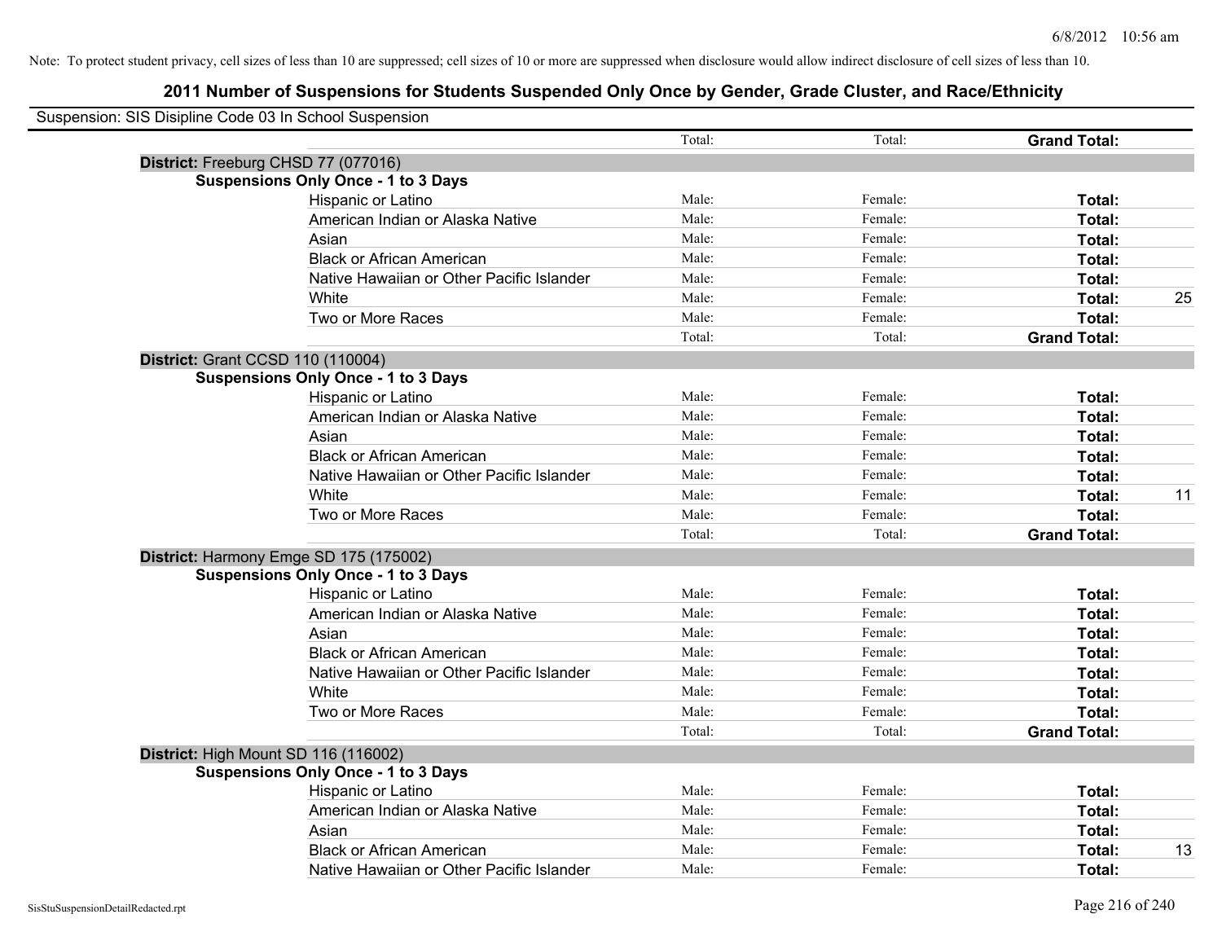Note: To protect student privacy, cell sizes of less than 10 are suppressed; cell sizes of 10 or more are suppressed when disclosure would allow indirect disclosure of cell sizes of less than 10.

# 2011 Number of Suspensions for Students Suspended Only Once by Gender, Grade Cluster, and Race/Ethnicity

Suspension: SIS Disipline Code 03 In School Suspension

| | | Total: | Total: | Grand Total: | |
|---|---|---|---|---|---|
| **District:** Freeburg CHSD 77 (077016) | | | | | |
| **Suspensions Only Once - 1 to 3 Days** | | | | | |
| | Hispanic or Latino | Male: | Female: | **Total:** | |
| | American Indian or Alaska Native | Male: | Female: | **Total:** | |
| | Asian | Male: | Female: | **Total:** | |
| | Black or African American | Male: | Female: | **Total:** | |
| | Native Hawaiian or Other Pacific Islander | Male: | Female: | **Total:** | |
| | White | Male: | Female: | **Total:** | 25 |
| | Two or More Races | Male: | Female: | **Total:** | |
| | | Total: | Total: | **Grand Total:** | |
| **District:** Grant CCSD 110 (110004) | | | | | |
| **Suspensions Only Once - 1 to 3 Days** | | | | | |
| | Hispanic or Latino | Male: | Female: | **Total:** | |
| | American Indian or Alaska Native | Male: | Female: | **Total:** | |
| | Asian | Male: | Female: | **Total:** | |
| | Black or African American | Male: | Female: | **Total:** | |
| | Native Hawaiian or Other Pacific Islander | Male: | Female: | **Total:** | |
| | White | Male: | Female: | **Total:** | 11 |
| | Two or More Races | Male: | Female: | **Total:** | |
| | | Total: | Total: | **Grand Total:** | |
| **District:** Harmony Emge SD 175 (175002) | | | | | |
| **Suspensions Only Once - 1 to 3 Days** | | | | | |
| | Hispanic or Latino | Male: | Female: | **Total:** | |
| | American Indian or Alaska Native | Male: | Female: | **Total:** | |
| | Asian | Male: | Female: | **Total:** | |
| | Black or African American | Male: | Female: | **Total:** | |
| | Native Hawaiian or Other Pacific Islander | Male: | Female: | **Total:** | |
| | White | Male: | Female: | **Total:** | |
| | Two or More Races | Male: | Female: | **Total:** | |
| | | Total: | Total: | **Grand Total:** | |
| **District:** High Mount SD 116 (116002) | | | | | |
| **Suspensions Only Once - 1 to 3 Days** | | | | | |
| | Hispanic or Latino | Male: | Female: | **Total:** | |
| | American Indian or Alaska Native | Male: | Female: | **Total:** | |
| | Asian | Male: | Female: | **Total:** | |
| | Black or African American | Male: | Female: | **Total:** | 13 |
| | Native Hawaiian or Other Pacific Islander | Male: | Female: | **Total:** | |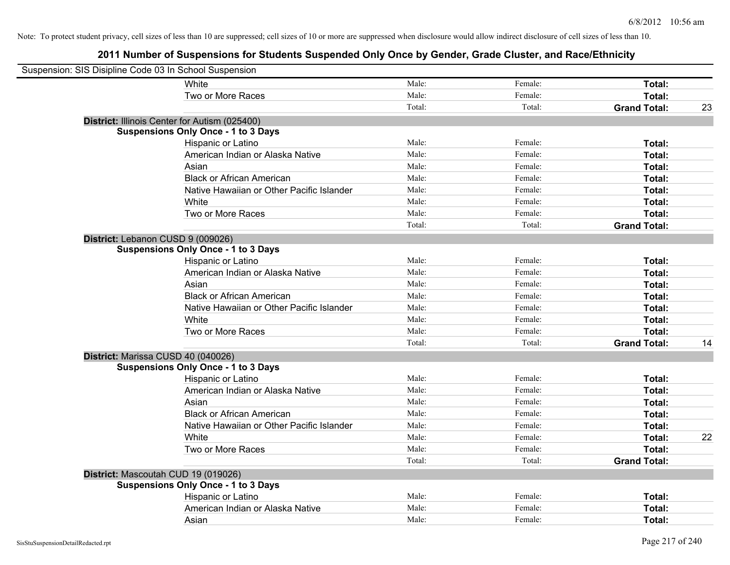Note: To protect student privacy, cell sizes of less than 10 are suppressed; cell sizes of 10 or more are suppressed when disclosure would allow indirect disclosure of cell sizes of less than 10.

## 2011 Number of Suspensions for Students Suspended Only Once by Gender, Grade Cluster, and Race/Ethnicity

Suspension: SIS Disipline Code 03 In School Suspension

| | | | | | |
|---|---|---|---|---|---|
| White | Male: | Female: | Total: | |
| Two or More Races | Male: | Female: | Total: | |
| | Total: | Total: | **Grand Total:** | 23 |

**District:** Illinois Center for Autism (025400)

**Suspensions Only Once - 1 to 3 Days**

| | | | | |
|---|---|---|---|---|
| Hispanic or Latino | Male: | Female: | **Total:** | |
| American Indian or Alaska Native | Male: | Female: | **Total:** | |
| Asian | Male: | Female: | **Total:** | |
| Black or African American | Male: | Female: | **Total:** | |
| Native Hawaiian or Other Pacific Islander | Male: | Female: | **Total:** | |
| White | Male: | Female: | **Total:** | |
| Two or More Races | Male: | Female: | **Total:** | |
| | Total: | Total: | **Grand Total:** | |

**District:** Lebanon CUSD 9 (009026)

**Suspensions Only Once - 1 to 3 Days**

| | | | | |
|---|---|---|---|---|
| Hispanic or Latino | Male: | Female: | **Total:** | |
| American Indian or Alaska Native | Male: | Female: | **Total:** | |
| Asian | Male: | Female: | **Total:** | |
| Black or African American | Male: | Female: | **Total:** | |
| Native Hawaiian or Other Pacific Islander | Male: | Female: | **Total:** | |
| White | Male: | Female: | **Total:** | |
| Two or More Races | Male: | Female: | **Total:** | |
| | Total: | Total: | **Grand Total:** | 14 |

**District:** Marissa CUSD 40 (040026)

**Suspensions Only Once - 1 to 3 Days**

| | | | | |
|---|---|---|---|---|
| Hispanic or Latino | Male: | Female: | **Total:** | |
| American Indian or Alaska Native | Male: | Female: | **Total:** | |
| Asian | Male: | Female: | **Total:** | |
| Black or African American | Male: | Female: | **Total:** | |
| Native Hawaiian or Other Pacific Islander | Male: | Female: | **Total:** | |
| White | Male: | Female: | **Total:** | 22 |
| Two or More Races | Male: | Female: | **Total:** | |
| | Total: | Total: | **Grand Total:** | |

**District:** Mascoutah CUD 19 (019026)

**Suspensions Only Once - 1 to 3 Days**

| | | | | |
|---|---|---|---|---|
| Hispanic or Latino | Male: | Female: | **Total:** | |
| American Indian or Alaska Native | Male: | Female: | **Total:** | |
| Asian | Male: | Female: | **Total:** | |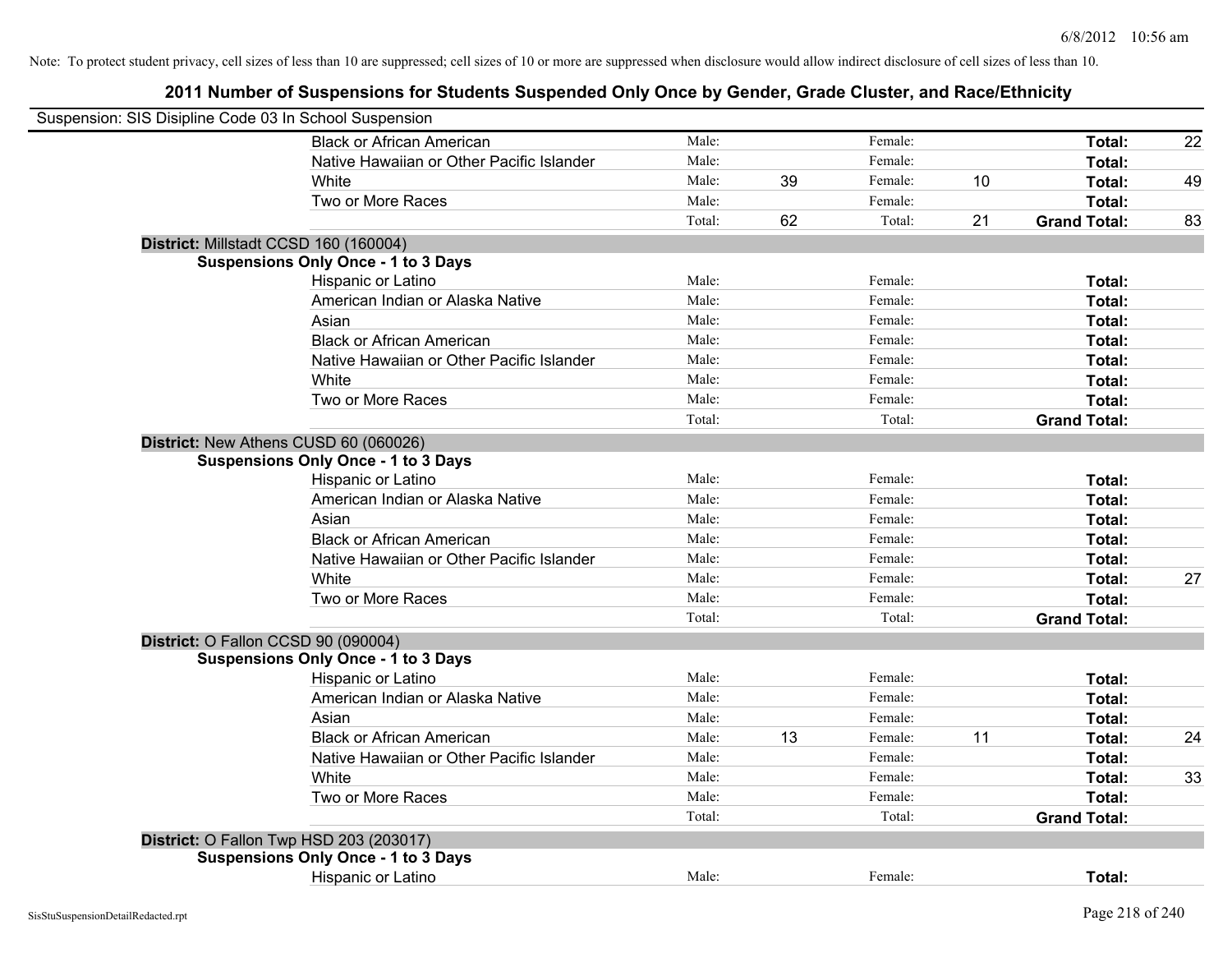Note: To protect student privacy, cell sizes of less than 10 are suppressed; cell sizes of 10 or more are suppressed when disclosure would allow indirect disclosure of cell sizes of less than 10.

# 2011 Number of Suspensions for Students Suspended Only Once by Gender, Grade Cluster, and Race/Ethnicity

Suspension: SIS Disipline Code 03 In School Suspension

| | | | | | |
|---|---|---|---|---|---|
| Black or African American | Male: | | Female: | | Total: 22 |
| Native Hawaiian or Other Pacific Islander | Male: | | Female: | | Total: |
| White | Male: | 39 | Female: | 10 | Total: 49 |
| Two or More Races | Male: | | Female: | | Total: |
| | Total: | 62 | Total: | 21 | Grand Total: 83 |

**District:** Millstadt CCSD 160 (160004)

**Suspensions Only Once - 1 to 3 Days**

| | | | | | |
|---|---|---|---|---|---|
| Hispanic or Latino | Male: | | Female: | | Total: |
| American Indian or Alaska Native | Male: | | Female: | | Total: |
| Asian | Male: | | Female: | | Total: |
| Black or African American | Male: | | Female: | | Total: |
| Native Hawaiian or Other Pacific Islander | Male: | | Female: | | Total: |
| White | Male: | | Female: | | Total: |
| Two or More Races | Male: | | Female: | | Total: |
| | Total: | | Total: | | Grand Total: |

**District:** New Athens CUSD 60 (060026)

**Suspensions Only Once - 1 to 3 Days**

| | | | | | |
|---|---|---|---|---|---|
| Hispanic or Latino | Male: | | Female: | | Total: |
| American Indian or Alaska Native | Male: | | Female: | | Total: |
| Asian | Male: | | Female: | | Total: |
| Black or African American | Male: | | Female: | | Total: |
| Native Hawaiian or Other Pacific Islander | Male: | | Female: | | Total: |
| White | Male: | | Female: | | Total: 27 |
| Two or More Races | Male: | | Female: | | Total: |
| | Total: | | Total: | | Grand Total: |

**District:** O Fallon CCSD 90 (090004)

**Suspensions Only Once - 1 to 3 Days**

| | | | | | |
|---|---|---|---|---|---|
| Hispanic or Latino | Male: | | Female: | | Total: |
| American Indian or Alaska Native | Male: | | Female: | | Total: |
| Asian | Male: | | Female: | | Total: |
| Black or African American | Male: | 13 | Female: | 11 | Total: 24 |
| Native Hawaiian or Other Pacific Islander | Male: | | Female: | | Total: |
| White | Male: | | Female: | | Total: 33 |
| Two or More Races | Male: | | Female: | | Total: |
| | Total: | | Total: | | Grand Total: |

**District:** O Fallon Twp HSD 203 (203017)

**Suspensions Only Once - 1 to 3 Days**

| | | | | | |
|---|---|---|---|---|---|
| Hispanic or Latino | Male: | | Female: | | Total: |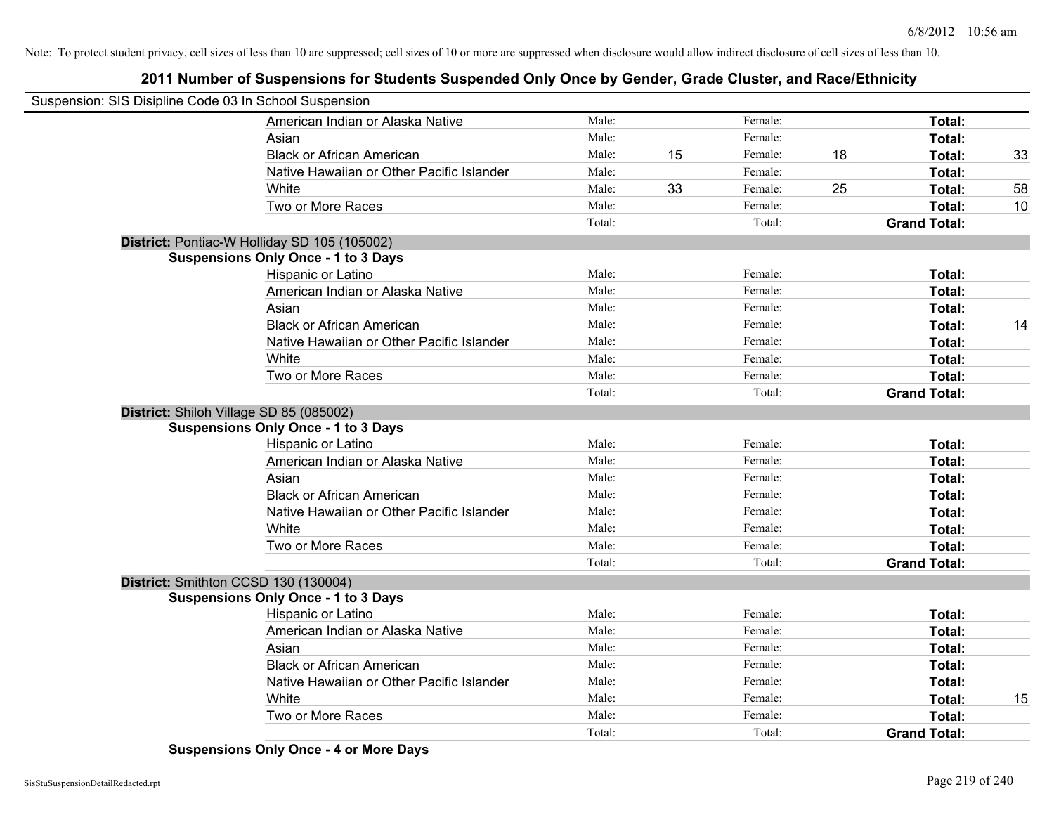Note: To protect student privacy, cell sizes of less than 10 are suppressed; cell sizes of 10 or more are suppressed when disclosure would allow indirect disclosure of cell sizes of less than 10.

# 2011 Number of Suspensions for Students Suspended Only Once by Gender, Grade Cluster, and Race/Ethnicity

Suspension: SIS Disipline Code 03 In School Suspension

| | | | | | | |
|---|---|---|---|---|---|---|
| American Indian or Alaska Native | Male: | | Female: | | **Total:** | |
| Asian | Male: | | Female: | | **Total:** | |
| Black or African American | Male: | 15 | Female: | 18 | **Total:** | 33 |
| Native Hawaiian or Other Pacific Islander | Male: | | Female: | | **Total:** | |
| White | Male: | 33 | Female: | 25 | **Total:** | 58 |
| Two or More Races | Male: | | Female: | | **Total:** | 10 |
| | Total: | | Total: | | **Grand Total:** | |

**District:** Pontiac-W Holliday SD 105 (105002)

**Suspensions Only Once - 1 to 3 Days**

| | | | | | | |
|---|---|---|---|---|---|---|
| Hispanic or Latino | Male: | | Female: | | **Total:** | |
| American Indian or Alaska Native | Male: | | Female: | | **Total:** | |
| Asian | Male: | | Female: | | **Total:** | |
| Black or African American | Male: | | Female: | | **Total:** | 14 |
| Native Hawaiian or Other Pacific Islander | Male: | | Female: | | **Total:** | |
| White | Male: | | Female: | | **Total:** | |
| Two or More Races | Male: | | Female: | | **Total:** | |
| | Total: | | Total: | | **Grand Total:** | |

**District:** Shiloh Village SD 85 (085002)

**Suspensions Only Once - 1 to 3 Days**

| | | | | | | |
|---|---|---|---|---|---|---|
| Hispanic or Latino | Male: | | Female: | | **Total:** | |
| American Indian or Alaska Native | Male: | | Female: | | **Total:** | |
| Asian | Male: | | Female: | | **Total:** | |
| Black or African American | Male: | | Female: | | **Total:** | |
| Native Hawaiian or Other Pacific Islander | Male: | | Female: | | **Total:** | |
| White | Male: | | Female: | | **Total:** | |
| Two or More Races | Male: | | Female: | | **Total:** | |
| | Total: | | Total: | | **Grand Total:** | |

**District:** Smithton CCSD 130 (130004)

**Suspensions Only Once - 1 to 3 Days**

| | | | | | | |
|---|---|---|---|---|---|---|
| Hispanic or Latino | Male: | | Female: | | **Total:** | |
| American Indian or Alaska Native | Male: | | Female: | | **Total:** | |
| Asian | Male: | | Female: | | **Total:** | |
| Black or African American | Male: | | Female: | | **Total:** | |
| Native Hawaiian or Other Pacific Islander | Male: | | Female: | | **Total:** | |
| White | Male: | | Female: | | **Total:** | 15 |
| Two or More Races | Male: | | Female: | | **Total:** | |
| | Total: | | Total: | | **Grand Total:** | |

**Suspensions Only Once - 4 or More Days**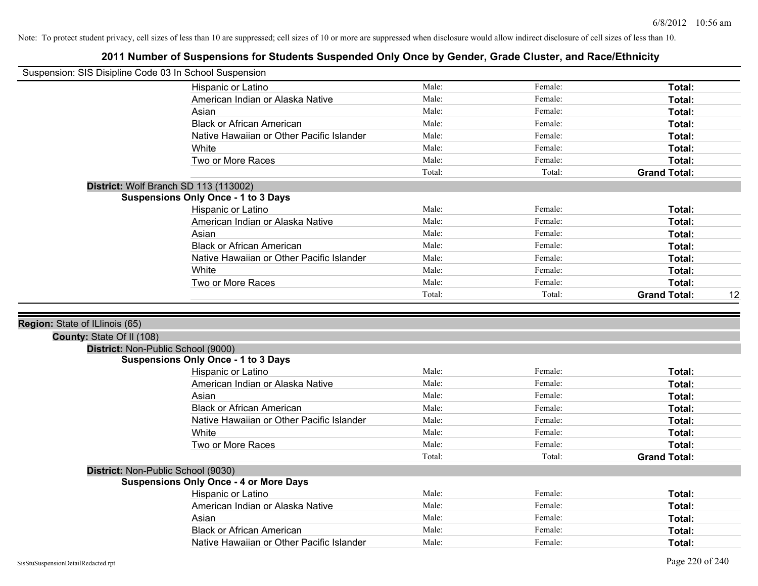Note: To protect student privacy, cell sizes of less than 10 are suppressed; cell sizes of 10 or more are suppressed when disclosure would allow indirect disclosure of cell sizes of less than 10.

# 2011 Number of Suspensions for Students Suspended Only Once by Gender, Grade Cluster, and Race/Ethnicity

Suspension: SIS Disipline Code 03 In School Suspension

| | Male | Female | Total |
|---|---|---|---|
| Hispanic or Latino | Male: | Female: | **Total:** |
| American Indian or Alaska Native | Male: | Female: | **Total:** |
| Asian | Male: | Female: | **Total:** |
| Black or African American | Male: | Female: | **Total:** |
| Native Hawaiian or Other Pacific Islander | Male: | Female: | **Total:** |
| White | Male: | Female: | **Total:** |
| Two or More Races | Male: | Female: | **Total:** |
| | Total: | Total: | **Grand Total:** |

**District:** Wolf Branch SD 113 (113002)

**Suspensions Only Once - 1 to 3 Days**

| | Male | Female | Total |
|---|---|---|---|
| Hispanic or Latino | Male: | Female: | **Total:** |
| American Indian or Alaska Native | Male: | Female: | **Total:** |
| Asian | Male: | Female: | **Total:** |
| Black or African American | Male: | Female: | **Total:** |
| Native Hawaiian or Other Pacific Islander | Male: | Female: | **Total:** |
| White | Male: | Female: | **Total:** |
| Two or More Races | Male: | Female: | **Total:** |
| | Total: | Total: | **Grand Total:** 12 |

**Region:** State of ILlinois (65)

**County:** State Of Il (108)

**District:** Non-Public School (9000)

**Suspensions Only Once - 1 to 3 Days**

| | Male | Female | Total |
|---|---|---|---|
| Hispanic or Latino | Male: | Female: | **Total:** |
| American Indian or Alaska Native | Male: | Female: | **Total:** |
| Asian | Male: | Female: | **Total:** |
| Black or African American | Male: | Female: | **Total:** |
| Native Hawaiian or Other Pacific Islander | Male: | Female: | **Total:** |
| White | Male: | Female: | **Total:** |
| Two or More Races | Male: | Female: | **Total:** |
| | Total: | Total: | **Grand Total:** |

**District:** Non-Public School (9030)

**Suspensions Only Once - 4 or More Days**

| | Male | Female | Total |
|---|---|---|---|
| Hispanic or Latino | Male: | Female: | **Total:** |
| American Indian or Alaska Native | Male: | Female: | **Total:** |
| Asian | Male: | Female: | **Total:** |
| Black or African American | Male: | Female: | **Total:** |
| Native Hawaiian or Other Pacific Islander | Male: | Female: | **Total:** |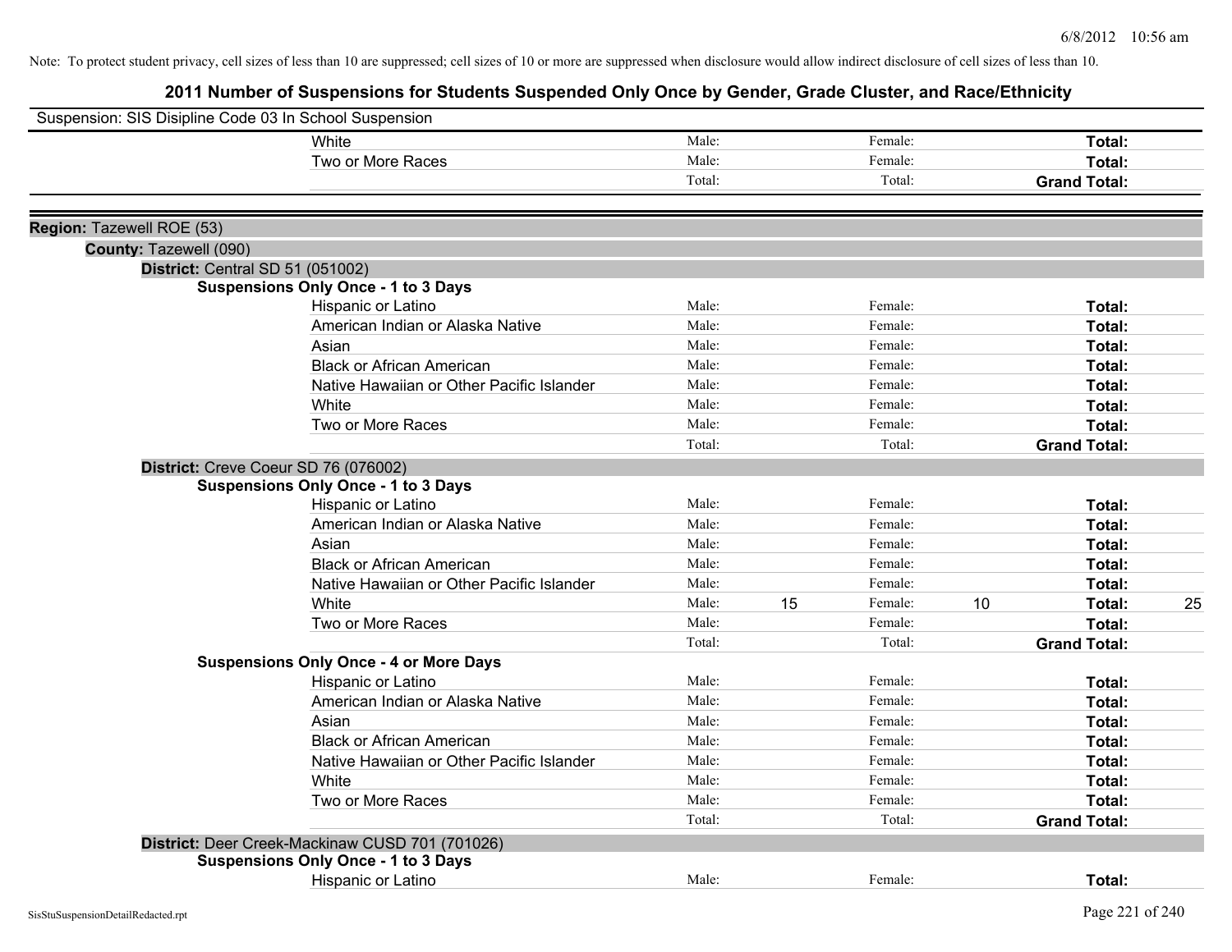Note: To protect student privacy, cell sizes of less than 10 are suppressed; cell sizes of 10 or more are suppressed when disclosure would allow indirect disclosure of cell sizes of less than 10.

# 2011 Number of Suspensions for Students Suspended Only Once by Gender, Grade Cluster, and Race/Ethnicity

Suspension: SIS Disipline Code 03 In School Suspension

| | Male | | Female | | | |
|---|---|---|---|---|---|---|
| White | Male: | | Female: | | **Total:** | |
| Two or More Races | Male: | | Female: | | **Total:** | |
| | Total: | | Total: | | **Grand Total:** | |

**Region:** Tazewell ROE (53)

**County:** Tazewell (090)

**District:** Central SD 51 (051002)

**Suspensions Only Once - 1 to 3 Days**

| | | | | | | |
|---|---|---|---|---|---|---|
| Hispanic or Latino | Male: | | Female: | | **Total:** | |
| American Indian or Alaska Native | Male: | | Female: | | **Total:** | |
| Asian | Male: | | Female: | | **Total:** | |
| Black or African American | Male: | | Female: | | **Total:** | |
| Native Hawaiian or Other Pacific Islander | Male: | | Female: | | **Total:** | |
| White | Male: | | Female: | | **Total:** | |
| Two or More Races | Male: | | Female: | | **Total:** | |
| | Total: | | Total: | | **Grand Total:** | |

**District:** Creve Coeur SD 76 (076002)

**Suspensions Only Once - 1 to 3 Days**

| | | | | | | |
|---|---|---|---|---|---|---|
| Hispanic or Latino | Male: | | Female: | | **Total:** | |
| American Indian or Alaska Native | Male: | | Female: | | **Total:** | |
| Asian | Male: | | Female: | | **Total:** | |
| Black or African American | Male: | | Female: | | **Total:** | |
| Native Hawaiian or Other Pacific Islander | Male: | | Female: | | **Total:** | |
| White | Male: | 15 | Female: | 10 | **Total:** | 25 |
| Two or More Races | Male: | | Female: | | **Total:** | |
| | Total: | | Total: | | **Grand Total:** | |

**Suspensions Only Once - 4 or More Days**

| | | | | | | |
|---|---|---|---|---|---|---|
| Hispanic or Latino | Male: | | Female: | | **Total:** | |
| American Indian or Alaska Native | Male: | | Female: | | **Total:** | |
| Asian | Male: | | Female: | | **Total:** | |
| Black or African American | Male: | | Female: | | **Total:** | |
| Native Hawaiian or Other Pacific Islander | Male: | | Female: | | **Total:** | |
| White | Male: | | Female: | | **Total:** | |
| Two or More Races | Male: | | Female: | | **Total:** | |
| | Total: | | Total: | | **Grand Total:** | |

**District:** Deer Creek-Mackinaw CUSD 701 (701026)

**Suspensions Only Once - 1 to 3 Days**

| | | | | | | |
|---|---|---|---|---|---|---|
| Hispanic or Latino | Male: | | Female: | | **Total:** | |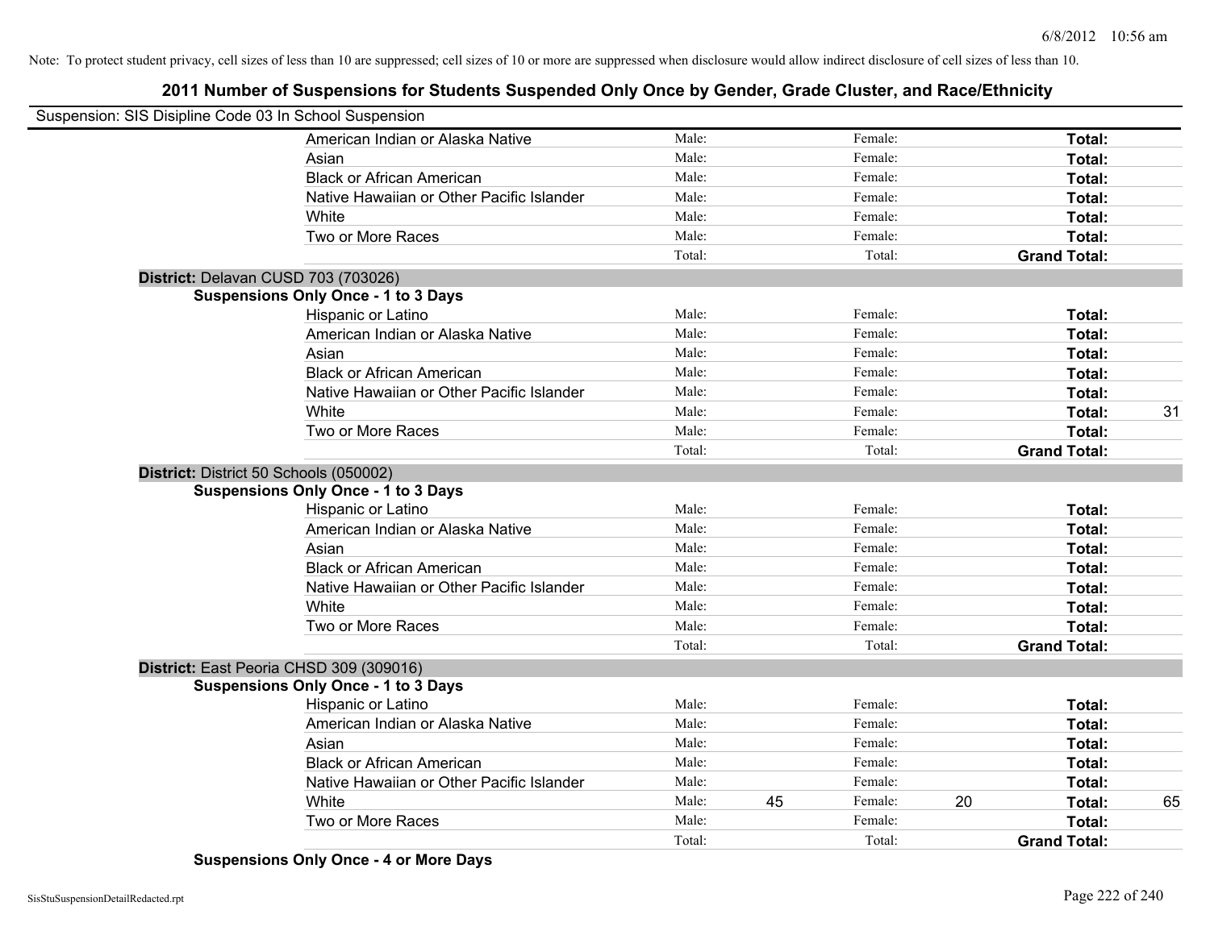Note: To protect student privacy, cell sizes of less than 10 are suppressed; cell sizes of 10 or more are suppressed when disclosure would allow indirect disclosure of cell sizes of less than 10.

## 2011 Number of Suspensions for Students Suspended Only Once by Gender, Grade Cluster, and Race/Ethnicity

Suspension: SIS Disipline Code 03 In School Suspension

| | Male: | | Female: | | Total: | |
|---|---|---|---|---|---|---|
| American Indian or Alaska Native | Male: | | Female: | | **Total:** | |
| Asian | Male: | | Female: | | **Total:** | |
| Black or African American | Male: | | Female: | | **Total:** | |
| Native Hawaiian or Other Pacific Islander | Male: | | Female: | | **Total:** | |
| White | Male: | | Female: | | **Total:** | |
| Two or More Races | Male: | | Female: | | **Total:** | |
| | Total: | | Total: | | **Grand Total:** | |

**District:** Delavan CUSD 703 (703026)

**Suspensions Only Once - 1 to 3 Days**

| | | | | | | |
|---|---|---|---|---|---|---|
| Hispanic or Latino | Male: | | Female: | | **Total:** | |
| American Indian or Alaska Native | Male: | | Female: | | **Total:** | |
| Asian | Male: | | Female: | | **Total:** | |
| Black or African American | Male: | | Female: | | **Total:** | |
| Native Hawaiian or Other Pacific Islander | Male: | | Female: | | **Total:** | |
| White | Male: | | Female: | | **Total:** | 31 |
| Two or More Races | Male: | | Female: | | **Total:** | |
| | Total: | | Total: | | **Grand Total:** | |

**District:** District 50 Schools (050002)

**Suspensions Only Once - 1 to 3 Days**

| | | | | | | |
|---|---|---|---|---|---|---|
| Hispanic or Latino | Male: | | Female: | | **Total:** | |
| American Indian or Alaska Native | Male: | | Female: | | **Total:** | |
| Asian | Male: | | Female: | | **Total:** | |
| Black or African American | Male: | | Female: | | **Total:** | |
| Native Hawaiian or Other Pacific Islander | Male: | | Female: | | **Total:** | |
| White | Male: | | Female: | | **Total:** | |
| Two or More Races | Male: | | Female: | | **Total:** | |
| | Total: | | Total: | | **Grand Total:** | |

**District:** East Peoria CHSD 309 (309016)

**Suspensions Only Once - 1 to 3 Days**

| | | | | | | |
|---|---|---|---|---|---|---|
| Hispanic or Latino | Male: | | Female: | | **Total:** | |
| American Indian or Alaska Native | Male: | | Female: | | **Total:** | |
| Asian | Male: | | Female: | | **Total:** | |
| Black or African American | Male: | | Female: | | **Total:** | |
| Native Hawaiian or Other Pacific Islander | Male: | | Female: | | **Total:** | |
| White | Male: | 45 | Female: | 20 | **Total:** | 65 |
| Two or More Races | Male: | | Female: | | **Total:** | |
| | Total: | | Total: | | **Grand Total:** | |

**Suspensions Only Once - 4 or More Days**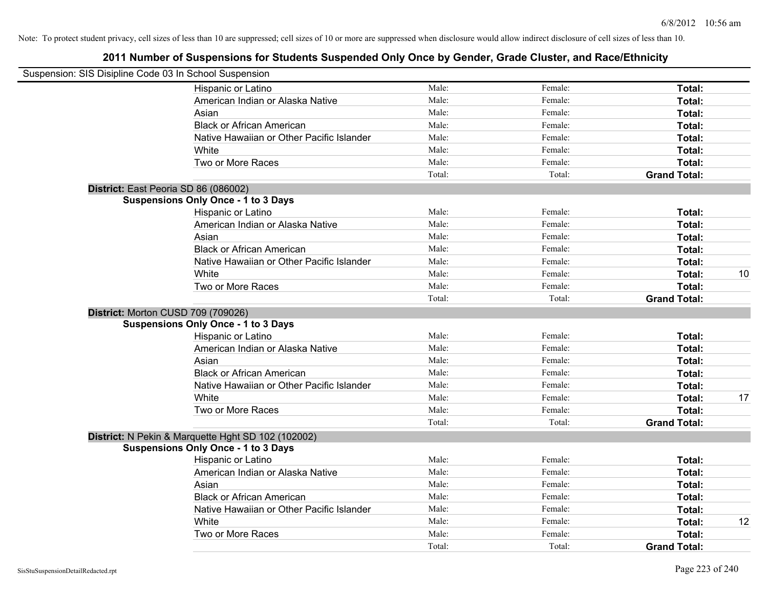Note: To protect student privacy, cell sizes of less than 10 are suppressed; cell sizes of 10 or more are suppressed when disclosure would allow indirect disclosure of cell sizes of less than 10.

## 2011 Number of Suspensions for Students Suspended Only Once by Gender, Grade Cluster, and Race/Ethnicity

Suspension: SIS Disipline Code 03 In School Suspension

| | | | | |
|---|---|---|---|---|
| Hispanic or Latino | Male: | Female: | **Total:** | |
| American Indian or Alaska Native | Male: | Female: | **Total:** | |
| Asian | Male: | Female: | **Total:** | |
| Black or African American | Male: | Female: | **Total:** | |
| Native Hawaiian or Other Pacific Islander | Male: | Female: | **Total:** | |
| White | Male: | Female: | **Total:** | |
| Two or More Races | Male: | Female: | **Total:** | |
| | Total: | Total: | **Grand Total:** | |

**District:** East Peoria SD 86 (086002)

**Suspensions Only Once - 1 to 3 Days**

| | | | | |
|---|---|---|---|---|
| Hispanic or Latino | Male: | Female: | **Total:** | |
| American Indian or Alaska Native | Male: | Female: | **Total:** | |
| Asian | Male: | Female: | **Total:** | |
| Black or African American | Male: | Female: | **Total:** | |
| Native Hawaiian or Other Pacific Islander | Male: | Female: | **Total:** | |
| White | Male: | Female: | **Total:** | 10 |
| Two or More Races | Male: | Female: | **Total:** | |
| | Total: | Total: | **Grand Total:** | |

**District:** Morton CUSD 709 (709026)

**Suspensions Only Once - 1 to 3 Days**

| | | | | |
|---|---|---|---|---|
| Hispanic or Latino | Male: | Female: | **Total:** | |
| American Indian or Alaska Native | Male: | Female: | **Total:** | |
| Asian | Male: | Female: | **Total:** | |
| Black or African American | Male: | Female: | **Total:** | |
| Native Hawaiian or Other Pacific Islander | Male: | Female: | **Total:** | |
| White | Male: | Female: | **Total:** | 17 |
| Two or More Races | Male: | Female: | **Total:** | |
| | Total: | Total: | **Grand Total:** | |

**District:** N Pekin & Marquette Hght SD 102 (102002)

**Suspensions Only Once - 1 to 3 Days**

| | | | | |
|---|---|---|---|---|
| Hispanic or Latino | Male: | Female: | **Total:** | |
| American Indian or Alaska Native | Male: | Female: | **Total:** | |
| Asian | Male: | Female: | **Total:** | |
| Black or African American | Male: | Female: | **Total:** | |
| Native Hawaiian or Other Pacific Islander | Male: | Female: | **Total:** | |
| White | Male: | Female: | **Total:** | 12 |
| Two or More Races | Male: | Female: | **Total:** | |
| | Total: | Total: | **Grand Total:** | |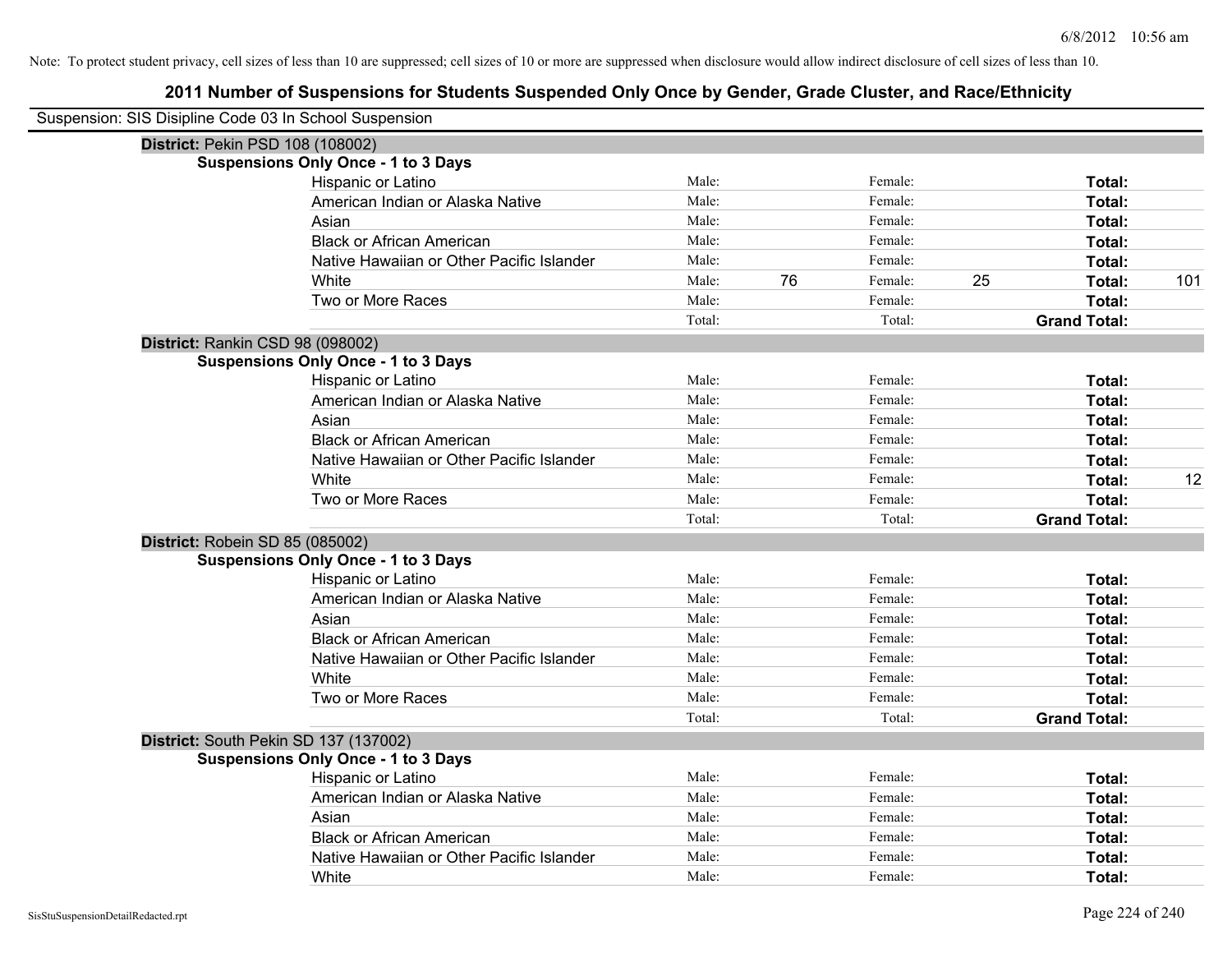Note: To protect student privacy, cell sizes of less than 10 are suppressed; cell sizes of 10 or more are suppressed when disclosure would allow indirect disclosure of cell sizes of less than 10.

## 2011 Number of Suspensions for Students Suspended Only Once by Gender, Grade Cluster, and Race/Ethnicity

Suspension: SIS Disipline Code 03 In School Suspension

**District:** Pekin PSD 108 (108002)

**Suspensions Only Once - 1 to 3 Days**

| | | | | | | |
|---|---|---|---|---|---|---|
| Hispanic or Latino | Male: | | Female: | | **Total:** | |
| American Indian or Alaska Native | Male: | | Female: | | **Total:** | |
| Asian | Male: | | Female: | | **Total:** | |
| Black or African American | Male: | | Female: | | **Total:** | |
| Native Hawaiian or Other Pacific Islander | Male: | | Female: | | **Total:** | |
| White | Male: | 76 | Female: | 25 | **Total:** | 101 |
| Two or More Races | Male: | | Female: | | **Total:** | |
| | Total: | | Total: | | **Grand Total:** | |

**District:** Rankin CSD 98 (098002)

**Suspensions Only Once - 1 to 3 Days**

| | | | | | | |
|---|---|---|---|---|---|---|
| Hispanic or Latino | Male: | | Female: | | **Total:** | |
| American Indian or Alaska Native | Male: | | Female: | | **Total:** | |
| Asian | Male: | | Female: | | **Total:** | |
| Black or African American | Male: | | Female: | | **Total:** | |
| Native Hawaiian or Other Pacific Islander | Male: | | Female: | | **Total:** | |
| White | Male: | | Female: | | **Total:** | 12 |
| Two or More Races | Male: | | Female: | | **Total:** | |
| | Total: | | Total: | | **Grand Total:** | |

**District:** Robein SD 85 (085002)

**Suspensions Only Once - 1 to 3 Days**

| | | | | | | |
|---|---|---|---|---|---|---|
| Hispanic or Latino | Male: | | Female: | | **Total:** | |
| American Indian or Alaska Native | Male: | | Female: | | **Total:** | |
| Asian | Male: | | Female: | | **Total:** | |
| Black or African American | Male: | | Female: | | **Total:** | |
| Native Hawaiian or Other Pacific Islander | Male: | | Female: | | **Total:** | |
| White | Male: | | Female: | | **Total:** | |
| Two or More Races | Male: | | Female: | | **Total:** | |
| | Total: | | Total: | | **Grand Total:** | |

**District:** South Pekin SD 137 (137002)

**Suspensions Only Once - 1 to 3 Days**

| | | | | | | |
|---|---|---|---|---|---|---|
| Hispanic or Latino | Male: | | Female: | | **Total:** | |
| American Indian or Alaska Native | Male: | | Female: | | **Total:** | |
| Asian | Male: | | Female: | | **Total:** | |
| Black or African American | Male: | | Female: | | **Total:** | |
| Native Hawaiian or Other Pacific Islander | Male: | | Female: | | **Total:** | |
| White | Male: | | Female: | | **Total:** | |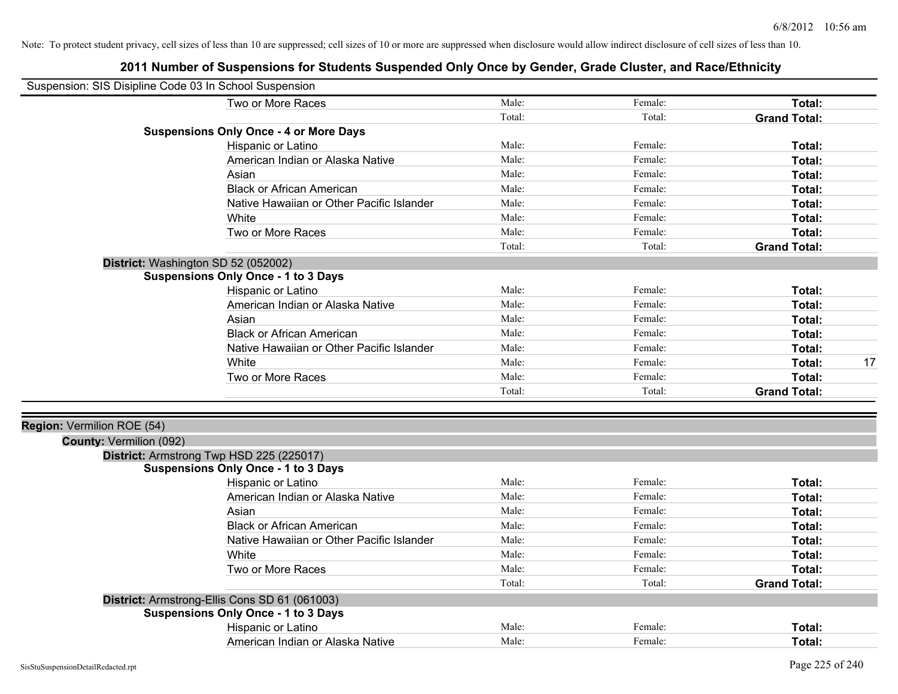Note: To protect student privacy, cell sizes of less than 10 are suppressed; cell sizes of 10 or more are suppressed when disclosure would allow indirect disclosure of cell sizes of less than 10.

# 2011 Number of Suspensions for Students Suspended Only Once by Gender, Grade Cluster, and Race/Ethnicity

Suspension: SIS Disipline Code 03 In School Suspension

| | | | | |
|---|---|---|---|---|
| Two or More Races | Male: | Female: | **Total:** | |
| | Total: | Total: | **Grand Total:** | |

**Suspensions Only Once - 4 or More Days**

| | | | | |
|---|---|---|---|---|
| Hispanic or Latino | Male: | Female: | **Total:** | |
| American Indian or Alaska Native | Male: | Female: | **Total:** | |
| Asian | Male: | Female: | **Total:** | |
| Black or African American | Male: | Female: | **Total:** | |
| Native Hawaiian or Other Pacific Islander | Male: | Female: | **Total:** | |
| White | Male: | Female: | **Total:** | |
| Two or More Races | Male: | Female: | **Total:** | |
| | Total: | Total: | **Grand Total:** | |

**District:** Washington SD 52 (052002)

**Suspensions Only Once - 1 to 3 Days**

| | | | | |
|---|---|---|---|---|
| Hispanic or Latino | Male: | Female: | **Total:** | |
| American Indian or Alaska Native | Male: | Female: | **Total:** | |
| Asian | Male: | Female: | **Total:** | |
| Black or African American | Male: | Female: | **Total:** | |
| Native Hawaiian or Other Pacific Islander | Male: | Female: | **Total:** | |
| White | Male: | Female: | **Total:** | 17 |
| Two or More Races | Male: | Female: | **Total:** | |
| | Total: | Total: | **Grand Total:** | |

**Region:** Vermilion ROE (54)

**County:** Vermilion (092)

**District:** Armstrong Twp HSD 225 (225017)

**Suspensions Only Once - 1 to 3 Days**

| | | | | |
|---|---|---|---|---|
| Hispanic or Latino | Male: | Female: | **Total:** | |
| American Indian or Alaska Native | Male: | Female: | **Total:** | |
| Asian | Male: | Female: | **Total:** | |
| Black or African American | Male: | Female: | **Total:** | |
| Native Hawaiian or Other Pacific Islander | Male: | Female: | **Total:** | |
| White | Male: | Female: | **Total:** | |
| Two or More Races | Male: | Female: | **Total:** | |
| | Total: | Total: | **Grand Total:** | |

**District:** Armstrong-Ellis Cons SD 61 (061003)

**Suspensions Only Once - 1 to 3 Days**

| | | | | |
|---|---|---|---|---|
| Hispanic or Latino | Male: | Female: | **Total:** | |
| American Indian or Alaska Native | Male: | Female: | **Total:** | |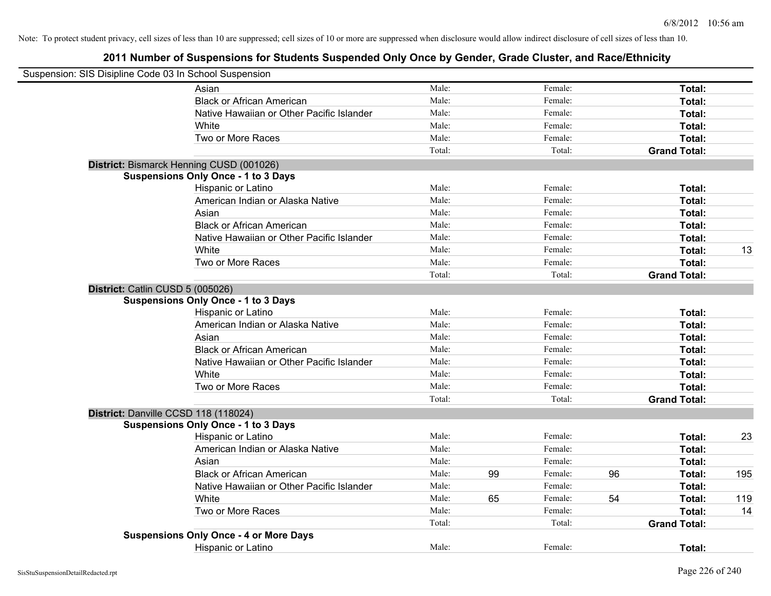6/8/2012 10:56 am

Note: To protect student privacy, cell sizes of less than 10 are suppressed; cell sizes of 10 or more are suppressed when disclosure would allow indirect disclosure of cell sizes of less than 10.

## 2011 Number of Suspensions for Students Suspended Only Once by Gender, Grade Cluster, and Race/Ethnicity

Suspension: SIS Disipline Code 03 In School Suspension

| | | | | | | |
|---|---|---|---|---|---|---|
| Asian | Male: | | Female: | | **Total:** | |
| Black or African American | Male: | | Female: | | **Total:** | |
| Native Hawaiian or Other Pacific Islander | Male: | | Female: | | **Total:** | |
| White | Male: | | Female: | | **Total:** | |
| Two or More Races | Male: | | Female: | | **Total:** | |
| | Total: | | Total: | | **Grand Total:** | |

**District:** Bismarck Henning CUSD (001026)

**Suspensions Only Once - 1 to 3 Days**

| | | | | | | |
|---|---|---|---|---|---|---|
| Hispanic or Latino | Male: | | Female: | | **Total:** | |
| American Indian or Alaska Native | Male: | | Female: | | **Total:** | |
| Asian | Male: | | Female: | | **Total:** | |
| Black or African American | Male: | | Female: | | **Total:** | |
| Native Hawaiian or Other Pacific Islander | Male: | | Female: | | **Total:** | |
| White | Male: | | Female: | | **Total:** | 13 |
| Two or More Races | Male: | | Female: | | **Total:** | |
| | Total: | | Total: | | **Grand Total:** | |

**District:** Catlin CUSD 5 (005026)

**Suspensions Only Once - 1 to 3 Days**

| | | | | | | |
|---|---|---|---|---|---|---|
| Hispanic or Latino | Male: | | Female: | | **Total:** | |
| American Indian or Alaska Native | Male: | | Female: | | **Total:** | |
| Asian | Male: | | Female: | | **Total:** | |
| Black or African American | Male: | | Female: | | **Total:** | |
| Native Hawaiian or Other Pacific Islander | Male: | | Female: | | **Total:** | |
| White | Male: | | Female: | | **Total:** | |
| Two or More Races | Male: | | Female: | | **Total:** | |
| | Total: | | Total: | | **Grand Total:** | |

**District:** Danville CCSD 118 (118024)

**Suspensions Only Once - 1 to 3 Days**

| | | | | | | |
|---|---|---|---|---|---|---|
| Hispanic or Latino | Male: | | Female: | | **Total:** | 23 |
| American Indian or Alaska Native | Male: | | Female: | | **Total:** | |
| Asian | Male: | | Female: | | **Total:** | |
| Black or African American | Male: | 99 | Female: | 96 | **Total:** | 195 |
| Native Hawaiian or Other Pacific Islander | Male: | | Female: | | **Total:** | |
| White | Male: | 65 | Female: | 54 | **Total:** | 119 |
| Two or More Races | Male: | | Female: | | **Total:** | 14 |
| | Total: | | Total: | | **Grand Total:** | |

**Suspensions Only Once - 4 or More Days**

| | | | | | | |
|---|---|---|---|---|---|---|
| Hispanic or Latino | Male: | | Female: | | **Total:** | |

SisStuSuspensionDetailRedacted.rpt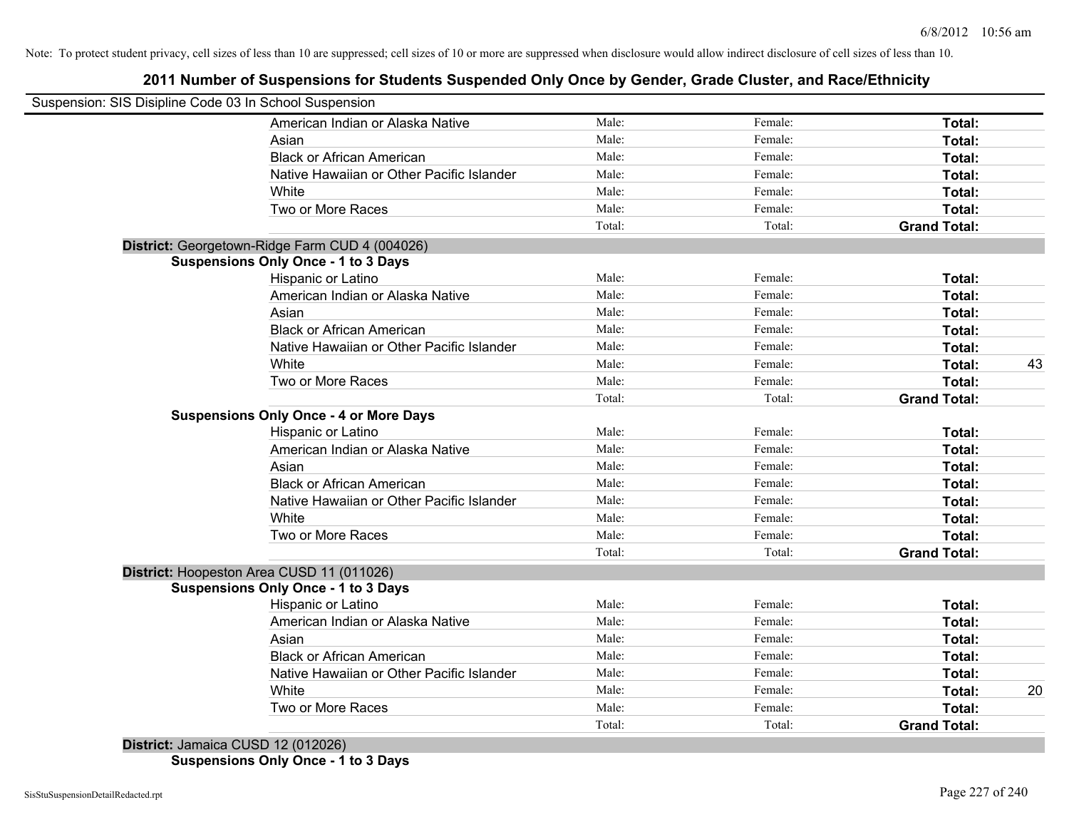Note: To protect student privacy, cell sizes of less than 10 are suppressed; cell sizes of 10 or more are suppressed when disclosure would allow indirect disclosure of cell sizes of less than 10.

## 2011 Number of Suspensions for Students Suspended Only Once by Gender, Grade Cluster, and Race/Ethnicity

Suspension: SIS Disipline Code 03 In School Suspension

| | | | | |
|---|---|---|---|---|
| American Indian or Alaska Native | Male: | Female: | **Total:** | |
| Asian | Male: | Female: | **Total:** | |
| Black or African American | Male: | Female: | **Total:** | |
| Native Hawaiian or Other Pacific Islander | Male: | Female: | **Total:** | |
| White | Male: | Female: | **Total:** | |
| Two or More Races | Male: | Female: | **Total:** | |
| | Total: | Total: | **Grand Total:** | |

**District:** Georgetown-Ridge Farm CUD 4 (004026)

**Suspensions Only Once - 1 to 3 Days**

| | | | | |
|---|---|---|---|---|
| Hispanic or Latino | Male: | Female: | **Total:** | |
| American Indian or Alaska Native | Male: | Female: | **Total:** | |
| Asian | Male: | Female: | **Total:** | |
| Black or African American | Male: | Female: | **Total:** | |
| Native Hawaiian or Other Pacific Islander | Male: | Female: | **Total:** | |
| White | Male: | Female: | **Total:** | 43 |
| Two or More Races | Male: | Female: | **Total:** | |
| | Total: | Total: | **Grand Total:** | |

**Suspensions Only Once - 4 or More Days**

| | | | | |
|---|---|---|---|---|
| Hispanic or Latino | Male: | Female: | **Total:** | |
| American Indian or Alaska Native | Male: | Female: | **Total:** | |
| Asian | Male: | Female: | **Total:** | |
| Black or African American | Male: | Female: | **Total:** | |
| Native Hawaiian or Other Pacific Islander | Male: | Female: | **Total:** | |
| White | Male: | Female: | **Total:** | |
| Two or More Races | Male: | Female: | **Total:** | |
| | Total: | Total: | **Grand Total:** | |

**District:** Hoopeston Area CUSD 11 (011026)

**Suspensions Only Once - 1 to 3 Days**

| | | | | |
|---|---|---|---|---|
| Hispanic or Latino | Male: | Female: | **Total:** | |
| American Indian or Alaska Native | Male: | Female: | **Total:** | |
| Asian | Male: | Female: | **Total:** | |
| Black or African American | Male: | Female: | **Total:** | |
| Native Hawaiian or Other Pacific Islander | Male: | Female: | **Total:** | |
| White | Male: | Female: | **Total:** | 20 |
| Two or More Races | Male: | Female: | **Total:** | |
| | Total: | Total: | **Grand Total:** | |

**District:** Jamaica CUSD 12 (012026)

**Suspensions Only Once - 1 to 3 Days**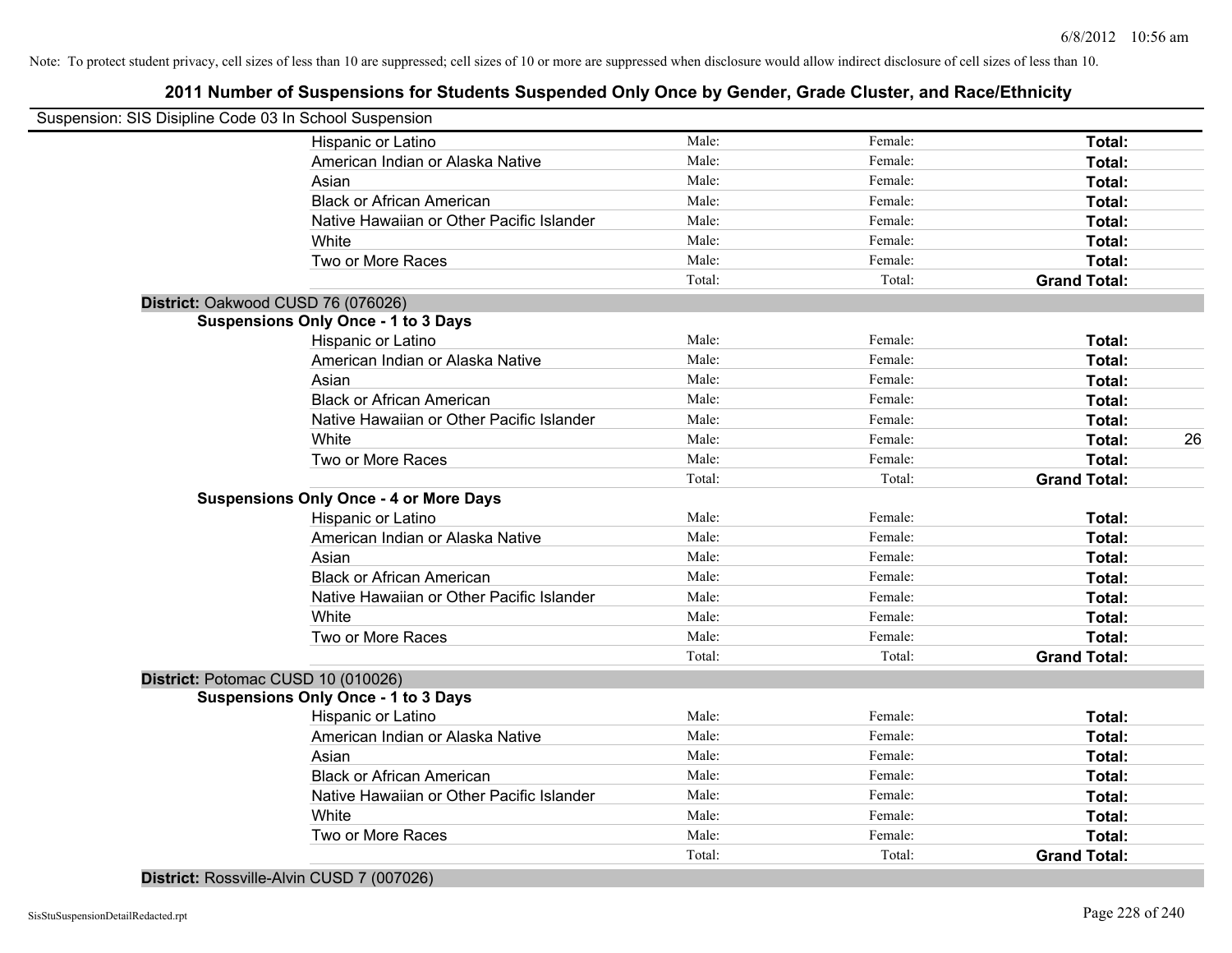Note: To protect student privacy, cell sizes of less than 10 are suppressed; cell sizes of 10 or more are suppressed when disclosure would allow indirect disclosure of cell sizes of less than 10.

# 2011 Number of Suspensions for Students Suspended Only Once by Gender, Grade Cluster, and Race/Ethnicity

Suspension: SIS Disipline Code 03 In School Suspension

| | Male: | Female: | Total: |
|---|---|---|---|
| Hispanic or Latino | Male: | Female: | **Total:** |
| American Indian or Alaska Native | Male: | Female: | **Total:** |
| Asian | Male: | Female: | **Total:** |
| Black or African American | Male: | Female: | **Total:** |
| Native Hawaiian or Other Pacific Islander | Male: | Female: | **Total:** |
| White | Male: | Female: | **Total:** |
| Two or More Races | Male: | Female: | **Total:** |
| | Total: | Total: | **Grand Total:** |

**District:** Oakwood CUSD 76 (076026)

**Suspensions Only Once - 1 to 3 Days**

| | Male: | Female: | Total: |
|---|---|---|---|
| Hispanic or Latino | Male: | Female: | **Total:** |
| American Indian or Alaska Native | Male: | Female: | **Total:** |
| Asian | Male: | Female: | **Total:** |
| Black or African American | Male: | Female: | **Total:** |
| Native Hawaiian or Other Pacific Islander | Male: | Female: | **Total:** |
| White | Male: | Female: | **Total:** 26 |
| Two or More Races | Male: | Female: | **Total:** |
| | Total: | Total: | **Grand Total:** |

**Suspensions Only Once - 4 or More Days**

| | Male: | Female: | Total: |
|---|---|---|---|
| Hispanic or Latino | Male: | Female: | **Total:** |
| American Indian or Alaska Native | Male: | Female: | **Total:** |
| Asian | Male: | Female: | **Total:** |
| Black or African American | Male: | Female: | **Total:** |
| Native Hawaiian or Other Pacific Islander | Male: | Female: | **Total:** |
| White | Male: | Female: | **Total:** |
| Two or More Races | Male: | Female: | **Total:** |
| | Total: | Total: | **Grand Total:** |

**District:** Potomac CUSD 10 (010026)

**Suspensions Only Once - 1 to 3 Days**

| | Male: | Female: | Total: |
|---|---|---|---|
| Hispanic or Latino | Male: | Female: | **Total:** |
| American Indian or Alaska Native | Male: | Female: | **Total:** |
| Asian | Male: | Female: | **Total:** |
| Black or African American | Male: | Female: | **Total:** |
| Native Hawaiian or Other Pacific Islander | Male: | Female: | **Total:** |
| White | Male: | Female: | **Total:** |
| Two or More Races | Male: | Female: | **Total:** |
| | Total: | Total: | **Grand Total:** |

**District:** Rossville-Alvin CUSD 7 (007026)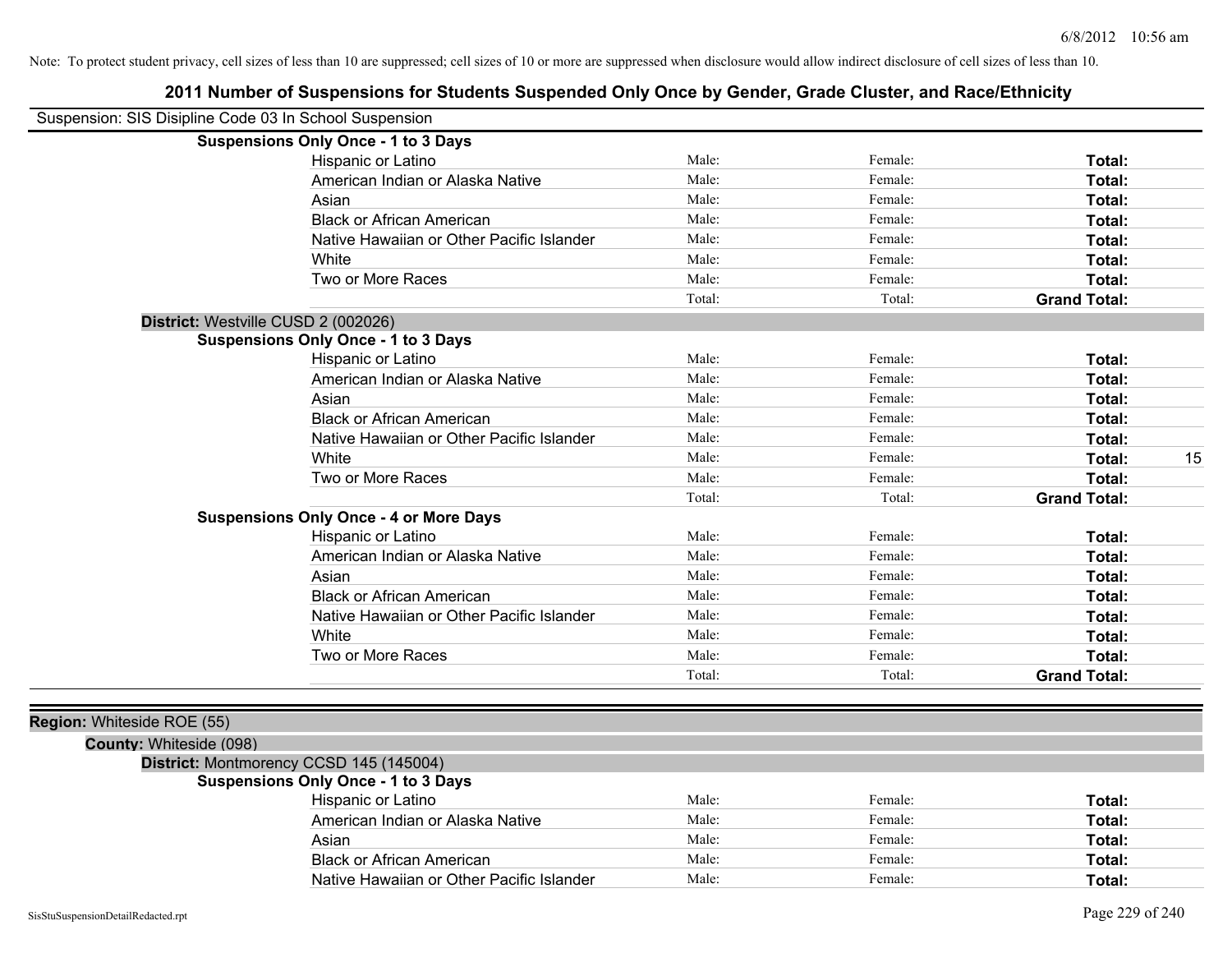Note: To protect student privacy, cell sizes of less than 10 are suppressed; cell sizes of 10 or more are suppressed when disclosure would allow indirect disclosure of cell sizes of less than 10.

## 2011 Number of Suspensions for Students Suspended Only Once by Gender, Grade Cluster, and Race/Ethnicity

Suspension: SIS Disipline Code 03 In School Suspension

**Suspensions Only Once - 1 to 3 Days**

| | | | | |
|---|---|---|---|---|
| Hispanic or Latino | Male: | Female: | **Total:** | |
| American Indian or Alaska Native | Male: | Female: | **Total:** | |
| Asian | Male: | Female: | **Total:** | |
| Black or African American | Male: | Female: | **Total:** | |
| Native Hawaiian or Other Pacific Islander | Male: | Female: | **Total:** | |
| White | Male: | Female: | **Total:** | |
| Two or More Races | Male: | Female: | **Total:** | |
| | Total: | Total: | **Grand Total:** | |

**District:** Westville CUSD 2 (002026)

**Suspensions Only Once - 1 to 3 Days**

| | | | | |
|---|---|---|---|---|
| Hispanic or Latino | Male: | Female: | **Total:** | |
| American Indian or Alaska Native | Male: | Female: | **Total:** | |
| Asian | Male: | Female: | **Total:** | |
| Black or African American | Male: | Female: | **Total:** | |
| Native Hawaiian or Other Pacific Islander | Male: | Female: | **Total:** | |
| White | Male: | Female: | **Total:** | 15 |
| Two or More Races | Male: | Female: | **Total:** | |
| | Total: | Total: | **Grand Total:** | |

**Suspensions Only Once - 4 or More Days**

| | | | | |
|---|---|---|---|---|
| Hispanic or Latino | Male: | Female: | **Total:** | |
| American Indian or Alaska Native | Male: | Female: | **Total:** | |
| Asian | Male: | Female: | **Total:** | |
| Black or African American | Male: | Female: | **Total:** | |
| Native Hawaiian or Other Pacific Islander | Male: | Female: | **Total:** | |
| White | Male: | Female: | **Total:** | |
| Two or More Races | Male: | Female: | **Total:** | |
| | Total: | Total: | **Grand Total:** | |

**Region:** Whiteside ROE (55)

**County:** Whiteside (098)

**District:** Montmorency CCSD 145 (145004)

**Suspensions Only Once - 1 to 3 Days**

| | | | | |
|---|---|---|---|---|
| Hispanic or Latino | Male: | Female: | **Total:** | |
| American Indian or Alaska Native | Male: | Female: | **Total:** | |
| Asian | Male: | Female: | **Total:** | |
| Black or African American | Male: | Female: | **Total:** | |
| Native Hawaiian or Other Pacific Islander | Male: | Female: | **Total:** | |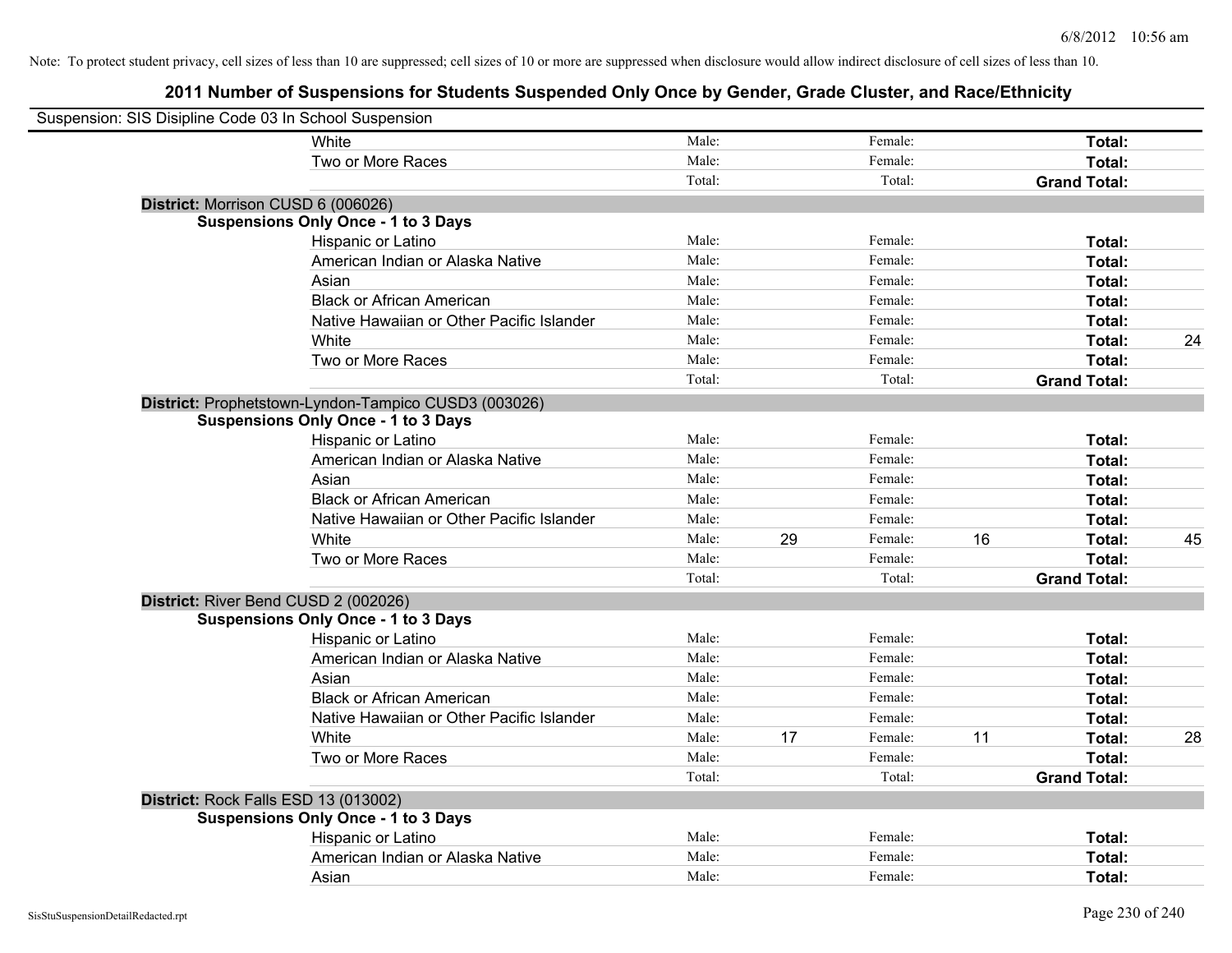Note: To protect student privacy, cell sizes of less than 10 are suppressed; cell sizes of 10 or more are suppressed when disclosure would allow indirect disclosure of cell sizes of less than 10.

## 2011 Number of Suspensions for Students Suspended Only Once by Gender, Grade Cluster, and Race/Ethnicity

Suspension: SIS Disipline Code 03 In School Suspension

| | | | | | | |
|---|---|---|---|---|---|---|
| White | Male: | | Female: | | **Total:** | |
| Two or More Races | Male: | | Female: | | **Total:** | |
| | Total: | | Total: | | **Grand Total:** | |

**District:** Morrison CUSD 6 (006026)

**Suspensions Only Once - 1 to 3 Days**

| | | | | | | |
|---|---|---|---|---|---|---|
| Hispanic or Latino | Male: | | Female: | | **Total:** | |
| American Indian or Alaska Native | Male: | | Female: | | **Total:** | |
| Asian | Male: | | Female: | | **Total:** | |
| Black or African American | Male: | | Female: | | **Total:** | |
| Native Hawaiian or Other Pacific Islander | Male: | | Female: | | **Total:** | |
| White | Male: | | Female: | | **Total:** | 24 |
| Two or More Races | Male: | | Female: | | **Total:** | |
| | Total: | | Total: | | **Grand Total:** | |

**District:** Prophetstown-Lyndon-Tampico CUSD3 (003026)

**Suspensions Only Once - 1 to 3 Days**

| | | | | | | |
|---|---|---|---|---|---|---|
| Hispanic or Latino | Male: | | Female: | | **Total:** | |
| American Indian or Alaska Native | Male: | | Female: | | **Total:** | |
| Asian | Male: | | Female: | | **Total:** | |
| Black or African American | Male: | | Female: | | **Total:** | |
| Native Hawaiian or Other Pacific Islander | Male: | | Female: | | **Total:** | |
| White | Male: | 29 | Female: | 16 | **Total:** | 45 |
| Two or More Races | Male: | | Female: | | **Total:** | |
| | Total: | | Total: | | **Grand Total:** | |

**District:** River Bend CUSD 2 (002026)

**Suspensions Only Once - 1 to 3 Days**

| | | | | | | |
|---|---|---|---|---|---|---|
| Hispanic or Latino | Male: | | Female: | | **Total:** | |
| American Indian or Alaska Native | Male: | | Female: | | **Total:** | |
| Asian | Male: | | Female: | | **Total:** | |
| Black or African American | Male: | | Female: | | **Total:** | |
| Native Hawaiian or Other Pacific Islander | Male: | | Female: | | **Total:** | |
| White | Male: | 17 | Female: | 11 | **Total:** | 28 |
| Two or More Races | Male: | | Female: | | **Total:** | |
| | Total: | | Total: | | **Grand Total:** | |

**District:** Rock Falls ESD 13 (013002)

**Suspensions Only Once - 1 to 3 Days**

| | | | | | | |
|---|---|---|---|---|---|---|
| Hispanic or Latino | Male: | | Female: | | **Total:** | |
| American Indian or Alaska Native | Male: | | Female: | | **Total:** | |
| Asian | Male: | | Female: | | **Total:** | |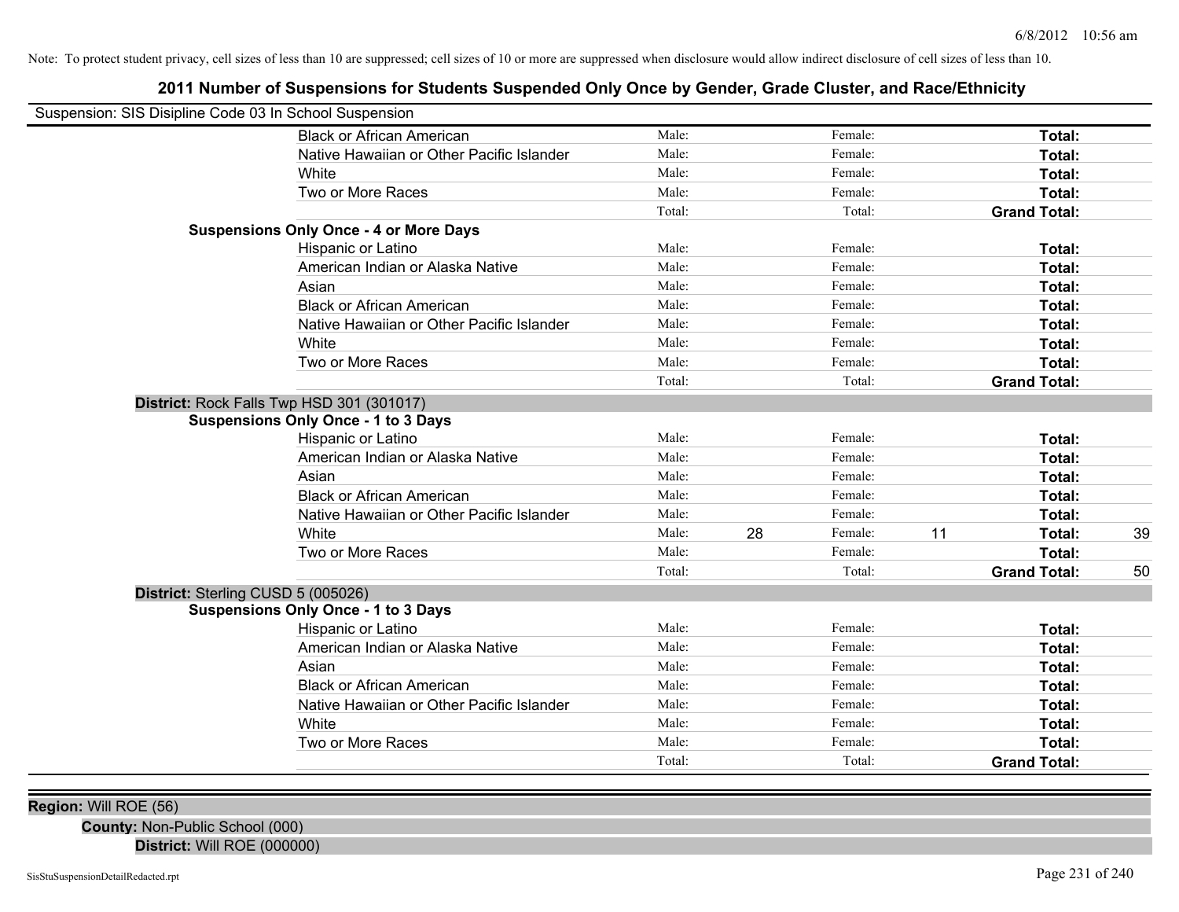Note: To protect student privacy, cell sizes of less than 10 are suppressed; cell sizes of 10 or more are suppressed when disclosure would allow indirect disclosure of cell sizes of less than 10.

# 2011 Number of Suspensions for Students Suspended Only Once by Gender, Grade Cluster, and Race/Ethnicity

Suspension: SIS Disipline Code 03 In School Suspension

| | | | | | | |
|---|---|---|---|---|---|---|
| Black or African American | Male: | | Female: | | **Total:** | |
| Native Hawaiian or Other Pacific Islander | Male: | | Female: | | **Total:** | |
| White | Male: | | Female: | | **Total:** | |
| Two or More Races | Male: | | Female: | | **Total:** | |
| | Total: | | Total: | | **Grand Total:** | |

**Suspensions Only Once - 4 or More Days**

| | | | | | | |
|---|---|---|---|---|---|---|
| Hispanic or Latino | Male: | | Female: | | **Total:** | |
| American Indian or Alaska Native | Male: | | Female: | | **Total:** | |
| Asian | Male: | | Female: | | **Total:** | |
| Black or African American | Male: | | Female: | | **Total:** | |
| Native Hawaiian or Other Pacific Islander | Male: | | Female: | | **Total:** | |
| White | Male: | | Female: | | **Total:** | |
| Two or More Races | Male: | | Female: | | **Total:** | |
| | Total: | | Total: | | **Grand Total:** | |

**District:** Rock Falls Twp HSD 301 (301017)

**Suspensions Only Once - 1 to 3 Days**

| | | | | | | |
|---|---|---|---|---|---|---|
| Hispanic or Latino | Male: | | Female: | | **Total:** | |
| American Indian or Alaska Native | Male: | | Female: | | **Total:** | |
| Asian | Male: | | Female: | | **Total:** | |
| Black or African American | Male: | | Female: | | **Total:** | |
| Native Hawaiian or Other Pacific Islander | Male: | | Female: | | **Total:** | |
| White | Male: | 28 | Female: | 11 | **Total:** | 39 |
| Two or More Races | Male: | | Female: | | **Total:** | |
| | Total: | | Total: | | **Grand Total:** | 50 |

**District:** Sterling CUSD 5 (005026)

**Suspensions Only Once - 1 to 3 Days**

| | | | | | | |
|---|---|---|---|---|---|---|
| Hispanic or Latino | Male: | | Female: | | **Total:** | |
| American Indian or Alaska Native | Male: | | Female: | | **Total:** | |
| Asian | Male: | | Female: | | **Total:** | |
| Black or African American | Male: | | Female: | | **Total:** | |
| Native Hawaiian or Other Pacific Islander | Male: | | Female: | | **Total:** | |
| White | Male: | | Female: | | **Total:** | |
| Two or More Races | Male: | | Female: | | **Total:** | |
| | Total: | | Total: | | **Grand Total:** | |

**Region:** Will ROE (56)

**County:** Non-Public School (000)

**District:** Will ROE (000000)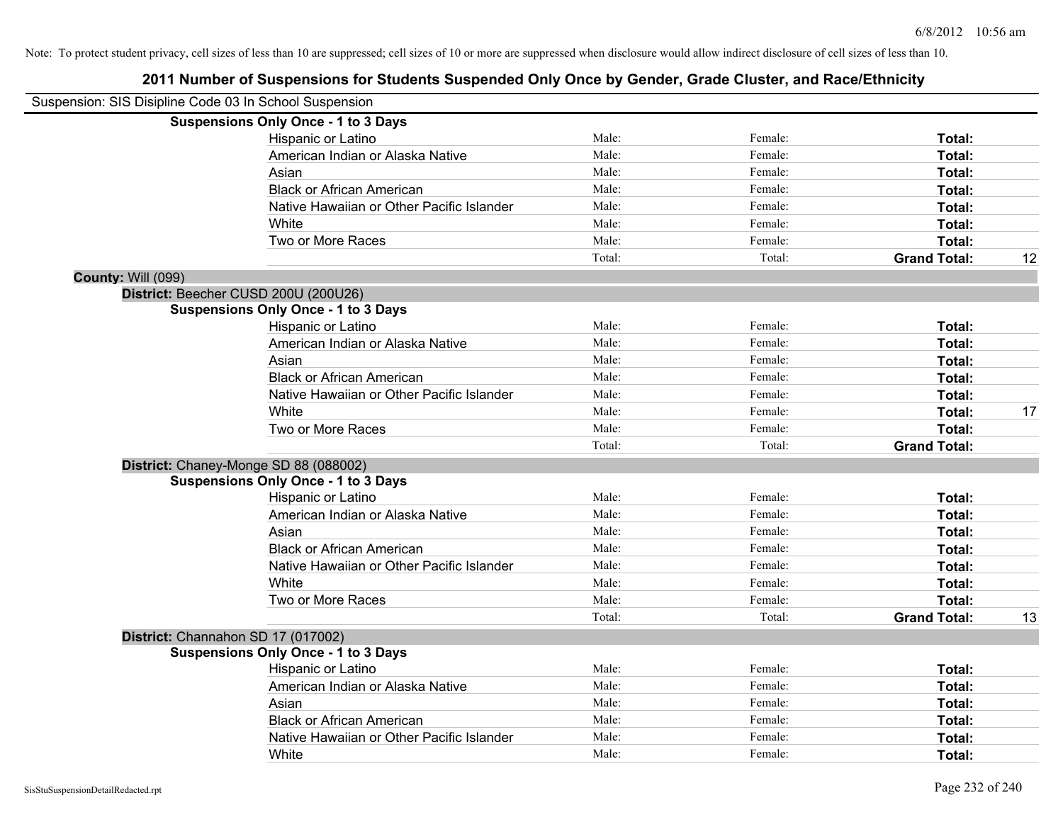Note: To protect student privacy, cell sizes of less than 10 are suppressed; cell sizes of 10 or more are suppressed when disclosure would allow indirect disclosure of cell sizes of less than 10.

# 2011 Number of Suspensions for Students Suspended Only Once by Gender, Grade Cluster, and Race/Ethnicity

Suspension: SIS Disipline Code 03 In School Suspension

**Suspensions Only Once - 1 to 3 Days**

| | | | | |
|---|---|---|---|---|
| Hispanic or Latino | Male: | Female: | **Total:** | |
| American Indian or Alaska Native | Male: | Female: | **Total:** | |
| Asian | Male: | Female: | **Total:** | |
| Black or African American | Male: | Female: | **Total:** | |
| Native Hawaiian or Other Pacific Islander | Male: | Female: | **Total:** | |
| White | Male: | Female: | **Total:** | |
| Two or More Races | Male: | Female: | **Total:** | |
| | Total: | Total: | **Grand Total:** | 12 |

**County:** Will (099)

**District:** Beecher CUSD 200U (200U26)

**Suspensions Only Once - 1 to 3 Days**

| | | | | |
|---|---|---|---|---|
| Hispanic or Latino | Male: | Female: | **Total:** | |
| American Indian or Alaska Native | Male: | Female: | **Total:** | |
| Asian | Male: | Female: | **Total:** | |
| Black or African American | Male: | Female: | **Total:** | |
| Native Hawaiian or Other Pacific Islander | Male: | Female: | **Total:** | |
| White | Male: | Female: | **Total:** | 17 |
| Two or More Races | Male: | Female: | **Total:** | |
| | Total: | Total: | **Grand Total:** | |

**District:** Chaney-Monge SD 88 (088002)

**Suspensions Only Once - 1 to 3 Days**

| | | | | |
|---|---|---|---|---|
| Hispanic or Latino | Male: | Female: | **Total:** | |
| American Indian or Alaska Native | Male: | Female: | **Total:** | |
| Asian | Male: | Female: | **Total:** | |
| Black or African American | Male: | Female: | **Total:** | |
| Native Hawaiian or Other Pacific Islander | Male: | Female: | **Total:** | |
| White | Male: | Female: | **Total:** | |
| Two or More Races | Male: | Female: | **Total:** | |
| | Total: | Total: | **Grand Total:** | 13 |

**District:** Channahon SD 17 (017002)

**Suspensions Only Once - 1 to 3 Days**

| | | | | |
|---|---|---|---|---|
| Hispanic or Latino | Male: | Female: | **Total:** | |
| American Indian or Alaska Native | Male: | Female: | **Total:** | |
| Asian | Male: | Female: | **Total:** | |
| Black or African American | Male: | Female: | **Total:** | |
| Native Hawaiian or Other Pacific Islander | Male: | Female: | **Total:** | |
| White | Male: | Female: | **Total:** | |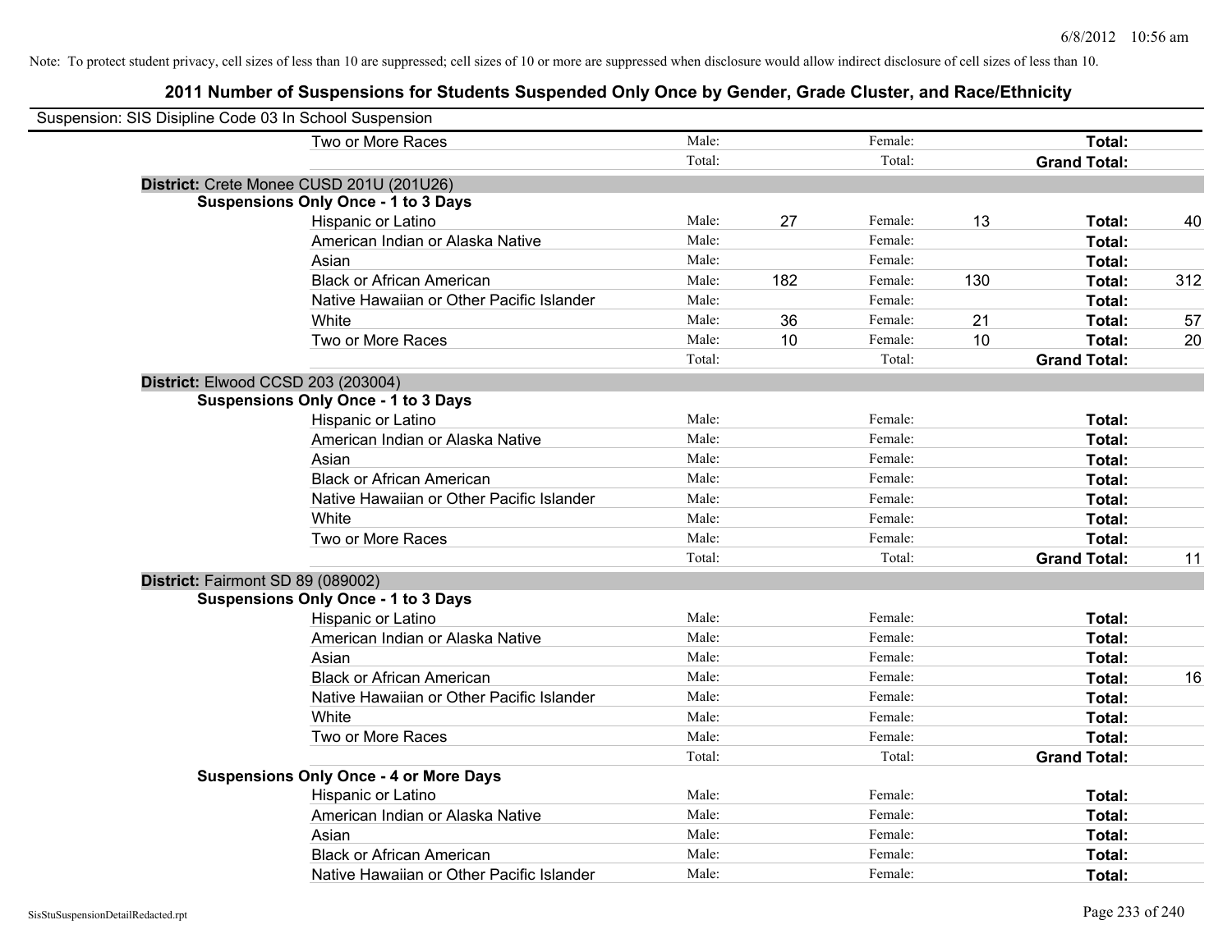Note: To protect student privacy, cell sizes of less than 10 are suppressed; cell sizes of 10 or more are suppressed when disclosure would allow indirect disclosure of cell sizes of less than 10.

## 2011 Number of Suspensions for Students Suspended Only Once by Gender, Grade Cluster, and Race/Ethnicity

Suspension: SIS Disipline Code 03 In School Suspension

| | | | | | | |
|---|---|---|---|---|---|---|
| Two or More Races | Male: | | Female: | | **Total:** | |
| | Total: | | Total: | | **Grand Total:** | |

**District:** Crete Monee CUSD 201U (201U26)

**Suspensions Only Once - 1 to 3 Days**

| | | | | | | |
|---|---|---|---|---|---|---|
| Hispanic or Latino | Male: | 27 | Female: | 13 | **Total:** | 40 |
| American Indian or Alaska Native | Male: | | Female: | | **Total:** | |
| Asian | Male: | | Female: | | **Total:** | |
| Black or African American | Male: | 182 | Female: | 130 | **Total:** | 312 |
| Native Hawaiian or Other Pacific Islander | Male: | | Female: | | **Total:** | |
| White | Male: | 36 | Female: | 21 | **Total:** | 57 |
| Two or More Races | Male: | 10 | Female: | 10 | **Total:** | 20 |
| | Total: | | Total: | | **Grand Total:** | |

**District:** Elwood CCSD 203 (203004)

**Suspensions Only Once - 1 to 3 Days**

| | | | | | | |
|---|---|---|---|---|---|---|
| Hispanic or Latino | Male: | | Female: | | **Total:** | |
| American Indian or Alaska Native | Male: | | Female: | | **Total:** | |
| Asian | Male: | | Female: | | **Total:** | |
| Black or African American | Male: | | Female: | | **Total:** | |
| Native Hawaiian or Other Pacific Islander | Male: | | Female: | | **Total:** | |
| White | Male: | | Female: | | **Total:** | |
| Two or More Races | Male: | | Female: | | **Total:** | |
| | Total: | | Total: | | **Grand Total:** | 11 |

**District:** Fairmont SD 89 (089002)

**Suspensions Only Once - 1 to 3 Days**

| | | | | | | |
|---|---|---|---|---|---|---|
| Hispanic or Latino | Male: | | Female: | | **Total:** | |
| American Indian or Alaska Native | Male: | | Female: | | **Total:** | |
| Asian | Male: | | Female: | | **Total:** | |
| Black or African American | Male: | | Female: | | **Total:** | 16 |
| Native Hawaiian or Other Pacific Islander | Male: | | Female: | | **Total:** | |
| White | Male: | | Female: | | **Total:** | |
| Two or More Races | Male: | | Female: | | **Total:** | |
| | Total: | | Total: | | **Grand Total:** | |

**Suspensions Only Once - 4 or More Days**

| | | | | | | |
|---|---|---|---|---|---|---|
| Hispanic or Latino | Male: | | Female: | | **Total:** | |
| American Indian or Alaska Native | Male: | | Female: | | **Total:** | |
| Asian | Male: | | Female: | | **Total:** | |
| Black or African American | Male: | | Female: | | **Total:** | |
| Native Hawaiian or Other Pacific Islander | Male: | | Female: | | **Total:** | |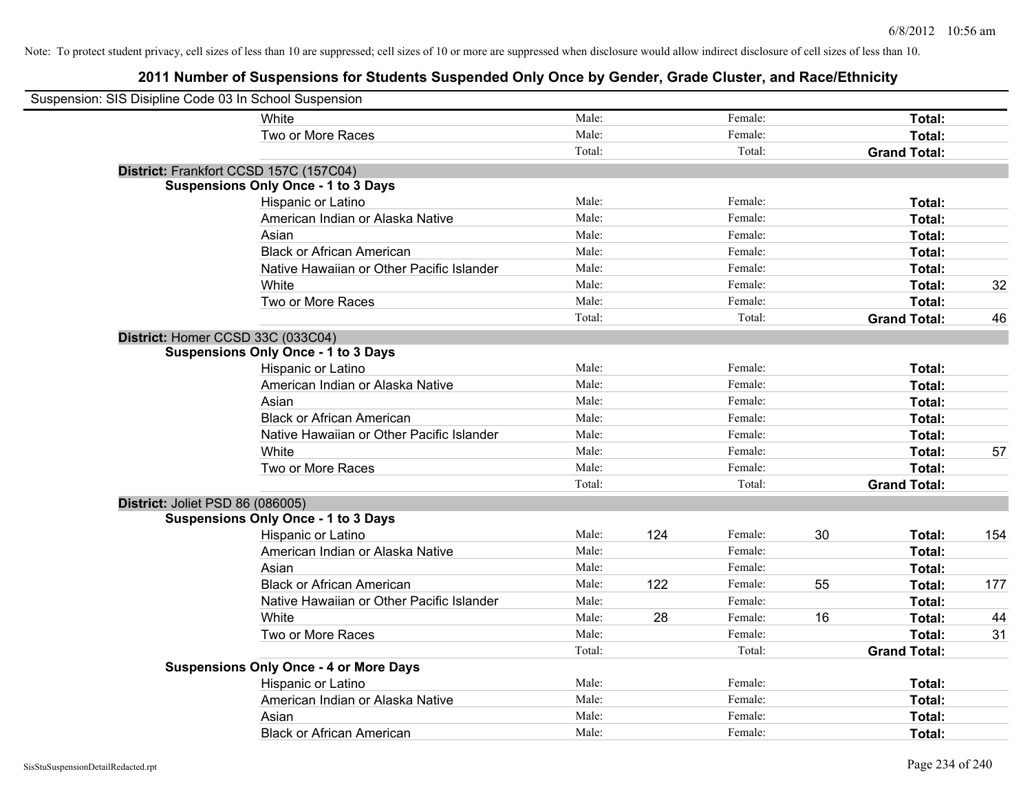Note: To protect student privacy, cell sizes of less than 10 are suppressed; cell sizes of 10 or more are suppressed when disclosure would allow indirect disclosure of cell sizes of less than 10.

## 2011 Number of Suspensions for Students Suspended Only Once by Gender, Grade Cluster, and Race/Ethnicity

Suspension: SIS Disipline Code 03 In School Suspension

| | | | | | | | |
|---|---|---|---|---|---|---|---|
| White | Male: | | Female: | | **Total:** | |
| Two or More Races | Male: | | Female: | | **Total:** | |
| | Total: | | Total: | | **Grand Total:** | |

**District:** Frankfort CCSD 157C (157C04)

**Suspensions Only Once - 1 to 3 Days**

| | | | | | | |
|---|---|---|---|---|---|---|
| Hispanic or Latino | Male: | | Female: | | **Total:** | |
| American Indian or Alaska Native | Male: | | Female: | | **Total:** | |
| Asian | Male: | | Female: | | **Total:** | |
| Black or African American | Male: | | Female: | | **Total:** | |
| Native Hawaiian or Other Pacific Islander | Male: | | Female: | | **Total:** | |
| White | Male: | | Female: | | **Total:** | 32 |
| Two or More Races | Male: | | Female: | | **Total:** | |
| | Total: | | Total: | | **Grand Total:** | 46 |

**District:** Homer CCSD 33C (033C04)

**Suspensions Only Once - 1 to 3 Days**

| | | | | | | |
|---|---|---|---|---|---|---|
| Hispanic or Latino | Male: | | Female: | | **Total:** | |
| American Indian or Alaska Native | Male: | | Female: | | **Total:** | |
| Asian | Male: | | Female: | | **Total:** | |
| Black or African American | Male: | | Female: | | **Total:** | |
| Native Hawaiian or Other Pacific Islander | Male: | | Female: | | **Total:** | |
| White | Male: | | Female: | | **Total:** | 57 |
| Two or More Races | Male: | | Female: | | **Total:** | |
| | Total: | | Total: | | **Grand Total:** | |

**District:** Joliet PSD 86 (086005)

**Suspensions Only Once - 1 to 3 Days**

| | | | | | | |
|---|---|---|---|---|---|---|
| Hispanic or Latino | Male: | 124 | Female: | 30 | **Total:** | 154 |
| American Indian or Alaska Native | Male: | | Female: | | **Total:** | |
| Asian | Male: | | Female: | | **Total:** | |
| Black or African American | Male: | 122 | Female: | 55 | **Total:** | 177 |
| Native Hawaiian or Other Pacific Islander | Male: | | Female: | | **Total:** | |
| White | Male: | 28 | Female: | 16 | **Total:** | 44 |
| Two or More Races | Male: | | Female: | | **Total:** | 31 |
| | Total: | | Total: | | **Grand Total:** | |

**Suspensions Only Once - 4 or More Days**

| | | | | | | |
|---|---|---|---|---|---|---|
| Hispanic or Latino | Male: | | Female: | | **Total:** | |
| American Indian or Alaska Native | Male: | | Female: | | **Total:** | |
| Asian | Male: | | Female: | | **Total:** | |
| Black or African American | Male: | | Female: | | **Total:** | |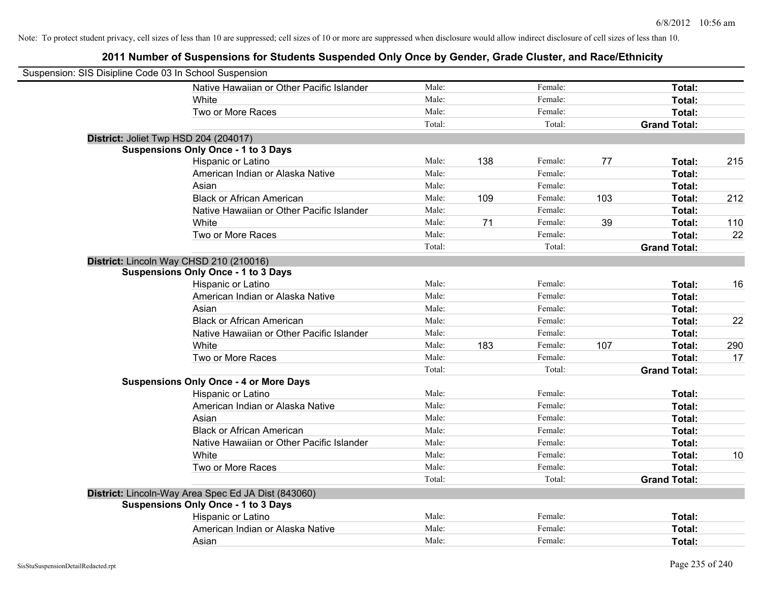Note: To protect student privacy, cell sizes of less than 10 are suppressed; cell sizes of 10 or more are suppressed when disclosure would allow indirect disclosure of cell sizes of less than 10.

## 2011 Number of Suspensions for Students Suspended Only Once by Gender, Grade Cluster, and Race/Ethnicity

Suspension: SIS Disipline Code 03 In School Suspension

| | | | | | | | |
|---|---|---|---|---|---|---|---|
| Native Hawaiian or Other Pacific Islander | Male: | | Female: | | **Total:** | |
| White | Male: | | Female: | | **Total:** | |
| Two or More Races | Male: | | Female: | | **Total:** | |
| | Total: | | Total: | | **Grand Total:** | |

**District:** Joliet Twp HSD 204 (204017)

**Suspensions Only Once - 1 to 3 Days**

| | | | | | | |
|---|---|---|---|---|---|---|
| Hispanic or Latino | Male: | 138 | Female: | 77 | **Total:** | 215 |
| American Indian or Alaska Native | Male: | | Female: | | **Total:** | |
| Asian | Male: | | Female: | | **Total:** | |
| Black or African American | Male: | 109 | Female: | 103 | **Total:** | 212 |
| Native Hawaiian or Other Pacific Islander | Male: | | Female: | | **Total:** | |
| White | Male: | 71 | Female: | 39 | **Total:** | 110 |
| Two or More Races | Male: | | Female: | | **Total:** | 22 |
| | Total: | | Total: | | **Grand Total:** | |

**District:** Lincoln Way CHSD 210 (210016)

**Suspensions Only Once - 1 to 3 Days**

| | | | | | | |
|---|---|---|---|---|---|---|
| Hispanic or Latino | Male: | | Female: | | **Total:** | 16 |
| American Indian or Alaska Native | Male: | | Female: | | **Total:** | |
| Asian | Male: | | Female: | | **Total:** | |
| Black or African American | Male: | | Female: | | **Total:** | 22 |
| Native Hawaiian or Other Pacific Islander | Male: | | Female: | | **Total:** | |
| White | Male: | 183 | Female: | 107 | **Total:** | 290 |
| Two or More Races | Male: | | Female: | | **Total:** | 17 |
| | Total: | | Total: | | **Grand Total:** | |

**Suspensions Only Once - 4 or More Days**

| | | | | | | |
|---|---|---|---|---|---|---|
| Hispanic or Latino | Male: | | Female: | | **Total:** | |
| American Indian or Alaska Native | Male: | | Female: | | **Total:** | |
| Asian | Male: | | Female: | | **Total:** | |
| Black or African American | Male: | | Female: | | **Total:** | |
| Native Hawaiian or Other Pacific Islander | Male: | | Female: | | **Total:** | |
| White | Male: | | Female: | | **Total:** | 10 |
| Two or More Races | Male: | | Female: | | **Total:** | |
| | Total: | | Total: | | **Grand Total:** | |

**District:** Lincoln-Way Area Spec Ed JA Dist (843060)

**Suspensions Only Once - 1 to 3 Days**

| | | | | | | |
|---|---|---|---|---|---|---|
| Hispanic or Latino | Male: | | Female: | | **Total:** | |
| American Indian or Alaska Native | Male: | | Female: | | **Total:** | |
| Asian | Male: | | Female: | | **Total:** | |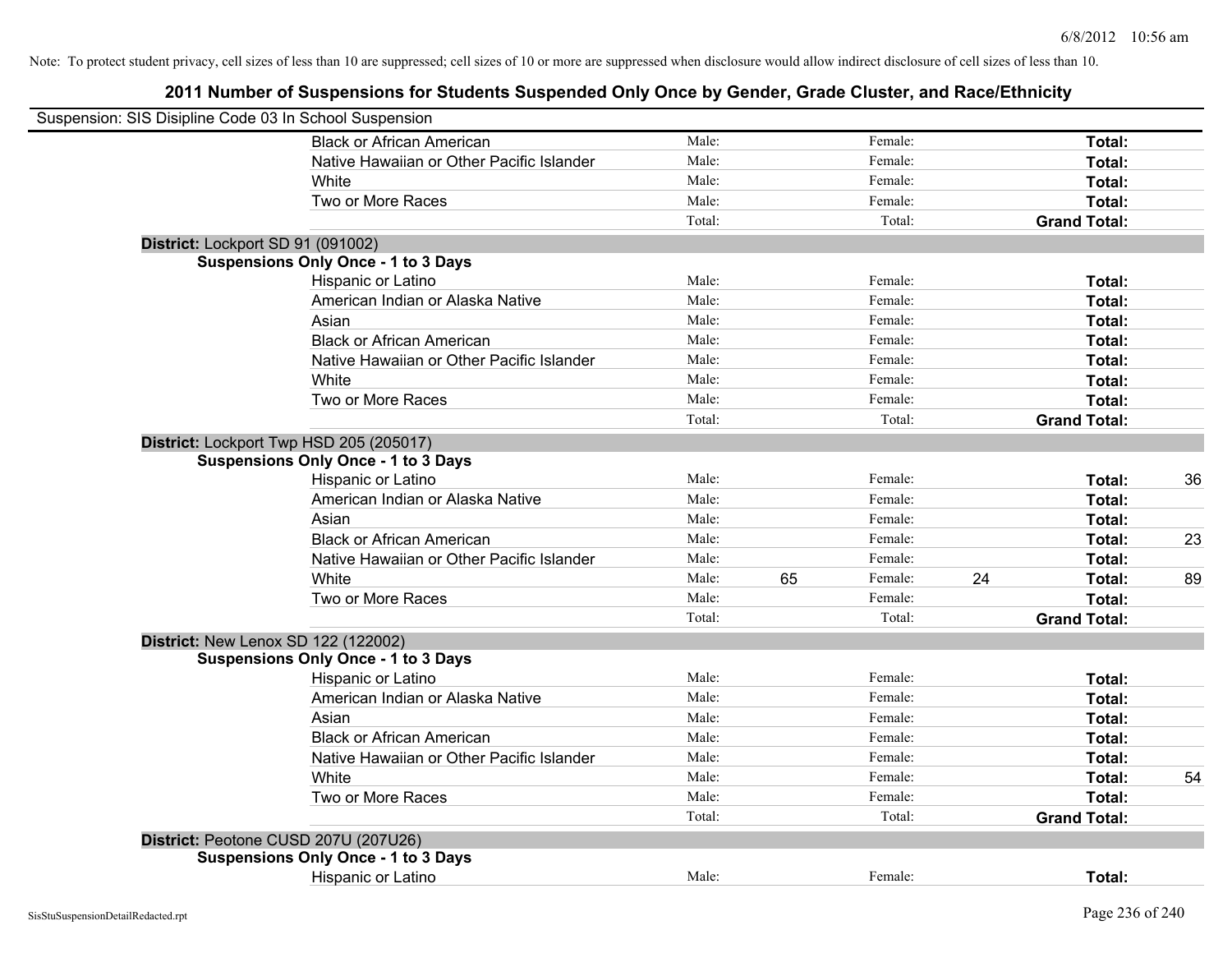Note: To protect student privacy, cell sizes of less than 10 are suppressed; cell sizes of 10 or more are suppressed when disclosure would allow indirect disclosure of cell sizes of less than 10.

## 2011 Number of Suspensions for Students Suspended Only Once by Gender, Grade Cluster, and Race/Ethnicity

Suspension: SIS Disipline Code 03 In School Suspension

| | | | | | | | |
|---|---|---|---|---|---|---|---|
| Black or African American | Male: | | Female: | | **Total:** | |
| Native Hawaiian or Other Pacific Islander | Male: | | Female: | | **Total:** | |
| White | Male: | | Female: | | **Total:** | |
| Two or More Races | Male: | | Female: | | **Total:** | |
| | Total: | | Total: | | **Grand Total:** | |

**District:** Lockport SD 91 (091002)

**Suspensions Only Once - 1 to 3 Days**

| | | | | | | |
|---|---|---|---|---|---|---|
| Hispanic or Latino | Male: | | Female: | | **Total:** | |
| American Indian or Alaska Native | Male: | | Female: | | **Total:** | |
| Asian | Male: | | Female: | | **Total:** | |
| Black or African American | Male: | | Female: | | **Total:** | |
| Native Hawaiian or Other Pacific Islander | Male: | | Female: | | **Total:** | |
| White | Male: | | Female: | | **Total:** | |
| Two or More Races | Male: | | Female: | | **Total:** | |
| | Total: | | Total: | | **Grand Total:** | |

**District:** Lockport Twp HSD 205 (205017)

**Suspensions Only Once - 1 to 3 Days**

| | | | | | | |
|---|---|---|---|---|---|---|
| Hispanic or Latino | Male: | | Female: | | **Total:** | 36 |
| American Indian or Alaska Native | Male: | | Female: | | **Total:** | |
| Asian | Male: | | Female: | | **Total:** | |
| Black or African American | Male: | | Female: | | **Total:** | 23 |
| Native Hawaiian or Other Pacific Islander | Male: | | Female: | | **Total:** | |
| White | Male: | 65 | Female: | 24 | **Total:** | 89 |
| Two or More Races | Male: | | Female: | | **Total:** | |
| | Total: | | Total: | | **Grand Total:** | |

**District:** New Lenox SD 122 (122002)

**Suspensions Only Once - 1 to 3 Days**

| | | | | | | |
|---|---|---|---|---|---|---|
| Hispanic or Latino | Male: | | Female: | | **Total:** | |
| American Indian or Alaska Native | Male: | | Female: | | **Total:** | |
| Asian | Male: | | Female: | | **Total:** | |
| Black or African American | Male: | | Female: | | **Total:** | |
| Native Hawaiian or Other Pacific Islander | Male: | | Female: | | **Total:** | |
| White | Male: | | Female: | | **Total:** | 54 |
| Two or More Races | Male: | | Female: | | **Total:** | |
| | Total: | | Total: | | **Grand Total:** | |

**District:** Peotone CUSD 207U (207U26)

**Suspensions Only Once - 1 to 3 Days**

| | | | | | | |
|---|---|---|---|---|---|---|
| Hispanic or Latino | Male: | | Female: | | **Total:** | |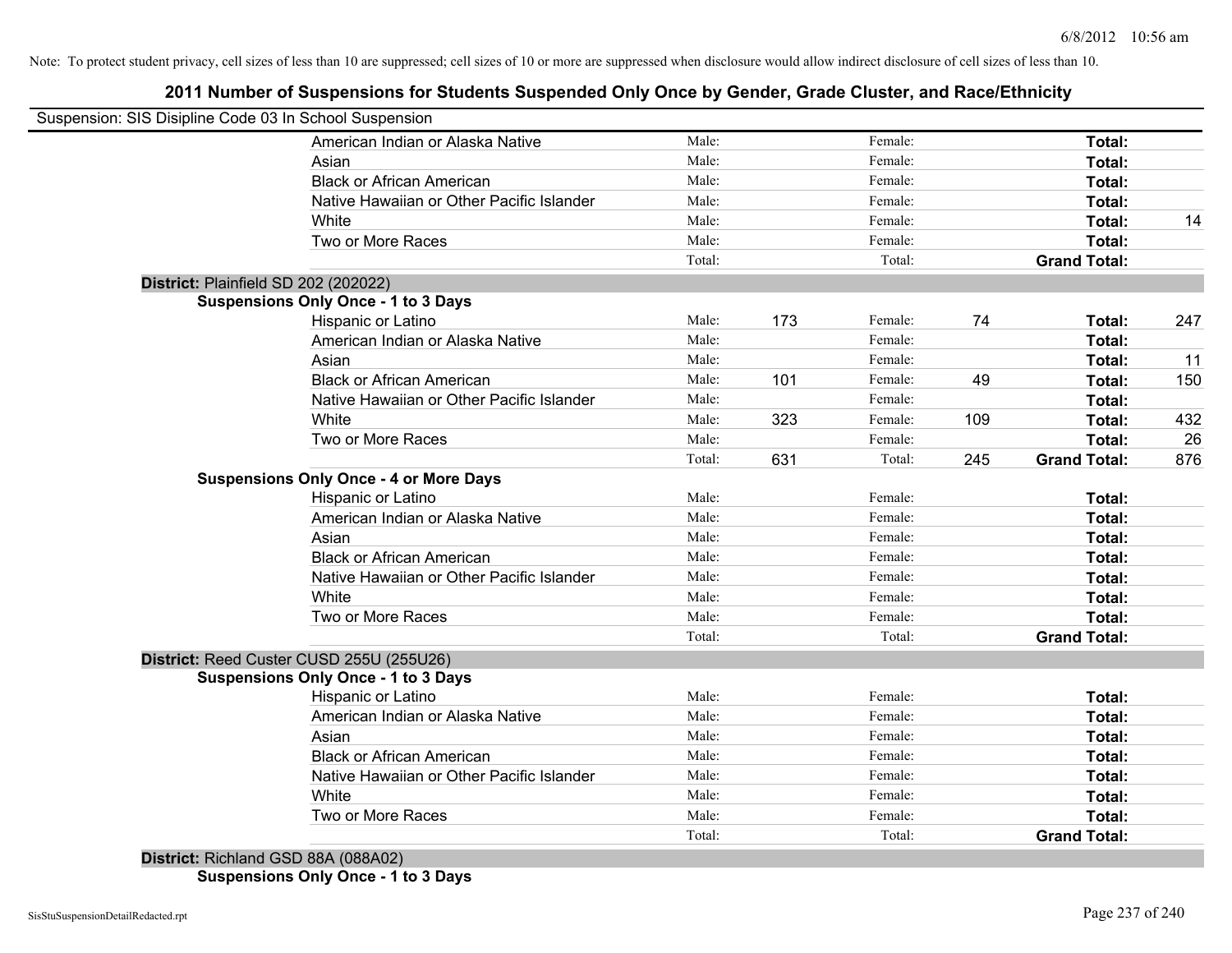Note: To protect student privacy, cell sizes of less than 10 are suppressed; cell sizes of 10 or more are suppressed when disclosure would allow indirect disclosure of cell sizes of less than 10.

## 2011 Number of Suspensions for Students Suspended Only Once by Gender, Grade Cluster, and Race/Ethnicity

Suspension: SIS Disipline Code 03 In School Suspension

| | | | | | | |
|---|---|---|---|---|---|---|
| American Indian or Alaska Native | Male: | | Female: | | **Total:** | |
| Asian | Male: | | Female: | | **Total:** | |
| Black or African American | Male: | | Female: | | **Total:** | |
| Native Hawaiian or Other Pacific Islander | Male: | | Female: | | **Total:** | |
| White | Male: | | Female: | | **Total:** | 14 |
| Two or More Races | Male: | | Female: | | **Total:** | |
| | Total: | | Total: | | **Grand Total:** | |

**District:** Plainfield SD 202 (202022)

**Suspensions Only Once - 1 to 3 Days**

| | | | | | | |
|---|---|---|---|---|---|---|
| Hispanic or Latino | Male: | 173 | Female: | 74 | **Total:** | 247 |
| American Indian or Alaska Native | Male: | | Female: | | **Total:** | |
| Asian | Male: | | Female: | | **Total:** | 11 |
| Black or African American | Male: | 101 | Female: | 49 | **Total:** | 150 |
| Native Hawaiian or Other Pacific Islander | Male: | | Female: | | **Total:** | |
| White | Male: | 323 | Female: | 109 | **Total:** | 432 |
| Two or More Races | Male: | | Female: | | **Total:** | 26 |
| | Total: | 631 | Total: | 245 | **Grand Total:** | 876 |

**Suspensions Only Once - 4 or More Days**

| | | | | | | |
|---|---|---|---|---|---|---|
| Hispanic or Latino | Male: | | Female: | | **Total:** | |
| American Indian or Alaska Native | Male: | | Female: | | **Total:** | |
| Asian | Male: | | Female: | | **Total:** | |
| Black or African American | Male: | | Female: | | **Total:** | |
| Native Hawaiian or Other Pacific Islander | Male: | | Female: | | **Total:** | |
| White | Male: | | Female: | | **Total:** | |
| Two or More Races | Male: | | Female: | | **Total:** | |
| | Total: | | Total: | | **Grand Total:** | |

**District:** Reed Custer CUSD 255U (255U26)

**Suspensions Only Once - 1 to 3 Days**

| | | | | | | |
|---|---|---|---|---|---|---|
| Hispanic or Latino | Male: | | Female: | | **Total:** | |
| American Indian or Alaska Native | Male: | | Female: | | **Total:** | |
| Asian | Male: | | Female: | | **Total:** | |
| Black or African American | Male: | | Female: | | **Total:** | |
| Native Hawaiian or Other Pacific Islander | Male: | | Female: | | **Total:** | |
| White | Male: | | Female: | | **Total:** | |
| Two or More Races | Male: | | Female: | | **Total:** | |
| | Total: | | Total: | | **Grand Total:** | |

**District:** Richland GSD 88A (088A02)

**Suspensions Only Once - 1 to 3 Days**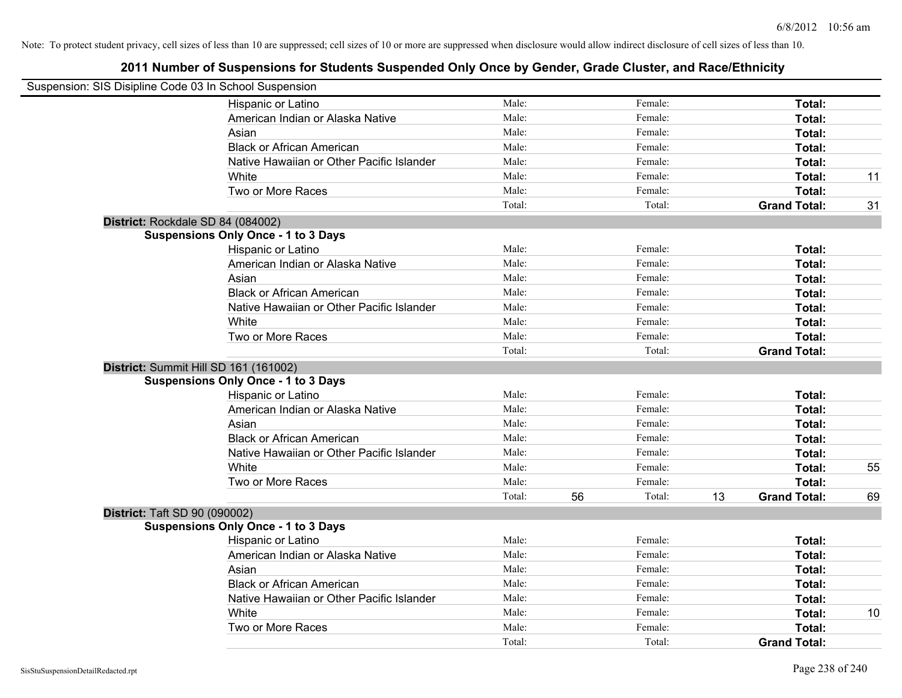Note: To protect student privacy, cell sizes of less than 10 are suppressed; cell sizes of 10 or more are suppressed when disclosure would allow indirect disclosure of cell sizes of less than 10.

# 2011 Number of Suspensions for Students Suspended Only Once by Gender, Grade Cluster, and Race/Ethnicity

Suspension: SIS Disipline Code 03 In School Suspension

| | | | | | | |
|---|---|---|---|---|---|---|
| Hispanic or Latino | Male: | | Female: | | **Total:** | |
| American Indian or Alaska Native | Male: | | Female: | | **Total:** | |
| Asian | Male: | | Female: | | **Total:** | |
| Black or African American | Male: | | Female: | | **Total:** | |
| Native Hawaiian or Other Pacific Islander | Male: | | Female: | | **Total:** | |
| White | Male: | | Female: | | **Total:** | 11 |
| Two or More Races | Male: | | Female: | | **Total:** | |
| | Total: | | Total: | | **Grand Total:** | 31 |

**District:** Rockdale SD 84 (084002)

**Suspensions Only Once - 1 to 3 Days**

| | | | | | | |
|---|---|---|---|---|---|---|
| Hispanic or Latino | Male: | | Female: | | **Total:** | |
| American Indian or Alaska Native | Male: | | Female: | | **Total:** | |
| Asian | Male: | | Female: | | **Total:** | |
| Black or African American | Male: | | Female: | | **Total:** | |
| Native Hawaiian or Other Pacific Islander | Male: | | Female: | | **Total:** | |
| White | Male: | | Female: | | **Total:** | |
| Two or More Races | Male: | | Female: | | **Total:** | |
| | Total: | | Total: | | **Grand Total:** | |

**District:** Summit Hill SD 161 (161002)

**Suspensions Only Once - 1 to 3 Days**

| | | | | | | |
|---|---|---|---|---|---|---|
| Hispanic or Latino | Male: | | Female: | | **Total:** | |
| American Indian or Alaska Native | Male: | | Female: | | **Total:** | |
| Asian | Male: | | Female: | | **Total:** | |
| Black or African American | Male: | | Female: | | **Total:** | |
| Native Hawaiian or Other Pacific Islander | Male: | | Female: | | **Total:** | |
| White | Male: | | Female: | | **Total:** | 55 |
| Two or More Races | Male: | | Female: | | **Total:** | |
| | Total: | 56 | Total: | 13 | **Grand Total:** | 69 |

**District:** Taft SD 90 (090002)

**Suspensions Only Once - 1 to 3 Days**

| | | | | | | |
|---|---|---|---|---|---|---|
| Hispanic or Latino | Male: | | Female: | | **Total:** | |
| American Indian or Alaska Native | Male: | | Female: | | **Total:** | |
| Asian | Male: | | Female: | | **Total:** | |
| Black or African American | Male: | | Female: | | **Total:** | |
| Native Hawaiian or Other Pacific Islander | Male: | | Female: | | **Total:** | |
| White | Male: | | Female: | | **Total:** | 10 |
| Two or More Races | Male: | | Female: | | **Total:** | |
| | Total: | | Total: | | **Grand Total:** | |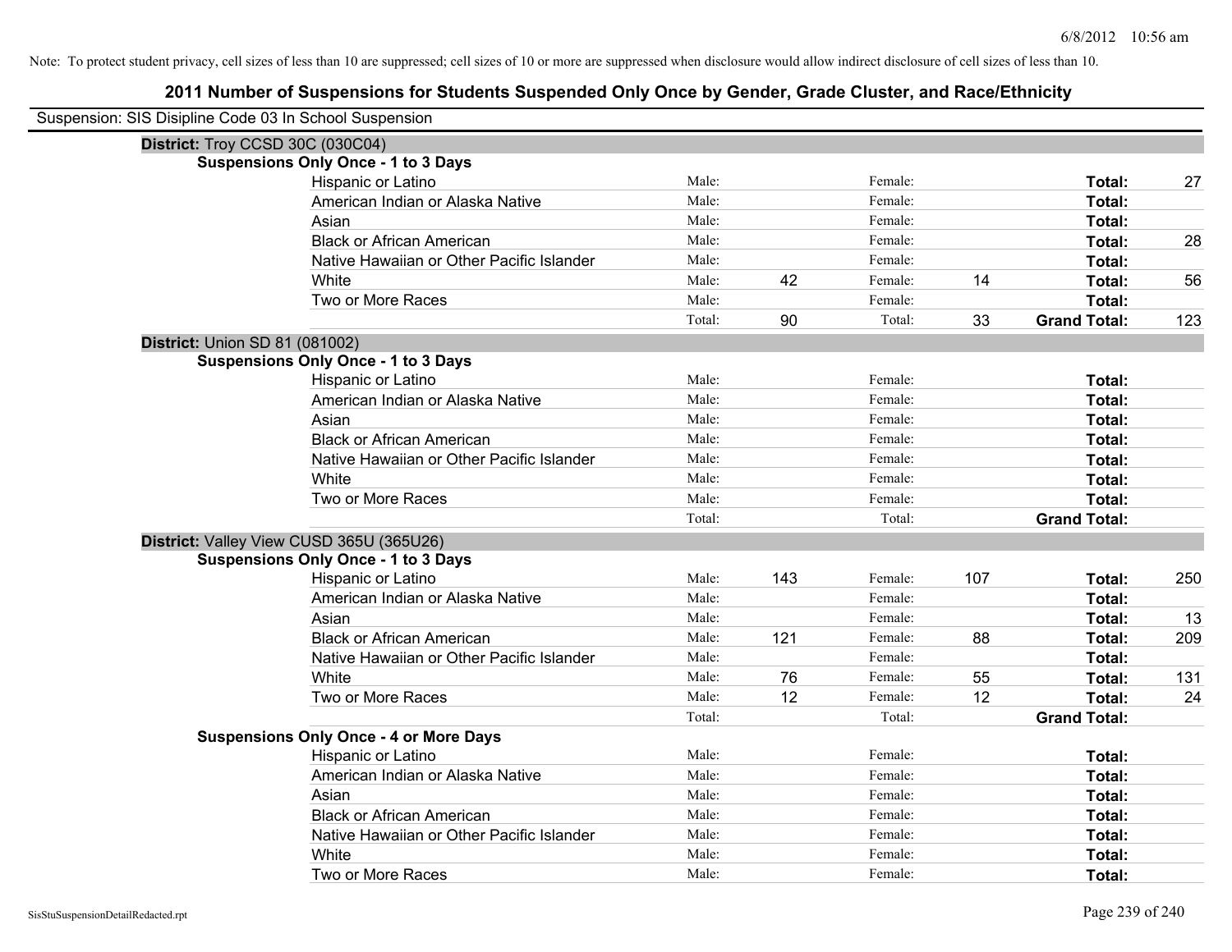Note: To protect student privacy, cell sizes of less than 10 are suppressed; cell sizes of 10 or more are suppressed when disclosure would allow indirect disclosure of cell sizes of less than 10.

## 2011 Number of Suspensions for Students Suspended Only Once by Gender, Grade Cluster, and Race/Ethnicity

Suspension: SIS Disipline Code 03 In School Suspension

**District:** Troy CCSD 30C (030C04)

**Suspensions Only Once - 1 to 3 Days**

| | | | | | | |
|---|---|---|---|---|---|---|
| Hispanic or Latino | Male: | | Female: | | **Total:** | 27 |
| American Indian or Alaska Native | Male: | | Female: | | **Total:** | |
| Asian | Male: | | Female: | | **Total:** | |
| Black or African American | Male: | | Female: | | **Total:** | 28 |
| Native Hawaiian or Other Pacific Islander | Male: | | Female: | | **Total:** | |
| White | Male: | 42 | Female: | 14 | **Total:** | 56 |
| Two or More Races | Male: | | Female: | | **Total:** | |
| | Total: | 90 | Total: | 33 | **Grand Total:** | 123 |

**District:** Union SD 81 (081002)

**Suspensions Only Once - 1 to 3 Days**

| | | | | | | |
|---|---|---|---|---|---|---|
| Hispanic or Latino | Male: | | Female: | | **Total:** | |
| American Indian or Alaska Native | Male: | | Female: | | **Total:** | |
| Asian | Male: | | Female: | | **Total:** | |
| Black or African American | Male: | | Female: | | **Total:** | |
| Native Hawaiian or Other Pacific Islander | Male: | | Female: | | **Total:** | |
| White | Male: | | Female: | | **Total:** | |
| Two or More Races | Male: | | Female: | | **Total:** | |
| | Total: | | Total: | | **Grand Total:** | |

**District:** Valley View CUSD 365U (365U26)

**Suspensions Only Once - 1 to 3 Days**

| | | | | | | |
|---|---|---|---|---|---|---|
| Hispanic or Latino | Male: | 143 | Female: | 107 | **Total:** | 250 |
| American Indian or Alaska Native | Male: | | Female: | | **Total:** | |
| Asian | Male: | | Female: | | **Total:** | 13 |
| Black or African American | Male: | 121 | Female: | 88 | **Total:** | 209 |
| Native Hawaiian or Other Pacific Islander | Male: | | Female: | | **Total:** | |
| White | Male: | 76 | Female: | 55 | **Total:** | 131 |
| Two or More Races | Male: | 12 | Female: | 12 | **Total:** | 24 |
| | Total: | | Total: | | **Grand Total:** | |

**Suspensions Only Once - 4 or More Days**

| | | | | | | |
|---|---|---|---|---|---|---|
| Hispanic or Latino | Male: | | Female: | | **Total:** | |
| American Indian or Alaska Native | Male: | | Female: | | **Total:** | |
| Asian | Male: | | Female: | | **Total:** | |
| Black or African American | Male: | | Female: | | **Total:** | |
| Native Hawaiian or Other Pacific Islander | Male: | | Female: | | **Total:** | |
| White | Male: | | Female: | | **Total:** | |
| Two or More Races | Male: | | Female: | | **Total:** | |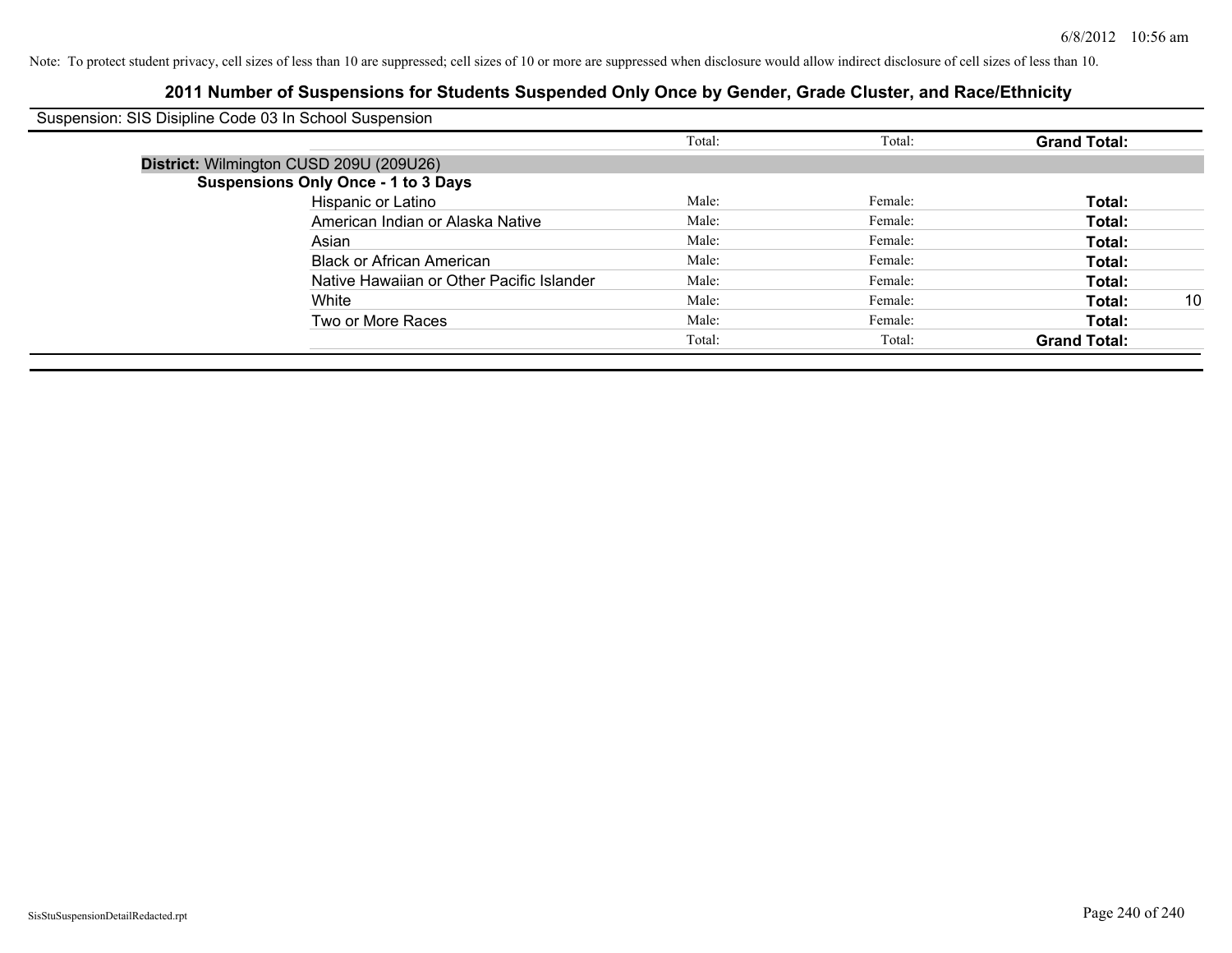Note: To protect student privacy, cell sizes of less than 10 are suppressed; cell sizes of 10 or more are suppressed when disclosure would allow indirect disclosure of cell sizes of less than 10.

## 2011 Number of Suspensions for Students Suspended Only Once by Gender, Grade Cluster, and Race/Ethnicity

Suspension: SIS Disipline Code 03 In School Suspension

| | | | | | |
|---|---|---|---|---|---|
| | | Total: | Total: | **Grand Total:** | |
| **District:** Wilmington CUSD 209U (209U26) | | | | | |
| **Suspensions Only Once - 1 to 3 Days** | | | | | |
| | Hispanic or Latino | Male: | Female: | **Total:** | |
| | American Indian or Alaska Native | Male: | Female: | **Total:** | |
| | Asian | Male: | Female: | **Total:** | |
| | Black or African American | Male: | Female: | **Total:** | |
| | Native Hawaiian or Other Pacific Islander | Male: | Female: | **Total:** | |
| | White | Male: | Female: | **Total:** | 10 |
| | Two or More Races | Male: | Female: | **Total:** | |
| | | Total: | Total: | **Grand Total:** | |